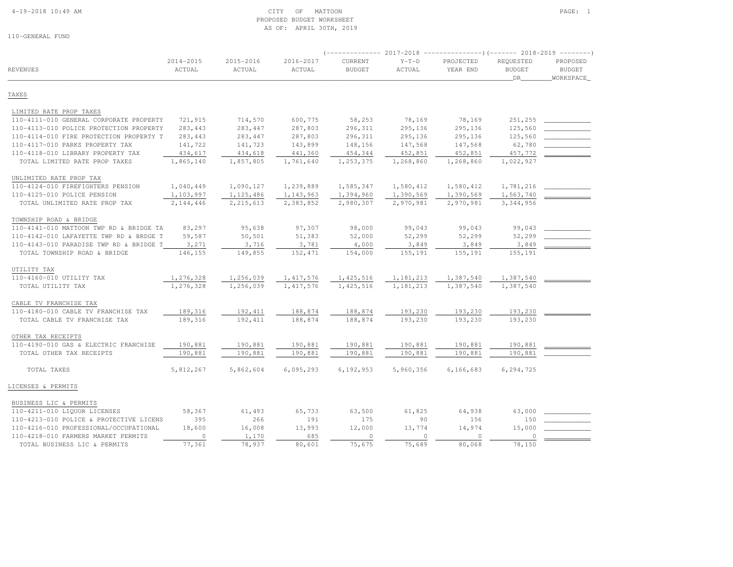4-19-2018 10:49 AM

CITY OF MATTOON
PROPOSED BUDGET WORKSHEET
AS OF: APRIL 30TH, 2019

110-GENERAL FUND

| REVENUES | 2014-2015 ACTUAL | 2015-2016 ACTUAL | 2016-2017 ACTUAL | 2017-2018 CURRENT BUDGET | 2017-2018 Y-T-D ACTUAL | 2017-2018 PROJECTED YEAR END | 2018-2019 REQUESTED BUDGET DR | 2018-2019 PROPOSED BUDGET WORKSPACE |
|---|---|---|---|---|---|---|---|---|
| TAXES | | | | | | | | |
| LIMITED RATE PROP TAXES | | | | | | | | |
| 110-4111-010 GENERAL CORPORATE PROPERTY | 721,915 | 714,570 | 600,775 | 58,253 | 78,169 | 78,169 | 251,255 | |
| 110-4113-010 POLICE PROTECTION PROPERTY | 283,443 | 283,447 | 287,803 | 296,311 | 295,136 | 295,136 | 125,560 | |
| 110-4114-010 FIRE PROTECTION PROPERTY T | 283,443 | 283,447 | 287,803 | 296,311 | 295,136 | 295,136 | 125,560 | |
| 110-4117-010 PARKS PROPERTY TAX | 141,722 | 141,723 | 143,899 | 148,156 | 147,568 | 147,568 | 62,780 | |
| 110-4118-010 LIBRARY PROPERTY TAX | 434,617 | 434,618 | 441,360 | 454,344 | 452,851 | 452,851 | 457,772 | |
| TOTAL LIMITED RATE PROP TAXES | 1,865,140 | 1,857,805 | 1,761,640 | 1,253,375 | 1,268,860 | 1,268,860 | 1,022,927 | |
| UNLIMITED RATE PROP TAX | | | | | | | | |
| 110-4124-010 FIREFIGHTERS PENSION | 1,040,449 | 1,090,127 | 1,239,889 | 1,585,347 | 1,580,412 | 1,580,412 | 1,781,216 | |
| 110-4125-010 POLICE PENSION | 1,103,997 | 1,125,486 | 1,143,963 | 1,394,960 | 1,390,569 | 1,390,569 | 1,563,740 | |
| TOTAL UNLIMITED RATE PROP TAX | 2,144,446 | 2,215,613 | 2,383,852 | 2,980,307 | 2,970,981 | 2,970,981 | 3,344,956 | |
| TOWNSHIP ROAD & BRIDGE | | | | | | | | |
| 110-4141-010 MATTOON TWP RD & BRIDGE TA | 83,297 | 95,638 | 97,307 | 98,000 | 99,043 | 99,043 | 99,043 | |
| 110-4142-010 LAFAYETTE TWP RD & BRDGE T | 59,587 | 50,501 | 51,383 | 52,000 | 52,299 | 52,299 | 52,299 | |
| 110-4143-010 PARADISE TWP RD & BRIDGE T | 3,271 | 3,716 | 3,781 | 4,000 | 3,849 | 3,849 | 3,849 | |
| TOTAL TOWNSHIP ROAD & BRIDGE | 146,155 | 149,855 | 152,471 | 154,000 | 155,191 | 155,191 | 155,191 | |
| UTILITY TAX | | | | | | | | |
| 110-4160-010 UTILITY TAX | 1,276,328 | 1,256,039 | 1,417,576 | 1,425,516 | 1,181,213 | 1,387,540 | 1,387,540 | |
| TOTAL UTILITY TAX | 1,276,328 | 1,256,039 | 1,417,576 | 1,425,516 | 1,181,213 | 1,387,540 | 1,387,540 | |
| CABLE TV FRANCHISE TAX | | | | | | | | |
| 110-4180-010 CABLE TV FRANCHISE TAX | 189,316 | 192,411 | 188,874 | 188,874 | 193,230 | 193,230 | 193,230 | |
| TOTAL CABLE TV FRANCHISE TAX | 189,316 | 192,411 | 188,874 | 188,874 | 193,230 | 193,230 | 193,230 | |
| OTHER TAX RECEIPTS | | | | | | | | |
| 110-4190-010 GAS & ELECTRIC FRANCHISE | 190,881 | 190,881 | 190,881 | 190,881 | 190,881 | 190,881 | 190,881 | |
| TOTAL OTHER TAX RECEIPTS | 190,881 | 190,881 | 190,881 | 190,881 | 190,881 | 190,881 | 190,881 | |
| TOTAL TAXES | 5,812,267 | 5,862,604 | 6,095,293 | 6,192,953 | 5,960,356 | 6,166,683 | 6,294,725 | |
| LICENSES & PERMITS | | | | | | | | |
| BUSINESS LIC & PERMITS | | | | | | | | |
| 110-4211-010 LIQUOR LICENSES | 58,367 | 61,493 | 65,733 | 63,500 | 61,825 | 64,938 | 63,000 | |
| 110-4213-010 POLICE & PROTECTIVE LICENS | 395 | 266 | 191 | 175 | 90 | 156 | 150 | |
| 110-4216-010 PROFESSIONAL/OCCUPATIONAL | 18,600 | 16,008 | 13,993 | 12,000 | 13,774 | 14,974 | 15,000 | |
| 110-4218-010 FARMERS MARKET PERMITS | 0 | 1,170 | 685 | 0 | 0 | 0 | 0 | |
| TOTAL BUSINESS LIC & PERMITS | 77,361 | 78,937 | 80,601 | 75,675 | 75,689 | 80,068 | 78,150 | |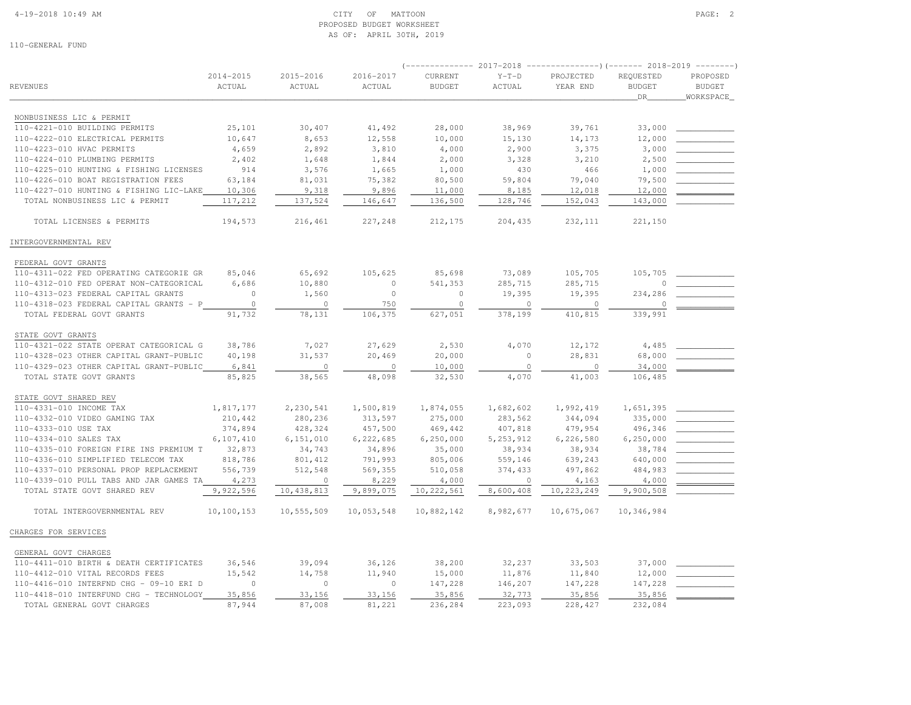CITY OF MATTOON
PROPOSED BUDGET WORKSHEET
AS OF: APRIL 30TH, 2019

110-GENERAL FUND

| REVENUES | 2014-2015 ACTUAL | 2015-2016 ACTUAL | 2016-2017 ACTUAL | 2017-2018 CURRENT BUDGET | 2017-2018 Y-T-D ACTUAL | 2017-2018 PROJECTED YEAR END | 2018-2019 REQUESTED BUDGET DR | 2018-2019 PROPOSED BUDGET WORKSPACE |
|---|---|---|---|---|---|---|---|---|
| **NONBUSINESS LIC & PERMIT** | | | | | | | | |
| 110-4221-010 BUILDING PERMITS | 25,101 | 30,407 | 41,492 | 28,000 | 38,969 | 39,761 | 33,000 | |
| 110-4222-010 ELECTRICAL PERMITS | 10,647 | 8,653 | 12,558 | 10,000 | 15,130 | 14,173 | 12,000 | |
| 110-4223-010 HVAC PERMITS | 4,659 | 2,892 | 3,810 | 4,000 | 2,900 | 3,375 | 3,000 | |
| 110-4224-010 PLUMBING PERMITS | 2,402 | 1,648 | 1,844 | 2,000 | 3,328 | 3,210 | 2,500 | |
| 110-4225-010 HUNTING & FISHING LICENSES | 914 | 3,576 | 1,665 | 1,000 | 430 | 466 | 1,000 | |
| 110-4226-010 BOAT REGISTRATION FEES | 63,184 | 81,031 | 75,382 | 80,500 | 59,804 | 79,040 | 79,500 | |
| 110-4227-010 HUNTING & FISHING LIC-LAKE | 10,306 | 9,318 | 9,896 | 11,000 | 8,185 | 12,018 | 12,000 | |
| TOTAL NONBUSINESS LIC & PERMIT | 117,212 | 137,524 | 146,647 | 136,500 | 128,746 | 152,043 | 143,000 | |
| TOTAL LICENSES & PERMITS | 194,573 | 216,461 | 227,248 | 212,175 | 204,435 | 232,111 | 221,150 | |
| **INTERGOVERNMENTAL REV** | | | | | | | | |
| **FEDERAL GOVT GRANTS** | | | | | | | | |
| 110-4311-022 FED OPERATING CATEGORIE GR | 85,046 | 65,692 | 105,625 | 85,698 | 73,089 | 105,705 | 105,705 | |
| 110-4312-010 FED OPERAT NON-CATEGORICAL | 6,686 | 10,880 | 0 | 541,353 | 285,715 | 285,715 | 0 | |
| 110-4313-023 FEDERAL CAPITAL GRANTS | 0 | 1,560 | 0 | 0 | 19,395 | 19,395 | 234,286 | |
| 110-4318-023 FEDERAL CAPITAL GRANTS - P | 0 | 0 | 750 | 0 | 0 | 0 | 0 | |
| TOTAL FEDERAL GOVT GRANTS | 91,732 | 78,131 | 106,375 | 627,051 | 378,199 | 410,815 | 339,991 | |
| **STATE GOVT GRANTS** | | | | | | | | |
| 110-4321-022 STATE OPERAT CATEGORICAL G | 38,786 | 7,027 | 27,629 | 2,530 | 4,070 | 12,172 | 4,485 | |
| 110-4328-023 OTHER CAPITAL GRANT-PUBLIC | 40,198 | 31,537 | 20,469 | 20,000 | 0 | 28,831 | 68,000 | |
| 110-4329-023 OTHER CAPITAL GRANT-PUBLIC | 6,841 | 0 | 0 | 10,000 | 0 | 0 | 34,000 | |
| TOTAL STATE GOVT GRANTS | 85,825 | 38,565 | 48,098 | 32,530 | 4,070 | 41,003 | 106,485 | |
| **STATE GOVT SHARED REV** | | | | | | | | |
| 110-4331-010 INCOME TAX | 1,817,177 | 2,230,541 | 1,500,819 | 1,874,055 | 1,682,602 | 1,992,419 | 1,651,395 | |
| 110-4332-010 VIDEO GAMING TAX | 210,442 | 280,236 | 313,597 | 275,000 | 283,562 | 344,094 | 335,000 | |
| 110-4333-010 USE TAX | 374,894 | 428,324 | 457,500 | 469,442 | 407,818 | 479,954 | 496,346 | |
| 110-4334-010 SALES TAX | 6,107,410 | 6,151,010 | 6,222,685 | 6,250,000 | 5,253,912 | 6,226,580 | 6,250,000 | |
| 110-4335-010 FOREIGN FIRE INS PREMIUM T | 32,873 | 34,743 | 34,896 | 35,000 | 38,934 | 38,934 | 38,784 | |
| 110-4336-010 SIMPLIFIED TELECOM TAX | 818,786 | 801,412 | 791,993 | 805,006 | 559,146 | 639,243 | 640,000 | |
| 110-4337-010 PERSONAL PROP REPLACEMENT | 556,739 | 512,548 | 569,355 | 510,058 | 374,433 | 497,862 | 484,983 | |
| 110-4339-010 PULL TABS AND JAR GAMES TA | 4,273 | 0 | 8,229 | 4,000 | 0 | 4,163 | 4,000 | |
| TOTAL STATE GOVT SHARED REV | 9,922,596 | 10,438,813 | 9,899,075 | 10,222,561 | 8,600,408 | 10,223,249 | 9,900,508 | |
| TOTAL INTERGOVERNMENTAL REV | 10,100,153 | 10,555,509 | 10,053,548 | 10,882,142 | 8,982,677 | 10,675,067 | 10,346,984 | |
| **CHARGES FOR SERVICES** | | | | | | | | |
| **GENERAL GOVT CHARGES** | | | | | | | | |
| 110-4411-010 BIRTH & DEATH CERTIFICATES | 36,546 | 39,094 | 36,126 | 38,200 | 32,237 | 33,503 | 37,000 | |
| 110-4412-010 VITAL RECORDS FEES | 15,542 | 14,758 | 11,940 | 15,000 | 11,876 | 11,840 | 12,000 | |
| 110-4416-010 INTERFND CHG - 09-10 ERI D | 0 | 0 | 0 | 147,228 | 146,207 | 147,228 | 147,228 | |
| 110-4418-010 INTERFUND CHG - TECHNOLOGY | 35,856 | 33,156 | 33,156 | 35,856 | 32,773 | 35,856 | 35,856 | |
| TOTAL GENERAL GOVT CHARGES | 87,944 | 87,008 | 81,221 | 236,284 | 223,093 | 228,427 | 232,084 | |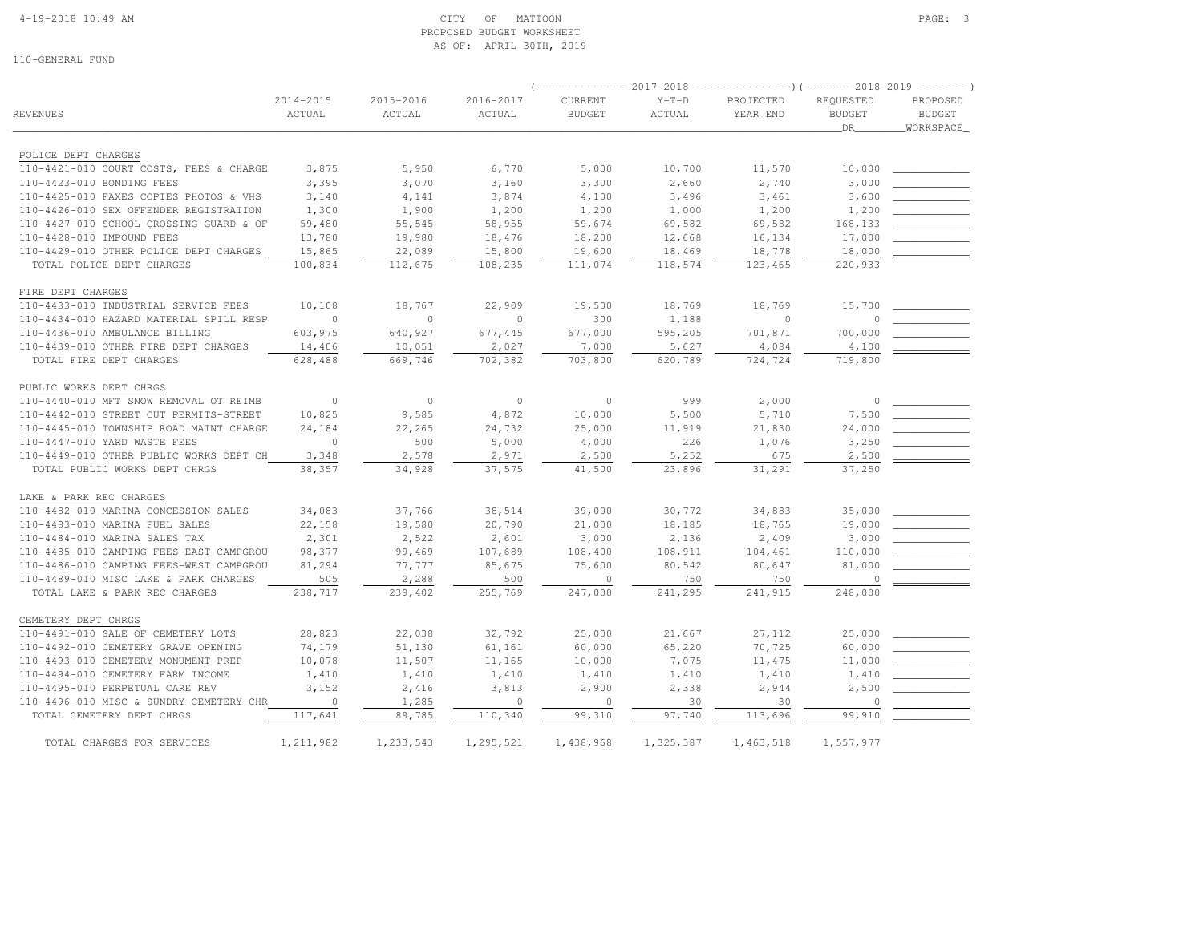CITY OF MATTOON
PROPOSED BUDGET WORKSHEET
AS OF: APRIL 30TH, 2019

110-GENERAL FUND

| REVENUES | 2014-2015 ACTUAL | 2015-2016 ACTUAL | 2016-2017 ACTUAL | 2017-2018 CURRENT BUDGET | 2017-2018 Y-T-D ACTUAL | 2017-2018 PROJECTED YEAR END | 2018-2019 REQUESTED BUDGET DR | 2018-2019 PROPOSED BUDGET WORKSPACE |
|---|---|---|---|---|---|---|---|---|
| POLICE DEPT CHARGES | | | | | | | | |
| 110-4421-010 COURT COSTS, FEES & CHARGE | 3,875 | 5,950 | 6,770 | 5,000 | 10,700 | 11,570 | 10,000 | |
| 110-4423-010 BONDING FEES | 3,395 | 3,070 | 3,160 | 3,300 | 2,660 | 2,740 | 3,000 | |
| 110-4425-010 FAXES COPIES PHOTOS & VHS | 3,140 | 4,141 | 3,874 | 4,100 | 3,496 | 3,461 | 3,600 | |
| 110-4426-010 SEX OFFENDER REGISTRATION | 1,300 | 1,900 | 1,200 | 1,200 | 1,000 | 1,200 | 1,200 | |
| 110-4427-010 SCHOOL CROSSING GUARD & OF | 59,480 | 55,545 | 58,955 | 59,674 | 69,582 | 69,582 | 168,133 | |
| 110-4428-010 IMPOUND FEES | 13,780 | 19,980 | 18,476 | 18,200 | 12,668 | 16,134 | 17,000 | |
| 110-4429-010 OTHER POLICE DEPT CHARGES | 15,865 | 22,089 | 15,800 | 19,600 | 18,469 | 18,778 | 18,000 | |
| TOTAL POLICE DEPT CHARGES | 100,834 | 112,675 | 108,235 | 111,074 | 118,574 | 123,465 | 220,933 | |
| FIRE DEPT CHARGES | | | | | | | | |
| 110-4433-010 INDUSTRIAL SERVICE FEES | 10,108 | 18,767 | 22,909 | 19,500 | 18,769 | 18,769 | 15,700 | |
| 110-4434-010 HAZARD MATERIAL SPILL RESP | 0 | 0 | 0 | 300 | 1,188 | 0 | 0 | |
| 110-4436-010 AMBULANCE BILLING | 603,975 | 640,927 | 677,445 | 677,000 | 595,205 | 701,871 | 700,000 | |
| 110-4439-010 OTHER FIRE DEPT CHARGES | 14,406 | 10,051 | 2,027 | 7,000 | 5,627 | 4,084 | 4,100 | |
| TOTAL FIRE DEPT CHARGES | 628,488 | 669,746 | 702,382 | 703,800 | 620,789 | 724,724 | 719,800 | |
| PUBLIC WORKS DEPT CHRGS | | | | | | | | |
| 110-4440-010 MFT SNOW REMOVAL OT REIMB | 0 | 0 | 0 | 0 | 999 | 2,000 | 0 | |
| 110-4442-010 STREET CUT PERMITS-STREET | 10,825 | 9,585 | 4,872 | 10,000 | 5,500 | 5,710 | 7,500 | |
| 110-4445-010 TOWNSHIP ROAD MAINT CHARGE | 24,184 | 22,265 | 24,732 | 25,000 | 11,919 | 21,830 | 24,000 | |
| 110-4447-010 YARD WASTE FEES | 0 | 500 | 5,000 | 4,000 | 226 | 1,076 | 3,250 | |
| 110-4449-010 OTHER PUBLIC WORKS DEPT CH | 3,348 | 2,578 | 2,971 | 2,500 | 5,252 | 675 | 2,500 | |
| TOTAL PUBLIC WORKS DEPT CHRGS | 38,357 | 34,928 | 37,575 | 41,500 | 23,896 | 31,291 | 37,250 | |
| LAKE & PARK REC CHARGES | | | | | | | | |
| 110-4482-010 MARINA CONCESSION SALES | 34,083 | 37,766 | 38,514 | 39,000 | 30,772 | 34,883 | 35,000 | |
| 110-4483-010 MARINA FUEL SALES | 22,158 | 19,580 | 20,790 | 21,000 | 18,185 | 18,765 | 19,000 | |
| 110-4484-010 MARINA SALES TAX | 2,301 | 2,522 | 2,601 | 3,000 | 2,136 | 2,409 | 3,000 | |
| 110-4485-010 CAMPING FEES-EAST CAMPGROU | 98,377 | 99,469 | 107,689 | 108,400 | 108,911 | 104,461 | 110,000 | |
| 110-4486-010 CAMPING FEES-WEST CAMPGROU | 81,294 | 77,777 | 85,675 | 75,600 | 80,542 | 80,647 | 81,000 | |
| 110-4489-010 MISC LAKE & PARK CHARGES | 505 | 2,288 | 500 | 0 | 750 | 750 | 0 | |
| TOTAL LAKE & PARK REC CHARGES | 238,717 | 239,402 | 255,769 | 247,000 | 241,295 | 241,915 | 248,000 | |
| CEMETERY DEPT CHRGS | | | | | | | | |
| 110-4491-010 SALE OF CEMETERY LOTS | 28,823 | 22,038 | 32,792 | 25,000 | 21,667 | 27,112 | 25,000 | |
| 110-4492-010 CEMETERY GRAVE OPENING | 74,179 | 51,130 | 61,161 | 60,000 | 65,220 | 70,725 | 60,000 | |
| 110-4493-010 CEMETERY MONUMENT PREP | 10,078 | 11,507 | 11,165 | 10,000 | 7,075 | 11,475 | 11,000 | |
| 110-4494-010 CEMETERY FARM INCOME | 1,410 | 1,410 | 1,410 | 1,410 | 1,410 | 1,410 | 1,410 | |
| 110-4495-010 PERPETUAL CARE REV | 3,152 | 2,416 | 3,813 | 2,900 | 2,338 | 2,944 | 2,500 | |
| 110-4496-010 MISC & SUNDRY CEMETERY CHR | 0 | 1,285 | 0 | 0 | 30 | 30 | 0 | |
| TOTAL CEMETERY DEPT CHRGS | 117,641 | 89,785 | 110,340 | 99,310 | 97,740 | 113,696 | 99,910 | |
| TOTAL CHARGES FOR SERVICES | 1,211,982 | 1,233,543 | 1,295,521 | 1,438,968 | 1,325,387 | 1,463,518 | 1,557,977 | |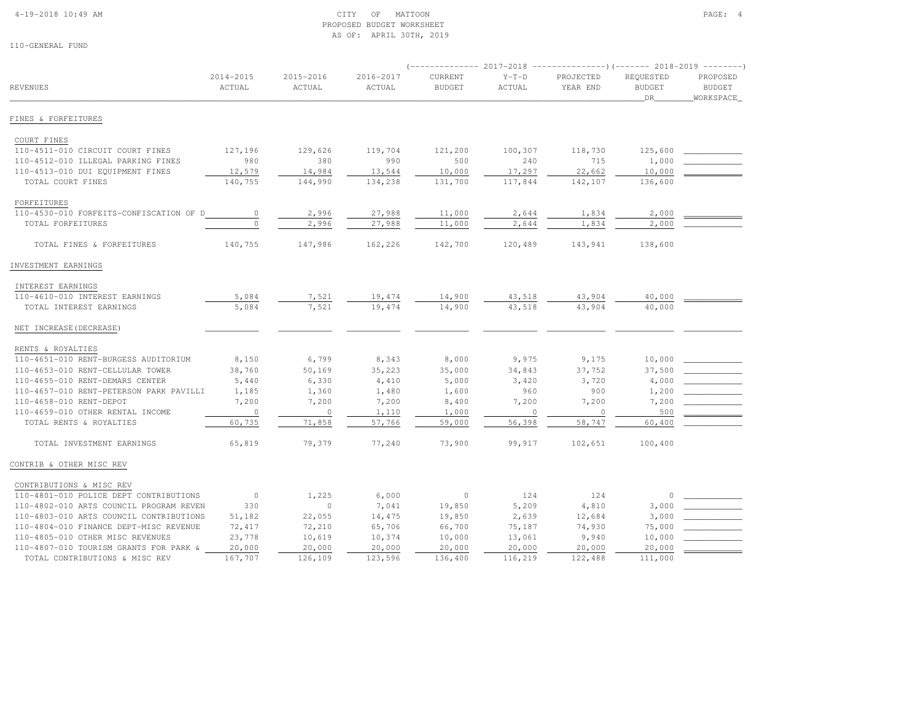CITY OF MATTOON
PROPOSED BUDGET WORKSHEET
AS OF: APRIL 30TH, 2019

110-GENERAL FUND

| REVENUES | 2014-2015 ACTUAL | 2015-2016 ACTUAL | 2016-2017 ACTUAL | 2017-2018 CURRENT BUDGET | 2017-2018 Y-T-D ACTUAL | 2017-2018 PROJECTED YEAR END | 2018-2019 REQUESTED BUDGET DR | 2018-2019 PROPOSED BUDGET WORKSPACE |
|---|---|---|---|---|---|---|---|---|
| **FINES & FORFEITURES** | | | | | | | | |
| COURT FINES | | | | | | | | |
| 110-4511-010 CIRCUIT COURT FINES | 127,196 | 129,626 | 119,704 | 121,200 | 100,307 | 118,730 | 125,600 | |
| 110-4512-010 ILLEGAL PARKING FINES | 980 | 380 | 990 | 500 | 240 | 715 | 1,000 | |
| 110-4513-010 DUI EQUIPMENT FINES | 12,579 | 14,984 | 13,544 | 10,000 | 17,297 | 22,662 | 10,000 | |
| TOTAL COURT FINES | 140,755 | 144,990 | 134,238 | 131,700 | 117,844 | 142,107 | 136,600 | |
| FORFEITURES | | | | | | | | |
| 110-4530-010 FORFEITS-CONFISCATION OF D | 0 | 2,996 | 27,988 | 11,000 | 2,644 | 1,834 | 2,000 | |
| TOTAL FORFEITURES | 0 | 2,996 | 27,988 | 11,000 | 2,644 | 1,834 | 2,000 | |
| TOTAL FINES & FORFEITURES | 140,755 | 147,986 | 162,226 | 142,700 | 120,489 | 143,941 | 138,600 | |
| **INVESTMENT EARNINGS** | | | | | | | | |
| INTEREST EARNINGS | | | | | | | | |
| 110-4610-010 INTEREST EARNINGS | 5,084 | 7,521 | 19,474 | 14,900 | 43,518 | 43,904 | 40,000 | |
| TOTAL INTEREST EARNINGS | 5,084 | 7,521 | 19,474 | 14,900 | 43,518 | 43,904 | 40,000 | |
| NET INCREASE(DECREASE) | | | | | | | | |
| RENTS & ROYALTIES | | | | | | | | |
| 110-4651-010 RENT-BURGESS AUDITORIUM | 8,150 | 6,799 | 8,343 | 8,000 | 9,975 | 9,175 | 10,000 | |
| 110-4653-010 RENT-CELLULAR TOWER | 38,760 | 50,169 | 35,223 | 35,000 | 34,843 | 37,752 | 37,500 | |
| 110-4655-010 RENT-DEMARS CENTER | 5,440 | 6,330 | 4,410 | 5,000 | 3,420 | 3,720 | 4,000 | |
| 110-4657-010 RENT-PETERSON PARK PAVILLI | 1,185 | 1,360 | 1,480 | 1,600 | 960 | 900 | 1,200 | |
| 110-4658-010 RENT-DEPOT | 7,200 | 7,200 | 7,200 | 8,400 | 7,200 | 7,200 | 7,200 | |
| 110-4659-010 OTHER RENTAL INCOME | 0 | 0 | 1,110 | 1,000 | 0 | 0 | 500 | |
| TOTAL RENTS & ROYALTIES | 60,735 | 71,858 | 57,766 | 59,000 | 56,398 | 58,747 | 60,400 | |
| TOTAL INVESTMENT EARNINGS | 65,819 | 79,379 | 77,240 | 73,900 | 99,917 | 102,651 | 100,400 | |
| **CONTRIB & OTHER MISC REV** | | | | | | | | |
| CONTRIBUTIONS & MISC REV | | | | | | | | |
| 110-4801-010 POLICE DEPT CONTRIBUTIONS | 0 | 1,225 | 6,000 | 0 | 124 | 124 | 0 | |
| 110-4802-010 ARTS COUNCIL PROGRAM REVEN | 330 | 0 | 7,041 | 19,850 | 5,209 | 4,810 | 3,000 | |
| 110-4803-010 ARTS COUNCIL CONTRIBUTIONS | 51,182 | 22,055 | 14,475 | 19,850 | 2,639 | 12,684 | 3,000 | |
| 110-4804-010 FINANCE DEPT-MISC REVENUE | 72,417 | 72,210 | 65,706 | 66,700 | 75,187 | 74,930 | 75,000 | |
| 110-4805-010 OTHER MISC REVENUES | 23,778 | 10,619 | 10,374 | 10,000 | 13,061 | 9,940 | 10,000 | |
| 110-4807-010 TOURISM GRANTS FOR PARK & | 20,000 | 20,000 | 20,000 | 20,000 | 20,000 | 20,000 | 20,000 | |
| TOTAL CONTRIBUTIONS & MISC REV | 167,707 | 126,109 | 123,596 | 136,400 | 116,219 | 122,488 | 111,000 | |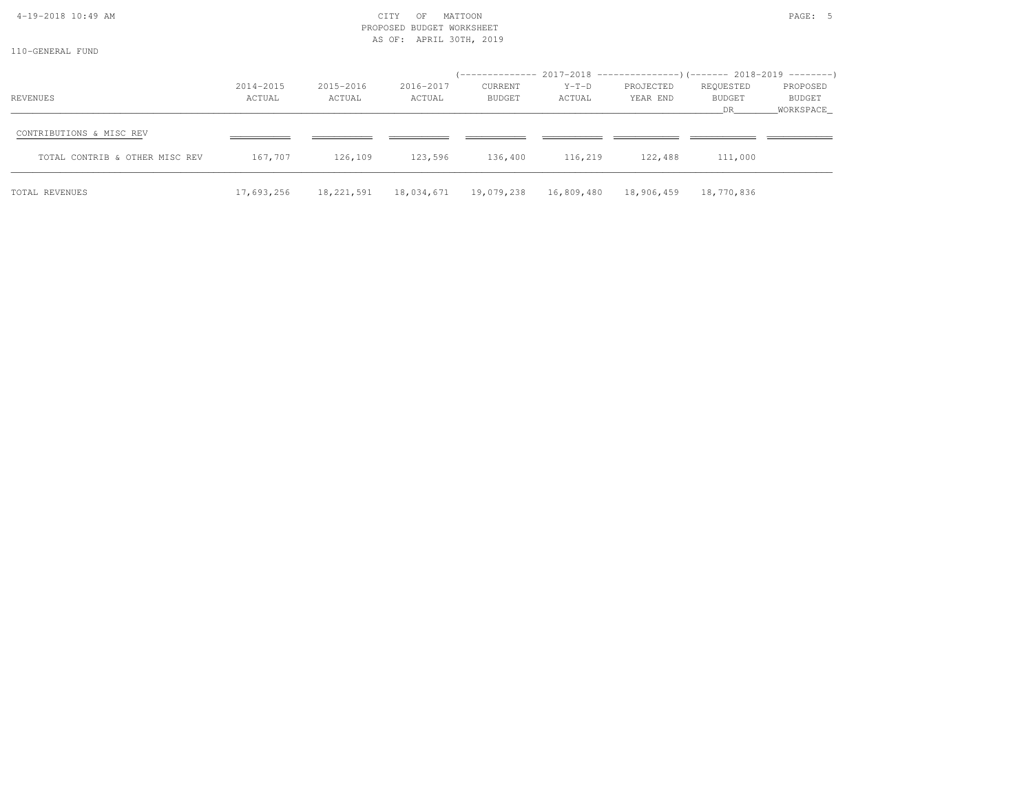CITY OF MATTOON
PROPOSED BUDGET WORKSHEET
AS OF: APRIL 30TH, 2019

110-GENERAL FUND

| REVENUES | 2014-2015 ACTUAL | 2015-2016 ACTUAL | 2016-2017 ACTUAL | 2017-2018 CURRENT BUDGET | 2017-2018 Y-T-D ACTUAL | 2017-2018 PROJECTED YEAR END | 2018-2019 REQUESTED BUDGET DR | 2018-2019 PROPOSED BUDGET WORKSPACE |
|---|---|---|---|---|---|---|---|---|
| CONTRIBUTIONS & MISC REV | | | | | | | | |
| TOTAL CONTRIB & OTHER MISC REV | 167,707 | 126,109 | 123,596 | 136,400 | 116,219 | 122,488 | 111,000 | |
| TOTAL REVENUES | 17,693,256 | 18,221,591 | 18,034,671 | 19,079,238 | 16,809,480 | 18,906,459 | 18,770,836 | |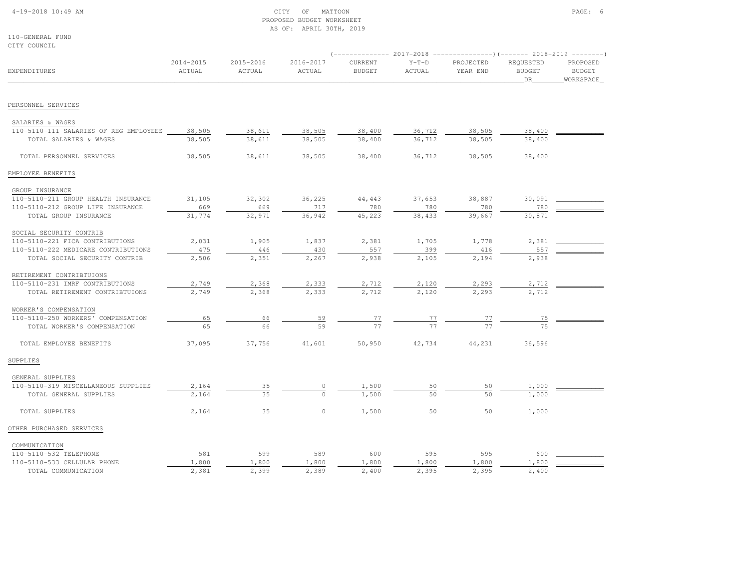CITY OF MATTOON
PROPOSED BUDGET WORKSHEET
AS OF: APRIL 30TH, 2019

110-GENERAL FUND
CITY COUNCIL

| EXPENDITURES | 2014-2015 ACTUAL | 2015-2016 ACTUAL | 2016-2017 ACTUAL | 2017-2018 CURRENT BUDGET | 2017-2018 Y-T-D ACTUAL | 2017-2018 PROJECTED YEAR END | 2018-2019 REQUESTED BUDGET DR | 2018-2019 PROPOSED BUDGET WORKSPACE |
|---|---|---|---|---|---|---|---|---|
| PERSONNEL SERVICES | | | | | | | | |
| SALARIES & WAGES | | | | | | | | |
| 110-5110-111 SALARIES OF REG EMPLOYEES | 38,505 | 38,611 | 38,505 | 38,400 | 36,712 | 38,505 | 38,400 | |
| TOTAL SALARIES & WAGES | 38,505 | 38,611 | 38,505 | 38,400 | 36,712 | 38,505 | 38,400 | |
| TOTAL PERSONNEL SERVICES | 38,505 | 38,611 | 38,505 | 38,400 | 36,712 | 38,505 | 38,400 | |
| EMPLOYEE BENEFITS | | | | | | | | |
| GROUP INSURANCE | | | | | | | | |
| 110-5110-211 GROUP HEALTH INSURANCE | 31,105 | 32,302 | 36,225 | 44,443 | 37,653 | 38,887 | 30,091 | |
| 110-5110-212 GROUP LIFE INSURANCE | 669 | 669 | 717 | 780 | 780 | 780 | 780 | |
| TOTAL GROUP INSURANCE | 31,774 | 32,971 | 36,942 | 45,223 | 38,433 | 39,667 | 30,871 | |
| SOCIAL SECURITY CONTRIB | | | | | | | | |
| 110-5110-221 FICA CONTRIBUTIONS | 2,031 | 1,905 | 1,837 | 2,381 | 1,705 | 1,778 | 2,381 | |
| 110-5110-222 MEDICARE CONTRIBUTIONS | 475 | 446 | 430 | 557 | 399 | 416 | 557 | |
| TOTAL SOCIAL SECURITY CONTRIB | 2,506 | 2,351 | 2,267 | 2,938 | 2,105 | 2,194 | 2,938 | |
| RETIREMENT CONTRIBTUIONS | | | | | | | | |
| 110-5110-231 IMRF CONTRIBUTIONS | 2,749 | 2,368 | 2,333 | 2,712 | 2,120 | 2,293 | 2,712 | |
| TOTAL RETIREMENT CONTRIBTUIONS | 2,749 | 2,368 | 2,333 | 2,712 | 2,120 | 2,293 | 2,712 | |
| WORKER'S COMPENSATION | | | | | | | | |
| 110-5110-250 WORKERS' COMPENSATION | 65 | 66 | 59 | 77 | 77 | 77 | 75 | |
| TOTAL WORKER'S COMPENSATION | 65 | 66 | 59 | 77 | 77 | 77 | 75 | |
| TOTAL EMPLOYEE BENEFITS | 37,095 | 37,756 | 41,601 | 50,950 | 42,734 | 44,231 | 36,596 | |
| SUPPLIES | | | | | | | | |
| GENERAL SUPPLIES | | | | | | | | |
| 110-5110-319 MISCELLANEOUS SUPPLIES | 2,164 | 35 | 0 | 1,500 | 50 | 50 | 1,000 | |
| TOTAL GENERAL SUPPLIES | 2,164 | 35 | 0 | 1,500 | 50 | 50 | 1,000 | |
| TOTAL SUPPLIES | 2,164 | 35 | 0 | 1,500 | 50 | 50 | 1,000 | |
| OTHER PURCHASED SERVICES | | | | | | | | |
| COMMUNICATION | | | | | | | | |
| 110-5110-532 TELEPHONE | 581 | 599 | 589 | 600 | 595 | 595 | 600 | |
| 110-5110-533 CELLULAR PHONE | 1,800 | 1,800 | 1,800 | 1,800 | 1,800 | 1,800 | 1,800 | |
| TOTAL COMMUNICATION | 2,381 | 2,399 | 2,389 | 2,400 | 2,395 | 2,395 | 2,400 | |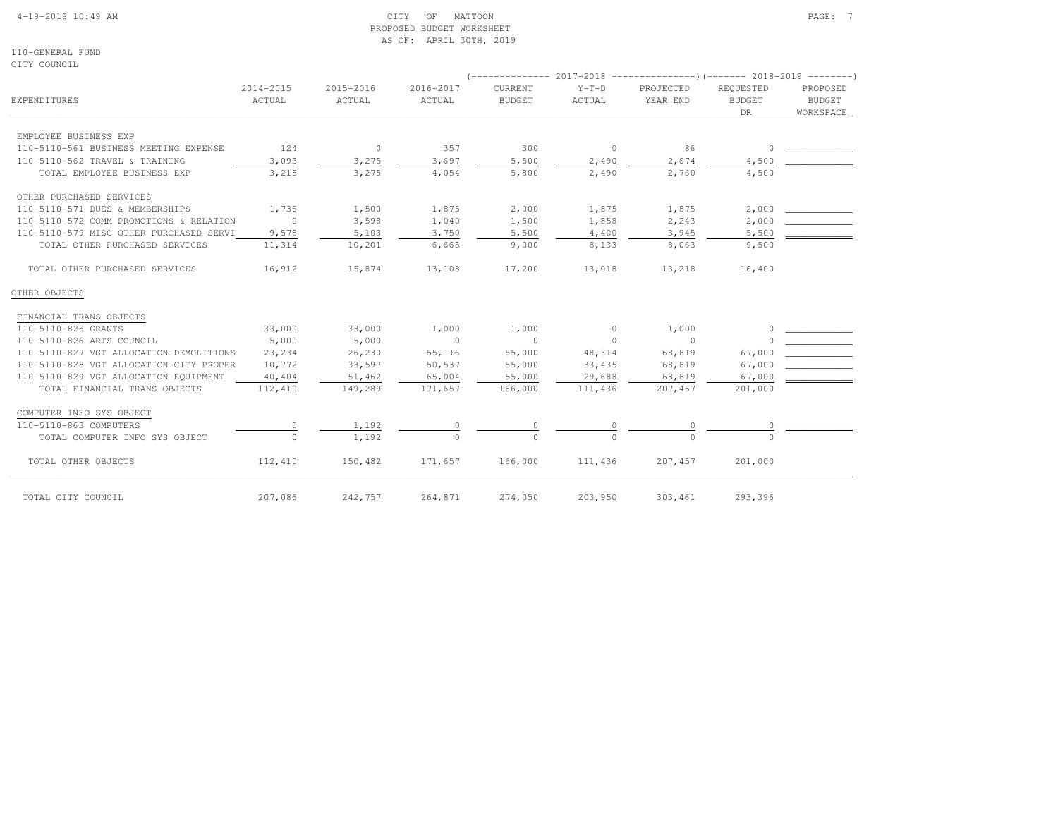CITY OF MATTOON
PROPOSED BUDGET WORKSHEET
AS OF: APRIL 30TH, 2019

110-GENERAL FUND
CITY COUNCIL

| EXPENDITURES | 2014-2015 ACTUAL | 2015-2016 ACTUAL | 2016-2017 ACTUAL | 2017-2018 CURRENT BUDGET | 2017-2018 Y-T-D ACTUAL | 2017-2018 PROJECTED YEAR END | 2018-2019 REQUESTED BUDGET DR | 2018-2019 PROPOSED BUDGET WORKSPACE |
|---|---|---|---|---|---|---|---|---|
| EMPLOYEE BUSINESS EXP | | | | | | | | |
| 110-5110-561 BUSINESS MEETING EXPENSE | 124 | 0 | 357 | 300 | 0 | 86 | 0 | |
| 110-5110-562 TRAVEL & TRAINING | 3,093 | 3,275 | 3,697 | 5,500 | 2,490 | 2,674 | 4,500 | |
| TOTAL EMPLOYEE BUSINESS EXP | 3,218 | 3,275 | 4,054 | 5,800 | 2,490 | 2,760 | 4,500 | |
| OTHER PURCHASED SERVICES | | | | | | | | |
| 110-5110-571 DUES & MEMBERSHIPS | 1,736 | 1,500 | 1,875 | 2,000 | 1,875 | 1,875 | 2,000 | |
| 110-5110-572 COMM PROMOTIONS & RELATION | 0 | 3,598 | 1,040 | 1,500 | 1,858 | 2,243 | 2,000 | |
| 110-5110-579 MISC OTHER PURCHASED SERVI | 9,578 | 5,103 | 3,750 | 5,500 | 4,400 | 3,945 | 5,500 | |
| TOTAL OTHER PURCHASED SERVICES | 11,314 | 10,201 | 6,665 | 9,000 | 8,133 | 8,063 | 9,500 | |
| TOTAL OTHER PURCHASED SERVICES | 16,912 | 15,874 | 13,108 | 17,200 | 13,018 | 13,218 | 16,400 | |
| OTHER OBJECTS | | | | | | | | |
| FINANCIAL TRANS OBJECTS | | | | | | | | |
| 110-5110-825 GRANTS | 33,000 | 33,000 | 1,000 | 1,000 | 0 | 1,000 | 0 | |
| 110-5110-826 ARTS COUNCIL | 5,000 | 5,000 | 0 | 0 | 0 | 0 | 0 | |
| 110-5110-827 VGT ALLOCATION-DEMOLITIONS | 23,234 | 26,230 | 55,116 | 55,000 | 48,314 | 68,819 | 67,000 | |
| 110-5110-828 VGT ALLOCATION-CITY PROPER | 10,772 | 33,597 | 50,537 | 55,000 | 33,435 | 68,819 | 67,000 | |
| 110-5110-829 VGT ALLOCATION-EQUIPMENT | 40,404 | 51,462 | 65,004 | 55,000 | 29,688 | 68,819 | 67,000 | |
| TOTAL FINANCIAL TRANS OBJECTS | 112,410 | 149,289 | 171,657 | 166,000 | 111,436 | 207,457 | 201,000 | |
| COMPUTER INFO SYS OBJECT | | | | | | | | |
| 110-5110-863 COMPUTERS | 0 | 1,192 | 0 | 0 | 0 | 0 | 0 | |
| TOTAL COMPUTER INFO SYS OBJECT | 0 | 1,192 | 0 | 0 | 0 | 0 | 0 | |
| TOTAL OTHER OBJECTS | 112,410 | 150,482 | 171,657 | 166,000 | 111,436 | 207,457 | 201,000 | |
| TOTAL CITY COUNCIL | 207,086 | 242,757 | 264,871 | 274,050 | 203,950 | 303,461 | 293,396 | |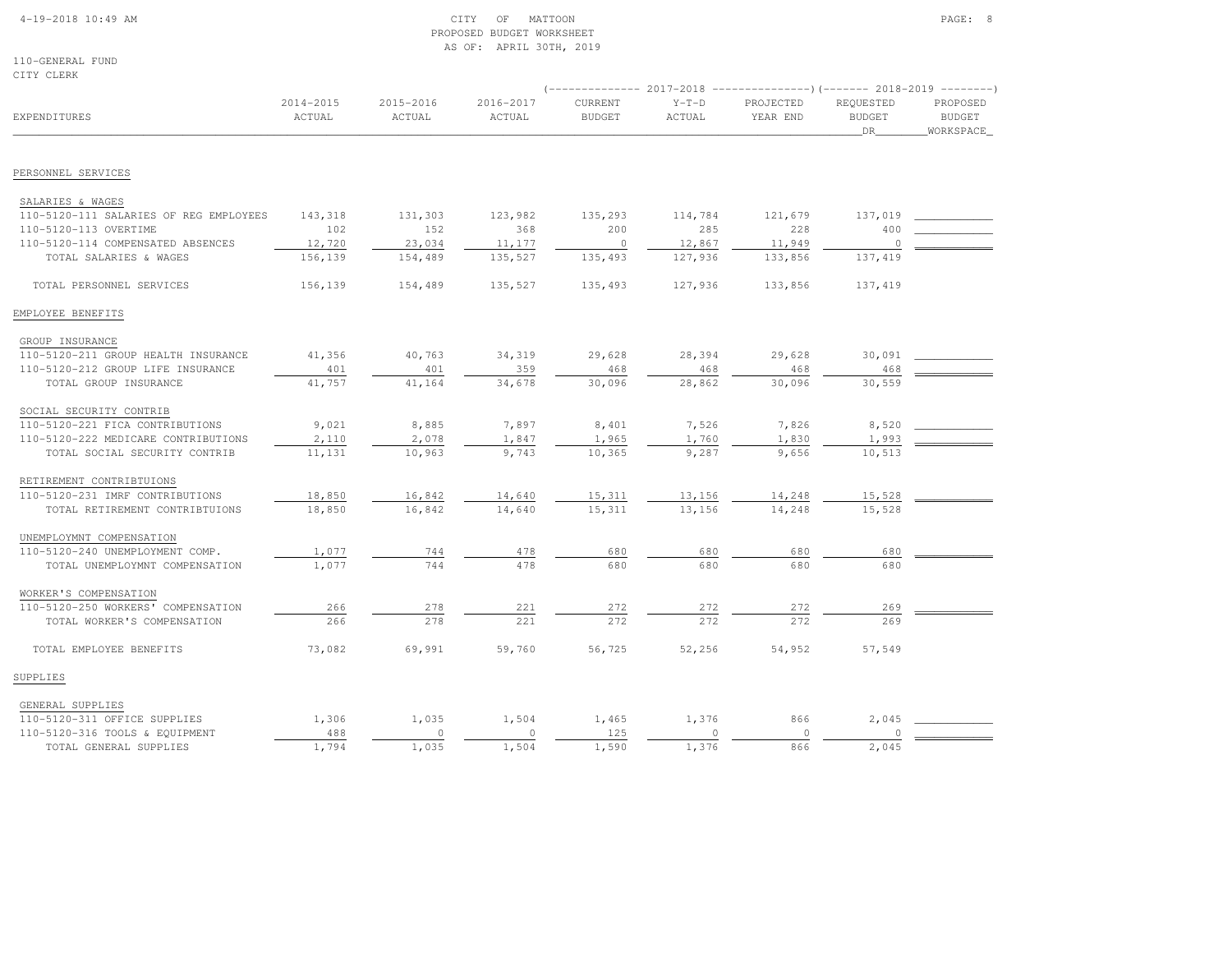CITY OF MATTOON
PROPOSED BUDGET WORKSHEET
AS OF: APRIL 30TH, 2019

110-GENERAL FUND
CITY CLERK

| EXPENDITURES | 2014-2015 ACTUAL | 2015-2016 ACTUAL | 2016-2017 ACTUAL | 2017-2018 CURRENT BUDGET | 2017-2018 Y-T-D ACTUAL | 2017-2018 PROJECTED YEAR END | 2018-2019 REQUESTED BUDGET DR | 2018-2019 PROPOSED BUDGET WORKSPACE |
|---|---|---|---|---|---|---|---|---|
| **PERSONNEL SERVICES** | | | | | | | | |
| SALARIES & WAGES | | | | | | | | |
| 110-5120-111 SALARIES OF REG EMPLOYEES | 143,318 | 131,303 | 123,982 | 135,293 | 114,784 | 121,679 | 137,019 | |
| 110-5120-113 OVERTIME | 102 | 152 | 368 | 200 | 285 | 228 | 400 | |
| 110-5120-114 COMPENSATED ABSENCES | 12,720 | 23,034 | 11,177 | 0 | 12,867 | 11,949 | 0 | |
| TOTAL SALARIES & WAGES | 156,139 | 154,489 | 135,527 | 135,493 | 127,936 | 133,856 | 137,419 | |
| TOTAL PERSONNEL SERVICES | 156,139 | 154,489 | 135,527 | 135,493 | 127,936 | 133,856 | 137,419 | |
| **EMPLOYEE BENEFITS** | | | | | | | | |
| GROUP INSURANCE | | | | | | | | |
| 110-5120-211 GROUP HEALTH INSURANCE | 41,356 | 40,763 | 34,319 | 29,628 | 28,394 | 29,628 | 30,091 | |
| 110-5120-212 GROUP LIFE INSURANCE | 401 | 401 | 359 | 468 | 468 | 468 | 468 | |
| TOTAL GROUP INSURANCE | 41,757 | 41,164 | 34,678 | 30,096 | 28,862 | 30,096 | 30,559 | |
| SOCIAL SECURITY CONTRIB | | | | | | | | |
| 110-5120-221 FICA CONTRIBUTIONS | 9,021 | 8,885 | 7,897 | 8,401 | 7,526 | 7,826 | 8,520 | |
| 110-5120-222 MEDICARE CONTRIBUTIONS | 2,110 | 2,078 | 1,847 | 1,965 | 1,760 | 1,830 | 1,993 | |
| TOTAL SOCIAL SECURITY CONTRIB | 11,131 | 10,963 | 9,743 | 10,365 | 9,287 | 9,656 | 10,513 | |
| RETIREMENT CONTRIBTUIONS | | | | | | | | |
| 110-5120-231 IMRF CONTRIBUTIONS | 18,850 | 16,842 | 14,640 | 15,311 | 13,156 | 14,248 | 15,528 | |
| TOTAL RETIREMENT CONTRIBTUIONS | 18,850 | 16,842 | 14,640 | 15,311 | 13,156 | 14,248 | 15,528 | |
| UNEMPLOYMNT COMPENSATION | | | | | | | | |
| 110-5120-240 UNEMPLOYMENT COMP. | 1,077 | 744 | 478 | 680 | 680 | 680 | 680 | |
| TOTAL UNEMPLOYMNT COMPENSATION | 1,077 | 744 | 478 | 680 | 680 | 680 | 680 | |
| WORKER'S COMPENSATION | | | | | | | | |
| 110-5120-250 WORKERS' COMPENSATION | 266 | 278 | 221 | 272 | 272 | 272 | 269 | |
| TOTAL WORKER'S COMPENSATION | 266 | 278 | 221 | 272 | 272 | 272 | 269 | |
| TOTAL EMPLOYEE BENEFITS | 73,082 | 69,991 | 59,760 | 56,725 | 52,256 | 54,952 | 57,549 | |
| **SUPPLIES** | | | | | | | | |
| GENERAL SUPPLIES | | | | | | | | |
| 110-5120-311 OFFICE SUPPLIES | 1,306 | 1,035 | 1,504 | 1,465 | 1,376 | 866 | 2,045 | |
| 110-5120-316 TOOLS & EQUIPMENT | 488 | 0 | 0 | 125 | 0 | 0 | 0 | |
| TOTAL GENERAL SUPPLIES | 1,794 | 1,035 | 1,504 | 1,590 | 1,376 | 866 | 2,045 | |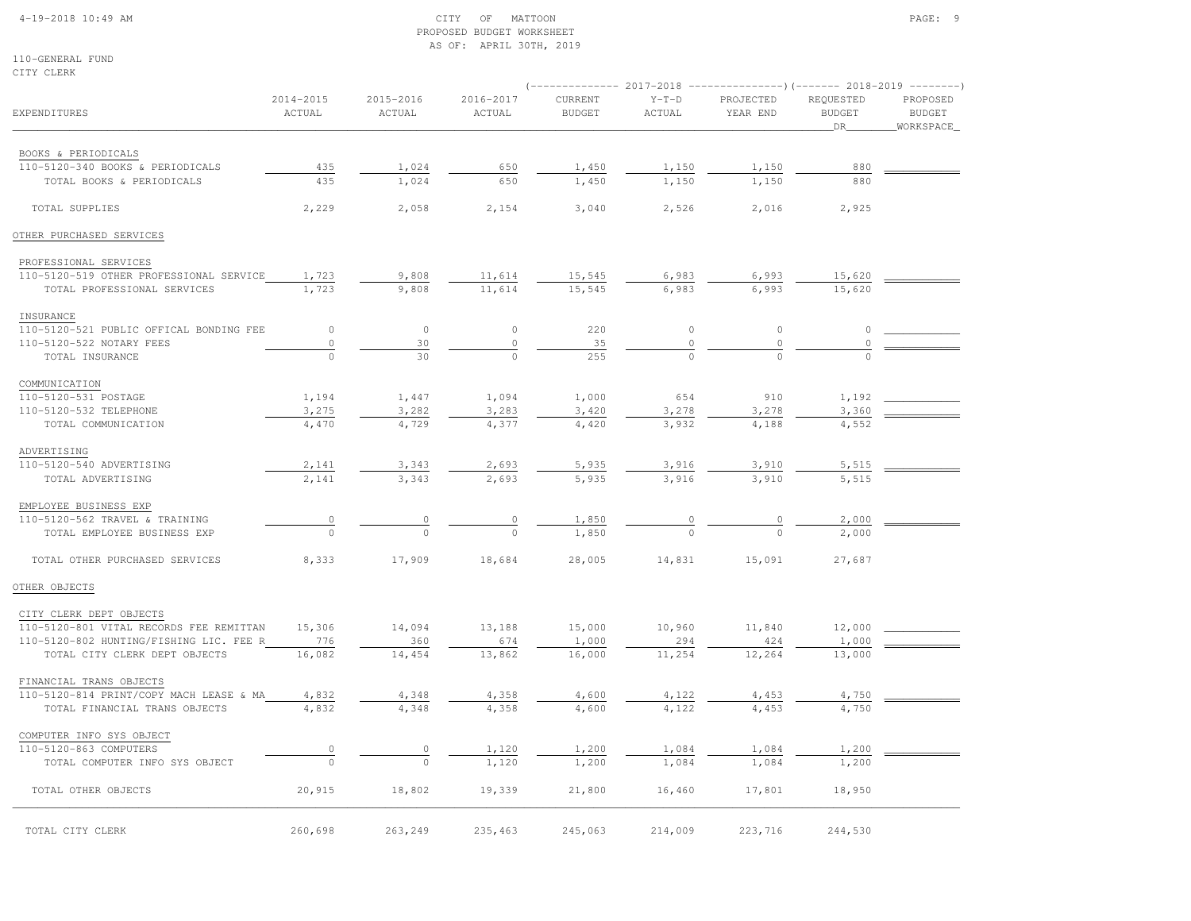CITY OF MATTOON
PROPOSED BUDGET WORKSHEET
AS OF: APRIL 30TH, 2019

110-GENERAL FUND
CITY CLERK

| EXPENDITURES | 2014-2015 ACTUAL | 2015-2016 ACTUAL | 2016-2017 ACTUAL | 2017-2018 CURRENT BUDGET | 2017-2018 Y-T-D ACTUAL | 2017-2018 PROJECTED YEAR END | 2018-2019 REQUESTED BUDGET DR | 2018-2019 PROPOSED BUDGET WORKSPACE |
|---|---|---|---|---|---|---|---|---|
| BOOKS & PERIODICALS | | | | | | | | |
| 110-5120-340 BOOKS & PERIODICALS | 435 | 1,024 | 650 | 1,450 | 1,150 | 1,150 | 880 | |
| TOTAL BOOKS & PERIODICALS | 435 | 1,024 | 650 | 1,450 | 1,150 | 1,150 | 880 | |
| TOTAL SUPPLIES | 2,229 | 2,058 | 2,154 | 3,040 | 2,526 | 2,016 | 2,925 | |
| OTHER PURCHASED SERVICES | | | | | | | | |
| PROFESSIONAL SERVICES | | | | | | | | |
| 110-5120-519 OTHER PROFESSIONAL SERVICE | 1,723 | 9,808 | 11,614 | 15,545 | 6,983 | 6,993 | 15,620 | |
| TOTAL PROFESSIONAL SERVICES | 1,723 | 9,808 | 11,614 | 15,545 | 6,983 | 6,993 | 15,620 | |
| INSURANCE | | | | | | | | |
| 110-5120-521 PUBLIC OFFICAL BONDING FEE | 0 | 0 | 0 | 220 | 0 | 0 | 0 | |
| 110-5120-522 NOTARY FEES | 0 | 30 | 0 | 35 | 0 | 0 | 0 | |
| TOTAL INSURANCE | 0 | 30 | 0 | 255 | 0 | 0 | 0 | |
| COMMUNICATION | | | | | | | | |
| 110-5120-531 POSTAGE | 1,194 | 1,447 | 1,094 | 1,000 | 654 | 910 | 1,192 | |
| 110-5120-532 TELEPHONE | 3,275 | 3,282 | 3,283 | 3,420 | 3,278 | 3,278 | 3,360 | |
| TOTAL COMMUNICATION | 4,470 | 4,729 | 4,377 | 4,420 | 3,932 | 4,188 | 4,552 | |
| ADVERTISING | | | | | | | | |
| 110-5120-540 ADVERTISING | 2,141 | 3,343 | 2,693 | 5,935 | 3,916 | 3,910 | 5,515 | |
| TOTAL ADVERTISING | 2,141 | 3,343 | 2,693 | 5,935 | 3,916 | 3,910 | 5,515 | |
| EMPLOYEE BUSINESS EXP | | | | | | | | |
| 110-5120-562 TRAVEL & TRAINING | 0 | 0 | 0 | 1,850 | 0 | 0 | 2,000 | |
| TOTAL EMPLOYEE BUSINESS EXP | 0 | 0 | 0 | 1,850 | 0 | 0 | 2,000 | |
| TOTAL OTHER PURCHASED SERVICES | 8,333 | 17,909 | 18,684 | 28,005 | 14,831 | 15,091 | 27,687 | |
| OTHER OBJECTS | | | | | | | | |
| CITY CLERK DEPT OBJECTS | | | | | | | | |
| 110-5120-801 VITAL RECORDS FEE REMITTAN | 15,306 | 14,094 | 13,188 | 15,000 | 10,960 | 11,840 | 12,000 | |
| 110-5120-802 HUNTING/FISHING LIC. FEE R | 776 | 360 | 674 | 1,000 | 294 | 424 | 1,000 | |
| TOTAL CITY CLERK DEPT OBJECTS | 16,082 | 14,454 | 13,862 | 16,000 | 11,254 | 12,264 | 13,000 | |
| FINANCIAL TRANS OBJECTS | | | | | | | | |
| 110-5120-814 PRINT/COPY MACH LEASE & MA | 4,832 | 4,348 | 4,358 | 4,600 | 4,122 | 4,453 | 4,750 | |
| TOTAL FINANCIAL TRANS OBJECTS | 4,832 | 4,348 | 4,358 | 4,600 | 4,122 | 4,453 | 4,750 | |
| COMPUTER INFO SYS OBJECT | | | | | | | | |
| 110-5120-863 COMPUTERS | 0 | 0 | 1,120 | 1,200 | 1,084 | 1,084 | 1,200 | |
| TOTAL COMPUTER INFO SYS OBJECT | 0 | 0 | 1,120 | 1,200 | 1,084 | 1,084 | 1,200 | |
| TOTAL OTHER OBJECTS | 20,915 | 18,802 | 19,339 | 21,800 | 16,460 | 17,801 | 18,950 | |
| TOTAL CITY CLERK | 260,698 | 263,249 | 235,463 | 245,063 | 214,009 | 223,716 | 244,530 | |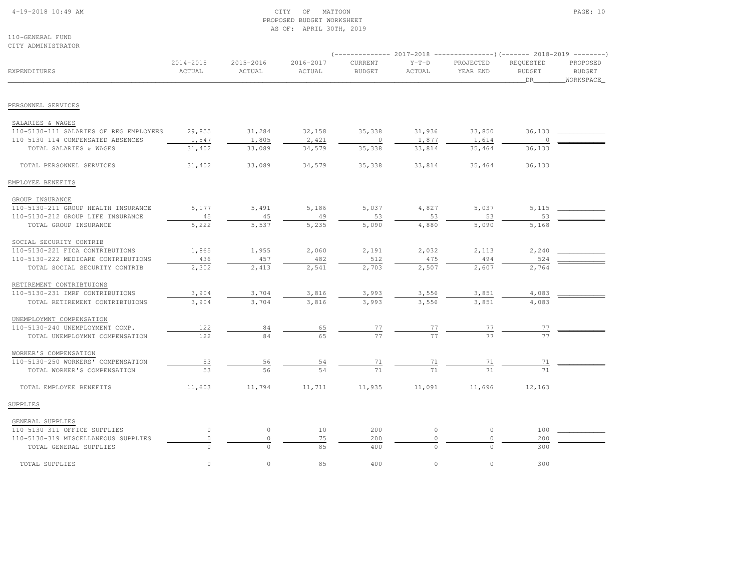CITY OF MATTOON
PROPOSED BUDGET WORKSHEET
AS OF: APRIL 30TH, 2019

110-GENERAL FUND
CITY ADMINISTRATOR

| EXPENDITURES | 2014-2015 ACTUAL | 2015-2016 ACTUAL | 2016-2017 ACTUAL | 2017-2018 CURRENT BUDGET | 2017-2018 Y-T-D ACTUAL | 2017-2018 PROJECTED YEAR END | 2018-2019 REQUESTED BUDGET DR | 2018-2019 PROPOSED BUDGET WORKSPACE |
|---|---|---|---|---|---|---|---|---|
| **PERSONNEL SERVICES** | | | | | | | | |
| SALARIES & WAGES | | | | | | | | |
| 110-5130-111 SALARIES OF REG EMPLOYEES | 29,855 | 31,284 | 32,158 | 35,338 | 31,936 | 33,850 | 36,133 | |
| 110-5130-114 COMPENSATED ABSENCES | 1,547 | 1,805 | 2,421 | 0 | 1,877 | 1,614 | 0 | |
| TOTAL SALARIES & WAGES | 31,402 | 33,089 | 34,579 | 35,338 | 33,814 | 35,464 | 36,133 | |
| TOTAL PERSONNEL SERVICES | 31,402 | 33,089 | 34,579 | 35,338 | 33,814 | 35,464 | 36,133 | |
| **EMPLOYEE BENEFITS** | | | | | | | | |
| GROUP INSURANCE | | | | | | | | |
| 110-5130-211 GROUP HEALTH INSURANCE | 5,177 | 5,491 | 5,186 | 5,037 | 4,827 | 5,037 | 5,115 | |
| 110-5130-212 GROUP LIFE INSURANCE | 45 | 45 | 49 | 53 | 53 | 53 | 53 | |
| TOTAL GROUP INSURANCE | 5,222 | 5,537 | 5,235 | 5,090 | 4,880 | 5,090 | 5,168 | |
| SOCIAL SECURITY CONTRIB | | | | | | | | |
| 110-5130-221 FICA CONTRIBUTIONS | 1,865 | 1,955 | 2,060 | 2,191 | 2,032 | 2,113 | 2,240 | |
| 110-5130-222 MEDICARE CONTRIBUTIONS | 436 | 457 | 482 | 512 | 475 | 494 | 524 | |
| TOTAL SOCIAL SECURITY CONTRIB | 2,302 | 2,413 | 2,541 | 2,703 | 2,507 | 2,607 | 2,764 | |
| RETIREMENT CONTRIBTUIONS | | | | | | | | |
| 110-5130-231 IMRF CONTRIBUTIONS | 3,904 | 3,704 | 3,816 | 3,993 | 3,556 | 3,851 | 4,083 | |
| TOTAL RETIREMENT CONTRIBTUIONS | 3,904 | 3,704 | 3,816 | 3,993 | 3,556 | 3,851 | 4,083 | |
| UNEMPLOYMNT COMPENSATION | | | | | | | | |
| 110-5130-240 UNEMPLOYMENT COMP. | 122 | 84 | 65 | 77 | 77 | 77 | 77 | |
| TOTAL UNEMPLOYMNT COMPENSATION | 122 | 84 | 65 | 77 | 77 | 77 | 77 | |
| WORKER'S COMPENSATION | | | | | | | | |
| 110-5130-250 WORKERS' COMPENSATION | 53 | 56 | 54 | 71 | 71 | 71 | 71 | |
| TOTAL WORKER'S COMPENSATION | 53 | 56 | 54 | 71 | 71 | 71 | 71 | |
| TOTAL EMPLOYEE BENEFITS | 11,603 | 11,794 | 11,711 | 11,935 | 11,091 | 11,696 | 12,163 | |
| **SUPPLIES** | | | | | | | | |
| GENERAL SUPPLIES | | | | | | | | |
| 110-5130-311 OFFICE SUPPLIES | 0 | 0 | 10 | 200 | 0 | 0 | 100 | |
| 110-5130-319 MISCELLANEOUS SUPPLIES | 0 | 0 | 75 | 200 | 0 | 0 | 200 | |
| TOTAL GENERAL SUPPLIES | 0 | 0 | 85 | 400 | 0 | 0 | 300 | |
| TOTAL SUPPLIES | 0 | 0 | 85 | 400 | 0 | 0 | 300 | |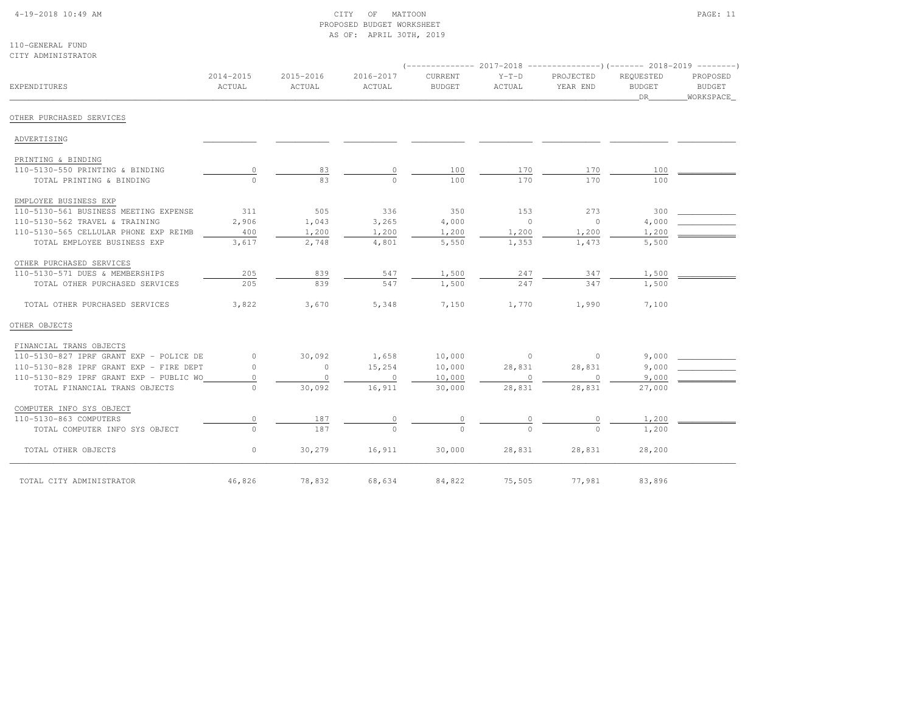CITY OF MATTOON
PROPOSED BUDGET WORKSHEET
AS OF: APRIL 30TH, 2019

110-GENERAL FUND
CITY ADMINISTRATOR

| EXPENDITURES | 2014-2015 ACTUAL | 2015-2016 ACTUAL | 2016-2017 ACTUAL | 2017-2018 CURRENT BUDGET | 2017-2018 Y-T-D ACTUAL | 2017-2018 PROJECTED YEAR END | 2018-2019 REQUESTED BUDGET DR | 2018-2019 PROPOSED BUDGET WORKSPACE |
|---|---|---|---|---|---|---|---|---|
| **OTHER PURCHASED SERVICES** | | | | | | | | |
| ADVERTISING | | | | | | | | |
| PRINTING & BINDING | | | | | | | | |
| 110-5130-550 PRINTING & BINDING | 0 | 83 | 0 | 100 | 170 | 170 | 100 | |
| TOTAL PRINTING & BINDING | 0 | 83 | 0 | 100 | 170 | 170 | 100 | |
| EMPLOYEE BUSINESS EXP | | | | | | | | |
| 110-5130-561 BUSINESS MEETING EXPENSE | 311 | 505 | 336 | 350 | 153 | 273 | 300 | |
| 110-5130-562 TRAVEL & TRAINING | 2,906 | 1,043 | 3,265 | 4,000 | 0 | 0 | 4,000 | |
| 110-5130-565 CELLULAR PHONE EXP REIMB | 400 | 1,200 | 1,200 | 1,200 | 1,200 | 1,200 | 1,200 | |
| TOTAL EMPLOYEE BUSINESS EXP | 3,617 | 2,748 | 4,801 | 5,550 | 1,353 | 1,473 | 5,500 | |
| OTHER PURCHASED SERVICES | | | | | | | | |
| 110-5130-571 DUES & MEMBERSHIPS | 205 | 839 | 547 | 1,500 | 247 | 347 | 1,500 | |
| TOTAL OTHER PURCHASED SERVICES | 205 | 839 | 547 | 1,500 | 247 | 347 | 1,500 | |
| TOTAL OTHER PURCHASED SERVICES | 3,822 | 3,670 | 5,348 | 7,150 | 1,770 | 1,990 | 7,100 | |
| **OTHER OBJECTS** | | | | | | | | |
| FINANCIAL TRANS OBJECTS | | | | | | | | |
| 110-5130-827 IPRF GRANT EXP - POLICE DE | 0 | 30,092 | 1,658 | 10,000 | 0 | 0 | 9,000 | |
| 110-5130-828 IPRF GRANT EXP - FIRE DEPT | 0 | 0 | 15,254 | 10,000 | 28,831 | 28,831 | 9,000 | |
| 110-5130-829 IPRF GRANT EXP - PUBLIC WO | 0 | 0 | 0 | 10,000 | 0 | 0 | 9,000 | |
| TOTAL FINANCIAL TRANS OBJECTS | 0 | 30,092 | 16,911 | 30,000 | 28,831 | 28,831 | 27,000 | |
| COMPUTER INFO SYS OBJECT | | | | | | | | |
| 110-5130-863 COMPUTERS | 0 | 187 | 0 | 0 | 0 | 0 | 1,200 | |
| TOTAL COMPUTER INFO SYS OBJECT | 0 | 187 | 0 | 0 | 0 | 0 | 1,200 | |
| TOTAL OTHER OBJECTS | 0 | 30,279 | 16,911 | 30,000 | 28,831 | 28,831 | 28,200 | |
| TOTAL CITY ADMINISTRATOR | 46,826 | 78,832 | 68,634 | 84,822 | 75,505 | 77,981 | 83,896 | |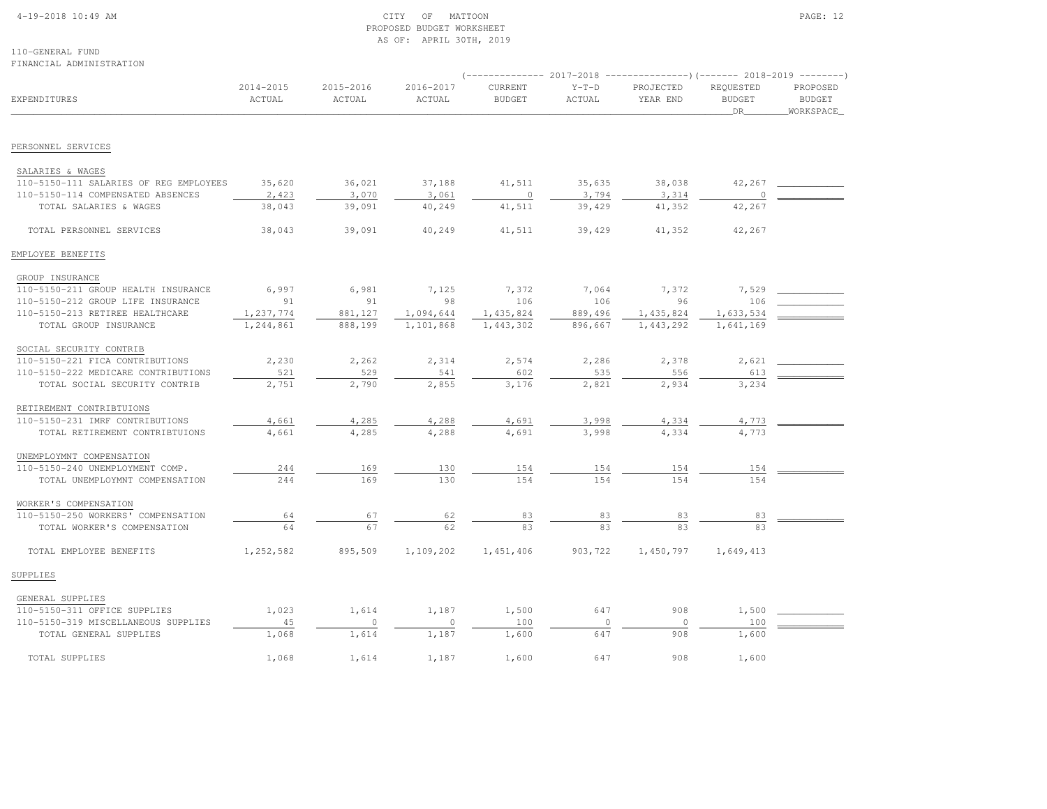CITY OF MATTOON
PROPOSED BUDGET WORKSHEET
AS OF: APRIL 30TH, 2019

110-GENERAL FUND
FINANCIAL ADMINISTRATION

| EXPENDITURES | 2014-2015 ACTUAL | 2015-2016 ACTUAL | 2016-2017 ACTUAL | 2017-2018 CURRENT BUDGET | 2017-2018 Y-T-D ACTUAL | 2017-2018 PROJECTED YEAR END | 2018-2019 REQUESTED BUDGET DR | 2018-2019 PROPOSED BUDGET WORKSPACE |
|---|---|---|---|---|---|---|---|---|
| **PERSONNEL SERVICES** | | | | | | | | |
| SALARIES & WAGES | | | | | | | | |
| 110-5150-111 SALARIES OF REG EMPLOYEES | 35,620 | 36,021 | 37,188 | 41,511 | 35,635 | 38,038 | 42,267 | |
| 110-5150-114 COMPENSATED ABSENCES | 2,423 | 3,070 | 3,061 | 0 | 3,794 | 3,314 | 0 | |
| TOTAL SALARIES & WAGES | 38,043 | 39,091 | 40,249 | 41,511 | 39,429 | 41,352 | 42,267 | |
| TOTAL PERSONNEL SERVICES | 38,043 | 39,091 | 40,249 | 41,511 | 39,429 | 41,352 | 42,267 | |
| **EMPLOYEE BENEFITS** | | | | | | | | |
| GROUP INSURANCE | | | | | | | | |
| 110-5150-211 GROUP HEALTH INSURANCE | 6,997 | 6,981 | 7,125 | 7,372 | 7,064 | 7,372 | 7,529 | |
| 110-5150-212 GROUP LIFE INSURANCE | 91 | 91 | 98 | 106 | 106 | 96 | 106 | |
| 110-5150-213 RETIREE HEALTHCARE | 1,237,774 | 881,127 | 1,094,644 | 1,435,824 | 889,496 | 1,435,824 | 1,633,534 | |
| TOTAL GROUP INSURANCE | 1,244,861 | 888,199 | 1,101,868 | 1,443,302 | 896,667 | 1,443,292 | 1,641,169 | |
| SOCIAL SECURITY CONTRIB | | | | | | | | |
| 110-5150-221 FICA CONTRIBUTIONS | 2,230 | 2,262 | 2,314 | 2,574 | 2,286 | 2,378 | 2,621 | |
| 110-5150-222 MEDICARE CONTRIBUTIONS | 521 | 529 | 541 | 602 | 535 | 556 | 613 | |
| TOTAL SOCIAL SECURITY CONTRIB | 2,751 | 2,790 | 2,855 | 3,176 | 2,821 | 2,934 | 3,234 | |
| RETIREMENT CONTRIBTUIONS | | | | | | | | |
| 110-5150-231 IMRF CONTRIBUTIONS | 4,661 | 4,285 | 4,288 | 4,691 | 3,998 | 4,334 | 4,773 | |
| TOTAL RETIREMENT CONTRIBTUIONS | 4,661 | 4,285 | 4,288 | 4,691 | 3,998 | 4,334 | 4,773 | |
| UNEMPLOYMNT COMPENSATION | | | | | | | | |
| 110-5150-240 UNEMPLOYMENT COMP. | 244 | 169 | 130 | 154 | 154 | 154 | 154 | |
| TOTAL UNEMPLOYMNT COMPENSATION | 244 | 169 | 130 | 154 | 154 | 154 | 154 | |
| WORKER'S COMPENSATION | | | | | | | | |
| 110-5150-250 WORKERS' COMPENSATION | 64 | 67 | 62 | 83 | 83 | 83 | 83 | |
| TOTAL WORKER'S COMPENSATION | 64 | 67 | 62 | 83 | 83 | 83 | 83 | |
| TOTAL EMPLOYEE BENEFITS | 1,252,582 | 895,509 | 1,109,202 | 1,451,406 | 903,722 | 1,450,797 | 1,649,413 | |
| **SUPPLIES** | | | | | | | | |
| GENERAL SUPPLIES | | | | | | | | |
| 110-5150-311 OFFICE SUPPLIES | 1,023 | 1,614 | 1,187 | 1,500 | 647 | 908 | 1,500 | |
| 110-5150-319 MISCELLANEOUS SUPPLIES | 45 | 0 | 0 | 100 | 0 | 0 | 100 | |
| TOTAL GENERAL SUPPLIES | 1,068 | 1,614 | 1,187 | 1,600 | 647 | 908 | 1,600 | |
| TOTAL SUPPLIES | 1,068 | 1,614 | 1,187 | 1,600 | 647 | 908 | 1,600 | |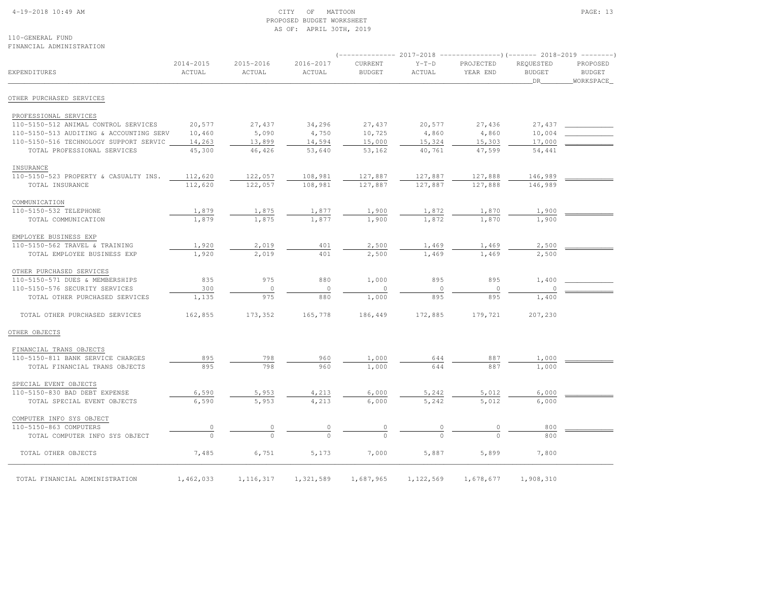CITY OF MATTOON
PROPOSED BUDGET WORKSHEET
AS OF: APRIL 30TH, 2019

110-GENERAL FUND
FINANCIAL ADMINISTRATION

| EXPENDITURES | 2014-2015 ACTUAL | 2015-2016 ACTUAL | 2016-2017 ACTUAL | 2017-2018 CURRENT BUDGET | 2017-2018 Y-T-D ACTUAL | 2017-2018 PROJECTED YEAR END | 2018-2019 REQUESTED BUDGET DR | 2018-2019 PROPOSED BUDGET WORKSPACE |
|---|---|---|---|---|---|---|---|---|
| **OTHER PURCHASED SERVICES** | | | | | | | | |
| PROFESSIONAL SERVICES | | | | | | | | |
| 110-5150-512 ANIMAL CONTROL SERVICES | 20,577 | 27,437 | 34,296 | 27,437 | 20,577 | 27,436 | 27,437 | |
| 110-5150-513 AUDITING & ACCOUNTING SERV | 10,460 | 5,090 | 4,750 | 10,725 | 4,860 | 4,860 | 10,004 | |
| 110-5150-516 TECHNOLOGY SUPPORT SERVIC | 14,263 | 13,899 | 14,594 | 15,000 | 15,324 | 15,303 | 17,000 | |
| TOTAL PROFESSIONAL SERVICES | 45,300 | 46,426 | 53,640 | 53,162 | 40,761 | 47,599 | 54,441 | |
| INSURANCE | | | | | | | | |
| 110-5150-523 PROPERTY & CASUALTY INS. | 112,620 | 122,057 | 108,981 | 127,887 | 127,887 | 127,888 | 146,989 | |
| TOTAL INSURANCE | 112,620 | 122,057 | 108,981 | 127,887 | 127,887 | 127,888 | 146,989 | |
| COMMUNICATION | | | | | | | | |
| 110-5150-532 TELEPHONE | 1,879 | 1,875 | 1,877 | 1,900 | 1,872 | 1,870 | 1,900 | |
| TOTAL COMMUNICATION | 1,879 | 1,875 | 1,877 | 1,900 | 1,872 | 1,870 | 1,900 | |
| EMPLOYEE BUSINESS EXP | | | | | | | | |
| 110-5150-562 TRAVEL & TRAINING | 1,920 | 2,019 | 401 | 2,500 | 1,469 | 1,469 | 2,500 | |
| TOTAL EMPLOYEE BUSINESS EXP | 1,920 | 2,019 | 401 | 2,500 | 1,469 | 1,469 | 2,500 | |
| OTHER PURCHASED SERVICES | | | | | | | | |
| 110-5150-571 DUES & MEMBERSHIPS | 835 | 975 | 880 | 1,000 | 895 | 895 | 1,400 | |
| 110-5150-576 SECURITY SERVICES | 300 | 0 | 0 | 0 | 0 | 0 | 0 | |
| TOTAL OTHER PURCHASED SERVICES | 1,135 | 975 | 880 | 1,000 | 895 | 895 | 1,400 | |
| TOTAL OTHER PURCHASED SERVICES | 162,855 | 173,352 | 165,778 | 186,449 | 172,885 | 179,721 | 207,230 | |
| **OTHER OBJECTS** | | | | | | | | |
| FINANCIAL TRANS OBJECTS | | | | | | | | |
| 110-5150-811 BANK SERVICE CHARGES | 895 | 798 | 960 | 1,000 | 644 | 887 | 1,000 | |
| TOTAL FINANCIAL TRANS OBJECTS | 895 | 798 | 960 | 1,000 | 644 | 887 | 1,000 | |
| SPECIAL EVENT OBJECTS | | | | | | | | |
| 110-5150-830 BAD DEBT EXPENSE | 6,590 | 5,953 | 4,213 | 6,000 | 5,242 | 5,012 | 6,000 | |
| TOTAL SPECIAL EVENT OBJECTS | 6,590 | 5,953 | 4,213 | 6,000 | 5,242 | 5,012 | 6,000 | |
| COMPUTER INFO SYS OBJECT | | | | | | | | |
| 110-5150-863 COMPUTERS | 0 | 0 | 0 | 0 | 0 | 0 | 800 | |
| TOTAL COMPUTER INFO SYS OBJECT | 0 | 0 | 0 | 0 | 0 | 0 | 800 | |
| TOTAL OTHER OBJECTS | 7,485 | 6,751 | 5,173 | 7,000 | 5,887 | 5,899 | 7,800 | |
| TOTAL FINANCIAL ADMINISTRATION | 1,462,033 | 1,116,317 | 1,321,589 | 1,687,965 | 1,122,569 | 1,678,677 | 1,908,310 | |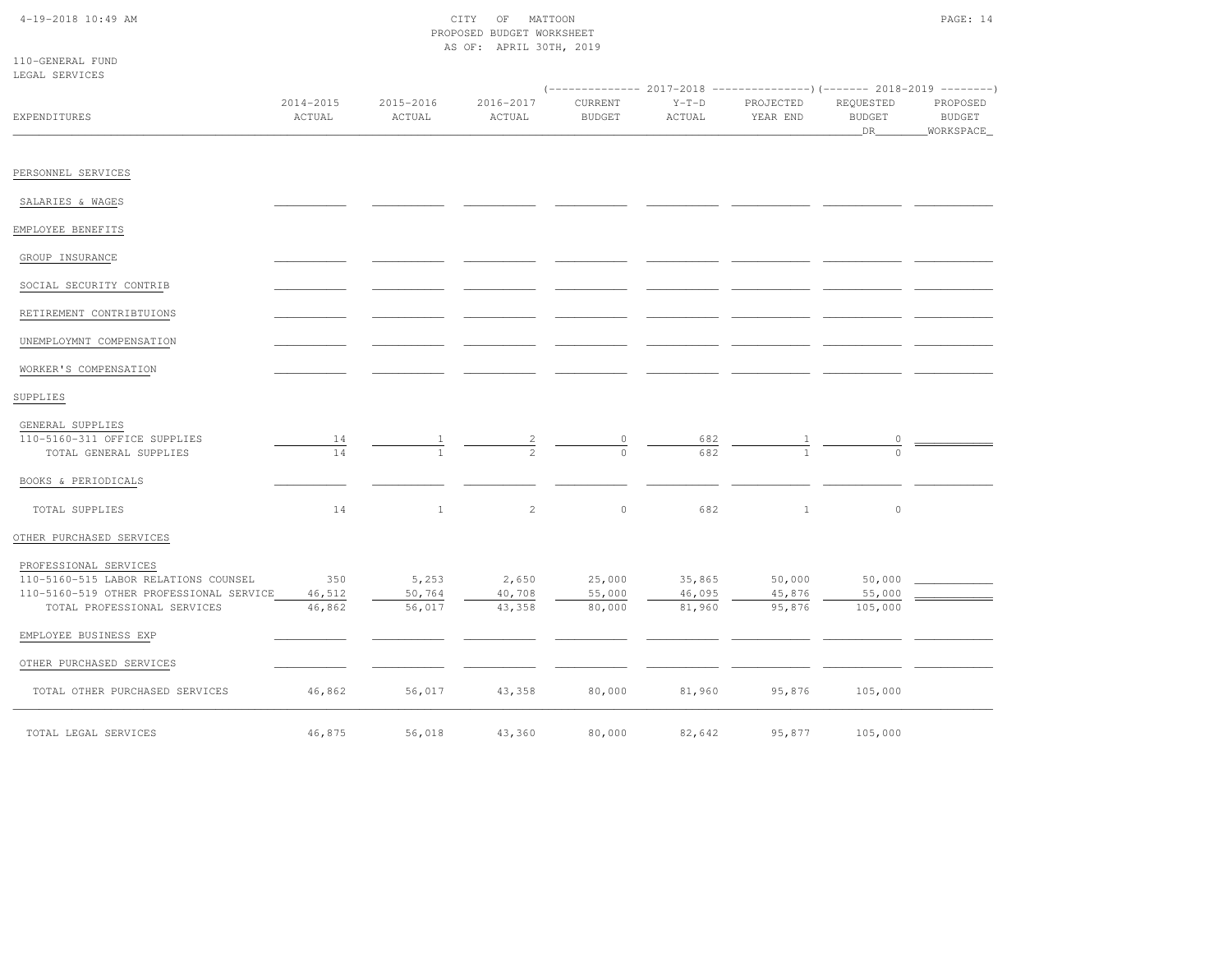CITY OF MATTOON
PROPOSED BUDGET WORKSHEET
AS OF: APRIL 30TH, 2019

110-GENERAL FUND
LEGAL SERVICES

| EXPENDITURES | 2014-2015 ACTUAL | 2015-2016 ACTUAL | 2016-2017 ACTUAL | 2017-2018 CURRENT BUDGET | 2017-2018 Y-T-D ACTUAL | 2017-2018 PROJECTED YEAR END | 2018-2019 REQUESTED BUDGET DR | 2018-2019 PROPOSED BUDGET WORKSPACE |
|---|---|---|---|---|---|---|---|---|
| PERSONNEL SERVICES | | | | | | | | |
| SALARIES & WAGES | | | | | | | | |
| EMPLOYEE BENEFITS | | | | | | | | |
| GROUP INSURANCE | | | | | | | | |
| SOCIAL SECURITY CONTRIB | | | | | | | | |
| RETIREMENT CONTRIBTUIONS | | | | | | | | |
| UNEMPLOYMNT COMPENSATION | | | | | | | | |
| WORKER'S COMPENSATION | | | | | | | | |
| SUPPLIES | | | | | | | | |
| GENERAL SUPPLIES | | | | | | | | |
| 110-5160-311 OFFICE SUPPLIES | 14 | 1 | 2 | 0 | 682 | 1 | 0 | |
| TOTAL GENERAL SUPPLIES | 14 | 1 | 2 | 0 | 682 | 1 | 0 | |
| BOOKS & PERIODICALS | | | | | | | | |
| TOTAL SUPPLIES | 14 | 1 | 2 | 0 | 682 | 1 | 0 | |
| OTHER PURCHASED SERVICES | | | | | | | | |
| PROFESSIONAL SERVICES | | | | | | | | |
| 110-5160-515 LABOR RELATIONS COUNSEL | 350 | 5,253 | 2,650 | 25,000 | 35,865 | 50,000 | 50,000 | |
| 110-5160-519 OTHER PROFESSIONAL SERVICE | 46,512 | 50,764 | 40,708 | 55,000 | 46,095 | 45,876 | 55,000 | |
| TOTAL PROFESSIONAL SERVICES | 46,862 | 56,017 | 43,358 | 80,000 | 81,960 | 95,876 | 105,000 | |
| EMPLOYEE BUSINESS EXP | | | | | | | | |
| OTHER PURCHASED SERVICES | | | | | | | | |
| TOTAL OTHER PURCHASED SERVICES | 46,862 | 56,017 | 43,358 | 80,000 | 81,960 | 95,876 | 105,000 | |
| TOTAL LEGAL SERVICES | 46,875 | 56,018 | 43,360 | 80,000 | 82,642 | 95,877 | 105,000 | |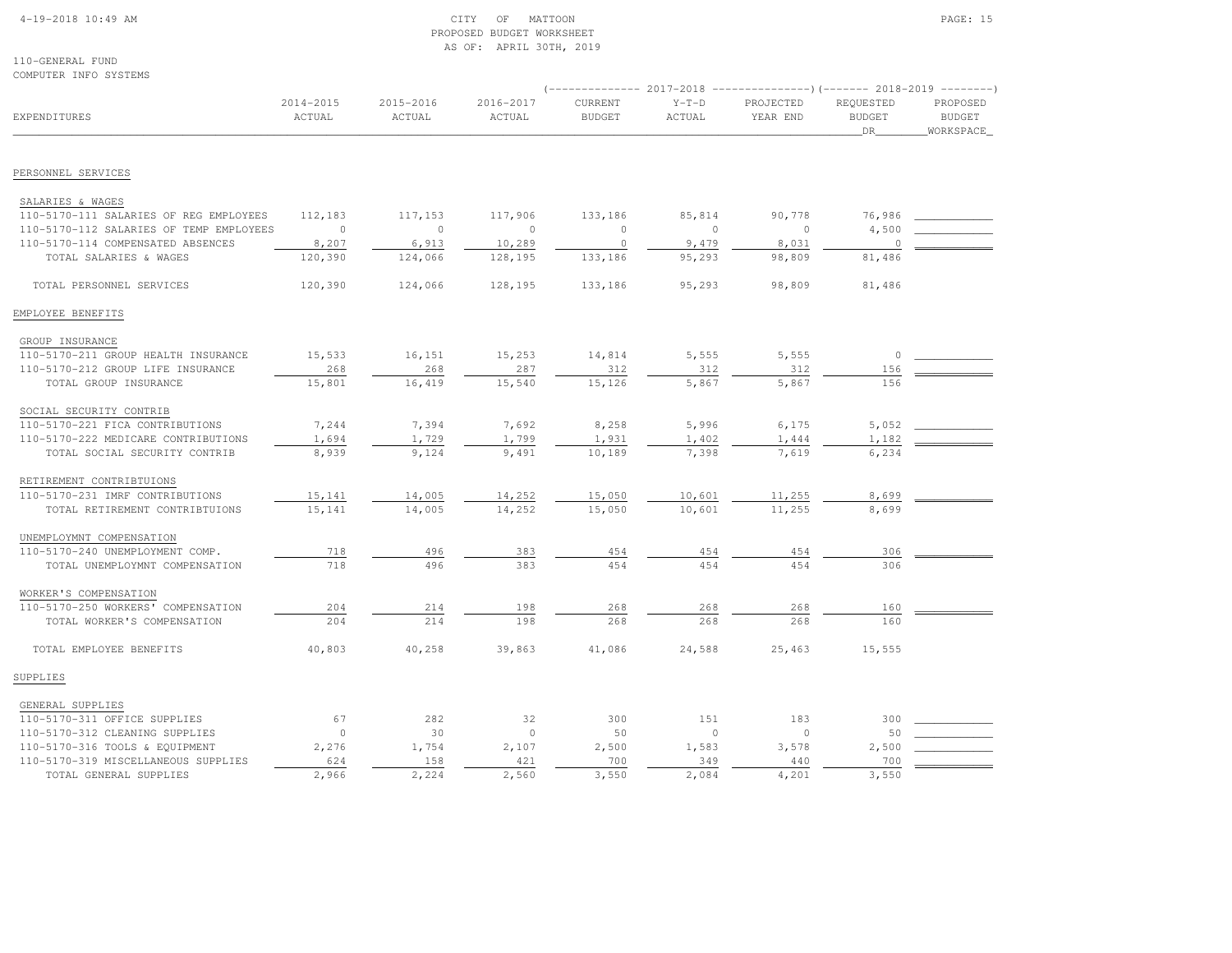CITY OF MATTOON
PROPOSED BUDGET WORKSHEET
AS OF: APRIL 30TH, 2019

110-GENERAL FUND
COMPUTER INFO SYSTEMS

| EXPENDITURES | 2014-2015 ACTUAL | 2015-2016 ACTUAL | 2016-2017 ACTUAL | 2017-2018 CURRENT BUDGET | 2017-2018 Y-T-D ACTUAL | 2017-2018 PROJECTED YEAR END | 2018-2019 REQUESTED BUDGET DR | 2018-2019 PROPOSED BUDGET WORKSPACE |
|---|---|---|---|---|---|---|---|---|
| **PERSONNEL SERVICES** | | | | | | | | |
| SALARIES & WAGES | | | | | | | | |
| 110-5170-111 SALARIES OF REG EMPLOYEES | 112,183 | 117,153 | 117,906 | 133,186 | 85,814 | 90,778 | 76,986 | |
| 110-5170-112 SALARIES OF TEMP EMPLOYEES | 0 | 0 | 0 | 0 | 0 | 0 | 4,500 | |
| 110-5170-114 COMPENSATED ABSENCES | 8,207 | 6,913 | 10,289 | 0 | 9,479 | 8,031 | 0 | |
| TOTAL SALARIES & WAGES | 120,390 | 124,066 | 128,195 | 133,186 | 95,293 | 98,809 | 81,486 | |
| TOTAL PERSONNEL SERVICES | 120,390 | 124,066 | 128,195 | 133,186 | 95,293 | 98,809 | 81,486 | |
| **EMPLOYEE BENEFITS** | | | | | | | | |
| GROUP INSURANCE | | | | | | | | |
| 110-5170-211 GROUP HEALTH INSURANCE | 15,533 | 16,151 | 15,253 | 14,814 | 5,555 | 5,555 | 0 | |
| 110-5170-212 GROUP LIFE INSURANCE | 268 | 268 | 287 | 312 | 312 | 312 | 156 | |
| TOTAL GROUP INSURANCE | 15,801 | 16,419 | 15,540 | 15,126 | 5,867 | 5,867 | 156 | |
| SOCIAL SECURITY CONTRIB | | | | | | | | |
| 110-5170-221 FICA CONTRIBUTIONS | 7,244 | 7,394 | 7,692 | 8,258 | 5,996 | 6,175 | 5,052 | |
| 110-5170-222 MEDICARE CONTRIBUTIONS | 1,694 | 1,729 | 1,799 | 1,931 | 1,402 | 1,444 | 1,182 | |
| TOTAL SOCIAL SECURITY CONTRIB | 8,939 | 9,124 | 9,491 | 10,189 | 7,398 | 7,619 | 6,234 | |
| RETIREMENT CONTRIBTUIONS | | | | | | | | |
| 110-5170-231 IMRF CONTRIBUTIONS | 15,141 | 14,005 | 14,252 | 15,050 | 10,601 | 11,255 | 8,699 | |
| TOTAL RETIREMENT CONTRIBTUIONS | 15,141 | 14,005 | 14,252 | 15,050 | 10,601 | 11,255 | 8,699 | |
| UNEMPLOYMNT COMPENSATION | | | | | | | | |
| 110-5170-240 UNEMPLOYMENT COMP. | 718 | 496 | 383 | 454 | 454 | 454 | 306 | |
| TOTAL UNEMPLOYMNT COMPENSATION | 718 | 496 | 383 | 454 | 454 | 454 | 306 | |
| WORKER'S COMPENSATION | | | | | | | | |
| 110-5170-250 WORKERS' COMPENSATION | 204 | 214 | 198 | 268 | 268 | 268 | 160 | |
| TOTAL WORKER'S COMPENSATION | 204 | 214 | 198 | 268 | 268 | 268 | 160 | |
| TOTAL EMPLOYEE BENEFITS | 40,803 | 40,258 | 39,863 | 41,086 | 24,588 | 25,463 | 15,555 | |
| **SUPPLIES** | | | | | | | | |
| GENERAL SUPPLIES | | | | | | | | |
| 110-5170-311 OFFICE SUPPLIES | 67 | 282 | 32 | 300 | 151 | 183 | 300 | |
| 110-5170-312 CLEANING SUPPLIES | 0 | 30 | 0 | 50 | 0 | 0 | 50 | |
| 110-5170-316 TOOLS & EQUIPMENT | 2,276 | 1,754 | 2,107 | 2,500 | 1,583 | 3,578 | 2,500 | |
| 110-5170-319 MISCELLANEOUS SUPPLIES | 624 | 158 | 421 | 700 | 349 | 440 | 700 | |
| TOTAL GENERAL SUPPLIES | 2,966 | 2,224 | 2,560 | 3,550 | 2,084 | 4,201 | 3,550 | |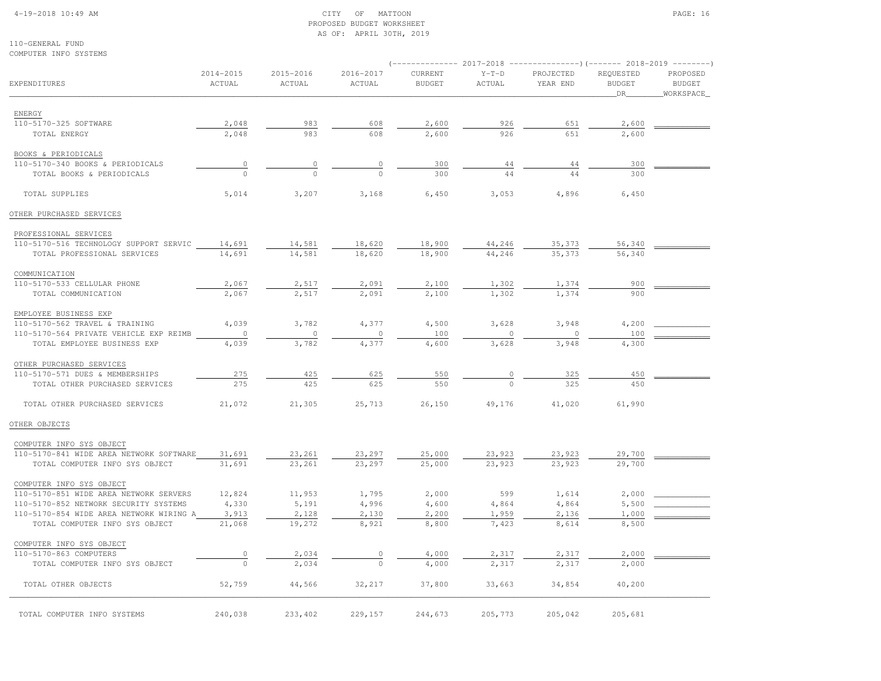CITY OF MATTOON
PROPOSED BUDGET WORKSHEET
AS OF: APRIL 30TH, 2019

110-GENERAL FUND
COMPUTER INFO SYSTEMS

| EXPENDITURES | 2014-2015 ACTUAL | 2015-2016 ACTUAL | 2016-2017 ACTUAL | 2017-2018 CURRENT BUDGET | 2017-2018 Y-T-D ACTUAL | 2017-2018 PROJECTED YEAR END | 2018-2019 REQUESTED BUDGET DR | 2018-2019 PROPOSED BUDGET WORKSPACE |
|---|---|---|---|---|---|---|---|---|
| ENERGY | | | | | | | | |
| 110-5170-325 SOFTWARE | 2,048 | 983 | 608 | 2,600 | 926 | 651 | 2,600 | |
| TOTAL ENERGY | 2,048 | 983 | 608 | 2,600 | 926 | 651 | 2,600 | |
| BOOKS & PERIODICALS | | | | | | | | |
| 110-5170-340 BOOKS & PERIODICALS | 0 | 0 | 0 | 300 | 44 | 44 | 300 | |
| TOTAL BOOKS & PERIODICALS | 0 | 0 | 0 | 300 | 44 | 44 | 300 | |
| TOTAL SUPPLIES | 5,014 | 3,207 | 3,168 | 6,450 | 3,053 | 4,896 | 6,450 | |
| OTHER PURCHASED SERVICES | | | | | | | | |
| PROFESSIONAL SERVICES | | | | | | | | |
| 110-5170-516 TECHNOLOGY SUPPORT SERVIC | 14,691 | 14,581 | 18,620 | 18,900 | 44,246 | 35,373 | 56,340 | |
| TOTAL PROFESSIONAL SERVICES | 14,691 | 14,581 | 18,620 | 18,900 | 44,246 | 35,373 | 56,340 | |
| COMMUNICATION | | | | | | | | |
| 110-5170-533 CELLULAR PHONE | 2,067 | 2,517 | 2,091 | 2,100 | 1,302 | 1,374 | 900 | |
| TOTAL COMMUNICATION | 2,067 | 2,517 | 2,091 | 2,100 | 1,302 | 1,374 | 900 | |
| EMPLOYEE BUSINESS EXP | | | | | | | | |
| 110-5170-562 TRAVEL & TRAINING | 4,039 | 3,782 | 4,377 | 4,500 | 3,628 | 3,948 | 4,200 | |
| 110-5170-564 PRIVATE VEHICLE EXP REIMB | 0 | 0 | 0 | 100 | 0 | 0 | 100 | |
| TOTAL EMPLOYEE BUSINESS EXP | 4,039 | 3,782 | 4,377 | 4,600 | 3,628 | 3,948 | 4,300 | |
| OTHER PURCHASED SERVICES | | | | | | | | |
| 110-5170-571 DUES & MEMBERSHIPS | 275 | 425 | 625 | 550 | 0 | 325 | 450 | |
| TOTAL OTHER PURCHASED SERVICES | 275 | 425 | 625 | 550 | 0 | 325 | 450 | |
| TOTAL OTHER PURCHASED SERVICES | 21,072 | 21,305 | 25,713 | 26,150 | 49,176 | 41,020 | 61,990 | |
| OTHER OBJECTS | | | | | | | | |
| COMPUTER INFO SYS OBJECT | | | | | | | | |
| 110-5170-841 WIDE AREA NETWORK SOFTWARE | 31,691 | 23,261 | 23,297 | 25,000 | 23,923 | 23,923 | 29,700 | |
| TOTAL COMPUTER INFO SYS OBJECT | 31,691 | 23,261 | 23,297 | 25,000 | 23,923 | 23,923 | 29,700 | |
| COMPUTER INFO SYS OBJECT | | | | | | | | |
| 110-5170-851 WIDE AREA NETWORK SERVERS | 12,824 | 11,953 | 1,795 | 2,000 | 599 | 1,614 | 2,000 | |
| 110-5170-852 NETWORK SECURITY SYSTEMS | 4,330 | 5,191 | 4,996 | 4,600 | 4,864 | 4,864 | 5,500 | |
| 110-5170-854 WIDE AREA NETWORK WIRING A | 3,913 | 2,128 | 2,130 | 2,200 | 1,959 | 2,136 | 1,000 | |
| TOTAL COMPUTER INFO SYS OBJECT | 21,068 | 19,272 | 8,921 | 8,800 | 7,423 | 8,614 | 8,500 | |
| COMPUTER INFO SYS OBJECT | | | | | | | | |
| 110-5170-863 COMPUTERS | 0 | 2,034 | 0 | 4,000 | 2,317 | 2,317 | 2,000 | |
| TOTAL COMPUTER INFO SYS OBJECT | 0 | 2,034 | 0 | 4,000 | 2,317 | 2,317 | 2,000 | |
| TOTAL OTHER OBJECTS | 52,759 | 44,566 | 32,217 | 37,800 | 33,663 | 34,854 | 40,200 | |
| TOTAL COMPUTER INFO SYSTEMS | 240,038 | 233,402 | 229,157 | 244,673 | 205,773 | 205,042 | 205,681 | |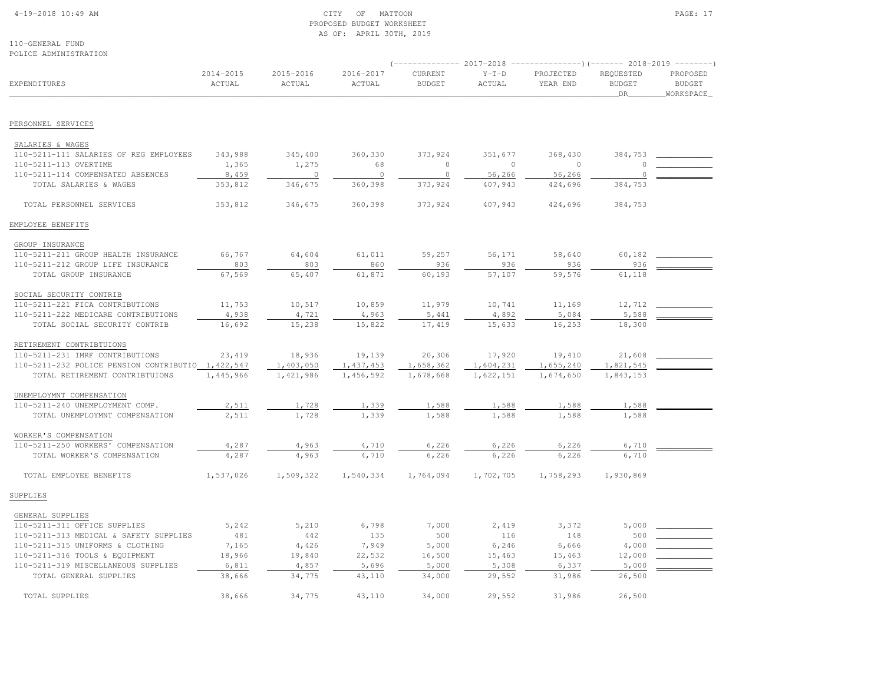CITY OF MATTOON
PROPOSED BUDGET WORKSHEET
AS OF: APRIL 30TH, 2019

110-GENERAL FUND
POLICE ADMINISTRATION

| EXPENDITURES | 2014-2015 ACTUAL | 2015-2016 ACTUAL | 2016-2017 ACTUAL | 2017-2018 CURRENT BUDGET | 2017-2018 Y-T-D ACTUAL | 2017-2018 PROJECTED YEAR END | 2018-2019 REQUESTED BUDGET DR | 2018-2019 PROPOSED BUDGET WORKSPACE |
|---|---|---|---|---|---|---|---|---|
| PERSONNEL SERVICES | | | | | | | | |
| SALARIES & WAGES | | | | | | | | |
| 110-5211-111 SALARIES OF REG EMPLOYEES | 343,988 | 345,400 | 360,330 | 373,924 | 351,677 | 368,430 | 384,753 | |
| 110-5211-113 OVERTIME | 1,365 | 1,275 | 68 | 0 | 0 | 0 | 0 | |
| 110-5211-114 COMPENSATED ABSENCES | 8,459 | 0 | 0 | 0 | 56,266 | 56,266 | 0 | |
| TOTAL SALARIES & WAGES | 353,812 | 346,675 | 360,398 | 373,924 | 407,943 | 424,696 | 384,753 | |
| TOTAL PERSONNEL SERVICES | 353,812 | 346,675 | 360,398 | 373,924 | 407,943 | 424,696 | 384,753 | |
| EMPLOYEE BENEFITS | | | | | | | | |
| GROUP INSURANCE | | | | | | | | |
| 110-5211-211 GROUP HEALTH INSURANCE | 66,767 | 64,604 | 61,011 | 59,257 | 56,171 | 58,640 | 60,182 | |
| 110-5211-212 GROUP LIFE INSURANCE | 803 | 803 | 860 | 936 | 936 | 936 | 936 | |
| TOTAL GROUP INSURANCE | 67,569 | 65,407 | 61,871 | 60,193 | 57,107 | 59,576 | 61,118 | |
| SOCIAL SECURITY CONTRIB | | | | | | | | |
| 110-5211-221 FICA CONTRIBUTIONS | 11,753 | 10,517 | 10,859 | 11,979 | 10,741 | 11,169 | 12,712 | |
| 110-5211-222 MEDICARE CONTRIBUTIONS | 4,938 | 4,721 | 4,963 | 5,441 | 4,892 | 5,084 | 5,588 | |
| TOTAL SOCIAL SECURITY CONTRIB | 16,692 | 15,238 | 15,822 | 17,419 | 15,633 | 16,253 | 18,300 | |
| RETIREMENT CONTRIBTUIONS | | | | | | | | |
| 110-5211-231 IMRF CONTRIBUTIONS | 23,419 | 18,936 | 19,139 | 20,306 | 17,920 | 19,410 | 21,608 | |
| 110-5211-232 POLICE PENSION CONTRIBUTIO | 1,422,547 | 1,403,050 | 1,437,453 | 1,658,362 | 1,604,231 | 1,655,240 | 1,821,545 | |
| TOTAL RETIREMENT CONTRIBTUIONS | 1,445,966 | 1,421,986 | 1,456,592 | 1,678,668 | 1,622,151 | 1,674,650 | 1,843,153 | |
| UNEMPLOYMNT COMPENSATION | | | | | | | | |
| 110-5211-240 UNEMPLOYMENT COMP. | 2,511 | 1,728 | 1,339 | 1,588 | 1,588 | 1,588 | 1,588 | |
| TOTAL UNEMPLOYMNT COMPENSATION | 2,511 | 1,728 | 1,339 | 1,588 | 1,588 | 1,588 | 1,588 | |
| WORKER'S COMPENSATION | | | | | | | | |
| 110-5211-250 WORKERS' COMPENSATION | 4,287 | 4,963 | 4,710 | 6,226 | 6,226 | 6,226 | 6,710 | |
| TOTAL WORKER'S COMPENSATION | 4,287 | 4,963 | 4,710 | 6,226 | 6,226 | 6,226 | 6,710 | |
| TOTAL EMPLOYEE BENEFITS | 1,537,026 | 1,509,322 | 1,540,334 | 1,764,094 | 1,702,705 | 1,758,293 | 1,930,869 | |
| SUPPLIES | | | | | | | | |
| GENERAL SUPPLIES | | | | | | | | |
| 110-5211-311 OFFICE SUPPLIES | 5,242 | 5,210 | 6,798 | 7,000 | 2,419 | 3,372 | 5,000 | |
| 110-5211-313 MEDICAL & SAFETY SUPPLIES | 481 | 442 | 135 | 500 | 116 | 148 | 500 | |
| 110-5211-315 UNIFORMS & CLOTHING | 7,165 | 4,426 | 7,949 | 5,000 | 6,246 | 6,666 | 4,000 | |
| 110-5211-316 TOOLS & EQUIPMENT | 18,966 | 19,840 | 22,532 | 16,500 | 15,463 | 15,463 | 12,000 | |
| 110-5211-319 MISCELLANEOUS SUPPLIES | 6,811 | 4,857 | 5,696 | 5,000 | 5,308 | 6,337 | 5,000 | |
| TOTAL GENERAL SUPPLIES | 38,666 | 34,775 | 43,110 | 34,000 | 29,552 | 31,986 | 26,500 | |
| TOTAL SUPPLIES | 38,666 | 34,775 | 43,110 | 34,000 | 29,552 | 31,986 | 26,500 | |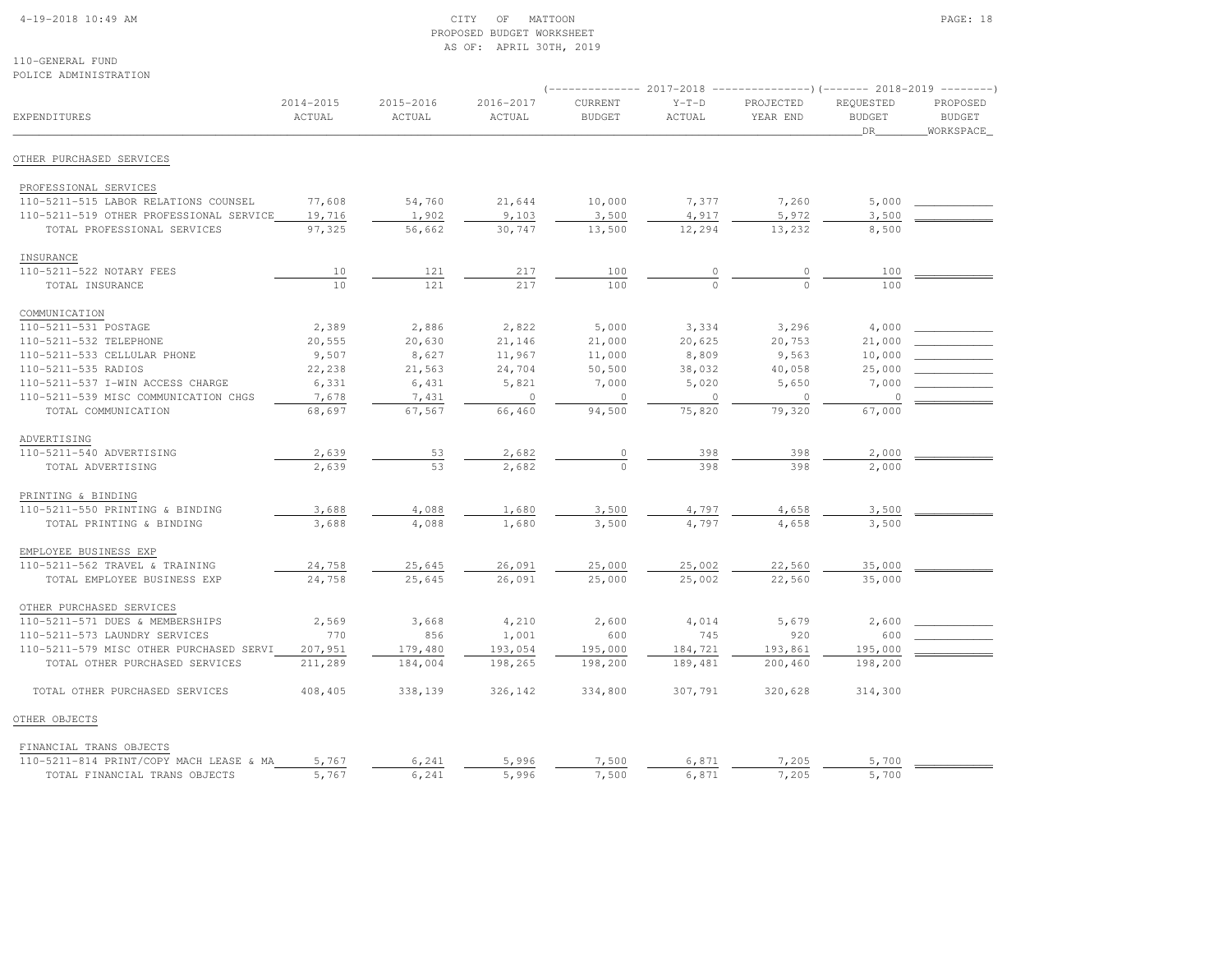CITY OF MATTOON
PROPOSED BUDGET WORKSHEET
AS OF: APRIL 30TH, 2019

110-GENERAL FUND
POLICE ADMINISTRATION

| EXPENDITURES | 2014-2015 ACTUAL | 2015-2016 ACTUAL | 2016-2017 ACTUAL | 2017-2018 CURRENT BUDGET | 2017-2018 Y-T-D ACTUAL | 2017-2018 PROJECTED YEAR END | 2018-2019 REQUESTED BUDGET DR | 2018-2019 PROPOSED BUDGET WORKSPACE |
|---|---|---|---|---|---|---|---|---|
| **OTHER PURCHASED SERVICES** | | | | | | | | |
| PROFESSIONAL SERVICES | | | | | | | | |
| 110-5211-515 LABOR RELATIONS COUNSEL | 77,608 | 54,760 | 21,644 | 10,000 | 7,377 | 7,260 | 5,000 | |
| 110-5211-519 OTHER PROFESSIONAL SERVICE | 19,716 | 1,902 | 9,103 | 3,500 | 4,917 | 5,972 | 3,500 | |
| TOTAL PROFESSIONAL SERVICES | 97,325 | 56,662 | 30,747 | 13,500 | 12,294 | 13,232 | 8,500 | |
| INSURANCE | | | | | | | | |
| 110-5211-522 NOTARY FEES | 10 | 121 | 217 | 100 | 0 | 0 | 100 | |
| TOTAL INSURANCE | 10 | 121 | 217 | 100 | 0 | 0 | 100 | |
| COMMUNICATION | | | | | | | | |
| 110-5211-531 POSTAGE | 2,389 | 2,886 | 2,822 | 5,000 | 3,334 | 3,296 | 4,000 | |
| 110-5211-532 TELEPHONE | 20,555 | 20,630 | 21,146 | 21,000 | 20,625 | 20,753 | 21,000 | |
| 110-5211-533 CELLULAR PHONE | 9,507 | 8,627 | 11,967 | 11,000 | 8,809 | 9,563 | 10,000 | |
| 110-5211-535 RADIOS | 22,238 | 21,563 | 24,704 | 50,500 | 38,032 | 40,058 | 25,000 | |
| 110-5211-537 I-WIN ACCESS CHARGE | 6,331 | 6,431 | 5,821 | 7,000 | 5,020 | 5,650 | 7,000 | |
| 110-5211-539 MISC COMMUNICATION CHGS | 7,678 | 7,431 | 0 | 0 | 0 | 0 | 0 | |
| TOTAL COMMUNICATION | 68,697 | 67,567 | 66,460 | 94,500 | 75,820 | 79,320 | 67,000 | |
| ADVERTISING | | | | | | | | |
| 110-5211-540 ADVERTISING | 2,639 | 53 | 2,682 | 0 | 398 | 398 | 2,000 | |
| TOTAL ADVERTISING | 2,639 | 53 | 2,682 | 0 | 398 | 398 | 2,000 | |
| PRINTING & BINDING | | | | | | | | |
| 110-5211-550 PRINTING & BINDING | 3,688 | 4,088 | 1,680 | 3,500 | 4,797 | 4,658 | 3,500 | |
| TOTAL PRINTING & BINDING | 3,688 | 4,088 | 1,680 | 3,500 | 4,797 | 4,658 | 3,500 | |
| EMPLOYEE BUSINESS EXP | | | | | | | | |
| 110-5211-562 TRAVEL & TRAINING | 24,758 | 25,645 | 26,091 | 25,000 | 25,002 | 22,560 | 35,000 | |
| TOTAL EMPLOYEE BUSINESS EXP | 24,758 | 25,645 | 26,091 | 25,000 | 25,002 | 22,560 | 35,000 | |
| OTHER PURCHASED SERVICES | | | | | | | | |
| 110-5211-571 DUES & MEMBERSHIPS | 2,569 | 3,668 | 4,210 | 2,600 | 4,014 | 5,679 | 2,600 | |
| 110-5211-573 LAUNDRY SERVICES | 770 | 856 | 1,001 | 600 | 745 | 920 | 600 | |
| 110-5211-579 MISC OTHER PURCHASED SERVI | 207,951 | 179,480 | 193,054 | 195,000 | 184,721 | 193,861 | 195,000 | |
| TOTAL OTHER PURCHASED SERVICES | 211,289 | 184,004 | 198,265 | 198,200 | 189,481 | 200,460 | 198,200 | |
| TOTAL OTHER PURCHASED SERVICES | 408,405 | 338,139 | 326,142 | 334,800 | 307,791 | 320,628 | 314,300 | |
| **OTHER OBJECTS** | | | | | | | | |
| FINANCIAL TRANS OBJECTS | | | | | | | | |
| 110-5211-814 PRINT/COPY MACH LEASE & MA | 5,767 | 6,241 | 5,996 | 7,500 | 6,871 | 7,205 | 5,700 | |
| TOTAL FINANCIAL TRANS OBJECTS | 5,767 | 6,241 | 5,996 | 7,500 | 6,871 | 7,205 | 5,700 | |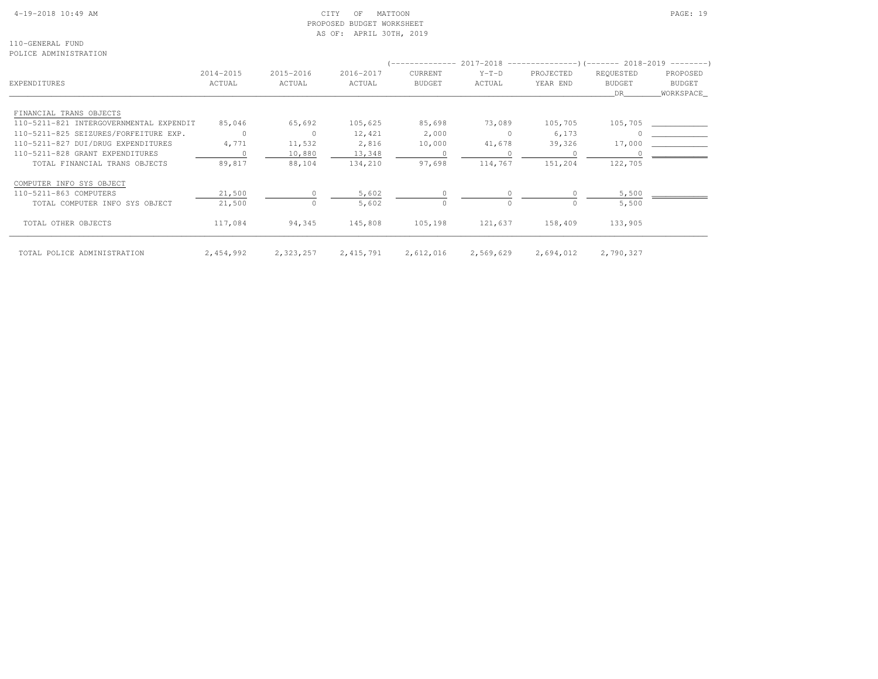CITY OF MATTOON
PROPOSED BUDGET WORKSHEET
AS OF: APRIL 30TH, 2019

110-GENERAL FUND
POLICE ADMINISTRATION

| EXPENDITURES | 2014-2015 ACTUAL | 2015-2016 ACTUAL | 2016-2017 ACTUAL | 2017-2018 CURRENT BUDGET | 2017-2018 Y-T-D ACTUAL | 2017-2018 PROJECTED YEAR END | 2018-2019 REQUESTED BUDGET DR | 2018-2019 PROPOSED BUDGET WORKSPACE |
|---|---|---|---|---|---|---|---|---|
| FINANCIAL TRANS OBJECTS | | | | | | | | |
| 110-5211-821 INTERGOVERNMENTAL EXPENDIT | 85,046 | 65,692 | 105,625 | 85,698 | 73,089 | 105,705 | 105,705 | |
| 110-5211-825 SEIZURES/FORFEITURE EXP. | 0 | 0 | 12,421 | 2,000 | 0 | 6,173 | 0 | |
| 110-5211-827 DUI/DRUG EXPENDITURES | 4,771 | 11,532 | 2,816 | 10,000 | 41,678 | 39,326 | 17,000 | |
| 110-5211-828 GRANT EXPENDITURES | 0 | 10,880 | 13,348 | 0 | 0 | 0 | 0 | |
| TOTAL FINANCIAL TRANS OBJECTS | 89,817 | 88,104 | 134,210 | 97,698 | 114,767 | 151,204 | 122,705 | |
| COMPUTER INFO SYS OBJECT | | | | | | | | |
| 110-5211-863 COMPUTERS | 21,500 | 0 | 5,602 | 0 | 0 | 0 | 5,500 | |
| TOTAL COMPUTER INFO SYS OBJECT | 21,500 | 0 | 5,602 | 0 | 0 | 0 | 5,500 | |
| TOTAL OTHER OBJECTS | 117,084 | 94,345 | 145,808 | 105,198 | 121,637 | 158,409 | 133,905 | |
| TOTAL POLICE ADMINISTRATION | 2,454,992 | 2,323,257 | 2,415,791 | 2,612,016 | 2,569,629 | 2,694,012 | 2,790,327 | |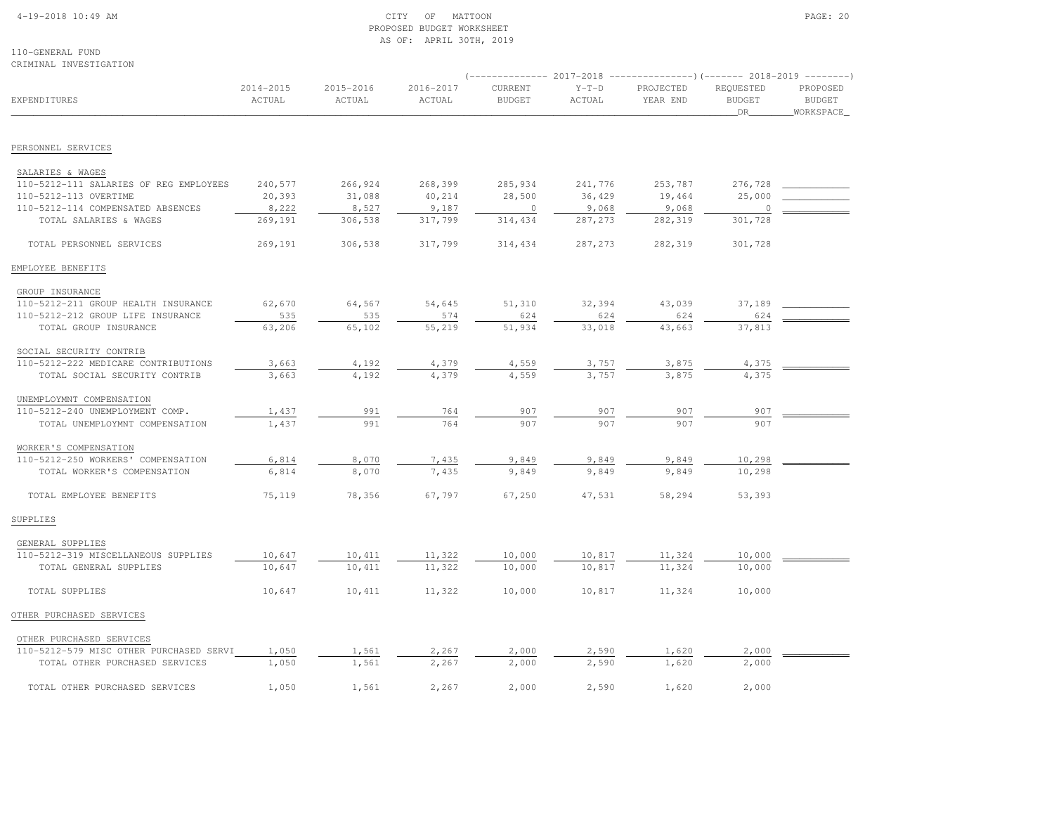CITY OF MATTOON
PROPOSED BUDGET WORKSHEET
AS OF: APRIL 30TH, 2019

110-GENERAL FUND
CRIMINAL INVESTIGATION

| EXPENDITURES | 2014-2015 ACTUAL | 2015-2016 ACTUAL | 2016-2017 ACTUAL | 2017-2018 CURRENT BUDGET | 2017-2018 Y-T-D ACTUAL | 2017-2018 PROJECTED YEAR END | 2018-2019 REQUESTED BUDGET DR | 2018-2019 PROPOSED BUDGET WORKSPACE |
|---|---|---|---|---|---|---|---|---|
| **PERSONNEL SERVICES** | | | | | | | | |
| SALARIES & WAGES | | | | | | | | |
| 110-5212-111 SALARIES OF REG EMPLOYEES | 240,577 | 266,924 | 268,399 | 285,934 | 241,776 | 253,787 | 276,728 | |
| 110-5212-113 OVERTIME | 20,393 | 31,088 | 40,214 | 28,500 | 36,429 | 19,464 | 25,000 | |
| 110-5212-114 COMPENSATED ABSENCES | 8,222 | 8,527 | 9,187 | 0 | 9,068 | 9,068 | 0 | |
| TOTAL SALARIES & WAGES | 269,191 | 306,538 | 317,799 | 314,434 | 287,273 | 282,319 | 301,728 | |
| TOTAL PERSONNEL SERVICES | 269,191 | 306,538 | 317,799 | 314,434 | 287,273 | 282,319 | 301,728 | |
| **EMPLOYEE BENEFITS** | | | | | | | | |
| GROUP INSURANCE | | | | | | | | |
| 110-5212-211 GROUP HEALTH INSURANCE | 62,670 | 64,567 | 54,645 | 51,310 | 32,394 | 43,039 | 37,189 | |
| 110-5212-212 GROUP LIFE INSURANCE | 535 | 535 | 574 | 624 | 624 | 624 | 624 | |
| TOTAL GROUP INSURANCE | 63,206 | 65,102 | 55,219 | 51,934 | 33,018 | 43,663 | 37,813 | |
| SOCIAL SECURITY CONTRIB | | | | | | | | |
| 110-5212-222 MEDICARE CONTRIBUTIONS | 3,663 | 4,192 | 4,379 | 4,559 | 3,757 | 3,875 | 4,375 | |
| TOTAL SOCIAL SECURITY CONTRIB | 3,663 | 4,192 | 4,379 | 4,559 | 3,757 | 3,875 | 4,375 | |
| UNEMPLOYMNT COMPENSATION | | | | | | | | |
| 110-5212-240 UNEMPLOYMENT COMP. | 1,437 | 991 | 764 | 907 | 907 | 907 | 907 | |
| TOTAL UNEMPLOYMNT COMPENSATION | 1,437 | 991 | 764 | 907 | 907 | 907 | 907 | |
| WORKER'S COMPENSATION | | | | | | | | |
| 110-5212-250 WORKERS' COMPENSATION | 6,814 | 8,070 | 7,435 | 9,849 | 9,849 | 9,849 | 10,298 | |
| TOTAL WORKER'S COMPENSATION | 6,814 | 8,070 | 7,435 | 9,849 | 9,849 | 9,849 | 10,298 | |
| TOTAL EMPLOYEE BENEFITS | 75,119 | 78,356 | 67,797 | 67,250 | 47,531 | 58,294 | 53,393 | |
| **SUPPLIES** | | | | | | | | |
| GENERAL SUPPLIES | | | | | | | | |
| 110-5212-319 MISCELLANEOUS SUPPLIES | 10,647 | 10,411 | 11,322 | 10,000 | 10,817 | 11,324 | 10,000 | |
| TOTAL GENERAL SUPPLIES | 10,647 | 10,411 | 11,322 | 10,000 | 10,817 | 11,324 | 10,000 | |
| TOTAL SUPPLIES | 10,647 | 10,411 | 11,322 | 10,000 | 10,817 | 11,324 | 10,000 | |
| **OTHER PURCHASED SERVICES** | | | | | | | | |
| OTHER PURCHASED SERVICES | | | | | | | | |
| 110-5212-579 MISC OTHER PURCHASED SERVI | 1,050 | 1,561 | 2,267 | 2,000 | 2,590 | 1,620 | 2,000 | |
| TOTAL OTHER PURCHASED SERVICES | 1,050 | 1,561 | 2,267 | 2,000 | 2,590 | 1,620 | 2,000 | |
| TOTAL OTHER PURCHASED SERVICES | 1,050 | 1,561 | 2,267 | 2,000 | 2,590 | 1,620 | 2,000 | |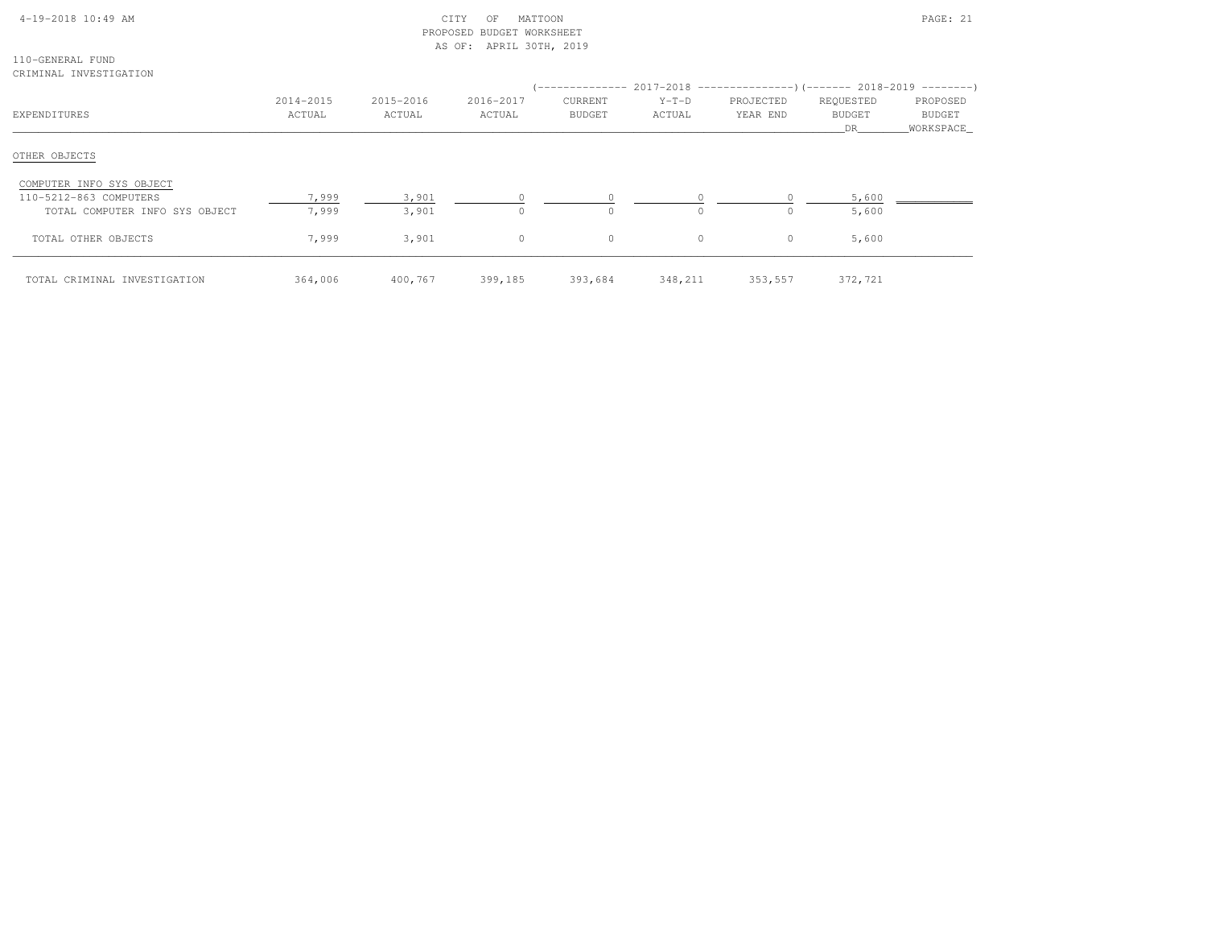CITY OF MATTOON
PROPOSED BUDGET WORKSHEET
AS OF: APRIL 30TH, 2019

110-GENERAL FUND
CRIMINAL INVESTIGATION

| EXPENDITURES | 2014-2015 ACTUAL | 2015-2016 ACTUAL | 2016-2017 ACTUAL | 2017-2018 CURRENT BUDGET | 2017-2018 Y-T-D ACTUAL | 2017-2018 PROJECTED YEAR END | 2018-2019 REQUESTED BUDGET DR | 2018-2019 PROPOSED BUDGET WORKSPACE |
|---|---|---|---|---|---|---|---|---|
| OTHER OBJECTS | | | | | | | | |
| COMPUTER INFO SYS OBJECT | | | | | | | | |
| 110-5212-863 COMPUTERS | 7,999 | 3,901 | 0 | 0 | 0 | 0 | 5,600 | |
| TOTAL COMPUTER INFO SYS OBJECT | 7,999 | 3,901 | 0 | 0 | 0 | 0 | 5,600 | |
| TOTAL OTHER OBJECTS | 7,999 | 3,901 | 0 | 0 | 0 | 0 | 5,600 | |
| TOTAL CRIMINAL INVESTIGATION | 364,006 | 400,767 | 399,185 | 393,684 | 348,211 | 353,557 | 372,721 | |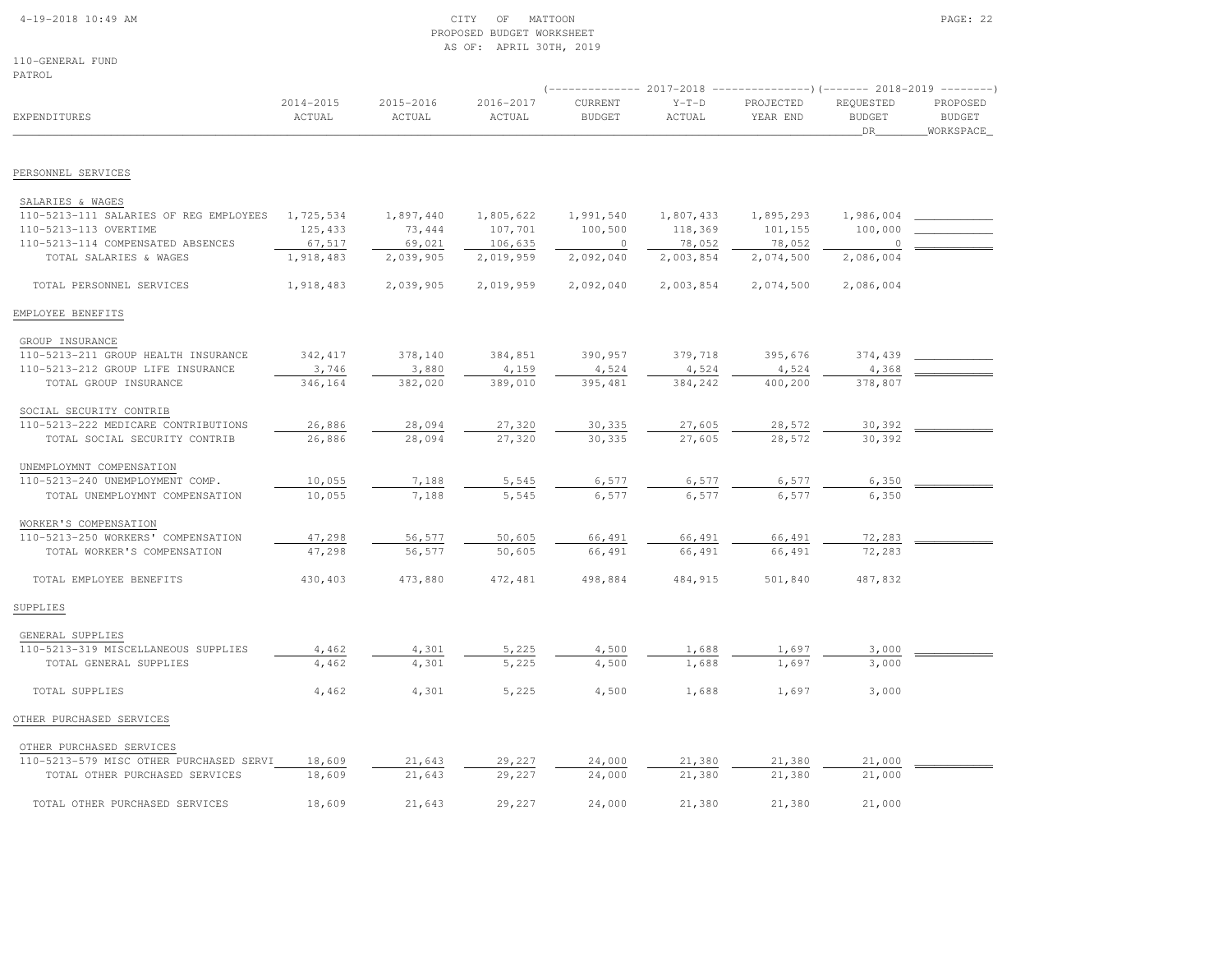CITY OF MATTOON
PROPOSED BUDGET WORKSHEET
AS OF: APRIL 30TH, 2019

110-GENERAL FUND
PATROL

| EXPENDITURES | 2014-2015 ACTUAL | 2015-2016 ACTUAL | 2016-2017 ACTUAL | 2017-2018 CURRENT BUDGET | 2017-2018 Y-T-D ACTUAL | 2017-2018 PROJECTED YEAR END | 2018-2019 REQUESTED BUDGET DR | 2018-2019 PROPOSED BUDGET WORKSPACE |
|---|---|---|---|---|---|---|---|---|
| **PERSONNEL SERVICES** | | | | | | | | |
| SALARIES & WAGES | | | | | | | | |
| 110-5213-111 SALARIES OF REG EMPLOYEES | 1,725,534 | 1,897,440 | 1,805,622 | 1,991,540 | 1,807,433 | 1,895,293 | 1,986,004 | |
| 110-5213-113 OVERTIME | 125,433 | 73,444 | 107,701 | 100,500 | 118,369 | 101,155 | 100,000 | |
| 110-5213-114 COMPENSATED ABSENCES | 67,517 | 69,021 | 106,635 | 0 | 78,052 | 78,052 | 0 | |
| TOTAL SALARIES & WAGES | 1,918,483 | 2,039,905 | 2,019,959 | 2,092,040 | 2,003,854 | 2,074,500 | 2,086,004 | |
| TOTAL PERSONNEL SERVICES | 1,918,483 | 2,039,905 | 2,019,959 | 2,092,040 | 2,003,854 | 2,074,500 | 2,086,004 | |
| **EMPLOYEE BENEFITS** | | | | | | | | |
| GROUP INSURANCE | | | | | | | | |
| 110-5213-211 GROUP HEALTH INSURANCE | 342,417 | 378,140 | 384,851 | 390,957 | 379,718 | 395,676 | 374,439 | |
| 110-5213-212 GROUP LIFE INSURANCE | 3,746 | 3,880 | 4,159 | 4,524 | 4,524 | 4,524 | 4,368 | |
| TOTAL GROUP INSURANCE | 346,164 | 382,020 | 389,010 | 395,481 | 384,242 | 400,200 | 378,807 | |
| SOCIAL SECURITY CONTRIB | | | | | | | | |
| 110-5213-222 MEDICARE CONTRIBUTIONS | 26,886 | 28,094 | 27,320 | 30,335 | 27,605 | 28,572 | 30,392 | |
| TOTAL SOCIAL SECURITY CONTRIB | 26,886 | 28,094 | 27,320 | 30,335 | 27,605 | 28,572 | 30,392 | |
| UNEMPLOYMNT COMPENSATION | | | | | | | | |
| 110-5213-240 UNEMPLOYMENT COMP. | 10,055 | 7,188 | 5,545 | 6,577 | 6,577 | 6,577 | 6,350 | |
| TOTAL UNEMPLOYMNT COMPENSATION | 10,055 | 7,188 | 5,545 | 6,577 | 6,577 | 6,577 | 6,350 | |
| WORKER'S COMPENSATION | | | | | | | | |
| 110-5213-250 WORKERS' COMPENSATION | 47,298 | 56,577 | 50,605 | 66,491 | 66,491 | 66,491 | 72,283 | |
| TOTAL WORKER'S COMPENSATION | 47,298 | 56,577 | 50,605 | 66,491 | 66,491 | 66,491 | 72,283 | |
| TOTAL EMPLOYEE BENEFITS | 430,403 | 473,880 | 472,481 | 498,884 | 484,915 | 501,840 | 487,832 | |
| **SUPPLIES** | | | | | | | | |
| GENERAL SUPPLIES | | | | | | | | |
| 110-5213-319 MISCELLANEOUS SUPPLIES | 4,462 | 4,301 | 5,225 | 4,500 | 1,688 | 1,697 | 3,000 | |
| TOTAL GENERAL SUPPLIES | 4,462 | 4,301 | 5,225 | 4,500 | 1,688 | 1,697 | 3,000 | |
| TOTAL SUPPLIES | 4,462 | 4,301 | 5,225 | 4,500 | 1,688 | 1,697 | 3,000 | |
| **OTHER PURCHASED SERVICES** | | | | | | | | |
| OTHER PURCHASED SERVICES | | | | | | | | |
| 110-5213-579 MISC OTHER PURCHASED SERVI | 18,609 | 21,643 | 29,227 | 24,000 | 21,380 | 21,380 | 21,000 | |
| TOTAL OTHER PURCHASED SERVICES | 18,609 | 21,643 | 29,227 | 24,000 | 21,380 | 21,380 | 21,000 | |
| TOTAL OTHER PURCHASED SERVICES | 18,609 | 21,643 | 29,227 | 24,000 | 21,380 | 21,380 | 21,000 | |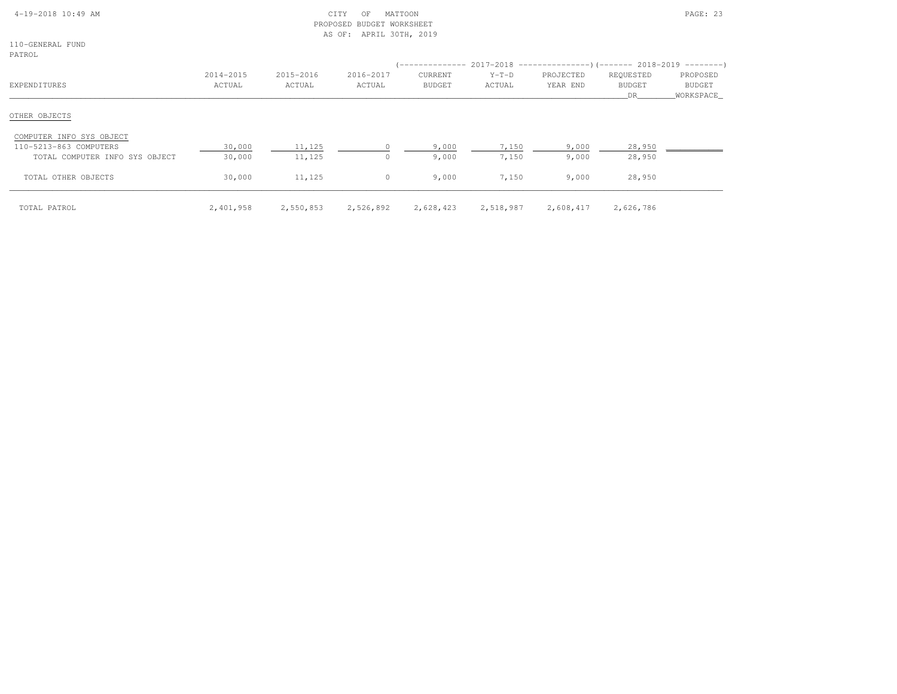CITY OF MATTOON
PROPOSED BUDGET WORKSHEET
AS OF: APRIL 30TH, 2019

110-GENERAL FUND
PATROL

| EXPENDITURES | 2014-2015 ACTUAL | 2015-2016 ACTUAL | 2016-2017 ACTUAL | 2017-2018 CURRENT BUDGET | 2017-2018 Y-T-D ACTUAL | 2017-2018 PROJECTED YEAR END | 2018-2019 REQUESTED BUDGET DR | 2018-2019 PROPOSED BUDGET WORKSPACE |
|---|---|---|---|---|---|---|---|---|
| **OTHER OBJECTS** | | | | | | | | |
| COMPUTER INFO SYS OBJECT | | | | | | | | |
| 110-5213-863 COMPUTERS | 30,000 | 11,125 | 0 | 9,000 | 7,150 | 9,000 | 28,950 | |
| TOTAL COMPUTER INFO SYS OBJECT | 30,000 | 11,125 | 0 | 9,000 | 7,150 | 9,000 | 28,950 | |
| TOTAL OTHER OBJECTS | 30,000 | 11,125 | 0 | 9,000 | 7,150 | 9,000 | 28,950 | |
| TOTAL PATROL | 2,401,958 | 2,550,853 | 2,526,892 | 2,628,423 | 2,518,987 | 2,608,417 | 2,626,786 | |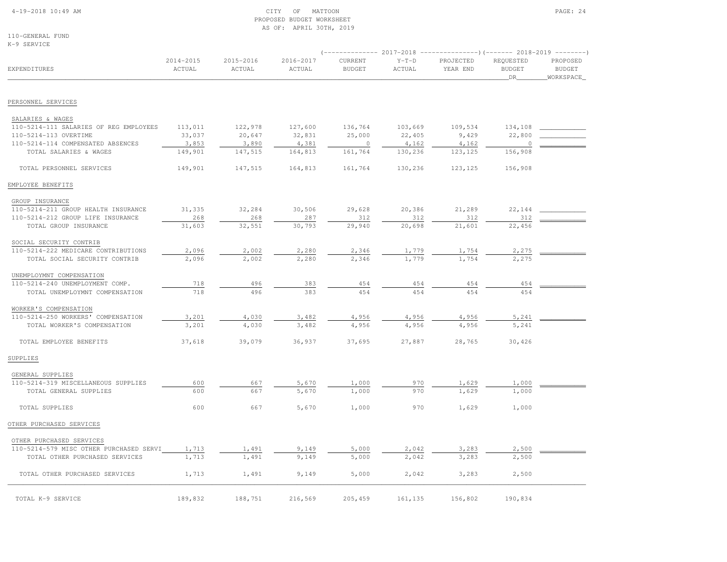CITY OF MATTOON
PROPOSED BUDGET WORKSHEET
AS OF: APRIL 30TH, 2019

110-GENERAL FUND
K-9 SERVICE

| EXPENDITURES | 2014-2015 ACTUAL | 2015-2016 ACTUAL | 2016-2017 ACTUAL | 2017-2018 CURRENT BUDGET | 2017-2018 Y-T-D ACTUAL | 2017-2018 PROJECTED YEAR END | 2018-2019 REQUESTED BUDGET DR | 2018-2019 PROPOSED BUDGET WORKSPACE |
|---|---|---|---|---|---|---|---|---|
| **PERSONNEL SERVICES** | | | | | | | | |
| SALARIES & WAGES | | | | | | | | |
| 110-5214-111 SALARIES OF REG EMPLOYEES | 113,011 | 122,978 | 127,600 | 136,764 | 103,669 | 109,534 | 134,108 | |
| 110-5214-113 OVERTIME | 33,037 | 20,647 | 32,831 | 25,000 | 22,405 | 9,429 | 22,800 | |
| 110-5214-114 COMPENSATED ABSENCES | 3,853 | 3,890 | 4,381 | 0 | 4,162 | 4,162 | 0 | |
| TOTAL SALARIES & WAGES | 149,901 | 147,515 | 164,813 | 161,764 | 130,236 | 123,125 | 156,908 | |
| TOTAL PERSONNEL SERVICES | 149,901 | 147,515 | 164,813 | 161,764 | 130,236 | 123,125 | 156,908 | |
| **EMPLOYEE BENEFITS** | | | | | | | | |
| GROUP INSURANCE | | | | | | | | |
| 110-5214-211 GROUP HEALTH INSURANCE | 31,335 | 32,284 | 30,506 | 29,628 | 20,386 | 21,289 | 22,144 | |
| 110-5214-212 GROUP LIFE INSURANCE | 268 | 268 | 287 | 312 | 312 | 312 | 312 | |
| TOTAL GROUP INSURANCE | 31,603 | 32,551 | 30,793 | 29,940 | 20,698 | 21,601 | 22,456 | |
| SOCIAL SECURITY CONTRIB | | | | | | | | |
| 110-5214-222 MEDICARE CONTRIBUTIONS | 2,096 | 2,002 | 2,280 | 2,346 | 1,779 | 1,754 | 2,275 | |
| TOTAL SOCIAL SECURITY CONTRIB | 2,096 | 2,002 | 2,280 | 2,346 | 1,779 | 1,754 | 2,275 | |
| UNEMPLOYMNT COMPENSATION | | | | | | | | |
| 110-5214-240 UNEMPLOYMENT COMP. | 718 | 496 | 383 | 454 | 454 | 454 | 454 | |
| TOTAL UNEMPLOYMNT COMPENSATION | 718 | 496 | 383 | 454 | 454 | 454 | 454 | |
| WORKER'S COMPENSATION | | | | | | | | |
| 110-5214-250 WORKERS' COMPENSATION | 3,201 | 4,030 | 3,482 | 4,956 | 4,956 | 4,956 | 5,241 | |
| TOTAL WORKER'S COMPENSATION | 3,201 | 4,030 | 3,482 | 4,956 | 4,956 | 4,956 | 5,241 | |
| TOTAL EMPLOYEE BENEFITS | 37,618 | 39,079 | 36,937 | 37,695 | 27,887 | 28,765 | 30,426 | |
| **SUPPLIES** | | | | | | | | |
| GENERAL SUPPLIES | | | | | | | | |
| 110-5214-319 MISCELLANEOUS SUPPLIES | 600 | 667 | 5,670 | 1,000 | 970 | 1,629 | 1,000 | |
| TOTAL GENERAL SUPPLIES | 600 | 667 | 5,670 | 1,000 | 970 | 1,629 | 1,000 | |
| TOTAL SUPPLIES | 600 | 667 | 5,670 | 1,000 | 970 | 1,629 | 1,000 | |
| **OTHER PURCHASED SERVICES** | | | | | | | | |
| OTHER PURCHASED SERVICES | | | | | | | | |
| 110-5214-579 MISC OTHER PURCHASED SERVI | 1,713 | 1,491 | 9,149 | 5,000 | 2,042 | 3,283 | 2,500 | |
| TOTAL OTHER PURCHASED SERVICES | 1,713 | 1,491 | 9,149 | 5,000 | 2,042 | 3,283 | 2,500 | |
| TOTAL OTHER PURCHASED SERVICES | 1,713 | 1,491 | 9,149 | 5,000 | 2,042 | 3,283 | 2,500 | |
| TOTAL K-9 SERVICE | 189,832 | 188,751 | 216,569 | 205,459 | 161,135 | 156,802 | 190,834 | |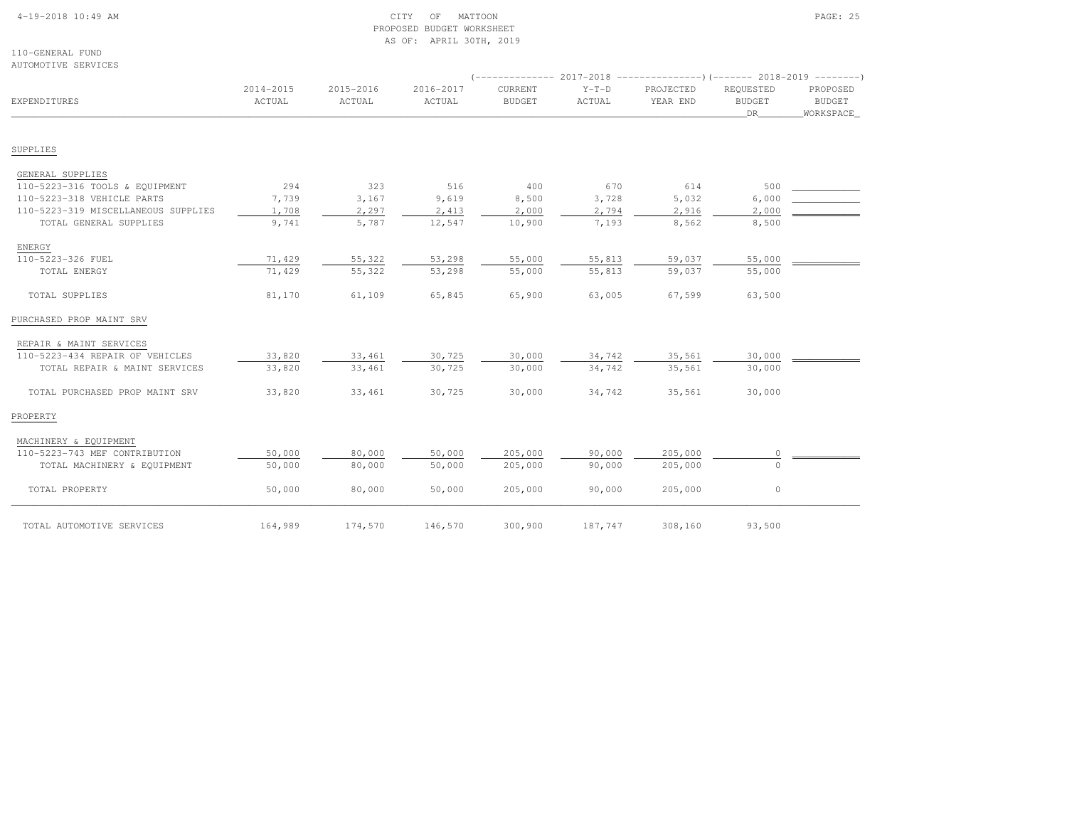CITY OF MATTOON
PROPOSED BUDGET WORKSHEET
AS OF: APRIL 30TH, 2019

110-GENERAL FUND
AUTOMOTIVE SERVICES

| EXPENDITURES | 2014-2015 ACTUAL | 2015-2016 ACTUAL | 2016-2017 ACTUAL | 2017-2018 CURRENT BUDGET | 2017-2018 Y-T-D ACTUAL | 2017-2018 PROJECTED YEAR END | 2018-2019 REQUESTED BUDGET DR | 2018-2019 PROPOSED BUDGET WORKSPACE |
|---|---|---|---|---|---|---|---|---|
| **SUPPLIES** | | | | | | | | |
| GENERAL SUPPLIES | | | | | | | | |
| 110-5223-316 TOOLS & EQUIPMENT | 294 | 323 | 516 | 400 | 670 | 614 | 500 | |
| 110-5223-318 VEHICLE PARTS | 7,739 | 3,167 | 9,619 | 8,500 | 3,728 | 5,032 | 6,000 | |
| 110-5223-319 MISCELLANEOUS SUPPLIES | 1,708 | 2,297 | 2,413 | 2,000 | 2,794 | 2,916 | 2,000 | |
| TOTAL GENERAL SUPPLIES | 9,741 | 5,787 | 12,547 | 10,900 | 7,193 | 8,562 | 8,500 | |
| ENERGY | | | | | | | | |
| 110-5223-326 FUEL | 71,429 | 55,322 | 53,298 | 55,000 | 55,813 | 59,037 | 55,000 | |
| TOTAL ENERGY | 71,429 | 55,322 | 53,298 | 55,000 | 55,813 | 59,037 | 55,000 | |
| TOTAL SUPPLIES | 81,170 | 61,109 | 65,845 | 65,900 | 63,005 | 67,599 | 63,500 | |
| **PURCHASED PROP MAINT SRV** | | | | | | | | |
| REPAIR & MAINT SERVICES | | | | | | | | |
| 110-5223-434 REPAIR OF VEHICLES | 33,820 | 33,461 | 30,725 | 30,000 | 34,742 | 35,561 | 30,000 | |
| TOTAL REPAIR & MAINT SERVICES | 33,820 | 33,461 | 30,725 | 30,000 | 34,742 | 35,561 | 30,000 | |
| TOTAL PURCHASED PROP MAINT SRV | 33,820 | 33,461 | 30,725 | 30,000 | 34,742 | 35,561 | 30,000 | |
| **PROPERTY** | | | | | | | | |
| MACHINERY & EQUIPMENT | | | | | | | | |
| 110-5223-743 MEF CONTRIBUTION | 50,000 | 80,000 | 50,000 | 205,000 | 90,000 | 205,000 | 0 | |
| TOTAL MACHINERY & EQUIPMENT | 50,000 | 80,000 | 50,000 | 205,000 | 90,000 | 205,000 | 0 | |
| TOTAL PROPERTY | 50,000 | 80,000 | 50,000 | 205,000 | 90,000 | 205,000 | 0 | |
| TOTAL AUTOMOTIVE SERVICES | 164,989 | 174,570 | 146,570 | 300,900 | 187,747 | 308,160 | 93,500 | |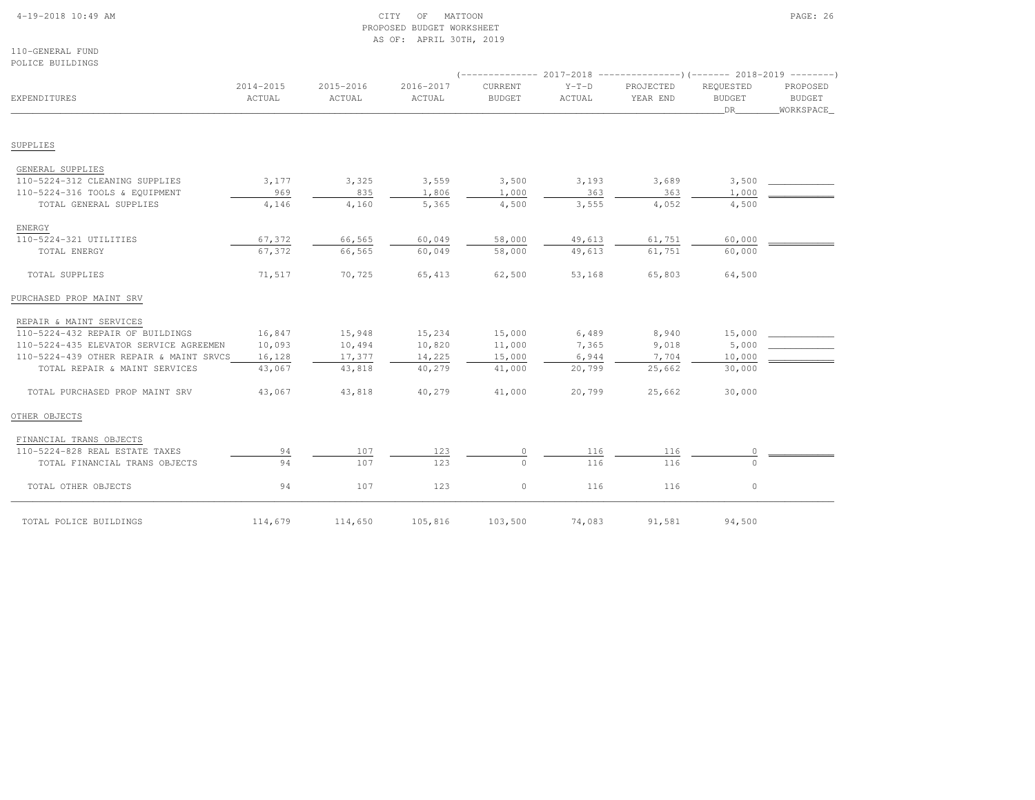CITY OF MATTOON
PROPOSED BUDGET WORKSHEET
AS OF: APRIL 30TH, 2019

110-GENERAL FUND
POLICE BUILDINGS

| EXPENDITURES | 2014-2015 ACTUAL | 2015-2016 ACTUAL | 2016-2017 ACTUAL | 2017-2018 CURRENT BUDGET | 2017-2018 Y-T-D ACTUAL | 2017-2018 PROJECTED YEAR END | 2018-2019 REQUESTED BUDGET DR | 2018-2019 PROPOSED BUDGET WORKSPACE |
|---|---|---|---|---|---|---|---|---|
| SUPPLIES | | | | | | | | |
| GENERAL SUPPLIES | | | | | | | | |
| 110-5224-312 CLEANING SUPPLIES | 3,177 | 3,325 | 3,559 | 3,500 | 3,193 | 3,689 | 3,500 | |
| 110-5224-316 TOOLS & EQUIPMENT | 969 | 835 | 1,806 | 1,000 | 363 | 363 | 1,000 | |
| TOTAL GENERAL SUPPLIES | 4,146 | 4,160 | 5,365 | 4,500 | 3,555 | 4,052 | 4,500 | |
| ENERGY | | | | | | | | |
| 110-5224-321 UTILITIES | 67,372 | 66,565 | 60,049 | 58,000 | 49,613 | 61,751 | 60,000 | |
| TOTAL ENERGY | 67,372 | 66,565 | 60,049 | 58,000 | 49,613 | 61,751 | 60,000 | |
| TOTAL SUPPLIES | 71,517 | 70,725 | 65,413 | 62,500 | 53,168 | 65,803 | 64,500 | |
| PURCHASED PROP MAINT SRV | | | | | | | | |
| REPAIR & MAINT SERVICES | | | | | | | | |
| 110-5224-432 REPAIR OF BUILDINGS | 16,847 | 15,948 | 15,234 | 15,000 | 6,489 | 8,940 | 15,000 | |
| 110-5224-435 ELEVATOR SERVICE AGREEMEN | 10,093 | 10,494 | 10,820 | 11,000 | 7,365 | 9,018 | 5,000 | |
| 110-5224-439 OTHER REPAIR & MAINT SRVCS | 16,128 | 17,377 | 14,225 | 15,000 | 6,944 | 7,704 | 10,000 | |
| TOTAL REPAIR & MAINT SERVICES | 43,067 | 43,818 | 40,279 | 41,000 | 20,799 | 25,662 | 30,000 | |
| TOTAL PURCHASED PROP MAINT SRV | 43,067 | 43,818 | 40,279 | 41,000 | 20,799 | 25,662 | 30,000 | |
| OTHER OBJECTS | | | | | | | | |
| FINANCIAL TRANS OBJECTS | | | | | | | | |
| 110-5224-828 REAL ESTATE TAXES | 94 | 107 | 123 | 0 | 116 | 116 | 0 | |
| TOTAL FINANCIAL TRANS OBJECTS | 94 | 107 | 123 | 0 | 116 | 116 | 0 | |
| TOTAL OTHER OBJECTS | 94 | 107 | 123 | 0 | 116 | 116 | 0 | |
| TOTAL POLICE BUILDINGS | 114,679 | 114,650 | 105,816 | 103,500 | 74,083 | 91,581 | 94,500 | |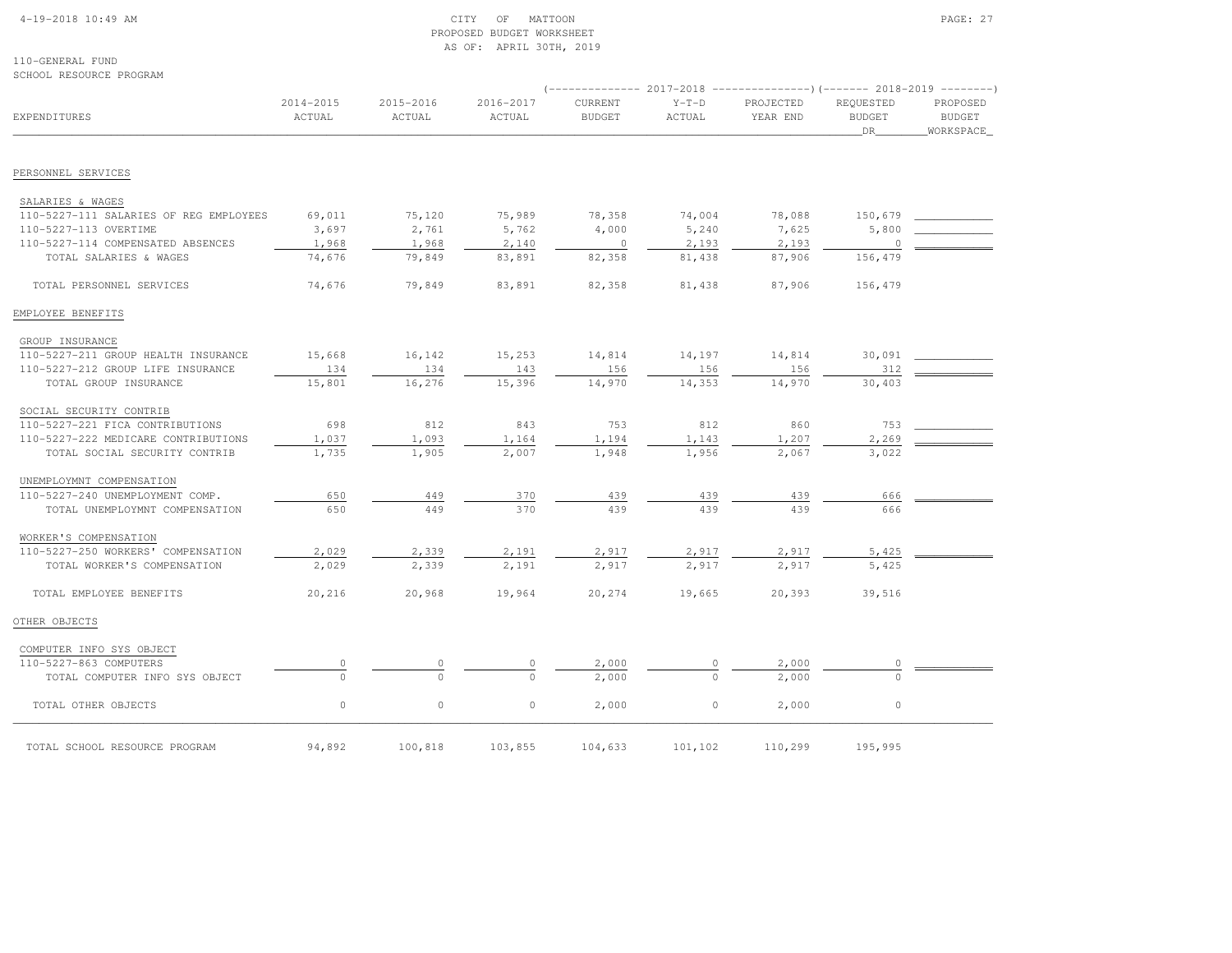CITY OF MATTOON
PROPOSED BUDGET WORKSHEET
AS OF: APRIL 30TH, 2019

110-GENERAL FUND
SCHOOL RESOURCE PROGRAM

| EXPENDITURES | 2014-2015 ACTUAL | 2015-2016 ACTUAL | 2016-2017 ACTUAL | 2017-2018 CURRENT BUDGET | 2017-2018 Y-T-D ACTUAL | 2017-2018 PROJECTED YEAR END | 2018-2019 REQUESTED BUDGET DR | 2018-2019 PROPOSED BUDGET WORKSPACE |
|---|---|---|---|---|---|---|---|---|
| **PERSONNEL SERVICES** | | | | | | | | |
| SALARIES & WAGES | | | | | | | | |
| 110-5227-111 SALARIES OF REG EMPLOYEES | 69,011 | 75,120 | 75,989 | 78,358 | 74,004 | 78,088 | 150,679 | |
| 110-5227-113 OVERTIME | 3,697 | 2,761 | 5,762 | 4,000 | 5,240 | 7,625 | 5,800 | |
| 110-5227-114 COMPENSATED ABSENCES | 1,968 | 1,968 | 2,140 | 0 | 2,193 | 2,193 | 0 | |
| TOTAL SALARIES & WAGES | 74,676 | 79,849 | 83,891 | 82,358 | 81,438 | 87,906 | 156,479 | |
| TOTAL PERSONNEL SERVICES | 74,676 | 79,849 | 83,891 | 82,358 | 81,438 | 87,906 | 156,479 | |
| **EMPLOYEE BENEFITS** | | | | | | | | |
| GROUP INSURANCE | | | | | | | | |
| 110-5227-211 GROUP HEALTH INSURANCE | 15,668 | 16,142 | 15,253 | 14,814 | 14,197 | 14,814 | 30,091 | |
| 110-5227-212 GROUP LIFE INSURANCE | 134 | 134 | 143 | 156 | 156 | 156 | 312 | |
| TOTAL GROUP INSURANCE | 15,801 | 16,276 | 15,396 | 14,970 | 14,353 | 14,970 | 30,403 | |
| SOCIAL SECURITY CONTRIB | | | | | | | | |
| 110-5227-221 FICA CONTRIBUTIONS | 698 | 812 | 843 | 753 | 812 | 860 | 753 | |
| 110-5227-222 MEDICARE CONTRIBUTIONS | 1,037 | 1,093 | 1,164 | 1,194 | 1,143 | 1,207 | 2,269 | |
| TOTAL SOCIAL SECURITY CONTRIB | 1,735 | 1,905 | 2,007 | 1,948 | 1,956 | 2,067 | 3,022 | |
| UNEMPLOYMNT COMPENSATION | | | | | | | | |
| 110-5227-240 UNEMPLOYMENT COMP. | 650 | 449 | 370 | 439 | 439 | 439 | 666 | |
| TOTAL UNEMPLOYMNT COMPENSATION | 650 | 449 | 370 | 439 | 439 | 439 | 666 | |
| WORKER'S COMPENSATION | | | | | | | | |
| 110-5227-250 WORKERS' COMPENSATION | 2,029 | 2,339 | 2,191 | 2,917 | 2,917 | 2,917 | 5,425 | |
| TOTAL WORKER'S COMPENSATION | 2,029 | 2,339 | 2,191 | 2,917 | 2,917 | 2,917 | 5,425 | |
| TOTAL EMPLOYEE BENEFITS | 20,216 | 20,968 | 19,964 | 20,274 | 19,665 | 20,393 | 39,516 | |
| **OTHER OBJECTS** | | | | | | | | |
| COMPUTER INFO SYS OBJECT | | | | | | | | |
| 110-5227-863 COMPUTERS | 0 | 0 | 0 | 2,000 | 0 | 2,000 | 0 | |
| TOTAL COMPUTER INFO SYS OBJECT | 0 | 0 | 0 | 2,000 | 0 | 2,000 | 0 | |
| TOTAL OTHER OBJECTS | 0 | 0 | 0 | 2,000 | 0 | 2,000 | 0 | |
| TOTAL SCHOOL RESOURCE PROGRAM | 94,892 | 100,818 | 103,855 | 104,633 | 101,102 | 110,299 | 195,995 | |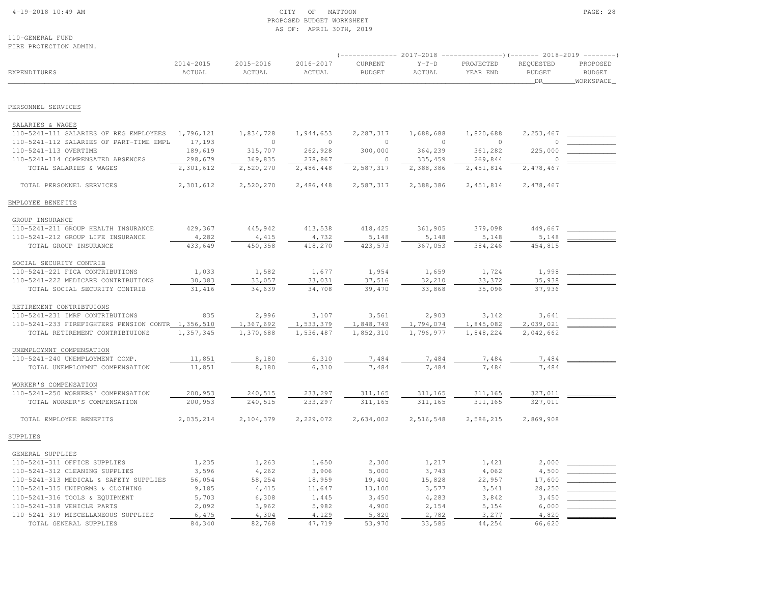CITY OF MATTOON
PROPOSED BUDGET WORKSHEET
AS OF: APRIL 30TH, 2019

110-GENERAL FUND
FIRE PROTECTION ADMIN.

| EXPENDITURES | 2014-2015 ACTUAL | 2015-2016 ACTUAL | 2016-2017 ACTUAL | 2017-2018 CURRENT BUDGET | 2017-2018 Y-T-D ACTUAL | 2017-2018 PROJECTED YEAR END | 2018-2019 REQUESTED BUDGET DR | 2018-2019 PROPOSED BUDGET WORKSPACE |
|---|---|---|---|---|---|---|---|---|
| **PERSONNEL SERVICES** | | | | | | | | |
| SALARIES & WAGES | | | | | | | | |
| 110-5241-111 SALARIES OF REG EMPLOYEES | 1,796,121 | 1,834,728 | 1,944,653 | 2,287,317 | 1,688,688 | 1,820,688 | 2,253,467 | |
| 110-5241-112 SALARIES OF PART-TIME EMPL | 17,193 | 0 | 0 | 0 | 0 | 0 | 0 | |
| 110-5241-113 OVERTIME | 189,619 | 315,707 | 262,928 | 300,000 | 364,239 | 361,282 | 225,000 | |
| 110-5241-114 COMPENSATED ABSENCES | 298,679 | 369,835 | 278,867 | 0 | 335,459 | 269,844 | 0 | |
| TOTAL SALARIES & WAGES | 2,301,612 | 2,520,270 | 2,486,448 | 2,587,317 | 2,388,386 | 2,451,814 | 2,478,467 | |
| TOTAL PERSONNEL SERVICES | 2,301,612 | 2,520,270 | 2,486,448 | 2,587,317 | 2,388,386 | 2,451,814 | 2,478,467 | |
| **EMPLOYEE BENEFITS** | | | | | | | | |
| GROUP INSURANCE | | | | | | | | |
| 110-5241-211 GROUP HEALTH INSURANCE | 429,367 | 445,942 | 413,538 | 418,425 | 361,905 | 379,098 | 449,667 | |
| 110-5241-212 GROUP LIFE INSURANCE | 4,282 | 4,415 | 4,732 | 5,148 | 5,148 | 5,148 | 5,148 | |
| TOTAL GROUP INSURANCE | 433,649 | 450,358 | 418,270 | 423,573 | 367,053 | 384,246 | 454,815 | |
| SOCIAL SECURITY CONTRIB | | | | | | | | |
| 110-5241-221 FICA CONTRIBUTIONS | 1,033 | 1,582 | 1,677 | 1,954 | 1,659 | 1,724 | 1,998 | |
| 110-5241-222 MEDICARE CONTRIBUTIONS | 30,383 | 33,057 | 33,031 | 37,516 | 32,210 | 33,372 | 35,938 | |
| TOTAL SOCIAL SECURITY CONTRIB | 31,416 | 34,639 | 34,708 | 39,470 | 33,868 | 35,096 | 37,936 | |
| RETIREMENT CONTRIBTUIONS | | | | | | | | |
| 110-5241-231 IMRF CONTRIBUTIONS | 835 | 2,996 | 3,107 | 3,561 | 2,903 | 3,142 | 3,641 | |
| 110-5241-233 FIREFIGHTERS PENSION CONTR | 1,356,510 | 1,367,692 | 1,533,379 | 1,848,749 | 1,794,074 | 1,845,082 | 2,039,021 | |
| TOTAL RETIREMENT CONTRIBTUIONS | 1,357,345 | 1,370,688 | 1,536,487 | 1,852,310 | 1,796,977 | 1,848,224 | 2,042,662 | |
| UNEMPLOYMNT COMPENSATION | | | | | | | | |
| 110-5241-240 UNEMPLOYMENT COMP. | 11,851 | 8,180 | 6,310 | 7,484 | 7,484 | 7,484 | 7,484 | |
| TOTAL UNEMPLOYMNT COMPENSATION | 11,851 | 8,180 | 6,310 | 7,484 | 7,484 | 7,484 | 7,484 | |
| WORKER'S COMPENSATION | | | | | | | | |
| 110-5241-250 WORKERS' COMPENSATION | 200,953 | 240,515 | 233,297 | 311,165 | 311,165 | 311,165 | 327,011 | |
| TOTAL WORKER'S COMPENSATION | 200,953 | 240,515 | 233,297 | 311,165 | 311,165 | 311,165 | 327,011 | |
| TOTAL EMPLOYEE BENEFITS | 2,035,214 | 2,104,379 | 2,229,072 | 2,634,002 | 2,516,548 | 2,586,215 | 2,869,908 | |
| **SUPPLIES** | | | | | | | | |
| GENERAL SUPPLIES | | | | | | | | |
| 110-5241-311 OFFICE SUPPLIES | 1,235 | 1,263 | 1,650 | 2,300 | 1,217 | 1,421 | 2,000 | |
| 110-5241-312 CLEANING SUPPLIES | 3,596 | 4,262 | 3,906 | 5,000 | 3,743 | 4,062 | 4,500 | |
| 110-5241-313 MEDICAL & SAFETY SUPPLIES | 56,054 | 58,254 | 18,959 | 19,400 | 15,828 | 22,957 | 17,600 | |
| 110-5241-315 UNIFORMS & CLOTHING | 9,185 | 4,415 | 11,647 | 13,100 | 3,577 | 3,541 | 28,250 | |
| 110-5241-316 TOOLS & EQUIPMENT | 5,703 | 6,308 | 1,445 | 3,450 | 4,283 | 3,842 | 3,450 | |
| 110-5241-318 VEHICLE PARTS | 2,092 | 3,962 | 5,982 | 4,900 | 2,154 | 5,154 | 6,000 | |
| 110-5241-319 MISCELLANEOUS SUPPLIES | 6,475 | 4,304 | 4,129 | 5,820 | 2,782 | 3,277 | 4,820 | |
| TOTAL GENERAL SUPPLIES | 84,340 | 82,768 | 47,719 | 53,970 | 33,585 | 44,254 | 66,620 | |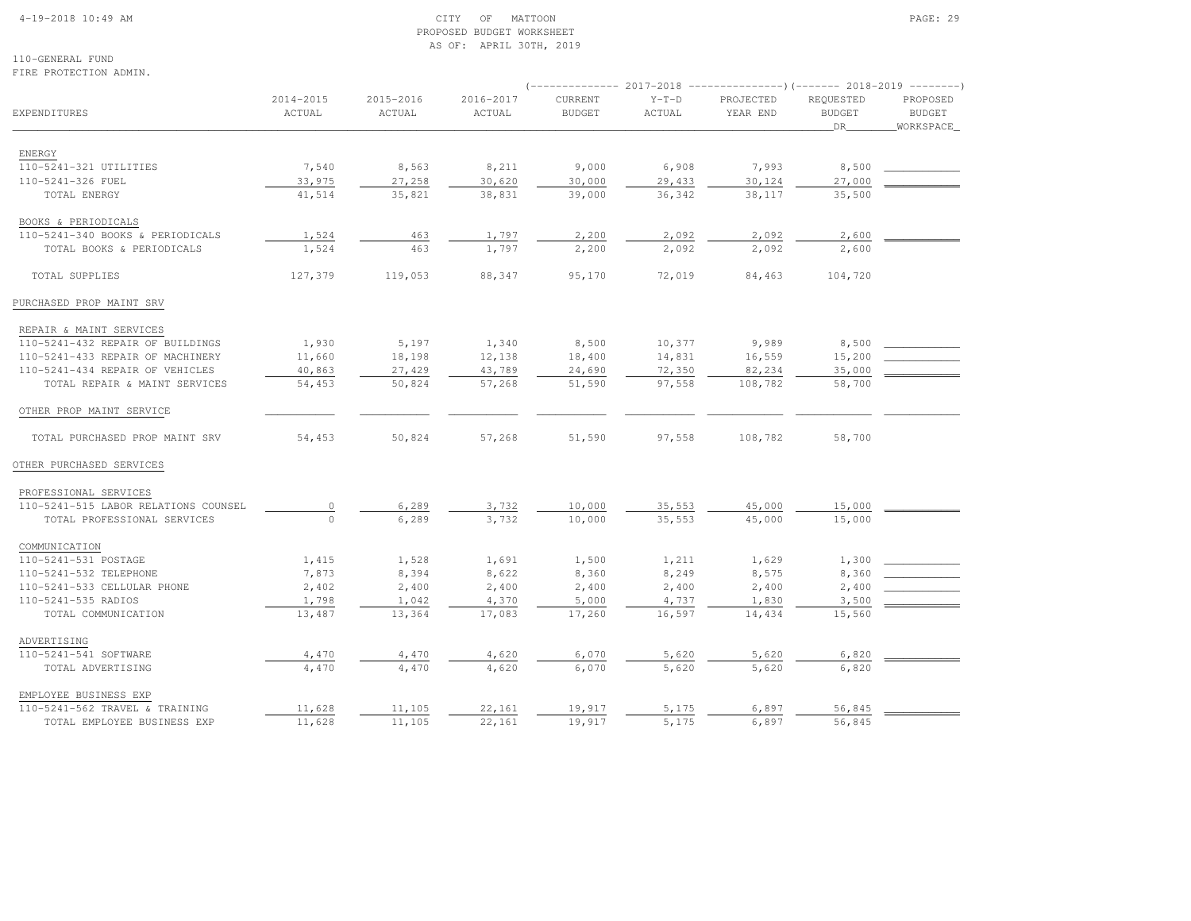CITY OF MATTOON
PROPOSED BUDGET WORKSHEET
AS OF: APRIL 30TH, 2019

110-GENERAL FUND
FIRE PROTECTION ADMIN.

| EXPENDITURES | 2014-2015 ACTUAL | 2015-2016 ACTUAL | 2016-2017 ACTUAL | 2017-2018 CURRENT BUDGET | 2017-2018 Y-T-D ACTUAL | 2017-2018 PROJECTED YEAR END | 2018-2019 REQUESTED BUDGET DR | 2018-2019 PROPOSED BUDGET WORKSPACE |
|---|---|---|---|---|---|---|---|---|
| ENERGY | | | | | | | | |
| 110-5241-321 UTILITIES | 7,540 | 8,563 | 8,211 | 9,000 | 6,908 | 7,993 | 8,500 | |
| 110-5241-326 FUEL | 33,975 | 27,258 | 30,620 | 30,000 | 29,433 | 30,124 | 27,000 | |
| TOTAL ENERGY | 41,514 | 35,821 | 38,831 | 39,000 | 36,342 | 38,117 | 35,500 | |
| BOOKS & PERIODICALS | | | | | | | | |
| 110-5241-340 BOOKS & PERIODICALS | 1,524 | 463 | 1,797 | 2,200 | 2,092 | 2,092 | 2,600 | |
| TOTAL BOOKS & PERIODICALS | 1,524 | 463 | 1,797 | 2,200 | 2,092 | 2,092 | 2,600 | |
| TOTAL SUPPLIES | 127,379 | 119,053 | 88,347 | 95,170 | 72,019 | 84,463 | 104,720 | |
| PURCHASED PROP MAINT SRV | | | | | | | | |
| REPAIR & MAINT SERVICES | | | | | | | | |
| 110-5241-432 REPAIR OF BUILDINGS | 1,930 | 5,197 | 1,340 | 8,500 | 10,377 | 9,989 | 8,500 | |
| 110-5241-433 REPAIR OF MACHINERY | 11,660 | 18,198 | 12,138 | 18,400 | 14,831 | 16,559 | 15,200 | |
| 110-5241-434 REPAIR OF VEHICLES | 40,863 | 27,429 | 43,789 | 24,690 | 72,350 | 82,234 | 35,000 | |
| TOTAL REPAIR & MAINT SERVICES | 54,453 | 50,824 | 57,268 | 51,590 | 97,558 | 108,782 | 58,700 | |
| OTHER PROP MAINT SERVICE | | | | | | | | |
| TOTAL PURCHASED PROP MAINT SRV | 54,453 | 50,824 | 57,268 | 51,590 | 97,558 | 108,782 | 58,700 | |
| OTHER PURCHASED SERVICES | | | | | | | | |
| PROFESSIONAL SERVICES | | | | | | | | |
| 110-5241-515 LABOR RELATIONS COUNSEL | 0 | 6,289 | 3,732 | 10,000 | 35,553 | 45,000 | 15,000 | |
| TOTAL PROFESSIONAL SERVICES | 0 | 6,289 | 3,732 | 10,000 | 35,553 | 45,000 | 15,000 | |
| COMMUNICATION | | | | | | | | |
| 110-5241-531 POSTAGE | 1,415 | 1,528 | 1,691 | 1,500 | 1,211 | 1,629 | 1,300 | |
| 110-5241-532 TELEPHONE | 7,873 | 8,394 | 8,622 | 8,360 | 8,249 | 8,575 | 8,360 | |
| 110-5241-533 CELLULAR PHONE | 2,402 | 2,400 | 2,400 | 2,400 | 2,400 | 2,400 | 2,400 | |
| 110-5241-535 RADIOS | 1,798 | 1,042 | 4,370 | 5,000 | 4,737 | 1,830 | 3,500 | |
| TOTAL COMMUNICATION | 13,487 | 13,364 | 17,083 | 17,260 | 16,597 | 14,434 | 15,560 | |
| ADVERTISING | | | | | | | | |
| 110-5241-541 SOFTWARE | 4,470 | 4,470 | 4,620 | 6,070 | 5,620 | 5,620 | 6,820 | |
| TOTAL ADVERTISING | 4,470 | 4,470 | 4,620 | 6,070 | 5,620 | 5,620 | 6,820 | |
| EMPLOYEE BUSINESS EXP | | | | | | | | |
| 110-5241-562 TRAVEL & TRAINING | 11,628 | 11,105 | 22,161 | 19,917 | 5,175 | 6,897 | 56,845 | |
| TOTAL EMPLOYEE BUSINESS EXP | 11,628 | 11,105 | 22,161 | 19,917 | 5,175 | 6,897 | 56,845 | |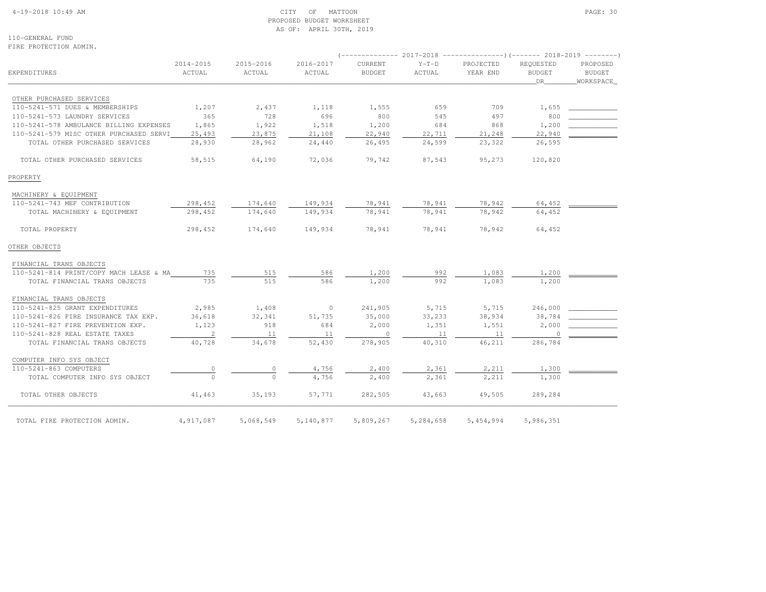CITY OF MATTOON
PROPOSED BUDGET WORKSHEET
AS OF: APRIL 30TH, 2019

110-GENERAL FUND
FIRE PROTECTION ADMIN.

| EXPENDITURES | 2014-2015 ACTUAL | 2015-2016 ACTUAL | 2016-2017 ACTUAL | 2017-2018 CURRENT BUDGET | 2017-2018 Y-T-D ACTUAL | 2017-2018 PROJECTED YEAR END | 2018-2019 REQUESTED BUDGET DR | 2018-2019 PROPOSED BUDGET WORKSPACE |
|---|---|---|---|---|---|---|---|---|
| OTHER PURCHASED SERVICES | | | | | | | | |
| 110-5241-571 DUES & MEMBERSHIPS | 1,207 | 2,437 | 1,118 | 1,555 | 659 | 709 | 1,655 | |
| 110-5241-573 LAUNDRY SERVICES | 365 | 728 | 696 | 800 | 545 | 497 | 800 | |
| 110-5241-578 AMBULANCE BILLING EXPENSES | 1,865 | 1,922 | 1,518 | 1,200 | 684 | 868 | 1,200 | |
| 110-5241-579 MISC OTHER PURCHASED SERVI | 25,493 | 23,875 | 21,108 | 22,940 | 22,711 | 21,248 | 22,940 | |
| TOTAL OTHER PURCHASED SERVICES | 28,930 | 28,962 | 24,440 | 26,495 | 24,599 | 23,322 | 26,595 | |
| TOTAL OTHER PURCHASED SERVICES | 58,515 | 64,190 | 72,036 | 79,742 | 87,543 | 95,273 | 120,820 | |
| PROPERTY | | | | | | | | |
| MACHINERY & EQUIPMENT | | | | | | | | |
| 110-5241-743 MEF CONTRIBUTION | 298,452 | 174,640 | 149,934 | 78,941 | 78,941 | 78,942 | 64,452 | |
| TOTAL MACHINERY & EQUIPMENT | 298,452 | 174,640 | 149,934 | 78,941 | 78,941 | 78,942 | 64,452 | |
| TOTAL PROPERTY | 298,452 | 174,640 | 149,934 | 78,941 | 78,941 | 78,942 | 64,452 | |
| OTHER OBJECTS | | | | | | | | |
| FINANCIAL TRANS OBJECTS | | | | | | | | |
| 110-5241-814 PRINT/COPY MACH LEASE & MA | 735 | 515 | 586 | 1,200 | 992 | 1,083 | 1,200 | |
| TOTAL FINANCIAL TRANS OBJECTS | 735 | 515 | 586 | 1,200 | 992 | 1,083 | 1,200 | |
| FINANCIAL TRANS OBJECTS | | | | | | | | |
| 110-5241-825 GRANT EXPENDITURES | 2,985 | 1,408 | 0 | 241,905 | 5,715 | 5,715 | 246,000 | |
| 110-5241-826 FIRE INSURANCE TAX EXP. | 36,618 | 32,341 | 51,735 | 35,000 | 33,233 | 38,934 | 38,784 | |
| 110-5241-827 FIRE PREVENTION EXP. | 1,123 | 918 | 684 | 2,000 | 1,351 | 1,551 | 2,000 | |
| 110-5241-828 REAL ESTATE TAXES | 2 | 11 | 11 | 0 | 11 | 11 | 0 | |
| TOTAL FINANCIAL TRANS OBJECTS | 40,728 | 34,678 | 52,430 | 278,905 | 40,310 | 46,211 | 286,784 | |
| COMPUTER INFO SYS OBJECT | | | | | | | | |
| 110-5241-863 COMPUTERS | 0 | 0 | 4,756 | 2,400 | 2,361 | 2,211 | 1,300 | |
| TOTAL COMPUTER INFO SYS OBJECT | 0 | 0 | 4,756 | 2,400 | 2,361 | 2,211 | 1,300 | |
| TOTAL OTHER OBJECTS | 41,463 | 35,193 | 57,771 | 282,505 | 43,663 | 49,505 | 289,284 | |
| TOTAL FIRE PROTECTION ADMIN. | 4,917,087 | 5,068,549 | 5,140,877 | 5,809,267 | 5,284,658 | 5,454,994 | 5,986,351 | |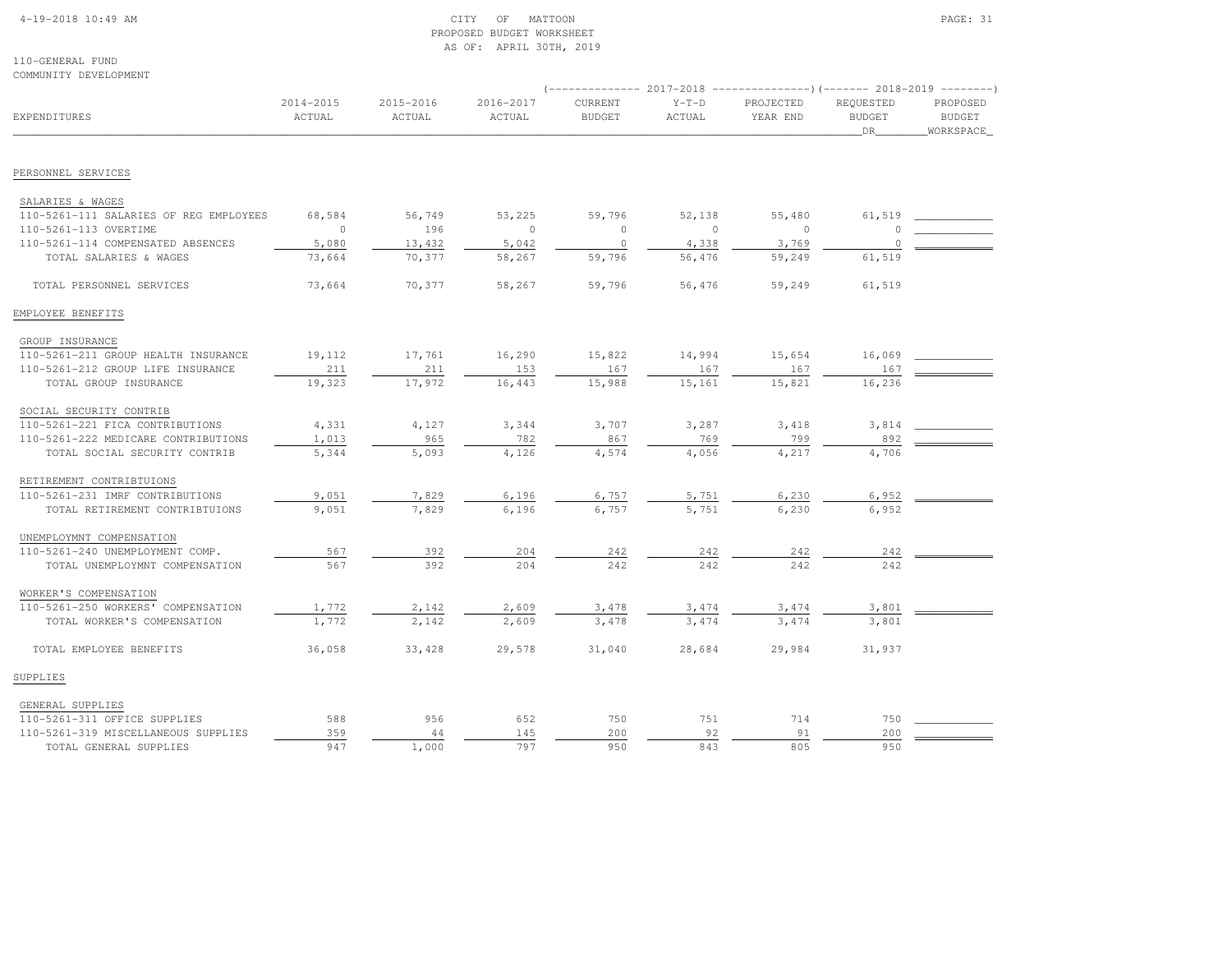CITY OF MATTOON
PROPOSED BUDGET WORKSHEET
AS OF: APRIL 30TH, 2019

110-GENERAL FUND
COMMUNITY DEVELOPMENT

| EXPENDITURES | 2014-2015 ACTUAL | 2015-2016 ACTUAL | 2016-2017 ACTUAL | 2017-2018 CURRENT BUDGET | 2017-2018 Y-T-D ACTUAL | 2017-2018 PROJECTED YEAR END | 2018-2019 REQUESTED BUDGET DR | 2018-2019 PROPOSED BUDGET WORKSPACE |
|---|---|---|---|---|---|---|---|---|
| **PERSONNEL SERVICES** | | | | | | | | |
| SALARIES & WAGES | | | | | | | | |
| 110-5261-111 SALARIES OF REG EMPLOYEES | 68,584 | 56,749 | 53,225 | 59,796 | 52,138 | 55,480 | 61,519 | |
| 110-5261-113 OVERTIME | 0 | 196 | 0 | 0 | 0 | 0 | 0 | |
| 110-5261-114 COMPENSATED ABSENCES | 5,080 | 13,432 | 5,042 | 0 | 4,338 | 3,769 | 0 | |
| TOTAL SALARIES & WAGES | 73,664 | 70,377 | 58,267 | 59,796 | 56,476 | 59,249 | 61,519 | |
| TOTAL PERSONNEL SERVICES | 73,664 | 70,377 | 58,267 | 59,796 | 56,476 | 59,249 | 61,519 | |
| **EMPLOYEE BENEFITS** | | | | | | | | |
| GROUP INSURANCE | | | | | | | | |
| 110-5261-211 GROUP HEALTH INSURANCE | 19,112 | 17,761 | 16,290 | 15,822 | 14,994 | 15,654 | 16,069 | |
| 110-5261-212 GROUP LIFE INSURANCE | 211 | 211 | 153 | 167 | 167 | 167 | 167 | |
| TOTAL GROUP INSURANCE | 19,323 | 17,972 | 16,443 | 15,988 | 15,161 | 15,821 | 16,236 | |
| SOCIAL SECURITY CONTRIB | | | | | | | | |
| 110-5261-221 FICA CONTRIBUTIONS | 4,331 | 4,127 | 3,344 | 3,707 | 3,287 | 3,418 | 3,814 | |
| 110-5261-222 MEDICARE CONTRIBUTIONS | 1,013 | 965 | 782 | 867 | 769 | 799 | 892 | |
| TOTAL SOCIAL SECURITY CONTRIB | 5,344 | 5,093 | 4,126 | 4,574 | 4,056 | 4,217 | 4,706 | |
| RETIREMENT CONTRIBTUIONS | | | | | | | | |
| 110-5261-231 IMRF CONTRIBUTIONS | 9,051 | 7,829 | 6,196 | 6,757 | 5,751 | 6,230 | 6,952 | |
| TOTAL RETIREMENT CONTRIBTUIONS | 9,051 | 7,829 | 6,196 | 6,757 | 5,751 | 6,230 | 6,952 | |
| UNEMPLOYMNT COMPENSATION | | | | | | | | |
| 110-5261-240 UNEMPLOYMENT COMP. | 567 | 392 | 204 | 242 | 242 | 242 | 242 | |
| TOTAL UNEMPLOYMNT COMPENSATION | 567 | 392 | 204 | 242 | 242 | 242 | 242 | |
| WORKER'S COMPENSATION | | | | | | | | |
| 110-5261-250 WORKERS' COMPENSATION | 1,772 | 2,142 | 2,609 | 3,478 | 3,474 | 3,474 | 3,801 | |
| TOTAL WORKER'S COMPENSATION | 1,772 | 2,142 | 2,609 | 3,478 | 3,474 | 3,474 | 3,801 | |
| TOTAL EMPLOYEE BENEFITS | 36,058 | 33,428 | 29,578 | 31,040 | 28,684 | 29,984 | 31,937 | |
| **SUPPLIES** | | | | | | | | |
| GENERAL SUPPLIES | | | | | | | | |
| 110-5261-311 OFFICE SUPPLIES | 588 | 956 | 652 | 750 | 751 | 714 | 750 | |
| 110-5261-319 MISCELLANEOUS SUPPLIES | 359 | 44 | 145 | 200 | 92 | 91 | 200 | |
| TOTAL GENERAL SUPPLIES | 947 | 1,000 | 797 | 950 | 843 | 805 | 950 | |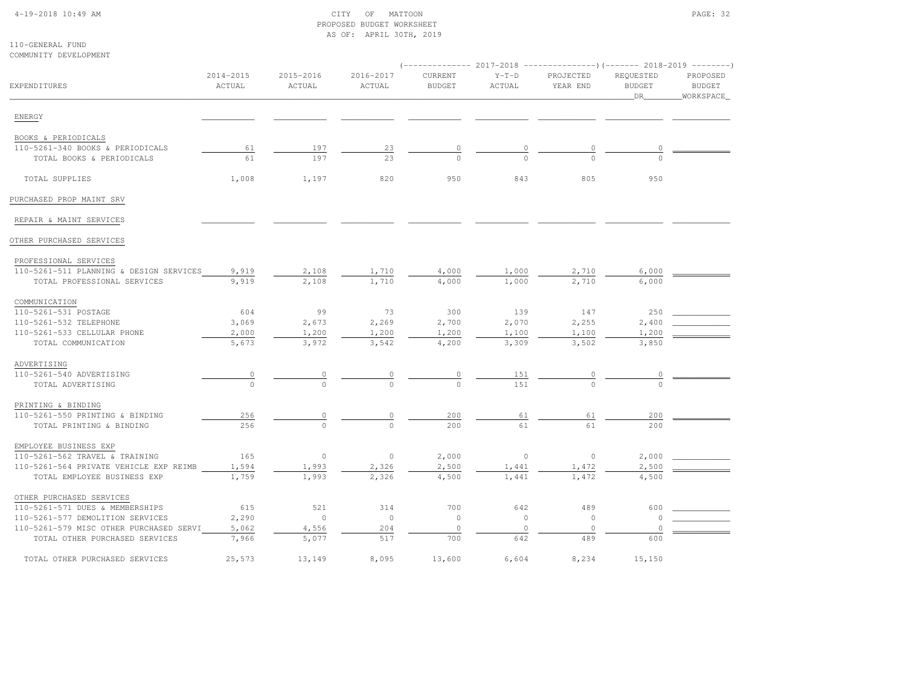CITY OF MATTOON
PROPOSED BUDGET WORKSHEET
AS OF: APRIL 30TH, 2019

110-GENERAL FUND
COMMUNITY DEVELOPMENT

| EXPENDITURES | 2014-2015 ACTUAL | 2015-2016 ACTUAL | 2016-2017 ACTUAL | 2017-2018 CURRENT BUDGET | 2017-2018 Y-T-D ACTUAL | 2017-2018 PROJECTED YEAR END | 2018-2019 REQUESTED BUDGET DR | 2018-2019 PROPOSED BUDGET WORKSPACE |
|---|---|---|---|---|---|---|---|---|
| ENERGY | | | | | | | | |
| BOOKS & PERIODICALS | | | | | | | | |
| 110-5261-340 BOOKS & PERIODICALS | 61 | 197 | 23 | 0 | 0 | 0 | 0 | |
| TOTAL BOOKS & PERIODICALS | 61 | 197 | 23 | 0 | 0 | 0 | 0 | |
| TOTAL SUPPLIES | 1,008 | 1,197 | 820 | 950 | 843 | 805 | 950 | |
| PURCHASED PROP MAINT SRV | | | | | | | | |
| REPAIR & MAINT SERVICES | | | | | | | | |
| OTHER PURCHASED SERVICES | | | | | | | | |
| PROFESSIONAL SERVICES | | | | | | | | |
| 110-5261-511 PLANNING & DESIGN SERVICES | 9,919 | 2,108 | 1,710 | 4,000 | 1,000 | 2,710 | 6,000 | |
| TOTAL PROFESSIONAL SERVICES | 9,919 | 2,108 | 1,710 | 4,000 | 1,000 | 2,710 | 6,000 | |
| COMMUNICATION | | | | | | | | |
| 110-5261-531 POSTAGE | 604 | 99 | 73 | 300 | 139 | 147 | 250 | |
| 110-5261-532 TELEPHONE | 3,069 | 2,673 | 2,269 | 2,700 | 2,070 | 2,255 | 2,400 | |
| 110-5261-533 CELLULAR PHONE | 2,000 | 1,200 | 1,200 | 1,200 | 1,100 | 1,100 | 1,200 | |
| TOTAL COMMUNICATION | 5,673 | 3,972 | 3,542 | 4,200 | 3,309 | 3,502 | 3,850 | |
| ADVERTISING | | | | | | | | |
| 110-5261-540 ADVERTISING | 0 | 0 | 0 | 0 | 151 | 0 | 0 | |
| TOTAL ADVERTISING | 0 | 0 | 0 | 0 | 151 | 0 | 0 | |
| PRINTING & BINDING | | | | | | | | |
| 110-5261-550 PRINTING & BINDING | 256 | 0 | 0 | 200 | 61 | 61 | 200 | |
| TOTAL PRINTING & BINDING | 256 | 0 | 0 | 200 | 61 | 61 | 200 | |
| EMPLOYEE BUSINESS EXP | | | | | | | | |
| 110-5261-562 TRAVEL & TRAINING | 165 | 0 | 0 | 2,000 | 0 | 0 | 2,000 | |
| 110-5261-564 PRIVATE VEHICLE EXP REIMB | 1,594 | 1,993 | 2,326 | 2,500 | 1,441 | 1,472 | 2,500 | |
| TOTAL EMPLOYEE BUSINESS EXP | 1,759 | 1,993 | 2,326 | 4,500 | 1,441 | 1,472 | 4,500 | |
| OTHER PURCHASED SERVICES | | | | | | | | |
| 110-5261-571 DUES & MEMBERSHIPS | 615 | 521 | 314 | 700 | 642 | 489 | 600 | |
| 110-5261-577 DEMOLITION SERVICES | 2,290 | 0 | 0 | 0 | 0 | 0 | 0 | |
| 110-5261-579 MISC OTHER PURCHASED SERVI | 5,062 | 4,556 | 204 | 0 | 0 | 0 | 0 | |
| TOTAL OTHER PURCHASED SERVICES | 7,966 | 5,077 | 517 | 700 | 642 | 489 | 600 | |
| TOTAL OTHER PURCHASED SERVICES | 25,573 | 13,149 | 8,095 | 13,600 | 6,604 | 8,234 | 15,150 | |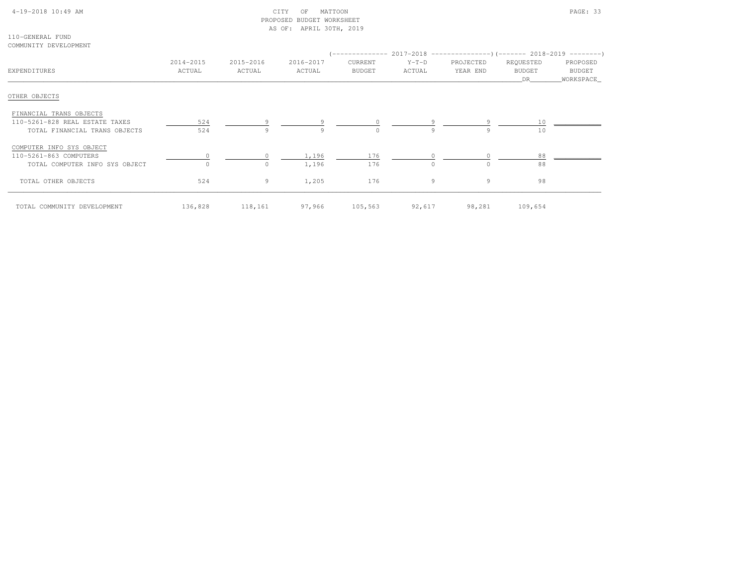CITY OF MATTOON
PROPOSED BUDGET WORKSHEET
AS OF: APRIL 30TH, 2019

110-GENERAL FUND
COMMUNITY DEVELOPMENT

| EXPENDITURES | 2014-2015 ACTUAL | 2015-2016 ACTUAL | 2016-2017 ACTUAL | 2017-2018 CURRENT BUDGET | 2017-2018 Y-T-D ACTUAL | 2017-2018 PROJECTED YEAR END | 2018-2019 REQUESTED BUDGET DR | 2018-2019 PROPOSED BUDGET WORKSPACE |
|---|---|---|---|---|---|---|---|---|
| OTHER OBJECTS | | | | | | | | |
| FINANCIAL TRANS OBJECTS | | | | | | | | |
| 110-5261-828 REAL ESTATE TAXES | 524 | 9 | 9 | 0 | 9 | 9 | 10 | |
| TOTAL FINANCIAL TRANS OBJECTS | 524 | 9 | 9 | 0 | 9 | 9 | 10 | |
| COMPUTER INFO SYS OBJECT | | | | | | | | |
| 110-5261-863 COMPUTERS | 0 | 0 | 1,196 | 176 | 0 | 0 | 88 | |
| TOTAL COMPUTER INFO SYS OBJECT | 0 | 0 | 1,196 | 176 | 0 | 0 | 88 | |
| TOTAL OTHER OBJECTS | 524 | 9 | 1,205 | 176 | 9 | 9 | 98 | |
| TOTAL COMMUNITY DEVELOPMENT | 136,828 | 118,161 | 97,966 | 105,563 | 92,617 | 98,281 | 109,654 | |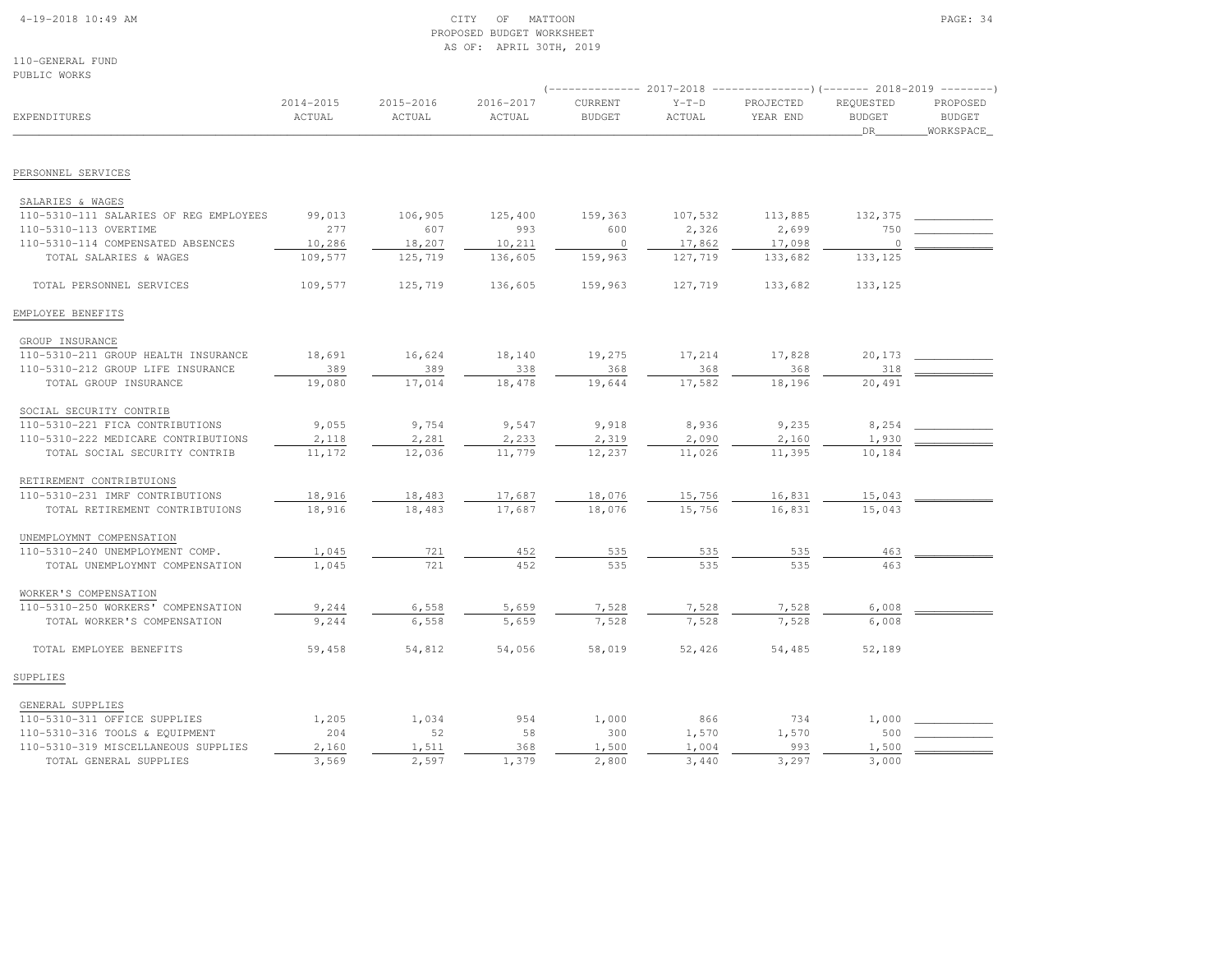CITY OF MATTOON
PROPOSED BUDGET WORKSHEET
AS OF: APRIL 30TH, 2019

110-GENERAL FUND
PUBLIC WORKS

| EXPENDITURES | 2014-2015 ACTUAL | 2015-2016 ACTUAL | 2016-2017 ACTUAL | 2017-2018 CURRENT BUDGET | 2017-2018 Y-T-D ACTUAL | 2017-2018 PROJECTED YEAR END | 2018-2019 REQUESTED BUDGET DR | 2018-2019 PROPOSED BUDGET WORKSPACE |
|---|---|---|---|---|---|---|---|---|
| **PERSONNEL SERVICES** | | | | | | | | |
| SALARIES & WAGES | | | | | | | | |
| 110-5310-111 SALARIES OF REG EMPLOYEES | 99,013 | 106,905 | 125,400 | 159,363 | 107,532 | 113,885 | 132,375 | |
| 110-5310-113 OVERTIME | 277 | 607 | 993 | 600 | 2,326 | 2,699 | 750 | |
| 110-5310-114 COMPENSATED ABSENCES | 10,286 | 18,207 | 10,211 | 0 | 17,862 | 17,098 | 0 | |
| TOTAL SALARIES & WAGES | 109,577 | 125,719 | 136,605 | 159,963 | 127,719 | 133,682 | 133,125 | |
| TOTAL PERSONNEL SERVICES | 109,577 | 125,719 | 136,605 | 159,963 | 127,719 | 133,682 | 133,125 | |
| **EMPLOYEE BENEFITS** | | | | | | | | |
| GROUP INSURANCE | | | | | | | | |
| 110-5310-211 GROUP HEALTH INSURANCE | 18,691 | 16,624 | 18,140 | 19,275 | 17,214 | 17,828 | 20,173 | |
| 110-5310-212 GROUP LIFE INSURANCE | 389 | 389 | 338 | 368 | 368 | 368 | 318 | |
| TOTAL GROUP INSURANCE | 19,080 | 17,014 | 18,478 | 19,644 | 17,582 | 18,196 | 20,491 | |
| SOCIAL SECURITY CONTRIB | | | | | | | | |
| 110-5310-221 FICA CONTRIBUTIONS | 9,055 | 9,754 | 9,547 | 9,918 | 8,936 | 9,235 | 8,254 | |
| 110-5310-222 MEDICARE CONTRIBUTIONS | 2,118 | 2,281 | 2,233 | 2,319 | 2,090 | 2,160 | 1,930 | |
| TOTAL SOCIAL SECURITY CONTRIB | 11,172 | 12,036 | 11,779 | 12,237 | 11,026 | 11,395 | 10,184 | |
| RETIREMENT CONTRIBTUIONS | | | | | | | | |
| 110-5310-231 IMRF CONTRIBUTIONS | 18,916 | 18,483 | 17,687 | 18,076 | 15,756 | 16,831 | 15,043 | |
| TOTAL RETIREMENT CONTRIBTUIONS | 18,916 | 18,483 | 17,687 | 18,076 | 15,756 | 16,831 | 15,043 | |
| UNEMPLOYMNT COMPENSATION | | | | | | | | |
| 110-5310-240 UNEMPLOYMENT COMP. | 1,045 | 721 | 452 | 535 | 535 | 535 | 463 | |
| TOTAL UNEMPLOYMNT COMPENSATION | 1,045 | 721 | 452 | 535 | 535 | 535 | 463 | |
| WORKER'S COMPENSATION | | | | | | | | |
| 110-5310-250 WORKERS' COMPENSATION | 9,244 | 6,558 | 5,659 | 7,528 | 7,528 | 7,528 | 6,008 | |
| TOTAL WORKER'S COMPENSATION | 9,244 | 6,558 | 5,659 | 7,528 | 7,528 | 7,528 | 6,008 | |
| TOTAL EMPLOYEE BENEFITS | 59,458 | 54,812 | 54,056 | 58,019 | 52,426 | 54,485 | 52,189 | |
| **SUPPLIES** | | | | | | | | |
| GENERAL SUPPLIES | | | | | | | | |
| 110-5310-311 OFFICE SUPPLIES | 1,205 | 1,034 | 954 | 1,000 | 866 | 734 | 1,000 | |
| 110-5310-316 TOOLS & EQUIPMENT | 204 | 52 | 58 | 300 | 1,570 | 1,570 | 500 | |
| 110-5310-319 MISCELLANEOUS SUPPLIES | 2,160 | 1,511 | 368 | 1,500 | 1,004 | 993 | 1,500 | |
| TOTAL GENERAL SUPPLIES | 3,569 | 2,597 | 1,379 | 2,800 | 3,440 | 3,297 | 3,000 | |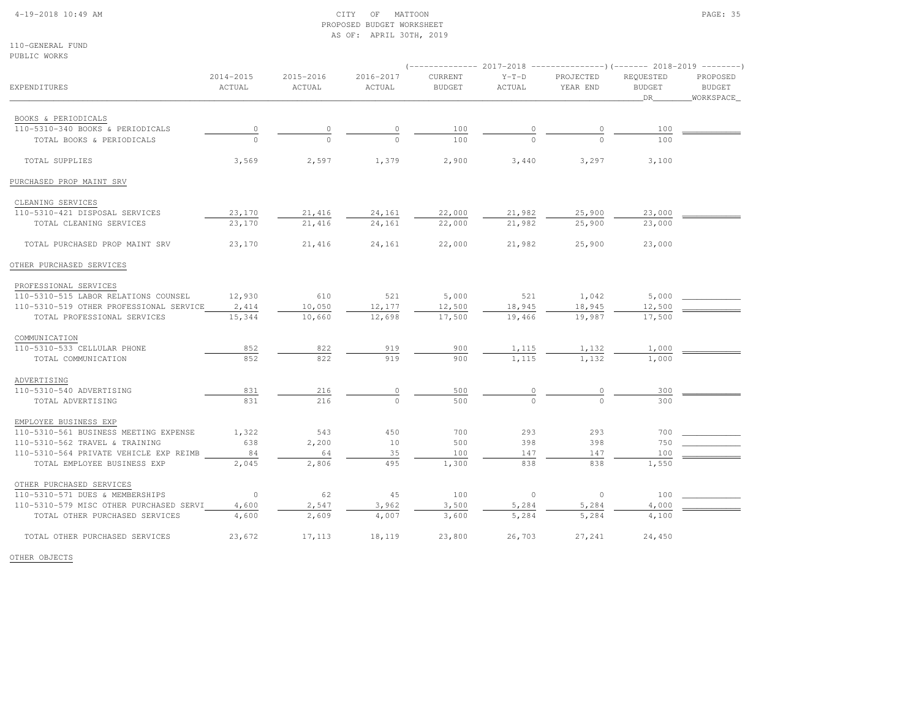CITY OF MATTOON
PROPOSED BUDGET WORKSHEET
AS OF: APRIL 30TH, 2019

110-GENERAL FUND
PUBLIC WORKS

| EXPENDITURES | 2014-2015 ACTUAL | 2015-2016 ACTUAL | 2016-2017 ACTUAL | 2017-2018 CURRENT BUDGET | 2017-2018 Y-T-D ACTUAL | 2017-2018 PROJECTED YEAR END | 2018-2019 REQUESTED BUDGET DR | 2018-2019 PROPOSED BUDGET WORKSPACE |
|---|---|---|---|---|---|---|---|---|
| BOOKS & PERIODICALS | | | | | | | | |
| 110-5310-340 BOOKS & PERIODICALS | 0 | 0 | 0 | 100 | 0 | 0 | 100 | |
| TOTAL BOOKS & PERIODICALS | 0 | 0 | 0 | 100 | 0 | 0 | 100 | |
| TOTAL SUPPLIES | 3,569 | 2,597 | 1,379 | 2,900 | 3,440 | 3,297 | 3,100 | |
| PURCHASED PROP MAINT SRV | | | | | | | | |
| CLEANING SERVICES | | | | | | | | |
| 110-5310-421 DISPOSAL SERVICES | 23,170 | 21,416 | 24,161 | 22,000 | 21,982 | 25,900 | 23,000 | |
| TOTAL CLEANING SERVICES | 23,170 | 21,416 | 24,161 | 22,000 | 21,982 | 25,900 | 23,000 | |
| TOTAL PURCHASED PROP MAINT SRV | 23,170 | 21,416 | 24,161 | 22,000 | 21,982 | 25,900 | 23,000 | |
| OTHER PURCHASED SERVICES | | | | | | | | |
| PROFESSIONAL SERVICES | | | | | | | | |
| 110-5310-515 LABOR RELATIONS COUNSEL | 12,930 | 610 | 521 | 5,000 | 521 | 1,042 | 5,000 | |
| 110-5310-519 OTHER PROFESSIONAL SERVICE | 2,414 | 10,050 | 12,177 | 12,500 | 18,945 | 18,945 | 12,500 | |
| TOTAL PROFESSIONAL SERVICES | 15,344 | 10,660 | 12,698 | 17,500 | 19,466 | 19,987 | 17,500 | |
| COMMUNICATION | | | | | | | | |
| 110-5310-533 CELLULAR PHONE | 852 | 822 | 919 | 900 | 1,115 | 1,132 | 1,000 | |
| TOTAL COMMUNICATION | 852 | 822 | 919 | 900 | 1,115 | 1,132 | 1,000 | |
| ADVERTISING | | | | | | | | |
| 110-5310-540 ADVERTISING | 831 | 216 | 0 | 500 | 0 | 0 | 300 | |
| TOTAL ADVERTISING | 831 | 216 | 0 | 500 | 0 | 0 | 300 | |
| EMPLOYEE BUSINESS EXP | | | | | | | | |
| 110-5310-561 BUSINESS MEETING EXPENSE | 1,322 | 543 | 450 | 700 | 293 | 293 | 700 | |
| 110-5310-562 TRAVEL & TRAINING | 638 | 2,200 | 10 | 500 | 398 | 398 | 750 | |
| 110-5310-564 PRIVATE VEHICLE EXP REIMB | 84 | 64 | 35 | 100 | 147 | 147 | 100 | |
| TOTAL EMPLOYEE BUSINESS EXP | 2,045 | 2,806 | 495 | 1,300 | 838 | 838 | 1,550 | |
| OTHER PURCHASED SERVICES | | | | | | | | |
| 110-5310-571 DUES & MEMBERSHIPS | 0 | 62 | 45 | 100 | 0 | 0 | 100 | |
| 110-5310-579 MISC OTHER PURCHASED SERVI | 4,600 | 2,547 | 3,962 | 3,500 | 5,284 | 5,284 | 4,000 | |
| TOTAL OTHER PURCHASED SERVICES | 4,600 | 2,609 | 4,007 | 3,600 | 5,284 | 5,284 | 4,100 | |
| TOTAL OTHER PURCHASED SERVICES | 23,672 | 17,113 | 18,119 | 23,800 | 26,703 | 27,241 | 24,450 | |
| OTHER OBJECTS | | | | | | | | |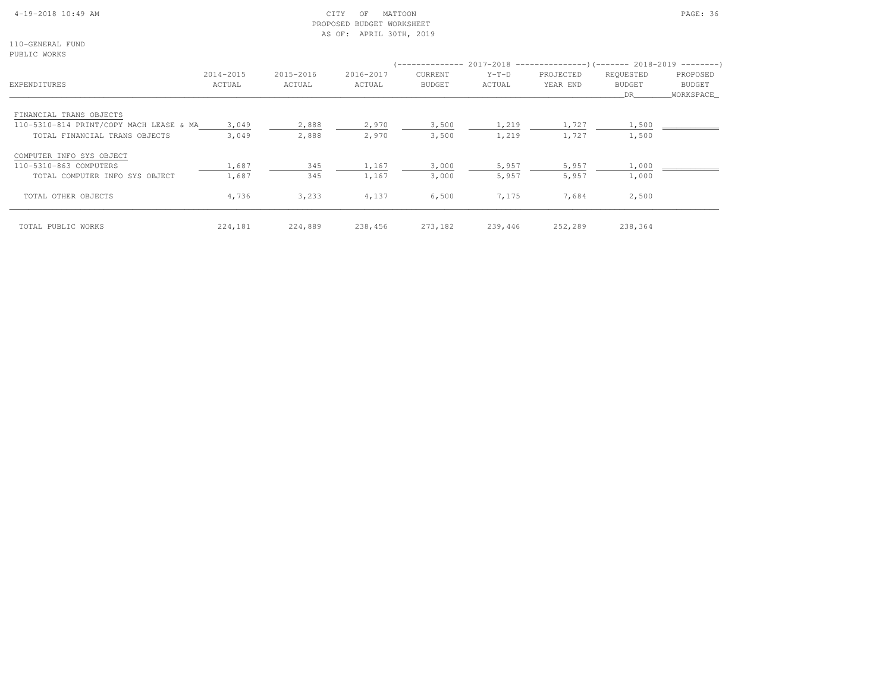CITY OF MATTOON
PROPOSED BUDGET WORKSHEET
AS OF: APRIL 30TH, 2019

110-GENERAL FUND
PUBLIC WORKS

| EXPENDITURES | 2014-2015 ACTUAL | 2015-2016 ACTUAL | 2016-2017 ACTUAL | 2017-2018 CURRENT BUDGET | 2017-2018 Y-T-D ACTUAL | 2017-2018 PROJECTED YEAR END | 2018-2019 REQUESTED BUDGET DR | 2018-2019 PROPOSED BUDGET WORKSPACE |
|---|---|---|---|---|---|---|---|---|
| FINANCIAL TRANS OBJECTS | | | | | | | | |
| 110-5310-814 PRINT/COPY MACH LEASE & MA | 3,049 | 2,888 | 2,970 | 3,500 | 1,219 | 1,727 | 1,500 | |
| TOTAL FINANCIAL TRANS OBJECTS | 3,049 | 2,888 | 2,970 | 3,500 | 1,219 | 1,727 | 1,500 | |
| COMPUTER INFO SYS OBJECT | | | | | | | | |
| 110-5310-863 COMPUTERS | 1,687 | 345 | 1,167 | 3,000 | 5,957 | 5,957 | 1,000 | |
| TOTAL COMPUTER INFO SYS OBJECT | 1,687 | 345 | 1,167 | 3,000 | 5,957 | 5,957 | 1,000 | |
| TOTAL OTHER OBJECTS | 4,736 | 3,233 | 4,137 | 6,500 | 7,175 | 7,684 | 2,500 | |
| TOTAL PUBLIC WORKS | 224,181 | 224,889 | 238,456 | 273,182 | 239,446 | 252,289 | 238,364 | |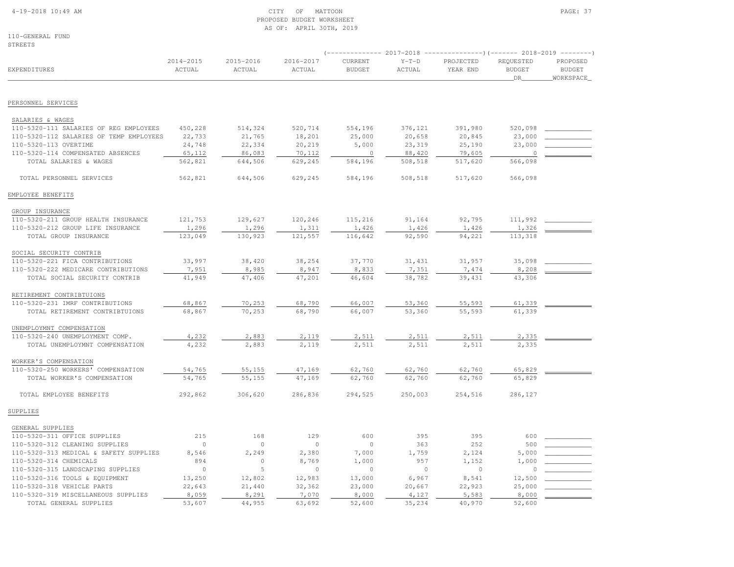CITY OF MATTOON
PROPOSED BUDGET WORKSHEET
AS OF: APRIL 30TH, 2019

110-GENERAL FUND
STREETS

| EXPENDITURES | 2014-2015 ACTUAL | 2015-2016 ACTUAL | 2016-2017 ACTUAL | 2017-2018 CURRENT BUDGET | 2017-2018 Y-T-D ACTUAL | 2017-2018 PROJECTED YEAR END | 2018-2019 REQUESTED BUDGET DR | 2018-2019 PROPOSED BUDGET WORKSPACE |
|---|---|---|---|---|---|---|---|---|
| PERSONNEL SERVICES | | | | | | | | |
| SALARIES & WAGES | | | | | | | | |
| 110-5320-111 SALARIES OF REG EMPLOYEES | 450,228 | 514,324 | 520,714 | 554,196 | 376,121 | 391,980 | 520,098 | |
| 110-5320-112 SALARIES OF TEMP EMPLOYEES | 22,733 | 21,765 | 18,201 | 25,000 | 20,658 | 20,845 | 23,000 | |
| 110-5320-113 OVERTIME | 24,748 | 22,334 | 20,219 | 5,000 | 23,319 | 25,190 | 23,000 | |
| 110-5320-114 COMPENSATED ABSENCES | 65,112 | 86,083 | 70,112 | 0 | 88,420 | 79,605 | 0 | |
| TOTAL SALARIES & WAGES | 562,821 | 644,506 | 629,245 | 584,196 | 508,518 | 517,620 | 566,098 | |
| TOTAL PERSONNEL SERVICES | 562,821 | 644,506 | 629,245 | 584,196 | 508,518 | 517,620 | 566,098 | |
| EMPLOYEE BENEFITS | | | | | | | | |
| GROUP INSURANCE | | | | | | | | |
| 110-5320-211 GROUP HEALTH INSURANCE | 121,753 | 129,627 | 120,246 | 115,216 | 91,164 | 92,795 | 111,992 | |
| 110-5320-212 GROUP LIFE INSURANCE | 1,296 | 1,296 | 1,311 | 1,426 | 1,426 | 1,426 | 1,326 | |
| TOTAL GROUP INSURANCE | 123,049 | 130,923 | 121,557 | 116,642 | 92,590 | 94,221 | 113,318 | |
| SOCIAL SECURITY CONTRIB | | | | | | | | |
| 110-5320-221 FICA CONTRIBUTIONS | 33,997 | 38,420 | 38,254 | 37,770 | 31,431 | 31,957 | 35,098 | |
| 110-5320-222 MEDICARE CONTRIBUTIONS | 7,951 | 8,985 | 8,947 | 8,833 | 7,351 | 7,474 | 8,208 | |
| TOTAL SOCIAL SECURITY CONTRIB | 41,949 | 47,406 | 47,201 | 46,604 | 38,782 | 39,431 | 43,306 | |
| RETIREMENT CONTRIBTUIONS | | | | | | | | |
| 110-5320-231 IMRF CONTRIBUTIONS | 68,867 | 70,253 | 68,790 | 66,007 | 53,360 | 55,593 | 61,339 | |
| TOTAL RETIREMENT CONTRIBTUIONS | 68,867 | 70,253 | 68,790 | 66,007 | 53,360 | 55,593 | 61,339 | |
| UNEMPLOYMNT COMPENSATION | | | | | | | | |
| 110-5320-240 UNEMPLOYMENT COMP. | 4,232 | 2,883 | 2,119 | 2,511 | 2,511 | 2,511 | 2,335 | |
| TOTAL UNEMPLOYMNT COMPENSATION | 4,232 | 2,883 | 2,119 | 2,511 | 2,511 | 2,511 | 2,335 | |
| WORKER'S COMPENSATION | | | | | | | | |
| 110-5320-250 WORKERS' COMPENSATION | 54,765 | 55,155 | 47,169 | 62,760 | 62,760 | 62,760 | 65,829 | |
| TOTAL WORKER'S COMPENSATION | 54,765 | 55,155 | 47,169 | 62,760 | 62,760 | 62,760 | 65,829 | |
| TOTAL EMPLOYEE BENEFITS | 292,862 | 306,620 | 286,836 | 294,525 | 250,003 | 254,516 | 286,127 | |
| SUPPLIES | | | | | | | | |
| GENERAL SUPPLIES | | | | | | | | |
| 110-5320-311 OFFICE SUPPLIES | 215 | 168 | 129 | 600 | 395 | 395 | 600 | |
| 110-5320-312 CLEANING SUPPLIES | 0 | 0 | 0 | 0 | 363 | 252 | 500 | |
| 110-5320-313 MEDICAL & SAFETY SUPPLIES | 8,546 | 2,249 | 2,380 | 7,000 | 1,759 | 2,124 | 5,000 | |
| 110-5320-314 CHEMICALS | 894 | 0 | 8,769 | 1,000 | 957 | 1,152 | 1,000 | |
| 110-5320-315 LANDSCAPING SUPPLIES | 0 | 5 | 0 | 0 | 0 | 0 | 0 | |
| 110-5320-316 TOOLS & EQUIPMENT | 13,250 | 12,802 | 12,983 | 13,000 | 6,967 | 8,541 | 12,500 | |
| 110-5320-318 VEHICLE PARTS | 22,643 | 21,440 | 32,362 | 23,000 | 20,667 | 22,923 | 25,000 | |
| 110-5320-319 MISCELLANEOUS SUPPLIES | 8,059 | 8,291 | 7,070 | 8,000 | 4,127 | 5,583 | 8,000 | |
| TOTAL GENERAL SUPPLIES | 53,607 | 44,955 | 63,692 | 52,600 | 35,234 | 40,970 | 52,600 | |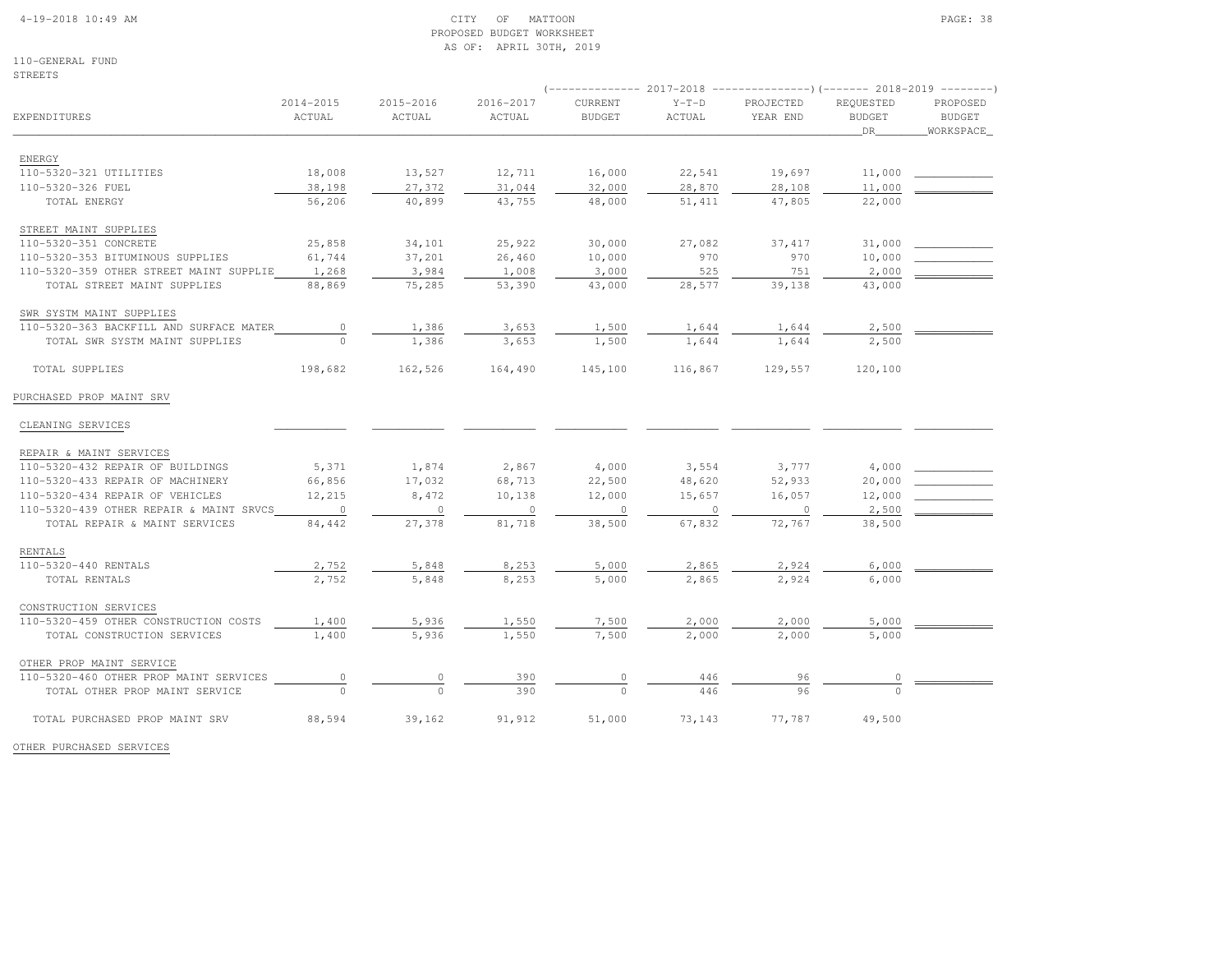CITY OF MATTOON
PROPOSED BUDGET WORKSHEET
AS OF: APRIL 30TH, 2019

110-GENERAL FUND
STREETS

| EXPENDITURES | 2014-2015 ACTUAL | 2015-2016 ACTUAL | 2016-2017 ACTUAL | 2017-2018 CURRENT BUDGET | 2017-2018 Y-T-D ACTUAL | 2017-2018 PROJECTED YEAR END | 2018-2019 REQUESTED BUDGET DR | 2018-2019 PROPOSED BUDGET WORKSPACE |
|---|---|---|---|---|---|---|---|---|
| ENERGY | | | | | | | | |
| 110-5320-321 UTILITIES | 18,008 | 13,527 | 12,711 | 16,000 | 22,541 | 19,697 | 11,000 | |
| 110-5320-326 FUEL | 38,198 | 27,372 | 31,044 | 32,000 | 28,870 | 28,108 | 11,000 | |
| TOTAL ENERGY | 56,206 | 40,899 | 43,755 | 48,000 | 51,411 | 47,805 | 22,000 | |
| STREET MAINT SUPPLIES | | | | | | | | |
| 110-5320-351 CONCRETE | 25,858 | 34,101 | 25,922 | 30,000 | 27,082 | 37,417 | 31,000 | |
| 110-5320-353 BITUMINOUS SUPPLIES | 61,744 | 37,201 | 26,460 | 10,000 | 970 | 970 | 10,000 | |
| 110-5320-359 OTHER STREET MAINT SUPPLIE | 1,268 | 3,984 | 1,008 | 3,000 | 525 | 751 | 2,000 | |
| TOTAL STREET MAINT SUPPLIES | 88,869 | 75,285 | 53,390 | 43,000 | 28,577 | 39,138 | 43,000 | |
| SWR SYSTM MAINT SUPPLIES | | | | | | | | |
| 110-5320-363 BACKFILL AND SURFACE MATER | 0 | 1,386 | 3,653 | 1,500 | 1,644 | 1,644 | 2,500 | |
| TOTAL SWR SYSTM MAINT SUPPLIES | 0 | 1,386 | 3,653 | 1,500 | 1,644 | 1,644 | 2,500 | |
| TOTAL SUPPLIES | 198,682 | 162,526 | 164,490 | 145,100 | 116,867 | 129,557 | 120,100 | |
| PURCHASED PROP MAINT SRV | | | | | | | | |
| CLEANING SERVICES | | | | | | | | |
| REPAIR & MAINT SERVICES | | | | | | | | |
| 110-5320-432 REPAIR OF BUILDINGS | 5,371 | 1,874 | 2,867 | 4,000 | 3,554 | 3,777 | 4,000 | |
| 110-5320-433 REPAIR OF MACHINERY | 66,856 | 17,032 | 68,713 | 22,500 | 48,620 | 52,933 | 20,000 | |
| 110-5320-434 REPAIR OF VEHICLES | 12,215 | 8,472 | 10,138 | 12,000 | 15,657 | 16,057 | 12,000 | |
| 110-5320-439 OTHER REPAIR & MAINT SRVCS | 0 | 0 | 0 | 0 | 0 | 0 | 2,500 | |
| TOTAL REPAIR & MAINT SERVICES | 84,442 | 27,378 | 81,718 | 38,500 | 67,832 | 72,767 | 38,500 | |
| RENTALS | | | | | | | | |
| 110-5320-440 RENTALS | 2,752 | 5,848 | 8,253 | 5,000 | 2,865 | 2,924 | 6,000 | |
| TOTAL RENTALS | 2,752 | 5,848 | 8,253 | 5,000 | 2,865 | 2,924 | 6,000 | |
| CONSTRUCTION SERVICES | | | | | | | | |
| 110-5320-459 OTHER CONSTRUCTION COSTS | 1,400 | 5,936 | 1,550 | 7,500 | 2,000 | 2,000 | 5,000 | |
| TOTAL CONSTRUCTION SERVICES | 1,400 | 5,936 | 1,550 | 7,500 | 2,000 | 2,000 | 5,000 | |
| OTHER PROP MAINT SERVICE | | | | | | | | |
| 110-5320-460 OTHER PROP MAINT SERVICES | 0 | 0 | 390 | 0 | 446 | 96 | 0 | |
| TOTAL OTHER PROP MAINT SERVICE | 0 | 0 | 390 | 0 | 446 | 96 | 0 | |
| TOTAL PURCHASED PROP MAINT SRV | 88,594 | 39,162 | 91,912 | 51,000 | 73,143 | 77,787 | 49,500 | |
| OTHER PURCHASED SERVICES | | | | | | | | |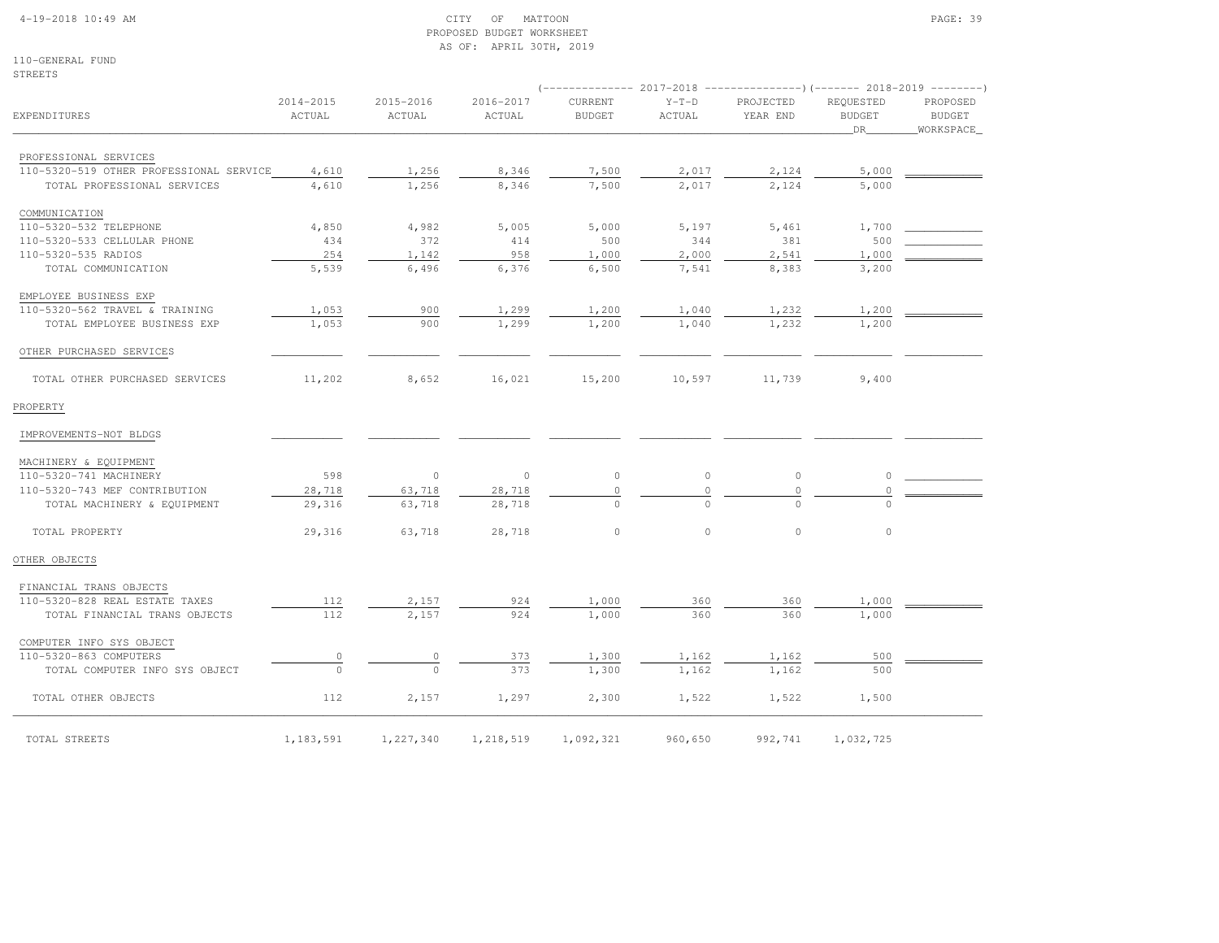CITY OF MATTOON
PROPOSED BUDGET WORKSHEET
AS OF: APRIL 30TH, 2019

110-GENERAL FUND
STREETS

| EXPENDITURES | 2014-2015 ACTUAL | 2015-2016 ACTUAL | 2016-2017 ACTUAL | 2017-2018 CURRENT BUDGET | 2017-2018 Y-T-D ACTUAL | 2017-2018 PROJECTED YEAR END | 2018-2019 REQUESTED BUDGET DR | 2018-2019 PROPOSED BUDGET WORKSPACE |
|---|---|---|---|---|---|---|---|---|
| PROFESSIONAL SERVICES | | | | | | | | |
| 110-5320-519 OTHER PROFESSIONAL SERVICE | 4,610 | 1,256 | 8,346 | 7,500 | 2,017 | 2,124 | 5,000 | |
| TOTAL PROFESSIONAL SERVICES | 4,610 | 1,256 | 8,346 | 7,500 | 2,017 | 2,124 | 5,000 | |
| COMMUNICATION | | | | | | | | |
| 110-5320-532 TELEPHONE | 4,850 | 4,982 | 5,005 | 5,000 | 5,197 | 5,461 | 1,700 | |
| 110-5320-533 CELLULAR PHONE | 434 | 372 | 414 | 500 | 344 | 381 | 500 | |
| 110-5320-535 RADIOS | 254 | 1,142 | 958 | 1,000 | 2,000 | 2,541 | 1,000 | |
| TOTAL COMMUNICATION | 5,539 | 6,496 | 6,376 | 6,500 | 7,541 | 8,383 | 3,200 | |
| EMPLOYEE BUSINESS EXP | | | | | | | | |
| 110-5320-562 TRAVEL & TRAINING | 1,053 | 900 | 1,299 | 1,200 | 1,040 | 1,232 | 1,200 | |
| TOTAL EMPLOYEE BUSINESS EXP | 1,053 | 900 | 1,299 | 1,200 | 1,040 | 1,232 | 1,200 | |
| OTHER PURCHASED SERVICES | | | | | | | | |
| TOTAL OTHER PURCHASED SERVICES | 11,202 | 8,652 | 16,021 | 15,200 | 10,597 | 11,739 | 9,400 | |
| PROPERTY | | | | | | | | |
| IMPROVEMENTS-NOT BLDGS | | | | | | | | |
| MACHINERY & EQUIPMENT | | | | | | | | |
| 110-5320-741 MACHINERY | 598 | 0 | 0 | 0 | 0 | 0 | 0 | |
| 110-5320-743 MEF CONTRIBUTION | 28,718 | 63,718 | 28,718 | 0 | 0 | 0 | 0 | |
| TOTAL MACHINERY & EQUIPMENT | 29,316 | 63,718 | 28,718 | 0 | 0 | 0 | 0 | |
| TOTAL PROPERTY | 29,316 | 63,718 | 28,718 | 0 | 0 | 0 | 0 | |
| OTHER OBJECTS | | | | | | | | |
| FINANCIAL TRANS OBJECTS | | | | | | | | |
| 110-5320-828 REAL ESTATE TAXES | 112 | 2,157 | 924 | 1,000 | 360 | 360 | 1,000 | |
| TOTAL FINANCIAL TRANS OBJECTS | 112 | 2,157 | 924 | 1,000 | 360 | 360 | 1,000 | |
| COMPUTER INFO SYS OBJECT | | | | | | | | |
| 110-5320-863 COMPUTERS | 0 | 0 | 373 | 1,300 | 1,162 | 1,162 | 500 | |
| TOTAL COMPUTER INFO SYS OBJECT | 0 | 0 | 373 | 1,300 | 1,162 | 1,162 | 500 | |
| TOTAL OTHER OBJECTS | 112 | 2,157 | 1,297 | 2,300 | 1,522 | 1,522 | 1,500 | |
| TOTAL STREETS | 1,183,591 | 1,227,340 | 1,218,519 | 1,092,321 | 960,650 | 992,741 | 1,032,725 | |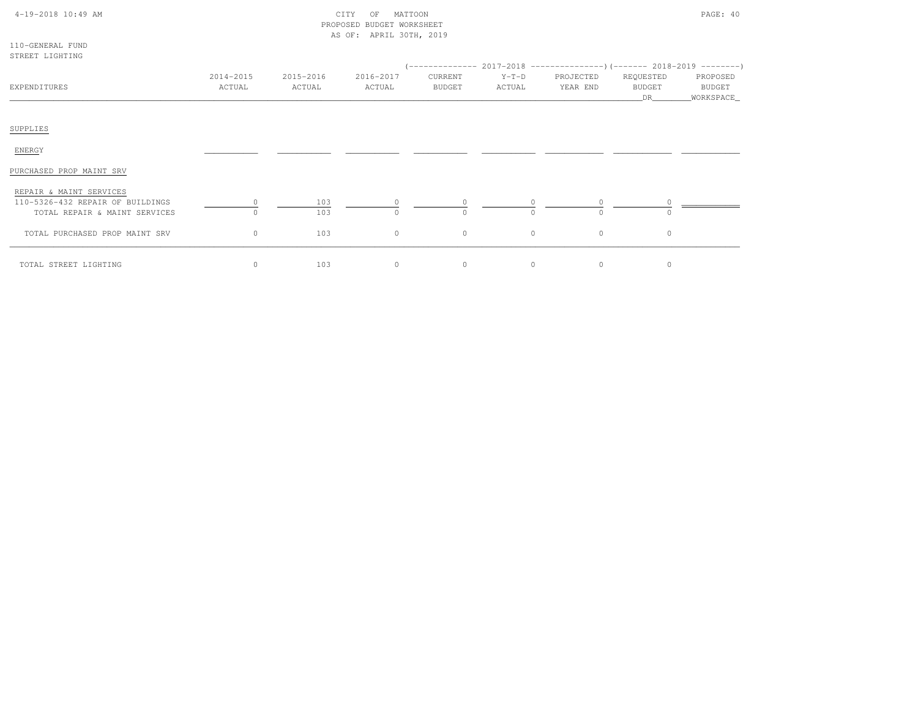CITY OF MATTOON
PROPOSED BUDGET WORKSHEET
AS OF: APRIL 30TH, 2019

110-GENERAL FUND
STREET LIGHTING

| EXPENDITURES | 2014-2015 ACTUAL | 2015-2016 ACTUAL | 2016-2017 ACTUAL | 2017-2018 CURRENT BUDGET | 2017-2018 Y-T-D ACTUAL | 2017-2018 PROJECTED YEAR END | 2018-2019 REQUESTED BUDGET DR | 2018-2019 PROPOSED BUDGET WORKSPACE |
|---|---|---|---|---|---|---|---|---|
| SUPPLIES | | | | | | | | |
| ENERGY | | | | | | | | |
| PURCHASED PROP MAINT SRV | | | | | | | | |
| REPAIR & MAINT SERVICES | | | | | | | | |
| 110-5326-432 REPAIR OF BUILDINGS | 0 | 103 | 0 | 0 | 0 | 0 | 0 | |
| TOTAL REPAIR & MAINT SERVICES | 0 | 103 | 0 | 0 | 0 | 0 | 0 | |
| TOTAL PURCHASED PROP MAINT SRV | 0 | 103 | 0 | 0 | 0 | 0 | 0 | |
| TOTAL STREET LIGHTING | 0 | 103 | 0 | 0 | 0 | 0 | 0 | |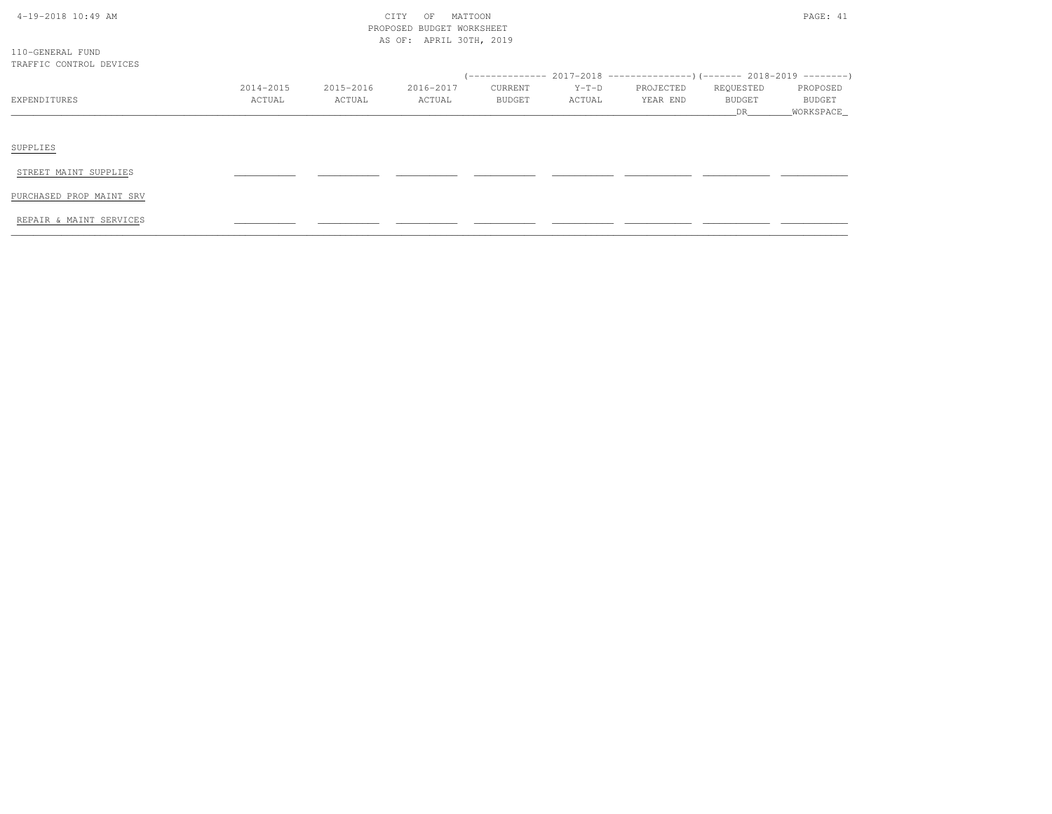110-GENERAL FUND
TRAFFIC CONTROL DEVICES

| EXPENDITURES | 2014-2015 ACTUAL | 2015-2016 ACTUAL | 2016-2017 ACTUAL | 2017-2018 CURRENT BUDGET | 2017-2018 Y-T-D ACTUAL | 2017-2018 PROJECTED YEAR END | 2018-2019 REQUESTED BUDGET DR | 2018-2019 PROPOSED BUDGET WORKSPACE |
|---|---|---|---|---|---|---|---|---|
| SUPPLIES | | | | | | | | |
| STREET MAINT SUPPLIES | | | | | | | | |
| PURCHASED PROP MAINT SRV | | | | | | | | |
| REPAIR & MAINT SERVICES | | | | | | | | |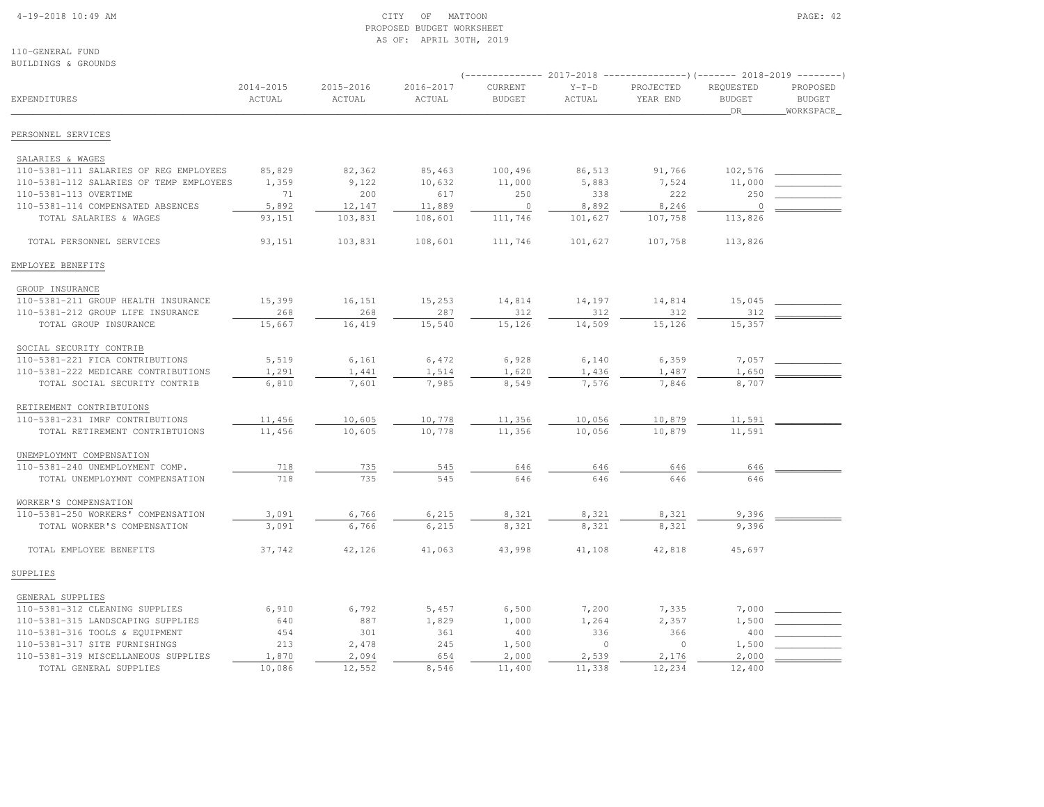CITY OF MATTOON
PROPOSED BUDGET WORKSHEET
AS OF: APRIL 30TH, 2019

110-GENERAL FUND
BUILDINGS & GROUNDS

| EXPENDITURES | 2014-2015 ACTUAL | 2015-2016 ACTUAL | 2016-2017 ACTUAL | 2017-2018 CURRENT BUDGET | 2017-2018 Y-T-D ACTUAL | 2017-2018 PROJECTED YEAR END | 2018-2019 REQUESTED BUDGET DR | 2018-2019 PROPOSED BUDGET WORKSPACE |
|---|---|---|---|---|---|---|---|---|
| **PERSONNEL SERVICES** | | | | | | | | |
| SALARIES & WAGES | | | | | | | | |
| 110-5381-111 SALARIES OF REG EMPLOYEES | 85,829 | 82,362 | 85,463 | 100,496 | 86,513 | 91,766 | 102,576 | |
| 110-5381-112 SALARIES OF TEMP EMPLOYEES | 1,359 | 9,122 | 10,632 | 11,000 | 5,883 | 7,524 | 11,000 | |
| 110-5381-113 OVERTIME | 71 | 200 | 617 | 250 | 338 | 222 | 250 | |
| 110-5381-114 COMPENSATED ABSENCES | 5,892 | 12,147 | 11,889 | 0 | 8,892 | 8,246 | 0 | |
| TOTAL SALARIES & WAGES | 93,151 | 103,831 | 108,601 | 111,746 | 101,627 | 107,758 | 113,826 | |
| TOTAL PERSONNEL SERVICES | 93,151 | 103,831 | 108,601 | 111,746 | 101,627 | 107,758 | 113,826 | |
| **EMPLOYEE BENEFITS** | | | | | | | | |
| GROUP INSURANCE | | | | | | | | |
| 110-5381-211 GROUP HEALTH INSURANCE | 15,399 | 16,151 | 15,253 | 14,814 | 14,197 | 14,814 | 15,045 | |
| 110-5381-212 GROUP LIFE INSURANCE | 268 | 268 | 287 | 312 | 312 | 312 | 312 | |
| TOTAL GROUP INSURANCE | 15,667 | 16,419 | 15,540 | 15,126 | 14,509 | 15,126 | 15,357 | |
| SOCIAL SECURITY CONTRIB | | | | | | | | |
| 110-5381-221 FICA CONTRIBUTIONS | 5,519 | 6,161 | 6,472 | 6,928 | 6,140 | 6,359 | 7,057 | |
| 110-5381-222 MEDICARE CONTRIBUTIONS | 1,291 | 1,441 | 1,514 | 1,620 | 1,436 | 1,487 | 1,650 | |
| TOTAL SOCIAL SECURITY CONTRIB | 6,810 | 7,601 | 7,985 | 8,549 | 7,576 | 7,846 | 8,707 | |
| RETIREMENT CONTRIBTUIONS | | | | | | | | |
| 110-5381-231 IMRF CONTRIBUTIONS | 11,456 | 10,605 | 10,778 | 11,356 | 10,056 | 10,879 | 11,591 | |
| TOTAL RETIREMENT CONTRIBTUIONS | 11,456 | 10,605 | 10,778 | 11,356 | 10,056 | 10,879 | 11,591 | |
| UNEMPLOYMNT COMPENSATION | | | | | | | | |
| 110-5381-240 UNEMPLOYMENT COMP. | 718 | 735 | 545 | 646 | 646 | 646 | 646 | |
| TOTAL UNEMPLOYMNT COMPENSATION | 718 | 735 | 545 | 646 | 646 | 646 | 646 | |
| WORKER'S COMPENSATION | | | | | | | | |
| 110-5381-250 WORKERS' COMPENSATION | 3,091 | 6,766 | 6,215 | 8,321 | 8,321 | 8,321 | 9,396 | |
| TOTAL WORKER'S COMPENSATION | 3,091 | 6,766 | 6,215 | 8,321 | 8,321 | 8,321 | 9,396 | |
| TOTAL EMPLOYEE BENEFITS | 37,742 | 42,126 | 41,063 | 43,998 | 41,108 | 42,818 | 45,697 | |
| **SUPPLIES** | | | | | | | | |
| GENERAL SUPPLIES | | | | | | | | |
| 110-5381-312 CLEANING SUPPLIES | 6,910 | 6,792 | 5,457 | 6,500 | 7,200 | 7,335 | 7,000 | |
| 110-5381-315 LANDSCAPING SUPPLIES | 640 | 887 | 1,829 | 1,000 | 1,264 | 2,357 | 1,500 | |
| 110-5381-316 TOOLS & EQUIPMENT | 454 | 301 | 361 | 400 | 336 | 366 | 400 | |
| 110-5381-317 SITE FURNISHINGS | 213 | 2,478 | 245 | 1,500 | 0 | 0 | 1,500 | |
| 110-5381-319 MISCELLANEOUS SUPPLIES | 1,870 | 2,094 | 654 | 2,000 | 2,539 | 2,176 | 2,000 | |
| TOTAL GENERAL SUPPLIES | 10,086 | 12,552 | 8,546 | 11,400 | 11,338 | 12,234 | 12,400 | |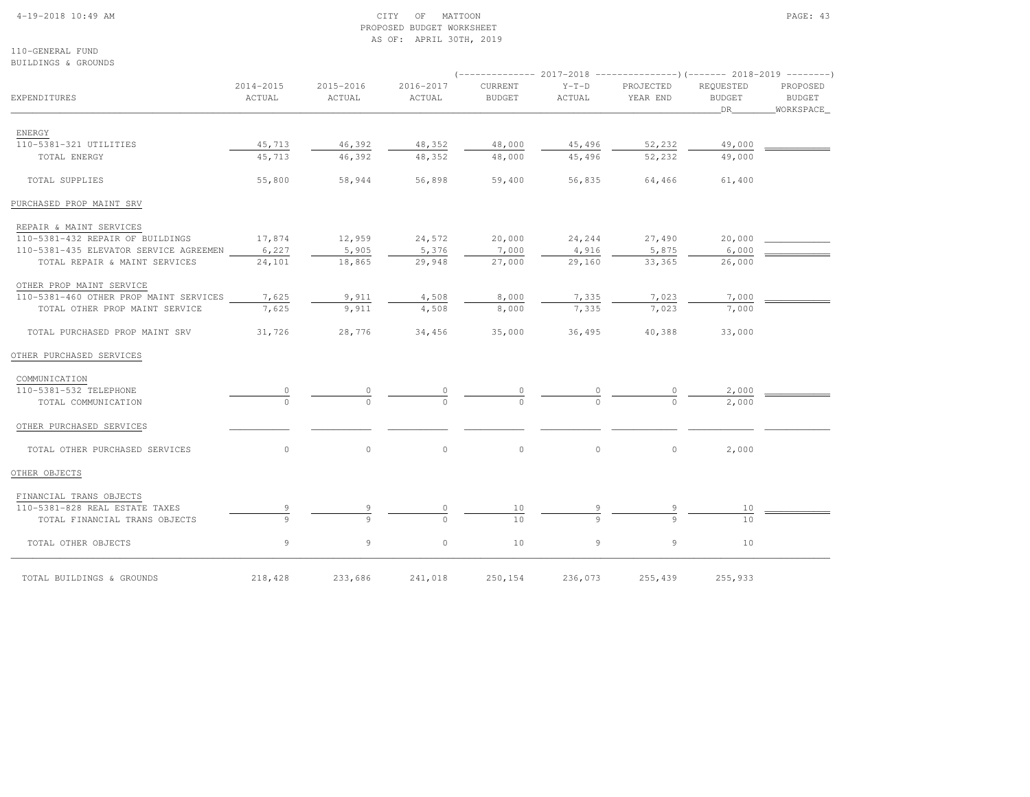CITY OF MATTOON
PROPOSED BUDGET WORKSHEET
AS OF: APRIL 30TH, 2019

110-GENERAL FUND
BUILDINGS & GROUNDS

| EXPENDITURES | 2014-2015 ACTUAL | 2015-2016 ACTUAL | 2016-2017 ACTUAL | 2017-2018 CURRENT BUDGET | 2017-2018 Y-T-D ACTUAL | 2017-2018 PROJECTED YEAR END | 2018-2019 REQUESTED BUDGET DR | 2018-2019 PROPOSED BUDGET WORKSPACE |
|---|---|---|---|---|---|---|---|---|
| ENERGY | | | | | | | | |
| 110-5381-321 UTILITIES | 45,713 | 46,392 | 48,352 | 48,000 | 45,496 | 52,232 | 49,000 | |
| TOTAL ENERGY | 45,713 | 46,392 | 48,352 | 48,000 | 45,496 | 52,232 | 49,000 | |
| TOTAL SUPPLIES | 55,800 | 58,944 | 56,898 | 59,400 | 56,835 | 64,466 | 61,400 | |
| PURCHASED PROP MAINT SRV | | | | | | | | |
| REPAIR & MAINT SERVICES | | | | | | | | |
| 110-5381-432 REPAIR OF BUILDINGS | 17,874 | 12,959 | 24,572 | 20,000 | 24,244 | 27,490 | 20,000 | |
| 110-5381-435 ELEVATOR SERVICE AGREEMEN | 6,227 | 5,905 | 5,376 | 7,000 | 4,916 | 5,875 | 6,000 | |
| TOTAL REPAIR & MAINT SERVICES | 24,101 | 18,865 | 29,948 | 27,000 | 29,160 | 33,365 | 26,000 | |
| OTHER PROP MAINT SERVICE | | | | | | | | |
| 110-5381-460 OTHER PROP MAINT SERVICES | 7,625 | 9,911 | 4,508 | 8,000 | 7,335 | 7,023 | 7,000 | |
| TOTAL OTHER PROP MAINT SERVICE | 7,625 | 9,911 | 4,508 | 8,000 | 7,335 | 7,023 | 7,000 | |
| TOTAL PURCHASED PROP MAINT SRV | 31,726 | 28,776 | 34,456 | 35,000 | 36,495 | 40,388 | 33,000 | |
| OTHER PURCHASED SERVICES | | | | | | | | |
| COMMUNICATION | | | | | | | | |
| 110-5381-532 TELEPHONE | 0 | 0 | 0 | 0 | 0 | 0 | 2,000 | |
| TOTAL COMMUNICATION | 0 | 0 | 0 | 0 | 0 | 0 | 2,000 | |
| OTHER PURCHASED SERVICES | | | | | | | | |
| TOTAL OTHER PURCHASED SERVICES | 0 | 0 | 0 | 0 | 0 | 0 | 2,000 | |
| OTHER OBJECTS | | | | | | | | |
| FINANCIAL TRANS OBJECTS | | | | | | | | |
| 110-5381-828 REAL ESTATE TAXES | 9 | 9 | 0 | 10 | 9 | 9 | 10 | |
| TOTAL FINANCIAL TRANS OBJECTS | 9 | 9 | 0 | 10 | 9 | 9 | 10 | |
| TOTAL OTHER OBJECTS | 9 | 9 | 0 | 10 | 9 | 9 | 10 | |
| TOTAL BUILDINGS & GROUNDS | 218,428 | 233,686 | 241,018 | 250,154 | 236,073 | 255,439 | 255,933 | |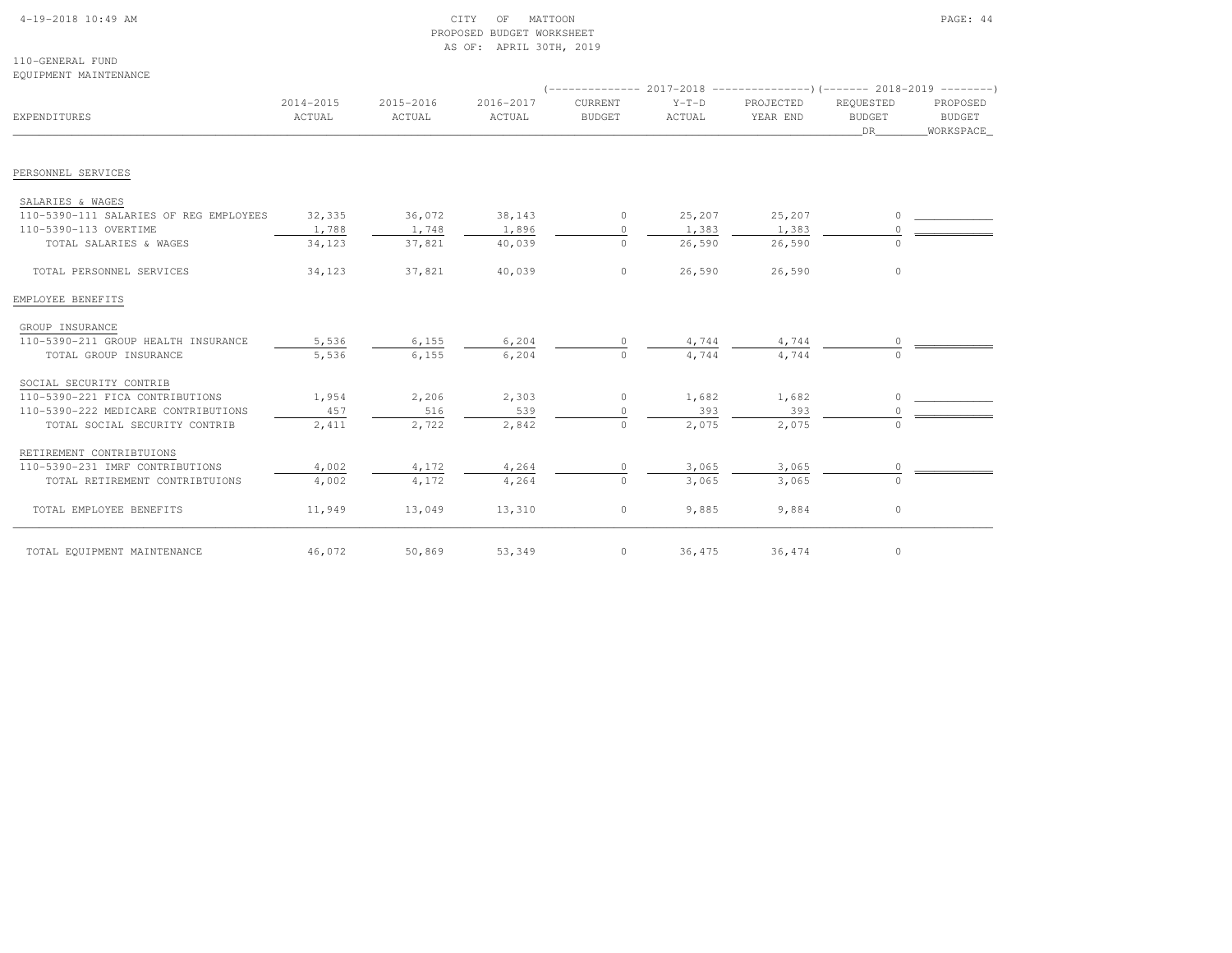CITY OF MATTOON
PROPOSED BUDGET WORKSHEET
AS OF: APRIL 30TH, 2019

110-GENERAL FUND
EQUIPMENT MAINTENANCE

| EXPENDITURES | 2014-2015 ACTUAL | 2015-2016 ACTUAL | 2016-2017 ACTUAL | 2017-2018 CURRENT BUDGET | 2017-2018 Y-T-D ACTUAL | 2017-2018 PROJECTED YEAR END | 2018-2019 REQUESTED BUDGET DR | 2018-2019 PROPOSED BUDGET WORKSPACE |
|---|---|---|---|---|---|---|---|---|
| **PERSONNEL SERVICES** | | | | | | | | |
| SALARIES & WAGES | | | | | | | | |
| 110-5390-111 SALARIES OF REG EMPLOYEES | 32,335 | 36,072 | 38,143 | 0 | 25,207 | 25,207 | 0 | |
| 110-5390-113 OVERTIME | 1,788 | 1,748 | 1,896 | 0 | 1,383 | 1,383 | 0 | |
| TOTAL SALARIES & WAGES | 34,123 | 37,821 | 40,039 | 0 | 26,590 | 26,590 | 0 | |
| TOTAL PERSONNEL SERVICES | 34,123 | 37,821 | 40,039 | 0 | 26,590 | 26,590 | 0 | |
| **EMPLOYEE BENEFITS** | | | | | | | | |
| GROUP INSURANCE | | | | | | | | |
| 110-5390-211 GROUP HEALTH INSURANCE | 5,536 | 6,155 | 6,204 | 0 | 4,744 | 4,744 | 0 | |
| TOTAL GROUP INSURANCE | 5,536 | 6,155 | 6,204 | 0 | 4,744 | 4,744 | 0 | |
| SOCIAL SECURITY CONTRIB | | | | | | | | |
| 110-5390-221 FICA CONTRIBUTIONS | 1,954 | 2,206 | 2,303 | 0 | 1,682 | 1,682 | 0 | |
| 110-5390-222 MEDICARE CONTRIBUTIONS | 457 | 516 | 539 | 0 | 393 | 393 | 0 | |
| TOTAL SOCIAL SECURITY CONTRIB | 2,411 | 2,722 | 2,842 | 0 | 2,075 | 2,075 | 0 | |
| RETIREMENT CONTRIBTUIONS | | | | | | | | |
| 110-5390-231 IMRF CONTRIBUTIONS | 4,002 | 4,172 | 4,264 | 0 | 3,065 | 3,065 | 0 | |
| TOTAL RETIREMENT CONTRIBTUIONS | 4,002 | 4,172 | 4,264 | 0 | 3,065 | 3,065 | 0 | |
| TOTAL EMPLOYEE BENEFITS | 11,949 | 13,049 | 13,310 | 0 | 9,885 | 9,884 | 0 | |
| TOTAL EQUIPMENT MAINTENANCE | 46,072 | 50,869 | 53,349 | 0 | 36,475 | 36,474 | 0 | |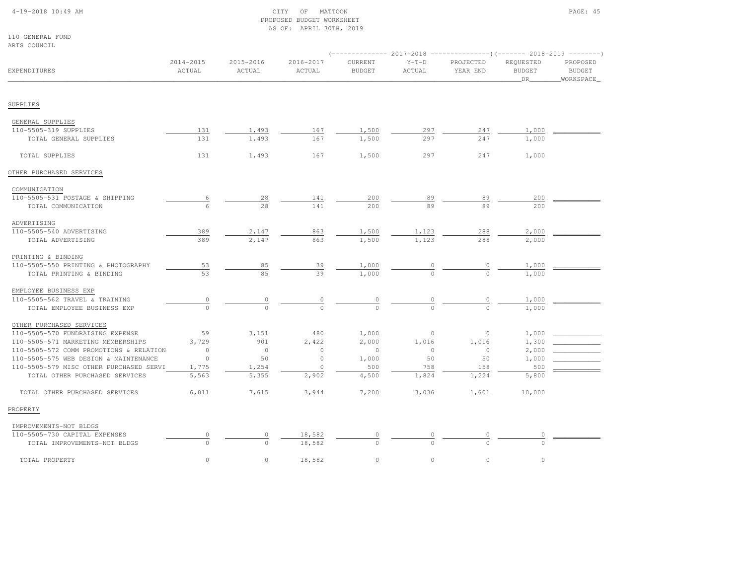CITY OF MATTOON
PROPOSED BUDGET WORKSHEET
AS OF: APRIL 30TH, 2019

110-GENERAL FUND
ARTS COUNCIL

| EXPENDITURES | 2014-2015 ACTUAL | 2015-2016 ACTUAL | 2016-2017 ACTUAL | 2017-2018 CURRENT BUDGET | 2017-2018 Y-T-D ACTUAL | 2017-2018 PROJECTED YEAR END | 2018-2019 REQUESTED BUDGET DR | 2018-2019 PROPOSED BUDGET WORKSPACE |
|---|---|---|---|---|---|---|---|---|
| **SUPPLIES** | | | | | | | | |
| GENERAL SUPPLIES | | | | | | | | |
| 110-5505-319 SUPPLIES | 131 | 1,493 | 167 | 1,500 | 297 | 247 | 1,000 | |
| TOTAL GENERAL SUPPLIES | 131 | 1,493 | 167 | 1,500 | 297 | 247 | 1,000 | |
| TOTAL SUPPLIES | 131 | 1,493 | 167 | 1,500 | 297 | 247 | 1,000 | |
| **OTHER PURCHASED SERVICES** | | | | | | | | |
| COMMUNICATION | | | | | | | | |
| 110-5505-531 POSTAGE & SHIPPING | 6 | 28 | 141 | 200 | 89 | 89 | 200 | |
| TOTAL COMMUNICATION | 6 | 28 | 141 | 200 | 89 | 89 | 200 | |
| ADVERTISING | | | | | | | | |
| 110-5505-540 ADVERTISING | 389 | 2,147 | 863 | 1,500 | 1,123 | 288 | 2,000 | |
| TOTAL ADVERTISING | 389 | 2,147 | 863 | 1,500 | 1,123 | 288 | 2,000 | |
| PRINTING & BINDING | | | | | | | | |
| 110-5505-550 PRINTING & PHOTOGRAPHY | 53 | 85 | 39 | 1,000 | 0 | 0 | 1,000 | |
| TOTAL PRINTING & BINDING | 53 | 85 | 39 | 1,000 | 0 | 0 | 1,000 | |
| EMPLOYEE BUSINESS EXP | | | | | | | | |
| 110-5505-562 TRAVEL & TRAINING | 0 | 0 | 0 | 0 | 0 | 0 | 1,000 | |
| TOTAL EMPLOYEE BUSINESS EXP | 0 | 0 | 0 | 0 | 0 | 0 | 1,000 | |
| OTHER PURCHASED SERVICES | | | | | | | | |
| 110-5505-570 FUNDRAISING EXPENSE | 59 | 3,151 | 480 | 1,000 | 0 | 0 | 1,000 | |
| 110-5505-571 MARKETING MEMBERSHIPS | 3,729 | 901 | 2,422 | 2,000 | 1,016 | 1,016 | 1,300 | |
| 110-5505-572 COMM PROMOTIONS & RELATION | 0 | 0 | 0 | 0 | 0 | 0 | 2,000 | |
| 110-5505-575 WEB DESIGN & MAINTENANCE | 0 | 50 | 0 | 1,000 | 50 | 50 | 1,000 | |
| 110-5505-579 MISC OTHER PURCHASED SERVI | 1,775 | 1,254 | 0 | 500 | 758 | 158 | 500 | |
| TOTAL OTHER PURCHASED SERVICES | 5,563 | 5,355 | 2,902 | 4,500 | 1,824 | 1,224 | 5,800 | |
| TOTAL OTHER PURCHASED SERVICES | 6,011 | 7,615 | 3,944 | 7,200 | 3,036 | 1,601 | 10,000 | |
| **PROPERTY** | | | | | | | | |
| IMPROVEMENTS-NOT BLDGS | | | | | | | | |
| 110-5505-730 CAPITAL EXPENSES | 0 | 0 | 18,582 | 0 | 0 | 0 | 0 | |
| TOTAL IMPROVEMENTS-NOT BLDGS | 0 | 0 | 18,582 | 0 | 0 | 0 | 0 | |
| TOTAL PROPERTY | 0 | 0 | 18,582 | 0 | 0 | 0 | 0 | |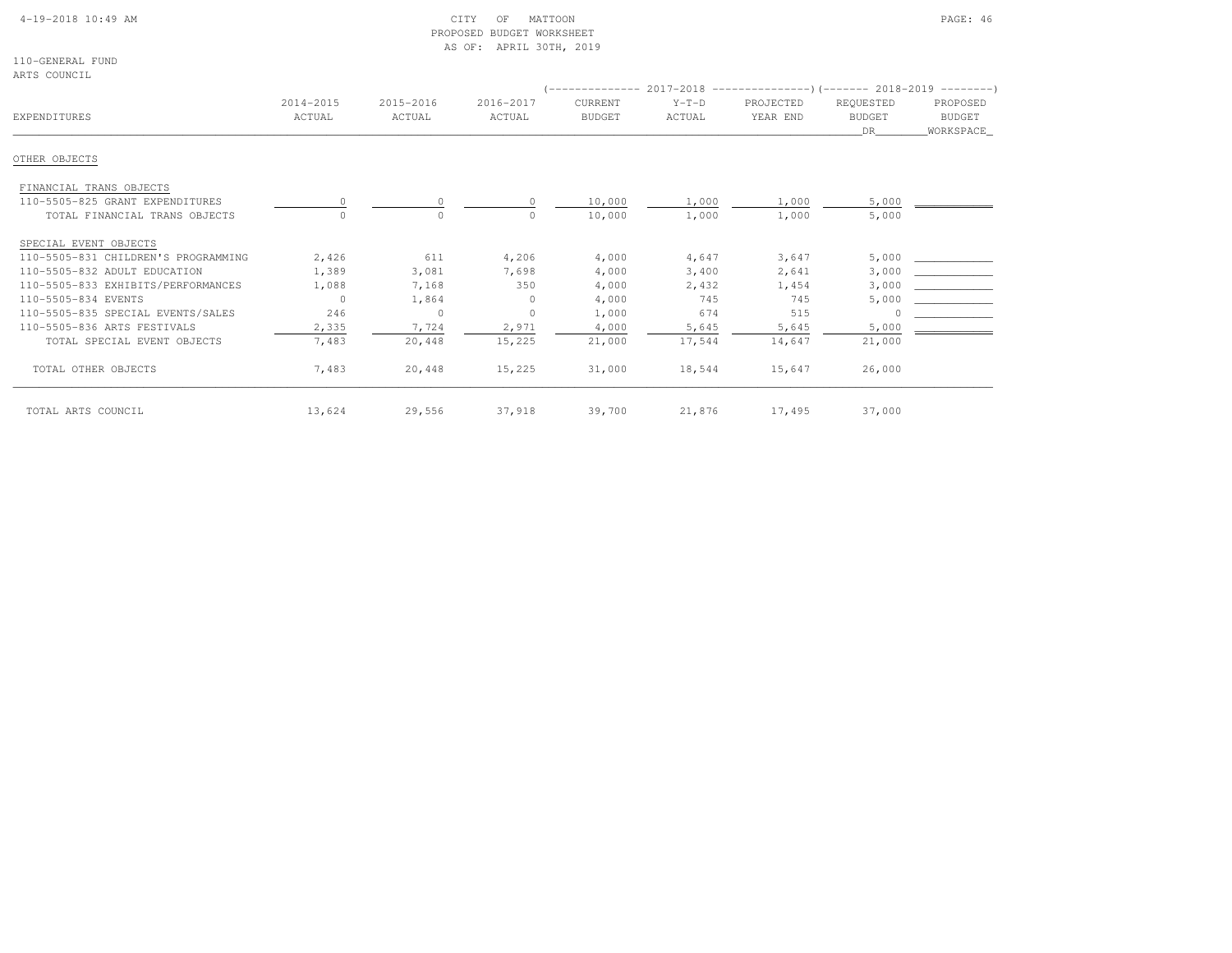CITY OF MATTOON
PROPOSED BUDGET WORKSHEET
AS OF: APRIL 30TH, 2019

110-GENERAL FUND
ARTS COUNCIL

| EXPENDITURES | 2014-2015 ACTUAL | 2015-2016 ACTUAL | 2016-2017 ACTUAL | 2017-2018 CURRENT BUDGET | 2017-2018 Y-T-D ACTUAL | 2017-2018 PROJECTED YEAR END | 2018-2019 REQUESTED BUDGET DR | 2018-2019 PROPOSED BUDGET WORKSPACE |
|---|---|---|---|---|---|---|---|---|
| **OTHER OBJECTS** | | | | | | | | |
| FINANCIAL TRANS OBJECTS | | | | | | | | |
| 110-5505-825 GRANT EXPENDITURES | 0 | 0 | 0 | 10,000 | 1,000 | 1,000 | 5,000 | |
| TOTAL FINANCIAL TRANS OBJECTS | 0 | 0 | 0 | 10,000 | 1,000 | 1,000 | 5,000 | |
| SPECIAL EVENT OBJECTS | | | | | | | | |
| 110-5505-831 CHILDREN'S PROGRAMMING | 2,426 | 611 | 4,206 | 4,000 | 4,647 | 3,647 | 5,000 | |
| 110-5505-832 ADULT EDUCATION | 1,389 | 3,081 | 7,698 | 4,000 | 3,400 | 2,641 | 3,000 | |
| 110-5505-833 EXHIBITS/PERFORMANCES | 1,088 | 7,168 | 350 | 4,000 | 2,432 | 1,454 | 3,000 | |
| 110-5505-834 EVENTS | 0 | 1,864 | 0 | 4,000 | 745 | 745 | 5,000 | |
| 110-5505-835 SPECIAL EVENTS/SALES | 246 | 0 | 0 | 1,000 | 674 | 515 | 0 | |
| 110-5505-836 ARTS FESTIVALS | 2,335 | 7,724 | 2,971 | 4,000 | 5,645 | 5,645 | 5,000 | |
| TOTAL SPECIAL EVENT OBJECTS | 7,483 | 20,448 | 15,225 | 21,000 | 17,544 | 14,647 | 21,000 | |
| TOTAL OTHER OBJECTS | 7,483 | 20,448 | 15,225 | 31,000 | 18,544 | 15,647 | 26,000 | |
| TOTAL ARTS COUNCIL | 13,624 | 29,556 | 37,918 | 39,700 | 21,876 | 17,495 | 37,000 | |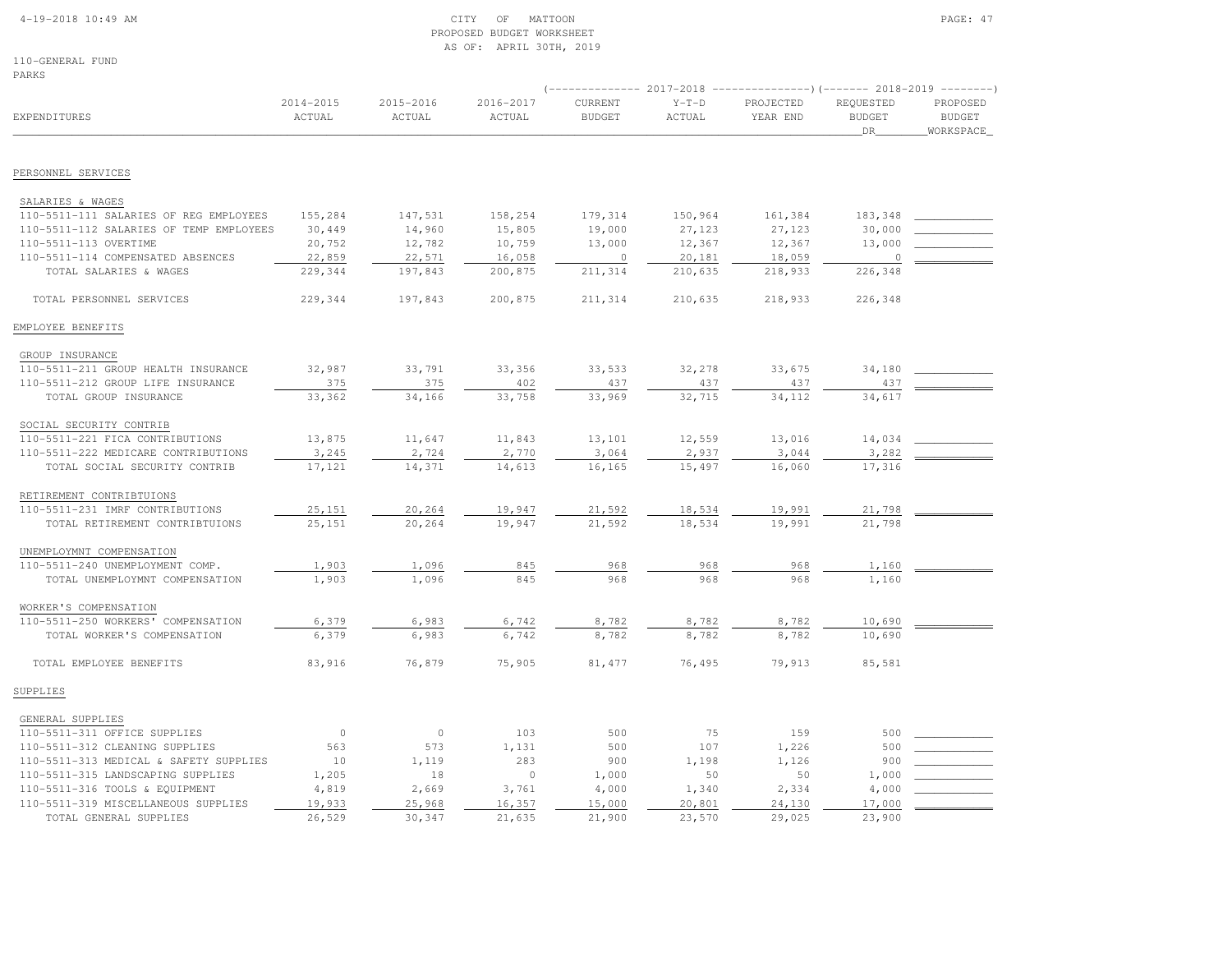CITY OF MATTOON
PROPOSED BUDGET WORKSHEET
AS OF: APRIL 30TH, 2019

110-GENERAL FUND
PARKS

| EXPENDITURES | 2014-2015 ACTUAL | 2015-2016 ACTUAL | 2016-2017 ACTUAL | 2017-2018 CURRENT BUDGET | 2017-2018 Y-T-D ACTUAL | 2017-2018 PROJECTED YEAR END | 2018-2019 REQUESTED BUDGET DR | 2018-2019 PROPOSED BUDGET WORKSPACE |
|---|---|---|---|---|---|---|---|---|
| **PERSONNEL SERVICES** | | | | | | | | |
| SALARIES & WAGES | | | | | | | | |
| 110-5511-111 SALARIES OF REG EMPLOYEES | 155,284 | 147,531 | 158,254 | 179,314 | 150,964 | 161,384 | 183,348 | |
| 110-5511-112 SALARIES OF TEMP EMPLOYEES | 30,449 | 14,960 | 15,805 | 19,000 | 27,123 | 27,123 | 30,000 | |
| 110-5511-113 OVERTIME | 20,752 | 12,782 | 10,759 | 13,000 | 12,367 | 12,367 | 13,000 | |
| 110-5511-114 COMPENSATED ABSENCES | 22,859 | 22,571 | 16,058 | 0 | 20,181 | 18,059 | 0 | |
| TOTAL SALARIES & WAGES | 229,344 | 197,843 | 200,875 | 211,314 | 210,635 | 218,933 | 226,348 | |
| TOTAL PERSONNEL SERVICES | 229,344 | 197,843 | 200,875 | 211,314 | 210,635 | 218,933 | 226,348 | |
| **EMPLOYEE BENEFITS** | | | | | | | | |
| GROUP INSURANCE | | | | | | | | |
| 110-5511-211 GROUP HEALTH INSURANCE | 32,987 | 33,791 | 33,356 | 33,533 | 32,278 | 33,675 | 34,180 | |
| 110-5511-212 GROUP LIFE INSURANCE | 375 | 375 | 402 | 437 | 437 | 437 | 437 | |
| TOTAL GROUP INSURANCE | 33,362 | 34,166 | 33,758 | 33,969 | 32,715 | 34,112 | 34,617 | |
| SOCIAL SECURITY CONTRIB | | | | | | | | |
| 110-5511-221 FICA CONTRIBUTIONS | 13,875 | 11,647 | 11,843 | 13,101 | 12,559 | 13,016 | 14,034 | |
| 110-5511-222 MEDICARE CONTRIBUTIONS | 3,245 | 2,724 | 2,770 | 3,064 | 2,937 | 3,044 | 3,282 | |
| TOTAL SOCIAL SECURITY CONTRIB | 17,121 | 14,371 | 14,613 | 16,165 | 15,497 | 16,060 | 17,316 | |
| RETIREMENT CONTRIBTUIONS | | | | | | | | |
| 110-5511-231 IMRF CONTRIBUTIONS | 25,151 | 20,264 | 19,947 | 21,592 | 18,534 | 19,991 | 21,798 | |
| TOTAL RETIREMENT CONTRIBTUIONS | 25,151 | 20,264 | 19,947 | 21,592 | 18,534 | 19,991 | 21,798 | |
| UNEMPLOYMNT COMPENSATION | | | | | | | | |
| 110-5511-240 UNEMPLOYMENT COMP. | 1,903 | 1,096 | 845 | 968 | 968 | 968 | 1,160 | |
| TOTAL UNEMPLOYMNT COMPENSATION | 1,903 | 1,096 | 845 | 968 | 968 | 968 | 1,160 | |
| WORKER'S COMPENSATION | | | | | | | | |
| 110-5511-250 WORKERS' COMPENSATION | 6,379 | 6,983 | 6,742 | 8,782 | 8,782 | 8,782 | 10,690 | |
| TOTAL WORKER'S COMPENSATION | 6,379 | 6,983 | 6,742 | 8,782 | 8,782 | 8,782 | 10,690 | |
| TOTAL EMPLOYEE BENEFITS | 83,916 | 76,879 | 75,905 | 81,477 | 76,495 | 79,913 | 85,581 | |
| **SUPPLIES** | | | | | | | | |
| GENERAL SUPPLIES | | | | | | | | |
| 110-5511-311 OFFICE SUPPLIES | 0 | 0 | 103 | 500 | 75 | 159 | 500 | |
| 110-5511-312 CLEANING SUPPLIES | 563 | 573 | 1,131 | 500 | 107 | 1,226 | 500 | |
| 110-5511-313 MEDICAL & SAFETY SUPPLIES | 10 | 1,119 | 283 | 900 | 1,198 | 1,126 | 900 | |
| 110-5511-315 LANDSCAPING SUPPLIES | 1,205 | 18 | 0 | 1,000 | 50 | 50 | 1,000 | |
| 110-5511-316 TOOLS & EQUIPMENT | 4,819 | 2,669 | 3,761 | 4,000 | 1,340 | 2,334 | 4,000 | |
| 110-5511-319 MISCELLANEOUS SUPPLIES | 19,933 | 25,968 | 16,357 | 15,000 | 20,801 | 24,130 | 17,000 | |
| TOTAL GENERAL SUPPLIES | 26,529 | 30,347 | 21,635 | 21,900 | 23,570 | 29,025 | 23,900 | |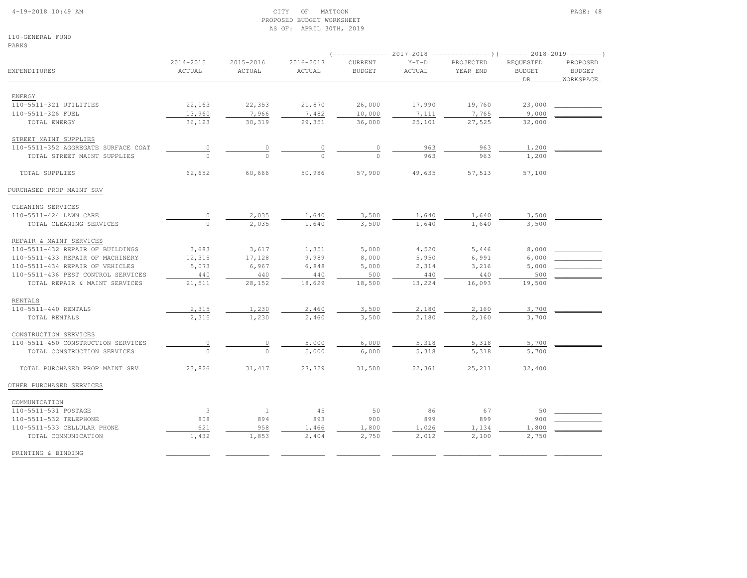CITY OF MATTOON
PROPOSED BUDGET WORKSHEET
AS OF: APRIL 30TH, 2019

110-GENERAL FUND
PARKS

| EXPENDITURES | 2014-2015 ACTUAL | 2015-2016 ACTUAL | 2016-2017 ACTUAL | 2017-2018 CURRENT BUDGET | 2017-2018 Y-T-D ACTUAL | 2017-2018 PROJECTED YEAR END | 2018-2019 REQUESTED BUDGET DR | 2018-2019 PROPOSED BUDGET WORKSPACE |
|---|---|---|---|---|---|---|---|---|
| ENERGY | | | | | | | | |
| 110-5511-321 UTILITIES | 22,163 | 22,353 | 21,870 | 26,000 | 17,990 | 19,760 | 23,000 | |
| 110-5511-326 FUEL | 13,960 | 7,966 | 7,482 | 10,000 | 7,111 | 7,765 | 9,000 | |
| TOTAL ENERGY | 36,123 | 30,319 | 29,351 | 36,000 | 25,101 | 27,525 | 32,000 | |
| STREET MAINT SUPPLIES | | | | | | | | |
| 110-5511-352 AGGREGATE SURFACE COAT | 0 | 0 | 0 | 0 | 963 | 963 | 1,200 | |
| TOTAL STREET MAINT SUPPLIES | 0 | 0 | 0 | 0 | 963 | 963 | 1,200 | |
| TOTAL SUPPLIES | 62,652 | 60,666 | 50,986 | 57,900 | 49,635 | 57,513 | 57,100 | |
| PURCHASED PROP MAINT SRV | | | | | | | | |
| CLEANING SERVICES | | | | | | | | |
| 110-5511-424 LAWN CARE | 0 | 2,035 | 1,640 | 3,500 | 1,640 | 1,640 | 3,500 | |
| TOTAL CLEANING SERVICES | 0 | 2,035 | 1,640 | 3,500 | 1,640 | 1,640 | 3,500 | |
| REPAIR & MAINT SERVICES | | | | | | | | |
| 110-5511-432 REPAIR OF BUILDINGS | 3,683 | 3,617 | 1,351 | 5,000 | 4,520 | 5,446 | 8,000 | |
| 110-5511-433 REPAIR OF MACHINERY | 12,315 | 17,128 | 9,989 | 8,000 | 5,950 | 6,991 | 6,000 | |
| 110-5511-434 REPAIR OF VEHICLES | 5,073 | 6,967 | 6,848 | 5,000 | 2,314 | 3,216 | 5,000 | |
| 110-5511-436 PEST CONTROL SERVICES | 440 | 440 | 440 | 500 | 440 | 440 | 500 | |
| TOTAL REPAIR & MAINT SERVICES | 21,511 | 28,152 | 18,629 | 18,500 | 13,224 | 16,093 | 19,500 | |
| RENTALS | | | | | | | | |
| 110-5511-440 RENTALS | 2,315 | 1,230 | 2,460 | 3,500 | 2,180 | 2,160 | 3,700 | |
| TOTAL RENTALS | 2,315 | 1,230 | 2,460 | 3,500 | 2,180 | 2,160 | 3,700 | |
| CONSTRUCTION SERVICES | | | | | | | | |
| 110-5511-450 CONSTRUCTION SERVICES | 0 | 0 | 5,000 | 6,000 | 5,318 | 5,318 | 5,700 | |
| TOTAL CONSTRUCTION SERVICES | 0 | 0 | 5,000 | 6,000 | 5,318 | 5,318 | 5,700 | |
| TOTAL PURCHASED PROP MAINT SRV | 23,826 | 31,417 | 27,729 | 31,500 | 22,361 | 25,211 | 32,400 | |
| OTHER PURCHASED SERVICES | | | | | | | | |
| COMMUNICATION | | | | | | | | |
| 110-5511-531 POSTAGE | 3 | 1 | 45 | 50 | 86 | 67 | 50 | |
| 110-5511-532 TELEPHONE | 808 | 894 | 893 | 900 | 899 | 899 | 900 | |
| 110-5511-533 CELLULAR PHONE | 621 | 958 | 1,466 | 1,800 | 1,026 | 1,134 | 1,800 | |
| TOTAL COMMUNICATION | 1,432 | 1,853 | 2,404 | 2,750 | 2,012 | 2,100 | 2,750 | |
| PRINTING & BINDING | | | | | | | | |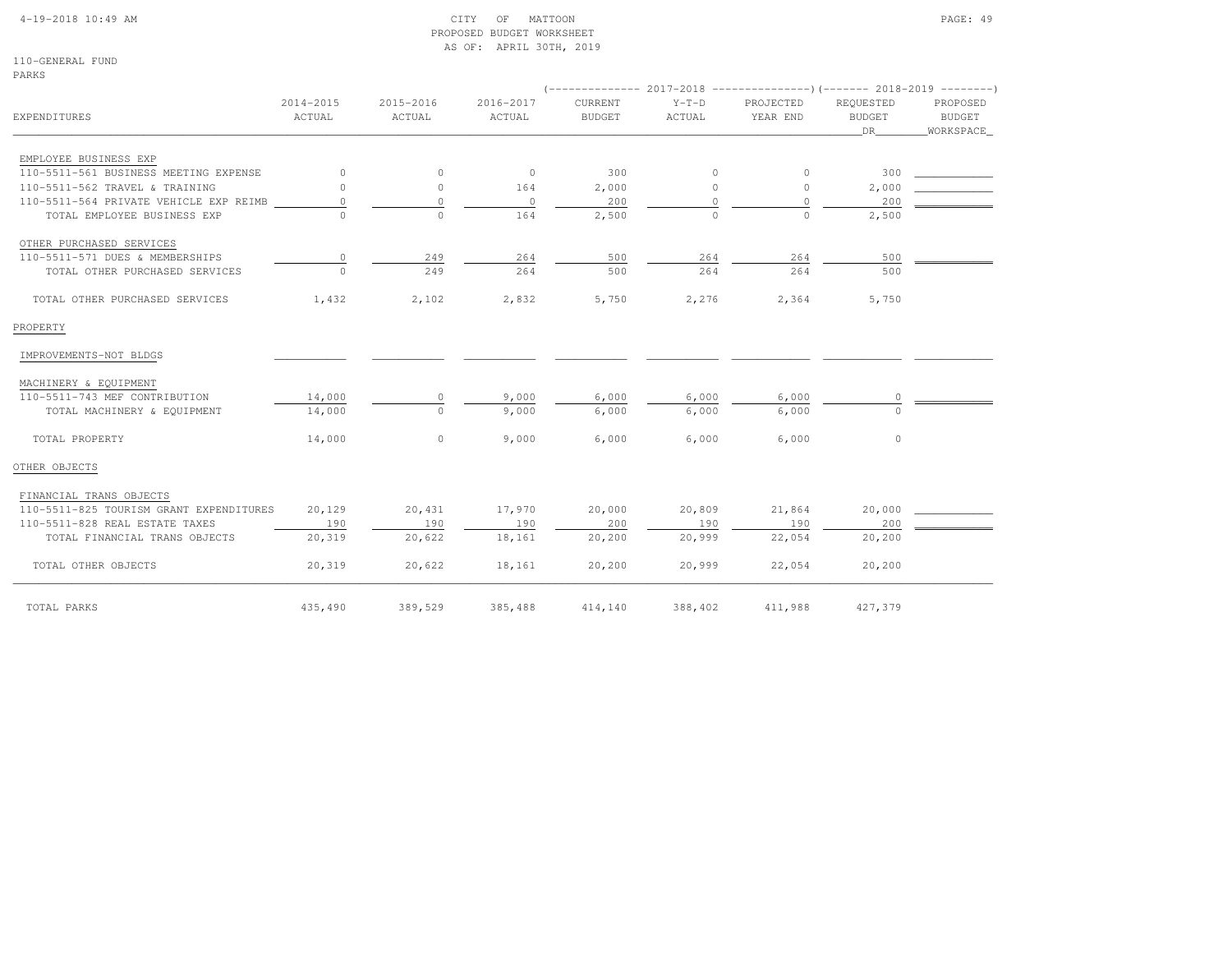CITY OF MATTOON
PROPOSED BUDGET WORKSHEET
AS OF: APRIL 30TH, 2019

110-GENERAL FUND
PARKS

| EXPENDITURES | 2014-2015 ACTUAL | 2015-2016 ACTUAL | 2016-2017 ACTUAL | 2017-2018 CURRENT BUDGET | 2017-2018 Y-T-D ACTUAL | 2017-2018 PROJECTED YEAR END | 2018-2019 REQUESTED BUDGET DR | 2018-2019 PROPOSED BUDGET WORKSPACE |
|---|---|---|---|---|---|---|---|---|
| EMPLOYEE BUSINESS EXP | | | | | | | | |
| 110-5511-561 BUSINESS MEETING EXPENSE | 0 | 0 | 0 | 300 | 0 | 0 | 300 | |
| 110-5511-562 TRAVEL & TRAINING | 0 | 0 | 164 | 2,000 | 0 | 0 | 2,000 | |
| 110-5511-564 PRIVATE VEHICLE EXP REIMB | 0 | 0 | 0 | 200 | 0 | 0 | 200 | |
| TOTAL EMPLOYEE BUSINESS EXP | 0 | 0 | 164 | 2,500 | 0 | 0 | 2,500 | |
| OTHER PURCHASED SERVICES | | | | | | | | |
| 110-5511-571 DUES & MEMBERSHIPS | 0 | 249 | 264 | 500 | 264 | 264 | 500 | |
| TOTAL OTHER PURCHASED SERVICES | 0 | 249 | 264 | 500 | 264 | 264 | 500 | |
| TOTAL OTHER PURCHASED SERVICES | 1,432 | 2,102 | 2,832 | 5,750 | 2,276 | 2,364 | 5,750 | |
| PROPERTY | | | | | | | | |
| IMPROVEMENTS-NOT BLDGS | | | | | | | | |
| MACHINERY & EQUIPMENT | | | | | | | | |
| 110-5511-743 MEF CONTRIBUTION | 14,000 | 0 | 9,000 | 6,000 | 6,000 | 6,000 | 0 | |
| TOTAL MACHINERY & EQUIPMENT | 14,000 | 0 | 9,000 | 6,000 | 6,000 | 6,000 | 0 | |
| TOTAL PROPERTY | 14,000 | 0 | 9,000 | 6,000 | 6,000 | 6,000 | 0 | |
| OTHER OBJECTS | | | | | | | | |
| FINANCIAL TRANS OBJECTS | | | | | | | | |
| 110-5511-825 TOURISM GRANT EXPENDITURES | 20,129 | 20,431 | 17,970 | 20,000 | 20,809 | 21,864 | 20,000 | |
| 110-5511-828 REAL ESTATE TAXES | 190 | 190 | 190 | 200 | 190 | 190 | 200 | |
| TOTAL FINANCIAL TRANS OBJECTS | 20,319 | 20,622 | 18,161 | 20,200 | 20,999 | 22,054 | 20,200 | |
| TOTAL OTHER OBJECTS | 20,319 | 20,622 | 18,161 | 20,200 | 20,999 | 22,054 | 20,200 | |
| TOTAL PARKS | 435,490 | 389,529 | 385,488 | 414,140 | 388,402 | 411,988 | 427,379 | |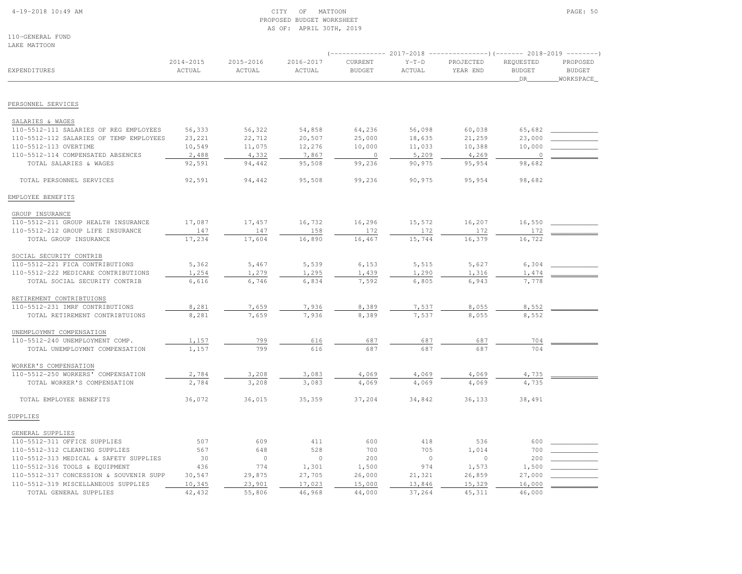CITY OF MATTOON
PROPOSED BUDGET WORKSHEET
AS OF: APRIL 30TH, 2019

110-GENERAL FUND
LAKE MATTOON

| EXPENDITURES | 2014-2015 ACTUAL | 2015-2016 ACTUAL | 2016-2017 ACTUAL | 2017-2018 CURRENT BUDGET | 2017-2018 Y-T-D ACTUAL | 2017-2018 PROJECTED YEAR END | 2018-2019 REQUESTED BUDGET DR | 2018-2019 PROPOSED BUDGET WORKSPACE |
|---|---|---|---|---|---|---|---|---|
| **PERSONNEL SERVICES** | | | | | | | | |
| SALARIES & WAGES | | | | | | | | |
| 110-5512-111 SALARIES OF REG EMPLOYEES | 56,333 | 56,322 | 54,858 | 64,236 | 56,098 | 60,038 | 65,682 | |
| 110-5512-112 SALARIES OF TEMP EMPLOYEES | 23,221 | 22,712 | 20,507 | 25,000 | 18,635 | 21,259 | 23,000 | |
| 110-5512-113 OVERTIME | 10,549 | 11,075 | 12,276 | 10,000 | 11,033 | 10,388 | 10,000 | |
| 110-5512-114 COMPENSATED ABSENCES | 2,488 | 4,332 | 7,867 | 0 | 5,209 | 4,269 | 0 | |
| TOTAL SALARIES & WAGES | 92,591 | 94,442 | 95,508 | 99,236 | 90,975 | 95,954 | 98,682 | |
| TOTAL PERSONNEL SERVICES | 92,591 | 94,442 | 95,508 | 99,236 | 90,975 | 95,954 | 98,682 | |
| **EMPLOYEE BENEFITS** | | | | | | | | |
| GROUP INSURANCE | | | | | | | | |
| 110-5512-211 GROUP HEALTH INSURANCE | 17,087 | 17,457 | 16,732 | 16,296 | 15,572 | 16,207 | 16,550 | |
| 110-5512-212 GROUP LIFE INSURANCE | 147 | 147 | 158 | 172 | 172 | 172 | 172 | |
| TOTAL GROUP INSURANCE | 17,234 | 17,604 | 16,890 | 16,467 | 15,744 | 16,379 | 16,722 | |
| SOCIAL SECURITY CONTRIB | | | | | | | | |
| 110-5512-221 FICA CONTRIBUTIONS | 5,362 | 5,467 | 5,539 | 6,153 | 5,515 | 5,627 | 6,304 | |
| 110-5512-222 MEDICARE CONTRIBUTIONS | 1,254 | 1,279 | 1,295 | 1,439 | 1,290 | 1,316 | 1,474 | |
| TOTAL SOCIAL SECURITY CONTRIB | 6,616 | 6,746 | 6,834 | 7,592 | 6,805 | 6,943 | 7,778 | |
| RETIREMENT CONTRIBTUIONS | | | | | | | | |
| 110-5512-231 IMRF CONTRIBUTIONS | 8,281 | 7,659 | 7,936 | 8,389 | 7,537 | 8,055 | 8,552 | |
| TOTAL RETIREMENT CONTRIBTUIONS | 8,281 | 7,659 | 7,936 | 8,389 | 7,537 | 8,055 | 8,552 | |
| UNEMPLOYMNT COMPENSATION | | | | | | | | |
| 110-5512-240 UNEMPLOYMENT COMP. | 1,157 | 799 | 616 | 687 | 687 | 687 | 704 | |
| TOTAL UNEMPLOYMNT COMPENSATION | 1,157 | 799 | 616 | 687 | 687 | 687 | 704 | |
| WORKER'S COMPENSATION | | | | | | | | |
| 110-5512-250 WORKERS' COMPENSATION | 2,784 | 3,208 | 3,083 | 4,069 | 4,069 | 4,069 | 4,735 | |
| TOTAL WORKER'S COMPENSATION | 2,784 | 3,208 | 3,083 | 4,069 | 4,069 | 4,069 | 4,735 | |
| TOTAL EMPLOYEE BENEFITS | 36,072 | 36,015 | 35,359 | 37,204 | 34,842 | 36,133 | 38,491 | |
| **SUPPLIES** | | | | | | | | |
| GENERAL SUPPLIES | | | | | | | | |
| 110-5512-311 OFFICE SUPPLIES | 507 | 609 | 411 | 600 | 418 | 536 | 600 | |
| 110-5512-312 CLEANING SUPPLIES | 567 | 648 | 528 | 700 | 705 | 1,014 | 700 | |
| 110-5512-313 MEDICAL & SAFETY SUPPLIES | 30 | 0 | 0 | 200 | 0 | 0 | 200 | |
| 110-5512-316 TOOLS & EQUIPMENT | 436 | 774 | 1,301 | 1,500 | 974 | 1,573 | 1,500 | |
| 110-5512-317 CONCESSION & SOUVENIR SUPP | 30,547 | 29,875 | 27,705 | 26,000 | 21,321 | 26,859 | 27,000 | |
| 110-5512-319 MISCELLANEOUS SUPPLIES | 10,345 | 23,901 | 17,023 | 15,000 | 13,846 | 15,329 | 16,000 | |
| TOTAL GENERAL SUPPLIES | 42,432 | 55,806 | 46,968 | 44,000 | 37,264 | 45,311 | 46,000 | |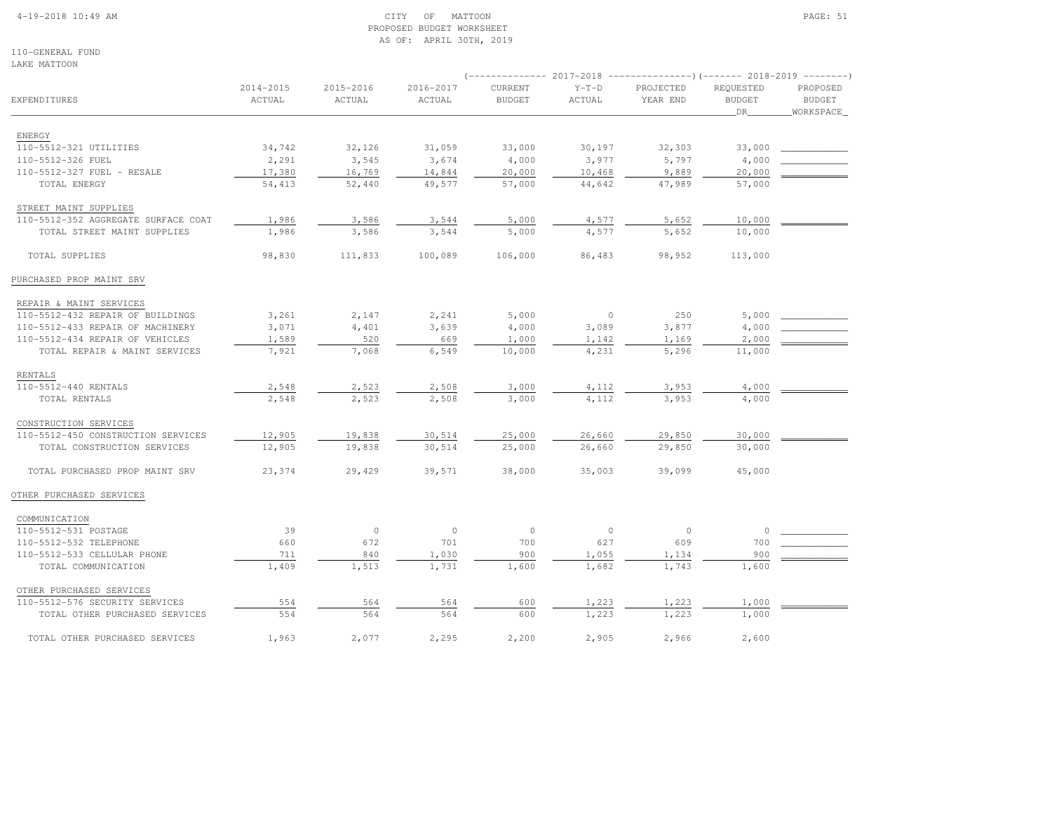CITY OF MATTOON
PROPOSED BUDGET WORKSHEET
AS OF: APRIL 30TH, 2019

110-GENERAL FUND
LAKE MATTOON

| EXPENDITURES | 2014-2015 ACTUAL | 2015-2016 ACTUAL | 2016-2017 ACTUAL | 2017-2018 CURRENT BUDGET | 2017-2018 Y-T-D ACTUAL | 2017-2018 PROJECTED YEAR END | 2018-2019 REQUESTED BUDGET DR | 2018-2019 PROPOSED BUDGET WORKSPACE |
|---|---|---|---|---|---|---|---|---|
| ENERGY | | | | | | | | |
| 110-5512-321 UTILITIES | 34,742 | 32,126 | 31,059 | 33,000 | 30,197 | 32,303 | 33,000 | |
| 110-5512-326 FUEL | 2,291 | 3,545 | 3,674 | 4,000 | 3,977 | 5,797 | 4,000 | |
| 110-5512-327 FUEL - RESALE | 17,380 | 16,769 | 14,844 | 20,000 | 10,468 | 9,889 | 20,000 | |
| TOTAL ENERGY | 54,413 | 52,440 | 49,577 | 57,000 | 44,642 | 47,989 | 57,000 | |
| STREET MAINT SUPPLIES | | | | | | | | |
| 110-5512-352 AGGREGATE SURFACE COAT | 1,986 | 3,586 | 3,544 | 5,000 | 4,577 | 5,652 | 10,000 | |
| TOTAL STREET MAINT SUPPLIES | 1,986 | 3,586 | 3,544 | 5,000 | 4,577 | 5,652 | 10,000 | |
| TOTAL SUPPLIES | 98,830 | 111,833 | 100,089 | 106,000 | 86,483 | 98,952 | 113,000 | |
| PURCHASED PROP MAINT SRV | | | | | | | | |
| REPAIR & MAINT SERVICES | | | | | | | | |
| 110-5512-432 REPAIR OF BUILDINGS | 3,261 | 2,147 | 2,241 | 5,000 | 0 | 250 | 5,000 | |
| 110-5512-433 REPAIR OF MACHINERY | 3,071 | 4,401 | 3,639 | 4,000 | 3,089 | 3,877 | 4,000 | |
| 110-5512-434 REPAIR OF VEHICLES | 1,589 | 520 | 669 | 1,000 | 1,142 | 1,169 | 2,000 | |
| TOTAL REPAIR & MAINT SERVICES | 7,921 | 7,068 | 6,549 | 10,000 | 4,231 | 5,296 | 11,000 | |
| RENTALS | | | | | | | | |
| 110-5512-440 RENTALS | 2,548 | 2,523 | 2,508 | 3,000 | 4,112 | 3,953 | 4,000 | |
| TOTAL RENTALS | 2,548 | 2,523 | 2,508 | 3,000 | 4,112 | 3,953 | 4,000 | |
| CONSTRUCTION SERVICES | | | | | | | | |
| 110-5512-450 CONSTRUCTION SERVICES | 12,905 | 19,838 | 30,514 | 25,000 | 26,660 | 29,850 | 30,000 | |
| TOTAL CONSTRUCTION SERVICES | 12,905 | 19,838 | 30,514 | 25,000 | 26,660 | 29,850 | 30,000 | |
| TOTAL PURCHASED PROP MAINT SRV | 23,374 | 29,429 | 39,571 | 38,000 | 35,003 | 39,099 | 45,000 | |
| OTHER PURCHASED SERVICES | | | | | | | | |
| COMMUNICATION | | | | | | | | |
| 110-5512-531 POSTAGE | 39 | 0 | 0 | 0 | 0 | 0 | 0 | |
| 110-5512-532 TELEPHONE | 660 | 672 | 701 | 700 | 627 | 609 | 700 | |
| 110-5512-533 CELLULAR PHONE | 711 | 840 | 1,030 | 900 | 1,055 | 1,134 | 900 | |
| TOTAL COMMUNICATION | 1,409 | 1,513 | 1,731 | 1,600 | 1,682 | 1,743 | 1,600 | |
| OTHER PURCHASED SERVICES | | | | | | | | |
| 110-5512-576 SECURITY SERVICES | 554 | 564 | 564 | 600 | 1,223 | 1,223 | 1,000 | |
| TOTAL OTHER PURCHASED SERVICES | 554 | 564 | 564 | 600 | 1,223 | 1,223 | 1,000 | |
| TOTAL OTHER PURCHASED SERVICES | 1,963 | 2,077 | 2,295 | 2,200 | 2,905 | 2,966 | 2,600 | |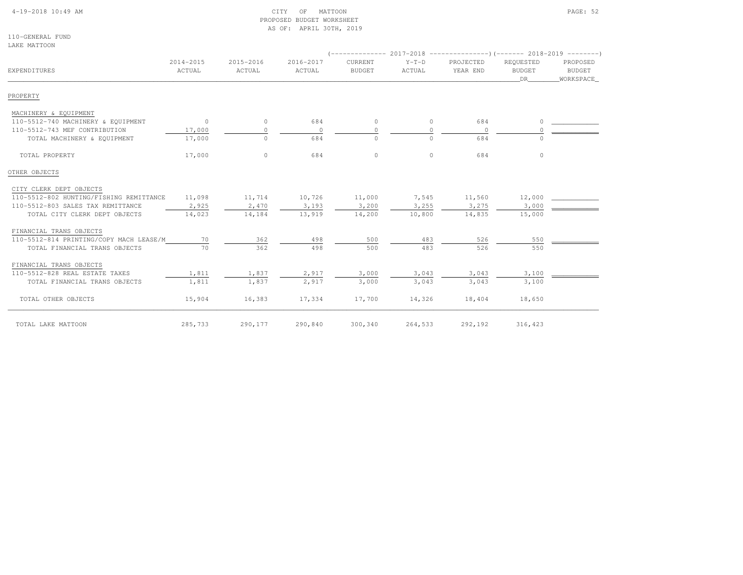CITY OF MATTOON
PROPOSED BUDGET WORKSHEET
AS OF: APRIL 30TH, 2019

110-GENERAL FUND
LAKE MATTOON

| EXPENDITURES | 2014-2015 ACTUAL | 2015-2016 ACTUAL | 2016-2017 ACTUAL | 2017-2018 CURRENT BUDGET | 2017-2018 Y-T-D ACTUAL | 2017-2018 PROJECTED YEAR END | 2018-2019 REQUESTED BUDGET DR | 2018-2019 PROPOSED BUDGET WORKSPACE |
|---|---|---|---|---|---|---|---|---|
| PROPERTY | | | | | | | | |
| MACHINERY & EQUIPMENT | | | | | | | | |
| 110-5512-740 MACHINERY & EQUIPMENT | 0 | 0 | 684 | 0 | 0 | 684 | 0 | |
| 110-5512-743 MEF CONTRIBUTION | 17,000 | 0 | 0 | 0 | 0 | 0 | 0 | |
| TOTAL MACHINERY & EQUIPMENT | 17,000 | 0 | 684 | 0 | 0 | 684 | 0 | |
| TOTAL PROPERTY | 17,000 | 0 | 684 | 0 | 0 | 684 | 0 | |
| OTHER OBJECTS | | | | | | | | |
| CITY CLERK DEPT OBJECTS | | | | | | | | |
| 110-5512-802 HUNTING/FISHING REMITTANCE | 11,098 | 11,714 | 10,726 | 11,000 | 7,545 | 11,560 | 12,000 | |
| 110-5512-803 SALES TAX REMITTANCE | 2,925 | 2,470 | 3,193 | 3,200 | 3,255 | 3,275 | 3,000 | |
| TOTAL CITY CLERK DEPT OBJECTS | 14,023 | 14,184 | 13,919 | 14,200 | 10,800 | 14,835 | 15,000 | |
| FINANCIAL TRANS OBJECTS | | | | | | | | |
| 110-5512-814 PRINTING/COPY MACH LEASE/M | 70 | 362 | 498 | 500 | 483 | 526 | 550 | |
| TOTAL FINANCIAL TRANS OBJECTS | 70 | 362 | 498 | 500 | 483 | 526 | 550 | |
| FINANCIAL TRANS OBJECTS | | | | | | | | |
| 110-5512-828 REAL ESTATE TAXES | 1,811 | 1,837 | 2,917 | 3,000 | 3,043 | 3,043 | 3,100 | |
| TOTAL FINANCIAL TRANS OBJECTS | 1,811 | 1,837 | 2,917 | 3,000 | 3,043 | 3,043 | 3,100 | |
| TOTAL OTHER OBJECTS | 15,904 | 16,383 | 17,334 | 17,700 | 14,326 | 18,404 | 18,650 | |
| TOTAL LAKE MATTOON | 285,733 | 290,177 | 290,840 | 300,340 | 264,533 | 292,192 | 316,423 | |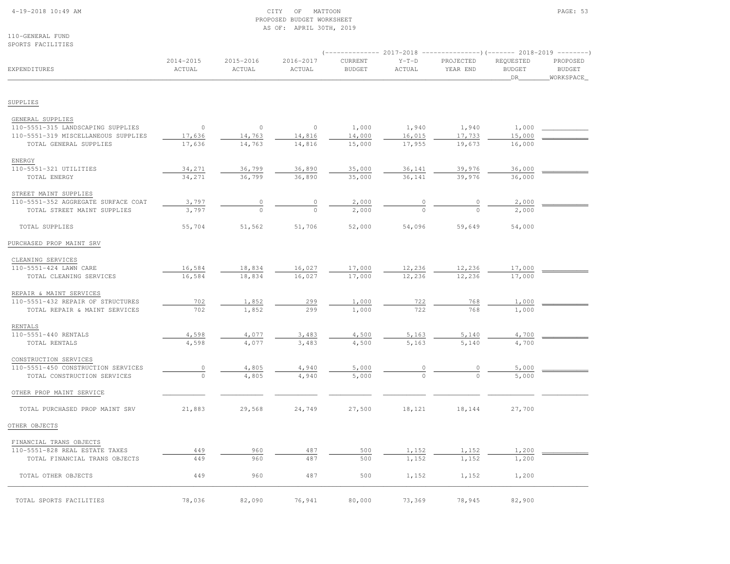PROPOSED BUDGET WORKSHEET

AS OF: APRIL 30TH, 2019

110-GENERAL FUND

SPORTS FACILITIES

| EXPENDITURES | 2014-2015 ACTUAL | 2015-2016 ACTUAL | 2016-2017 ACTUAL | 2017-2018 CURRENT BUDGET | 2017-2018 Y-T-D ACTUAL | 2017-2018 PROJECTED YEAR END | 2018-2019 REQUESTED BUDGET DR | 2018-2019 PROPOSED BUDGET WORKSPACE |
|---|---|---|---|---|---|---|---|---|
| **SUPPLIES** | | | | | | | | |
| GENERAL SUPPLIES | | | | | | | | |
| 110-5551-315 LANDSCAPING SUPPLIES | 0 | 0 | 0 | 1,000 | 1,940 | 1,940 | 1,000 | |
| 110-5551-319 MISCELLANEOUS SUPPLIES | 17,636 | 14,763 | 14,816 | 14,000 | 16,015 | 17,733 | 15,000 | |
| TOTAL GENERAL SUPPLIES | 17,636 | 14,763 | 14,816 | 15,000 | 17,955 | 19,673 | 16,000 | |
| ENERGY | | | | | | | | |
| 110-5551-321 UTILITIES | 34,271 | 36,799 | 36,890 | 35,000 | 36,141 | 39,976 | 36,000 | |
| TOTAL ENERGY | 34,271 | 36,799 | 36,890 | 35,000 | 36,141 | 39,976 | 36,000 | |
| STREET MAINT SUPPLIES | | | | | | | | |
| 110-5551-352 AGGREGATE SURFACE COAT | 3,797 | 0 | 0 | 2,000 | 0 | 0 | 2,000 | |
| TOTAL STREET MAINT SUPPLIES | 3,797 | 0 | 0 | 2,000 | 0 | 0 | 2,000 | |
| TOTAL SUPPLIES | 55,704 | 51,562 | 51,706 | 52,000 | 54,096 | 59,649 | 54,000 | |
| **PURCHASED PROP MAINT SRV** | | | | | | | | |
| CLEANING SERVICES | | | | | | | | |
| 110-5551-424 LAWN CARE | 16,584 | 18,834 | 16,027 | 17,000 | 12,236 | 12,236 | 17,000 | |
| TOTAL CLEANING SERVICES | 16,584 | 18,834 | 16,027 | 17,000 | 12,236 | 12,236 | 17,000 | |
| REPAIR & MAINT SERVICES | | | | | | | | |
| 110-5551-432 REPAIR OF STRUCTURES | 702 | 1,852 | 299 | 1,000 | 722 | 768 | 1,000 | |
| TOTAL REPAIR & MAINT SERVICES | 702 | 1,852 | 299 | 1,000 | 722 | 768 | 1,000 | |
| RENTALS | | | | | | | | |
| 110-5551-440 RENTALS | 4,598 | 4,077 | 3,483 | 4,500 | 5,163 | 5,140 | 4,700 | |
| TOTAL RENTALS | 4,598 | 4,077 | 3,483 | 4,500 | 5,163 | 5,140 | 4,700 | |
| CONSTRUCTION SERVICES | | | | | | | | |
| 110-5551-450 CONSTRUCTION SERVICES | 0 | 4,805 | 4,940 | 5,000 | 0 | 0 | 5,000 | |
| TOTAL CONSTRUCTION SERVICES | 0 | 4,805 | 4,940 | 5,000 | 0 | 0 | 5,000 | |
| OTHER PROP MAINT SERVICE | | | | | | | | |
| TOTAL PURCHASED PROP MAINT SRV | 21,883 | 29,568 | 24,749 | 27,500 | 18,121 | 18,144 | 27,700 | |
| **OTHER OBJECTS** | | | | | | | | |
| FINANCIAL TRANS OBJECTS | | | | | | | | |
| 110-5551-828 REAL ESTATE TAXES | 449 | 960 | 487 | 500 | 1,152 | 1,152 | 1,200 | |
| TOTAL FINANCIAL TRANS OBJECTS | 449 | 960 | 487 | 500 | 1,152 | 1,152 | 1,200 | |
| TOTAL OTHER OBJECTS | 449 | 960 | 487 | 500 | 1,152 | 1,152 | 1,200 | |
| TOTAL SPORTS FACILITIES | 78,036 | 82,090 | 76,941 | 80,000 | 73,369 | 78,945 | 82,900 | |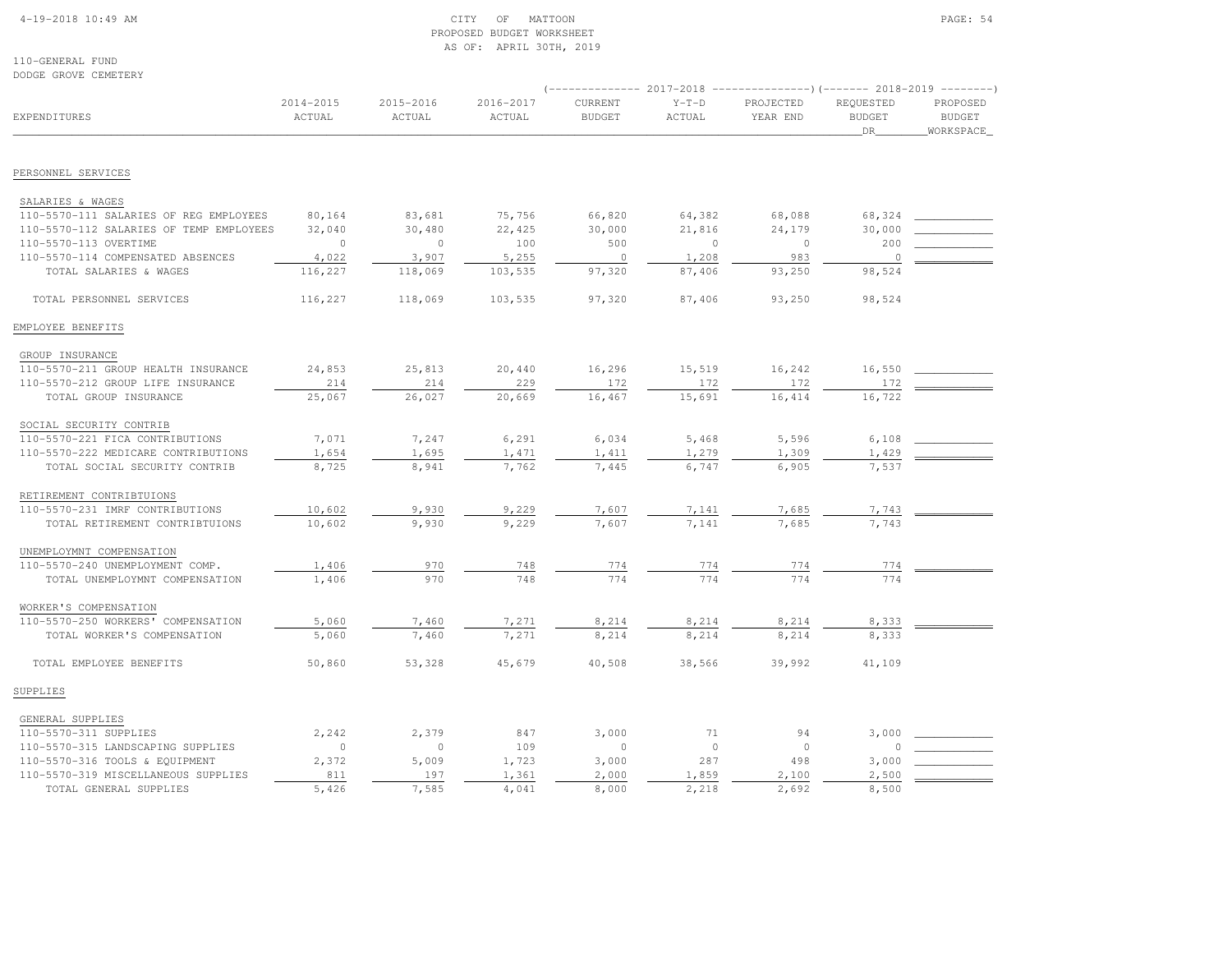CITY OF MATTOON
PROPOSED BUDGET WORKSHEET
AS OF: APRIL 30TH, 2019

110-GENERAL FUND
DODGE GROVE CEMETERY

| EXPENDITURES | 2014-2015 ACTUAL | 2015-2016 ACTUAL | 2016-2017 ACTUAL | 2017-2018 CURRENT BUDGET | 2017-2018 Y-T-D ACTUAL | 2017-2018 PROJECTED YEAR END | 2018-2019 REQUESTED BUDGET DR | 2018-2019 PROPOSED BUDGET WORKSPACE |
|---|---|---|---|---|---|---|---|---|
| **PERSONNEL SERVICES** | | | | | | | | |
| SALARIES & WAGES | | | | | | | | |
| 110-5570-111 SALARIES OF REG EMPLOYEES | 80,164 | 83,681 | 75,756 | 66,820 | 64,382 | 68,088 | 68,324 | |
| 110-5570-112 SALARIES OF TEMP EMPLOYEES | 32,040 | 30,480 | 22,425 | 30,000 | 21,816 | 24,179 | 30,000 | |
| 110-5570-113 OVERTIME | 0 | 0 | 100 | 500 | 0 | 0 | 200 | |
| 110-5570-114 COMPENSATED ABSENCES | 4,022 | 3,907 | 5,255 | 0 | 1,208 | 983 | 0 | |
| TOTAL SALARIES & WAGES | 116,227 | 118,069 | 103,535 | 97,320 | 87,406 | 93,250 | 98,524 | |
| TOTAL PERSONNEL SERVICES | 116,227 | 118,069 | 103,535 | 97,320 | 87,406 | 93,250 | 98,524 | |
| **EMPLOYEE BENEFITS** | | | | | | | | |
| GROUP INSURANCE | | | | | | | | |
| 110-5570-211 GROUP HEALTH INSURANCE | 24,853 | 25,813 | 20,440 | 16,296 | 15,519 | 16,242 | 16,550 | |
| 110-5570-212 GROUP LIFE INSURANCE | 214 | 214 | 229 | 172 | 172 | 172 | 172 | |
| TOTAL GROUP INSURANCE | 25,067 | 26,027 | 20,669 | 16,467 | 15,691 | 16,414 | 16,722 | |
| SOCIAL SECURITY CONTRIB | | | | | | | | |
| 110-5570-221 FICA CONTRIBUTIONS | 7,071 | 7,247 | 6,291 | 6,034 | 5,468 | 5,596 | 6,108 | |
| 110-5570-222 MEDICARE CONTRIBUTIONS | 1,654 | 1,695 | 1,471 | 1,411 | 1,279 | 1,309 | 1,429 | |
| TOTAL SOCIAL SECURITY CONTRIB | 8,725 | 8,941 | 7,762 | 7,445 | 6,747 | 6,905 | 7,537 | |
| RETIREMENT CONTRIBTUIONS | | | | | | | | |
| 110-5570-231 IMRF CONTRIBUTIONS | 10,602 | 9,930 | 9,229 | 7,607 | 7,141 | 7,685 | 7,743 | |
| TOTAL RETIREMENT CONTRIBTUIONS | 10,602 | 9,930 | 9,229 | 7,607 | 7,141 | 7,685 | 7,743 | |
| UNEMPLOYMNT COMPENSATION | | | | | | | | |
| 110-5570-240 UNEMPLOYMENT COMP. | 1,406 | 970 | 748 | 774 | 774 | 774 | 774 | |
| TOTAL UNEMPLOYMNT COMPENSATION | 1,406 | 970 | 748 | 774 | 774 | 774 | 774 | |
| WORKER'S COMPENSATION | | | | | | | | |
| 110-5570-250 WORKERS' COMPENSATION | 5,060 | 7,460 | 7,271 | 8,214 | 8,214 | 8,214 | 8,333 | |
| TOTAL WORKER'S COMPENSATION | 5,060 | 7,460 | 7,271 | 8,214 | 8,214 | 8,214 | 8,333 | |
| TOTAL EMPLOYEE BENEFITS | 50,860 | 53,328 | 45,679 | 40,508 | 38,566 | 39,992 | 41,109 | |
| **SUPPLIES** | | | | | | | | |
| GENERAL SUPPLIES | | | | | | | | |
| 110-5570-311 SUPPLIES | 2,242 | 2,379 | 847 | 3,000 | 71 | 94 | 3,000 | |
| 110-5570-315 LANDSCAPING SUPPLIES | 0 | 0 | 109 | 0 | 0 | 0 | 0 | |
| 110-5570-316 TOOLS & EQUIPMENT | 2,372 | 5,009 | 1,723 | 3,000 | 287 | 498 | 3,000 | |
| 110-5570-319 MISCELLANEOUS SUPPLIES | 811 | 197 | 1,361 | 2,000 | 1,859 | 2,100 | 2,500 | |
| TOTAL GENERAL SUPPLIES | 5,426 | 7,585 | 4,041 | 8,000 | 2,218 | 2,692 | 8,500 | |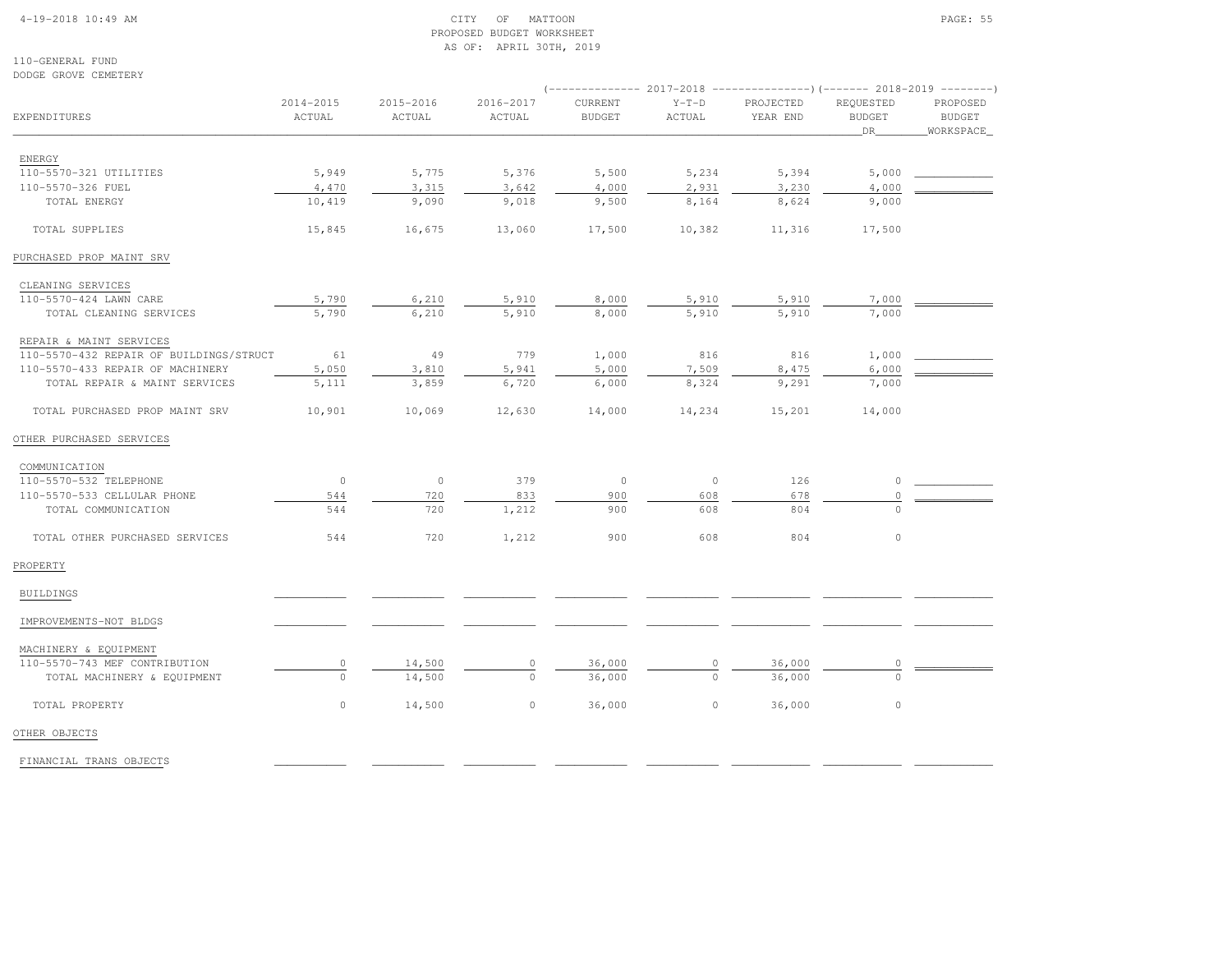110-GENERAL FUND
DODGE GROVE CEMETERY

| EXPENDITURES | 2014-2015 ACTUAL | 2015-2016 ACTUAL | 2016-2017 ACTUAL | 2017-2018 CURRENT BUDGET | 2017-2018 Y-T-D ACTUAL | 2017-2018 PROJECTED YEAR END | 2018-2019 REQUESTED BUDGET DR | 2018-2019 PROPOSED BUDGET WORKSPACE |
|---|---|---|---|---|---|---|---|---|
| ENERGY | | | | | | | | |
| 110-5570-321 UTILITIES | 5,949 | 5,775 | 5,376 | 5,500 | 5,234 | 5,394 | 5,000 | |
| 110-5570-326 FUEL | 4,470 | 3,315 | 3,642 | 4,000 | 2,931 | 3,230 | 4,000 | |
| TOTAL ENERGY | 10,419 | 9,090 | 9,018 | 9,500 | 8,164 | 8,624 | 9,000 | |
| TOTAL SUPPLIES | 15,845 | 16,675 | 13,060 | 17,500 | 10,382 | 11,316 | 17,500 | |
| PURCHASED PROP MAINT SRV | | | | | | | | |
| CLEANING SERVICES | | | | | | | | |
| 110-5570-424 LAWN CARE | 5,790 | 6,210 | 5,910 | 8,000 | 5,910 | 5,910 | 7,000 | |
| TOTAL CLEANING SERVICES | 5,790 | 6,210 | 5,910 | 8,000 | 5,910 | 5,910 | 7,000 | |
| REPAIR & MAINT SERVICES | | | | | | | | |
| 110-5570-432 REPAIR OF BUILDINGS/STRUCT | 61 | 49 | 779 | 1,000 | 816 | 816 | 1,000 | |
| 110-5570-433 REPAIR OF MACHINERY | 5,050 | 3,810 | 5,941 | 5,000 | 7,509 | 8,475 | 6,000 | |
| TOTAL REPAIR & MAINT SERVICES | 5,111 | 3,859 | 6,720 | 6,000 | 8,324 | 9,291 | 7,000 | |
| TOTAL PURCHASED PROP MAINT SRV | 10,901 | 10,069 | 12,630 | 14,000 | 14,234 | 15,201 | 14,000 | |
| OTHER PURCHASED SERVICES | | | | | | | | |
| COMMUNICATION | | | | | | | | |
| 110-5570-532 TELEPHONE | 0 | 0 | 379 | 0 | 0 | 126 | 0 | |
| 110-5570-533 CELLULAR PHONE | 544 | 720 | 833 | 900 | 608 | 678 | 0 | |
| TOTAL COMMUNICATION | 544 | 720 | 1,212 | 900 | 608 | 804 | 0 | |
| TOTAL OTHER PURCHASED SERVICES | 544 | 720 | 1,212 | 900 | 608 | 804 | 0 | |
| PROPERTY | | | | | | | | |
| BUILDINGS | | | | | | | | |
| IMPROVEMENTS-NOT BLDGS | | | | | | | | |
| MACHINERY & EQUIPMENT | | | | | | | | |
| 110-5570-743 MEF CONTRIBUTION | 0 | 14,500 | 0 | 36,000 | 0 | 36,000 | 0 | |
| TOTAL MACHINERY & EQUIPMENT | 0 | 14,500 | 0 | 36,000 | 0 | 36,000 | 0 | |
| TOTAL PROPERTY | 0 | 14,500 | 0 | 36,000 | 0 | 36,000 | 0 | |
| OTHER OBJECTS | | | | | | | | |
| FINANCIAL TRANS OBJECTS | | | | | | | | |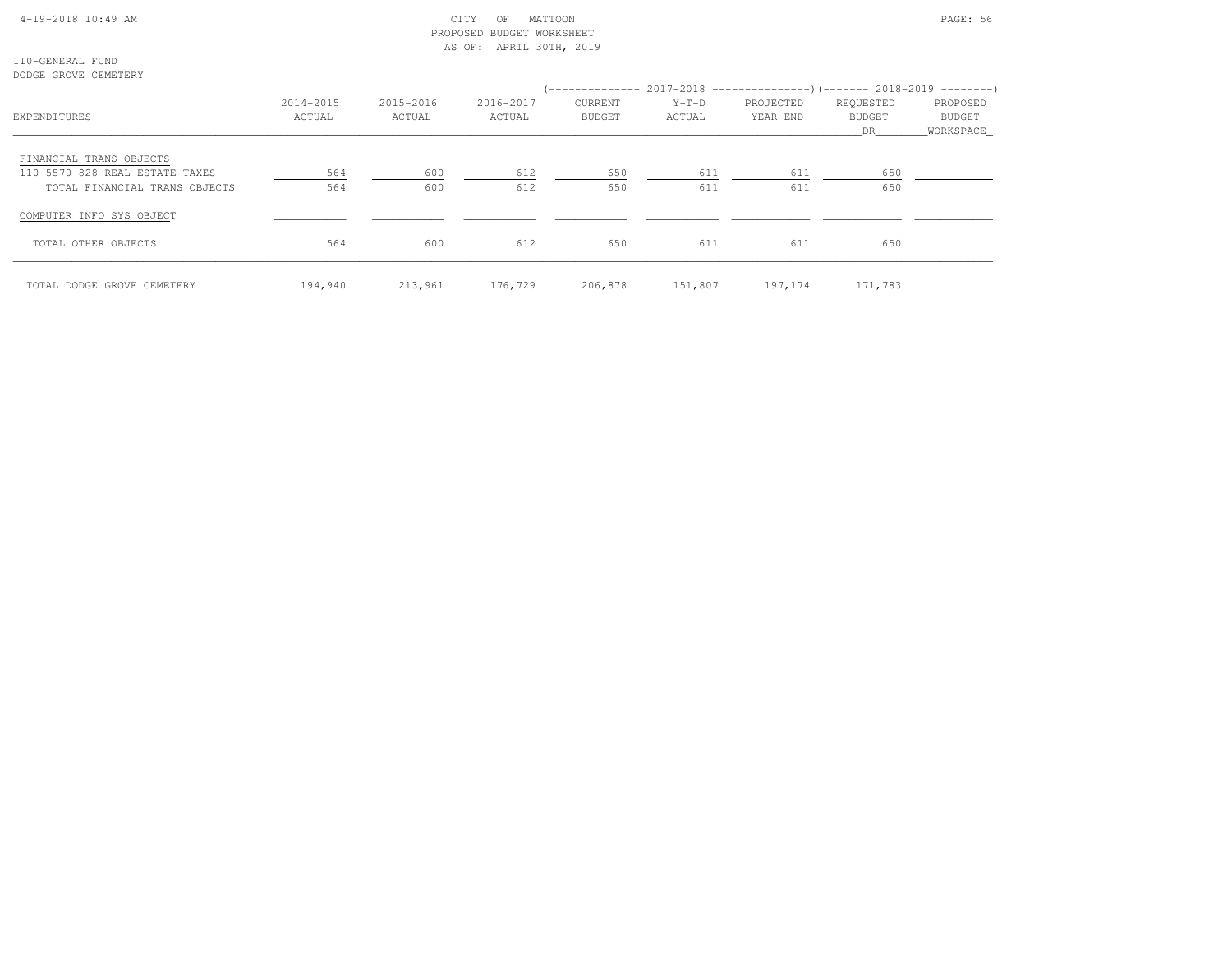CITY OF MATTOON
PROPOSED BUDGET WORKSHEET
AS OF: APRIL 30TH, 2019

110-GENERAL FUND
DODGE GROVE CEMETERY

| | | | | 2017-2018 | | | 2018-2019 | |
|---|---|---|---|---|---|---|---|---|
| EXPENDITURES | 2014-2015 ACTUAL | 2015-2016 ACTUAL | 2016-2017 ACTUAL | CURRENT BUDGET | Y-T-D ACTUAL | PROJECTED YEAR END | REQUESTED BUDGET DR | PROPOSED BUDGET WORKSPACE |
| FINANCIAL TRANS OBJECTS | | | | | | | | |
| 110-5570-828 REAL ESTATE TAXES | 564 | 600 | 612 | 650 | 611 | 611 | 650 | |
| TOTAL FINANCIAL TRANS OBJECTS | 564 | 600 | 612 | 650 | 611 | 611 | 650 | |
| COMPUTER INFO SYS OBJECT | | | | | | | | |
| TOTAL OTHER OBJECTS | 564 | 600 | 612 | 650 | 611 | 611 | 650 | |
| TOTAL DODGE GROVE CEMETERY | 194,940 | 213,961 | 176,729 | 206,878 | 151,807 | 197,174 | 171,783 | |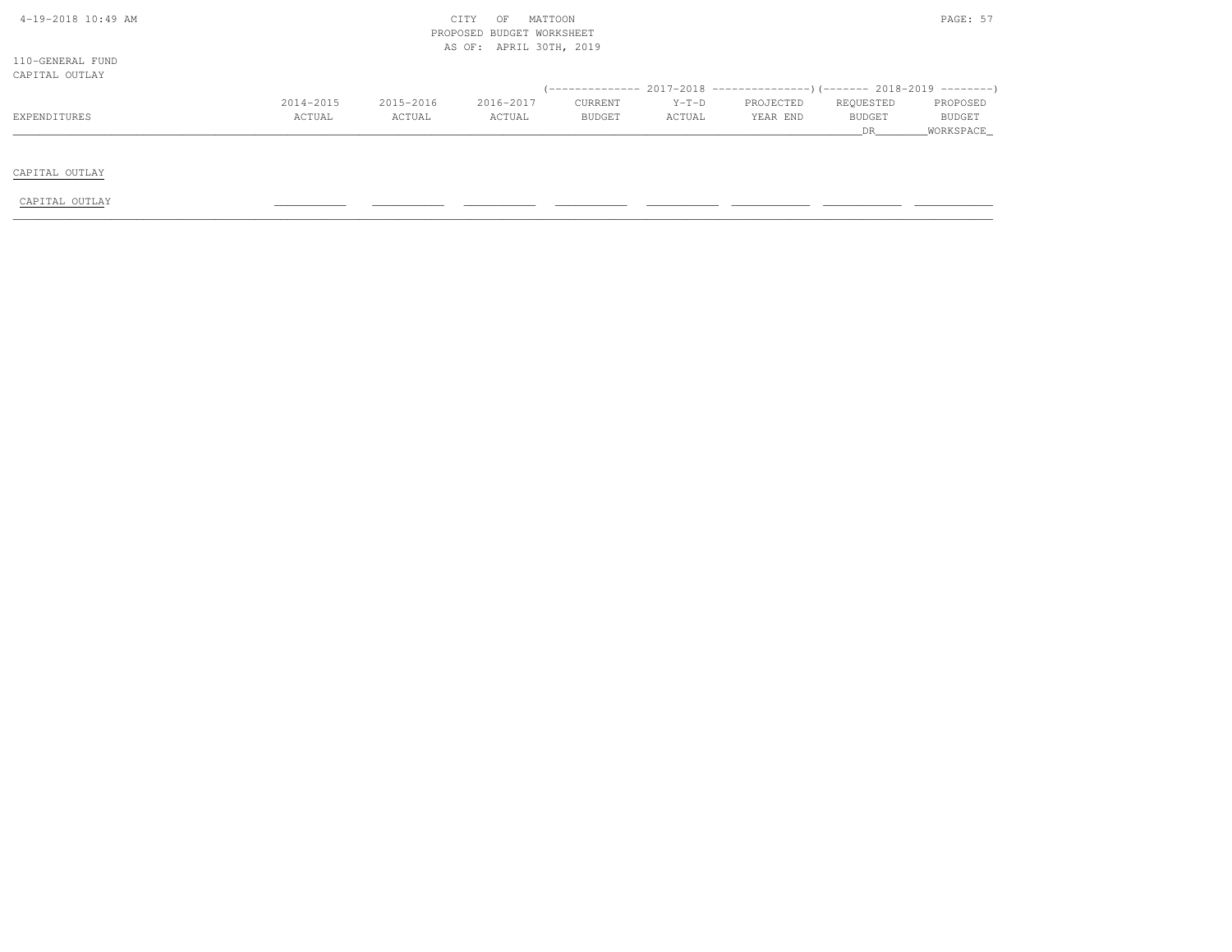CITY OF MATTOON
PROPOSED BUDGET WORKSHEET
AS OF: APRIL 30TH, 2019

110-GENERAL FUND
CAPITAL OUTLAY

| EXPENDITURES | 2014-2015 ACTUAL | 2015-2016 ACTUAL | 2016-2017 ACTUAL | 2017-2018 CURRENT BUDGET | 2017-2018 Y-T-D ACTUAL | 2017-2018 PROJECTED YEAR END | 2018-2019 REQUESTED BUDGET DR | 2018-2019 PROPOSED BUDGET WORKSPACE |
|---|---|---|---|---|---|---|---|---|
| CAPITAL OUTLAY | | | | | | | | |
| CAPITAL OUTLAY | | | | | | | | |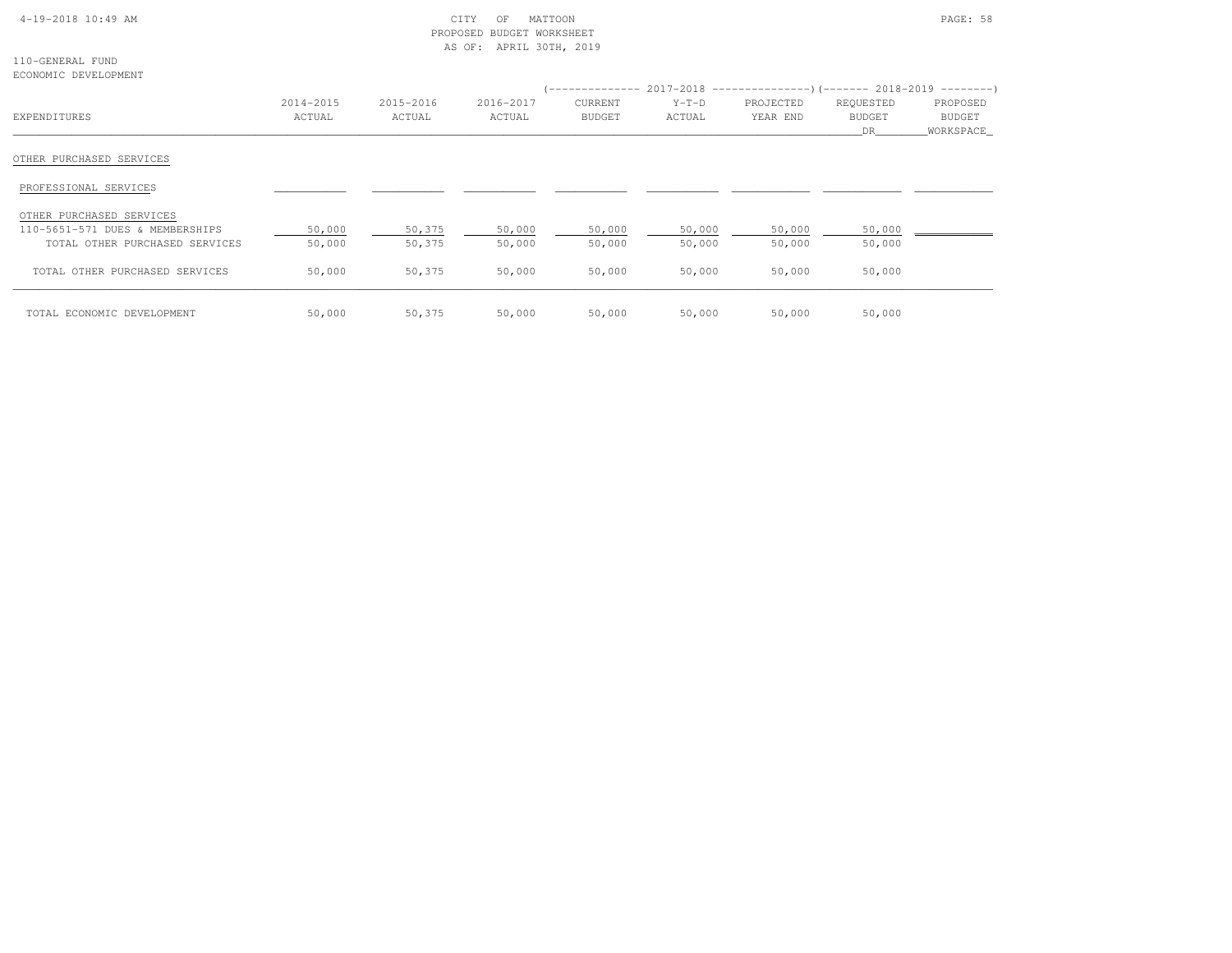CITY OF MATTOON
PROPOSED BUDGET WORKSHEET
AS OF: APRIL 30TH, 2019

110-GENERAL FUND
ECONOMIC DEVELOPMENT

| EXPENDITURES | 2014-2015 ACTUAL | 2015-2016 ACTUAL | 2016-2017 ACTUAL | 2017-2018 CURRENT BUDGET | 2017-2018 Y-T-D ACTUAL | 2017-2018 PROJECTED YEAR END | 2018-2019 REQUESTED BUDGET DR | 2018-2019 PROPOSED BUDGET WORKSPACE |
|---|---|---|---|---|---|---|---|---|
| OTHER PURCHASED SERVICES | | | | | | | | |
| PROFESSIONAL SERVICES | | | | | | | | |
| OTHER PURCHASED SERVICES | | | | | | | | |
| 110-5651-571 DUES & MEMBERSHIPS | 50,000 | 50,375 | 50,000 | 50,000 | 50,000 | 50,000 | 50,000 | |
| TOTAL OTHER PURCHASED SERVICES | 50,000 | 50,375 | 50,000 | 50,000 | 50,000 | 50,000 | 50,000 | |
| TOTAL OTHER PURCHASED SERVICES | 50,000 | 50,375 | 50,000 | 50,000 | 50,000 | 50,000 | 50,000 | |
| TOTAL ECONOMIC DEVELOPMENT | 50,000 | 50,375 | 50,000 | 50,000 | 50,000 | 50,000 | 50,000 | |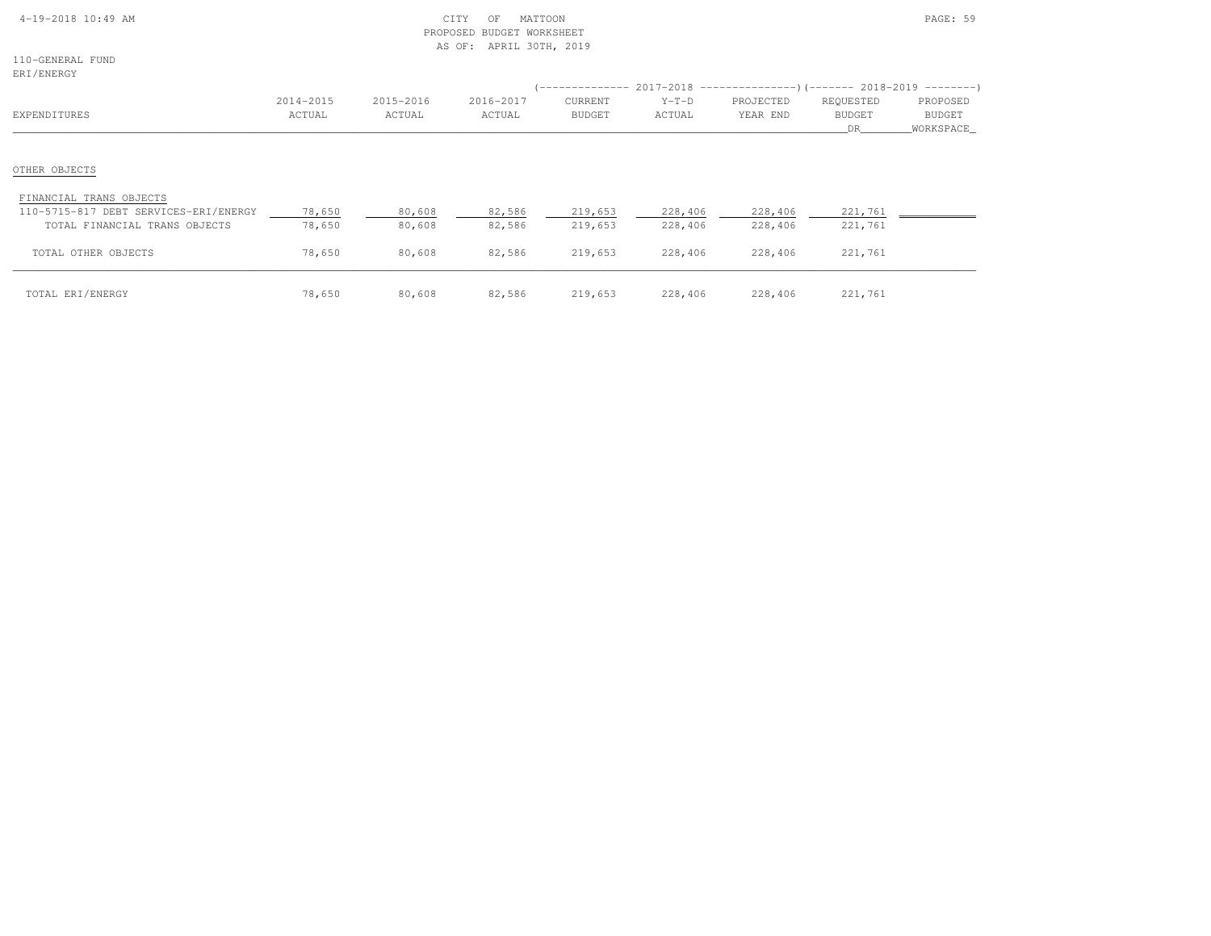CITY OF MATTOON
PROPOSED BUDGET WORKSHEET
AS OF: APRIL 30TH, 2019

110-GENERAL FUND
ERI/ENERGY

| EXPENDITURES | 2014-2015 ACTUAL | 2015-2016 ACTUAL | 2016-2017 ACTUAL | 2017-2018 CURRENT BUDGET | 2017-2018 Y-T-D ACTUAL | 2017-2018 PROJECTED YEAR END | 2018-2019 REQUESTED BUDGET DR | 2018-2019 PROPOSED BUDGET WORKSPACE |
|---|---|---|---|---|---|---|---|---|
| **OTHER OBJECTS** | | | | | | | | |
| FINANCIAL TRANS OBJECTS | | | | | | | | |
| 110-5715-817 DEBT SERVICES-ERI/ENERGY | 78,650 | 80,608 | 82,586 | 219,653 | 228,406 | 228,406 | 221,761 | |
| TOTAL FINANCIAL TRANS OBJECTS | 78,650 | 80,608 | 82,586 | 219,653 | 228,406 | 228,406 | 221,761 | |
| TOTAL OTHER OBJECTS | 78,650 | 80,608 | 82,586 | 219,653 | 228,406 | 228,406 | 221,761 | |
| TOTAL ERI/ENERGY | 78,650 | 80,608 | 82,586 | 219,653 | 228,406 | 228,406 | 221,761 | |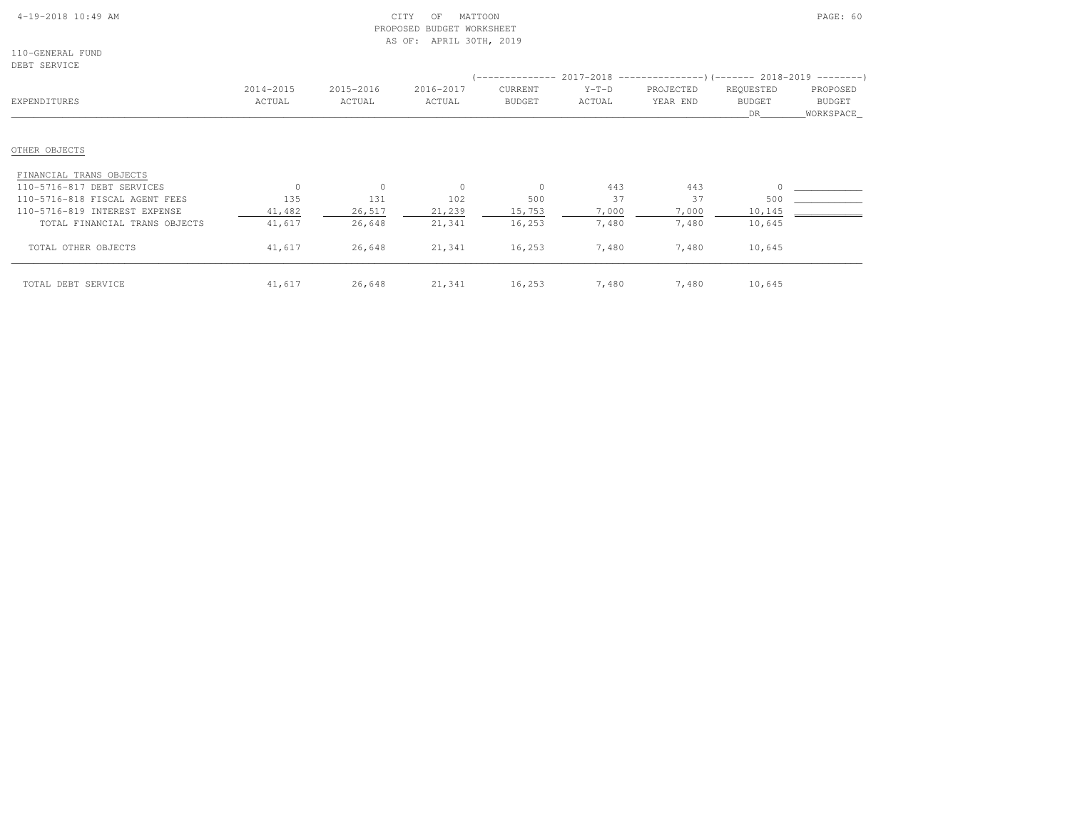CITY OF MATTOON
PROPOSED BUDGET WORKSHEET
AS OF: APRIL 30TH, 2019

110-GENERAL FUND
DEBT SERVICE

| EXPENDITURES | 2014-2015 ACTUAL | 2015-2016 ACTUAL | 2016-2017 ACTUAL | 2017-2018 CURRENT BUDGET | 2017-2018 Y-T-D ACTUAL | 2017-2018 PROJECTED YEAR END | 2018-2019 REQUESTED BUDGET DR | 2018-2019 PROPOSED BUDGET WORKSPACE |
|---|---|---|---|---|---|---|---|---|
| OTHER OBJECTS | | | | | | | | |
| FINANCIAL TRANS OBJECTS | | | | | | | | |
| 110-5716-817 DEBT SERVICES | 0 | 0 | 0 | 0 | 443 | 443 | 0 | |
| 110-5716-818 FISCAL AGENT FEES | 135 | 131 | 102 | 500 | 37 | 37 | 500 | |
| 110-5716-819 INTEREST EXPENSE | 41,482 | 26,517 | 21,239 | 15,753 | 7,000 | 7,000 | 10,145 | |
| TOTAL FINANCIAL TRANS OBJECTS | 41,617 | 26,648 | 21,341 | 16,253 | 7,480 | 7,480 | 10,645 | |
| TOTAL OTHER OBJECTS | 41,617 | 26,648 | 21,341 | 16,253 | 7,480 | 7,480 | 10,645 | |
| TOTAL DEBT SERVICE | 41,617 | 26,648 | 21,341 | 16,253 | 7,480 | 7,480 | 10,645 | |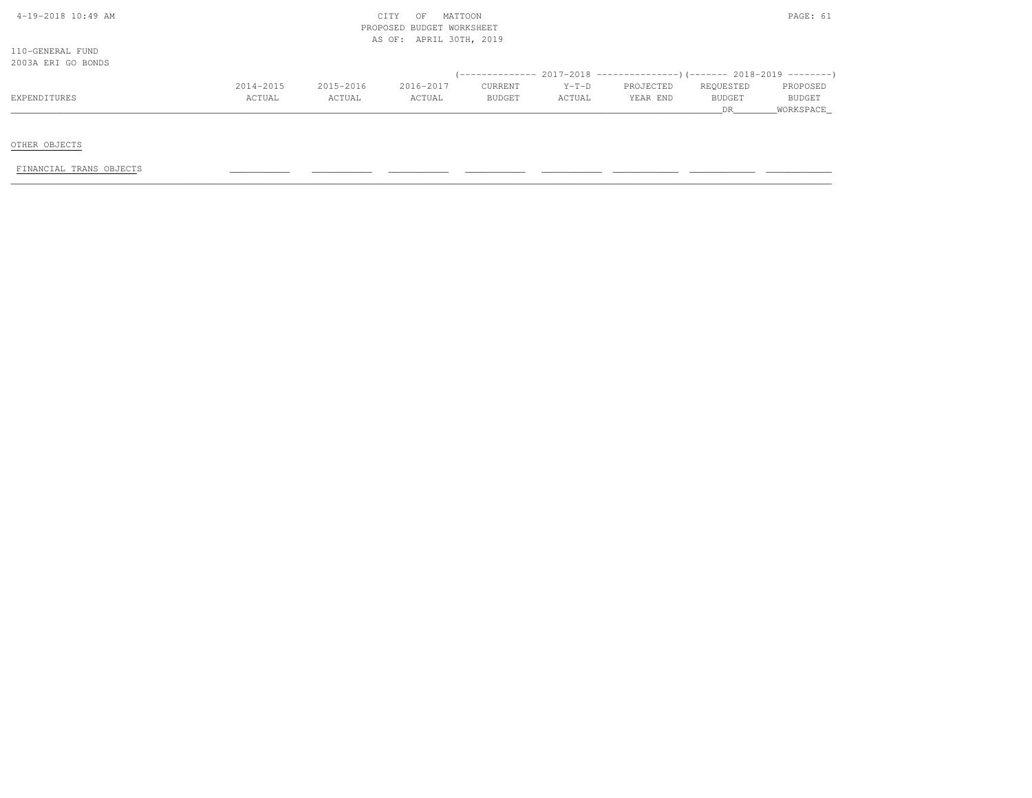CITY OF MATTOON
PROPOSED BUDGET WORKSHEET
AS OF: APRIL 30TH, 2019

110-GENERAL FUND
2003A ERI GO BONDS

| EXPENDITURES | 2014-2015 ACTUAL | 2015-2016 ACTUAL | 2016-2017 ACTUAL | 2017-2018 CURRENT BUDGET | 2017-2018 Y-T-D ACTUAL | 2017-2018 PROJECTED YEAR END | 2018-2019 REQUESTED BUDGET DR | 2018-2019 PROPOSED BUDGET WORKSPACE |
|---|---|---|---|---|---|---|---|---|
| OTHER OBJECTS | | | | | | | | |
| FINANCIAL TRANS OBJECTS | | | | | | | | |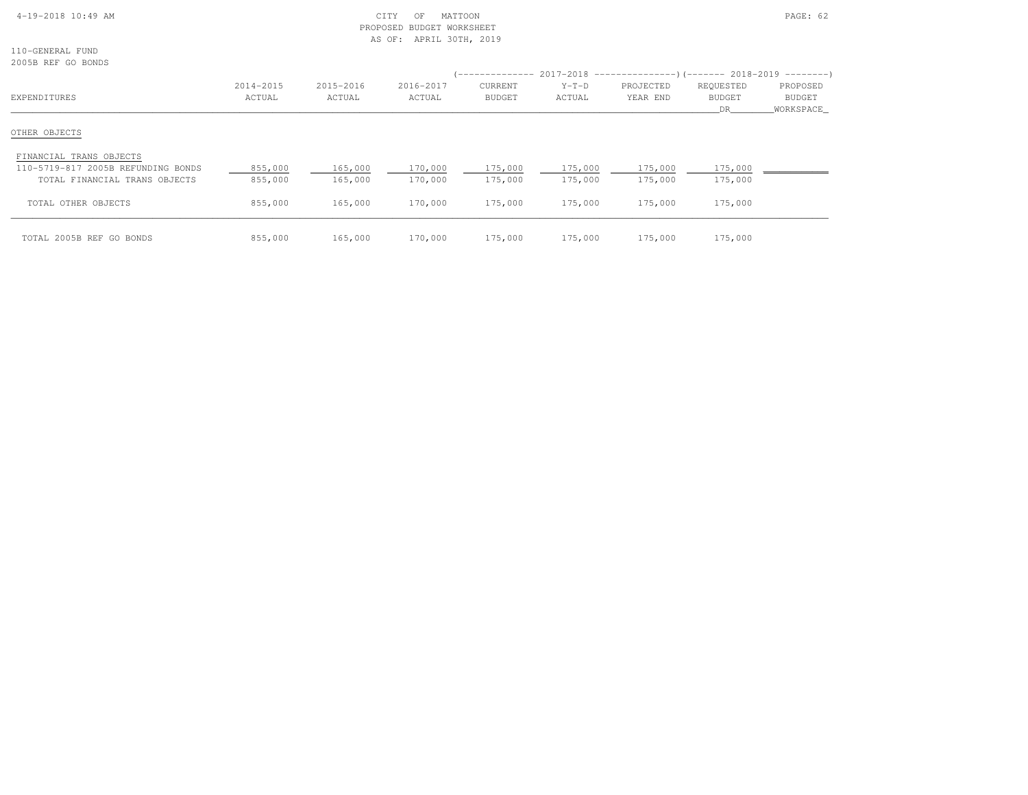CITY OF MATTOON
PROPOSED BUDGET WORKSHEET
AS OF: APRIL 30TH, 2019

110-GENERAL FUND
2005B REF GO BONDS

| EXPENDITURES | 2014-2015 ACTUAL | 2015-2016 ACTUAL | 2016-2017 ACTUAL | 2017-2018 CURRENT BUDGET | 2017-2018 Y-T-D ACTUAL | 2017-2018 PROJECTED YEAR END | 2018-2019 REQUESTED BUDGET DR | 2018-2019 PROPOSED BUDGET WORKSPACE |
|---|---|---|---|---|---|---|---|---|
| OTHER OBJECTS | | | | | | | | |
| FINANCIAL TRANS OBJECTS | | | | | | | | |
| 110-5719-817 2005B REFUNDING BONDS | 855,000 | 165,000 | 170,000 | 175,000 | 175,000 | 175,000 | 175,000 | |
| TOTAL FINANCIAL TRANS OBJECTS | 855,000 | 165,000 | 170,000 | 175,000 | 175,000 | 175,000 | 175,000 | |
| TOTAL OTHER OBJECTS | 855,000 | 165,000 | 170,000 | 175,000 | 175,000 | 175,000 | 175,000 | |
| TOTAL 2005B REF GO BONDS | 855,000 | 165,000 | 170,000 | 175,000 | 175,000 | 175,000 | 175,000 | |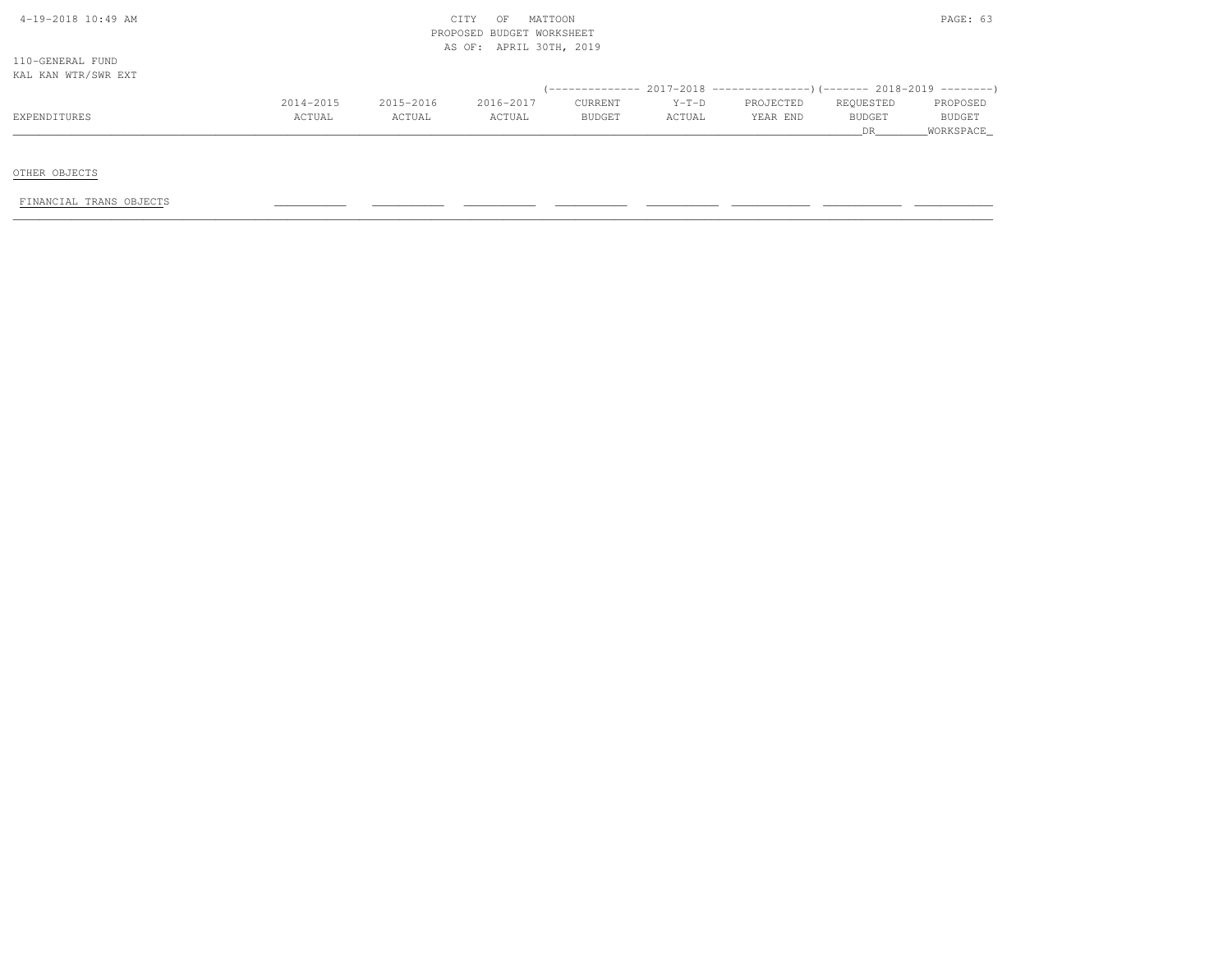110-GENERAL FUND
KAL KAN WTR/SWR EXT

CITY OF MATTOON
PROPOSED BUDGET WORKSHEET
AS OF: APRIL 30TH, 2019

| EXPENDITURES | 2014-2015 ACTUAL | 2015-2016 ACTUAL | 2016-2017 ACTUAL | 2017-2018 CURRENT BUDGET | 2017-2018 Y-T-D ACTUAL | 2017-2018 PROJECTED YEAR END | 2018-2019 REQUESTED BUDGET DR | 2018-2019 PROPOSED BUDGET WORKSPACE |
|---|---|---|---|---|---|---|---|---|
| OTHER OBJECTS | | | | | | | | |
| FINANCIAL TRANS OBJECTS | | | | | | | | |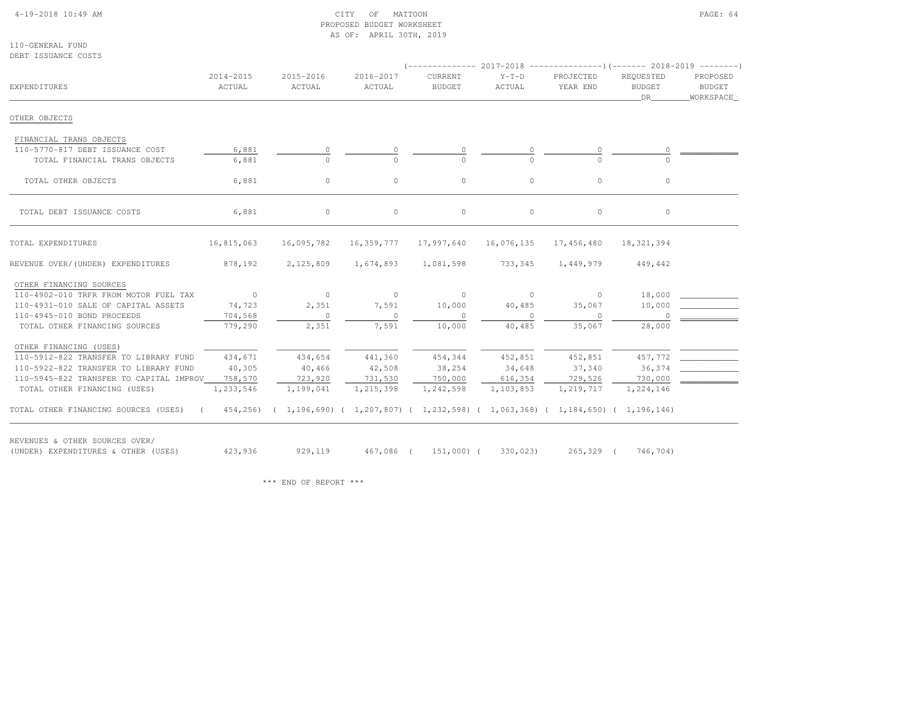CITY OF MATTOON
PROPOSED BUDGET WORKSHEET
AS OF: APRIL 30TH, 2019

110-GENERAL FUND
DEBT ISSUANCE COSTS

| EXPENDITURES | 2014-2015 ACTUAL | 2015-2016 ACTUAL | 2016-2017 ACTUAL | 2017-2018 CURRENT BUDGET | 2017-2018 Y-T-D ACTUAL | 2017-2018 PROJECTED YEAR END | 2018-2019 REQUESTED BUDGET DR | 2018-2019 PROPOSED BUDGET WORKSPACE |
|---|---|---|---|---|---|---|---|---|
| OTHER OBJECTS | | | | | | | | |
| FINANCIAL TRANS OBJECTS | | | | | | | | |
| 110-5770-817 DEBT ISSUANCE COST | 6,881 | 0 | 0 | 0 | 0 | 0 | 0 | |
| TOTAL FINANCIAL TRANS OBJECTS | 6,881 | 0 | 0 | 0 | 0 | 0 | 0 | |
| TOTAL OTHER OBJECTS | 6,881 | 0 | 0 | 0 | 0 | 0 | 0 | |
| TOTAL DEBT ISSUANCE COSTS | 6,881 | 0 | 0 | 0 | 0 | 0 | 0 | |
| TOTAL EXPENDITURES | 16,815,063 | 16,095,782 | 16,359,777 | 17,997,640 | 16,076,135 | 17,456,480 | 18,321,394 | |
| REVENUE OVER/(UNDER) EXPENDITURES | 878,192 | 2,125,809 | 1,674,893 | 1,081,598 | 733,345 | 1,449,979 | 449,442 | |
| OTHER FINANCING SOURCES | | | | | | | | |
| 110-4902-010 TRFR FROM MOTOR FUEL TAX | 0 | 0 | 0 | 0 | 0 | 0 | 18,000 | |
| 110-4931-010 SALE OF CAPITAL ASSETS | 74,723 | 2,351 | 7,591 | 10,000 | 40,485 | 35,067 | 10,000 | |
| 110-4945-010 BOND PROCEEDS | 704,568 | 0 | 0 | 0 | 0 | 0 | 0 | |
| TOTAL OTHER FINANCING SOURCES | 779,290 | 2,351 | 7,591 | 10,000 | 40,485 | 35,067 | 28,000 | |
| OTHER FINANCING (USES) | | | | | | | | |
| 110-5912-822 TRANSFER TO LIBRARY FUND | 434,671 | 434,654 | 441,360 | 454,344 | 452,851 | 452,851 | 457,772 | |
| 110-5922-822 TRANSFER TO LIBRARY FUND | 40,305 | 40,466 | 42,508 | 38,254 | 34,648 | 37,340 | 36,374 | |
| 110-5945-822 TRANSFER TO CAPITAL IMPROV | 758,570 | 723,920 | 731,530 | 750,000 | 616,354 | 729,526 | 730,000 | |
| TOTAL OTHER FINANCING (USES) | 1,233,546 | 1,199,041 | 1,215,398 | 1,242,598 | 1,103,853 | 1,219,717 | 1,224,146 | |
| TOTAL OTHER FINANCING SOURCES (USES) | ( 454,256) | ( 1,196,690) | ( 1,207,807) | ( 1,232,598) | ( 1,063,368) | ( 1,184,650) | ( 1,196,146) | |
| REVENUES & OTHER SOURCES OVER/ (UNDER) EXPENDITURES & OTHER (USES) | 423,936 | 929,119 | 467,086 | ( 151,000) | ( 330,023) | 265,329 | ( 746,704) | |

\*\*\* END OF REPORT \*\*\*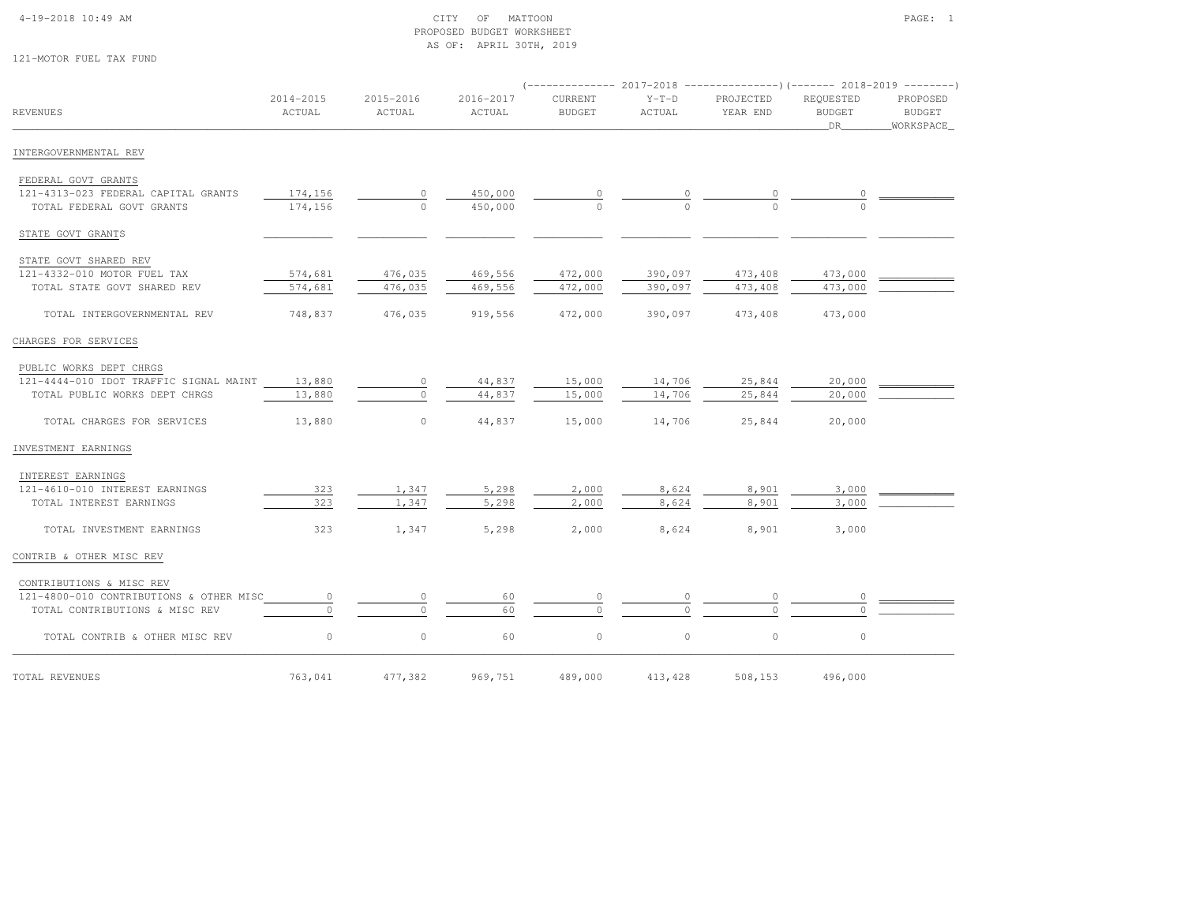4-19-2018 10:49 AM

CITY OF MATTOON
PROPOSED BUDGET WORKSHEET
AS OF: APRIL 30TH, 2019

121-MOTOR FUEL TAX FUND

| REVENUES | 2014-2015 ACTUAL | 2015-2016 ACTUAL | 2016-2017 ACTUAL | 2017-2018 CURRENT BUDGET | 2017-2018 Y-T-D ACTUAL | 2017-2018 PROJECTED YEAR END | 2018-2019 REQUESTED BUDGET DR | 2018-2019 PROPOSED BUDGET WORKSPACE |
|---|---|---|---|---|---|---|---|---|
| INTERGOVERNMENTAL REV | | | | | | | | |
| FEDERAL GOVT GRANTS | | | | | | | | |
| 121-4313-023 FEDERAL CAPITAL GRANTS | 174,156 | 0 | 450,000 | 0 | 0 | 0 | 0 | |
| TOTAL FEDERAL GOVT GRANTS | 174,156 | 0 | 450,000 | 0 | 0 | 0 | 0 | |
| STATE GOVT GRANTS | | | | | | | | |
| STATE GOVT SHARED REV | | | | | | | | |
| 121-4332-010 MOTOR FUEL TAX | 574,681 | 476,035 | 469,556 | 472,000 | 390,097 | 473,408 | 473,000 | |
| TOTAL STATE GOVT SHARED REV | 574,681 | 476,035 | 469,556 | 472,000 | 390,097 | 473,408 | 473,000 | |
| TOTAL INTERGOVERNMENTAL REV | 748,837 | 476,035 | 919,556 | 472,000 | 390,097 | 473,408 | 473,000 | |
| CHARGES FOR SERVICES | | | | | | | | |
| PUBLIC WORKS DEPT CHRGS | | | | | | | | |
| 121-4444-010 IDOT TRAFFIC SIGNAL MAINT | 13,880 | 0 | 44,837 | 15,000 | 14,706 | 25,844 | 20,000 | |
| TOTAL PUBLIC WORKS DEPT CHRGS | 13,880 | 0 | 44,837 | 15,000 | 14,706 | 25,844 | 20,000 | |
| TOTAL CHARGES FOR SERVICES | 13,880 | 0 | 44,837 | 15,000 | 14,706 | 25,844 | 20,000 | |
| INVESTMENT EARNINGS | | | | | | | | |
| INTEREST EARNINGS | | | | | | | | |
| 121-4610-010 INTEREST EARNINGS | 323 | 1,347 | 5,298 | 2,000 | 8,624 | 8,901 | 3,000 | |
| TOTAL INTEREST EARNINGS | 323 | 1,347 | 5,298 | 2,000 | 8,624 | 8,901 | 3,000 | |
| TOTAL INVESTMENT EARNINGS | 323 | 1,347 | 5,298 | 2,000 | 8,624 | 8,901 | 3,000 | |
| CONTRIB & OTHER MISC REV | | | | | | | | |
| CONTRIBUTIONS & MISC REV | | | | | | | | |
| 121-4800-010 CONTRIBUTIONS & OTHER MISC | 0 | 0 | 60 | 0 | 0 | 0 | 0 | |
| TOTAL CONTRIBUTIONS & MISC REV | 0 | 0 | 60 | 0 | 0 | 0 | 0 | |
| TOTAL CONTRIB & OTHER MISC REV | 0 | 0 | 60 | 0 | 0 | 0 | 0 | |
| TOTAL REVENUES | 763,041 | 477,382 | 969,751 | 489,000 | 413,428 | 508,153 | 496,000 | |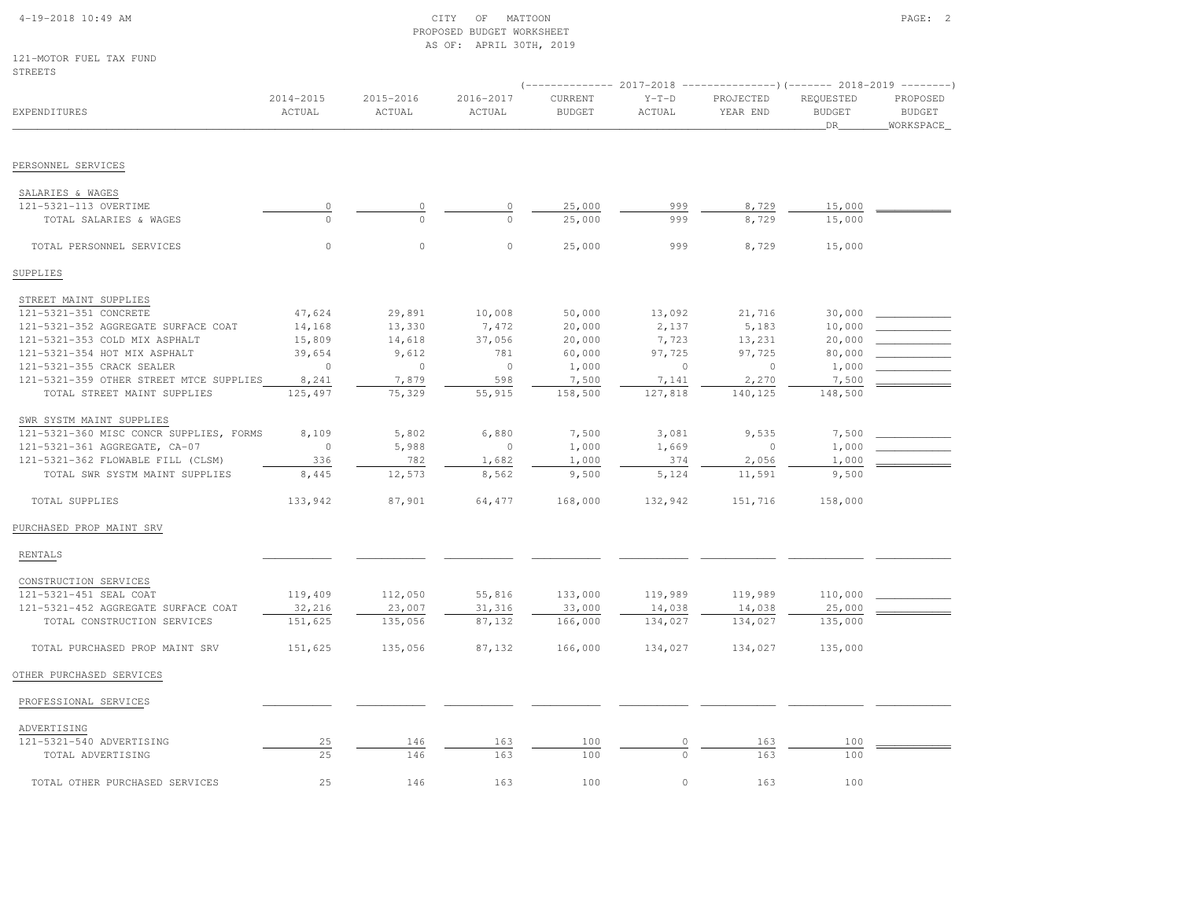CITY OF MATTOON
PROPOSED BUDGET WORKSHEET
AS OF: APRIL 30TH, 2019

121-MOTOR FUEL TAX FUND
STREETS

| EXPENDITURES | 2014-2015 ACTUAL | 2015-2016 ACTUAL | 2016-2017 ACTUAL | 2017-2018 CURRENT BUDGET | 2017-2018 Y-T-D ACTUAL | 2017-2018 PROJECTED YEAR END | 2018-2019 REQUESTED BUDGET DR | 2018-2019 PROPOSED BUDGET WORKSPACE |
|---|---|---|---|---|---|---|---|---|
| **PERSONNEL SERVICES** | | | | | | | | |
| SALARIES & WAGES | | | | | | | | |
| 121-5321-113 OVERTIME | 0 | 0 | 0 | 25,000 | 999 | 8,729 | 15,000 | |
| TOTAL SALARIES & WAGES | 0 | 0 | 0 | 25,000 | 999 | 8,729 | 15,000 | |
| TOTAL PERSONNEL SERVICES | 0 | 0 | 0 | 25,000 | 999 | 8,729 | 15,000 | |
| **SUPPLIES** | | | | | | | | |
| STREET MAINT SUPPLIES | | | | | | | | |
| 121-5321-351 CONCRETE | 47,624 | 29,891 | 10,008 | 50,000 | 13,092 | 21,716 | 30,000 | |
| 121-5321-352 AGGREGATE SURFACE COAT | 14,168 | 13,330 | 7,472 | 20,000 | 2,137 | 5,183 | 10,000 | |
| 121-5321-353 COLD MIX ASPHALT | 15,809 | 14,618 | 37,056 | 20,000 | 7,723 | 13,231 | 20,000 | |
| 121-5321-354 HOT MIX ASPHALT | 39,654 | 9,612 | 781 | 60,000 | 97,725 | 97,725 | 80,000 | |
| 121-5321-355 CRACK SEALER | 0 | 0 | 0 | 1,000 | 0 | 0 | 1,000 | |
| 121-5321-359 OTHER STREET MTCE SUPPLIES | 8,241 | 7,879 | 598 | 7,500 | 7,141 | 2,270 | 7,500 | |
| TOTAL STREET MAINT SUPPLIES | 125,497 | 75,329 | 55,915 | 158,500 | 127,818 | 140,125 | 148,500 | |
| SWR SYSTM MAINT SUPPLIES | | | | | | | | |
| 121-5321-360 MISC CONCR SUPPLIES, FORMS | 8,109 | 5,802 | 6,880 | 7,500 | 3,081 | 9,535 | 7,500 | |
| 121-5321-361 AGGREGATE, CA-07 | 0 | 5,988 | 0 | 1,000 | 1,669 | 0 | 1,000 | |
| 121-5321-362 FLOWABLE FILL (CLSM) | 336 | 782 | 1,682 | 1,000 | 374 | 2,056 | 1,000 | |
| TOTAL SWR SYSTM MAINT SUPPLIES | 8,445 | 12,573 | 8,562 | 9,500 | 5,124 | 11,591 | 9,500 | |
| TOTAL SUPPLIES | 133,942 | 87,901 | 64,477 | 168,000 | 132,942 | 151,716 | 158,000 | |
| **PURCHASED PROP MAINT SRV** | | | | | | | | |
| RENTALS | | | | | | | | |
| CONSTRUCTION SERVICES | | | | | | | | |
| 121-5321-451 SEAL COAT | 119,409 | 112,050 | 55,816 | 133,000 | 119,989 | 119,989 | 110,000 | |
| 121-5321-452 AGGREGATE SURFACE COAT | 32,216 | 23,007 | 31,316 | 33,000 | 14,038 | 14,038 | 25,000 | |
| TOTAL CONSTRUCTION SERVICES | 151,625 | 135,056 | 87,132 | 166,000 | 134,027 | 134,027 | 135,000 | |
| TOTAL PURCHASED PROP MAINT SRV | 151,625 | 135,056 | 87,132 | 166,000 | 134,027 | 134,027 | 135,000 | |
| **OTHER PURCHASED SERVICES** | | | | | | | | |
| PROFESSIONAL SERVICES | | | | | | | | |
| ADVERTISING | | | | | | | | |
| 121-5321-540 ADVERTISING | 25 | 146 | 163 | 100 | 0 | 163 | 100 | |
| TOTAL ADVERTISING | 25 | 146 | 163 | 100 | 0 | 163 | 100 | |
| TOTAL OTHER PURCHASED SERVICES | 25 | 146 | 163 | 100 | 0 | 163 | 100 | |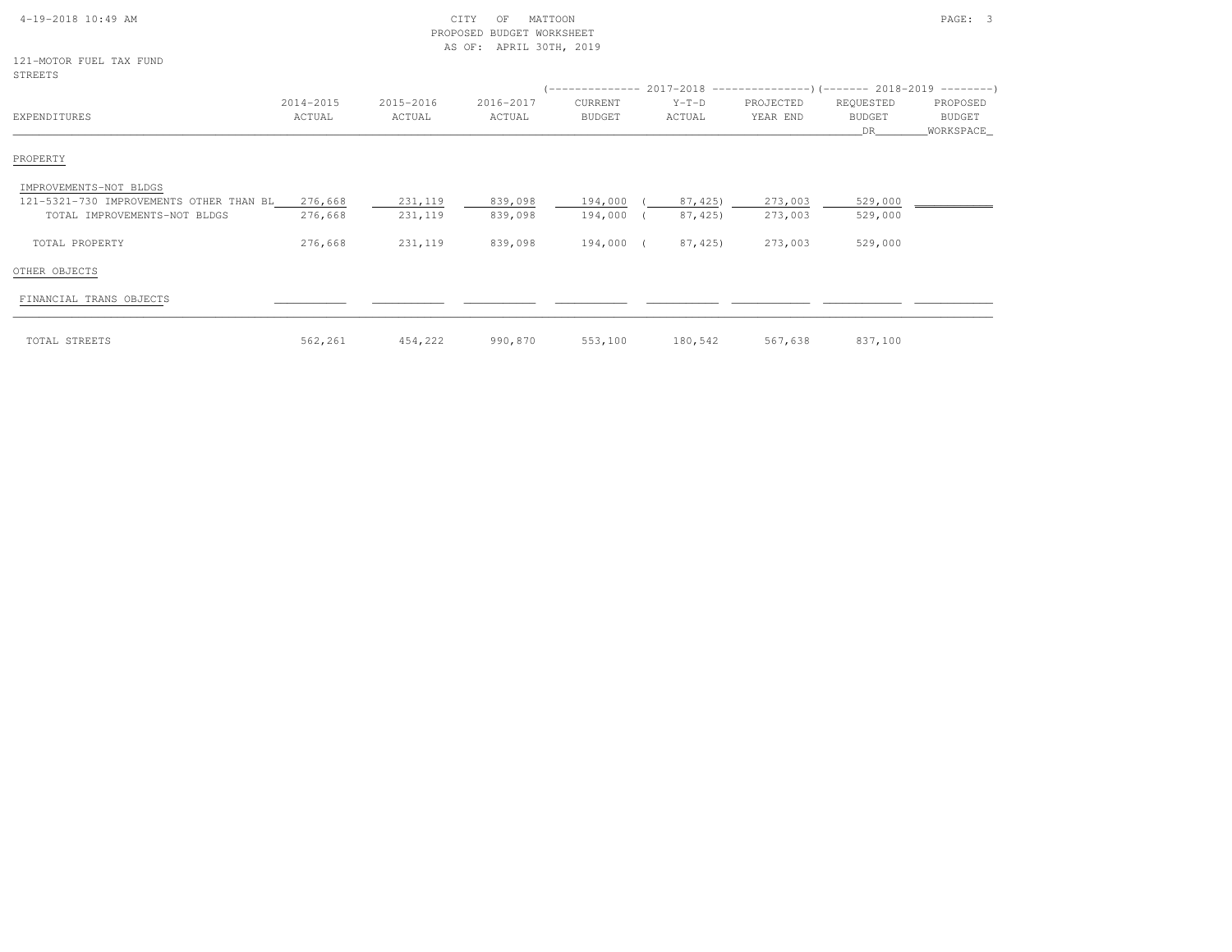CITY OF MATTOON
PROPOSED BUDGET WORKSHEET
AS OF: APRIL 30TH, 2019

121-MOTOR FUEL TAX FUND
STREETS

| EXPENDITURES | 2014-2015 ACTUAL | 2015-2016 ACTUAL | 2016-2017 ACTUAL | 2017-2018 CURRENT BUDGET | 2017-2018 Y-T-D ACTUAL | 2017-2018 PROJECTED YEAR END | 2018-2019 REQUESTED BUDGET DR | 2018-2019 PROPOSED BUDGET WORKSPACE |
|---|---|---|---|---|---|---|---|---|
| PROPERTY | | | | | | | | |
| IMPROVEMENTS-NOT BLDGS | | | | | | | | |
| 121-5321-730 IMPROVEMENTS OTHER THAN BL | 276,668 | 231,119 | 839,098 | 194,000 | ( 87,425) | 273,003 | 529,000 | |
| TOTAL IMPROVEMENTS-NOT BLDGS | 276,668 | 231,119 | 839,098 | 194,000 | ( 87,425) | 273,003 | 529,000 | |
| TOTAL PROPERTY | 276,668 | 231,119 | 839,098 | 194,000 | ( 87,425) | 273,003 | 529,000 | |
| OTHER OBJECTS | | | | | | | | |
| FINANCIAL TRANS OBJECTS | | | | | | | | |
| TOTAL STREETS | 562,261 | 454,222 | 990,870 | 553,100 | 180,542 | 567,638 | 837,100 | |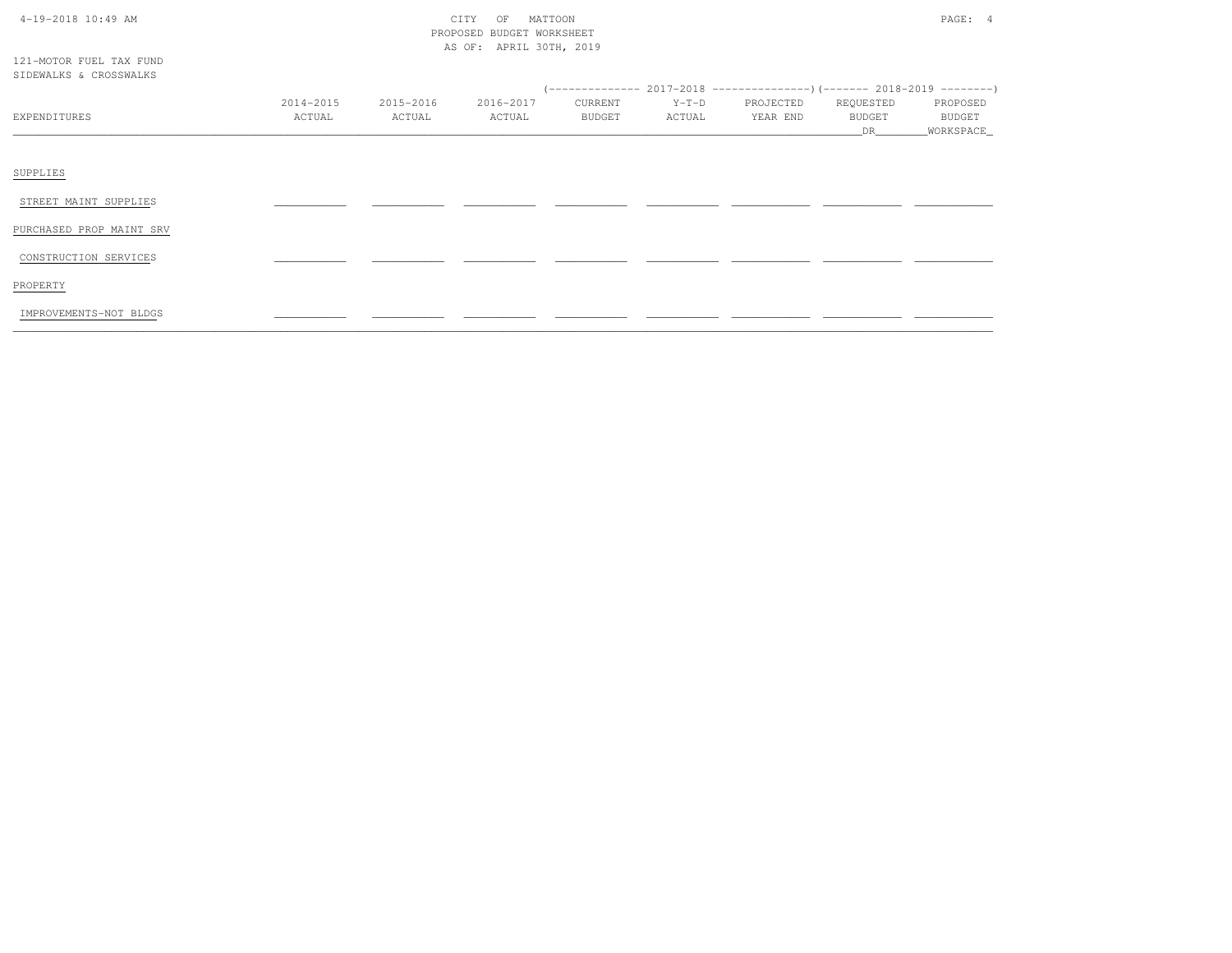CITY OF MATTOON
PROPOSED BUDGET WORKSHEET
AS OF: APRIL 30TH, 2019

121-MOTOR FUEL TAX FUND
SIDEWALKS & CROSSWALKS

| EXPENDITURES | 2014-2015 ACTUAL | 2015-2016 ACTUAL | 2016-2017 ACTUAL | 2017-2018 CURRENT BUDGET | 2017-2018 Y-T-D ACTUAL | 2017-2018 PROJECTED YEAR END | 2018-2019 REQUESTED BUDGET DR | 2018-2019 PROPOSED BUDGET WORKSPACE |
|---|---|---|---|---|---|---|---|---|
| SUPPLIES | | | | | | | | |
| STREET MAINT SUPPLIES | | | | | | | | |
| PURCHASED PROP MAINT SRV | | | | | | | | |
| CONSTRUCTION SERVICES | | | | | | | | |
| PROPERTY | | | | | | | | |
| IMPROVEMENTS-NOT BLDGS | | | | | | | | |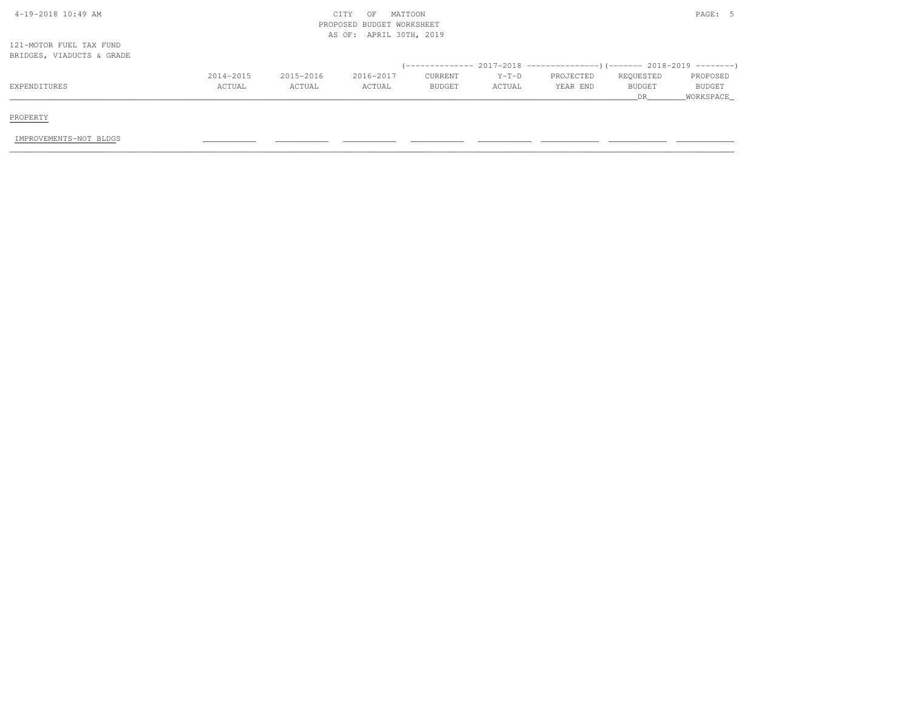CITY OF MATTOON
PROPOSED BUDGET WORKSHEET
AS OF: APRIL 30TH, 2019

121-MOTOR FUEL TAX FUND
BRIDGES, VIADUCTS & GRADE

| EXPENDITURES | 2014-2015 ACTUAL | 2015-2016 ACTUAL | 2016-2017 ACTUAL | (------ 2017-2018 ------) CURRENT BUDGET | Y-T-D ACTUAL | PROJECTED YEAR END | (---- 2018-2019 ----) REQUESTED BUDGET DR | PROPOSED BUDGET WORKSPACE |
|---|---|---|---|---|---|---|---|---|
| PROPERTY | | | | | | | | |
| IMPROVEMENTS-NOT BLDGS | | | | | | | | |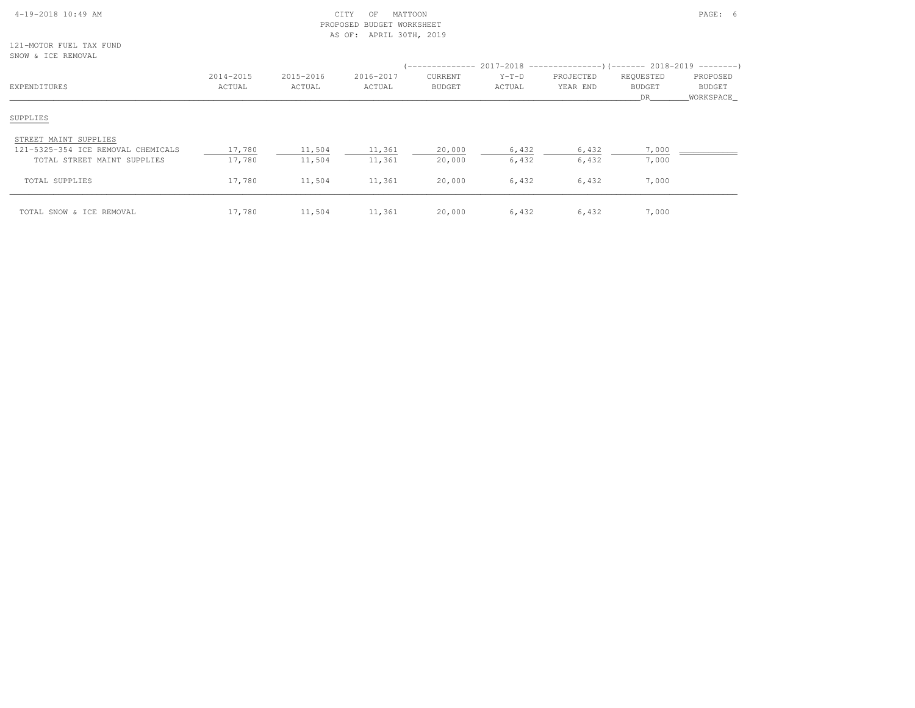CITY OF MATTOON
PROPOSED BUDGET WORKSHEET
AS OF: APRIL 30TH, 2019

121-MOTOR FUEL TAX FUND
SNOW & ICE REMOVAL

| EXPENDITURES | 2014-2015 ACTUAL | 2015-2016 ACTUAL | 2016-2017 ACTUAL | 2017-2018 CURRENT BUDGET | 2017-2018 Y-T-D ACTUAL | 2017-2018 PROJECTED YEAR END | 2018-2019 REQUESTED BUDGET DR | 2018-2019 PROPOSED BUDGET WORKSPACE |
|---|---|---|---|---|---|---|---|---|
| **SUPPLIES** | | | | | | | | |
| STREET MAINT SUPPLIES | | | | | | | | |
| 121-5325-354 ICE REMOVAL CHEMICALS | 17,780 | 11,504 | 11,361 | 20,000 | 6,432 | 6,432 | 7,000 | |
| TOTAL STREET MAINT SUPPLIES | 17,780 | 11,504 | 11,361 | 20,000 | 6,432 | 6,432 | 7,000 | |
| TOTAL SUPPLIES | 17,780 | 11,504 | 11,361 | 20,000 | 6,432 | 6,432 | 7,000 | |
| TOTAL SNOW & ICE REMOVAL | 17,780 | 11,504 | 11,361 | 20,000 | 6,432 | 6,432 | 7,000 | |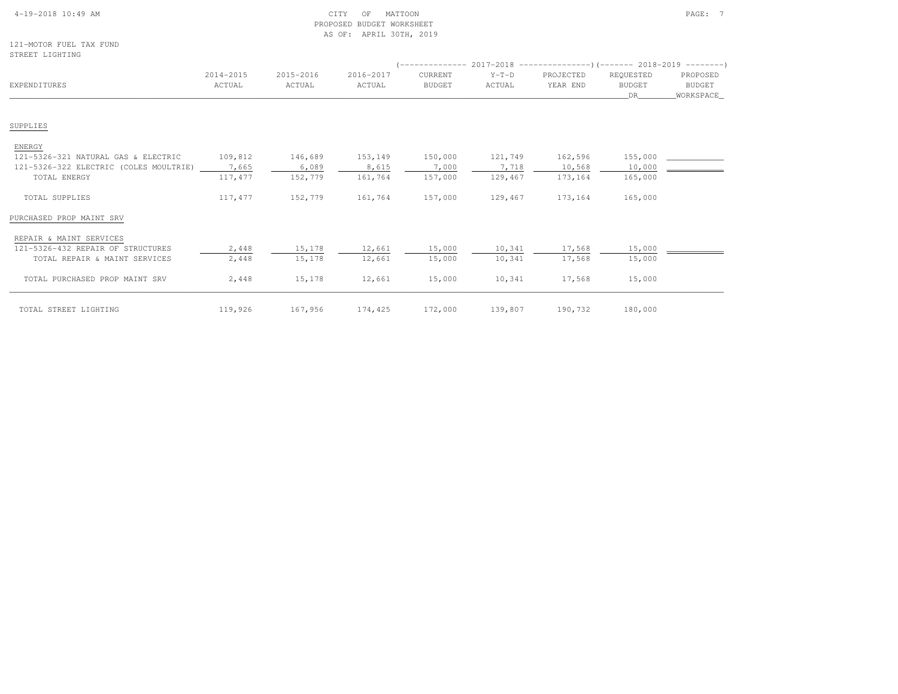CITY OF MATTOON
PROPOSED BUDGET WORKSHEET
AS OF: APRIL 30TH, 2019

121-MOTOR FUEL TAX FUND
STREET LIGHTING

| EXPENDITURES | 2014-2015 ACTUAL | 2015-2016 ACTUAL | 2016-2017 ACTUAL | 2017-2018 CURRENT BUDGET | 2017-2018 Y-T-D ACTUAL | 2017-2018 PROJECTED YEAR END | 2018-2019 REQUESTED BUDGET DR | 2018-2019 PROPOSED BUDGET WORKSPACE |
|---|---|---|---|---|---|---|---|---|
| SUPPLIES | | | | | | | | |
| ENERGY | | | | | | | | |
| 121-5326-321 NATURAL GAS & ELECTRIC | 109,812 | 146,689 | 153,149 | 150,000 | 121,749 | 162,596 | 155,000 | |
| 121-5326-322 ELECTRIC (COLES MOULTRIE) | 7,665 | 6,089 | 8,615 | 7,000 | 7,718 | 10,568 | 10,000 | |
| TOTAL ENERGY | 117,477 | 152,779 | 161,764 | 157,000 | 129,467 | 173,164 | 165,000 | |
| TOTAL SUPPLIES | 117,477 | 152,779 | 161,764 | 157,000 | 129,467 | 173,164 | 165,000 | |
| PURCHASED PROP MAINT SRV | | | | | | | | |
| REPAIR & MAINT SERVICES | | | | | | | | |
| 121-5326-432 REPAIR OF STRUCTURES | 2,448 | 15,178 | 12,661 | 15,000 | 10,341 | 17,568 | 15,000 | |
| TOTAL REPAIR & MAINT SERVICES | 2,448 | 15,178 | 12,661 | 15,000 | 10,341 | 17,568 | 15,000 | |
| TOTAL PURCHASED PROP MAINT SRV | 2,448 | 15,178 | 12,661 | 15,000 | 10,341 | 17,568 | 15,000 | |
| TOTAL STREET LIGHTING | 119,926 | 167,956 | 174,425 | 172,000 | 139,807 | 190,732 | 180,000 | |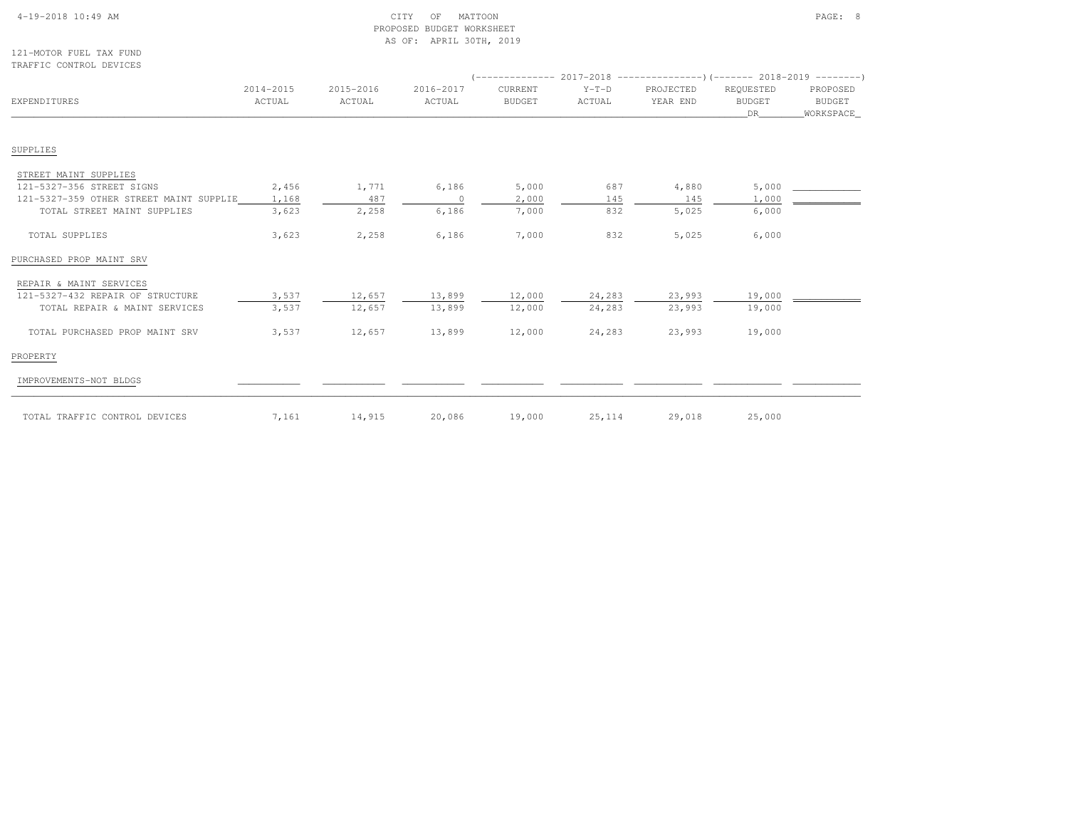CITY OF MATTOON
PROPOSED BUDGET WORKSHEET
AS OF: APRIL 30TH, 2019

121-MOTOR FUEL TAX FUND
TRAFFIC CONTROL DEVICES

| EXPENDITURES | 2014-2015 ACTUAL | 2015-2016 ACTUAL | 2016-2017 ACTUAL | 2017-2018 CURRENT BUDGET | 2017-2018 Y-T-D ACTUAL | 2017-2018 PROJECTED YEAR END | 2018-2019 REQUESTED BUDGET DR | 2018-2019 PROPOSED BUDGET WORKSPACE |
|---|---|---|---|---|---|---|---|---|
| SUPPLIES | | | | | | | | |
| STREET MAINT SUPPLIES | | | | | | | | |
| 121-5327-356 STREET SIGNS | 2,456 | 1,771 | 6,186 | 5,000 | 687 | 4,880 | 5,000 | |
| 121-5327-359 OTHER STREET MAINT SUPPLIE | 1,168 | 487 | 0 | 2,000 | 145 | 145 | 1,000 | |
| TOTAL STREET MAINT SUPPLIES | 3,623 | 2,258 | 6,186 | 7,000 | 832 | 5,025 | 6,000 | |
| TOTAL SUPPLIES | 3,623 | 2,258 | 6,186 | 7,000 | 832 | 5,025 | 6,000 | |
| PURCHASED PROP MAINT SRV | | | | | | | | |
| REPAIR & MAINT SERVICES | | | | | | | | |
| 121-5327-432 REPAIR OF STRUCTURE | 3,537 | 12,657 | 13,899 | 12,000 | 24,283 | 23,993 | 19,000 | |
| TOTAL REPAIR & MAINT SERVICES | 3,537 | 12,657 | 13,899 | 12,000 | 24,283 | 23,993 | 19,000 | |
| TOTAL PURCHASED PROP MAINT SRV | 3,537 | 12,657 | 13,899 | 12,000 | 24,283 | 23,993 | 19,000 | |
| PROPERTY | | | | | | | | |
| IMPROVEMENTS-NOT BLDGS | | | | | | | | |
| TOTAL TRAFFIC CONTROL DEVICES | 7,161 | 14,915 | 20,086 | 19,000 | 25,114 | 29,018 | 25,000 | |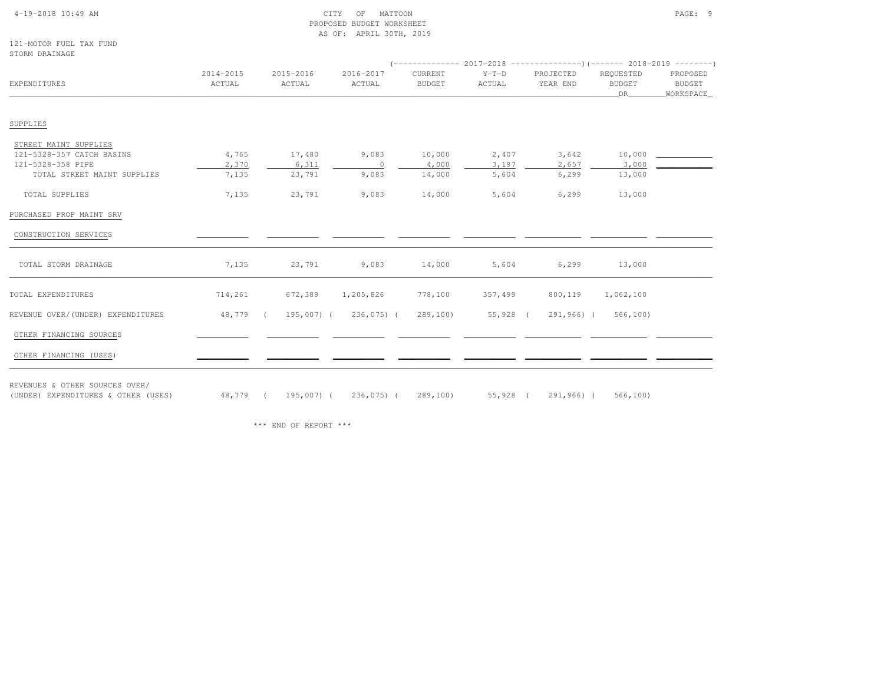CITY OF MATTOON
PROPOSED BUDGET WORKSHEET
AS OF: APRIL 30TH, 2019

121-MOTOR FUEL TAX FUND
STORM DRAINAGE

| EXPENDITURES | 2014-2015 ACTUAL | 2015-2016 ACTUAL | 2016-2017 ACTUAL | 2017-2018 CURRENT BUDGET | 2017-2018 Y-T-D ACTUAL | 2017-2018 PROJECTED YEAR END | 2018-2019 REQUESTED BUDGET DR | 2018-2019 PROPOSED BUDGET WORKSPACE |
|---|---|---|---|---|---|---|---|---|
| SUPPLIES | | | | | | | | |
| STREET MAINT SUPPLIES | | | | | | | | |
| 121-5328-357 CATCH BASINS | 4,765 | 17,480 | 9,083 | 10,000 | 2,407 | 3,642 | 10,000 | |
| 121-5328-358 PIPE | 2,370 | 6,311 | 0 | 4,000 | 3,197 | 2,657 | 3,000 | |
| TOTAL STREET MAINT SUPPLIES | 7,135 | 23,791 | 9,083 | 14,000 | 5,604 | 6,299 | 13,000 | |
| TOTAL SUPPLIES | 7,135 | 23,791 | 9,083 | 14,000 | 5,604 | 6,299 | 13,000 | |
| PURCHASED PROP MAINT SRV | | | | | | | | |
| CONSTRUCTION SERVICES | | | | | | | | |
| TOTAL STORM DRAINAGE | 7,135 | 23,791 | 9,083 | 14,000 | 5,604 | 6,299 | 13,000 | |
| TOTAL EXPENDITURES | 714,261 | 672,389 | 1,205,826 | 778,100 | 357,499 | 800,119 | 1,062,100 | |
| REVENUE OVER/(UNDER) EXPENDITURES | 48,779 | (195,007) | (236,075) | (289,100) | 55,928 | (291,966) | (566,100) | |
| OTHER FINANCING SOURCES | | | | | | | | |
| OTHER FINANCING (USES) | | | | | | | | |
| REVENUES & OTHER SOURCES OVER/ (UNDER) EXPENDITURES & OTHER (USES) | 48,779 | (195,007) | (236,075) | (289,100) | 55,928 | (291,966) | (566,100) | |

\*\*\* END OF REPORT \*\*\*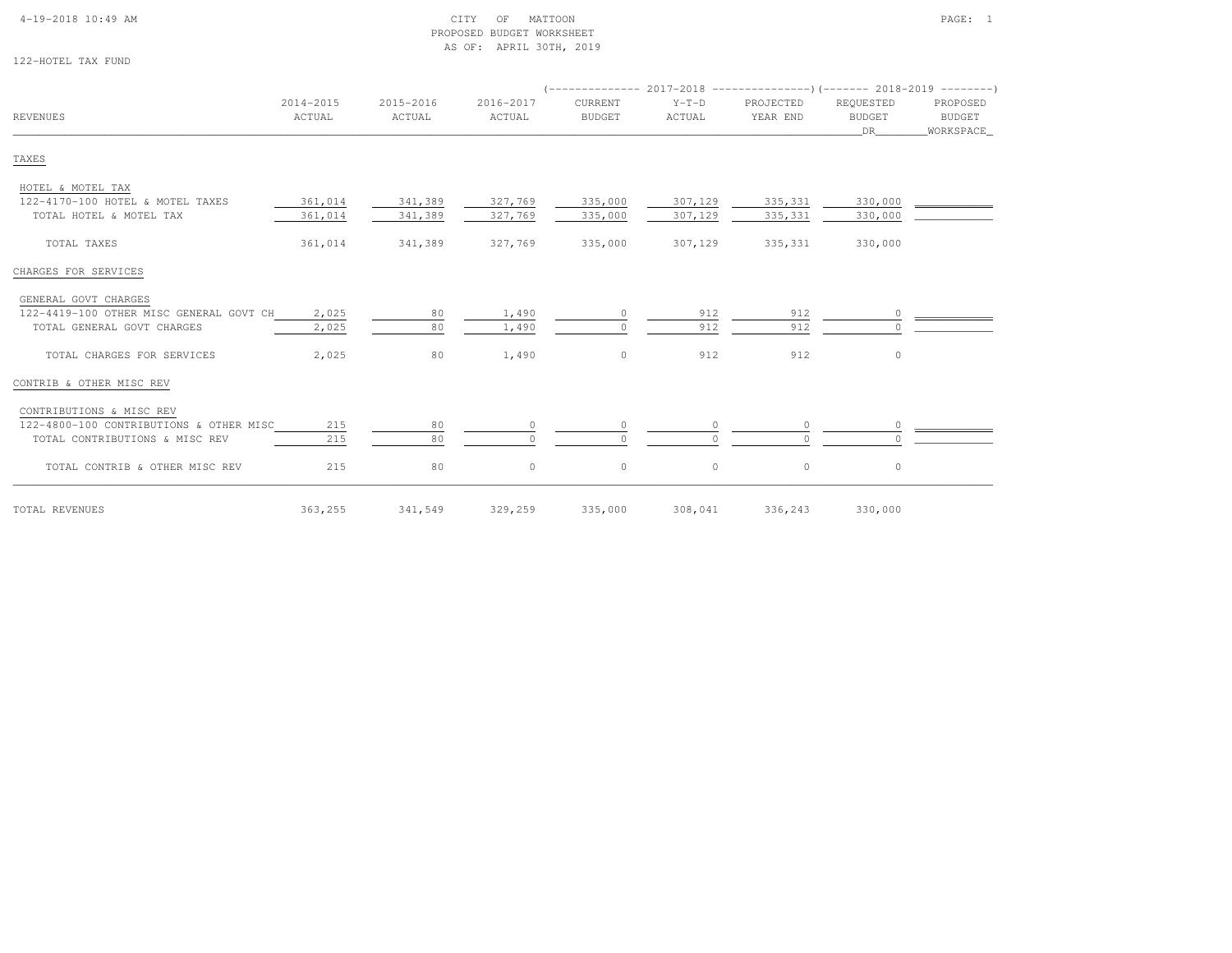CITY OF MATTOON
PROPOSED BUDGET WORKSHEET
AS OF: APRIL 30TH, 2019

4-19-2018 10:49 AM

122-HOTEL TAX FUND

| REVENUES | 2014-2015 ACTUAL | 2015-2016 ACTUAL | 2016-2017 ACTUAL | 2017-2018 CURRENT BUDGET | 2017-2018 Y-T-D ACTUAL | 2017-2018 PROJECTED YEAR END | 2018-2019 REQUESTED BUDGET DR | 2018-2019 PROPOSED BUDGET WORKSPACE |
|---|---|---|---|---|---|---|---|---|
| TAXES | | | | | | | | |
| HOTEL & MOTEL TAX | | | | | | | | |
| 122-4170-100 HOTEL & MOTEL TAXES | 361,014 | 341,389 | 327,769 | 335,000 | 307,129 | 335,331 | 330,000 | |
| TOTAL HOTEL & MOTEL TAX | 361,014 | 341,389 | 327,769 | 335,000 | 307,129 | 335,331 | 330,000 | |
| TOTAL TAXES | 361,014 | 341,389 | 327,769 | 335,000 | 307,129 | 335,331 | 330,000 | |
| CHARGES FOR SERVICES | | | | | | | | |
| GENERAL GOVT CHARGES | | | | | | | | |
| 122-4419-100 OTHER MISC GENERAL GOVT CH | 2,025 | 80 | 1,490 | 0 | 912 | 912 | 0 | |
| TOTAL GENERAL GOVT CHARGES | 2,025 | 80 | 1,490 | 0 | 912 | 912 | 0 | |
| TOTAL CHARGES FOR SERVICES | 2,025 | 80 | 1,490 | 0 | 912 | 912 | 0 | |
| CONTRIB & OTHER MISC REV | | | | | | | | |
| CONTRIBUTIONS & MISC REV | | | | | | | | |
| 122-4800-100 CONTRIBUTIONS & OTHER MISC | 215 | 80 | 0 | 0 | 0 | 0 | 0 | |
| TOTAL CONTRIBUTIONS & MISC REV | 215 | 80 | 0 | 0 | 0 | 0 | 0 | |
| TOTAL CONTRIB & OTHER MISC REV | 215 | 80 | 0 | 0 | 0 | 0 | 0 | |
| TOTAL REVENUES | 363,255 | 341,549 | 329,259 | 335,000 | 308,041 | 336,243 | 330,000 | |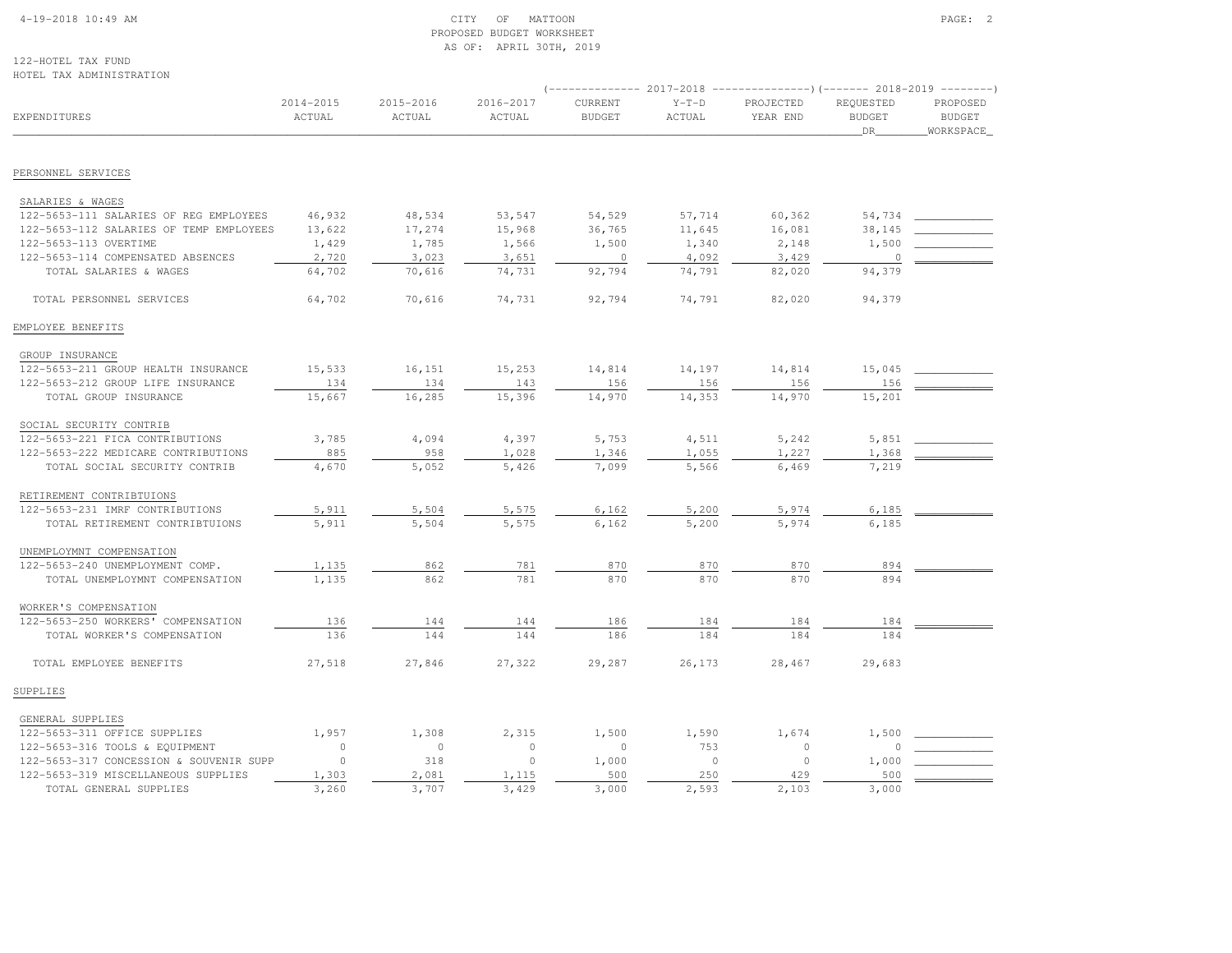CITY OF MATTOON
PROPOSED BUDGET WORKSHEET
AS OF: APRIL 30TH, 2019

122-HOTEL TAX FUND
HOTEL TAX ADMINISTRATION

| EXPENDITURES | 2014-2015 ACTUAL | 2015-2016 ACTUAL | 2016-2017 ACTUAL | 2017-2018 CURRENT BUDGET | 2017-2018 Y-T-D ACTUAL | 2017-2018 PROJECTED YEAR END | 2018-2019 REQUESTED BUDGET DR | 2018-2019 PROPOSED BUDGET WORKSPACE |
|---|---|---|---|---|---|---|---|---|
| **PERSONNEL SERVICES** | | | | | | | | |
| SALARIES & WAGES | | | | | | | | |
| 122-5653-111 SALARIES OF REG EMPLOYEES | 46,932 | 48,534 | 53,547 | 54,529 | 57,714 | 60,362 | 54,734 | |
| 122-5653-112 SALARIES OF TEMP EMPLOYEES | 13,622 | 17,274 | 15,968 | 36,765 | 11,645 | 16,081 | 38,145 | |
| 122-5653-113 OVERTIME | 1,429 | 1,785 | 1,566 | 1,500 | 1,340 | 2,148 | 1,500 | |
| 122-5653-114 COMPENSATED ABSENCES | 2,720 | 3,023 | 3,651 | 0 | 4,092 | 3,429 | 0 | |
| TOTAL SALARIES & WAGES | 64,702 | 70,616 | 74,731 | 92,794 | 74,791 | 82,020 | 94,379 | |
| TOTAL PERSONNEL SERVICES | 64,702 | 70,616 | 74,731 | 92,794 | 74,791 | 82,020 | 94,379 | |
| **EMPLOYEE BENEFITS** | | | | | | | | |
| GROUP INSURANCE | | | | | | | | |
| 122-5653-211 GROUP HEALTH INSURANCE | 15,533 | 16,151 | 15,253 | 14,814 | 14,197 | 14,814 | 15,045 | |
| 122-5653-212 GROUP LIFE INSURANCE | 134 | 134 | 143 | 156 | 156 | 156 | 156 | |
| TOTAL GROUP INSURANCE | 15,667 | 16,285 | 15,396 | 14,970 | 14,353 | 14,970 | 15,201 | |
| SOCIAL SECURITY CONTRIB | | | | | | | | |
| 122-5653-221 FICA CONTRIBUTIONS | 3,785 | 4,094 | 4,397 | 5,753 | 4,511 | 5,242 | 5,851 | |
| 122-5653-222 MEDICARE CONTRIBUTIONS | 885 | 958 | 1,028 | 1,346 | 1,055 | 1,227 | 1,368 | |
| TOTAL SOCIAL SECURITY CONTRIB | 4,670 | 5,052 | 5,426 | 7,099 | 5,566 | 6,469 | 7,219 | |
| RETIREMENT CONTRIBTUIONS | | | | | | | | |
| 122-5653-231 IMRF CONTRIBUTIONS | 5,911 | 5,504 | 5,575 | 6,162 | 5,200 | 5,974 | 6,185 | |
| TOTAL RETIREMENT CONTRIBTUIONS | 5,911 | 5,504 | 5,575 | 6,162 | 5,200 | 5,974 | 6,185 | |
| UNEMPLOYMNT COMPENSATION | | | | | | | | |
| 122-5653-240 UNEMPLOYMENT COMP. | 1,135 | 862 | 781 | 870 | 870 | 870 | 894 | |
| TOTAL UNEMPLOYMNT COMPENSATION | 1,135 | 862 | 781 | 870 | 870 | 870 | 894 | |
| WORKER'S COMPENSATION | | | | | | | | |
| 122-5653-250 WORKERS' COMPENSATION | 136 | 144 | 144 | 186 | 184 | 184 | 184 | |
| TOTAL WORKER'S COMPENSATION | 136 | 144 | 144 | 186 | 184 | 184 | 184 | |
| TOTAL EMPLOYEE BENEFITS | 27,518 | 27,846 | 27,322 | 29,287 | 26,173 | 28,467 | 29,683 | |
| **SUPPLIES** | | | | | | | | |
| GENERAL SUPPLIES | | | | | | | | |
| 122-5653-311 OFFICE SUPPLIES | 1,957 | 1,308 | 2,315 | 1,500 | 1,590 | 1,674 | 1,500 | |
| 122-5653-316 TOOLS & EQUIPMENT | 0 | 0 | 0 | 0 | 753 | 0 | 0 | |
| 122-5653-317 CONCESSION & SOUVENIR SUPP | 0 | 318 | 0 | 1,000 | 0 | 0 | 1,000 | |
| 122-5653-319 MISCELLANEOUS SUPPLIES | 1,303 | 2,081 | 1,115 | 500 | 250 | 429 | 500 | |
| TOTAL GENERAL SUPPLIES | 3,260 | 3,707 | 3,429 | 3,000 | 2,593 | 2,103 | 3,000 | |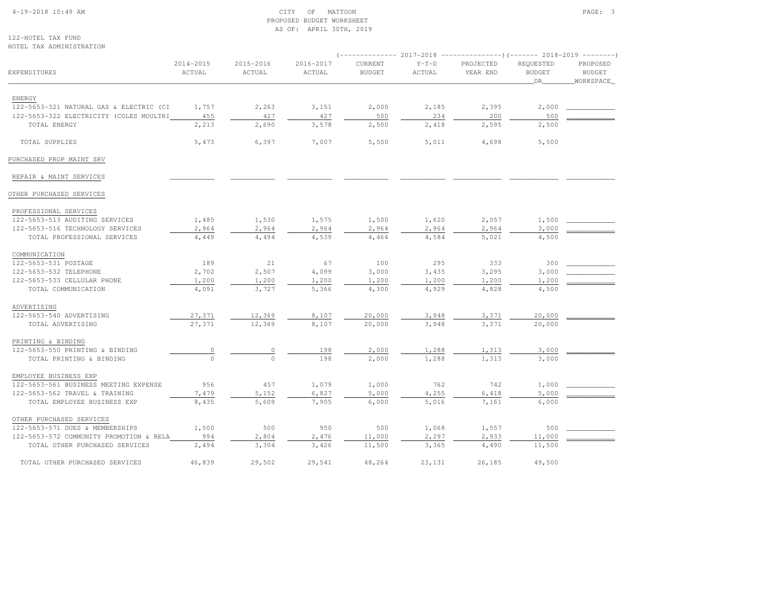CITY OF MATTOON
PROPOSED BUDGET WORKSHEET
AS OF: APRIL 30TH, 2019

122-HOTEL TAX FUND
HOTEL TAX ADMINISTRATION

| EXPENDITURES | 2014-2015 ACTUAL | 2015-2016 ACTUAL | 2016-2017 ACTUAL | 2017-2018 CURRENT BUDGET | 2017-2018 Y-T-D ACTUAL | 2017-2018 PROJECTED YEAR END | 2018-2019 REQUESTED BUDGET DR | 2018-2019 PROPOSED BUDGET WORKSPACE |
|---|---|---|---|---|---|---|---|---|
| ENERGY | | | | | | | | |
| 122-5653-321 NATURAL GAS & ELECTRIC (CI | 1,757 | 2,263 | 3,151 | 2,000 | 2,185 | 2,395 | 2,000 | |
| 122-5653-322 ELECTRICITY (COLES MOULTRI | 455 | 427 | 427 | 500 | 234 | 200 | 500 | |
| TOTAL ENERGY | 2,213 | 2,690 | 3,578 | 2,500 | 2,418 | 2,595 | 2,500 | |
| TOTAL SUPPLIES | 5,473 | 6,397 | 7,007 | 5,500 | 5,011 | 4,698 | 5,500 | |
| PURCHASED PROP MAINT SRV | | | | | | | | |
| REPAIR & MAINT SERVICES | | | | | | | | |
| OTHER PURCHASED SERVICES | | | | | | | | |
| PROFESSIONAL SERVICES | | | | | | | | |
| 122-5653-513 AUDITING SERVICES | 1,485 | 1,530 | 1,575 | 1,500 | 1,620 | 2,057 | 1,500 | |
| 122-5653-516 TECHNOLOGY SERVICES | 2,964 | 2,964 | 2,964 | 2,964 | 2,964 | 2,964 | 3,000 | |
| TOTAL PROFESSIONAL SERVICES | 4,449 | 4,494 | 4,539 | 4,464 | 4,584 | 5,021 | 4,500 | |
| COMMUNICATION | | | | | | | | |
| 122-5653-531 POSTAGE | 189 | 21 | 67 | 100 | 295 | 333 | 300 | |
| 122-5653-532 TELEPHONE | 2,702 | 2,507 | 4,099 | 3,000 | 3,435 | 3,295 | 3,000 | |
| 122-5653-533 CELLULAR PHONE | 1,200 | 1,200 | 1,200 | 1,200 | 1,200 | 1,200 | 1,200 | |
| TOTAL COMMUNICATION | 4,091 | 3,727 | 5,366 | 4,300 | 4,929 | 4,828 | 4,500 | |
| ADVERTISING | | | | | | | | |
| 122-5653-540 ADVERTISING | 27,371 | 12,369 | 8,107 | 20,000 | 3,948 | 3,371 | 20,000 | |
| TOTAL ADVERTISING | 27,371 | 12,369 | 8,107 | 20,000 | 3,948 | 3,371 | 20,000 | |
| PRINTING & BINDING | | | | | | | | |
| 122-5653-550 PRINTING & BINDING | 0 | 0 | 198 | 2,000 | 1,288 | 1,313 | 3,000 | |
| TOTAL PRINTING & BINDING | 0 | 0 | 198 | 2,000 | 1,288 | 1,313 | 3,000 | |
| EMPLOYEE BUSINESS EXP | | | | | | | | |
| 122-5653-561 BUSINESS MEETING EXPENSE | 956 | 457 | 1,079 | 1,000 | 762 | 742 | 1,000 | |
| 122-5653-562 TRAVEL & TRAINING | 7,479 | 5,152 | 6,827 | 5,000 | 4,255 | 6,418 | 5,000 | |
| TOTAL EMPLOYEE BUSINESS EXP | 8,435 | 5,609 | 7,905 | 6,000 | 5,016 | 7,161 | 6,000 | |
| OTHER PURCHASED SERVICES | | | | | | | | |
| 122-5653-571 DUES & MEMBERSHIPS | 1,500 | 500 | 950 | 500 | 1,068 | 1,557 | 500 | |
| 122-5653-572 COMMUNITY PROMOTION & RELA | 994 | 2,804 | 2,476 | 11,000 | 2,297 | 2,933 | 11,000 | |
| TOTAL OTHER PURCHASED SERVICES | 2,494 | 3,304 | 3,426 | 11,500 | 3,365 | 4,490 | 11,500 | |
| TOTAL OTHER PURCHASED SERVICES | 46,839 | 29,502 | 29,541 | 48,264 | 23,131 | 26,185 | 49,500 | |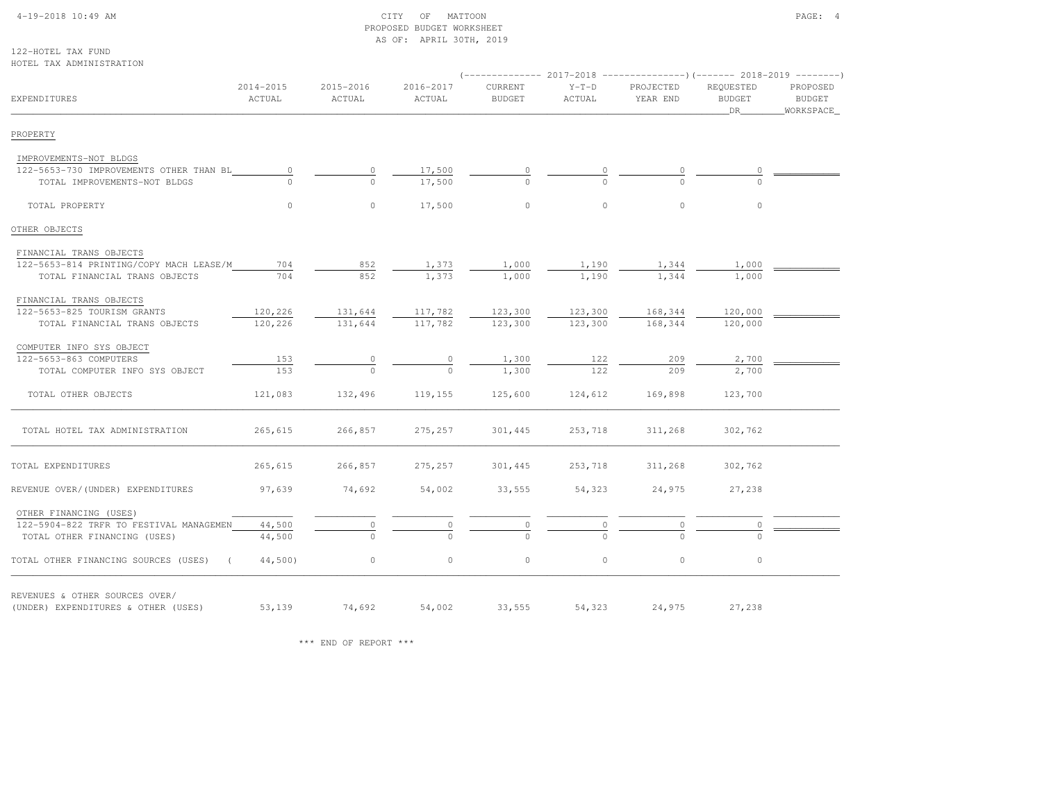CITY OF MATTOON
PROPOSED BUDGET WORKSHEET
AS OF: APRIL 30TH, 2019

122-HOTEL TAX FUND
HOTEL TAX ADMINISTRATION

| EXPENDITURES | 2014-2015 ACTUAL | 2015-2016 ACTUAL | 2016-2017 ACTUAL | 2017-2018 CURRENT BUDGET | 2017-2018 Y-T-D ACTUAL | 2017-2018 PROJECTED YEAR END | 2018-2019 REQUESTED BUDGET DR | 2018-2019 PROPOSED BUDGET WORKSPACE |
|---|---|---|---|---|---|---|---|---|
| PROPERTY | | | | | | | | |
| IMPROVEMENTS-NOT BLDGS | | | | | | | | |
| 122-5653-730 IMPROVEMENTS OTHER THAN BL | 0 | 0 | 17,500 | 0 | 0 | 0 | 0 | |
| TOTAL IMPROVEMENTS-NOT BLDGS | 0 | 0 | 17,500 | 0 | 0 | 0 | 0 | |
| TOTAL PROPERTY | 0 | 0 | 17,500 | 0 | 0 | 0 | 0 | |
| OTHER OBJECTS | | | | | | | | |
| FINANCIAL TRANS OBJECTS | | | | | | | | |
| 122-5653-814 PRINTING/COPY MACH LEASE/M | 704 | 852 | 1,373 | 1,000 | 1,190 | 1,344 | 1,000 | |
| TOTAL FINANCIAL TRANS OBJECTS | 704 | 852 | 1,373 | 1,000 | 1,190 | 1,344 | 1,000 | |
| FINANCIAL TRANS OBJECTS | | | | | | | | |
| 122-5653-825 TOURISM GRANTS | 120,226 | 131,644 | 117,782 | 123,300 | 123,300 | 168,344 | 120,000 | |
| TOTAL FINANCIAL TRANS OBJECTS | 120,226 | 131,644 | 117,782 | 123,300 | 123,300 | 168,344 | 120,000 | |
| COMPUTER INFO SYS OBJECT | | | | | | | | |
| 122-5653-863 COMPUTERS | 153 | 0 | 0 | 1,300 | 122 | 209 | 2,700 | |
| TOTAL COMPUTER INFO SYS OBJECT | 153 | 0 | 0 | 1,300 | 122 | 209 | 2,700 | |
| TOTAL OTHER OBJECTS | 121,083 | 132,496 | 119,155 | 125,600 | 124,612 | 169,898 | 123,700 | |
| TOTAL HOTEL TAX ADMINISTRATION | 265,615 | 266,857 | 275,257 | 301,445 | 253,718 | 311,268 | 302,762 | |
| TOTAL EXPENDITURES | 265,615 | 266,857 | 275,257 | 301,445 | 253,718 | 311,268 | 302,762 | |
| REVENUE OVER/(UNDER) EXPENDITURES | 97,639 | 74,692 | 54,002 | 33,555 | 54,323 | 24,975 | 27,238 | |
| OTHER FINANCING (USES) | | | | | | | | |
| 122-5904-822 TRFR TO FESTIVAL MANAGEMEN | 44,500 | 0 | 0 | 0 | 0 | 0 | 0 | |
| TOTAL OTHER FINANCING (USES) | 44,500 | 0 | 0 | 0 | 0 | 0 | 0 | |
| TOTAL OTHER FINANCING SOURCES (USES) | ( 44,500) | 0 | 0 | 0 | 0 | 0 | 0 | |
| REVENUES & OTHER SOURCES OVER/ (UNDER) EXPENDITURES & OTHER (USES) | 53,139 | 74,692 | 54,002 | 33,555 | 54,323 | 24,975 | 27,238 | |

*** END OF REPORT ***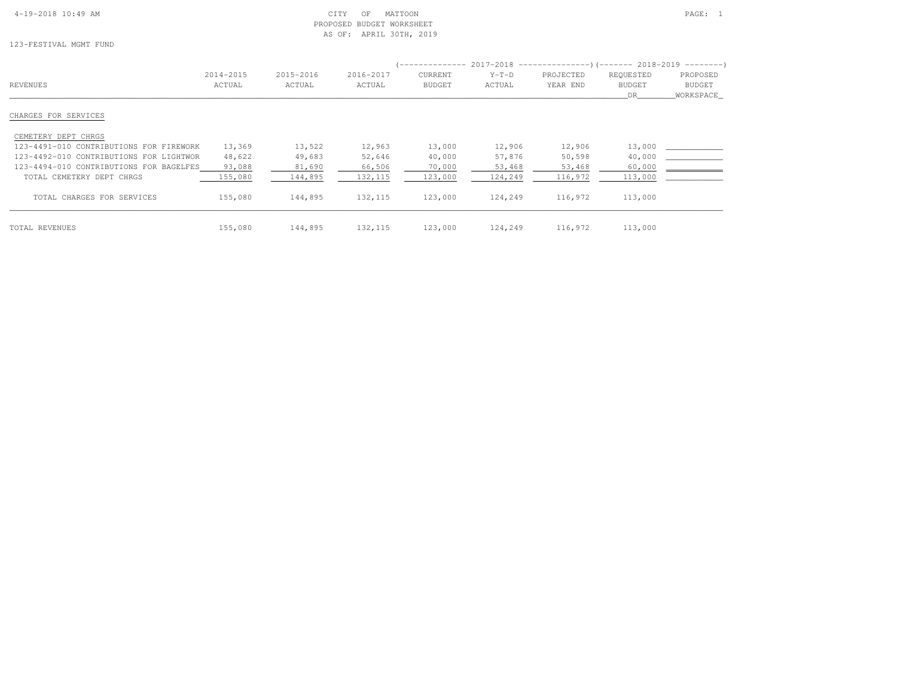CITY OF MATTOON
PROPOSED BUDGET WORKSHEET
AS OF: APRIL 30TH, 2019

123-FESTIVAL MGMT FUND

| REVENUES | 2014-2015 ACTUAL | 2015-2016 ACTUAL | 2016-2017 ACTUAL | 2017-2018 CURRENT BUDGET | 2017-2018 Y-T-D ACTUAL | 2017-2018 PROJECTED YEAR END | 2018-2019 REQUESTED BUDGET DR | 2018-2019 PROPOSED BUDGET WORKSPACE |
|---|---|---|---|---|---|---|---|---|
| **CHARGES FOR SERVICES** | | | | | | | | |
| CEMETERY DEPT CHRGS | | | | | | | | |
| 123-4491-010 CONTRIBUTIONS FOR FIREWORK | 13,369 | 13,522 | 12,963 | 13,000 | 12,906 | 12,906 | 13,000 | ___________ |
| 123-4492-010 CONTRIBUTIONS FOR LIGHTWOR | 48,622 | 49,683 | 52,646 | 40,000 | 57,876 | 50,598 | 40,000 | ___________ |
| 123-4494-010 CONTRIBUTIONS FOR BAGELFES | 93,088 | 81,690 | 66,506 | 70,000 | 53,468 | 53,468 | 60,000 | ___________ |
| TOTAL CEMETERY DEPT CHRGS | 155,080 | 144,895 | 132,115 | 123,000 | 124,249 | 116,972 | 113,000 | ___________ |
| TOTAL CHARGES FOR SERVICES | 155,080 | 144,895 | 132,115 | 123,000 | 124,249 | 116,972 | 113,000 | |
| TOTAL REVENUES | 155,080 | 144,895 | 132,115 | 123,000 | 124,249 | 116,972 | 113,000 | |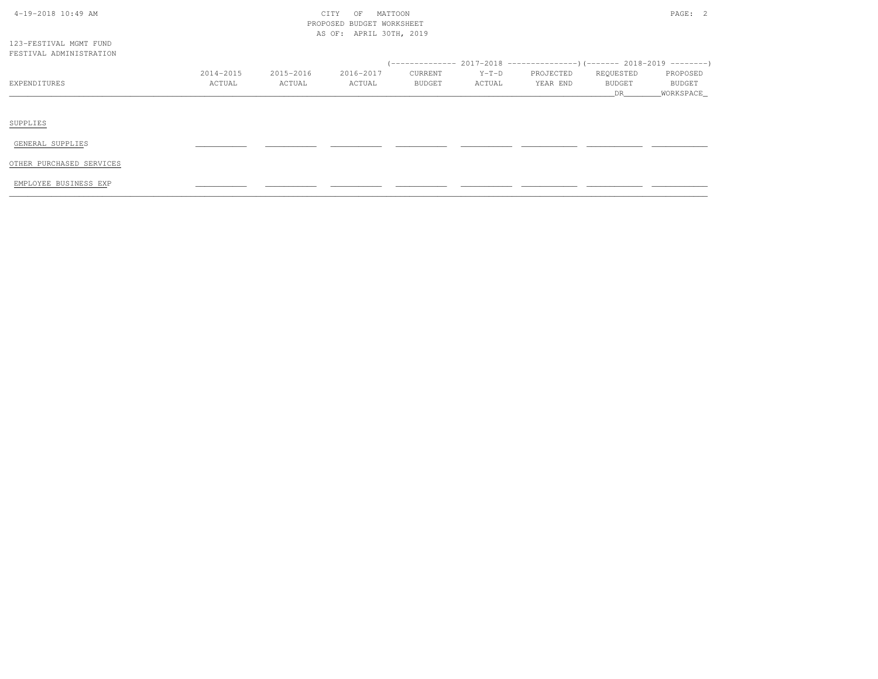123-FESTIVAL MGMT FUND

FESTIVAL ADMINISTRATION

| EXPENDITURES | 2014-2015 ACTUAL | 2015-2016 ACTUAL | 2016-2017 ACTUAL | 2017-2018 CURRENT BUDGET | 2017-2018 Y-T-D ACTUAL | 2017-2018 PROJECTED YEAR END | 2018-2019 REQUESTED BUDGET DR | 2018-2019 PROPOSED BUDGET WORKSPACE |
|---|---|---|---|---|---|---|---|---|
| SUPPLIES | | | | | | | | |
| GENERAL SUPPLIES | | | | | | | | |
| OTHER PURCHASED SERVICES | | | | | | | | |
| EMPLOYEE BUSINESS EXP | | | | | | | | |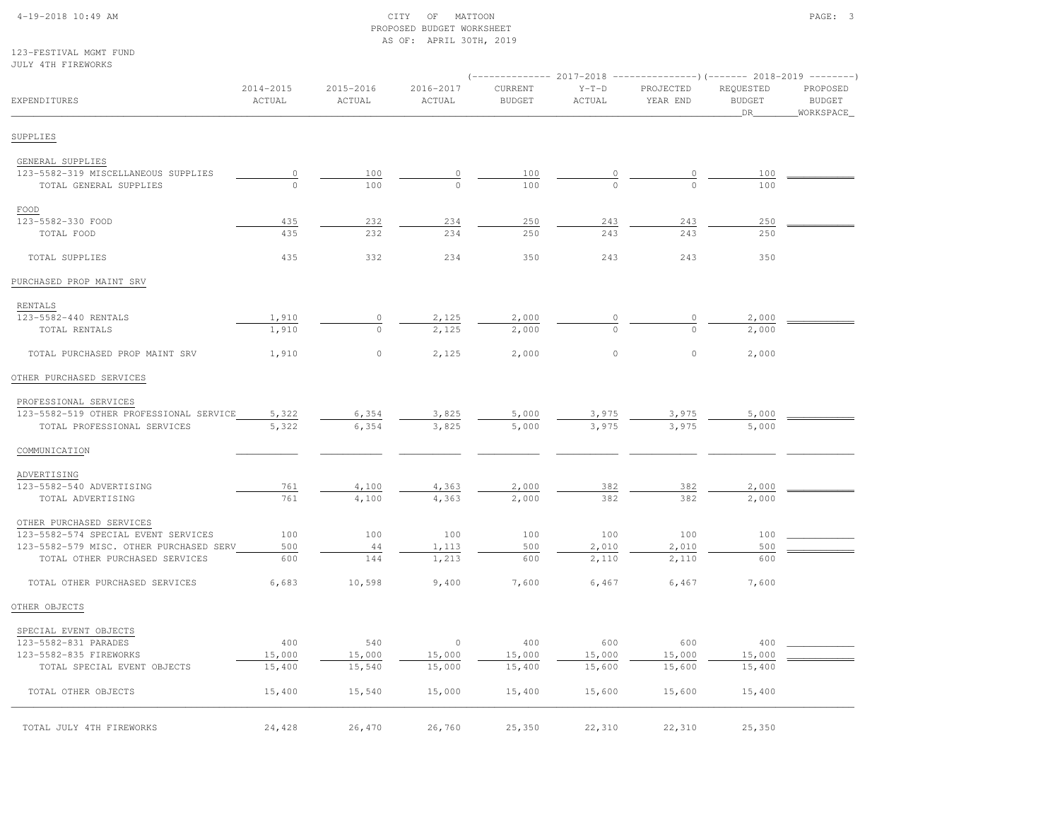CITY OF MATTOON
PROPOSED BUDGET WORKSHEET
AS OF: APRIL 30TH, 2019

123-FESTIVAL MGMT FUND
JULY 4TH FIREWORKS

| | | | | 2017-2018 | | | 2018-2019 | |
|---|---|---|---|---|---|---|---|---|
| EXPENDITURES | 2014-2015 ACTUAL | 2015-2016 ACTUAL | 2016-2017 ACTUAL | CURRENT BUDGET | Y-T-D ACTUAL | PROJECTED YEAR END | REQUESTED BUDGET DR | PROPOSED BUDGET WORKSPACE |
| SUPPLIES | | | | | | | | |
| GENERAL SUPPLIES | | | | | | | | |
| 123-5582-319 MISCELLANEOUS SUPPLIES | 0 | 100 | 0 | 100 | 0 | 0 | 100 | |
| TOTAL GENERAL SUPPLIES | 0 | 100 | 0 | 100 | 0 | 0 | 100 | |
| FOOD | | | | | | | | |
| 123-5582-330 FOOD | 435 | 232 | 234 | 250 | 243 | 243 | 250 | |
| TOTAL FOOD | 435 | 232 | 234 | 250 | 243 | 243 | 250 | |
| TOTAL SUPPLIES | 435 | 332 | 234 | 350 | 243 | 243 | 350 | |
| PURCHASED PROP MAINT SRV | | | | | | | | |
| RENTALS | | | | | | | | |
| 123-5582-440 RENTALS | 1,910 | 0 | 2,125 | 2,000 | 0 | 0 | 2,000 | |
| TOTAL RENTALS | 1,910 | 0 | 2,125 | 2,000 | 0 | 0 | 2,000 | |
| TOTAL PURCHASED PROP MAINT SRV | 1,910 | 0 | 2,125 | 2,000 | 0 | 0 | 2,000 | |
| OTHER PURCHASED SERVICES | | | | | | | | |
| PROFESSIONAL SERVICES | | | | | | | | |
| 123-5582-519 OTHER PROFESSIONAL SERVICE | 5,322 | 6,354 | 3,825 | 5,000 | 3,975 | 3,975 | 5,000 | |
| TOTAL PROFESSIONAL SERVICES | 5,322 | 6,354 | 3,825 | 5,000 | 3,975 | 3,975 | 5,000 | |
| COMMUNICATION | | | | | | | | |
| ADVERTISING | | | | | | | | |
| 123-5582-540 ADVERTISING | 761 | 4,100 | 4,363 | 2,000 | 382 | 382 | 2,000 | |
| TOTAL ADVERTISING | 761 | 4,100 | 4,363 | 2,000 | 382 | 382 | 2,000 | |
| OTHER PURCHASED SERVICES | | | | | | | | |
| 123-5582-574 SPECIAL EVENT SERVICES | 100 | 100 | 100 | 100 | 100 | 100 | 100 | |
| 123-5582-579 MISC. OTHER PURCHASED SERV | 500 | 44 | 1,113 | 500 | 2,010 | 2,010 | 500 | |
| TOTAL OTHER PURCHASED SERVICES | 600 | 144 | 1,213 | 600 | 2,110 | 2,110 | 600 | |
| TOTAL OTHER PURCHASED SERVICES | 6,683 | 10,598 | 9,400 | 7,600 | 6,467 | 6,467 | 7,600 | |
| OTHER OBJECTS | | | | | | | | |
| SPECIAL EVENT OBJECTS | | | | | | | | |
| 123-5582-831 PARADES | 400 | 540 | 0 | 400 | 600 | 600 | 400 | |
| 123-5582-835 FIREWORKS | 15,000 | 15,000 | 15,000 | 15,000 | 15,000 | 15,000 | 15,000 | |
| TOTAL SPECIAL EVENT OBJECTS | 15,400 | 15,540 | 15,000 | 15,400 | 15,600 | 15,600 | 15,400 | |
| TOTAL OTHER OBJECTS | 15,400 | 15,540 | 15,000 | 15,400 | 15,600 | 15,600 | 15,400 | |
| TOTAL JULY 4TH FIREWORKS | 24,428 | 26,470 | 26,760 | 25,350 | 22,310 | 22,310 | 25,350 | |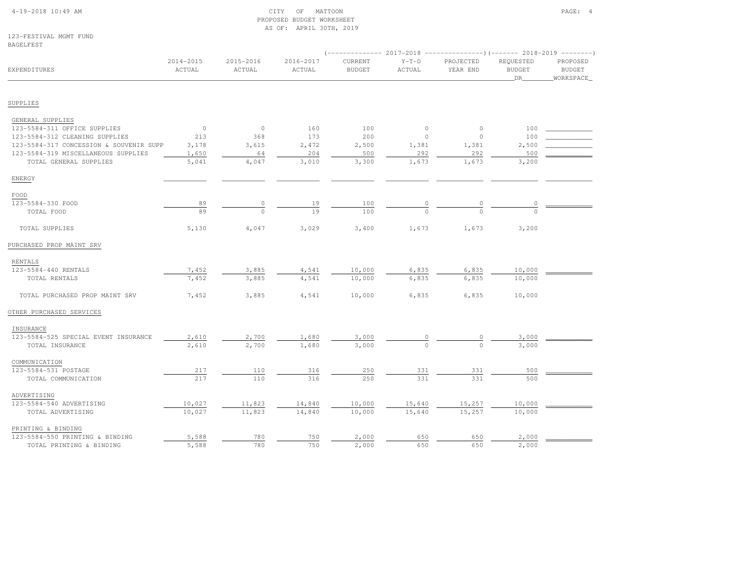CITY OF MATTOON
PROPOSED BUDGET WORKSHEET
AS OF: APRIL 30TH, 2019

123-FESTIVAL MGMT FUND
BAGELFEST

| EXPENDITURES | 2014-2015 ACTUAL | 2015-2016 ACTUAL | 2016-2017 ACTUAL | 2017-2018 CURRENT BUDGET | 2017-2018 Y-T-D ACTUAL | 2017-2018 PROJECTED YEAR END | 2018-2019 REQUESTED BUDGET DR | 2018-2019 PROPOSED BUDGET WORKSPACE |
|---|---|---|---|---|---|---|---|---|
| SUPPLIES | | | | | | | | |
| GENERAL SUPPLIES | | | | | | | | |
| 123-5584-311 OFFICE SUPPLIES | 0 | 0 | 160 | 100 | 0 | 0 | 100 | |
| 123-5584-312 CLEANING SUPPLIES | 213 | 368 | 173 | 200 | 0 | 0 | 100 | |
| 123-5584-317 CONCESSION & SOUVENIR SUPP | 3,178 | 3,615 | 2,472 | 2,500 | 1,381 | 1,381 | 2,500 | |
| 123-5584-319 MISCELLANEOUS SUPPLIES | 1,650 | 64 | 204 | 500 | 292 | 292 | 500 | |
| TOTAL GENERAL SUPPLIES | 5,041 | 4,047 | 3,010 | 3,300 | 1,673 | 1,673 | 3,200 | |
| ENERGY | | | | | | | | |
| FOOD | | | | | | | | |
| 123-5584-330 FOOD | 89 | 0 | 19 | 100 | 0 | 0 | 0 | |
| TOTAL FOOD | 89 | 0 | 19 | 100 | 0 | 0 | 0 | |
| TOTAL SUPPLIES | 5,130 | 4,047 | 3,029 | 3,400 | 1,673 | 1,673 | 3,200 | |
| PURCHASED PROP MAINT SRV | | | | | | | | |
| RENTALS | | | | | | | | |
| 123-5584-440 RENTALS | 7,452 | 3,885 | 4,541 | 10,000 | 6,835 | 6,835 | 10,000 | |
| TOTAL RENTALS | 7,452 | 3,885 | 4,541 | 10,000 | 6,835 | 6,835 | 10,000 | |
| TOTAL PURCHASED PROP MAINT SRV | 7,452 | 3,885 | 4,541 | 10,000 | 6,835 | 6,835 | 10,000 | |
| OTHER PURCHASED SERVICES | | | | | | | | |
| INSURANCE | | | | | | | | |
| 123-5584-525 SPECIAL EVENT INSURANCE | 2,610 | 2,700 | 1,680 | 3,000 | 0 | 0 | 3,000 | |
| TOTAL INSURANCE | 2,610 | 2,700 | 1,680 | 3,000 | 0 | 0 | 3,000 | |
| COMMUNICATION | | | | | | | | |
| 123-5584-531 POSTAGE | 217 | 110 | 316 | 250 | 331 | 331 | 500 | |
| TOTAL COMMUNICATION | 217 | 110 | 316 | 250 | 331 | 331 | 500 | |
| ADVERTISING | | | | | | | | |
| 123-5584-540 ADVERTISING | 10,027 | 11,823 | 14,840 | 10,000 | 15,640 | 15,257 | 10,000 | |
| TOTAL ADVERTISING | 10,027 | 11,823 | 14,840 | 10,000 | 15,640 | 15,257 | 10,000 | |
| PRINTING & BINDING | | | | | | | | |
| 123-5584-550 PRINTING & BINDING | 5,588 | 780 | 750 | 2,000 | 650 | 650 | 2,000 | |
| TOTAL PRINTING & BINDING | 5,588 | 780 | 750 | 2,000 | 650 | 650 | 2,000 | |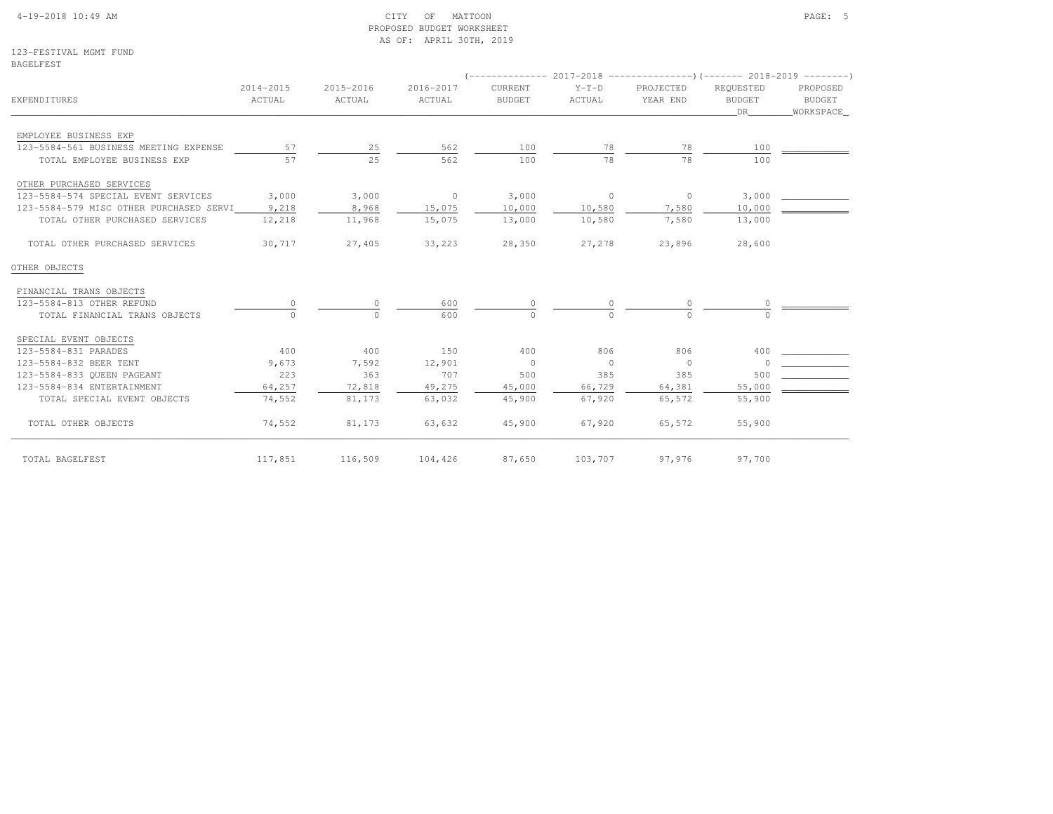CITY OF MATTOON
PROPOSED BUDGET WORKSHEET
AS OF: APRIL 30TH, 2019

123-FESTIVAL MGMT FUND
BAGELFEST

| EXPENDITURES | 2014-2015 ACTUAL | 2015-2016 ACTUAL | 2016-2017 ACTUAL | 2017-2018 CURRENT BUDGET | 2017-2018 Y-T-D ACTUAL | 2017-2018 PROJECTED YEAR END | 2018-2019 REQUESTED BUDGET DR | 2018-2019 PROPOSED BUDGET WORKSPACE |
|---|---|---|---|---|---|---|---|---|
| EMPLOYEE BUSINESS EXP | | | | | | | | |
| 123-5584-561 BUSINESS MEETING EXPENSE | 57 | 25 | 562 | 100 | 78 | 78 | 100 | |
| TOTAL EMPLOYEE BUSINESS EXP | 57 | 25 | 562 | 100 | 78 | 78 | 100 | |
| OTHER PURCHASED SERVICES | | | | | | | | |
| 123-5584-574 SPECIAL EVENT SERVICES | 3,000 | 3,000 | 0 | 3,000 | 0 | 0 | 3,000 | |
| 123-5584-579 MISC OTHER PURCHASED SERVI | 9,218 | 8,968 | 15,075 | 10,000 | 10,580 | 7,580 | 10,000 | |
| TOTAL OTHER PURCHASED SERVICES | 12,218 | 11,968 | 15,075 | 13,000 | 10,580 | 7,580 | 13,000 | |
| TOTAL OTHER PURCHASED SERVICES | 30,717 | 27,405 | 33,223 | 28,350 | 27,278 | 23,896 | 28,600 | |
| OTHER OBJECTS | | | | | | | | |
| FINANCIAL TRANS OBJECTS | | | | | | | | |
| 123-5584-813 OTHER REFUND | 0 | 0 | 600 | 0 | 0 | 0 | 0 | |
| TOTAL FINANCIAL TRANS OBJECTS | 0 | 0 | 600 | 0 | 0 | 0 | 0 | |
| SPECIAL EVENT OBJECTS | | | | | | | | |
| 123-5584-831 PARADES | 400 | 400 | 150 | 400 | 806 | 806 | 400 | |
| 123-5584-832 BEER TENT | 9,673 | 7,592 | 12,901 | 0 | 0 | 0 | 0 | |
| 123-5584-833 QUEEN PAGEANT | 223 | 363 | 707 | 500 | 385 | 385 | 500 | |
| 123-5584-834 ENTERTAINMENT | 64,257 | 72,818 | 49,275 | 45,000 | 66,729 | 64,381 | 55,000 | |
| TOTAL SPECIAL EVENT OBJECTS | 74,552 | 81,173 | 63,032 | 45,900 | 67,920 | 65,572 | 55,900 | |
| TOTAL OTHER OBJECTS | 74,552 | 81,173 | 63,632 | 45,900 | 67,920 | 65,572 | 55,900 | |
| TOTAL BAGELFEST | 117,851 | 116,509 | 104,426 | 87,650 | 103,707 | 97,976 | 97,700 | |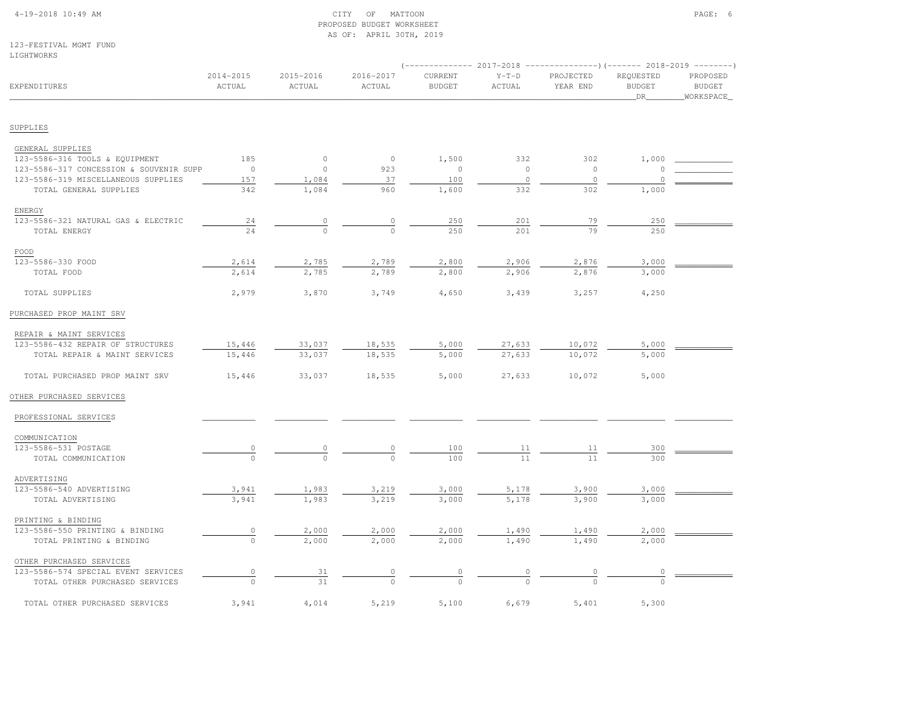CITY OF MATTOON
PROPOSED BUDGET WORKSHEET
AS OF: APRIL 30TH, 2019

123-FESTIVAL MGMT FUND
LIGHTWORKS

| EXPENDITURES | 2014-2015 ACTUAL | 2015-2016 ACTUAL | 2016-2017 ACTUAL | 2017-2018 CURRENT BUDGET | 2017-2018 Y-T-D ACTUAL | 2017-2018 PROJECTED YEAR END | 2018-2019 REQUESTED BUDGET DR | 2018-2019 PROPOSED BUDGET WORKSPACE |
|---|---|---|---|---|---|---|---|---|
| SUPPLIES | | | | | | | | |
| GENERAL SUPPLIES | | | | | | | | |
| 123-5586-316 TOOLS & EQUIPMENT | 185 | 0 | 0 | 1,500 | 332 | 302 | 1,000 | |
| 123-5586-317 CONCESSION & SOUVENIR SUPP | 0 | 0 | 923 | 0 | 0 | 0 | 0 | |
| 123-5586-319 MISCELLANEOUS SUPPLIES | 157 | 1,084 | 37 | 100 | 0 | 0 | 0 | |
| TOTAL GENERAL SUPPLIES | 342 | 1,084 | 960 | 1,600 | 332 | 302 | 1,000 | |
| ENERGY | | | | | | | | |
| 123-5586-321 NATURAL GAS & ELECTRIC | 24 | 0 | 0 | 250 | 201 | 79 | 250 | |
| TOTAL ENERGY | 24 | 0 | 0 | 250 | 201 | 79 | 250 | |
| FOOD | | | | | | | | |
| 123-5586-330 FOOD | 2,614 | 2,785 | 2,789 | 2,800 | 2,906 | 2,876 | 3,000 | |
| TOTAL FOOD | 2,614 | 2,785 | 2,789 | 2,800 | 2,906 | 2,876 | 3,000 | |
| TOTAL SUPPLIES | 2,979 | 3,870 | 3,749 | 4,650 | 3,439 | 3,257 | 4,250 | |
| PURCHASED PROP MAINT SRV | | | | | | | | |
| REPAIR & MAINT SERVICES | | | | | | | | |
| 123-5586-432 REPAIR OF STRUCTURES | 15,446 | 33,037 | 18,535 | 5,000 | 27,633 | 10,072 | 5,000 | |
| TOTAL REPAIR & MAINT SERVICES | 15,446 | 33,037 | 18,535 | 5,000 | 27,633 | 10,072 | 5,000 | |
| TOTAL PURCHASED PROP MAINT SRV | 15,446 | 33,037 | 18,535 | 5,000 | 27,633 | 10,072 | 5,000 | |
| OTHER PURCHASED SERVICES | | | | | | | | |
| PROFESSIONAL SERVICES | | | | | | | | |
| COMMUNICATION | | | | | | | | |
| 123-5586-531 POSTAGE | 0 | 0 | 0 | 100 | 11 | 11 | 300 | |
| TOTAL COMMUNICATION | 0 | 0 | 0 | 100 | 11 | 11 | 300 | |
| ADVERTISING | | | | | | | | |
| 123-5586-540 ADVERTISING | 3,941 | 1,983 | 3,219 | 3,000 | 5,178 | 3,900 | 3,000 | |
| TOTAL ADVERTISING | 3,941 | 1,983 | 3,219 | 3,000 | 5,178 | 3,900 | 3,000 | |
| PRINTING & BINDING | | | | | | | | |
| 123-5586-550 PRINTING & BINDING | 0 | 2,000 | 2,000 | 2,000 | 1,490 | 1,490 | 2,000 | |
| TOTAL PRINTING & BINDING | 0 | 2,000 | 2,000 | 2,000 | 1,490 | 1,490 | 2,000 | |
| OTHER PURCHASED SERVICES | | | | | | | | |
| 123-5586-574 SPECIAL EVENT SERVICES | 0 | 31 | 0 | 0 | 0 | 0 | 0 | |
| TOTAL OTHER PURCHASED SERVICES | 0 | 31 | 0 | 0 | 0 | 0 | 0 | |
| TOTAL OTHER PURCHASED SERVICES | 3,941 | 4,014 | 5,219 | 5,100 | 6,679 | 5,401 | 5,300 | |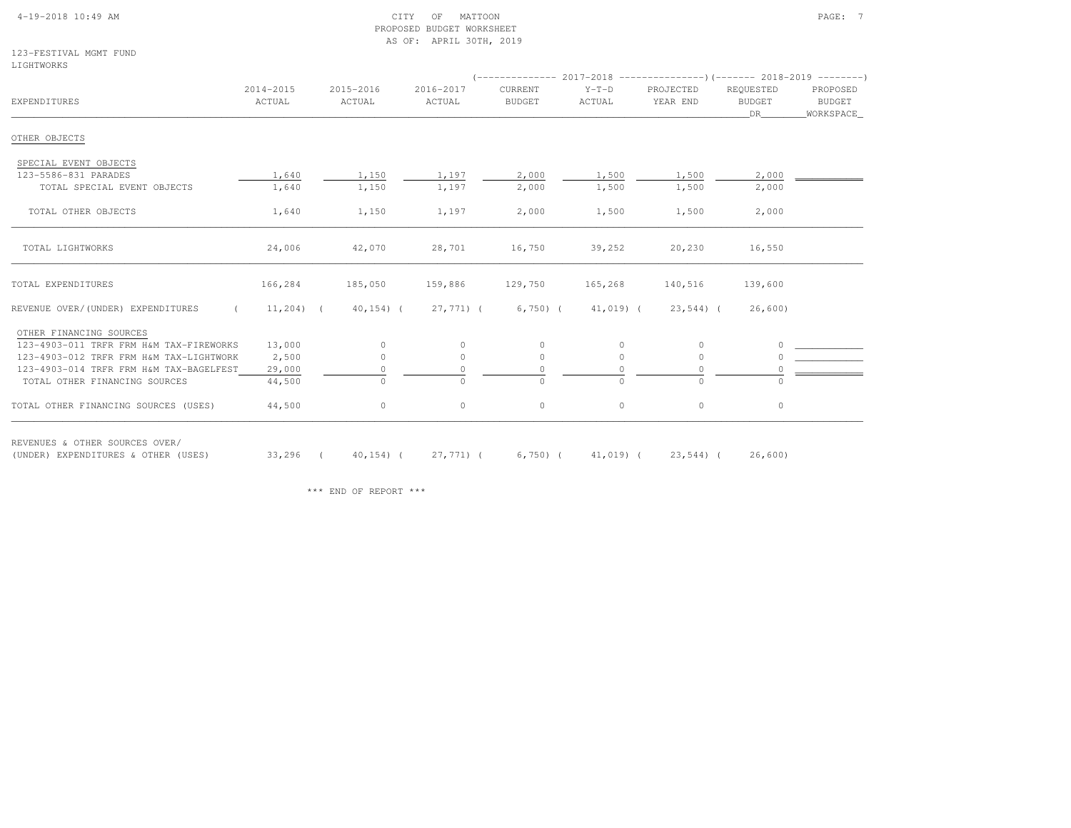CITY OF MATTOON
PROPOSED BUDGET WORKSHEET
AS OF: APRIL 30TH, 2019

123-FESTIVAL MGMT FUND
LIGHTWORKS

| EXPENDITURES | 2014-2015 ACTUAL | 2015-2016 ACTUAL | 2016-2017 ACTUAL | 2017-2018 CURRENT BUDGET | 2017-2018 Y-T-D ACTUAL | 2017-2018 PROJECTED YEAR END | 2018-2019 REQUESTED BUDGET DR | 2018-2019 PROPOSED BUDGET WORKSPACE |
|---|---|---|---|---|---|---|---|---|
| OTHER OBJECTS | | | | | | | | |
| SPECIAL EVENT OBJECTS | | | | | | | | |
| 123-5586-831 PARADES | 1,640 | 1,150 | 1,197 | 2,000 | 1,500 | 1,500 | 2,000 | |
| TOTAL SPECIAL EVENT OBJECTS | 1,640 | 1,150 | 1,197 | 2,000 | 1,500 | 1,500 | 2,000 | |
| TOTAL OTHER OBJECTS | 1,640 | 1,150 | 1,197 | 2,000 | 1,500 | 1,500 | 2,000 | |
| TOTAL LIGHTWORKS | 24,006 | 42,070 | 28,701 | 16,750 | 39,252 | 20,230 | 16,550 | |
| TOTAL EXPENDITURES | 166,284 | 185,050 | 159,886 | 129,750 | 165,268 | 140,516 | 139,600 | |
| REVENUE OVER/(UNDER) EXPENDITURES | ( 11,204) | ( 40,154) | ( 27,771) | ( 6,750) | ( 41,019) | ( 23,544) | ( 26,600) | |
| OTHER FINANCING SOURCES | | | | | | | | |
| 123-4903-011 TRFR FRM H&M TAX-FIREWORKS | 13,000 | 0 | 0 | 0 | 0 | 0 | 0 | |
| 123-4903-012 TRFR FRM H&M TAX-LIGHTWORK | 2,500 | 0 | 0 | 0 | 0 | 0 | 0 | |
| 123-4903-014 TRFR FRM H&M TAX-BAGELFEST | 29,000 | 0 | 0 | 0 | 0 | 0 | 0 | |
| TOTAL OTHER FINANCING SOURCES | 44,500 | 0 | 0 | 0 | 0 | 0 | 0 | |
| TOTAL OTHER FINANCING SOURCES (USES) | 44,500 | 0 | 0 | 0 | 0 | 0 | 0 | |
| REVENUES & OTHER SOURCES OVER/ (UNDER) EXPENDITURES & OTHER (USES) | 33,296 | ( 40,154) | ( 27,771) | ( 6,750) | ( 41,019) | ( 23,544) | ( 26,600) | |

\*\*\* END OF REPORT \*\*\*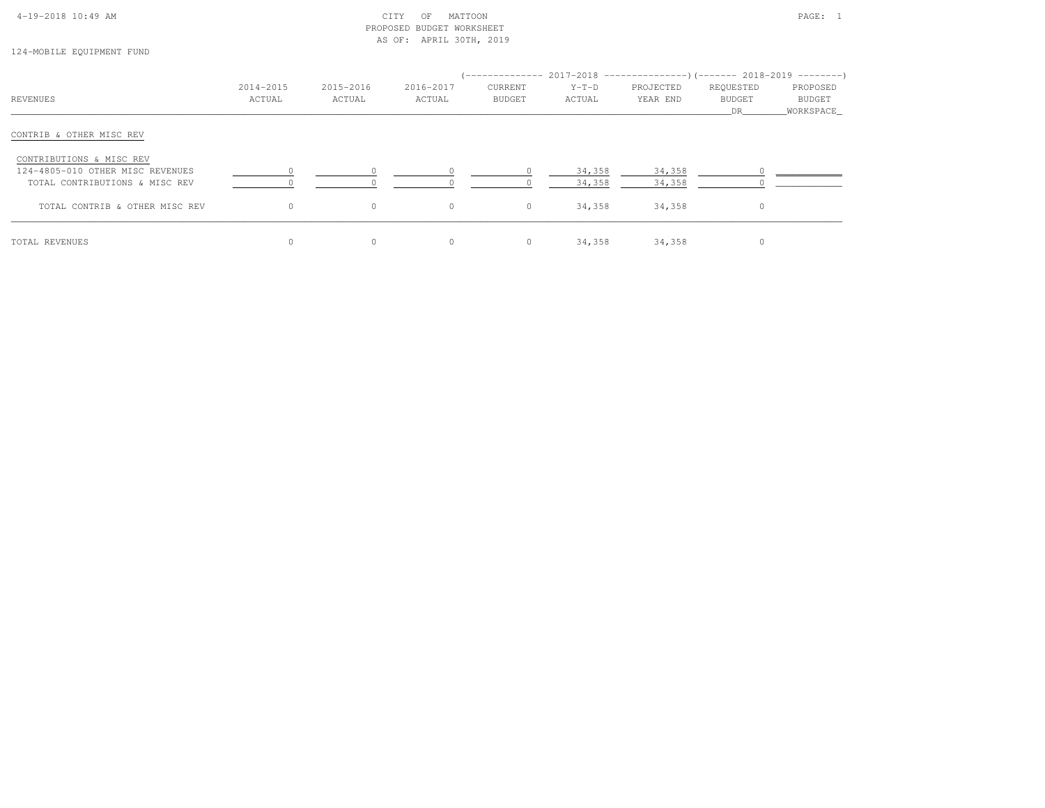CITY OF MATTOON
PROPOSED BUDGET WORKSHEET
AS OF: APRIL 30TH, 2019

124-MOBILE EQUIPMENT FUND

| | | | | 2017-2018 | | | 2018-2019 | |
|---|---|---|---|---|---|---|---|---|
| REVENUES | 2014-2015 ACTUAL | 2015-2016 ACTUAL | 2016-2017 ACTUAL | CURRENT BUDGET | Y-T-D ACTUAL | PROJECTED YEAR END | REQUESTED BUDGET DR | PROPOSED BUDGET WORKSPACE |
| **CONTRIB & OTHER MISC REV** | | | | | | | | |
| CONTRIBUTIONS & MISC REV | | | | | | | | |
| 124-4805-010 OTHER MISC REVENUES | 0 | 0 | 0 | 0 | 34,358 | 34,358 | 0 | |
| TOTAL CONTRIBUTIONS & MISC REV | 0 | 0 | 0 | 0 | 34,358 | 34,358 | 0 | |
| TOTAL CONTRIB & OTHER MISC REV | 0 | 0 | 0 | 0 | 34,358 | 34,358 | 0 | |
| TOTAL REVENUES | 0 | 0 | 0 | 0 | 34,358 | 34,358 | 0 | |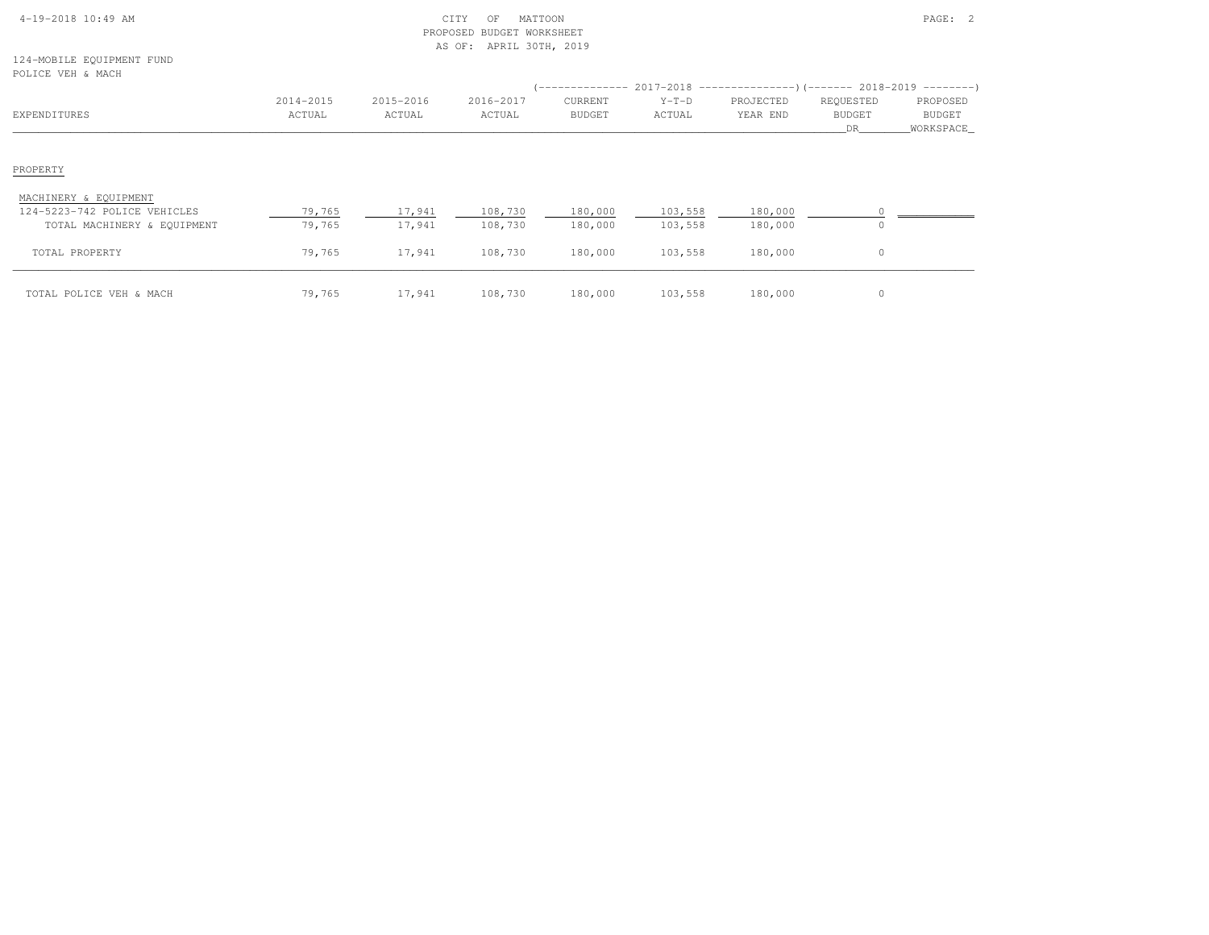CITY OF MATTOON
PROPOSED BUDGET WORKSHEET
AS OF: APRIL 30TH, 2019

124-MOBILE EQUIPMENT FUND
POLICE VEH & MACH

| EXPENDITURES | 2014-2015 ACTUAL | 2015-2016 ACTUAL | 2016-2017 ACTUAL | 2017-2018 CURRENT BUDGET | 2017-2018 Y-T-D ACTUAL | 2017-2018 PROJECTED YEAR END | 2018-2019 REQUESTED BUDGET DR | 2018-2019 PROPOSED BUDGET WORKSPACE |
|---|---|---|---|---|---|---|---|---|
| PROPERTY | | | | | | | | |
| MACHINERY & EQUIPMENT | | | | | | | | |
| 124-5223-742 POLICE VEHICLES | 79,765 | 17,941 | 108,730 | 180,000 | 103,558 | 180,000 | 0 | |
| TOTAL MACHINERY & EQUIPMENT | 79,765 | 17,941 | 108,730 | 180,000 | 103,558 | 180,000 | 0 | |
| TOTAL PROPERTY | 79,765 | 17,941 | 108,730 | 180,000 | 103,558 | 180,000 | 0 | |
| TOTAL POLICE VEH & MACH | 79,765 | 17,941 | 108,730 | 180,000 | 103,558 | 180,000 | 0 | |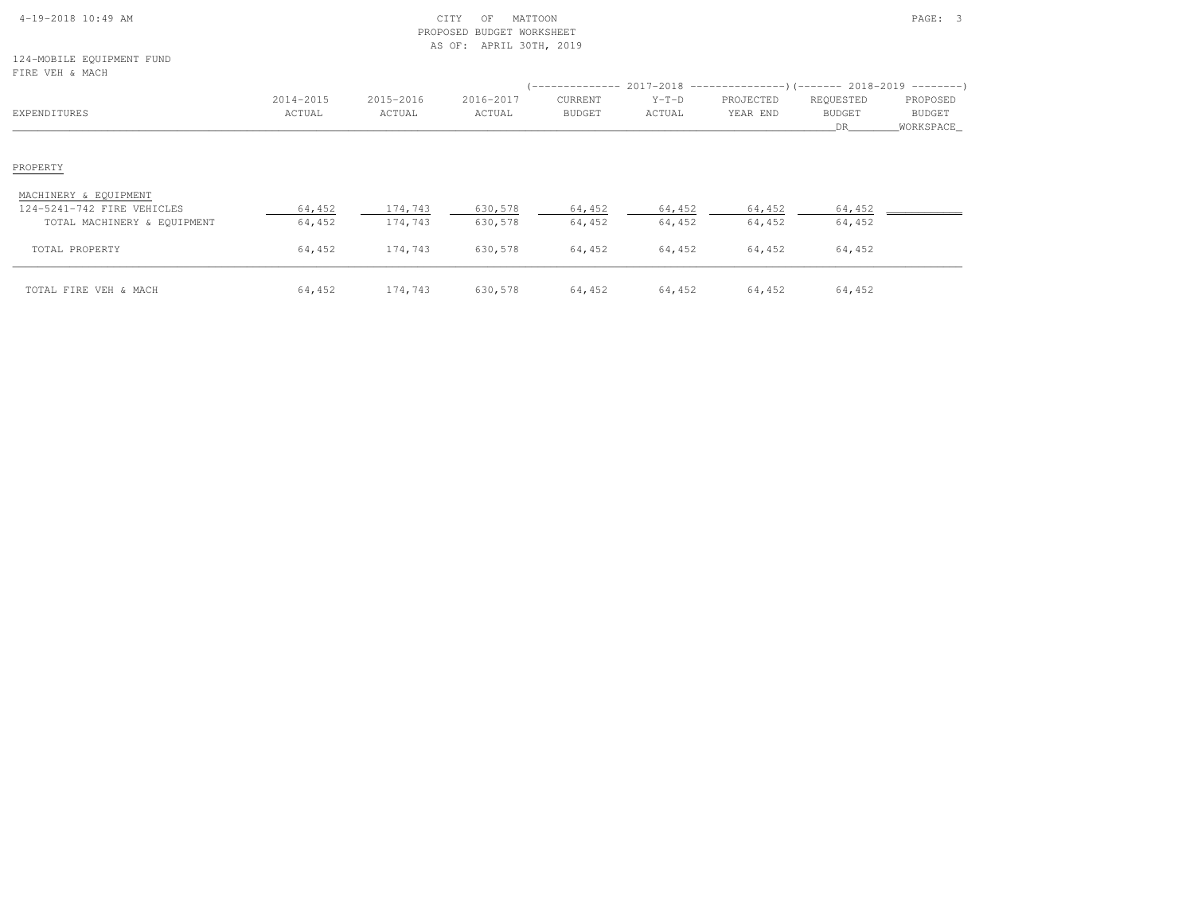CITY OF MATTOON
PROPOSED BUDGET WORKSHEET
AS OF: APRIL 30TH, 2019

124-MOBILE EQUIPMENT FUND
FIRE VEH & MACH

| EXPENDITURES | 2014-2015 ACTUAL | 2015-2016 ACTUAL | 2016-2017 ACTUAL | 2017-2018 CURRENT BUDGET | 2017-2018 Y-T-D ACTUAL | 2017-2018 PROJECTED YEAR END | 2018-2019 REQUESTED BUDGET DR | 2018-2019 PROPOSED BUDGET WORKSPACE |
|---|---|---|---|---|---|---|---|---|
| PROPERTY | | | | | | | | |
| MACHINERY & EQUIPMENT | | | | | | | | |
| 124-5241-742 FIRE VEHICLES | 64,452 | 174,743 | 630,578 | 64,452 | 64,452 | 64,452 | 64,452 | |
| TOTAL MACHINERY & EQUIPMENT | 64,452 | 174,743 | 630,578 | 64,452 | 64,452 | 64,452 | 64,452 | |
| TOTAL PROPERTY | 64,452 | 174,743 | 630,578 | 64,452 | 64,452 | 64,452 | 64,452 | |
| TOTAL FIRE VEH & MACH | 64,452 | 174,743 | 630,578 | 64,452 | 64,452 | 64,452 | 64,452 | |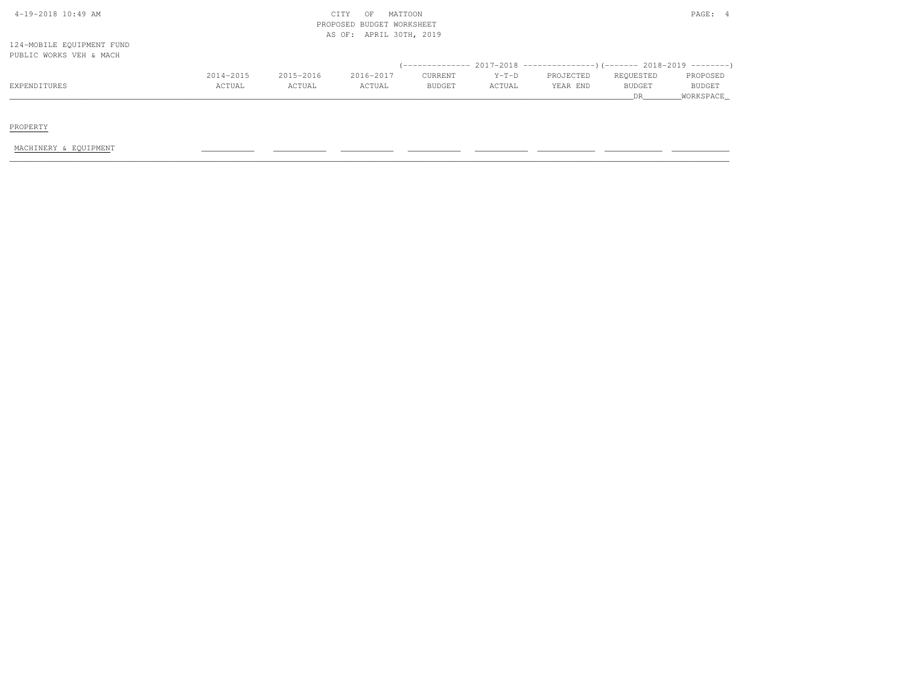CITY OF MATTOON
PROPOSED BUDGET WORKSHEET
AS OF: APRIL 30TH, 2019

124-MOBILE EQUIPMENT FUND
PUBLIC WORKS VEH & MACH

| EXPENDITURES | 2014-2015 ACTUAL | 2015-2016 ACTUAL | 2016-2017 ACTUAL | 2017-2018 CURRENT BUDGET | 2017-2018 Y-T-D ACTUAL | 2017-2018 PROJECTED YEAR END | 2018-2019 REQUESTED BUDGET DR | 2018-2019 PROPOSED BUDGET WORKSPACE |
|---|---|---|---|---|---|---|---|---|
| PROPERTY | | | | | | | | |
| MACHINERY & EQUIPMENT | | | | | | | | |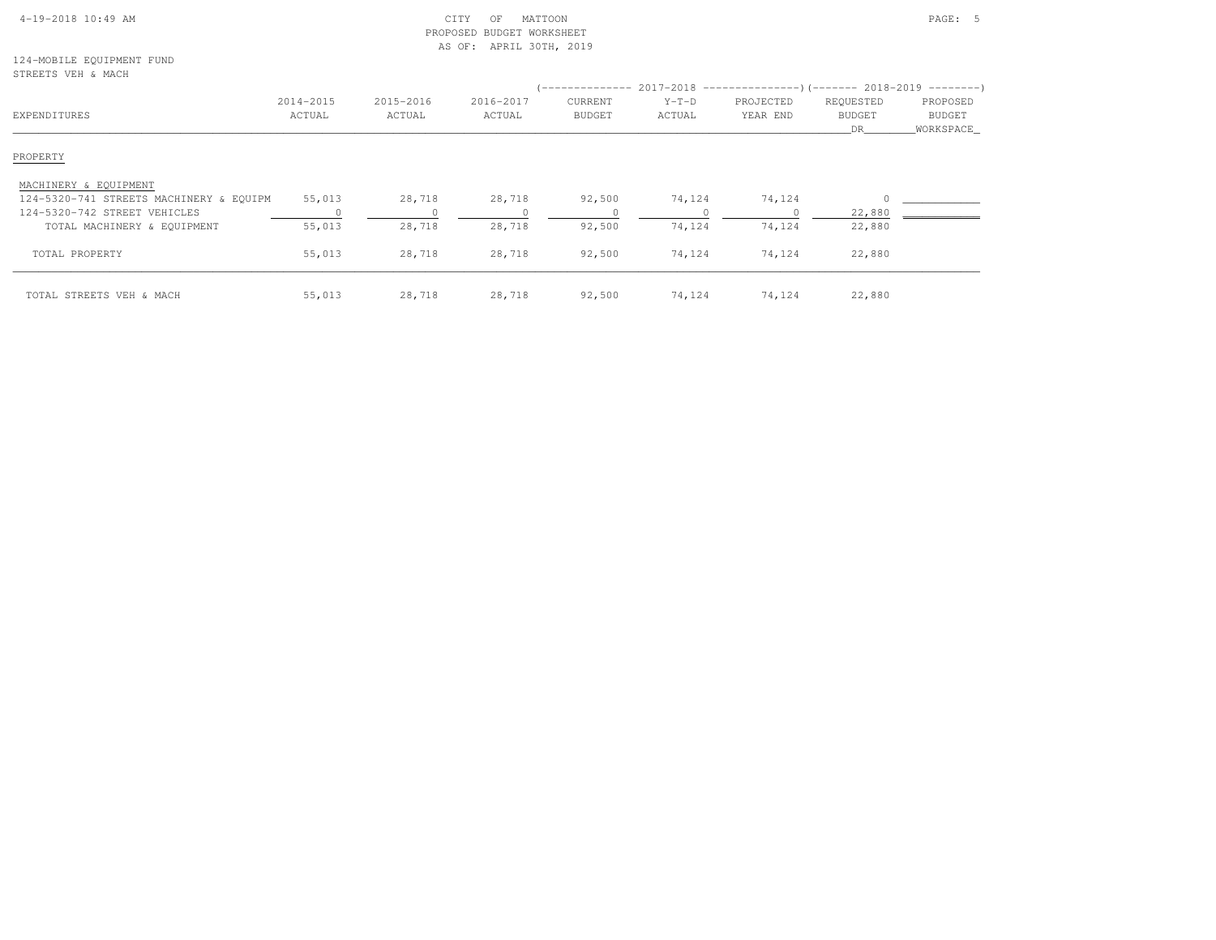CITY OF MATTOON
PROPOSED BUDGET WORKSHEET
AS OF: APRIL 30TH, 2019

124-MOBILE EQUIPMENT FUND
STREETS VEH & MACH

| EXPENDITURES | 2014-2015 ACTUAL | 2015-2016 ACTUAL | 2016-2017 ACTUAL | 2017-2018 CURRENT BUDGET | 2017-2018 Y-T-D ACTUAL | 2017-2018 PROJECTED YEAR END | 2018-2019 REQUESTED BUDGET DR | 2018-2019 PROPOSED BUDGET WORKSPACE |
|---|---|---|---|---|---|---|---|---|
| PROPERTY | | | | | | | | |
| MACHINERY & EQUIPMENT | | | | | | | | |
| 124-5320-741 STREETS MACHINERY & EQUIPM | 55,013 | 28,718 | 28,718 | 92,500 | 74,124 | 74,124 | 0 | |
| 124-5320-742 STREET VEHICLES | 0 | 0 | 0 | 0 | 0 | 0 | 22,880 | |
| TOTAL MACHINERY & EQUIPMENT | 55,013 | 28,718 | 28,718 | 92,500 | 74,124 | 74,124 | 22,880 | |
| TOTAL PROPERTY | 55,013 | 28,718 | 28,718 | 92,500 | 74,124 | 74,124 | 22,880 | |
| TOTAL STREETS VEH & MACH | 55,013 | 28,718 | 28,718 | 92,500 | 74,124 | 74,124 | 22,880 | |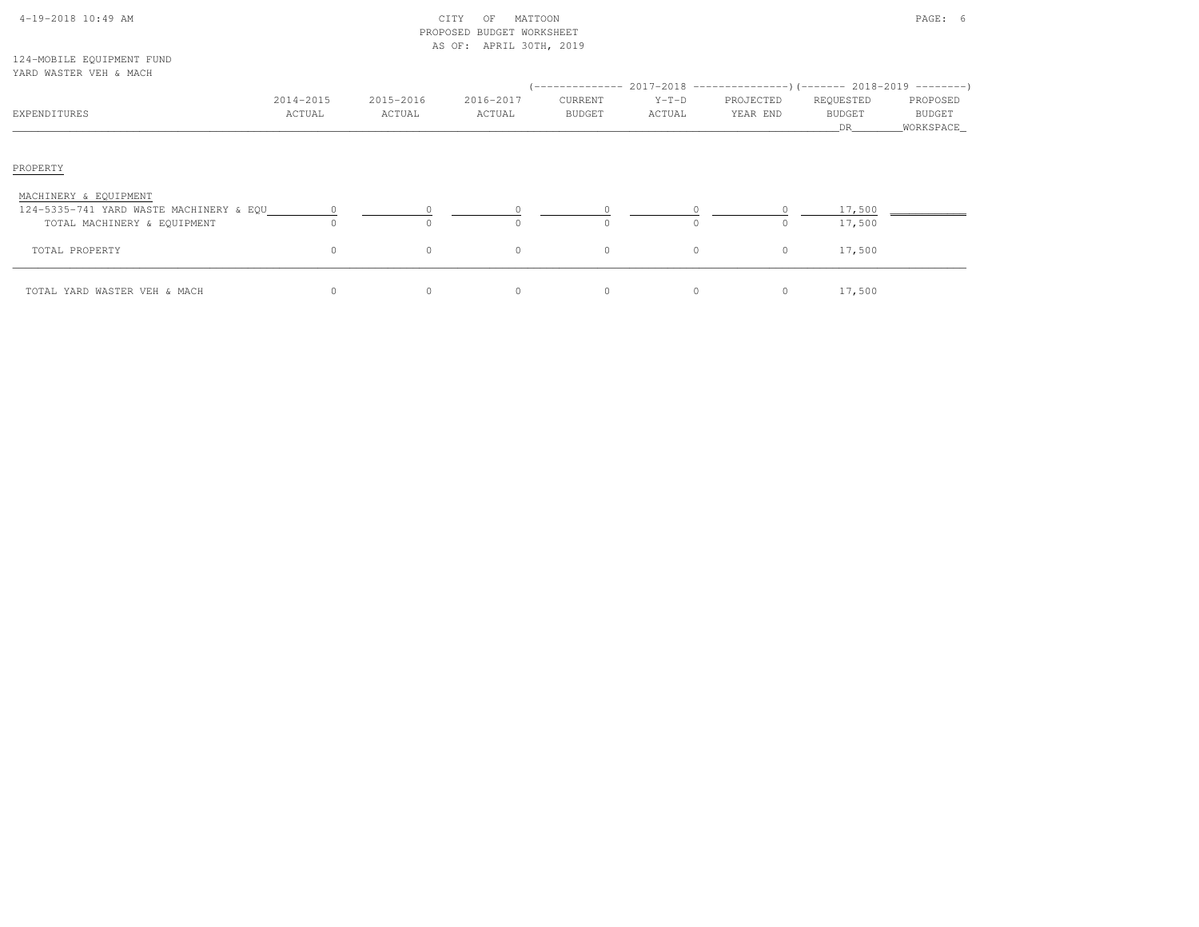CITY OF MATTOON
PROPOSED BUDGET WORKSHEET
AS OF: APRIL 30TH, 2019

124-MOBILE EQUIPMENT FUND
YARD WASTER VEH & MACH

| EXPENDITURES | 2014-2015 ACTUAL | 2015-2016 ACTUAL | 2016-2017 ACTUAL | 2017-2018 CURRENT BUDGET | 2017-2018 Y-T-D ACTUAL | 2017-2018 PROJECTED YEAR END | 2018-2019 REQUESTED BUDGET DR | 2018-2019 PROPOSED BUDGET WORKSPACE |
|---|---|---|---|---|---|---|---|---|
| PROPERTY | | | | | | | | |
| MACHINERY & EQUIPMENT | | | | | | | | |
| 124-5335-741 YARD WASTE MACHINERY & EQU | 0 | 0 | 0 | 0 | 0 | 0 | 17,500 | |
| TOTAL MACHINERY & EQUIPMENT | 0 | 0 | 0 | 0 | 0 | 0 | 17,500 | |
| TOTAL PROPERTY | 0 | 0 | 0 | 0 | 0 | 0 | 17,500 | |
| TOTAL YARD WASTER VEH & MACH | 0 | 0 | 0 | 0 | 0 | 0 | 17,500 | |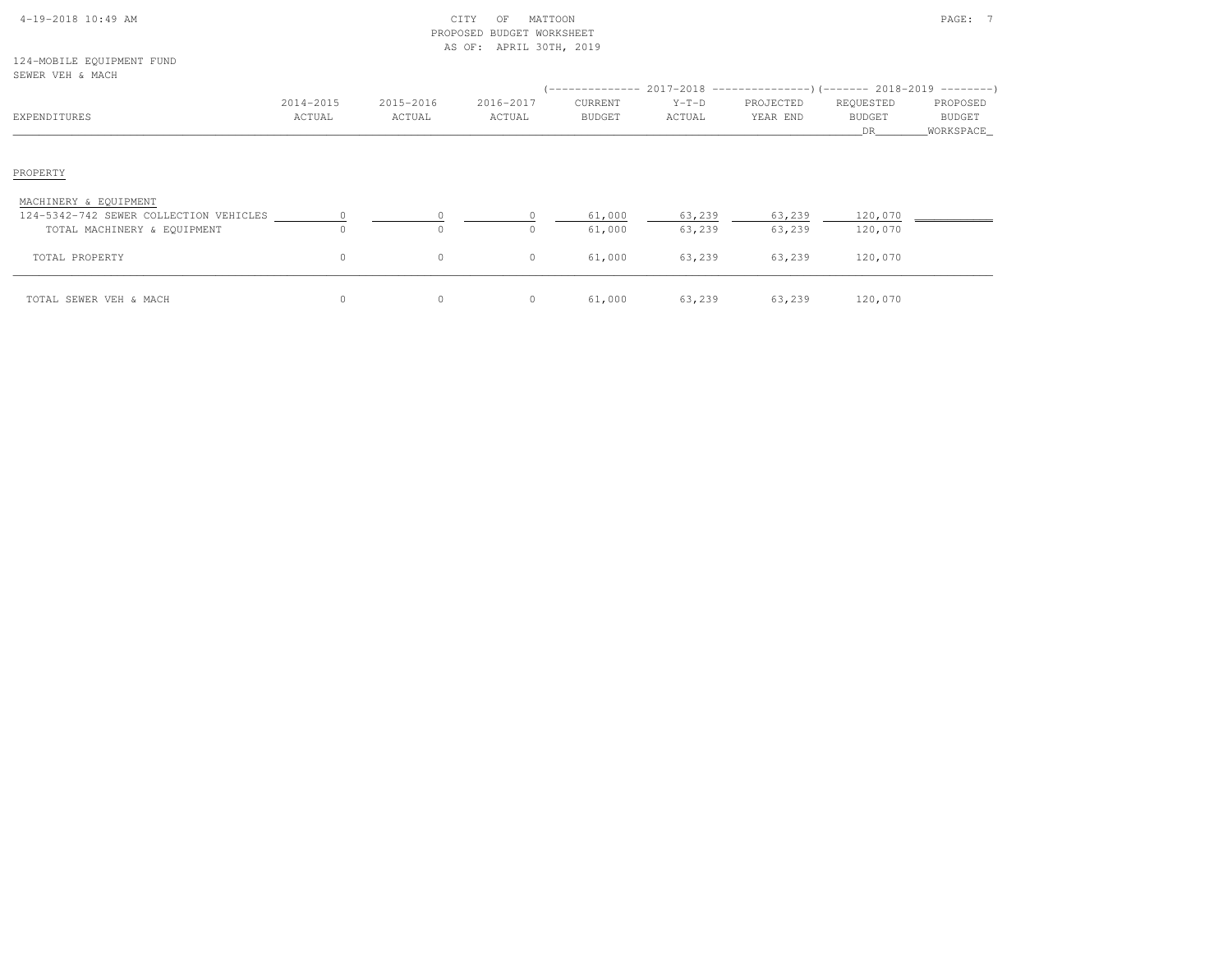CITY OF MATTOON
PROPOSED BUDGET WORKSHEET
AS OF: APRIL 30TH, 2019

124-MOBILE EQUIPMENT FUND
SEWER VEH & MACH

| EXPENDITURES | 2014-2015 ACTUAL | 2015-2016 ACTUAL | 2016-2017 ACTUAL | 2017-2018 CURRENT BUDGET | 2017-2018 Y-T-D ACTUAL | 2017-2018 PROJECTED YEAR END | 2018-2019 REQUESTED BUDGET DR | 2018-2019 PROPOSED BUDGET WORKSPACE |
|---|---|---|---|---|---|---|---|---|
| PROPERTY | | | | | | | | |
| MACHINERY & EQUIPMENT | | | | | | | | |
| 124-5342-742 SEWER COLLECTION VEHICLES | 0 | 0 | 0 | 61,000 | 63,239 | 63,239 | 120,070 | |
| TOTAL MACHINERY & EQUIPMENT | 0 | 0 | 0 | 61,000 | 63,239 | 63,239 | 120,070 | |
| TOTAL PROPERTY | 0 | 0 | 0 | 61,000 | 63,239 | 63,239 | 120,070 | |
| TOTAL SEWER VEH & MACH | 0 | 0 | 0 | 61,000 | 63,239 | 63,239 | 120,070 | |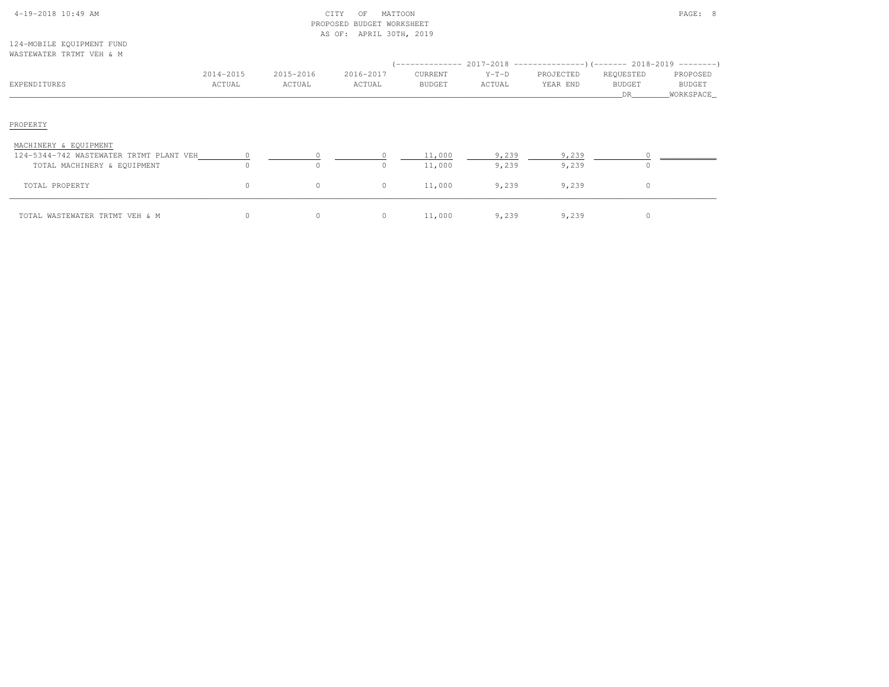CITY OF MATTOON
PROPOSED BUDGET WORKSHEET
AS OF: APRIL 30TH, 2019

124-MOBILE EQUIPMENT FUND
WASTEWATER TRTMT VEH & M

| EXPENDITURES | 2014-2015 ACTUAL | 2015-2016 ACTUAL | 2016-2017 ACTUAL | 2017-2018 CURRENT BUDGET | 2017-2018 Y-T-D ACTUAL | 2017-2018 PROJECTED YEAR END | 2018-2019 REQUESTED BUDGET DR | 2018-2019 PROPOSED BUDGET WORKSPACE |
|---|---|---|---|---|---|---|---|---|
| **PROPERTY** | | | | | | | | |
| MACHINERY & EQUIPMENT | | | | | | | | |
| 124-5344-742 WASTEWATER TRTMT PLANT VEH | 0 | 0 | 0 | 11,000 | 9,239 | 9,239 | 0 | |
| TOTAL MACHINERY & EQUIPMENT | 0 | 0 | 0 | 11,000 | 9,239 | 9,239 | 0 | |
| TOTAL PROPERTY | 0 | 0 | 0 | 11,000 | 9,239 | 9,239 | 0 | |
| TOTAL WASTEWATER TRTMT VEH & M | 0 | 0 | 0 | 11,000 | 9,239 | 9,239 | 0 | |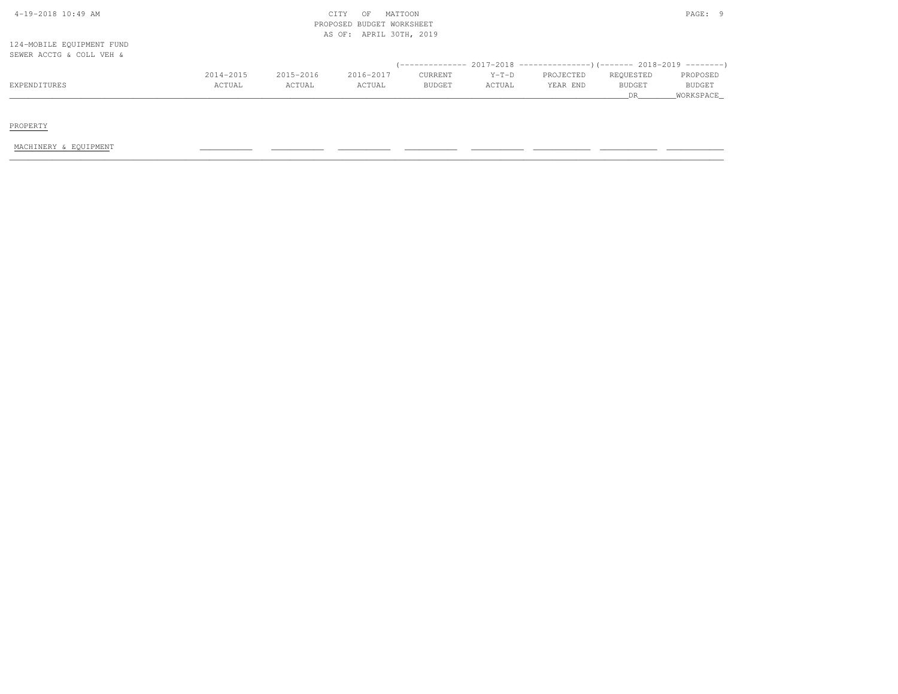CITY OF MATTOON
PROPOSED BUDGET WORKSHEET
AS OF: APRIL 30TH, 2019

124-MOBILE EQUIPMENT FUND
SEWER ACCTG & COLL VEH &

| EXPENDITURES | 2014-2015 ACTUAL | 2015-2016 ACTUAL | 2016-2017 ACTUAL | 2017-2018 CURRENT BUDGET | 2017-2018 Y-T-D ACTUAL | 2017-2018 PROJECTED YEAR END | 2018-2019 REQUESTED BUDGET DR | 2018-2019 PROPOSED BUDGET WORKSPACE |
|---|---|---|---|---|---|---|---|---|
| PROPERTY | | | | | | | | |
| MACHINERY & EQUIPMENT | | | | | | | | |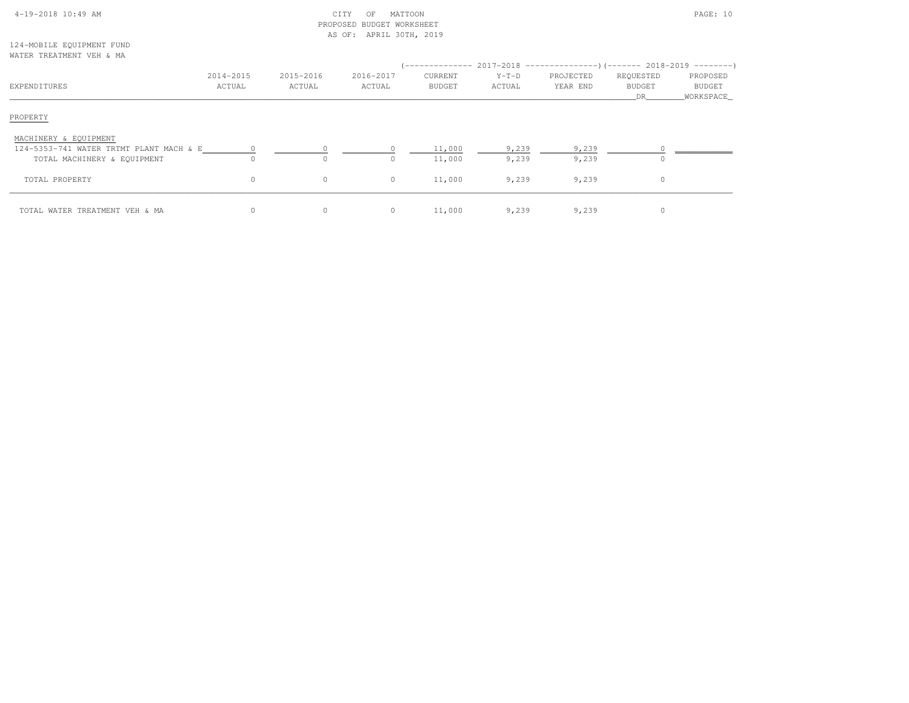CITY OF MATTOON
PROPOSED BUDGET WORKSHEET
AS OF: APRIL 30TH, 2019

124-MOBILE EQUIPMENT FUND
WATER TREATMENT VEH & MA

| EXPENDITURES | 2014-2015 ACTUAL | 2015-2016 ACTUAL | 2016-2017 ACTUAL | 2017-2018 CURRENT BUDGET | 2017-2018 Y-T-D ACTUAL | 2017-2018 PROJECTED YEAR END | 2018-2019 REQUESTED BUDGET DR | 2018-2019 PROPOSED BUDGET WORKSPACE |
|---|---|---|---|---|---|---|---|---|
| PROPERTY | | | | | | | | |
| MACHINERY & EQUIPMENT | | | | | | | | |
| 124-5353-741 WATER TRTMT PLANT MACH & E | 0 | 0 | 0 | 11,000 | 9,239 | 9,239 | 0 | |
| TOTAL MACHINERY & EQUIPMENT | 0 | 0 | 0 | 11,000 | 9,239 | 9,239 | 0 | |
| TOTAL PROPERTY | 0 | 0 | 0 | 11,000 | 9,239 | 9,239 | 0 | |
| TOTAL WATER TREATMENT VEH & MA | 0 | 0 | 0 | 11,000 | 9,239 | 9,239 | 0 | |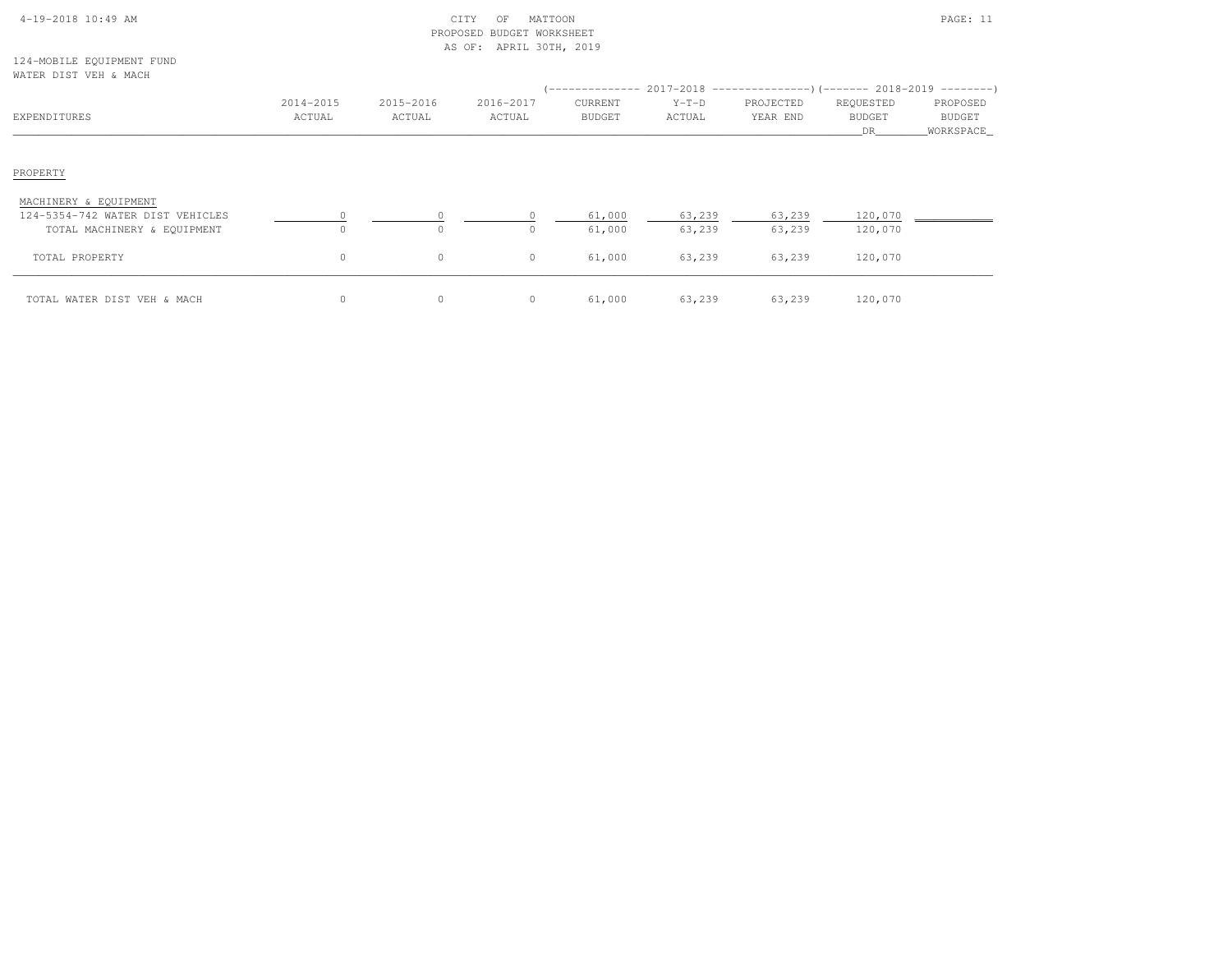CITY OF MATTOON
PROPOSED BUDGET WORKSHEET
AS OF: APRIL 30TH, 2019

124-MOBILE EQUIPMENT FUND
WATER DIST VEH & MACH

| EXPENDITURES | 2014-2015 ACTUAL | 2015-2016 ACTUAL | 2016-2017 ACTUAL | 2017-2018 CURRENT BUDGET | 2017-2018 Y-T-D ACTUAL | 2017-2018 PROJECTED YEAR END | 2018-2019 REQUESTED BUDGET DR | 2018-2019 PROPOSED BUDGET WORKSPACE |
|---|---|---|---|---|---|---|---|---|
| PROPERTY | | | | | | | | |
| MACHINERY & EQUIPMENT | | | | | | | | |
| 124-5354-742 WATER DIST VEHICLES | 0 | 0 | 0 | 61,000 | 63,239 | 63,239 | 120,070 | |
| TOTAL MACHINERY & EQUIPMENT | 0 | 0 | 0 | 61,000 | 63,239 | 63,239 | 120,070 | |
| TOTAL PROPERTY | 0 | 0 | 0 | 61,000 | 63,239 | 63,239 | 120,070 | |
| TOTAL WATER DIST VEH & MACH | 0 | 0 | 0 | 61,000 | 63,239 | 63,239 | 120,070 | |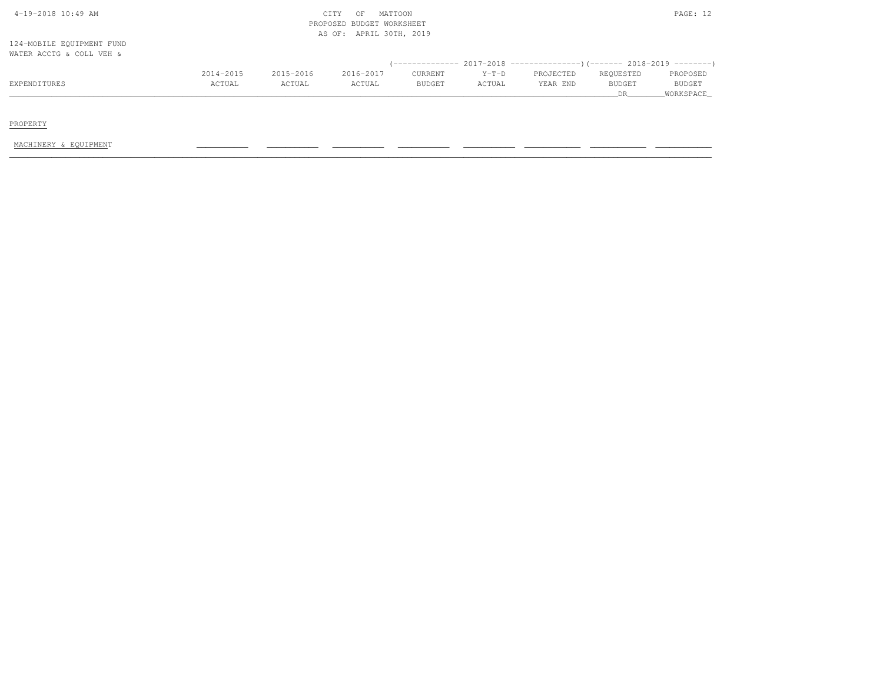CITY OF MATTOON
PROPOSED BUDGET WORKSHEET
AS OF: APRIL 30TH, 2019

124-MOBILE EQUIPMENT FUND
WATER ACCTG & COLL VEH &

| EXPENDITURES | 2014-2015 ACTUAL | 2015-2016 ACTUAL | 2016-2017 ACTUAL | 2017-2018 CURRENT BUDGET | 2017-2018 Y-T-D ACTUAL | 2017-2018 PROJECTED YEAR END | 2018-2019 REQUESTED BUDGET DR | 2018-2019 PROPOSED BUDGET WORKSPACE |
|---|---|---|---|---|---|---|---|---|
| PROPERTY | | | | | | | | |
| MACHINERY & EQUIPMENT | | | | | | | | |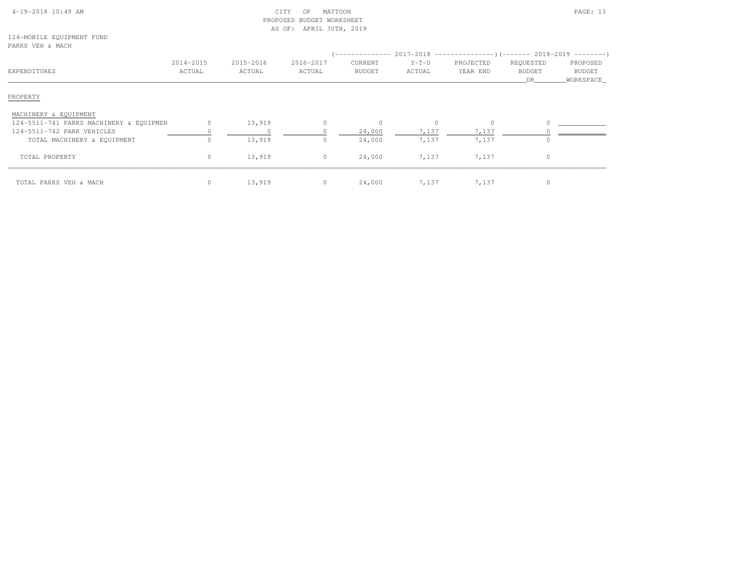CITY OF MATTOON
PROPOSED BUDGET WORKSHEET
AS OF: APRIL 30TH, 2019

124-MOBILE EQUIPMENT FUND
PARKS VEH & MACH

| EXPENDITURES | 2014-2015 ACTUAL | 2015-2016 ACTUAL | 2016-2017 ACTUAL | 2017-2018 CURRENT BUDGET | 2017-2018 Y-T-D ACTUAL | 2017-2018 PROJECTED YEAR END | 2018-2019 REQUESTED BUDGET DR | 2018-2019 PROPOSED BUDGET WORKSPACE |
|---|---|---|---|---|---|---|---|---|
| PROPERTY | | | | | | | | |
| MACHINERY & EQUIPMENT | | | | | | | | |
| 124-5511-741 PARKS MACHINERY & EQUIPMEN | 0 | 13,919 | 0 | 0 | 0 | 0 | 0 | |
| 124-5511-742 PARK VEHICLES | 0 | 0 | 0 | 24,000 | 7,137 | 7,137 | 0 | |
| TOTAL MACHINERY & EQUIPMENT | 0 | 13,919 | 0 | 24,000 | 7,137 | 7,137 | 0 | |
| TOTAL PROPERTY | 0 | 13,919 | 0 | 24,000 | 7,137 | 7,137 | 0 | |
| TOTAL PARKS VEH & MACH | 0 | 13,919 | 0 | 24,000 | 7,137 | 7,137 | 0 | |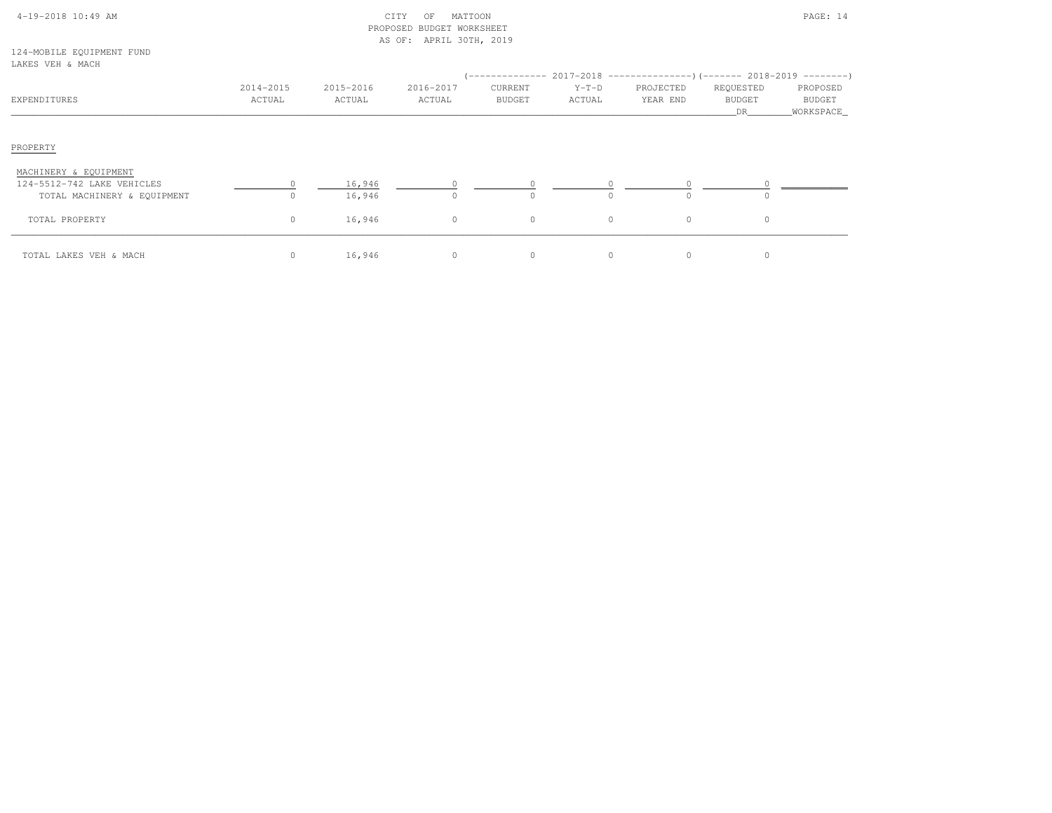124-MOBILE EQUIPMENT FUND
LAKES VEH & MACH

| EXPENDITURES | 2014-2015 ACTUAL | 2015-2016 ACTUAL | 2016-2017 ACTUAL | 2017-2018 CURRENT BUDGET | 2017-2018 Y-T-D ACTUAL | 2017-2018 PROJECTED YEAR END | 2018-2019 REQUESTED BUDGET DR | 2018-2019 PROPOSED BUDGET WORKSPACE |
|---|---|---|---|---|---|---|---|---|
| PROPERTY | | | | | | | | |
| MACHINERY & EQUIPMENT | | | | | | | | |
| 124-5512-742 LAKE VEHICLES | 0 | 16,946 | 0 | 0 | 0 | 0 | 0 | |
| TOTAL MACHINERY & EQUIPMENT | 0 | 16,946 | 0 | 0 | 0 | 0 | 0 | |
| TOTAL PROPERTY | 0 | 16,946 | 0 | 0 | 0 | 0 | 0 | |
| TOTAL LAKES VEH & MACH | 0 | 16,946 | 0 | 0 | 0 | 0 | 0 | |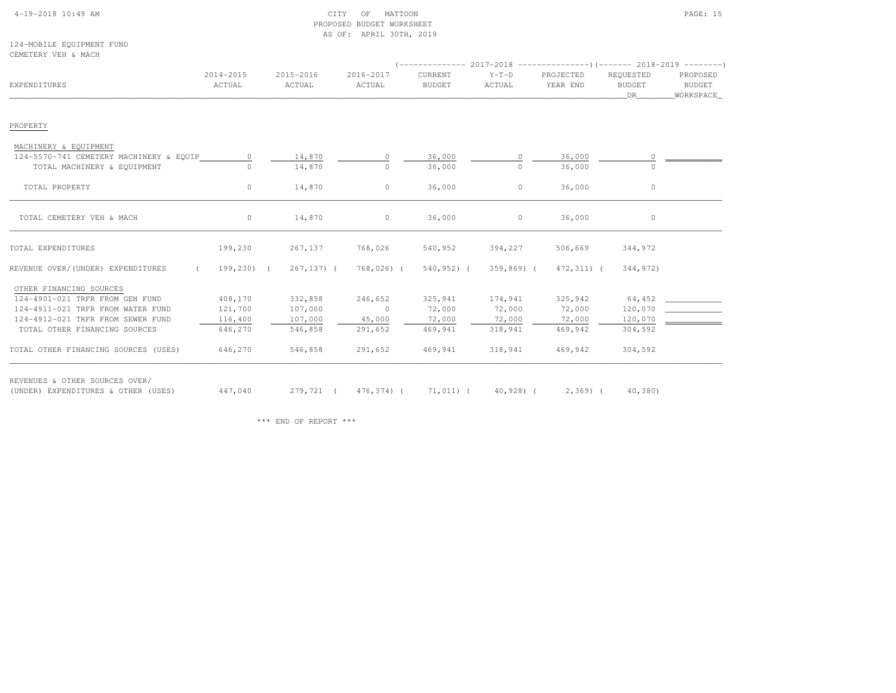CITY OF MATTOON
PROPOSED BUDGET WORKSHEET
AS OF: APRIL 30TH, 2019

124-MOBILE EQUIPMENT FUND
CEMETERY VEH & MACH

| EXPENDITURES | 2014-2015 ACTUAL | 2015-2016 ACTUAL | 2016-2017 ACTUAL | 2017-2018 CURRENT BUDGET | 2017-2018 Y-T-D ACTUAL | 2017-2018 PROJECTED YEAR END | 2018-2019 REQUESTED BUDGET DR | 2018-2019 PROPOSED BUDGET WORKSPACE |
|---|---|---|---|---|---|---|---|---|
| **PROPERTY** | | | | | | | | |
| MACHINERY & EQUIPMENT | | | | | | | | |
| 124-5570-741 CEMETERY MACHINERY & EQUIP | 0 | 14,870 | 0 | 36,000 | 0 | 36,000 | 0 | |
| TOTAL MACHINERY & EQUIPMENT | 0 | 14,870 | 0 | 36,000 | 0 | 36,000 | 0 | |
| TOTAL PROPERTY | 0 | 14,870 | 0 | 36,000 | 0 | 36,000 | 0 | |
| TOTAL CEMETERY VEH & MACH | 0 | 14,870 | 0 | 36,000 | 0 | 36,000 | 0 | |
| TOTAL EXPENDITURES | 199,230 | 267,137 | 768,026 | 540,952 | 394,227 | 506,669 | 344,972 | |
| REVENUE OVER/(UNDER) EXPENDITURES | ( 199,230) | ( 267,137) | ( 768,026) | ( 540,952) | ( 359,869) | ( 472,311) | ( 344,972) | |
| OTHER FINANCING SOURCES | | | | | | | | |
| 124-4901-021 TRFR FROM GEN FUND | 408,170 | 332,858 | 246,652 | 325,941 | 174,941 | 325,942 | 64,452 | |
| 124-4911-021 TRFR FROM WATER FUND | 121,700 | 107,000 | 0 | 72,000 | 72,000 | 72,000 | 120,070 | |
| 124-4912-021 TRFR FROM SEWER FUND | 116,400 | 107,000 | 45,000 | 72,000 | 72,000 | 72,000 | 120,070 | |
| TOTAL OTHER FINANCING SOURCES | 646,270 | 546,858 | 291,652 | 469,941 | 318,941 | 469,942 | 304,592 | |
| TOTAL OTHER FINANCING SOURCES (USES) | 646,270 | 546,858 | 291,652 | 469,941 | 318,941 | 469,942 | 304,592 | |
| REVENUES & OTHER SOURCES OVER/ (UNDER) EXPENDITURES & OTHER (USES) | 447,040 | 279,721 | ( 476,374) | ( 71,011) | ( 40,928) | ( 2,369) | ( 40,380) | |

*** END OF REPORT ***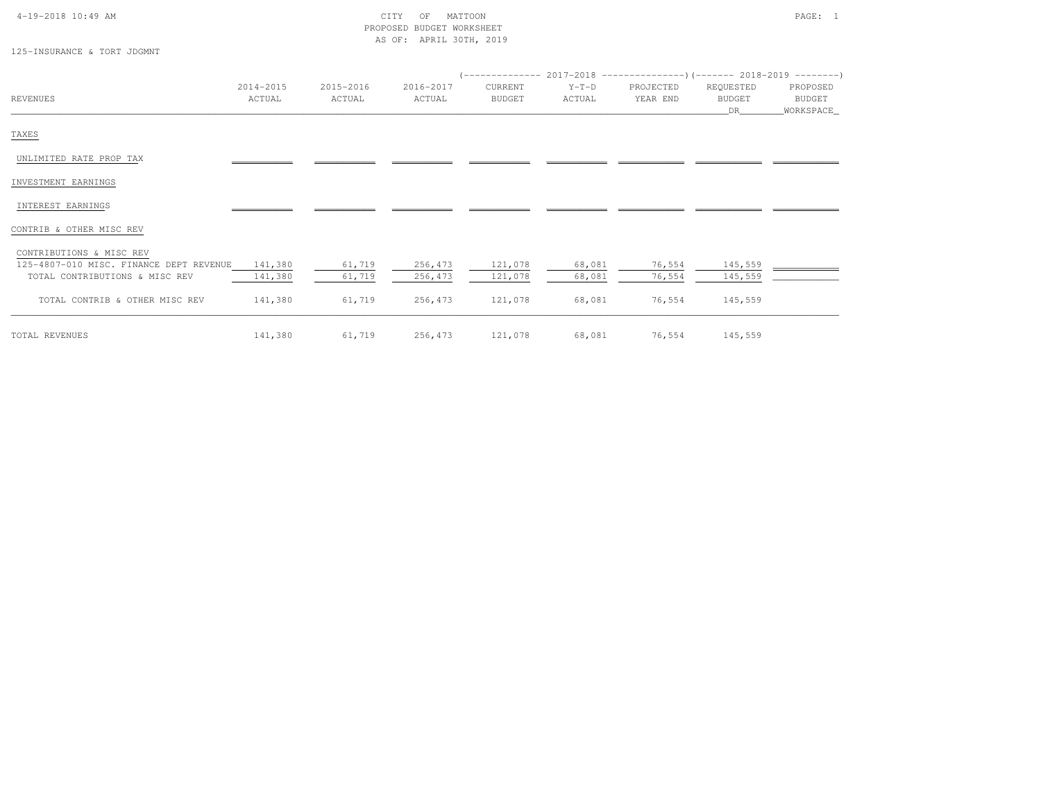CITY OF MATTOON
PROPOSED BUDGET WORKSHEET
AS OF: APRIL 30TH, 2019

125-INSURANCE & TORT JDGMNT

| REVENUES | 2014-2015 ACTUAL | 2015-2016 ACTUAL | 2016-2017 ACTUAL | 2017-2018 CURRENT BUDGET | 2017-2018 Y-T-D ACTUAL | 2017-2018 PROJECTED YEAR END | 2018-2019 REQUESTED BUDGET DR | 2018-2019 PROPOSED BUDGET WORKSPACE |
|---|---|---|---|---|---|---|---|---|
| TAXES | | | | | | | | |
| UNLIMITED RATE PROP TAX | | | | | | | | |
| INVESTMENT EARNINGS | | | | | | | | |
| INTEREST EARNINGS | | | | | | | | |
| CONTRIB & OTHER MISC REV | | | | | | | | |
| CONTRIBUTIONS & MISC REV | | | | | | | | |
| 125-4807-010 MISC. FINANCE DEPT REVENUE | 141,380 | 61,719 | 256,473 | 121,078 | 68,081 | 76,554 | 145,559 | |
| TOTAL CONTRIBUTIONS & MISC REV | 141,380 | 61,719 | 256,473 | 121,078 | 68,081 | 76,554 | 145,559 | |
| TOTAL CONTRIB & OTHER MISC REV | 141,380 | 61,719 | 256,473 | 121,078 | 68,081 | 76,554 | 145,559 | |
| TOTAL REVENUES | 141,380 | 61,719 | 256,473 | 121,078 | 68,081 | 76,554 | 145,559 | |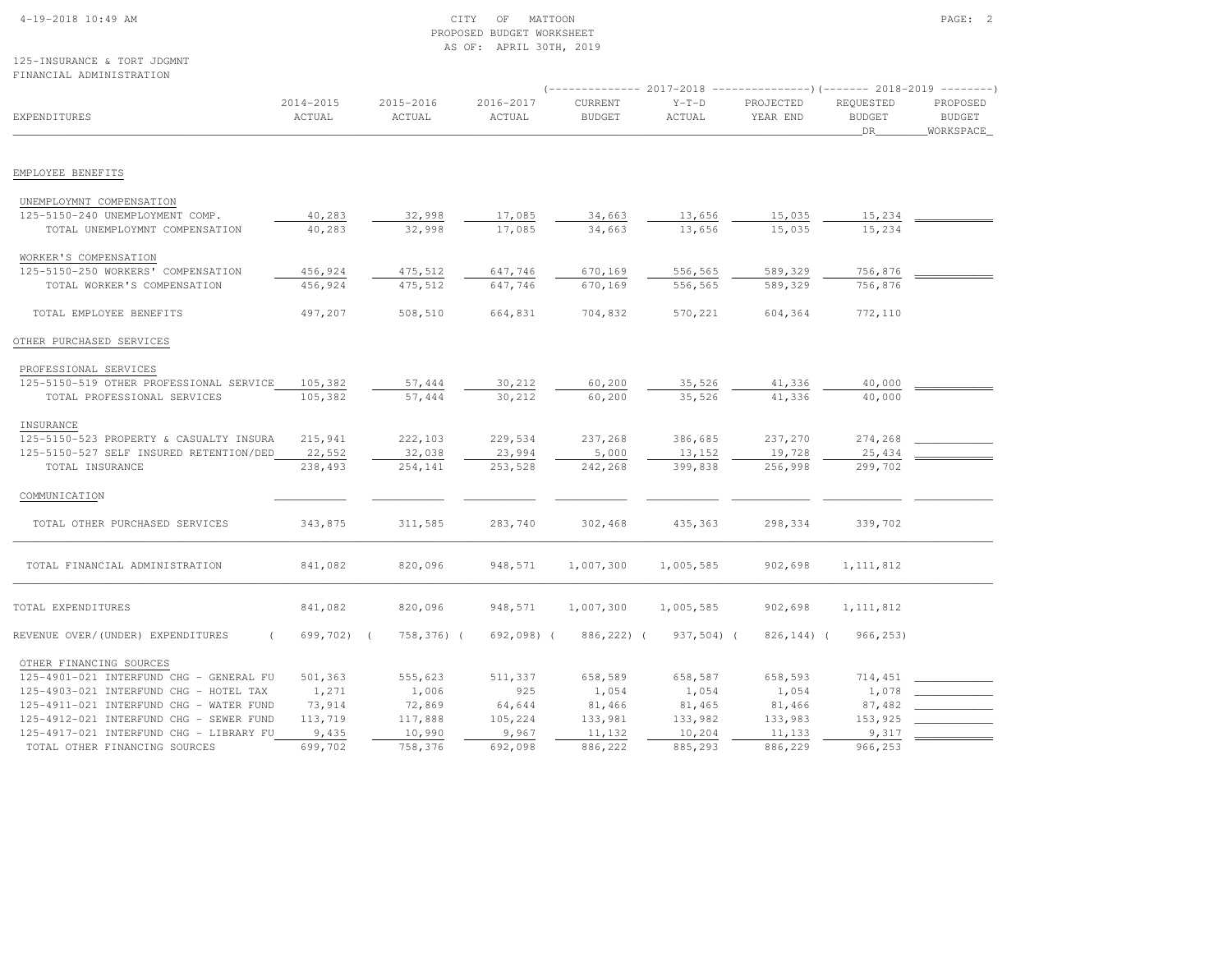CITY OF MATTOON
PROPOSED BUDGET WORKSHEET
AS OF: APRIL 30TH, 2019

125-INSURANCE & TORT JDGMNT
FINANCIAL ADMINISTRATION

| EXPENDITURES | 2014-2015 ACTUAL | 2015-2016 ACTUAL | 2016-2017 ACTUAL | 2017-2018 CURRENT BUDGET | 2017-2018 Y-T-D ACTUAL | 2017-2018 PROJECTED YEAR END | 2018-2019 REQUESTED BUDGET DR | 2018-2019 PROPOSED BUDGET WORKSPACE |
|---|---|---|---|---|---|---|---|---|
| EMPLOYEE BENEFITS | | | | | | | | |
| UNEMPLOYMNT COMPENSATION | | | | | | | | |
| 125-5150-240 UNEMPLOYMENT COMP. | 40,283 | 32,998 | 17,085 | 34,663 | 13,656 | 15,035 | 15,234 | |
| TOTAL UNEMPLOYMNT COMPENSATION | 40,283 | 32,998 | 17,085 | 34,663 | 13,656 | 15,035 | 15,234 | |
| WORKER'S COMPENSATION | | | | | | | | |
| 125-5150-250 WORKERS' COMPENSATION | 456,924 | 475,512 | 647,746 | 670,169 | 556,565 | 589,329 | 756,876 | |
| TOTAL WORKER'S COMPENSATION | 456,924 | 475,512 | 647,746 | 670,169 | 556,565 | 589,329 | 756,876 | |
| TOTAL EMPLOYEE BENEFITS | 497,207 | 508,510 | 664,831 | 704,832 | 570,221 | 604,364 | 772,110 | |
| OTHER PURCHASED SERVICES | | | | | | | | |
| PROFESSIONAL SERVICES | | | | | | | | |
| 125-5150-519 OTHER PROFESSIONAL SERVICE | 105,382 | 57,444 | 30,212 | 60,200 | 35,526 | 41,336 | 40,000 | |
| TOTAL PROFESSIONAL SERVICES | 105,382 | 57,444 | 30,212 | 60,200 | 35,526 | 41,336 | 40,000 | |
| INSURANCE | | | | | | | | |
| 125-5150-523 PROPERTY & CASUALTY INSURA | 215,941 | 222,103 | 229,534 | 237,268 | 386,685 | 237,270 | 274,268 | |
| 125-5150-527 SELF INSURED RETENTION/DED | 22,552 | 32,038 | 23,994 | 5,000 | 13,152 | 19,728 | 25,434 | |
| TOTAL INSURANCE | 238,493 | 254,141 | 253,528 | 242,268 | 399,838 | 256,998 | 299,702 | |
| COMMUNICATION | | | | | | | | |
| TOTAL OTHER PURCHASED SERVICES | 343,875 | 311,585 | 283,740 | 302,468 | 435,363 | 298,334 | 339,702 | |
| TOTAL FINANCIAL ADMINISTRATION | 841,082 | 820,096 | 948,571 | 1,007,300 | 1,005,585 | 902,698 | 1,111,812 | |
| TOTAL EXPENDITURES | 841,082 | 820,096 | 948,571 | 1,007,300 | 1,005,585 | 902,698 | 1,111,812 | |
| REVENUE OVER/(UNDER) EXPENDITURES | ( 699,702) | ( 758,376) | ( 692,098) | ( 886,222) | ( 937,504) | ( 826,144) | ( 966,253) | |
| OTHER FINANCING SOURCES | | | | | | | | |
| 125-4901-021 INTERFUND CHG - GENERAL FU | 501,363 | 555,623 | 511,337 | 658,589 | 658,587 | 658,593 | 714,451 | |
| 125-4903-021 INTERFUND CHG - HOTEL TAX | 1,271 | 1,006 | 925 | 1,054 | 1,054 | 1,054 | 1,078 | |
| 125-4911-021 INTERFUND CHG - WATER FUND | 73,914 | 72,869 | 64,644 | 81,466 | 81,465 | 81,466 | 87,482 | |
| 125-4912-021 INTERFUND CHG - SEWER FUND | 113,719 | 117,888 | 105,224 | 133,981 | 133,982 | 133,983 | 153,925 | |
| 125-4917-021 INTERFUND CHG - LIBRARY FU | 9,435 | 10,990 | 9,967 | 11,132 | 10,204 | 11,133 | 9,317 | |
| TOTAL OTHER FINANCING SOURCES | 699,702 | 758,376 | 692,098 | 886,222 | 885,293 | 886,229 | 966,253 | |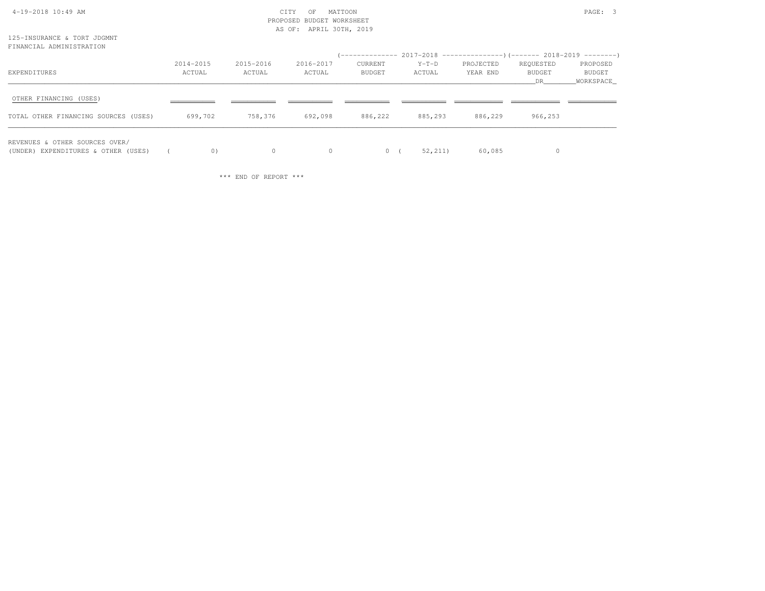CITY OF MATTOON
PROPOSED BUDGET WORKSHEET
AS OF: APRIL 30TH, 2019

125-INSURANCE & TORT JDGMNT
FINANCIAL ADMINISTRATION

| EXPENDITURES | 2014-2015 ACTUAL | 2015-2016 ACTUAL | 2016-2017 ACTUAL | 2017-2018 CURRENT BUDGET | 2017-2018 Y-T-D ACTUAL | 2017-2018 PROJECTED YEAR END | 2018-2019 REQUESTED BUDGET DR | 2018-2019 PROPOSED BUDGET WORKSPACE |
|---|---|---|---|---|---|---|---|---|
| OTHER FINANCING (USES) | | | | | | | | |
| TOTAL OTHER FINANCING SOURCES (USES) | 699,702 | 758,376 | 692,098 | 886,222 | 885,293 | 886,229 | 966,253 | |
| REVENUES & OTHER SOURCES OVER/ (UNDER) EXPENDITURES & OTHER (USES) | ( 0) | 0 | 0 | 0 | ( 52,211) | 60,085 | 0 | |

*** END OF REPORT ***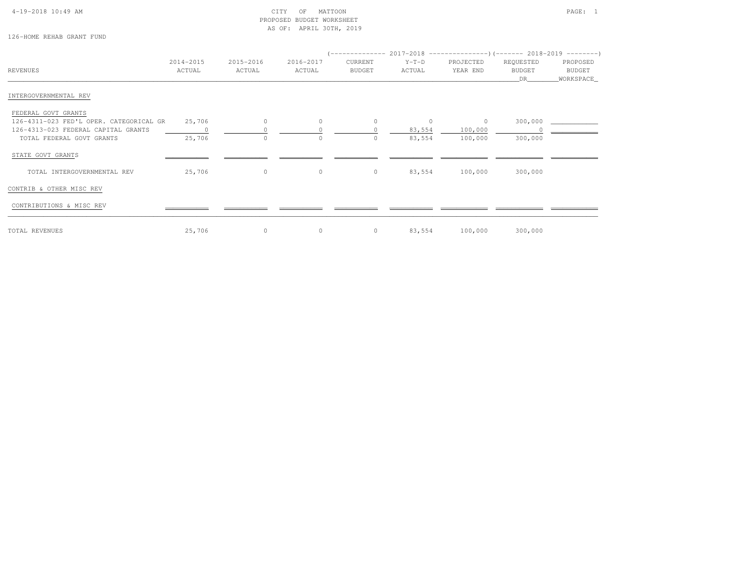CITY OF MATTOON
PROPOSED BUDGET WORKSHEET
AS OF: APRIL 30TH, 2019

126-HOME REHAB GRANT FUND

| REVENUES | 2014-2015 ACTUAL | 2015-2016 ACTUAL | 2016-2017 ACTUAL | 2017-2018 CURRENT BUDGET | 2017-2018 Y-T-D ACTUAL | 2017-2018 PROJECTED YEAR END | 2018-2019 REQUESTED BUDGET DR | 2018-2019 PROPOSED BUDGET WORKSPACE |
|---|---|---|---|---|---|---|---|---|
| INTERGOVERNMENTAL REV | | | | | | | | |
| FEDERAL GOVT GRANTS | | | | | | | | |
| 126-4311-023 FED'L OPER. CATEGORICAL GR | 25,706 | 0 | 0 | 0 | 0 | 0 | 300,000 | |
| 126-4313-023 FEDERAL CAPITAL GRANTS | 0 | 0 | 0 | 0 | 83,554 | 100,000 | 0 | |
| TOTAL FEDERAL GOVT GRANTS | 25,706 | 0 | 0 | 0 | 83,554 | 100,000 | 300,000 | |
| STATE GOVT GRANTS | | | | | | | | |
| TOTAL INTERGOVERNMENTAL REV | 25,706 | 0 | 0 | 0 | 83,554 | 100,000 | 300,000 | |
| CONTRIB & OTHER MISC REV | | | | | | | | |
| CONTRIBUTIONS & MISC REV | | | | | | | | |
| TOTAL REVENUES | 25,706 | 0 | 0 | 0 | 83,554 | 100,000 | 300,000 | |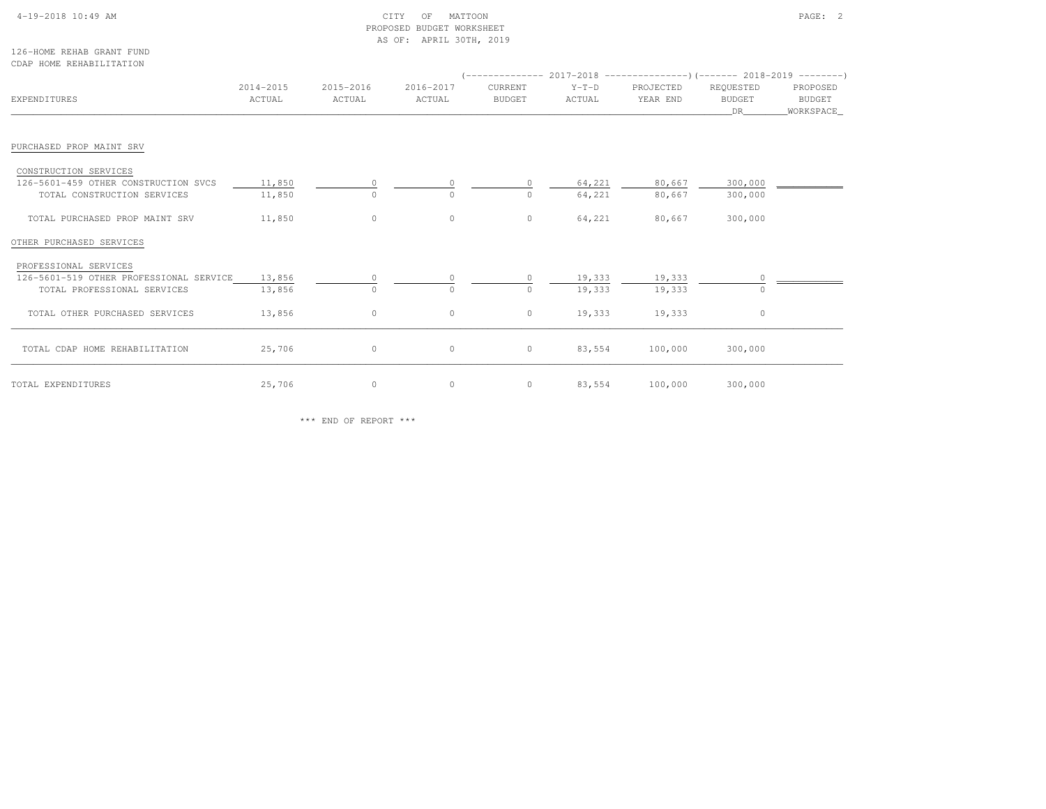CITY OF MATTOON
PROPOSED BUDGET WORKSHEET
AS OF: APRIL 30TH, 2019

126-HOME REHAB GRANT FUND
CDAP HOME REHABILITATION

| EXPENDITURES | 2014-2015 ACTUAL | 2015-2016 ACTUAL | 2016-2017 ACTUAL | 2017-2018 CURRENT BUDGET | 2017-2018 Y-T-D ACTUAL | 2017-2018 PROJECTED YEAR END | 2018-2019 REQUESTED BUDGET DR | 2018-2019 PROPOSED BUDGET WORKSPACE |
|---|---|---|---|---|---|---|---|---|
| PURCHASED PROP MAINT SRV | | | | | | | | |
| CONSTRUCTION SERVICES | | | | | | | | |
| 126-5601-459 OTHER CONSTRUCTION SVCS | 11,850 | 0 | 0 | 0 | 64,221 | 80,667 | 300,000 | |
| TOTAL CONSTRUCTION SERVICES | 11,850 | 0 | 0 | 0 | 64,221 | 80,667 | 300,000 | |
| TOTAL PURCHASED PROP MAINT SRV | 11,850 | 0 | 0 | 0 | 64,221 | 80,667 | 300,000 | |
| OTHER PURCHASED SERVICES | | | | | | | | |
| PROFESSIONAL SERVICES | | | | | | | | |
| 126-5601-519 OTHER PROFESSIONAL SERVICE | 13,856 | 0 | 0 | 0 | 19,333 | 19,333 | 0 | |
| TOTAL PROFESSIONAL SERVICES | 13,856 | 0 | 0 | 0 | 19,333 | 19,333 | 0 | |
| TOTAL OTHER PURCHASED SERVICES | 13,856 | 0 | 0 | 0 | 19,333 | 19,333 | 0 | |
| TOTAL CDAP HOME REHABILITATION | 25,706 | 0 | 0 | 0 | 83,554 | 100,000 | 300,000 | |
| TOTAL EXPENDITURES | 25,706 | 0 | 0 | 0 | 83,554 | 100,000 | 300,000 | |

*** END OF REPORT ***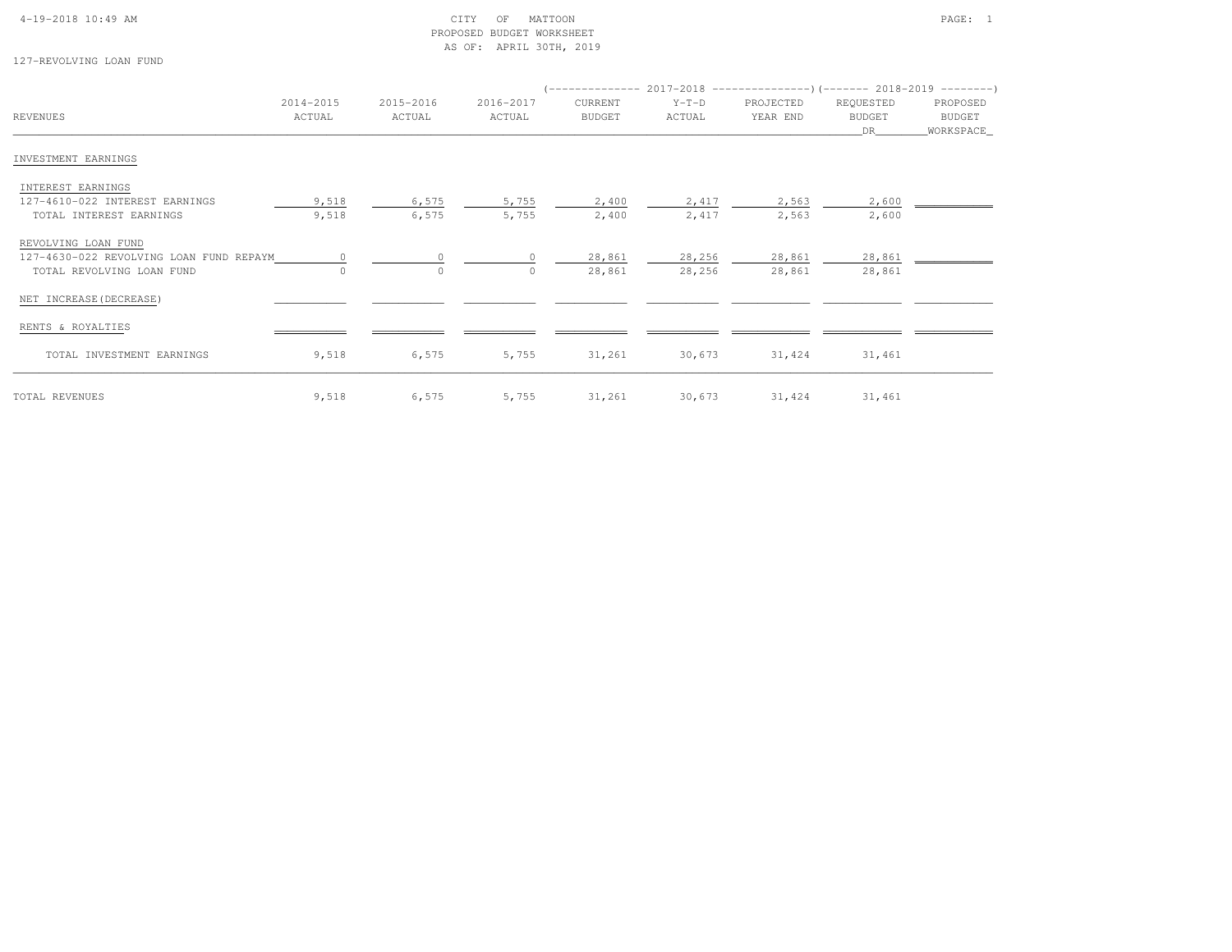CITY OF MATTOON
PROPOSED BUDGET WORKSHEET
AS OF: APRIL 30TH, 2019

127-REVOLVING LOAN FUND

| REVENUES | 2014-2015 ACTUAL | 2015-2016 ACTUAL | 2016-2017 ACTUAL | 2017-2018 CURRENT BUDGET | 2017-2018 Y-T-D ACTUAL | 2017-2018 PROJECTED YEAR END | 2018-2019 REQUESTED BUDGET DR | 2018-2019 PROPOSED BUDGET WORKSPACE |
|---|---|---|---|---|---|---|---|---|
| **INVESTMENT EARNINGS** | | | | | | | | |
| INTEREST EARNINGS | | | | | | | | |
| 127-4610-022 INTEREST EARNINGS | 9,518 | 6,575 | 5,755 | 2,400 | 2,417 | 2,563 | 2,600 | |
| TOTAL INTEREST EARNINGS | 9,518 | 6,575 | 5,755 | 2,400 | 2,417 | 2,563 | 2,600 | |
| REVOLVING LOAN FUND | | | | | | | | |
| 127-4630-022 REVOLVING LOAN FUND REPAYM | 0 | 0 | 0 | 28,861 | 28,256 | 28,861 | 28,861 | |
| TOTAL REVOLVING LOAN FUND | 0 | 0 | 0 | 28,861 | 28,256 | 28,861 | 28,861 | |
| NET INCREASE(DECREASE) | | | | | | | | |
| RENTS & ROYALTIES | | | | | | | | |
| TOTAL INVESTMENT EARNINGS | 9,518 | 6,575 | 5,755 | 31,261 | 30,673 | 31,424 | 31,461 | |
| TOTAL REVENUES | 9,518 | 6,575 | 5,755 | 31,261 | 30,673 | 31,424 | 31,461 | |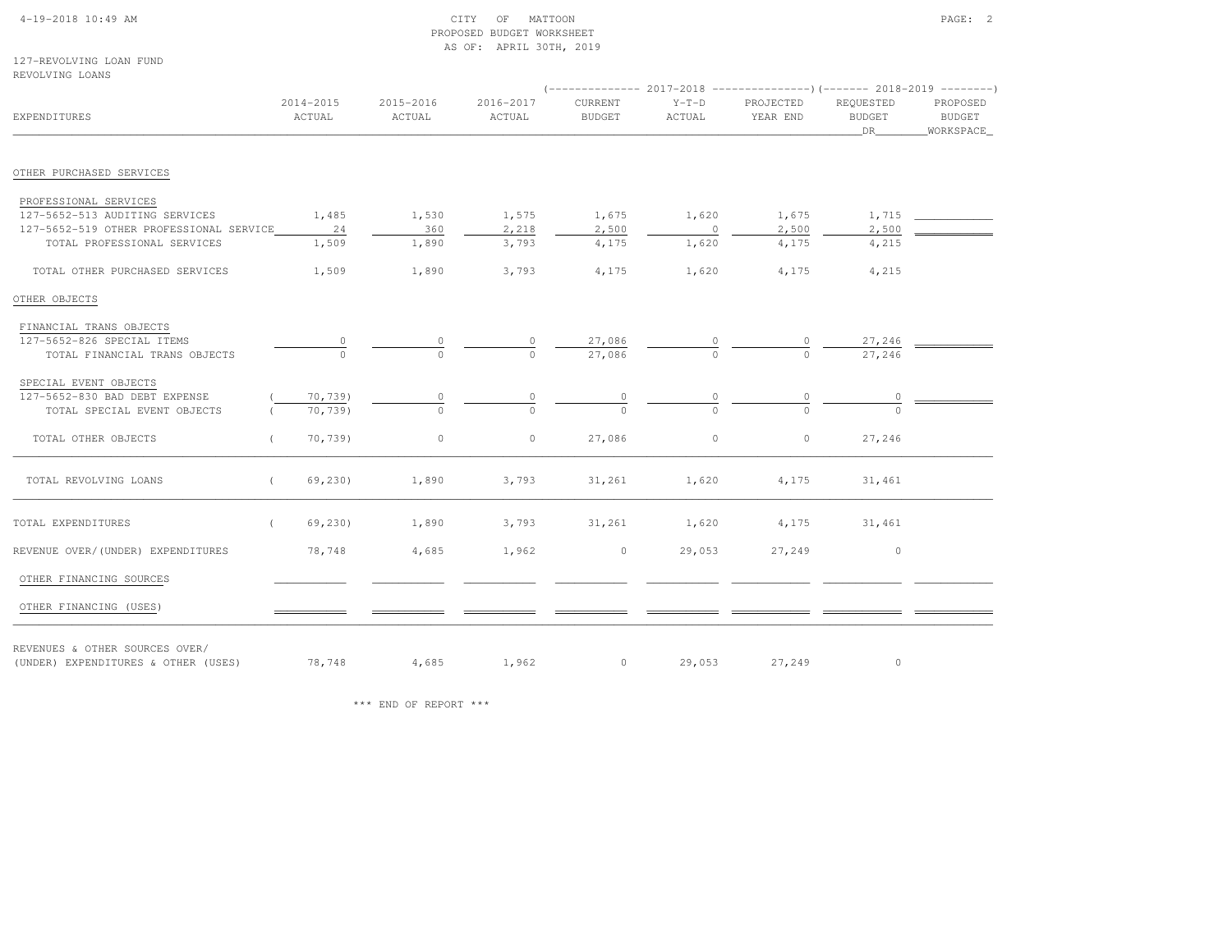CITY OF MATTOON
PROPOSED BUDGET WORKSHEET
AS OF: APRIL 30TH, 2019

127-REVOLVING LOAN FUND
REVOLVING LOANS

| EXPENDITURES | 2014-2015 ACTUAL | 2015-2016 ACTUAL | 2016-2017 ACTUAL | 2017-2018 CURRENT BUDGET | 2017-2018 Y-T-D ACTUAL | 2017-2018 PROJECTED YEAR END | 2018-2019 REQUESTED BUDGET DR | 2018-2019 PROPOSED BUDGET WORKSPACE |
|---|---|---|---|---|---|---|---|---|
| **OTHER PURCHASED SERVICES** | | | | | | | | |
| PROFESSIONAL SERVICES | | | | | | | | |
| 127-5652-513 AUDITING SERVICES | 1,485 | 1,530 | 1,575 | 1,675 | 1,620 | 1,675 | 1,715 | |
| 127-5652-519 OTHER PROFESSIONAL SERVICE | 24 | 360 | 2,218 | 2,500 | 0 | 2,500 | 2,500 | |
| TOTAL PROFESSIONAL SERVICES | 1,509 | 1,890 | 3,793 | 4,175 | 1,620 | 4,175 | 4,215 | |
| TOTAL OTHER PURCHASED SERVICES | 1,509 | 1,890 | 3,793 | 4,175 | 1,620 | 4,175 | 4,215 | |
| **OTHER OBJECTS** | | | | | | | | |
| FINANCIAL TRANS OBJECTS | | | | | | | | |
| 127-5652-826 SPECIAL ITEMS | 0 | 0 | 0 | 27,086 | 0 | 0 | 27,246 | |
| TOTAL FINANCIAL TRANS OBJECTS | 0 | 0 | 0 | 27,086 | 0 | 0 | 27,246 | |
| SPECIAL EVENT OBJECTS | | | | | | | | |
| 127-5652-830 BAD DEBT EXPENSE | ( 70,739) | 0 | 0 | 0 | 0 | 0 | 0 | |
| TOTAL SPECIAL EVENT OBJECTS | ( 70,739) | 0 | 0 | 0 | 0 | 0 | 0 | |
| TOTAL OTHER OBJECTS | ( 70,739) | 0 | 0 | 27,086 | 0 | 0 | 27,246 | |
| TOTAL REVOLVING LOANS | ( 69,230) | 1,890 | 3,793 | 31,261 | 1,620 | 4,175 | 31,461 | |
| TOTAL EXPENDITURES | ( 69,230) | 1,890 | 3,793 | 31,261 | 1,620 | 4,175 | 31,461 | |
| REVENUE OVER/(UNDER) EXPENDITURES | 78,748 | 4,685 | 1,962 | 0 | 29,053 | 27,249 | 0 | |
| OTHER FINANCING SOURCES | | | | | | | | |
| OTHER FINANCING (USES) | | | | | | | | |
| REVENUES & OTHER SOURCES OVER/ (UNDER) EXPENDITURES & OTHER (USES) | 78,748 | 4,685 | 1,962 | 0 | 29,053 | 27,249 | 0 | |

\*\*\* END OF REPORT \*\*\*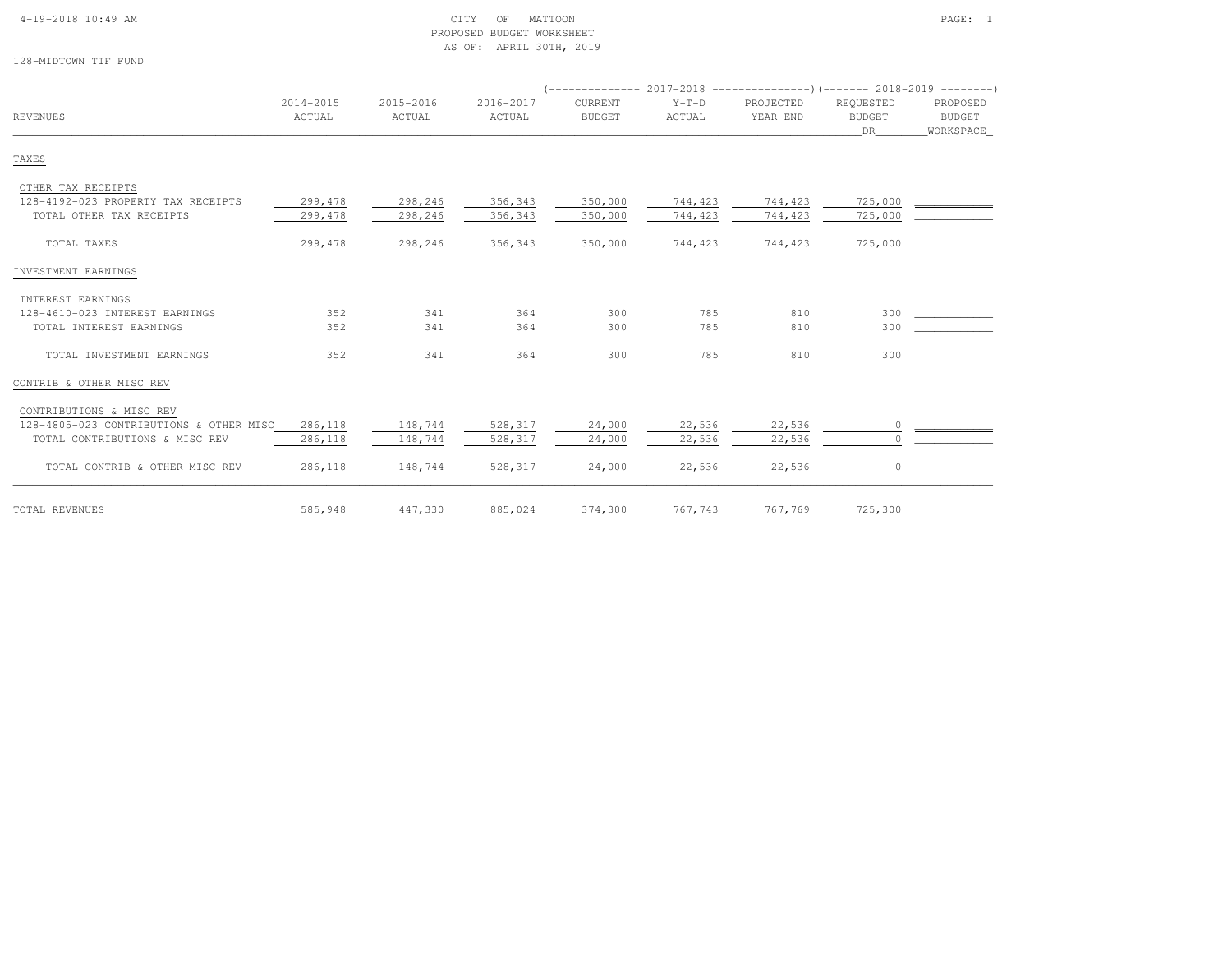CITY OF MATTOON
PROPOSED BUDGET WORKSHEET
AS OF: APRIL 30TH, 2019

128-MIDTOWN TIF FUND

| REVENUES | 2014-2015 ACTUAL | 2015-2016 ACTUAL | 2016-2017 ACTUAL | 2017-2018 CURRENT BUDGET | 2017-2018 Y-T-D ACTUAL | 2017-2018 PROJECTED YEAR END | 2018-2019 REQUESTED BUDGET DR | 2018-2019 PROPOSED BUDGET WORKSPACE |
|---|---|---|---|---|---|---|---|---|
| TAXES | | | | | | | | |
| OTHER TAX RECEIPTS | | | | | | | | |
| 128-4192-023 PROPERTY TAX RECEIPTS | 299,478 | 298,246 | 356,343 | 350,000 | 744,423 | 744,423 | 725,000 | |
| TOTAL OTHER TAX RECEIPTS | 299,478 | 298,246 | 356,343 | 350,000 | 744,423 | 744,423 | 725,000 | |
| TOTAL TAXES | 299,478 | 298,246 | 356,343 | 350,000 | 744,423 | 744,423 | 725,000 | |
| INVESTMENT EARNINGS | | | | | | | | |
| INTEREST EARNINGS | | | | | | | | |
| 128-4610-023 INTEREST EARNINGS | 352 | 341 | 364 | 300 | 785 | 810 | 300 | |
| TOTAL INTEREST EARNINGS | 352 | 341 | 364 | 300 | 785 | 810 | 300 | |
| TOTAL INVESTMENT EARNINGS | 352 | 341 | 364 | 300 | 785 | 810 | 300 | |
| CONTRIB & OTHER MISC REV | | | | | | | | |
| CONTRIBUTIONS & MISC REV | | | | | | | | |
| 128-4805-023 CONTRIBUTIONS & OTHER MISC | 286,118 | 148,744 | 528,317 | 24,000 | 22,536 | 22,536 | 0 | |
| TOTAL CONTRIBUTIONS & MISC REV | 286,118 | 148,744 | 528,317 | 24,000 | 22,536 | 22,536 | 0 | |
| TOTAL CONTRIB & OTHER MISC REV | 286,118 | 148,744 | 528,317 | 24,000 | 22,536 | 22,536 | 0 | |
| TOTAL REVENUES | 585,948 | 447,330 | 885,024 | 374,300 | 767,743 | 767,769 | 725,300 | |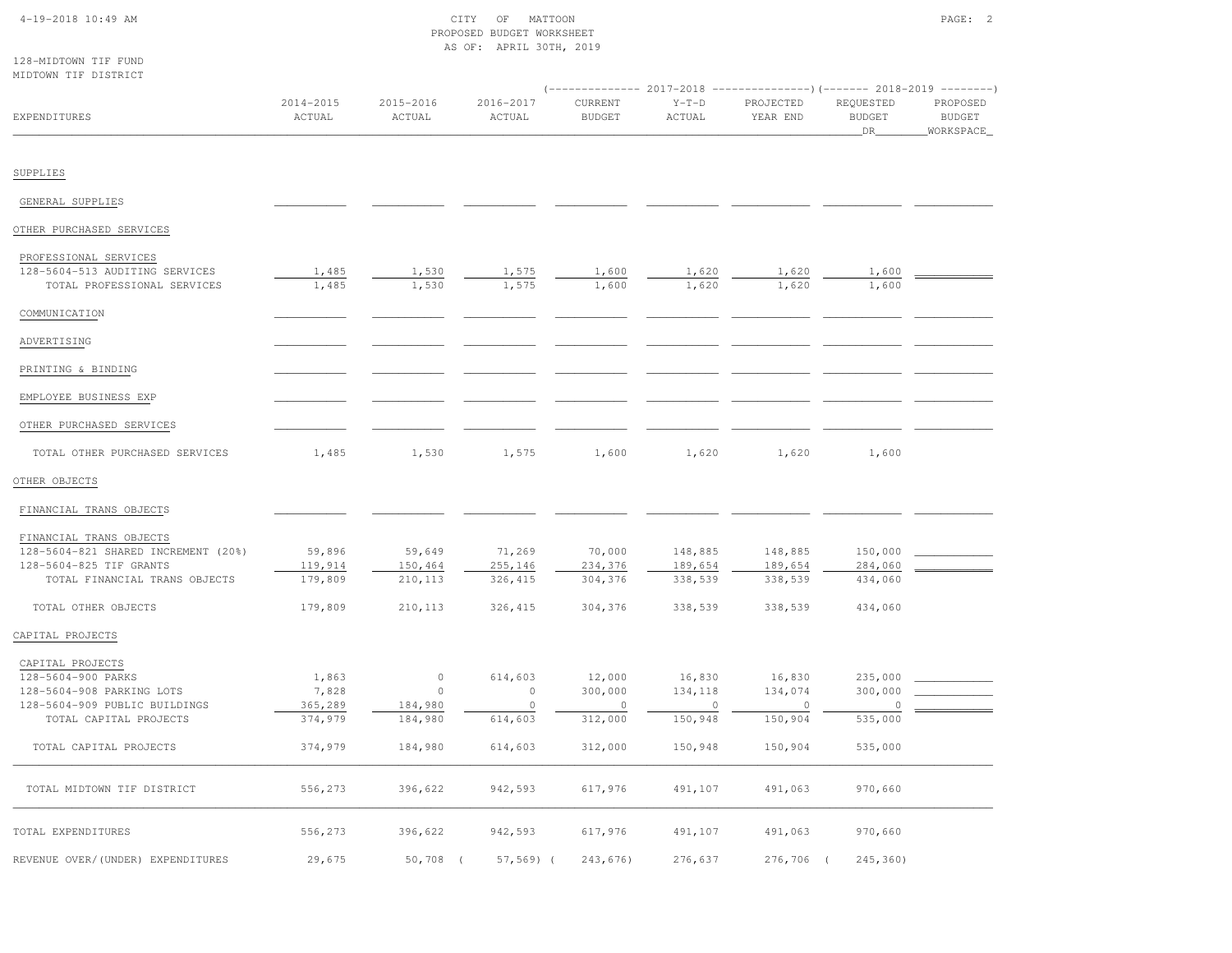CITY OF MATTOON
PROPOSED BUDGET WORKSHEET
AS OF: APRIL 30TH, 2019

128-MIDTOWN TIF FUND
MIDTOWN TIF DISTRICT

| EXPENDITURES | 2014-2015 ACTUAL | 2015-2016 ACTUAL | 2016-2017 ACTUAL | 2017-2018 CURRENT BUDGET | 2017-2018 Y-T-D ACTUAL | 2017-2018 PROJECTED YEAR END | 2018-2019 REQUESTED BUDGET DR | 2018-2019 PROPOSED BUDGET WORKSPACE |
|---|---|---|---|---|---|---|---|---|
| SUPPLIES | | | | | | | | |
| GENERAL SUPPLIES | | | | | | | | |
| OTHER PURCHASED SERVICES | | | | | | | | |
| PROFESSIONAL SERVICES | | | | | | | | |
| 128-5604-513 AUDITING SERVICES | 1,485 | 1,530 | 1,575 | 1,600 | 1,620 | 1,620 | 1,600 | |
| TOTAL PROFESSIONAL SERVICES | 1,485 | 1,530 | 1,575 | 1,600 | 1,620 | 1,620 | 1,600 | |
| COMMUNICATION | | | | | | | | |
| ADVERTISING | | | | | | | | |
| PRINTING & BINDING | | | | | | | | |
| EMPLOYEE BUSINESS EXP | | | | | | | | |
| OTHER PURCHASED SERVICES | | | | | | | | |
| TOTAL OTHER PURCHASED SERVICES | 1,485 | 1,530 | 1,575 | 1,600 | 1,620 | 1,620 | 1,600 | |
| OTHER OBJECTS | | | | | | | | |
| FINANCIAL TRANS OBJECTS | | | | | | | | |
| FINANCIAL TRANS OBJECTS | | | | | | | | |
| 128-5604-821 SHARED INCREMENT (20%) | 59,896 | 59,649 | 71,269 | 70,000 | 148,885 | 148,885 | 150,000 | |
| 128-5604-825 TIF GRANTS | 119,914 | 150,464 | 255,146 | 234,376 | 189,654 | 189,654 | 284,060 | |
| TOTAL FINANCIAL TRANS OBJECTS | 179,809 | 210,113 | 326,415 | 304,376 | 338,539 | 338,539 | 434,060 | |
| TOTAL OTHER OBJECTS | 179,809 | 210,113 | 326,415 | 304,376 | 338,539 | 338,539 | 434,060 | |
| CAPITAL PROJECTS | | | | | | | | |
| CAPITAL PROJECTS | | | | | | | | |
| 128-5604-900 PARKS | 1,863 | 0 | 614,603 | 12,000 | 16,830 | 16,830 | 235,000 | |
| 128-5604-908 PARKING LOTS | 7,828 | 0 | 0 | 300,000 | 134,118 | 134,074 | 300,000 | |
| 128-5604-909 PUBLIC BUILDINGS | 365,289 | 184,980 | 0 | 0 | 0 | 0 | 0 | |
| TOTAL CAPITAL PROJECTS | 374,979 | 184,980 | 614,603 | 312,000 | 150,948 | 150,904 | 535,000 | |
| TOTAL CAPITAL PROJECTS | 374,979 | 184,980 | 614,603 | 312,000 | 150,948 | 150,904 | 535,000 | |
| TOTAL MIDTOWN TIF DISTRICT | 556,273 | 396,622 | 942,593 | 617,976 | 491,107 | 491,063 | 970,660 | |
| TOTAL EXPENDITURES | 556,273 | 396,622 | 942,593 | 617,976 | 491,107 | 491,063 | 970,660 | |
| REVENUE OVER/(UNDER) EXPENDITURES | 29,675 | 50,708 | ( 57,569) | ( 243,676) | 276,637 | 276,706 | ( 245,360) | |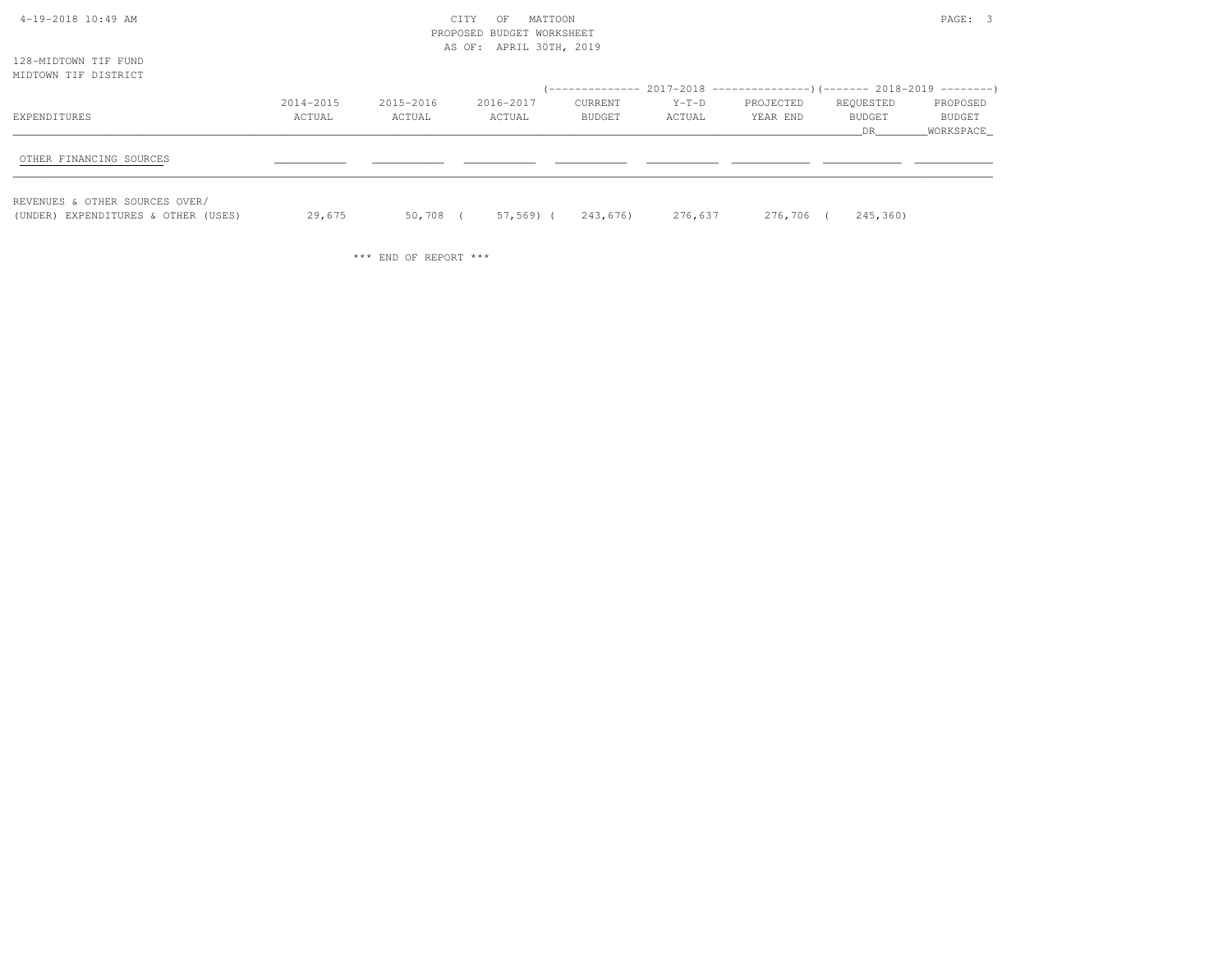CITY OF MATTOON
PROPOSED BUDGET WORKSHEET
AS OF: APRIL 30TH, 2019

128-MIDTOWN TIF FUND
MIDTOWN TIF DISTRICT

| EXPENDITURES | 2014-2015 ACTUAL | 2015-2016 ACTUAL | 2016-2017 ACTUAL | 2017-2018 CURRENT BUDGET | 2017-2018 Y-T-D ACTUAL | 2017-2018 PROJECTED YEAR END | 2018-2019 REQUESTED BUDGET DR | 2018-2019 PROPOSED BUDGET WORKSPACE |
|---|---|---|---|---|---|---|---|---|
| OTHER FINANCING SOURCES | | | | | | | | |
| REVENUES & OTHER SOURCES OVER/ (UNDER) EXPENDITURES & OTHER (USES) | 29,675 | 50,708 | ( 57,569) | ( 243,676) | 276,637 | 276,706 | ( 245,360) | |

*** END OF REPORT ***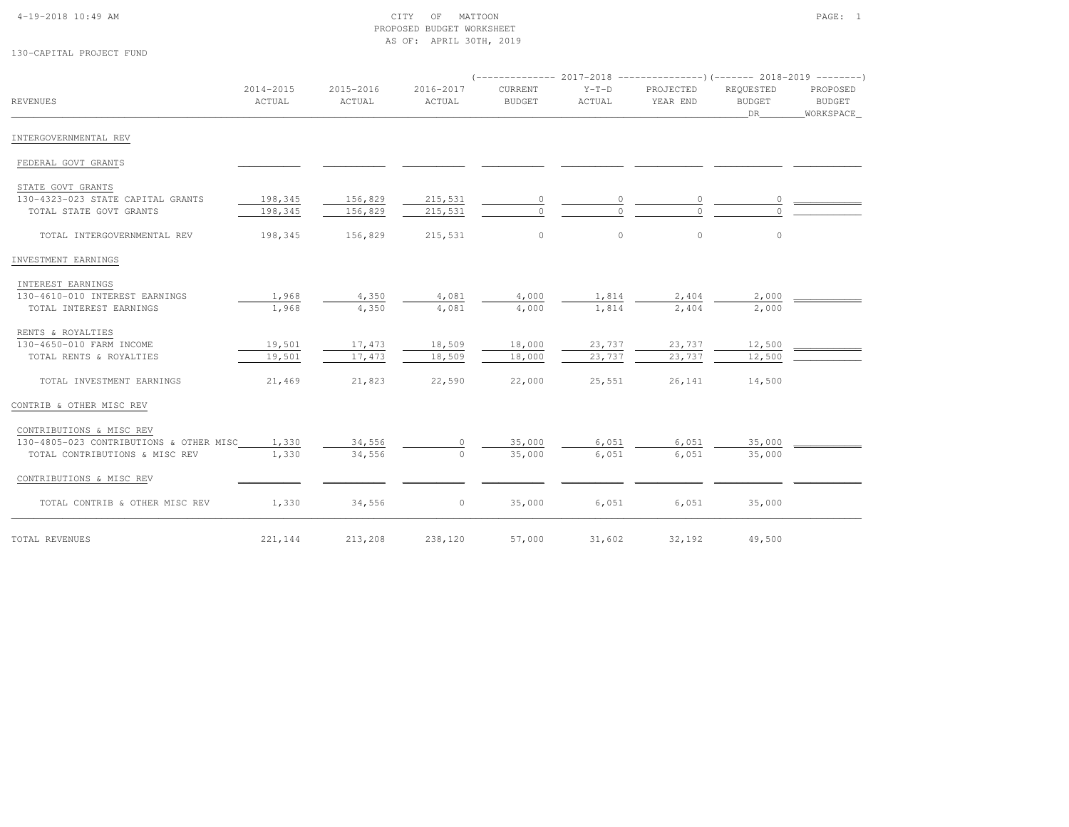CITY OF MATTOON
PROPOSED BUDGET WORKSHEET
AS OF: APRIL 30TH, 2019

130-CAPITAL PROJECT FUND

| REVENUES | 2014-2015 ACTUAL | 2015-2016 ACTUAL | 2016-2017 ACTUAL | 2017-2018 CURRENT BUDGET | 2017-2018 Y-T-D ACTUAL | 2017-2018 PROJECTED YEAR END | 2018-2019 REQUESTED BUDGET DR | 2018-2019 PROPOSED BUDGET WORKSPACE |
|---|---|---|---|---|---|---|---|---|
| **INTERGOVERNMENTAL REV** | | | | | | | | |
| FEDERAL GOVT GRANTS | | | | | | | | |
| STATE GOVT GRANTS | | | | | | | | |
| 130-4323-023 STATE CAPITAL GRANTS | 198,345 | 156,829 | 215,531 | 0 | 0 | 0 | 0 | |
| TOTAL STATE GOVT GRANTS | 198,345 | 156,829 | 215,531 | 0 | 0 | 0 | 0 | |
| TOTAL INTERGOVERNMENTAL REV | 198,345 | 156,829 | 215,531 | 0 | 0 | 0 | 0 | |
| **INVESTMENT EARNINGS** | | | | | | | | |
| INTEREST EARNINGS | | | | | | | | |
| 130-4610-010 INTEREST EARNINGS | 1,968 | 4,350 | 4,081 | 4,000 | 1,814 | 2,404 | 2,000 | |
| TOTAL INTEREST EARNINGS | 1,968 | 4,350 | 4,081 | 4,000 | 1,814 | 2,404 | 2,000 | |
| RENTS & ROYALTIES | | | | | | | | |
| 130-4650-010 FARM INCOME | 19,501 | 17,473 | 18,509 | 18,000 | 23,737 | 23,737 | 12,500 | |
| TOTAL RENTS & ROYALTIES | 19,501 | 17,473 | 18,509 | 18,000 | 23,737 | 23,737 | 12,500 | |
| TOTAL INVESTMENT EARNINGS | 21,469 | 21,823 | 22,590 | 22,000 | 25,551 | 26,141 | 14,500 | |
| **CONTRIB & OTHER MISC REV** | | | | | | | | |
| CONTRIBUTIONS & MISC REV | | | | | | | | |
| 130-4805-023 CONTRIBUTIONS & OTHER MISC | 1,330 | 34,556 | 0 | 35,000 | 6,051 | 6,051 | 35,000 | |
| TOTAL CONTRIBUTIONS & MISC REV | 1,330 | 34,556 | 0 | 35,000 | 6,051 | 6,051 | 35,000 | |
| CONTRIBUTIONS & MISC REV | | | | | | | | |
| TOTAL CONTRIB & OTHER MISC REV | 1,330 | 34,556 | 0 | 35,000 | 6,051 | 6,051 | 35,000 | |
| TOTAL REVENUES | 221,144 | 213,208 | 238,120 | 57,000 | 31,602 | 32,192 | 49,500 | |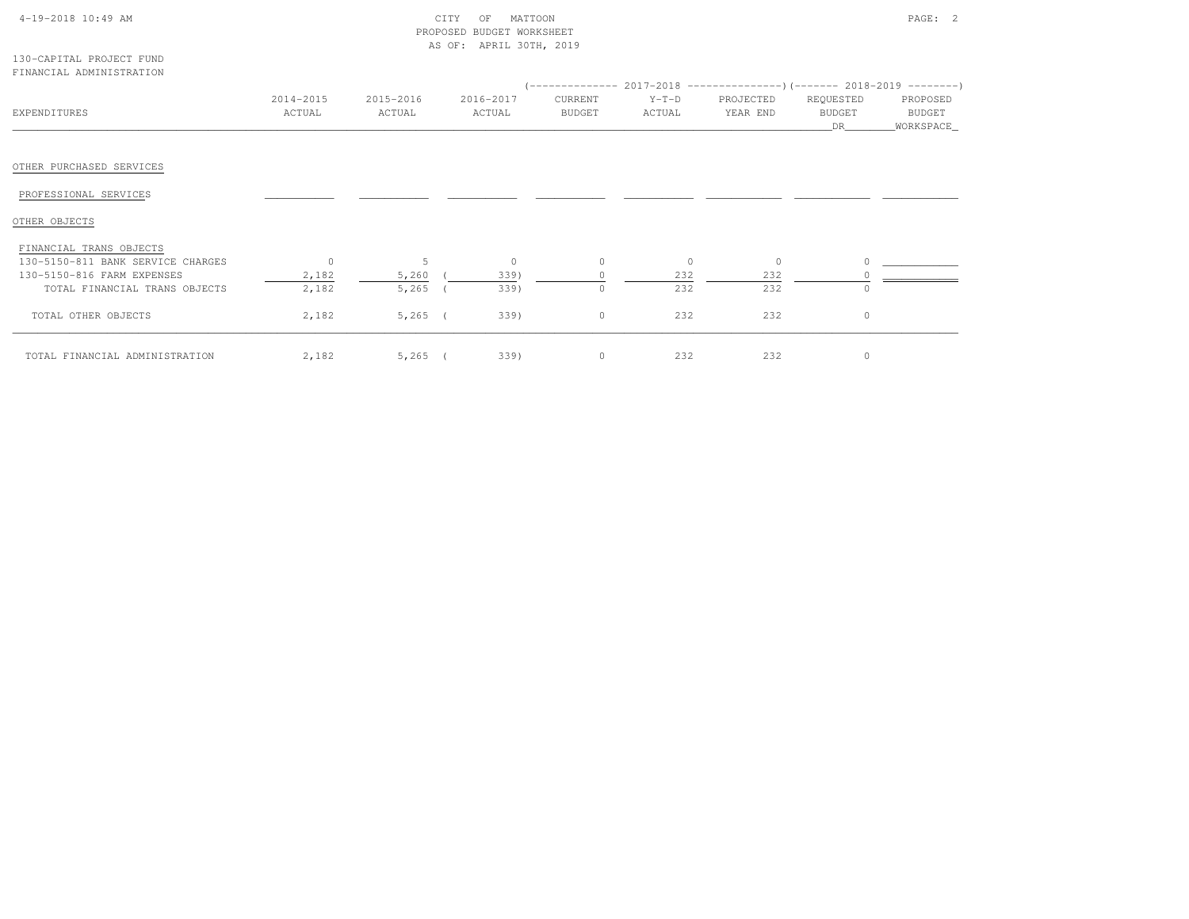CITY OF MATTOON
PROPOSED BUDGET WORKSHEET
AS OF: APRIL 30TH, 2019

130-CAPITAL PROJECT FUND
FINANCIAL ADMINISTRATION

| EXPENDITURES | 2014-2015 ACTUAL | 2015-2016 ACTUAL | 2016-2017 ACTUAL | 2017-2018 CURRENT BUDGET | 2017-2018 Y-T-D ACTUAL | 2017-2018 PROJECTED YEAR END | 2018-2019 REQUESTED BUDGET DR | 2018-2019 PROPOSED BUDGET WORKSPACE |
|---|---|---|---|---|---|---|---|---|
| OTHER PURCHASED SERVICES | | | | | | | | |
| PROFESSIONAL SERVICES | | | | | | | | |
| OTHER OBJECTS | | | | | | | | |
| FINANCIAL TRANS OBJECTS | | | | | | | | |
| 130-5150-811 BANK SERVICE CHARGES | 0 | 5 | 0 | 0 | 0 | 0 | 0 | |
| 130-5150-816 FARM EXPENSES | 2,182 | 5,260 | ( 339) | 0 | 232 | 232 | 0 | |
| TOTAL FINANCIAL TRANS OBJECTS | 2,182 | 5,265 | ( 339) | 0 | 232 | 232 | 0 | |
| TOTAL OTHER OBJECTS | 2,182 | 5,265 | ( 339) | 0 | 232 | 232 | 0 | |
| TOTAL FINANCIAL ADMINISTRATION | 2,182 | 5,265 | ( 339) | 0 | 232 | 232 | 0 | |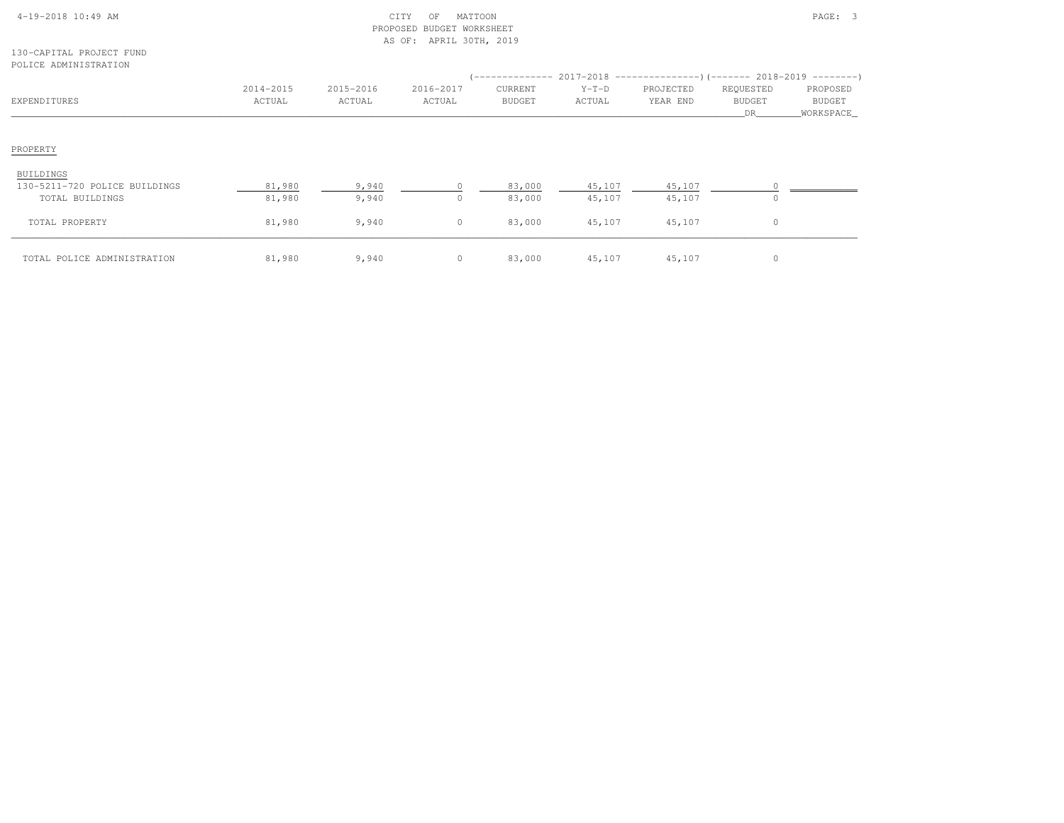CITY OF MATTOON
PROPOSED BUDGET WORKSHEET
AS OF: APRIL 30TH, 2019

130-CAPITAL PROJECT FUND
POLICE ADMINISTRATION

| EXPENDITURES | 2014-2015 ACTUAL | 2015-2016 ACTUAL | 2016-2017 ACTUAL | 2017-2018 CURRENT BUDGET | 2017-2018 Y-T-D ACTUAL | 2017-2018 PROJECTED YEAR END | 2018-2019 REQUESTED BUDGET DR | 2018-2019 PROPOSED BUDGET WORKSPACE |
|---|---|---|---|---|---|---|---|---|
| PROPERTY | | | | | | | | |
| BUILDINGS | | | | | | | | |
| 130-5211-720 POLICE BUILDINGS | 81,980 | 9,940 | 0 | 83,000 | 45,107 | 45,107 | 0 | |
| TOTAL BUILDINGS | 81,980 | 9,940 | 0 | 83,000 | 45,107 | 45,107 | 0 | |
| TOTAL PROPERTY | 81,980 | 9,940 | 0 | 83,000 | 45,107 | 45,107 | 0 | |
| TOTAL POLICE ADMINISTRATION | 81,980 | 9,940 | 0 | 83,000 | 45,107 | 45,107 | 0 | |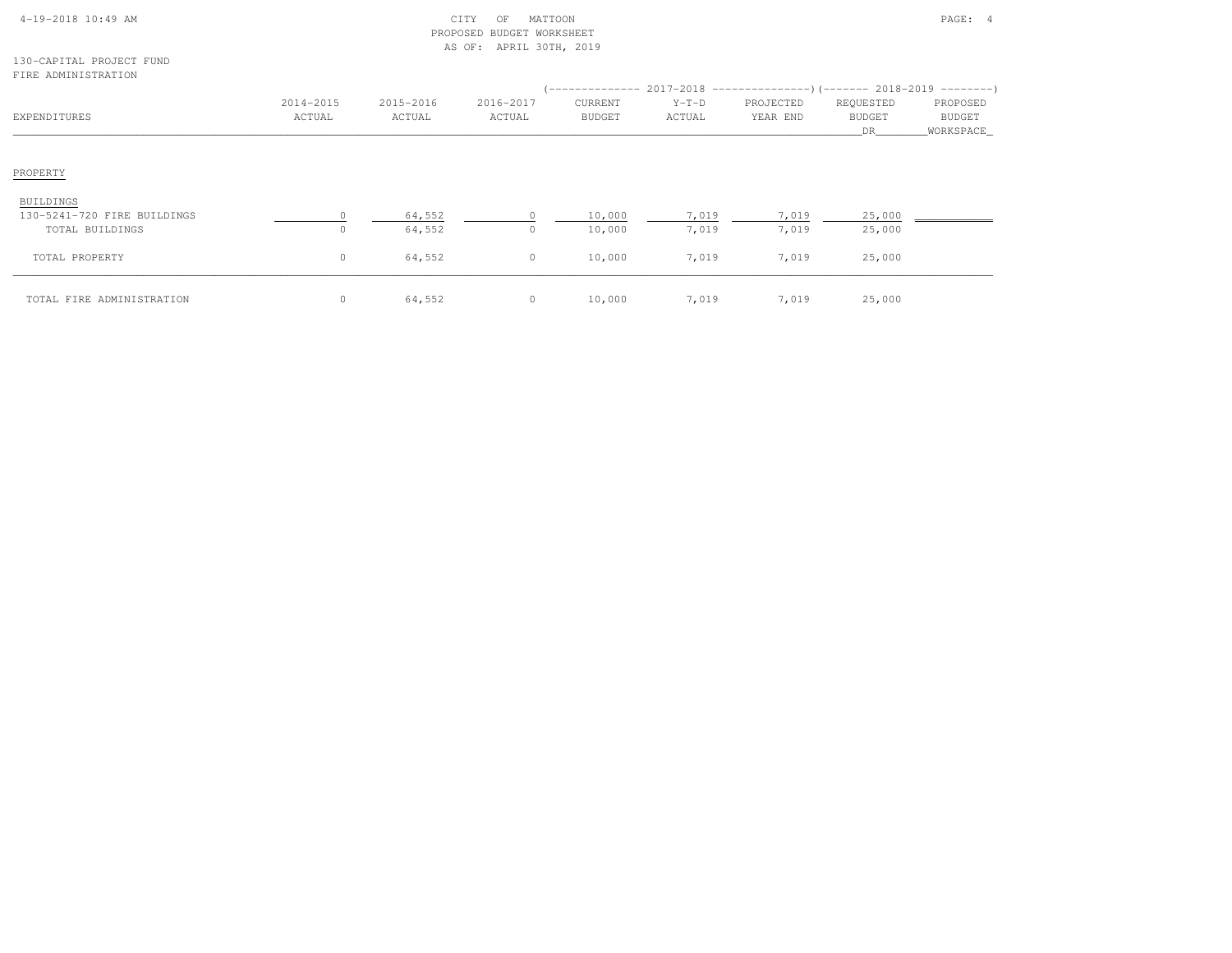CITY OF MATTOON
PROPOSED BUDGET WORKSHEET
AS OF: APRIL 30TH, 2019

130-CAPITAL PROJECT FUND
FIRE ADMINISTRATION

| EXPENDITURES | 2014-2015 ACTUAL | 2015-2016 ACTUAL | 2016-2017 ACTUAL | 2017-2018 CURRENT BUDGET | 2017-2018 Y-T-D ACTUAL | 2017-2018 PROJECTED YEAR END | 2018-2019 REQUESTED BUDGET DR | 2018-2019 PROPOSED BUDGET WORKSPACE |
|---|---|---|---|---|---|---|---|---|
| PROPERTY | | | | | | | | |
| BUILDINGS | | | | | | | | |
| 130-5241-720 FIRE BUILDINGS | 0 | 64,552 | 0 | 10,000 | 7,019 | 7,019 | 25,000 | |
| TOTAL BUILDINGS | 0 | 64,552 | 0 | 10,000 | 7,019 | 7,019 | 25,000 | |
| TOTAL PROPERTY | 0 | 64,552 | 0 | 10,000 | 7,019 | 7,019 | 25,000 | |
| TOTAL FIRE ADMINISTRATION | 0 | 64,552 | 0 | 10,000 | 7,019 | 7,019 | 25,000 | |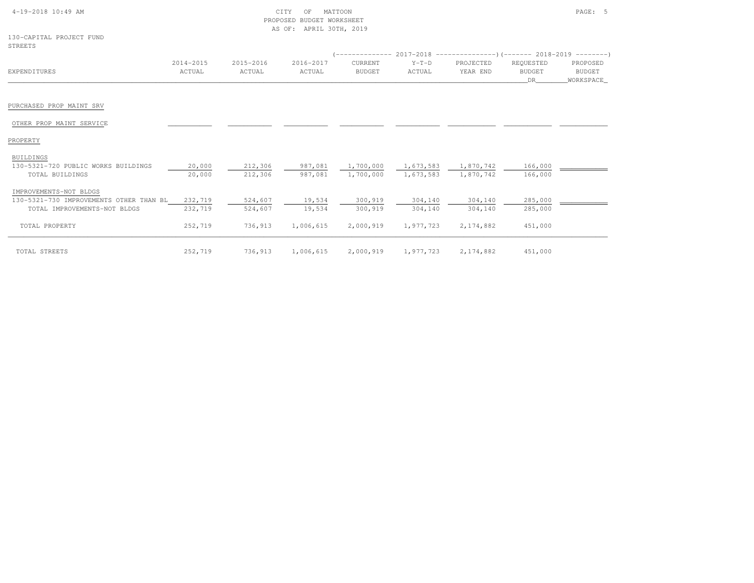CITY OF MATTOON
PROPOSED BUDGET WORKSHEET
AS OF: APRIL 30TH, 2019

4-19-2018 10:49 AM

130-CAPITAL PROJECT FUND
STREETS

| EXPENDITURES | 2014-2015 ACTUAL | 2015-2016 ACTUAL | 2016-2017 ACTUAL | 2017-2018 CURRENT BUDGET | 2017-2018 Y-T-D ACTUAL | 2017-2018 PROJECTED YEAR END | 2018-2019 REQUESTED BUDGET DR | 2018-2019 PROPOSED BUDGET WORKSPACE |
|---|---|---|---|---|---|---|---|---|
| PURCHASED PROP MAINT SRV | | | | | | | | |
| OTHER PROP MAINT SERVICE | | | | | | | | |
| PROPERTY | | | | | | | | |
| BUILDINGS | | | | | | | | |
| 130-5321-720 PUBLIC WORKS BUILDINGS | 20,000 | 212,306 | 987,081 | 1,700,000 | 1,673,583 | 1,870,742 | 166,000 | |
| TOTAL BUILDINGS | 20,000 | 212,306 | 987,081 | 1,700,000 | 1,673,583 | 1,870,742 | 166,000 | |
| IMPROVEMENTS-NOT BLDGS | | | | | | | | |
| 130-5321-730 IMPROVEMENTS OTHER THAN BL | 232,719 | 524,607 | 19,534 | 300,919 | 304,140 | 304,140 | 285,000 | |
| TOTAL IMPROVEMENTS-NOT BLDGS | 232,719 | 524,607 | 19,534 | 300,919 | 304,140 | 304,140 | 285,000 | |
| TOTAL PROPERTY | 252,719 | 736,913 | 1,006,615 | 2,000,919 | 1,977,723 | 2,174,882 | 451,000 | |
| TOTAL STREETS | 252,719 | 736,913 | 1,006,615 | 2,000,919 | 1,977,723 | 2,174,882 | 451,000 | |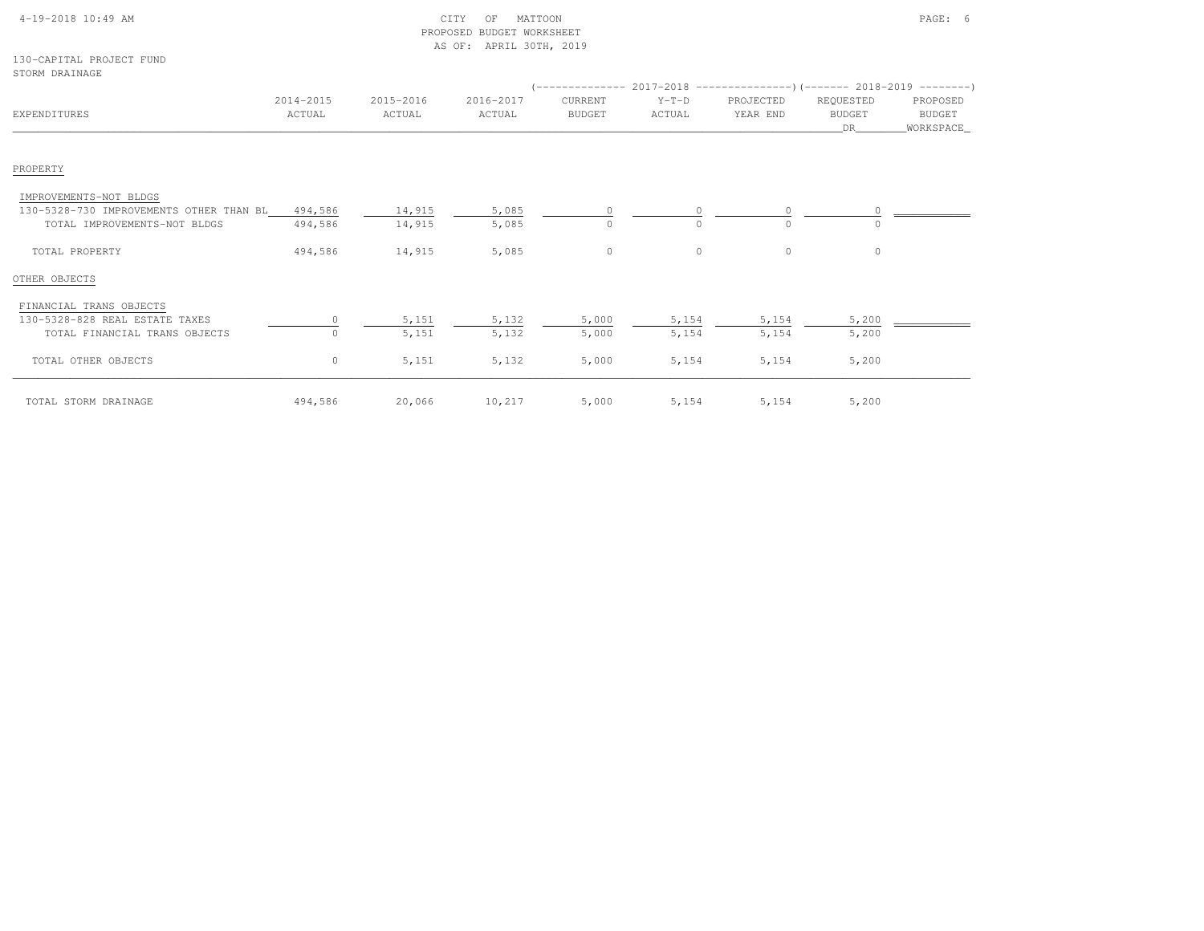CITY OF MATTOON
PROPOSED BUDGET WORKSHEET
AS OF: APRIL 30TH, 2019

130-CAPITAL PROJECT FUND
STORM DRAINAGE

| EXPENDITURES | 2014-2015 ACTUAL | 2015-2016 ACTUAL | 2016-2017 ACTUAL | 2017-2018 CURRENT BUDGET | 2017-2018 Y-T-D ACTUAL | 2017-2018 PROJECTED YEAR END | 2018-2019 REQUESTED BUDGET DR | 2018-2019 PROPOSED BUDGET WORKSPACE |
|---|---|---|---|---|---|---|---|---|
| PROPERTY | | | | | | | | |
| IMPROVEMENTS-NOT BLDGS | | | | | | | | |
| 130-5328-730 IMPROVEMENTS OTHER THAN BL | 494,586 | 14,915 | 5,085 | 0 | 0 | 0 | 0 | |
| TOTAL IMPROVEMENTS-NOT BLDGS | 494,586 | 14,915 | 5,085 | 0 | 0 | 0 | 0 | |
| TOTAL PROPERTY | 494,586 | 14,915 | 5,085 | 0 | 0 | 0 | 0 | |
| OTHER OBJECTS | | | | | | | | |
| FINANCIAL TRANS OBJECTS | | | | | | | | |
| 130-5328-828 REAL ESTATE TAXES | 0 | 5,151 | 5,132 | 5,000 | 5,154 | 5,154 | 5,200 | |
| TOTAL FINANCIAL TRANS OBJECTS | 0 | 5,151 | 5,132 | 5,000 | 5,154 | 5,154 | 5,200 | |
| TOTAL OTHER OBJECTS | 0 | 5,151 | 5,132 | 5,000 | 5,154 | 5,154 | 5,200 | |
| TOTAL STORM DRAINAGE | 494,586 | 20,066 | 10,217 | 5,000 | 5,154 | 5,154 | 5,200 | |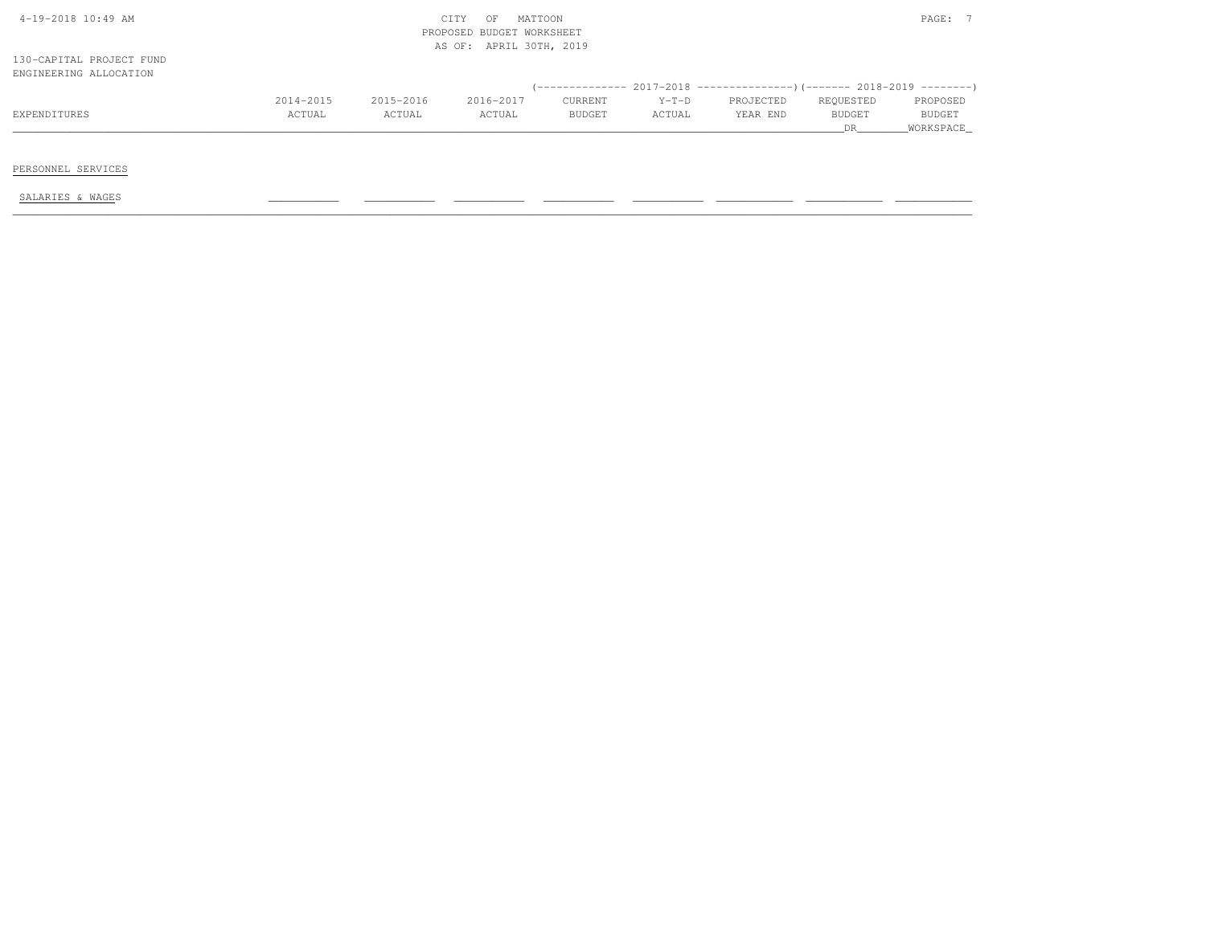CITY OF MATTOON
PROPOSED BUDGET WORKSHEET
AS OF: APRIL 30TH, 2019

130-CAPITAL PROJECT FUND
ENGINEERING ALLOCATION

| EXPENDITURES | 2014-2015 ACTUAL | 2015-2016 ACTUAL | 2016-2017 ACTUAL | 2017-2018 CURRENT BUDGET | 2017-2018 Y-T-D ACTUAL | 2017-2018 PROJECTED YEAR END | 2018-2019 REQUESTED BUDGET DR | 2018-2019 PROPOSED BUDGET WORKSPACE |
|---|---|---|---|---|---|---|---|---|
| PERSONNEL SERVICES | | | | | | | | |
| SALARIES & WAGES | | | | | | | | |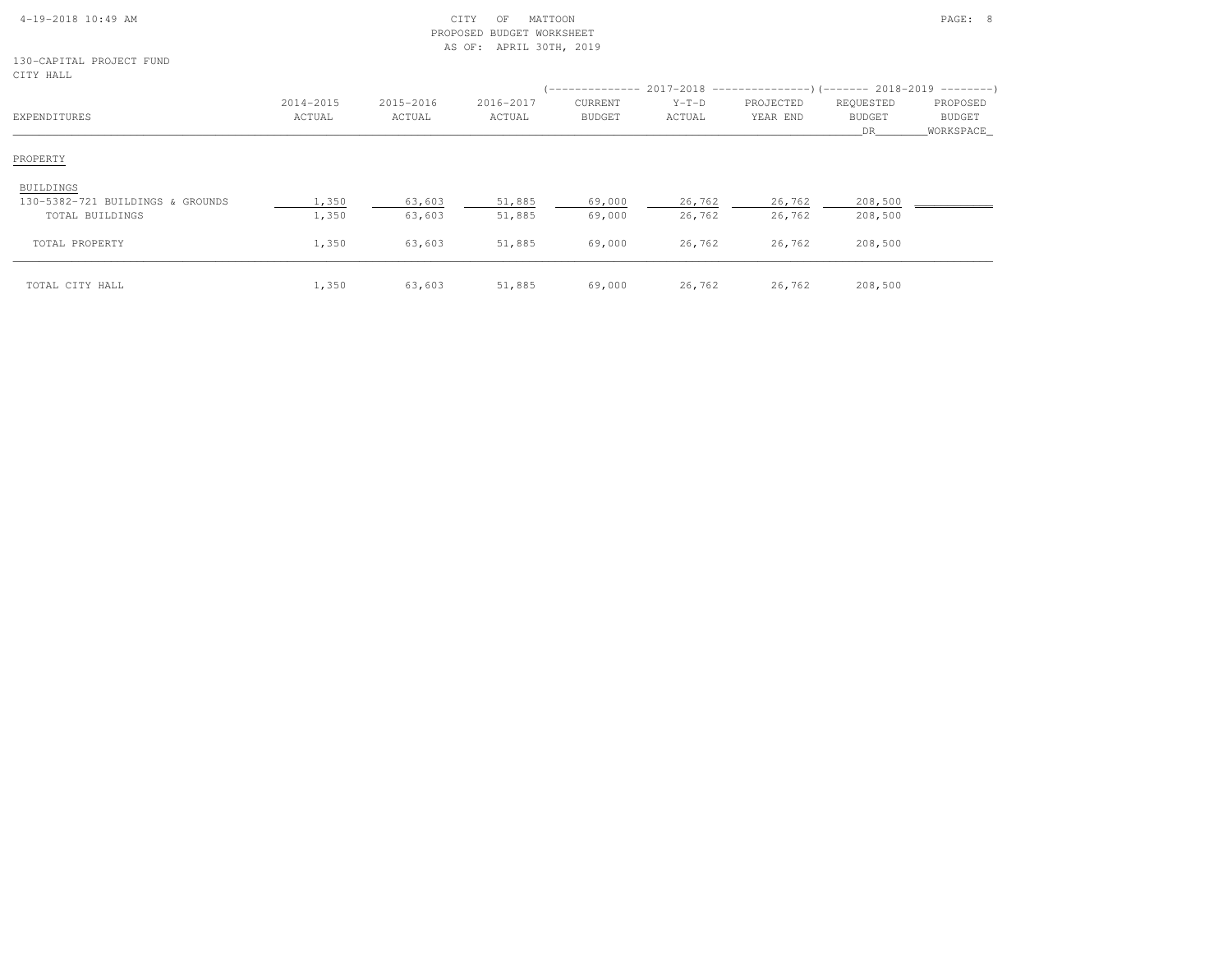CITY OF MATTOON
PROPOSED BUDGET WORKSHEET
AS OF: APRIL 30TH, 2019

130-CAPITAL PROJECT FUND
CITY HALL

| EXPENDITURES | 2014-2015 ACTUAL | 2015-2016 ACTUAL | 2016-2017 ACTUAL | 2017-2018 CURRENT BUDGET | 2017-2018 Y-T-D ACTUAL | 2017-2018 PROJECTED YEAR END | 2018-2019 REQUESTED BUDGET DR | 2018-2019 PROPOSED BUDGET WORKSPACE |
|---|---|---|---|---|---|---|---|---|
| PROPERTY | | | | | | | | |
| BUILDINGS | | | | | | | | |
| 130-5382-721 BUILDINGS & GROUNDS | 1,350 | 63,603 | 51,885 | 69,000 | 26,762 | 26,762 | 208,500 | |
| TOTAL BUILDINGS | 1,350 | 63,603 | 51,885 | 69,000 | 26,762 | 26,762 | 208,500 | |
| TOTAL PROPERTY | 1,350 | 63,603 | 51,885 | 69,000 | 26,762 | 26,762 | 208,500 | |
| TOTAL CITY HALL | 1,350 | 63,603 | 51,885 | 69,000 | 26,762 | 26,762 | 208,500 | |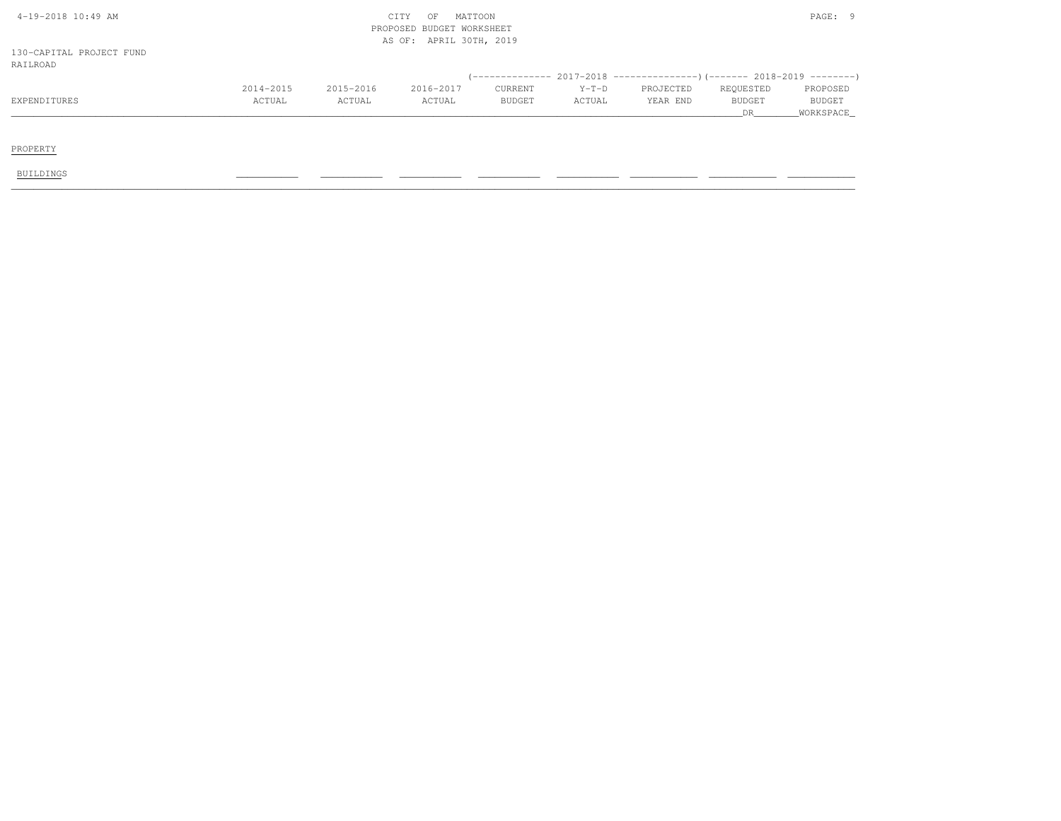CITY OF MATTOON
PROPOSED BUDGET WORKSHEET
AS OF: APRIL 30TH, 2019

130-CAPITAL PROJECT FUND
RAILROAD

| EXPENDITURES | 2014-2015 ACTUAL | 2015-2016 ACTUAL | 2016-2017 ACTUAL | 2017-2018 CURRENT BUDGET | 2017-2018 Y-T-D ACTUAL | 2017-2018 PROJECTED YEAR END | 2018-2019 REQUESTED BUDGET DR | 2018-2019 PROPOSED BUDGET WORKSPACE |
|---|---|---|---|---|---|---|---|---|
| PROPERTY | | | | | | | | |
| BUILDINGS | | | | | | | | |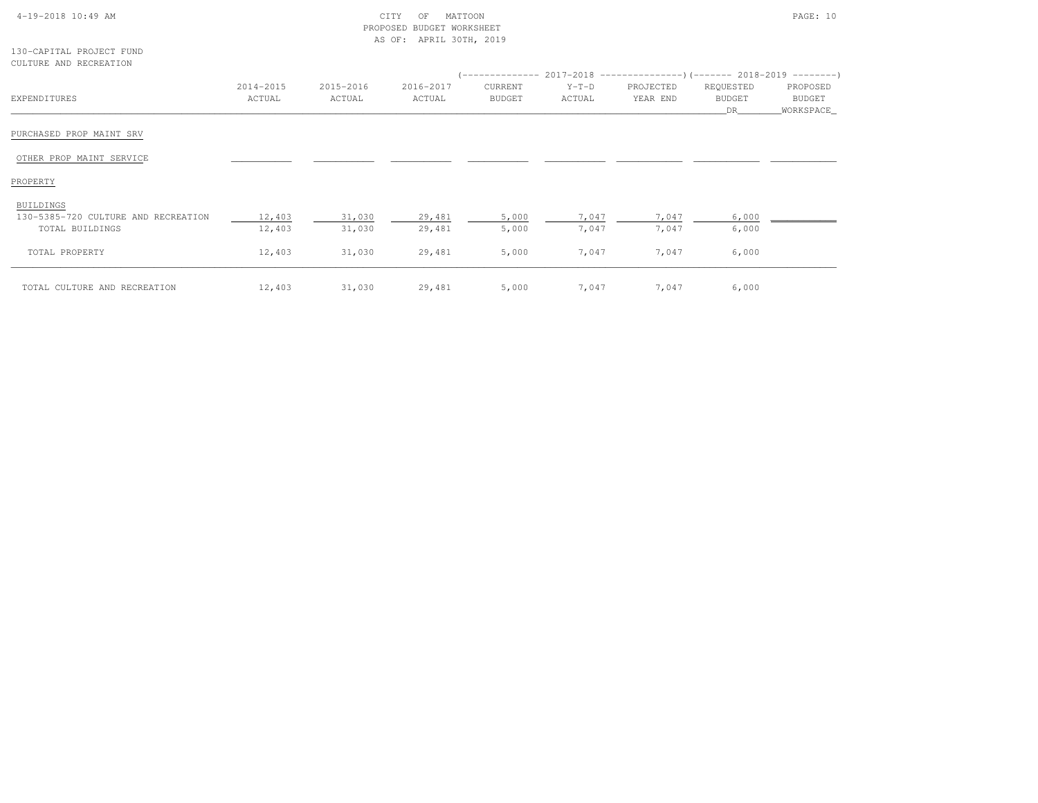CITY OF MATTOON
PROPOSED BUDGET WORKSHEET
AS OF: APRIL 30TH, 2019

130-CAPITAL PROJECT FUND
CULTURE AND RECREATION

| EXPENDITURES | 2014-2015 ACTUAL | 2015-2016 ACTUAL | 2016-2017 ACTUAL | 2017-2018 CURRENT BUDGET | 2017-2018 Y-T-D ACTUAL | 2017-2018 PROJECTED YEAR END | 2018-2019 REQUESTED BUDGET DR | 2018-2019 PROPOSED BUDGET WORKSPACE |
|---|---|---|---|---|---|---|---|---|
| PURCHASED PROP MAINT SRV | | | | | | | | |
| OTHER PROP MAINT SERVICE | | | | | | | | |
| PROPERTY | | | | | | | | |
| BUILDINGS | | | | | | | | |
| 130-5385-720 CULTURE AND RECREATION | 12,403 | 31,030 | 29,481 | 5,000 | 7,047 | 7,047 | 6,000 | |
| TOTAL BUILDINGS | 12,403 | 31,030 | 29,481 | 5,000 | 7,047 | 7,047 | 6,000 | |
| TOTAL PROPERTY | 12,403 | 31,030 | 29,481 | 5,000 | 7,047 | 7,047 | 6,000 | |
| TOTAL CULTURE AND RECREATION | 12,403 | 31,030 | 29,481 | 5,000 | 7,047 | 7,047 | 6,000 | |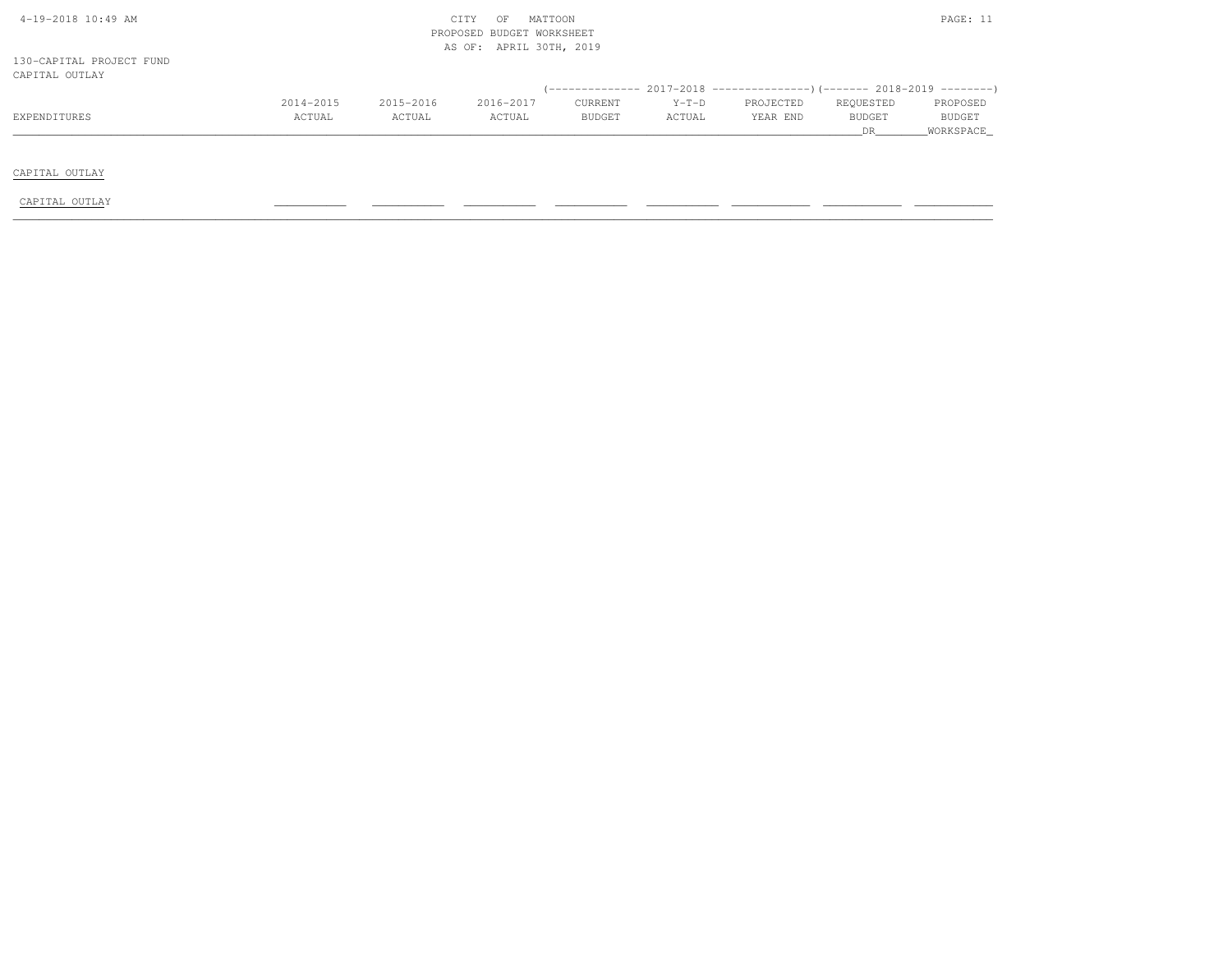CITY OF MATTOON
PROPOSED BUDGET WORKSHEET
AS OF: APRIL 30TH, 2019

130-CAPITAL PROJECT FUND
CAPITAL OUTLAY

| EXPENDITURES | 2014-2015 ACTUAL | 2015-2016 ACTUAL | 2016-2017 ACTUAL | 2017-2018 CURRENT BUDGET | 2017-2018 Y-T-D ACTUAL | 2017-2018 PROJECTED YEAR END | 2018-2019 REQUESTED BUDGET DR | 2018-2019 PROPOSED BUDGET WORKSPACE |
|---|---|---|---|---|---|---|---|---|
| CAPITAL OUTLAY | | | | | | | | |
| CAPITAL OUTLAY | | | | | | | | |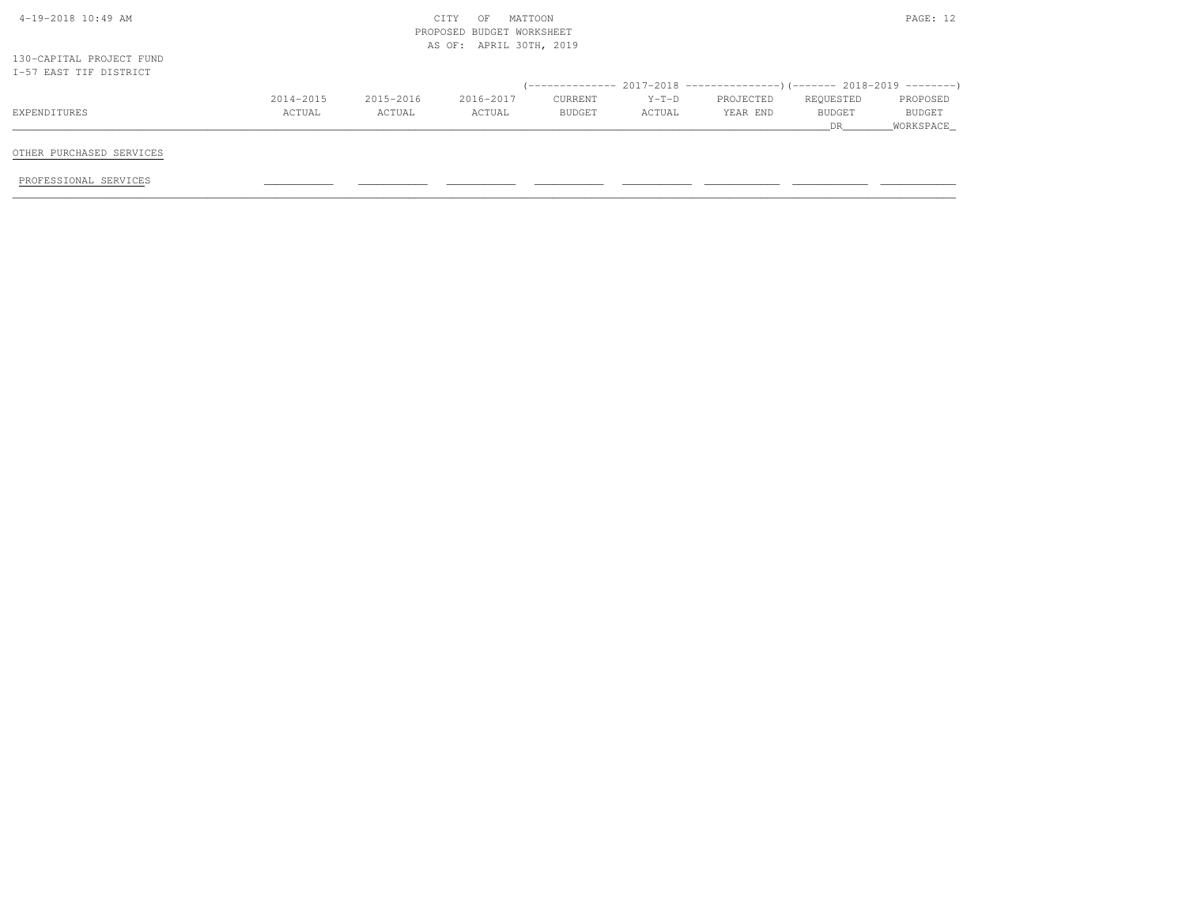CITY OF MATTOON
PROPOSED BUDGET WORKSHEET
AS OF: APRIL 30TH, 2019

130-CAPITAL PROJECT FUND
I-57 EAST TIF DISTRICT

| EXPENDITURES | 2014-2015 ACTUAL | 2015-2016 ACTUAL | 2016-2017 ACTUAL | 2017-2018 CURRENT BUDGET | 2017-2018 Y-T-D ACTUAL | 2017-2018 PROJECTED YEAR END | 2018-2019 REQUESTED BUDGET DR | 2018-2019 PROPOSED BUDGET WORKSPACE |
|---|---|---|---|---|---|---|---|---|
| **OTHER PURCHASED SERVICES** | | | | | | | | |
| PROFESSIONAL SERVICES | | | | | | | | |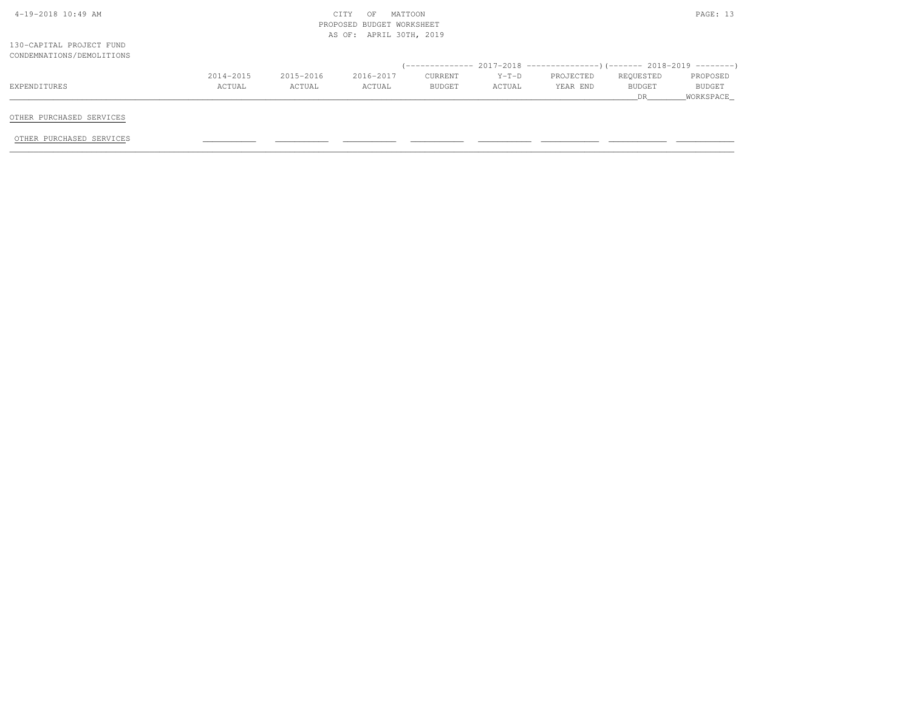PROPOSED BUDGET WORKSHEET
AS OF: APRIL 30TH, 2019

130-CAPITAL PROJECT FUND
CONDEMNATIONS/DEMOLITIONS

| EXPENDITURES | 2014-2015 ACTUAL | 2015-2016 ACTUAL | 2016-2017 ACTUAL | 2017-2018 CURRENT BUDGET | 2017-2018 Y-T-D ACTUAL | 2017-2018 PROJECTED YEAR END | 2018-2019 REQUESTED BUDGET DR | 2018-2019 PROPOSED BUDGET WORKSPACE |
|---|---|---|---|---|---|---|---|---|
| **OTHER PURCHASED SERVICES** | | | | | | | | |
| OTHER PURCHASED SERVICES | | | | | | | | |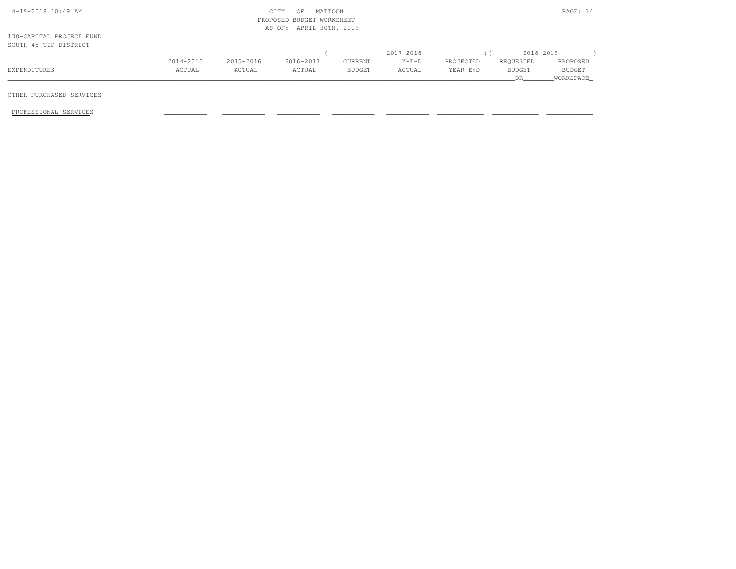CITY OF MATTOON
PROPOSED BUDGET WORKSHEET
AS OF: APRIL 30TH, 2019

130-CAPITAL PROJECT FUND
SOUTH 45 TIF DISTRICT

| EXPENDITURES | 2014-2015 ACTUAL | 2015-2016 ACTUAL | 2016-2017 ACTUAL | 2017-2018 CURRENT BUDGET | 2017-2018 Y-T-D ACTUAL | 2017-2018 PROJECTED YEAR END | 2018-2019 REQUESTED BUDGET DR | 2018-2019 PROPOSED BUDGET WORKSPACE |
|---|---|---|---|---|---|---|---|---|
| OTHER PURCHASED SERVICES | | | | | | | | |
| PROFESSIONAL SERVICES | | | | | | | | |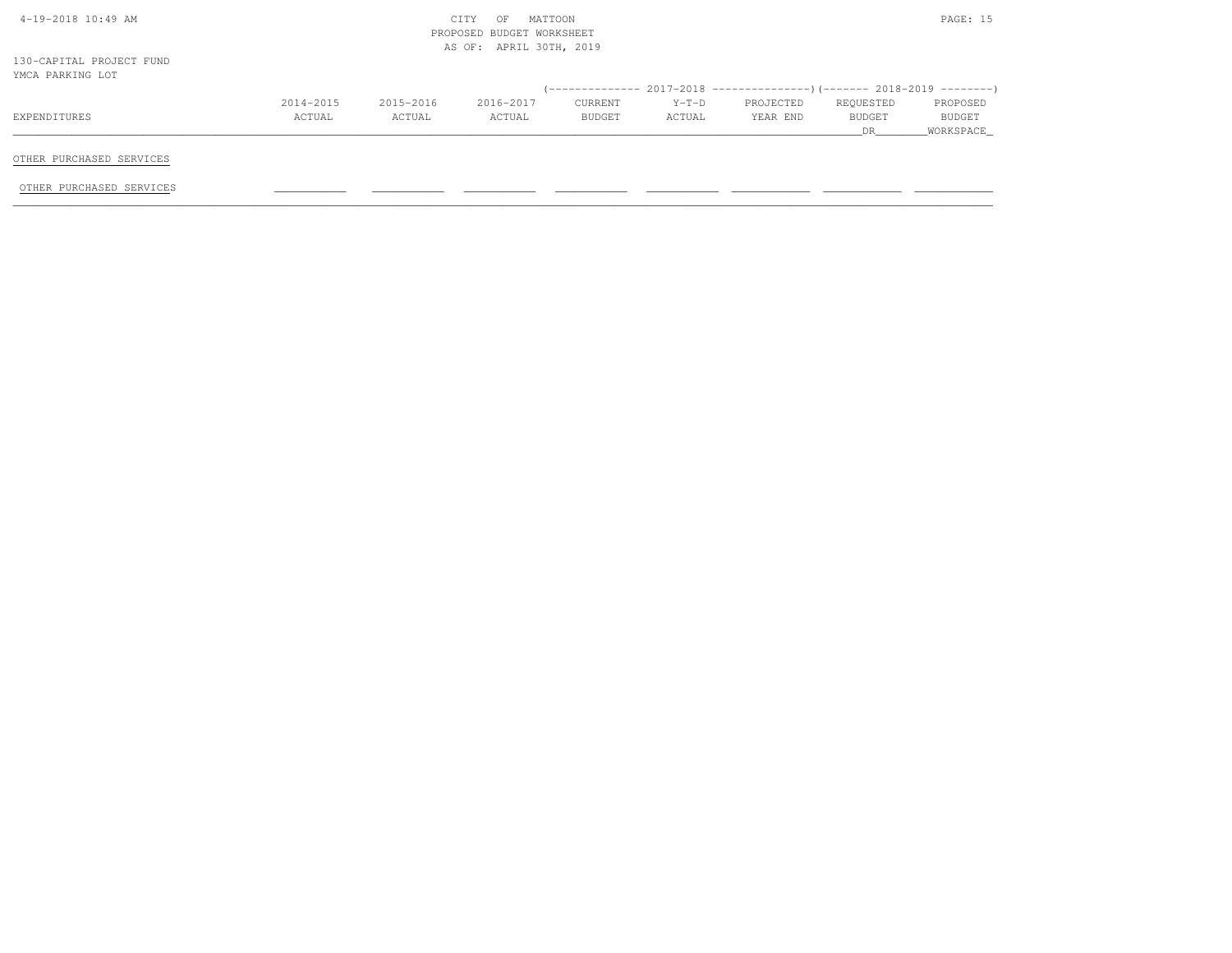130-CAPITAL PROJECT FUND
YMCA PARKING LOT

| EXPENDITURES | 2014-2015 ACTUAL | 2015-2016 ACTUAL | 2016-2017 ACTUAL | 2017-2018 CURRENT BUDGET | 2017-2018 Y-T-D ACTUAL | 2017-2018 PROJECTED YEAR END | 2018-2019 REQUESTED BUDGET DR | 2018-2019 PROPOSED BUDGET WORKSPACE |
|---|---|---|---|---|---|---|---|---|
| OTHER PURCHASED SERVICES | | | | | | | | |
| OTHER PURCHASED SERVICES | | | | | | | | |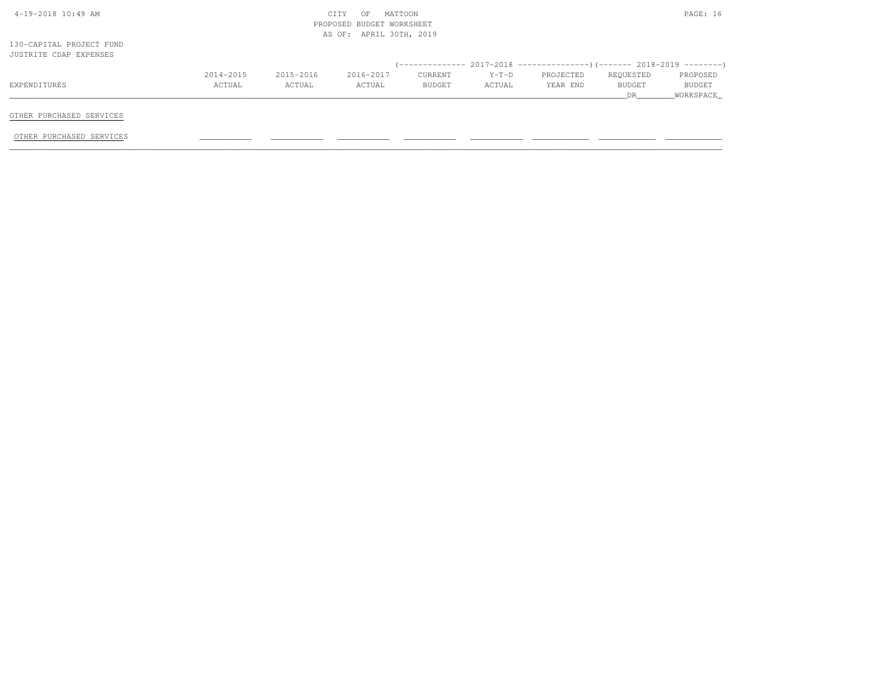CITY OF MATTOON
PROPOSED BUDGET WORKSHEET
AS OF: APRIL 30TH, 2019

130-CAPITAL PROJECT FUND
JUSTRITE CDAP EXPENSES

| | | | | (-------------- 2017-2018 | --------------- | ---------------) | (------- 2018-2019 | --------) |
|---|---|---|---|---|---|---|---|---|
| EXPENDITURES | 2014-2015 ACTUAL | 2015-2016 ACTUAL | 2016-2017 ACTUAL | CURRENT BUDGET | Y-T-D ACTUAL | PROJECTED YEAR END | REQUESTED BUDGET DR | PROPOSED BUDGET WORKSPACE |
| OTHER PURCHASED SERVICES | | | | | | | | |
| OTHER PURCHASED SERVICES | | | | | | | | |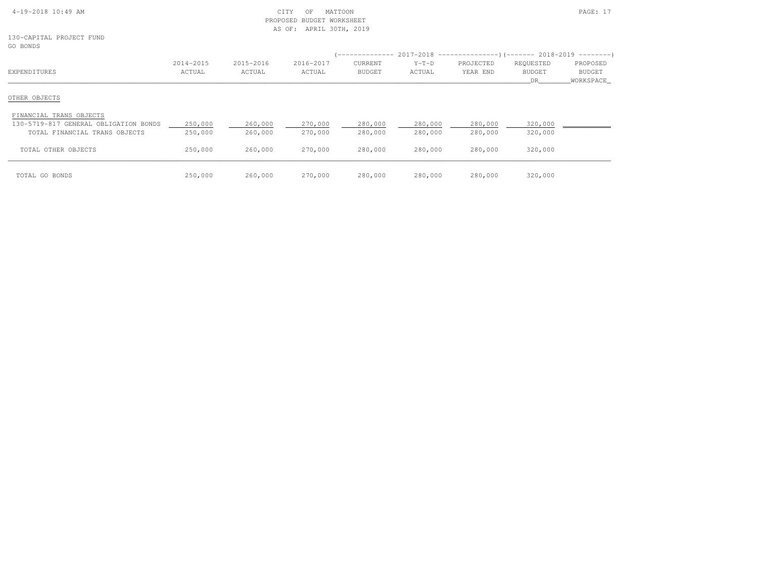CITY OF MATTOON
PROPOSED BUDGET WORKSHEET
AS OF: APRIL 30TH, 2019

130-CAPITAL PROJECT FUND
GO BONDS

| EXPENDITURES | 2014-2015 ACTUAL | 2015-2016 ACTUAL | 2016-2017 ACTUAL | 2017-2018 CURRENT BUDGET | 2017-2018 Y-T-D ACTUAL | 2017-2018 PROJECTED YEAR END | 2018-2019 REQUESTED BUDGET DR | 2018-2019 PROPOSED BUDGET WORKSPACE |
|---|---|---|---|---|---|---|---|---|
| OTHER OBJECTS | | | | | | | | |
| FINANCIAL TRANS OBJECTS | | | | | | | | |
| 130-5719-817 GENERAL OBLIGATION BONDS | 250,000 | 260,000 | 270,000 | 280,000 | 280,000 | 280,000 | 320,000 | |
| TOTAL FINANCIAL TRANS OBJECTS | 250,000 | 260,000 | 270,000 | 280,000 | 280,000 | 280,000 | 320,000 | |
| TOTAL OTHER OBJECTS | 250,000 | 260,000 | 270,000 | 280,000 | 280,000 | 280,000 | 320,000 | |
| TOTAL GO BONDS | 250,000 | 260,000 | 270,000 | 280,000 | 280,000 | 280,000 | 320,000 | |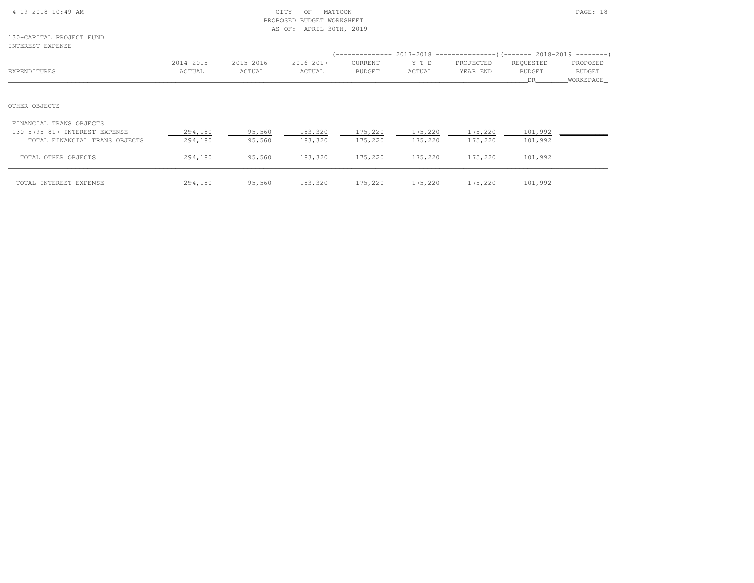CITY OF MATTOON
PROPOSED BUDGET WORKSHEET
AS OF: APRIL 30TH, 2019

130-CAPITAL PROJECT FUND
INTEREST EXPENSE

| EXPENDITURES | 2014-2015 ACTUAL | 2015-2016 ACTUAL | 2016-2017 ACTUAL | 2017-2018 CURRENT BUDGET | 2017-2018 Y-T-D ACTUAL | 2017-2018 PROJECTED YEAR END | 2018-2019 REQUESTED BUDGET DR | 2018-2019 PROPOSED BUDGET WORKSPACE |
|---|---|---|---|---|---|---|---|---|
| OTHER OBJECTS | | | | | | | | |
| FINANCIAL TRANS OBJECTS | | | | | | | | |
| 130-5795-817 INTEREST EXPENSE | 294,180 | 95,560 | 183,320 | 175,220 | 175,220 | 175,220 | 101,992 | |
| TOTAL FINANCIAL TRANS OBJECTS | 294,180 | 95,560 | 183,320 | 175,220 | 175,220 | 175,220 | 101,992 | |
| TOTAL OTHER OBJECTS | 294,180 | 95,560 | 183,320 | 175,220 | 175,220 | 175,220 | 101,992 | |
| TOTAL INTEREST EXPENSE | 294,180 | 95,560 | 183,320 | 175,220 | 175,220 | 175,220 | 101,992 | |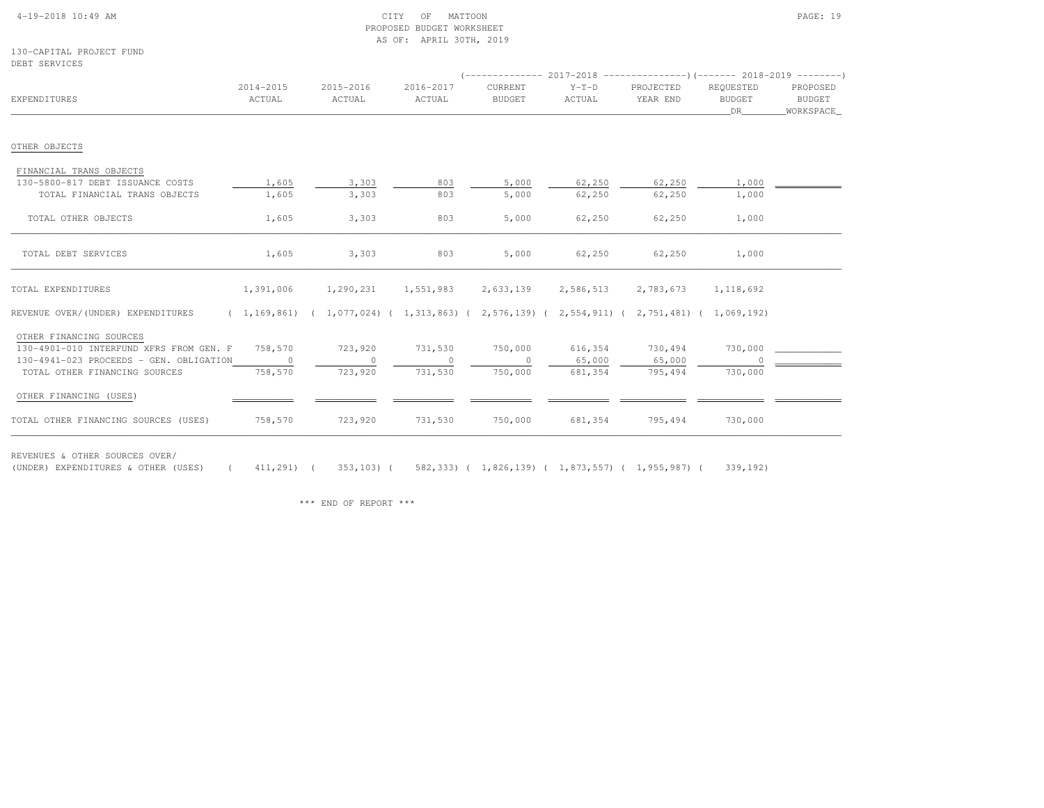CITY OF MATTOON
PROPOSED BUDGET WORKSHEET
AS OF: APRIL 30TH, 2019

130-CAPITAL PROJECT FUND
DEBT SERVICES

| EXPENDITURES | 2014-2015 ACTUAL | 2015-2016 ACTUAL | 2016-2017 ACTUAL | 2017-2018 CURRENT BUDGET | 2017-2018 Y-T-D ACTUAL | 2017-2018 PROJECTED YEAR END | 2018-2019 REQUESTED BUDGET DR | 2018-2019 PROPOSED BUDGET WORKSPACE |
|---|---|---|---|---|---|---|---|---|
| **OTHER OBJECTS** | | | | | | | | |
| FINANCIAL TRANS OBJECTS | | | | | | | | |
| 130-5800-817 DEBT ISSUANCE COSTS | 1,605 | 3,303 | 803 | 5,000 | 62,250 | 62,250 | 1,000 | |
| TOTAL FINANCIAL TRANS OBJECTS | 1,605 | 3,303 | 803 | 5,000 | 62,250 | 62,250 | 1,000 | |
| TOTAL OTHER OBJECTS | 1,605 | 3,303 | 803 | 5,000 | 62,250 | 62,250 | 1,000 | |
| TOTAL DEBT SERVICES | 1,605 | 3,303 | 803 | 5,000 | 62,250 | 62,250 | 1,000 | |
| TOTAL EXPENDITURES | 1,391,006 | 1,290,231 | 1,551,983 | 2,633,139 | 2,586,513 | 2,783,673 | 1,118,692 | |
| REVENUE OVER/(UNDER) EXPENDITURES | ( 1,169,861) | ( 1,077,024) | ( 1,313,863) | ( 2,576,139) | ( 2,554,911) | ( 2,751,481) | ( 1,069,192) | |
| OTHER FINANCING SOURCES | | | | | | | | |
| 130-4901-010 INTERFUND XFRS FROM GEN. F | 758,570 | 723,920 | 731,530 | 750,000 | 616,354 | 730,494 | 730,000 | |
| 130-4941-023 PROCEEDS - GEN. OBLIGATION | 0 | 0 | 0 | 0 | 65,000 | 65,000 | 0 | |
| TOTAL OTHER FINANCING SOURCES | 758,570 | 723,920 | 731,530 | 750,000 | 681,354 | 795,494 | 730,000 | |
| OTHER FINANCING (USES) | | | | | | | | |
| TOTAL OTHER FINANCING SOURCES (USES) | 758,570 | 723,920 | 731,530 | 750,000 | 681,354 | 795,494 | 730,000 | |
| REVENUES & OTHER SOURCES OVER/ (UNDER) EXPENDITURES & OTHER (USES) | ( 411,291) | ( 353,103) | ( 582,333) | ( 1,826,139) | ( 1,873,557) | ( 1,955,987) | ( 339,192) | |

\*\*\* END OF REPORT \*\*\*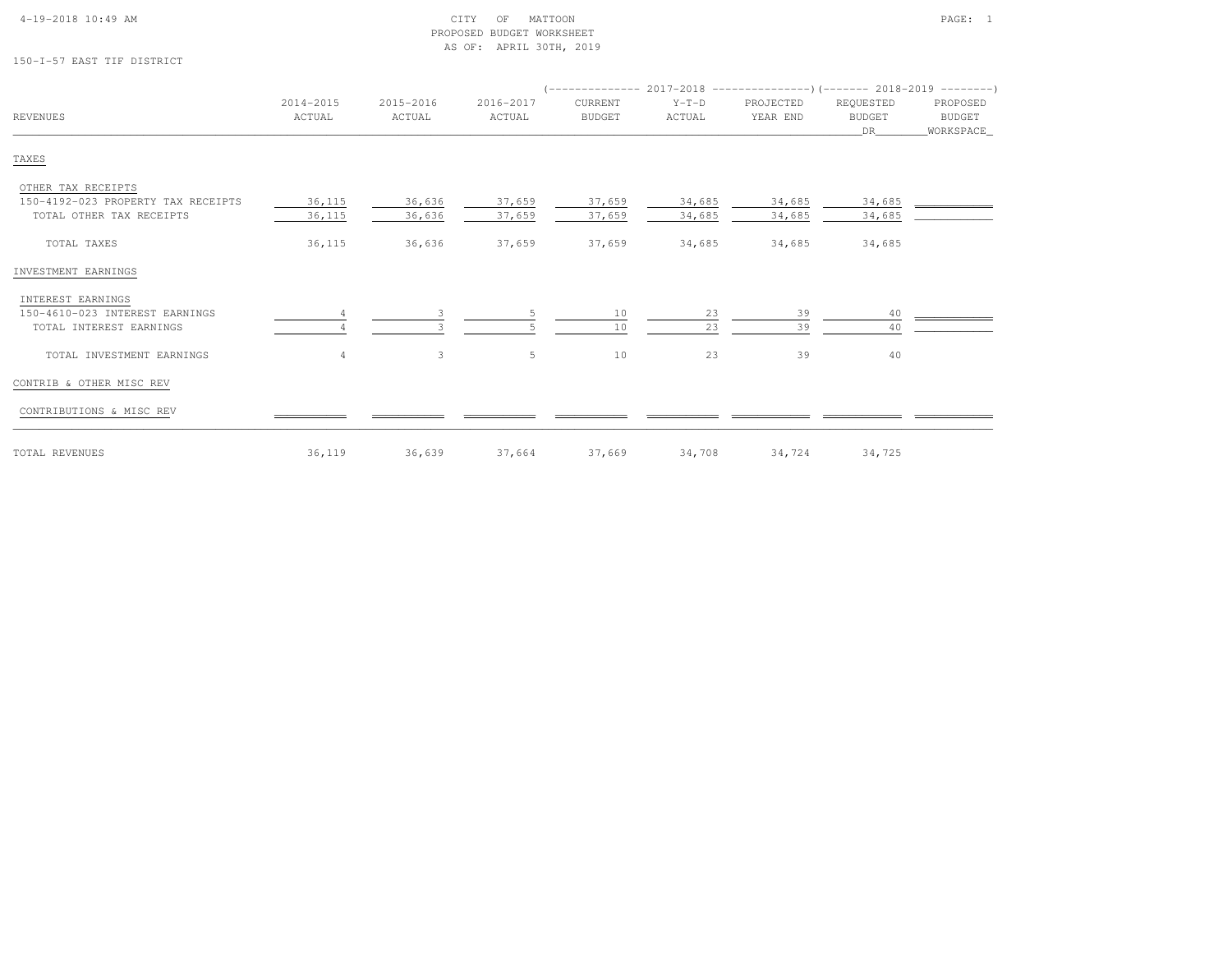CITY OF MATTOON
PROPOSED BUDGET WORKSHEET
AS OF: APRIL 30TH, 2019

150-I-57 EAST TIF DISTRICT

| REVENUES | 2014-2015 ACTUAL | 2015-2016 ACTUAL | 2016-2017 ACTUAL | 2017-2018 CURRENT BUDGET | 2017-2018 Y-T-D ACTUAL | 2017-2018 PROJECTED YEAR END | 2018-2019 REQUESTED BUDGET DR | 2018-2019 PROPOSED BUDGET WORKSPACE |
|---|---|---|---|---|---|---|---|---|
| TAXES | | | | | | | | |
| OTHER TAX RECEIPTS | | | | | | | | |
| 150-4192-023 PROPERTY TAX RECEIPTS | 36,115 | 36,636 | 37,659 | 37,659 | 34,685 | 34,685 | 34,685 | |
| TOTAL OTHER TAX RECEIPTS | 36,115 | 36,636 | 37,659 | 37,659 | 34,685 | 34,685 | 34,685 | |
| TOTAL TAXES | 36,115 | 36,636 | 37,659 | 37,659 | 34,685 | 34,685 | 34,685 | |
| INVESTMENT EARNINGS | | | | | | | | |
| INTEREST EARNINGS | | | | | | | | |
| 150-4610-023 INTEREST EARNINGS | 4 | 3 | 5 | 10 | 23 | 39 | 40 | |
| TOTAL INTEREST EARNINGS | 4 | 3 | 5 | 10 | 23 | 39 | 40 | |
| TOTAL INVESTMENT EARNINGS | 4 | 3 | 5 | 10 | 23 | 39 | 40 | |
| CONTRIB & OTHER MISC REV | | | | | | | | |
| CONTRIBUTIONS & MISC REV | | | | | | | | |
| TOTAL REVENUES | 36,119 | 36,639 | 37,664 | 37,669 | 34,708 | 34,724 | 34,725 | |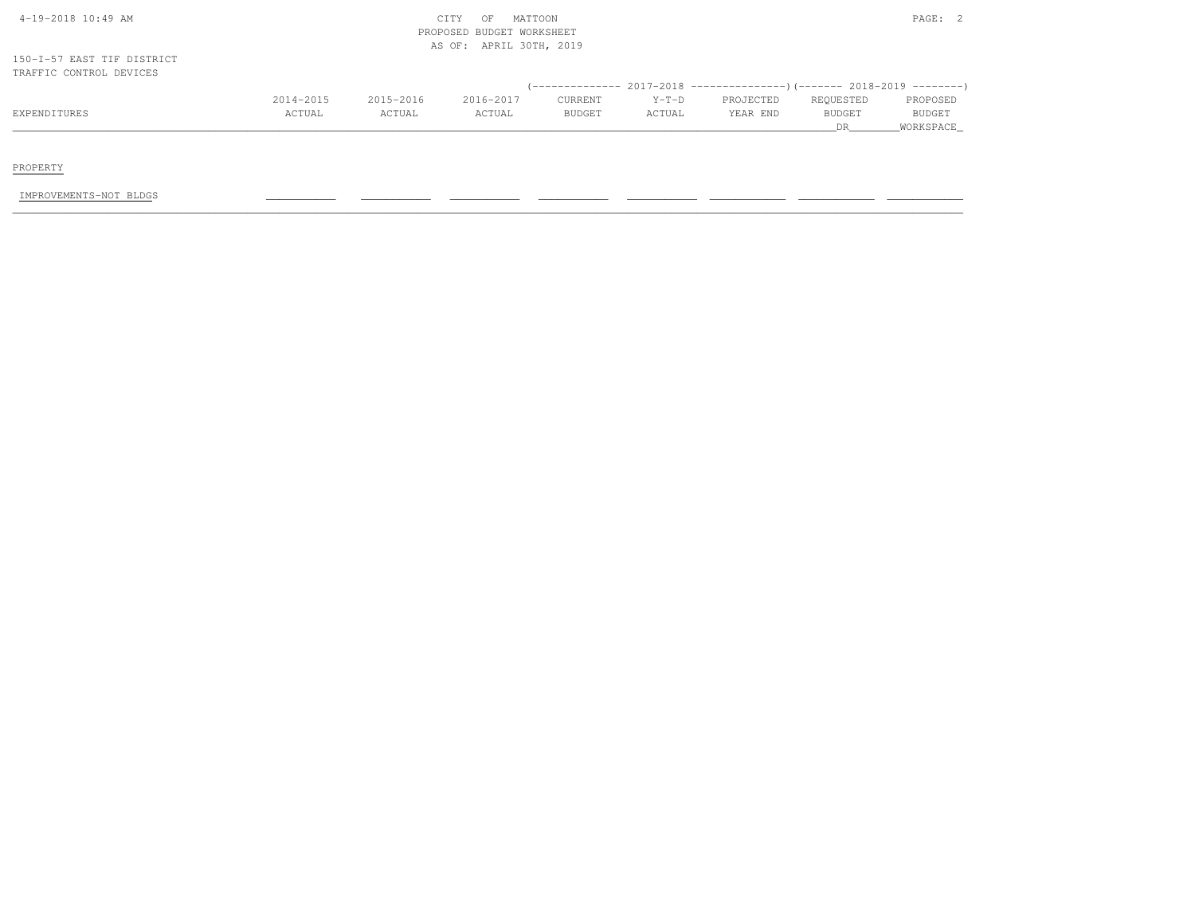CITY OF MATTOON
PROPOSED BUDGET WORKSHEET
AS OF: APRIL 30TH, 2019

150-I-57 EAST TIF DISTRICT
TRAFFIC CONTROL DEVICES

| | | | | 2017-2018 | | | 2018-2019 | |
|---|---|---|---|---|---|---|---|---|
| EXPENDITURES | 2014-2015 ACTUAL | 2015-2016 ACTUAL | 2016-2017 ACTUAL | CURRENT BUDGET | Y-T-D ACTUAL | PROJECTED YEAR END | REQUESTED BUDGET DR | PROPOSED BUDGET WORKSPACE |
| PROPERTY | | | | | | | | |
| IMPROVEMENTS-NOT BLDGS | | | | | | | | |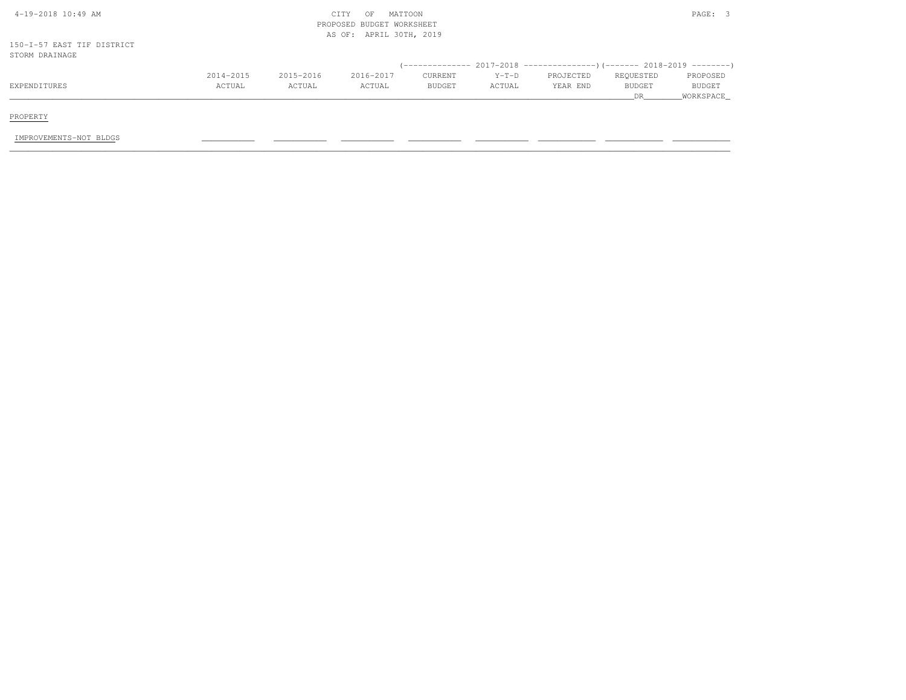CITY OF MATTOON
PROPOSED BUDGET WORKSHEET
AS OF: APRIL 30TH, 2019

150-I-57 EAST TIF DISTRICT
STORM DRAINAGE

| EXPENDITURES | 2014-2015 ACTUAL | 2015-2016 ACTUAL | 2016-2017 ACTUAL | 2017-2018 CURRENT BUDGET | 2017-2018 Y-T-D ACTUAL | 2017-2018 PROJECTED YEAR END | 2018-2019 REQUESTED BUDGET DR | 2018-2019 PROPOSED BUDGET WORKSPACE |
|---|---|---|---|---|---|---|---|---|
| **PROPERTY** | | | | | | | | |
| IMPROVEMENTS-NOT BLDGS | | | | | | | | |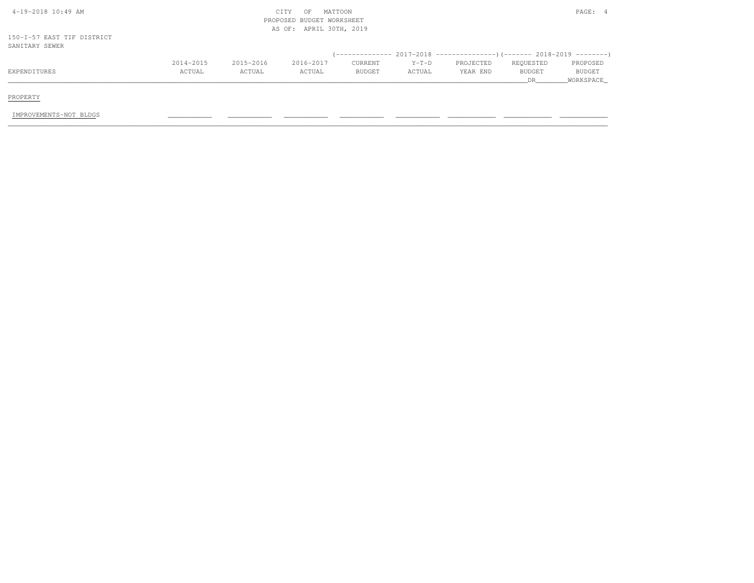CITY OF MATTOON
PROPOSED BUDGET WORKSHEET
AS OF: APRIL 30TH, 2019

150-I-57 EAST TIF DISTRICT
SANITARY SEWER

| EXPENDITURES | 2014-2015 ACTUAL | 2015-2016 ACTUAL | 2016-2017 ACTUAL | 2017-2018 CURRENT BUDGET | 2017-2018 Y-T-D ACTUAL | 2017-2018 PROJECTED YEAR END | 2018-2019 REQUESTED BUDGET DR | 2018-2019 PROPOSED BUDGET WORKSPACE |
|---|---|---|---|---|---|---|---|---|
| PROPERTY | | | | | | | | |
| IMPROVEMENTS-NOT BLDGS | | | | | | | | |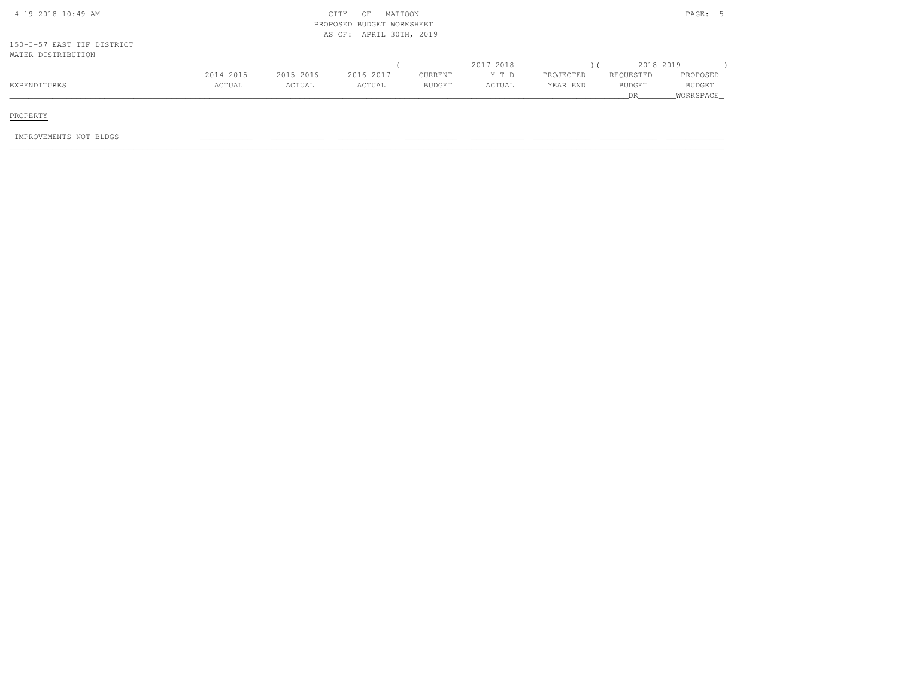CITY OF MATTOON
PROPOSED BUDGET WORKSHEET
AS OF: APRIL 30TH, 2019

150-I-57 EAST TIF DISTRICT
WATER DISTRIBUTION

| EXPENDITURES | 2014-2015 ACTUAL | 2015-2016 ACTUAL | 2016-2017 ACTUAL | 2017-2018 CURRENT BUDGET | 2017-2018 Y-T-D ACTUAL | 2017-2018 PROJECTED YEAR END | 2018-2019 REQUESTED BUDGET DR | 2018-2019 PROPOSED BUDGET WORKSPACE |
|---|---|---|---|---|---|---|---|---|
| PROPERTY | | | | | | | | |
| IMPROVEMENTS-NOT BLDGS | | | | | | | | |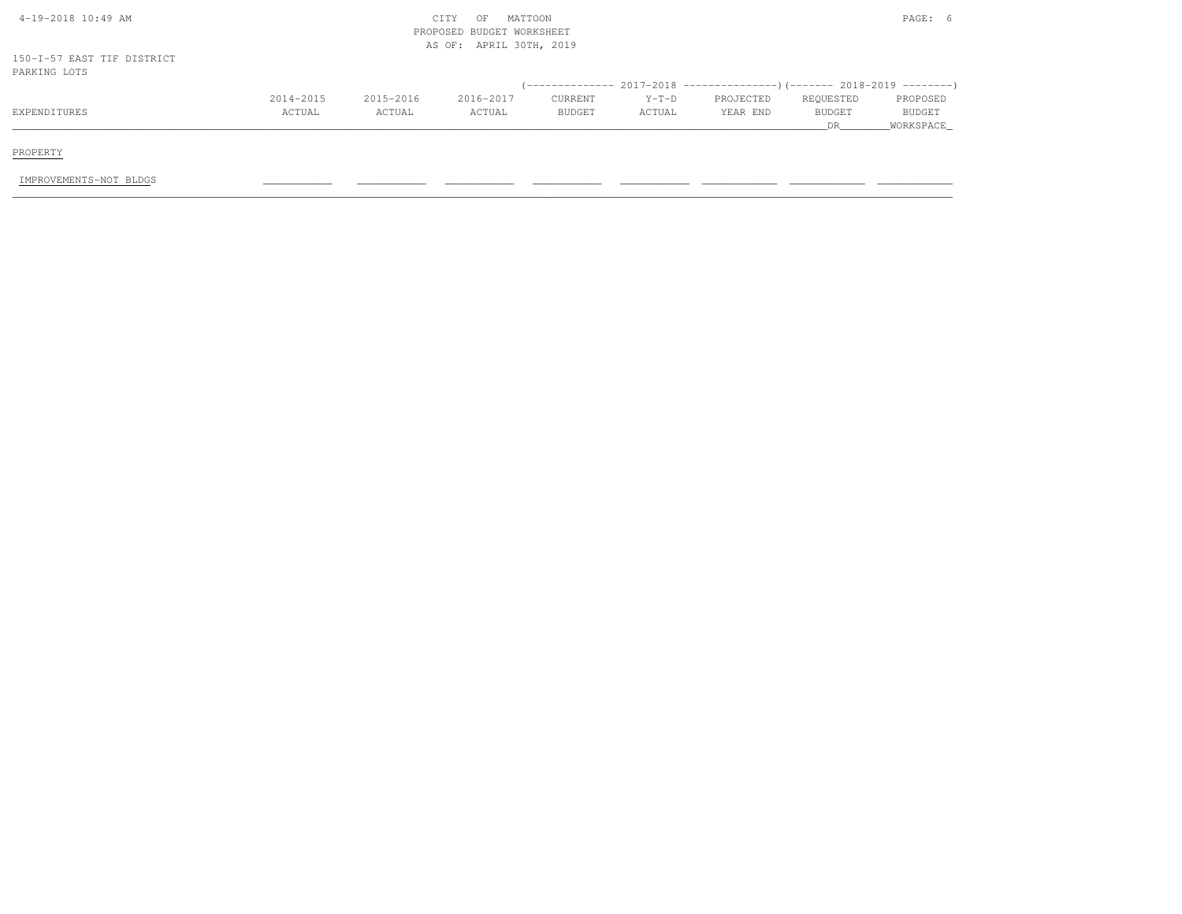CITY OF MATTOON
PROPOSED BUDGET WORKSHEET
AS OF: APRIL 30TH, 2019

150-I-57 EAST TIF DISTRICT
PARKING LOTS

| EXPENDITURES | 2014-2015 ACTUAL | 2015-2016 ACTUAL | 2016-2017 ACTUAL | 2017-2018 CURRENT BUDGET | 2017-2018 Y-T-D ACTUAL | 2017-2018 PROJECTED YEAR END | 2018-2019 REQUESTED BUDGET DR | 2018-2019 PROPOSED BUDGET WORKSPACE |
|---|---|---|---|---|---|---|---|---|
| PROPERTY | | | | | | | | |
| IMPROVEMENTS-NOT BLDGS | | | | | | | | |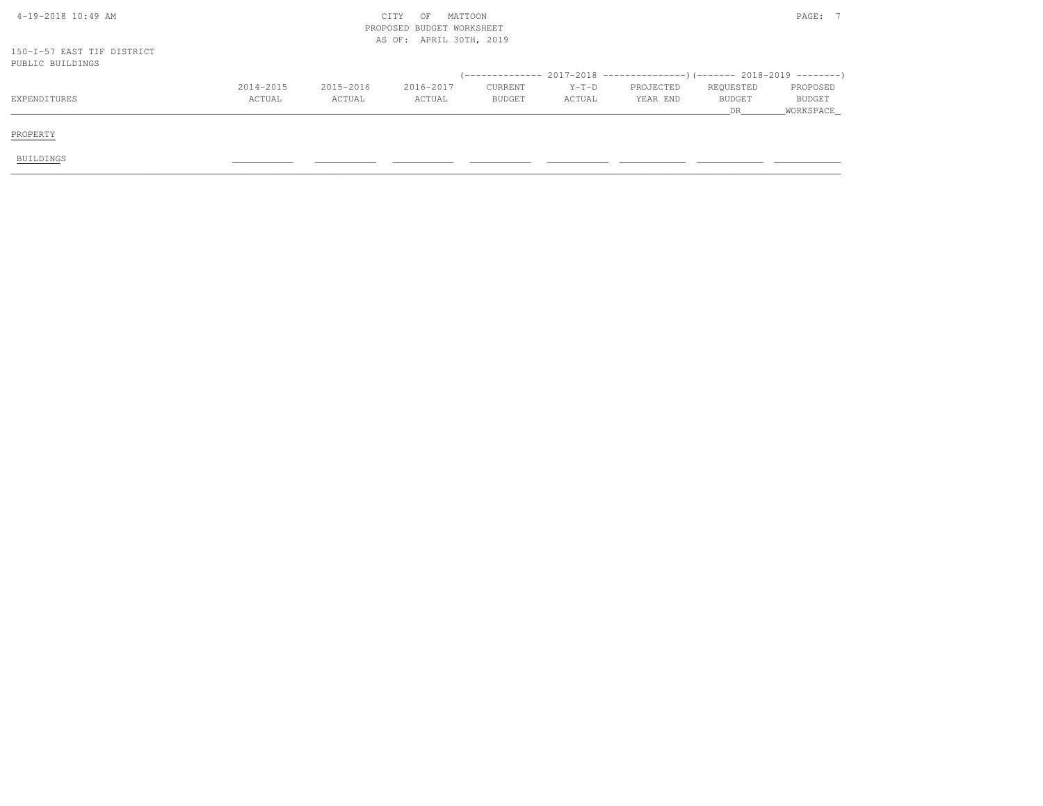4-19-2018 10:49 AM

CITY OF MATTOON
PROPOSED BUDGET WORKSHEET
AS OF: APRIL 30TH, 2019

150-I-57 EAST TIF DISTRICT
PUBLIC BUILDINGS

| | | | | 2017-2018 | | | 2018-2019 | |
|---|---|---|---|---|---|---|---|---|
| EXPENDITURES | 2014-2015 ACTUAL | 2015-2016 ACTUAL | 2016-2017 ACTUAL | CURRENT BUDGET | Y-T-D ACTUAL | PROJECTED YEAR END | REQUESTED BUDGET DR | PROPOSED BUDGET WORKSPACE |
| PROPERTY | | | | | | | | |
| BUILDINGS | | | | | | | | |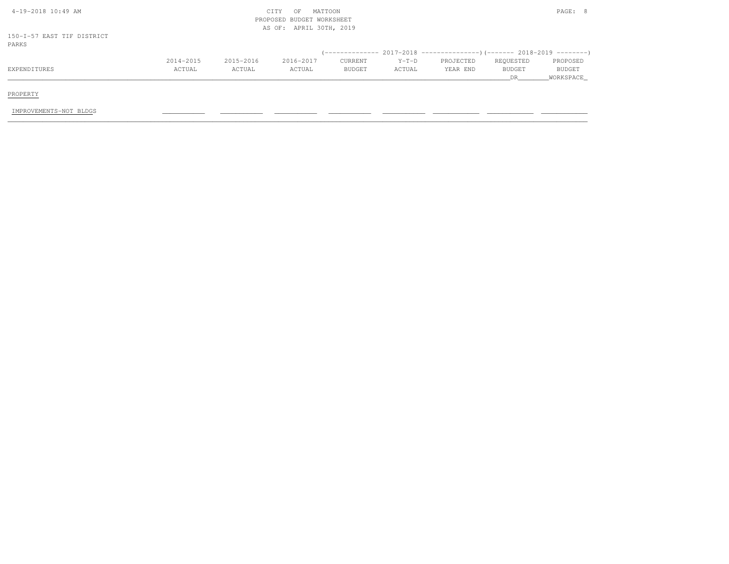CITY OF MATTOON
PROPOSED BUDGET WORKSHEET
AS OF: APRIL 30TH, 2019

150-I-57 EAST TIF DISTRICT
PARKS

| EXPENDITURES | 2014-2015 ACTUAL | 2015-2016 ACTUAL | 2016-2017 ACTUAL | 2017-2018 CURRENT BUDGET | 2017-2018 Y-T-D ACTUAL | 2017-2018 PROJECTED YEAR END | 2018-2019 REQUESTED BUDGET DR | 2018-2019 PROPOSED BUDGET WORKSPACE |
|---|---|---|---|---|---|---|---|---|
| PROPERTY | | | | | | | | |
| IMPROVEMENTS-NOT BLDGS | | | | | | | | |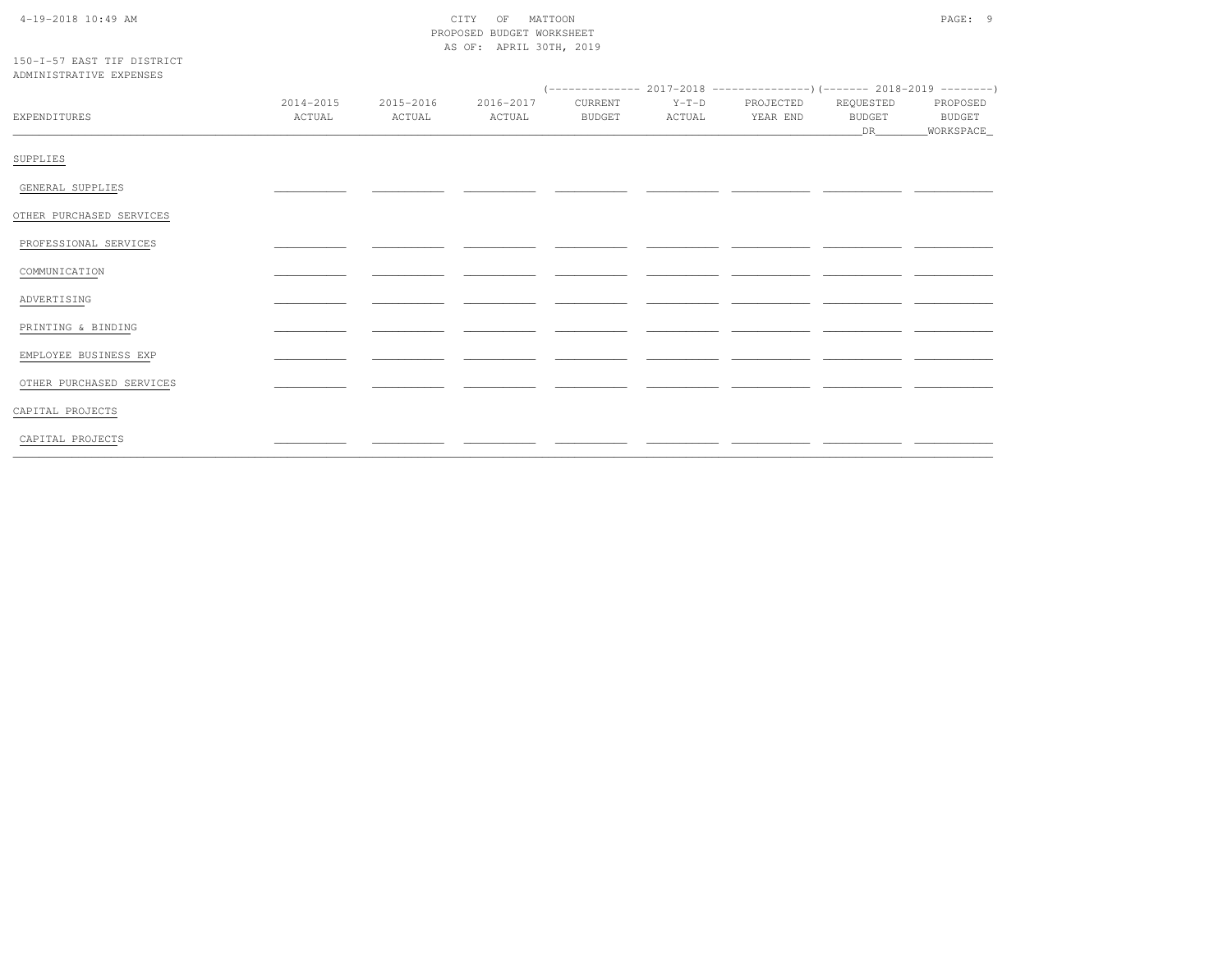CITY OF MATTOON
PROPOSED BUDGET WORKSHEET
AS OF: APRIL 30TH, 2019

150-I-57 EAST TIF DISTRICT
ADMINISTRATIVE EXPENSES

| EXPENDITURES | 2014-2015 ACTUAL | 2015-2016 ACTUAL | 2016-2017 ACTUAL | 2017-2018 CURRENT BUDGET | 2017-2018 Y-T-D ACTUAL | 2017-2018 PROJECTED YEAR END | 2018-2019 REQUESTED BUDGET DR | 2018-2019 PROPOSED BUDGET WORKSPACE |
|---|---|---|---|---|---|---|---|---|
| SUPPLIES | | | | | | | | |
| GENERAL SUPPLIES | | | | | | | | |
| OTHER PURCHASED SERVICES | | | | | | | | |
| PROFESSIONAL SERVICES | | | | | | | | |
| COMMUNICATION | | | | | | | | |
| ADVERTISING | | | | | | | | |
| PRINTING & BINDING | | | | | | | | |
| EMPLOYEE BUSINESS EXP | | | | | | | | |
| OTHER PURCHASED SERVICES | | | | | | | | |
| CAPITAL PROJECTS | | | | | | | | |
| CAPITAL PROJECTS | | | | | | | | |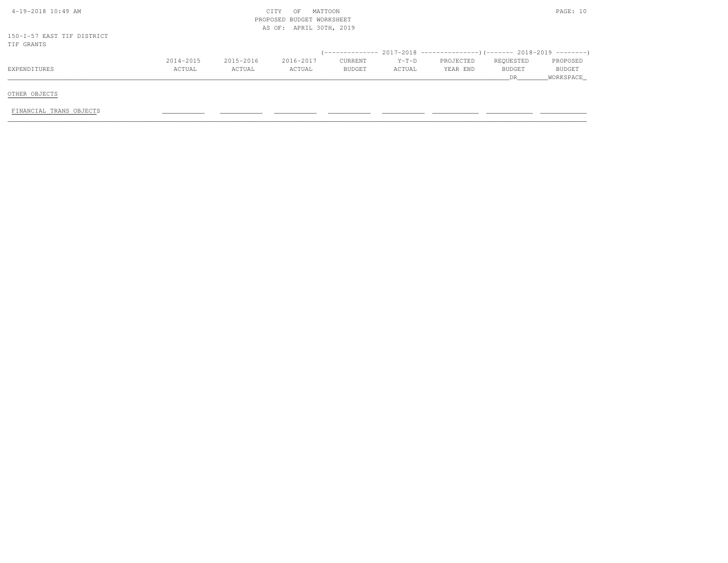CITY OF MATTOON
PROPOSED BUDGET WORKSHEET
AS OF: APRIL 30TH, 2019

150-I-57 EAST TIF DISTRICT
TIF GRANTS

| EXPENDITURES | 2014-2015 ACTUAL | 2015-2016 ACTUAL | 2016-2017 ACTUAL | 2017-2018 CURRENT BUDGET | 2017-2018 Y-T-D ACTUAL | 2017-2018 PROJECTED YEAR END | 2018-2019 REQUESTED BUDGET DR | 2018-2019 PROPOSED BUDGET WORKSPACE |
|---|---|---|---|---|---|---|---|---|
| OTHER OBJECTS | | | | | | | | |
| FINANCIAL TRANS OBJECTS | | | | | | | | |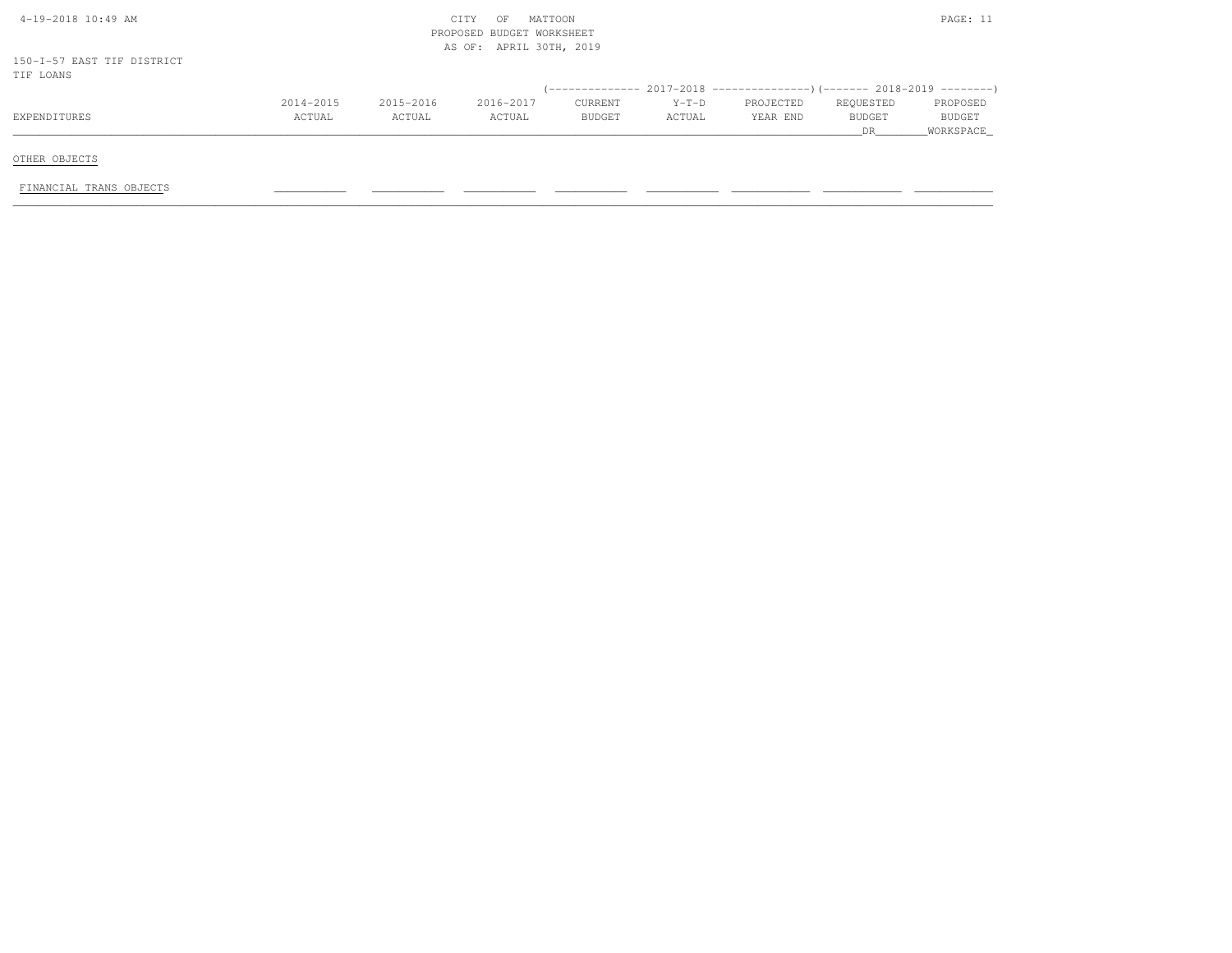CITY OF MATTOON
PROPOSED BUDGET WORKSHEET
AS OF: APRIL 30TH, 2019

150-I-57 EAST TIF DISTRICT
TIF LOANS

| EXPENDITURES | 2014-2015 ACTUAL | 2015-2016 ACTUAL | 2016-2017 ACTUAL | 2017-2018 CURRENT BUDGET | 2017-2018 Y-T-D ACTUAL | 2017-2018 PROJECTED YEAR END | 2018-2019 REQUESTED BUDGET DR | 2018-2019 PROPOSED BUDGET WORKSPACE |
|---|---|---|---|---|---|---|---|---|
| OTHER OBJECTS | | | | | | | | |
| FINANCIAL TRANS OBJECTS | | | | | | | | |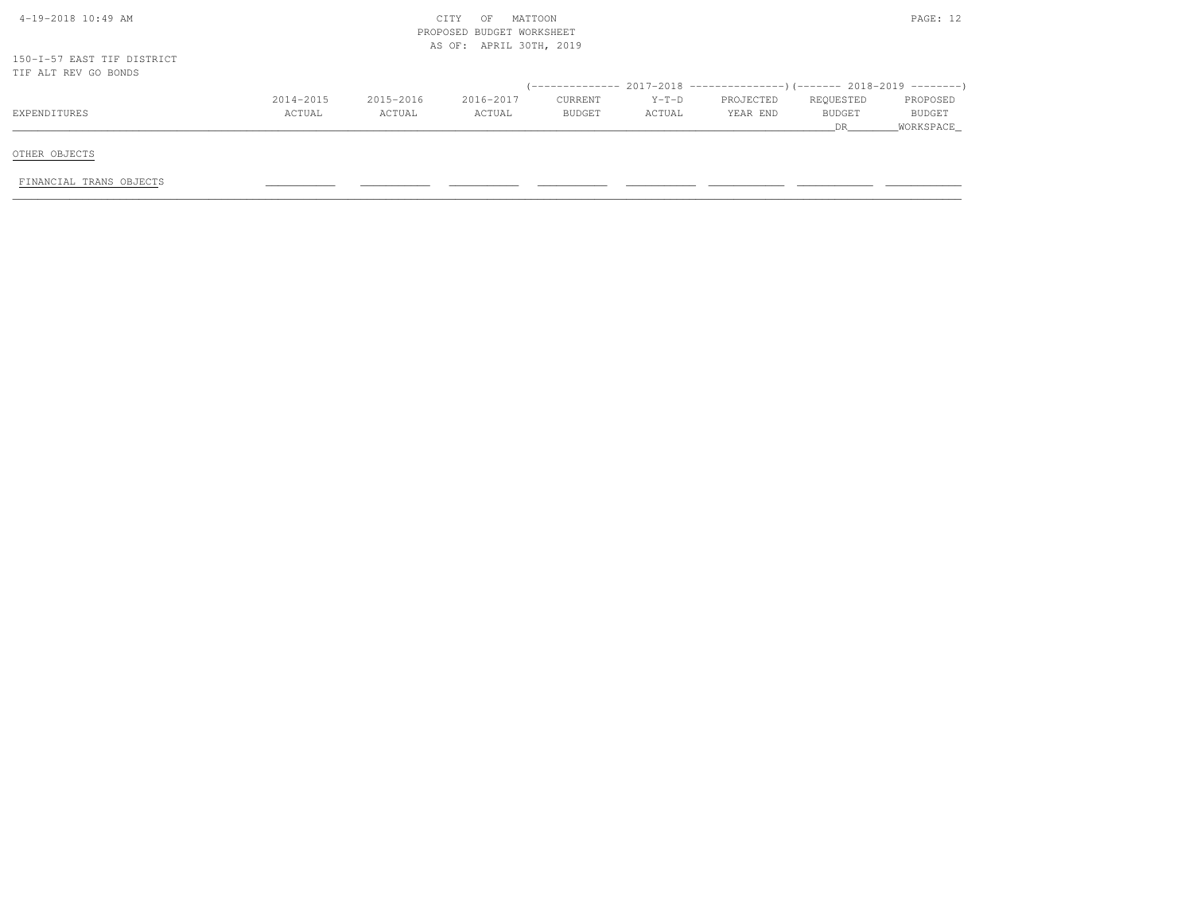CITY OF MATTOON
PROPOSED BUDGET WORKSHEET
AS OF: APRIL 30TH, 2019

150-I-57 EAST TIF DISTRICT
TIF ALT REV GO BONDS

| EXPENDITURES | 2014-2015 ACTUAL | 2015-2016 ACTUAL | 2016-2017 ACTUAL | 2017-2018 CURRENT BUDGET | 2017-2018 Y-T-D ACTUAL | 2017-2018 PROJECTED YEAR END | 2018-2019 REQUESTED BUDGET DR | 2018-2019 PROPOSED BUDGET WORKSPACE |
|---|---|---|---|---|---|---|---|---|
| OTHER OBJECTS | | | | | | | | |
| FINANCIAL TRANS OBJECTS | | | | | | | | |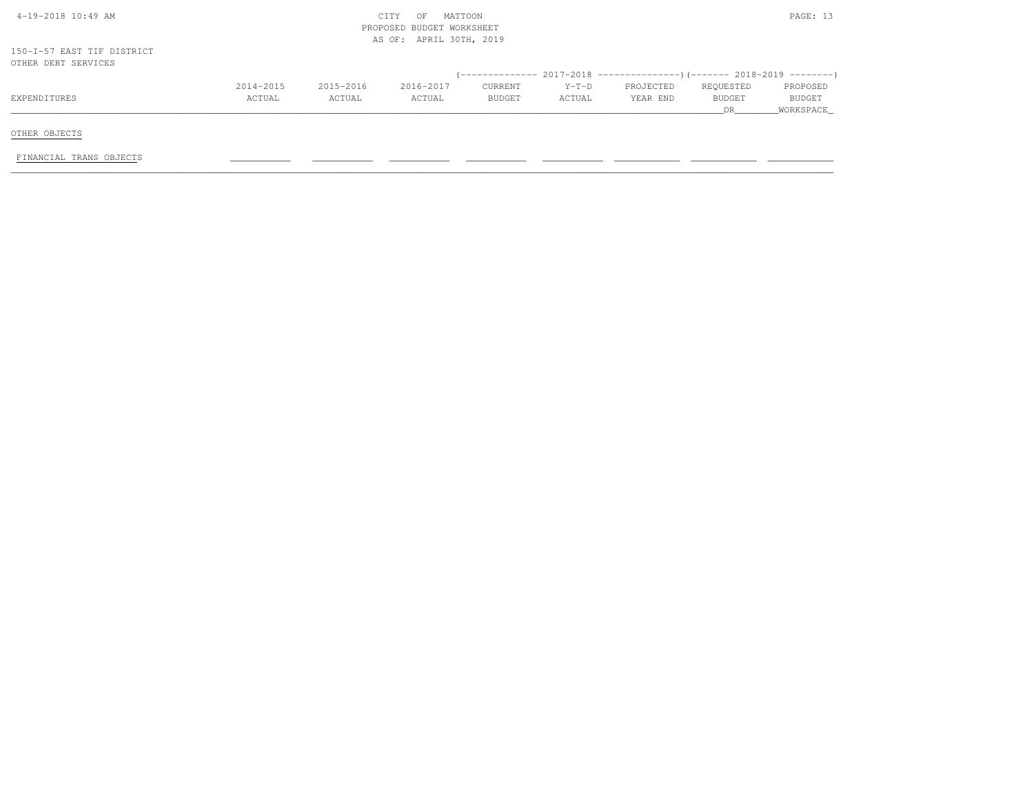CITY OF MATTOON
PROPOSED BUDGET WORKSHEET
AS OF: APRIL 30TH, 2019

150-I-57 EAST TIF DISTRICT
OTHER DEBT SERVICES

| EXPENDITURES | 2014-2015 ACTUAL | 2015-2016 ACTUAL | 2016-2017 ACTUAL | 2017-2018 CURRENT BUDGET | 2017-2018 Y-T-D ACTUAL | 2017-2018 PROJECTED YEAR END | 2018-2019 REQUESTED BUDGET DR | 2018-2019 PROPOSED BUDGET WORKSPACE |
|---|---|---|---|---|---|---|---|---|
| OTHER OBJECTS | | | | | | | | |
| FINANCIAL TRANS OBJECTS | | | | | | | | |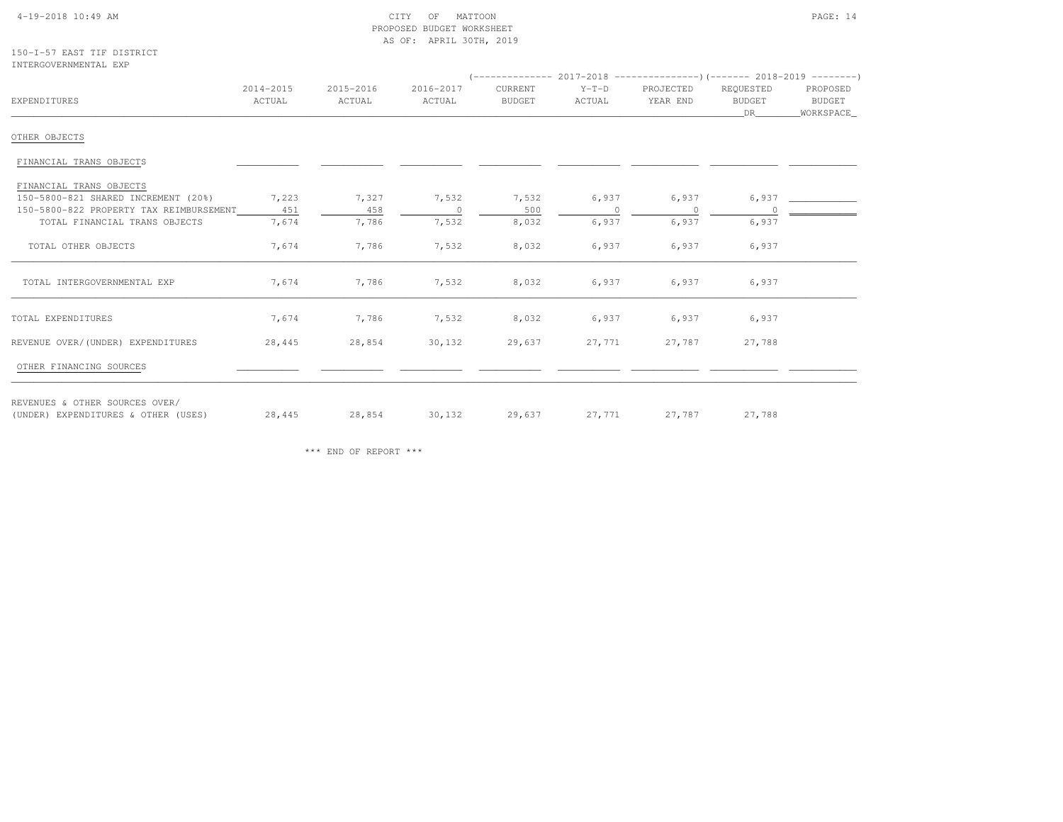CITY OF MATTOON
PROPOSED BUDGET WORKSHEET
AS OF: APRIL 30TH, 2019

150-I-57 EAST TIF DISTRICT
INTERGOVERNMENTAL EXP

| EXPENDITURES | 2014-2015 ACTUAL | 2015-2016 ACTUAL | 2016-2017 ACTUAL | 2017-2018 CURRENT BUDGET | 2017-2018 Y-T-D ACTUAL | 2017-2018 PROJECTED YEAR END | 2018-2019 REQUESTED BUDGET DR | 2018-2019 PROPOSED BUDGET WORKSPACE |
|---|---|---|---|---|---|---|---|---|
| OTHER OBJECTS | | | | | | | | |
| FINANCIAL TRANS OBJECTS | | | | | | | | |
| FINANCIAL TRANS OBJECTS | | | | | | | | |
| 150-5800-821 SHARED INCREMENT (20%) | 7,223 | 7,327 | 7,532 | 7,532 | 6,937 | 6,937 | 6,937 | |
| 150-5800-822 PROPERTY TAX REIMBURSEMENT | 451 | 458 | 0 | 500 | 0 | 0 | 0 | |
| TOTAL FINANCIAL TRANS OBJECTS | 7,674 | 7,786 | 7,532 | 8,032 | 6,937 | 6,937 | 6,937 | |
| TOTAL OTHER OBJECTS | 7,674 | 7,786 | 7,532 | 8,032 | 6,937 | 6,937 | 6,937 | |
| TOTAL INTERGOVERNMENTAL EXP | 7,674 | 7,786 | 7,532 | 8,032 | 6,937 | 6,937 | 6,937 | |
| TOTAL EXPENDITURES | 7,674 | 7,786 | 7,532 | 8,032 | 6,937 | 6,937 | 6,937 | |
| REVENUE OVER/(UNDER) EXPENDITURES | 28,445 | 28,854 | 30,132 | 29,637 | 27,771 | 27,787 | 27,788 | |
| OTHER FINANCING SOURCES | | | | | | | | |
| REVENUES & OTHER SOURCES OVER/ (UNDER) EXPENDITURES & OTHER (USES) | 28,445 | 28,854 | 30,132 | 29,637 | 27,771 | 27,787 | 27,788 | |

*** END OF REPORT ***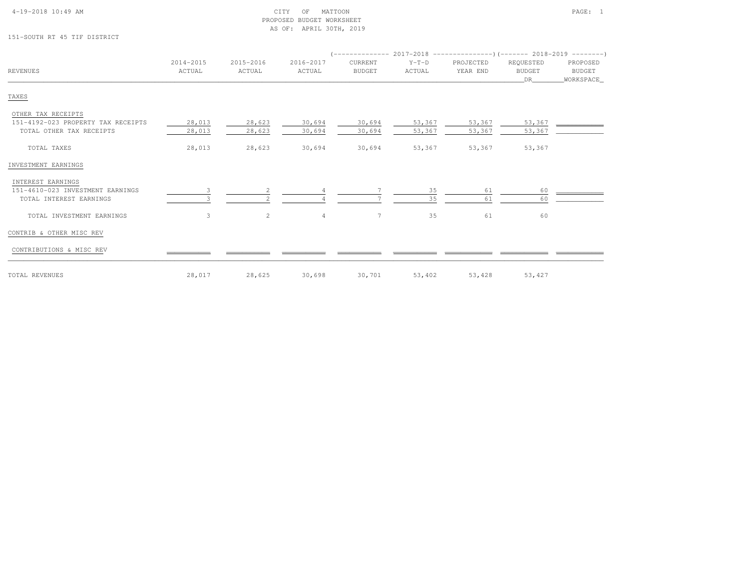CITY OF MATTOON
PROPOSED BUDGET WORKSHEET
AS OF: APRIL 30TH, 2019

151-SOUTH RT 45 TIF DISTRICT

| REVENUES | 2014-2015 ACTUAL | 2015-2016 ACTUAL | 2016-2017 ACTUAL | 2017-2018 CURRENT BUDGET | 2017-2018 Y-T-D ACTUAL | 2017-2018 PROJECTED YEAR END | 2018-2019 REQUESTED BUDGET DR | 2018-2019 PROPOSED BUDGET WORKSPACE |
|---|---|---|---|---|---|---|---|---|
| **TAXES** | | | | | | | | |
| OTHER TAX RECEIPTS | | | | | | | | |
| 151-4192-023 PROPERTY TAX RECEIPTS | 28,013 | 28,623 | 30,694 | 30,694 | 53,367 | 53,367 | 53,367 | |
| TOTAL OTHER TAX RECEIPTS | 28,013 | 28,623 | 30,694 | 30,694 | 53,367 | 53,367 | 53,367 | |
| TOTAL TAXES | 28,013 | 28,623 | 30,694 | 30,694 | 53,367 | 53,367 | 53,367 | |
| **INVESTMENT EARNINGS** | | | | | | | | |
| INTEREST EARNINGS | | | | | | | | |
| 151-4610-023 INVESTMENT EARNINGS | 3 | 2 | 4 | 7 | 35 | 61 | 60 | |
| TOTAL INTEREST EARNINGS | 3 | 2 | 4 | 7 | 35 | 61 | 60 | |
| TOTAL INVESTMENT EARNINGS | 3 | 2 | 4 | 7 | 35 | 61 | 60 | |
| **CONTRIB & OTHER MISC REV** | | | | | | | | |
| CONTRIBUTIONS & MISC REV | | | | | | | | |
| TOTAL REVENUES | 28,017 | 28,625 | 30,698 | 30,701 | 53,402 | 53,428 | 53,427 | |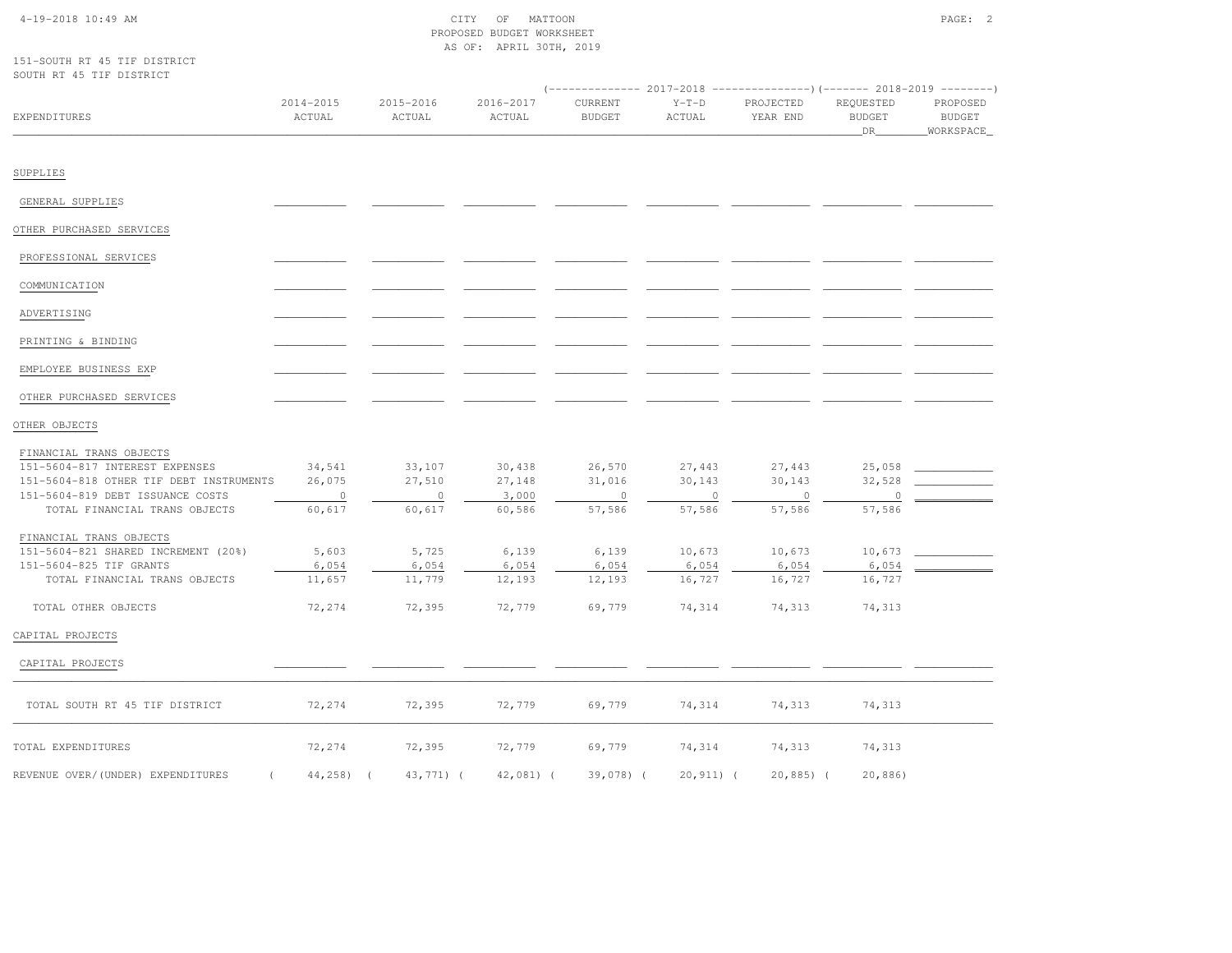CITY OF MATTOON
PROPOSED BUDGET WORKSHEET
AS OF: APRIL 30TH, 2019

151-SOUTH RT 45 TIF DISTRICT
SOUTH RT 45 TIF DISTRICT

| EXPENDITURES | 2014-2015 ACTUAL | 2015-2016 ACTUAL | 2016-2017 ACTUAL | 2017-2018 CURRENT BUDGET | 2017-2018 Y-T-D ACTUAL | 2017-2018 PROJECTED YEAR END | 2018-2019 REQUESTED BUDGET DR | 2018-2019 PROPOSED BUDGET WORKSPACE |
|---|---|---|---|---|---|---|---|---|
| SUPPLIES | | | | | | | | |
| GENERAL SUPPLIES | | | | | | | | |
| OTHER PURCHASED SERVICES | | | | | | | | |
| PROFESSIONAL SERVICES | | | | | | | | |
| COMMUNICATION | | | | | | | | |
| ADVERTISING | | | | | | | | |
| PRINTING & BINDING | | | | | | | | |
| EMPLOYEE BUSINESS EXP | | | | | | | | |
| OTHER PURCHASED SERVICES | | | | | | | | |
| OTHER OBJECTS | | | | | | | | |
| FINANCIAL TRANS OBJECTS | | | | | | | | |
| 151-5604-817 INTEREST EXPENSES | 34,541 | 33,107 | 30,438 | 26,570 | 27,443 | 27,443 | 25,058 | |
| 151-5604-818 OTHER TIF DEBT INSTRUMENTS | 26,075 | 27,510 | 27,148 | 31,016 | 30,143 | 30,143 | 32,528 | |
| 151-5604-819 DEBT ISSUANCE COSTS | 0 | 0 | 3,000 | 0 | 0 | 0 | 0 | |
| TOTAL FINANCIAL TRANS OBJECTS | 60,617 | 60,617 | 60,586 | 57,586 | 57,586 | 57,586 | 57,586 | |
| FINANCIAL TRANS OBJECTS | | | | | | | | |
| 151-5604-821 SHARED INCREMENT (20%) | 5,603 | 5,725 | 6,139 | 6,139 | 10,673 | 10,673 | 10,673 | |
| 151-5604-825 TIF GRANTS | 6,054 | 6,054 | 6,054 | 6,054 | 6,054 | 6,054 | 6,054 | |
| TOTAL FINANCIAL TRANS OBJECTS | 11,657 | 11,779 | 12,193 | 12,193 | 16,727 | 16,727 | 16,727 | |
| TOTAL OTHER OBJECTS | 72,274 | 72,395 | 72,779 | 69,779 | 74,314 | 74,313 | 74,313 | |
| CAPITAL PROJECTS | | | | | | | | |
| CAPITAL PROJECTS | | | | | | | | |
| TOTAL SOUTH RT 45 TIF DISTRICT | 72,274 | 72,395 | 72,779 | 69,779 | 74,314 | 74,313 | 74,313 | |
| TOTAL EXPENDITURES | 72,274 | 72,395 | 72,779 | 69,779 | 74,314 | 74,313 | 74,313 | |
| REVENUE OVER/(UNDER) EXPENDITURES | ( 44,258) | ( 43,771) | ( 42,081) | ( 39,078) | ( 20,911) | ( 20,885) | ( 20,886) | |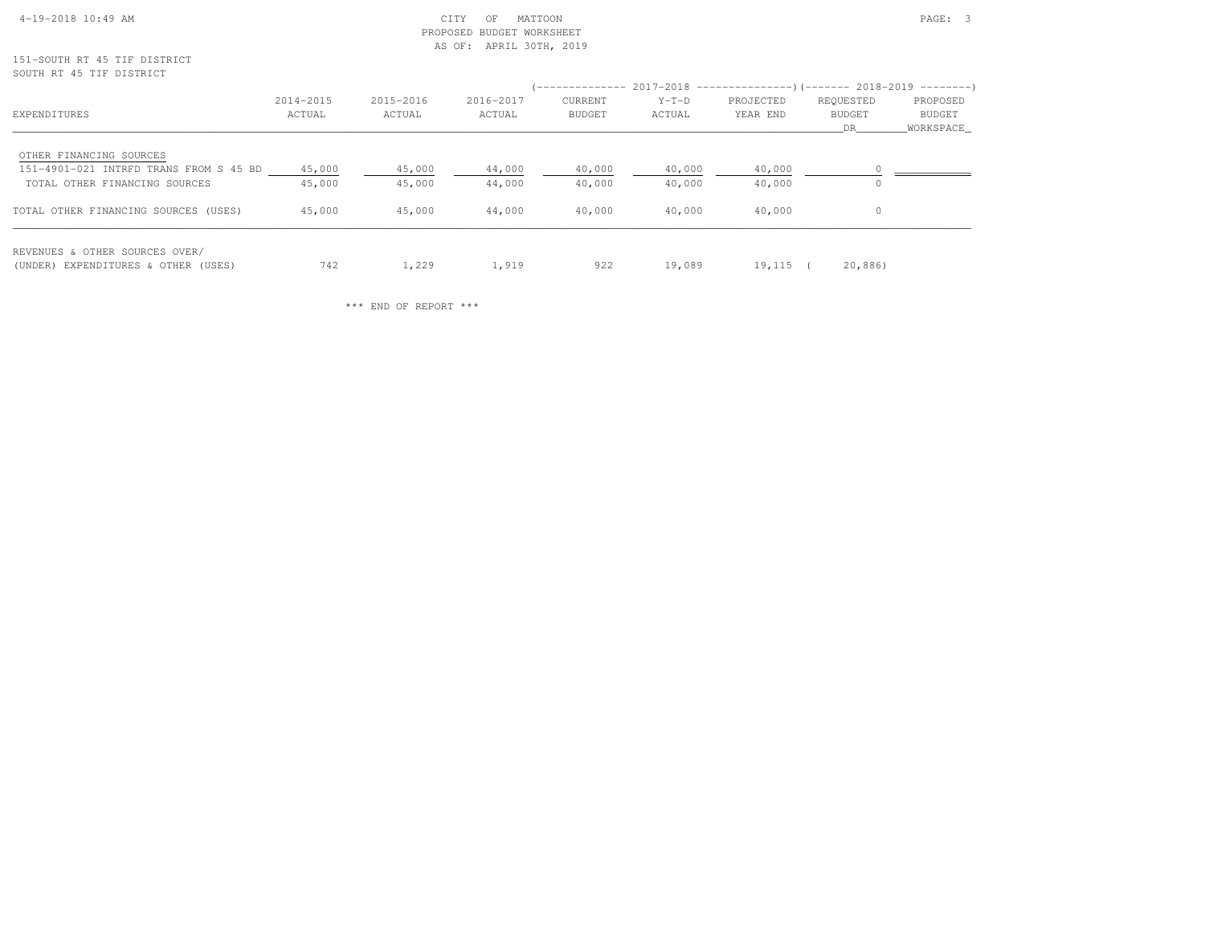CITY OF MATTOON
PROPOSED BUDGET WORKSHEET
AS OF: APRIL 30TH, 2019

151-SOUTH RT 45 TIF DISTRICT
SOUTH RT 45 TIF DISTRICT

| EXPENDITURES | 2014-2015 ACTUAL | 2015-2016 ACTUAL | 2016-2017 ACTUAL | 2017-2018 CURRENT BUDGET | 2017-2018 Y-T-D ACTUAL | 2017-2018 PROJECTED YEAR END | 2018-2019 REQUESTED BUDGET DR | 2018-2019 PROPOSED BUDGET WORKSPACE |
|---|---|---|---|---|---|---|---|---|
| OTHER FINANCING SOURCES | | | | | | | | |
| 151-4901-021 INTRFD TRANS FROM S 45 BD | 45,000 | 45,000 | 44,000 | 40,000 | 40,000 | 40,000 | 0 | |
| TOTAL OTHER FINANCING SOURCES | 45,000 | 45,000 | 44,000 | 40,000 | 40,000 | 40,000 | 0 | |
| TOTAL OTHER FINANCING SOURCES (USES) | 45,000 | 45,000 | 44,000 | 40,000 | 40,000 | 40,000 | 0 | |
| REVENUES & OTHER SOURCES OVER/ (UNDER) EXPENDITURES & OTHER (USES) | 742 | 1,229 | 1,919 | 922 | 19,089 | 19,115 | ( 20,886) | |

*** END OF REPORT ***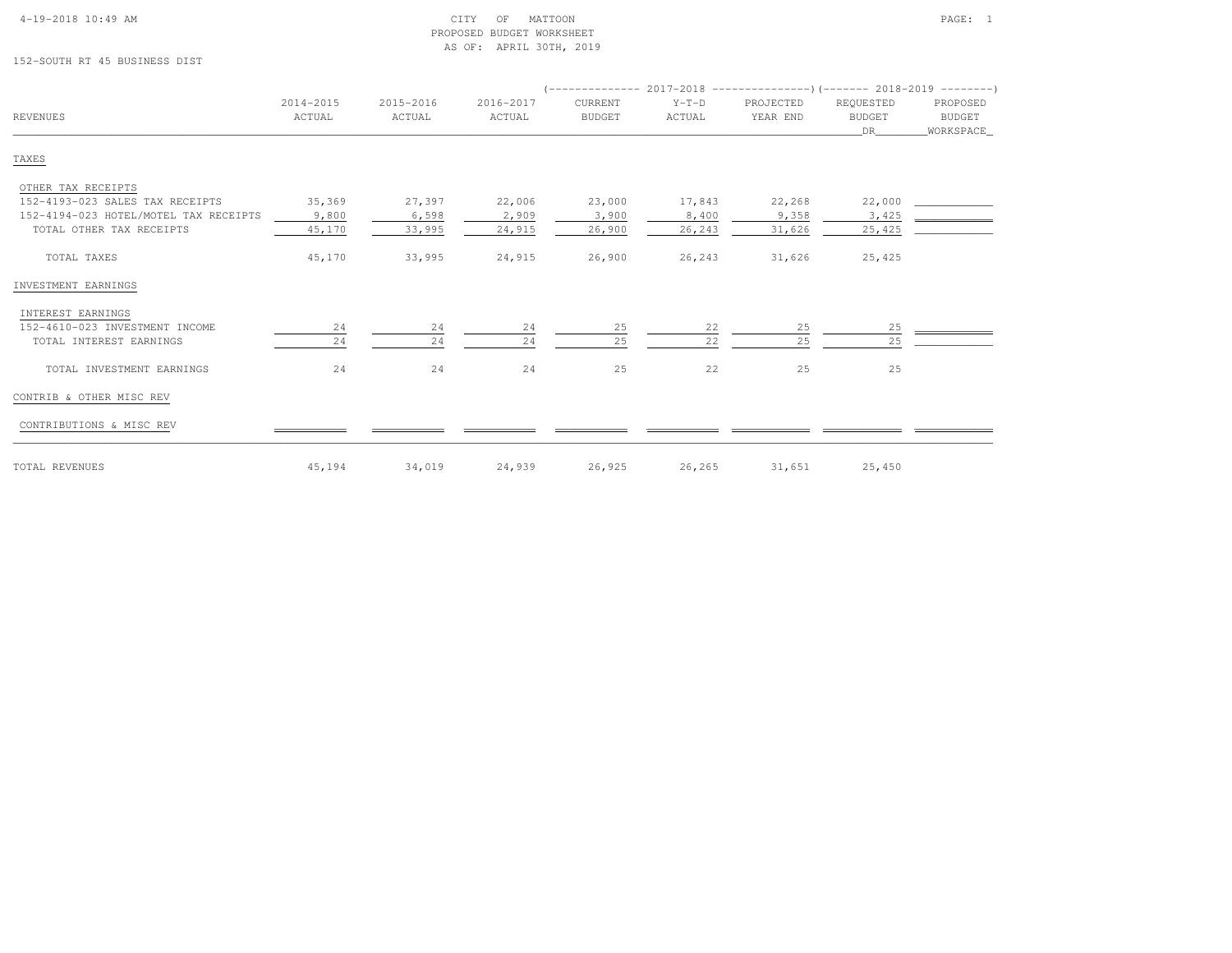CITY OF MATTOON
PROPOSED BUDGET WORKSHEET
AS OF: APRIL 30TH, 2019

152-SOUTH RT 45 BUSINESS DIST

| REVENUES | 2014-2015 ACTUAL | 2015-2016 ACTUAL | 2016-2017 ACTUAL | 2017-2018 CURRENT BUDGET | 2017-2018 Y-T-D ACTUAL | 2017-2018 PROJECTED YEAR END | 2018-2019 REQUESTED BUDGET DR | 2018-2019 PROPOSED BUDGET WORKSPACE |
|---|---|---|---|---|---|---|---|---|
| **TAXES** | | | | | | | | |
| OTHER TAX RECEIPTS | | | | | | | | |
| 152-4193-023 SALES TAX RECEIPTS | 35,369 | 27,397 | 22,006 | 23,000 | 17,843 | 22,268 | 22,000 | |
| 152-4194-023 HOTEL/MOTEL TAX RECEIPTS | 9,800 | 6,598 | 2,909 | 3,900 | 8,400 | 9,358 | 3,425 | |
| TOTAL OTHER TAX RECEIPTS | 45,170 | 33,995 | 24,915 | 26,900 | 26,243 | 31,626 | 25,425 | |
| TOTAL TAXES | 45,170 | 33,995 | 24,915 | 26,900 | 26,243 | 31,626 | 25,425 | |
| **INVESTMENT EARNINGS** | | | | | | | | |
| INTEREST EARNINGS | | | | | | | | |
| 152-4610-023 INVESTMENT INCOME | 24 | 24 | 24 | 25 | 22 | 25 | 25 | |
| TOTAL INTEREST EARNINGS | 24 | 24 | 24 | 25 | 22 | 25 | 25 | |
| TOTAL INVESTMENT EARNINGS | 24 | 24 | 24 | 25 | 22 | 25 | 25 | |
| **CONTRIB & OTHER MISC REV** | | | | | | | | |
| CONTRIBUTIONS & MISC REV | | | | | | | | |
| TOTAL REVENUES | 45,194 | 34,019 | 24,939 | 26,925 | 26,265 | 31,651 | 25,450 | |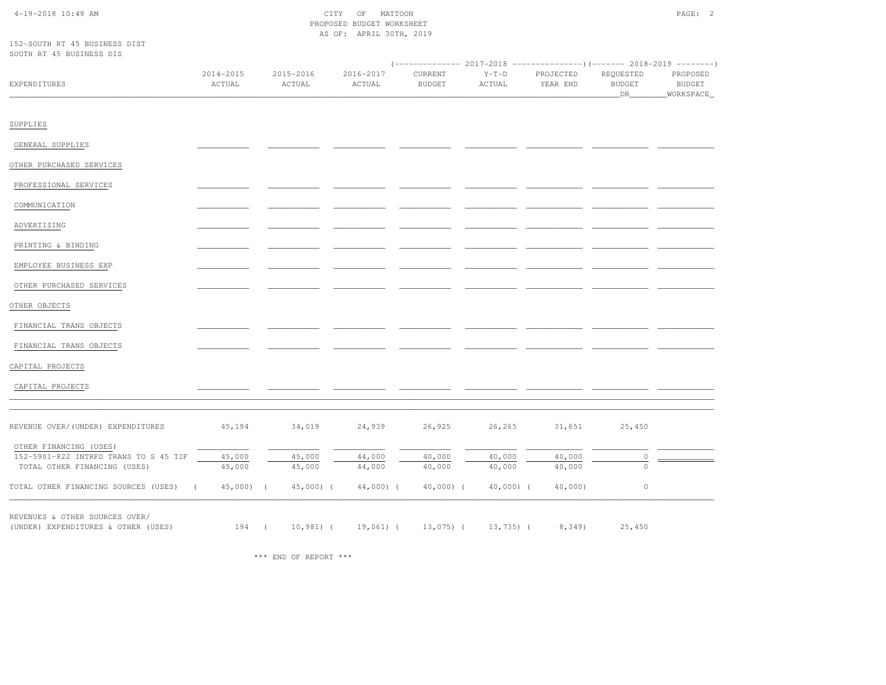CITY OF MATTOON
PROPOSED BUDGET WORKSHEET
AS OF: APRIL 30TH, 2019

152-SOUTH RT 45 BUSINESS DIST
SOUTH RT 45 BUSINESS DIS

| EXPENDITURES | 2014-2015 ACTUAL | 2015-2016 ACTUAL | 2016-2017 ACTUAL | 2017-2018 CURRENT BUDGET | 2017-2018 Y-T-D ACTUAL | 2017-2018 PROJECTED YEAR END | 2018-2019 REQUESTED BUDGET DR | 2018-2019 PROPOSED BUDGET WORKSPACE |
|---|---|---|---|---|---|---|---|---|
| SUPPLIES | | | | | | | | |
| GENERAL SUPPLIES | | | | | | | | |
| OTHER PURCHASED SERVICES | | | | | | | | |
| PROFESSIONAL SERVICES | | | | | | | | |
| COMMUNICATION | | | | | | | | |
| ADVERTISING | | | | | | | | |
| PRINTING & BINDING | | | | | | | | |
| EMPLOYEE BUSINESS EXP | | | | | | | | |
| OTHER PURCHASED SERVICES | | | | | | | | |
| OTHER OBJECTS | | | | | | | | |
| FINANCIAL TRANS OBJECTS | | | | | | | | |
| FINANCIAL TRANS OBJECTS | | | | | | | | |
| CAPITAL PROJECTS | | | | | | | | |
| CAPITAL PROJECTS | | | | | | | | |
| REVENUE OVER/(UNDER) EXPENDITURES | 45,194 | 34,019 | 24,939 | 26,925 | 26,265 | 31,651 | 25,450 | |
| OTHER FINANCING (USES) | | | | | | | | |
| 152-5901-822 INTRFD TRANS TO S 45 TIF | 45,000 | 45,000 | 44,000 | 40,000 | 40,000 | 40,000 | 0 | |
| TOTAL OTHER FINANCING (USES) | 45,000 | 45,000 | 44,000 | 40,000 | 40,000 | 40,000 | 0 | |
| TOTAL OTHER FINANCING SOURCES (USES) | ( 45,000) | ( 45,000) | ( 44,000) | ( 40,000) | ( 40,000) | ( 40,000) | 0 | |
| REVENUES & OTHER SOURCES OVER/ (UNDER) EXPENDITURES & OTHER (USES) | 194 | ( 10,981) | ( 19,061) | ( 13,075) | ( 13,735) | ( 8,349) | 25,450 | |

*** END OF REPORT ***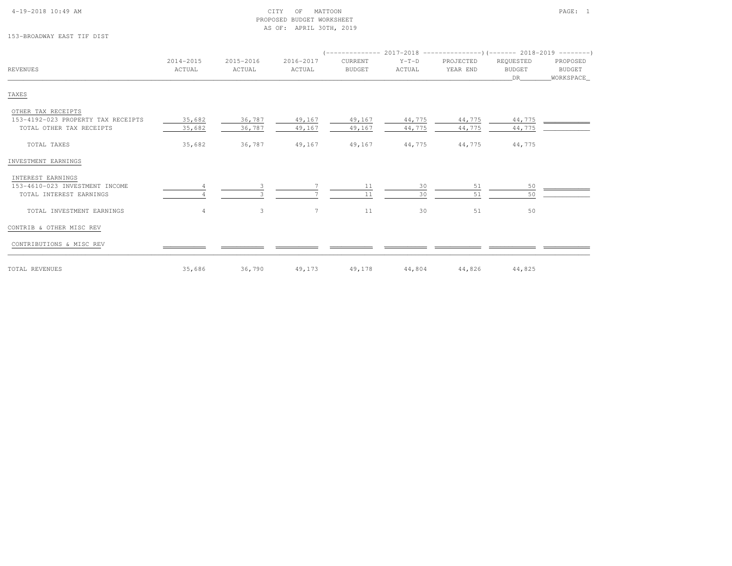CITY OF MATTOON
PROPOSED BUDGET WORKSHEET
AS OF: APRIL 30TH, 2019

153-BROADWAY EAST TIF DIST

| REVENUES | 2014-2015 ACTUAL | 2015-2016 ACTUAL | 2016-2017 ACTUAL | 2017-2018 CURRENT BUDGET | 2017-2018 Y-T-D ACTUAL | 2017-2018 PROJECTED YEAR END | 2018-2019 REQUESTED BUDGET DR | 2018-2019 PROPOSED BUDGET WORKSPACE |
|---|---|---|---|---|---|---|---|---|
| TAXES | | | | | | | | |
| OTHER TAX RECEIPTS | | | | | | | | |
| 153-4192-023 PROPERTY TAX RECEIPTS | 35,682 | 36,787 | 49,167 | 49,167 | 44,775 | 44,775 | 44,775 | |
| TOTAL OTHER TAX RECEIPTS | 35,682 | 36,787 | 49,167 | 49,167 | 44,775 | 44,775 | 44,775 | |
| TOTAL TAXES | 35,682 | 36,787 | 49,167 | 49,167 | 44,775 | 44,775 | 44,775 | |
| INVESTMENT EARNINGS | | | | | | | | |
| INTEREST EARNINGS | | | | | | | | |
| 153-4610-023 INVESTMENT INCOME | 4 | 3 | 7 | 11 | 30 | 51 | 50 | |
| TOTAL INTEREST EARNINGS | 4 | 3 | 7 | 11 | 30 | 51 | 50 | |
| TOTAL INVESTMENT EARNINGS | 4 | 3 | 7 | 11 | 30 | 51 | 50 | |
| CONTRIB & OTHER MISC REV | | | | | | | | |
| CONTRIBUTIONS & MISC REV | | | | | | | | |
| TOTAL REVENUES | 35,686 | 36,790 | 49,173 | 49,178 | 44,804 | 44,826 | 44,825 | |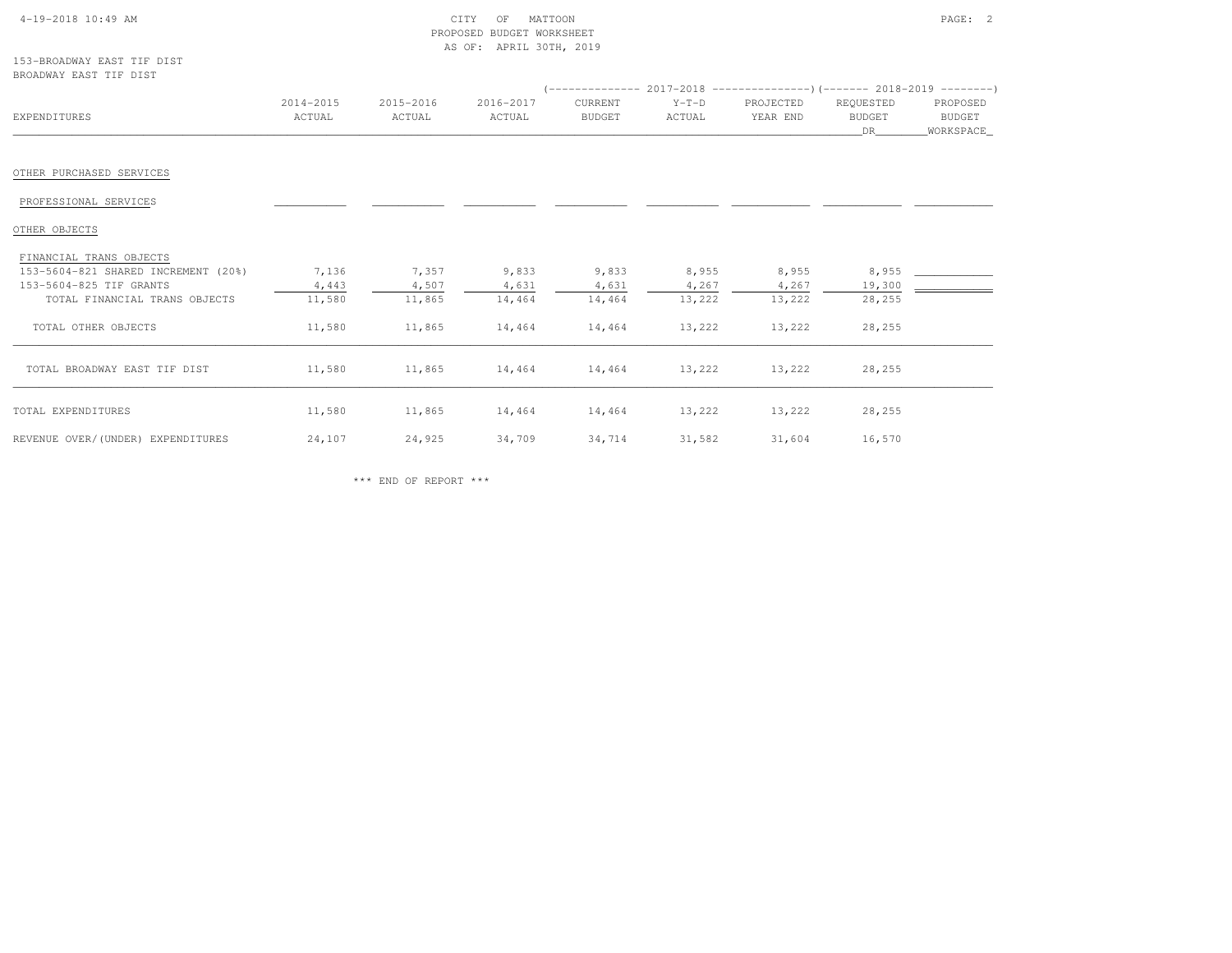CITY OF MATTOON
PROPOSED BUDGET WORKSHEET
AS OF: APRIL 30TH, 2019

4-19-2018 10:49 AM

153-BROADWAY EAST TIF DIST
BROADWAY EAST TIF DIST

| EXPENDITURES | 2014-2015 ACTUAL | 2015-2016 ACTUAL | 2016-2017 ACTUAL | 2017-2018 CURRENT BUDGET | 2017-2018 Y-T-D ACTUAL | 2017-2018 PROJECTED YEAR END | 2018-2019 REQUESTED BUDGET DR | 2018-2019 PROPOSED BUDGET WORKSPACE |
|---|---|---|---|---|---|---|---|---|
| OTHER PURCHASED SERVICES | | | | | | | | |
| PROFESSIONAL SERVICES | | | | | | | | |
| OTHER OBJECTS | | | | | | | | |
| FINANCIAL TRANS OBJECTS | | | | | | | | |
| 153-5604-821 SHARED INCREMENT (20%) | 7,136 | 7,357 | 9,833 | 9,833 | 8,955 | 8,955 | 8,955 | |
| 153-5604-825 TIF GRANTS | 4,443 | 4,507 | 4,631 | 4,631 | 4,267 | 4,267 | 19,300 | |
| TOTAL FINANCIAL TRANS OBJECTS | 11,580 | 11,865 | 14,464 | 14,464 | 13,222 | 13,222 | 28,255 | |
| TOTAL OTHER OBJECTS | 11,580 | 11,865 | 14,464 | 14,464 | 13,222 | 13,222 | 28,255 | |
| TOTAL BROADWAY EAST TIF DIST | 11,580 | 11,865 | 14,464 | 14,464 | 13,222 | 13,222 | 28,255 | |
| TOTAL EXPENDITURES | 11,580 | 11,865 | 14,464 | 14,464 | 13,222 | 13,222 | 28,255 | |
| REVENUE OVER/(UNDER) EXPENDITURES | 24,107 | 24,925 | 34,709 | 34,714 | 31,582 | 31,604 | 16,570 | |

*** END OF REPORT ***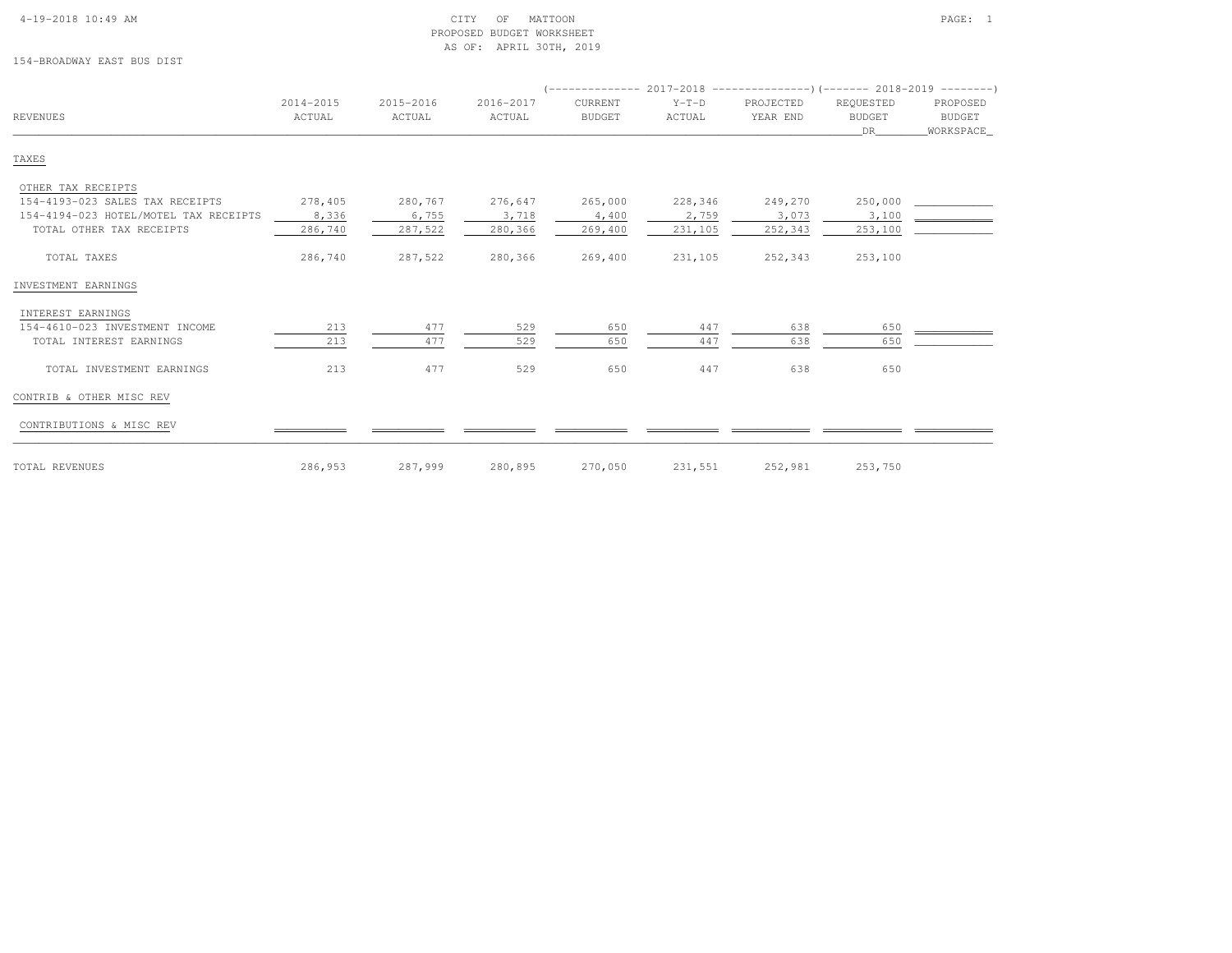CITY OF MATTOON
PROPOSED BUDGET WORKSHEET
AS OF: APRIL 30TH, 2019

154-BROADWAY EAST BUS DIST

| REVENUES | 2014-2015 ACTUAL | 2015-2016 ACTUAL | 2016-2017 ACTUAL | 2017-2018 CURRENT BUDGET | 2017-2018 Y-T-D ACTUAL | 2017-2018 PROJECTED YEAR END | 2018-2019 REQUESTED BUDGET DR | 2018-2019 PROPOSED BUDGET WORKSPACE |
|---|---|---|---|---|---|---|---|---|
| TAXES | | | | | | | | |
| OTHER TAX RECEIPTS | | | | | | | | |
| 154-4193-023 SALES TAX RECEIPTS | 278,405 | 280,767 | 276,647 | 265,000 | 228,346 | 249,270 | 250,000 | |
| 154-4194-023 HOTEL/MOTEL TAX RECEIPTS | 8,336 | 6,755 | 3,718 | 4,400 | 2,759 | 3,073 | 3,100 | |
| TOTAL OTHER TAX RECEIPTS | 286,740 | 287,522 | 280,366 | 269,400 | 231,105 | 252,343 | 253,100 | |
| TOTAL TAXES | 286,740 | 287,522 | 280,366 | 269,400 | 231,105 | 252,343 | 253,100 | |
| INVESTMENT EARNINGS | | | | | | | | |
| INTEREST EARNINGS | | | | | | | | |
| 154-4610-023 INVESTMENT INCOME | 213 | 477 | 529 | 650 | 447 | 638 | 650 | |
| TOTAL INTEREST EARNINGS | 213 | 477 | 529 | 650 | 447 | 638 | 650 | |
| TOTAL INVESTMENT EARNINGS | 213 | 477 | 529 | 650 | 447 | 638 | 650 | |
| CONTRIB & OTHER MISC REV | | | | | | | | |
| CONTRIBUTIONS & MISC REV | | | | | | | | |
| TOTAL REVENUES | 286,953 | 287,999 | 280,895 | 270,050 | 231,551 | 252,981 | 253,750 | |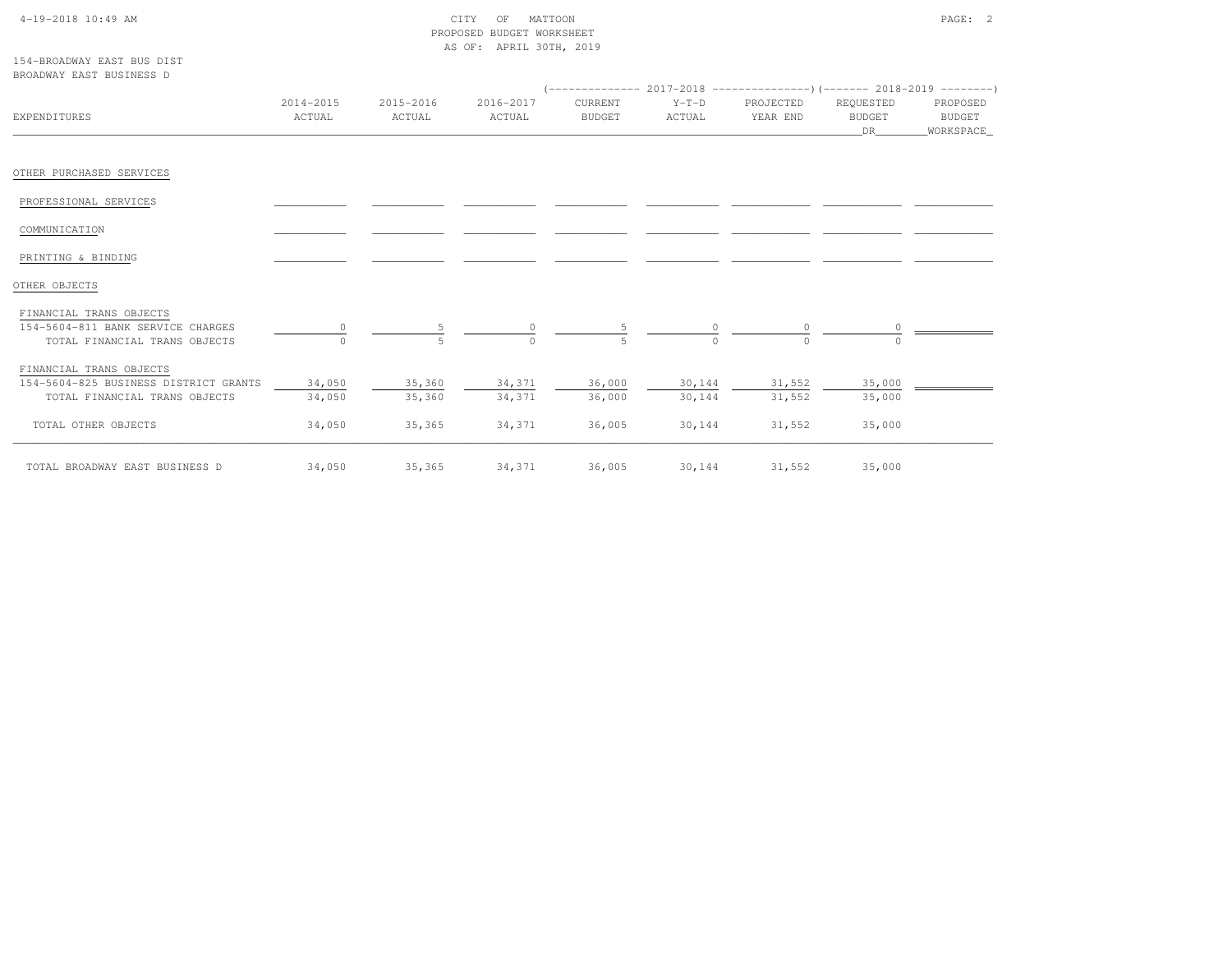CITY OF MATTOON
PROPOSED BUDGET WORKSHEET
AS OF: APRIL 30TH, 2019

154-BROADWAY EAST BUS DIST
BROADWAY EAST BUSINESS D

| EXPENDITURES | 2014-2015 ACTUAL | 2015-2016 ACTUAL | 2016-2017 ACTUAL | 2017-2018 CURRENT BUDGET | 2017-2018 Y-T-D ACTUAL | 2017-2018 PROJECTED YEAR END | 2018-2019 REQUESTED BUDGET DR | 2018-2019 PROPOSED BUDGET WORKSPACE |
|---|---|---|---|---|---|---|---|---|
| OTHER PURCHASED SERVICES | | | | | | | | |
| PROFESSIONAL SERVICES | | | | | | | | |
| COMMUNICATION | | | | | | | | |
| PRINTING & BINDING | | | | | | | | |
| OTHER OBJECTS | | | | | | | | |
| FINANCIAL TRANS OBJECTS | | | | | | | | |
| 154-5604-811 BANK SERVICE CHARGES | 0 | 5 | 0 | 5 | 0 | 0 | 0 | |
| TOTAL FINANCIAL TRANS OBJECTS | 0 | 5 | 0 | 5 | 0 | 0 | 0 | |
| FINANCIAL TRANS OBJECTS | | | | | | | | |
| 154-5604-825 BUSINESS DISTRICT GRANTS | 34,050 | 35,360 | 34,371 | 36,000 | 30,144 | 31,552 | 35,000 | |
| TOTAL FINANCIAL TRANS OBJECTS | 34,050 | 35,360 | 34,371 | 36,000 | 30,144 | 31,552 | 35,000 | |
| TOTAL OTHER OBJECTS | 34,050 | 35,365 | 34,371 | 36,005 | 30,144 | 31,552 | 35,000 | |
| TOTAL BROADWAY EAST BUSINESS D | 34,050 | 35,365 | 34,371 | 36,005 | 30,144 | 31,552 | 35,000 | |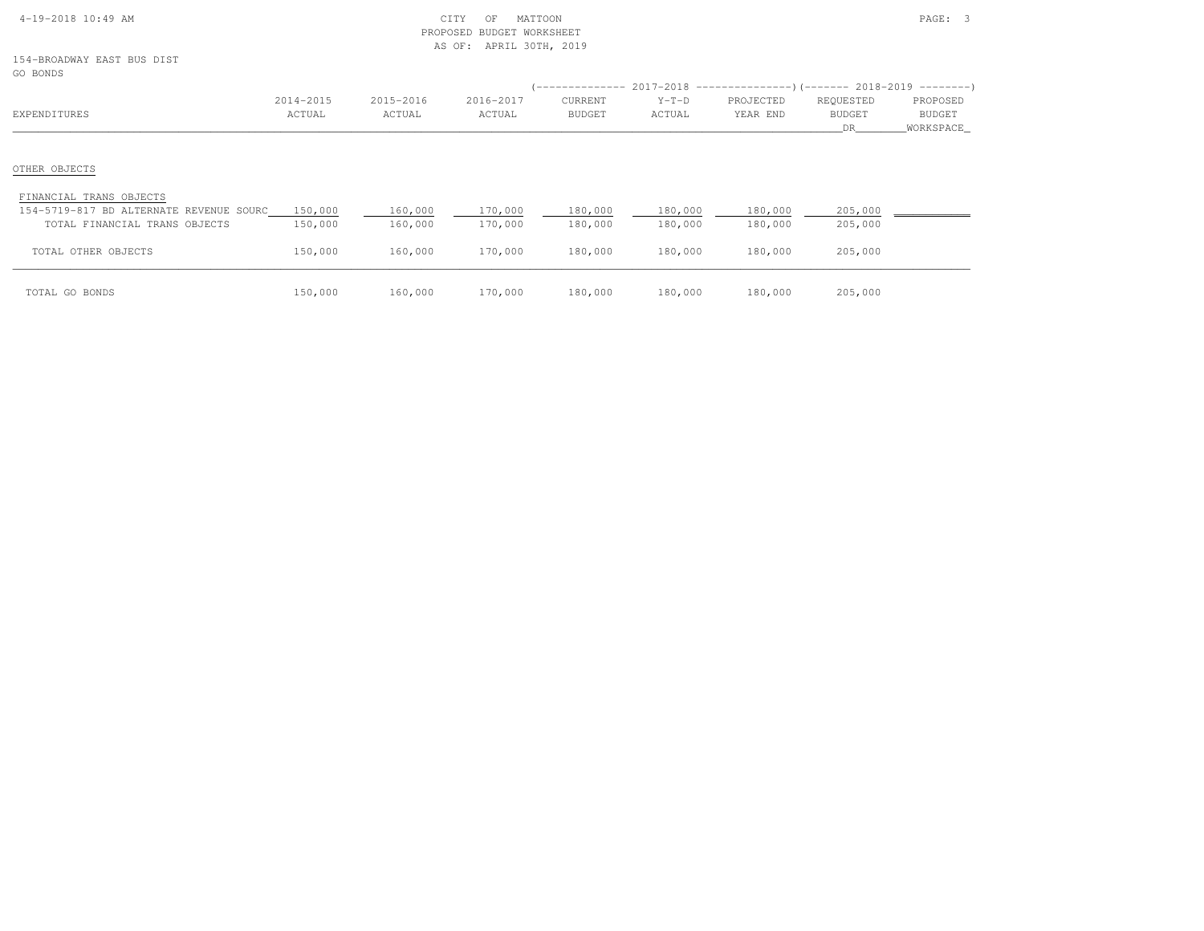CITY OF MATTOON
PROPOSED BUDGET WORKSHEET
AS OF: APRIL 30TH, 2019

154-BROADWAY EAST BUS DIST
GO BONDS

| EXPENDITURES | 2014-2015 ACTUAL | 2015-2016 ACTUAL | 2016-2017 ACTUAL | 2017-2018 CURRENT BUDGET | 2017-2018 Y-T-D ACTUAL | 2017-2018 PROJECTED YEAR END | 2018-2019 REQUESTED BUDGET DR | 2018-2019 PROPOSED BUDGET WORKSPACE |
|---|---|---|---|---|---|---|---|---|
| OTHER OBJECTS | | | | | | | | |
| FINANCIAL TRANS OBJECTS | | | | | | | | |
| 154-5719-817 BD ALTERNATE REVENUE SOURC | 150,000 | 160,000 | 170,000 | 180,000 | 180,000 | 180,000 | 205,000 | |
| TOTAL FINANCIAL TRANS OBJECTS | 150,000 | 160,000 | 170,000 | 180,000 | 180,000 | 180,000 | 205,000 | |
| TOTAL OTHER OBJECTS | 150,000 | 160,000 | 170,000 | 180,000 | 180,000 | 180,000 | 205,000 | |
| TOTAL GO BONDS | 150,000 | 160,000 | 170,000 | 180,000 | 180,000 | 180,000 | 205,000 | |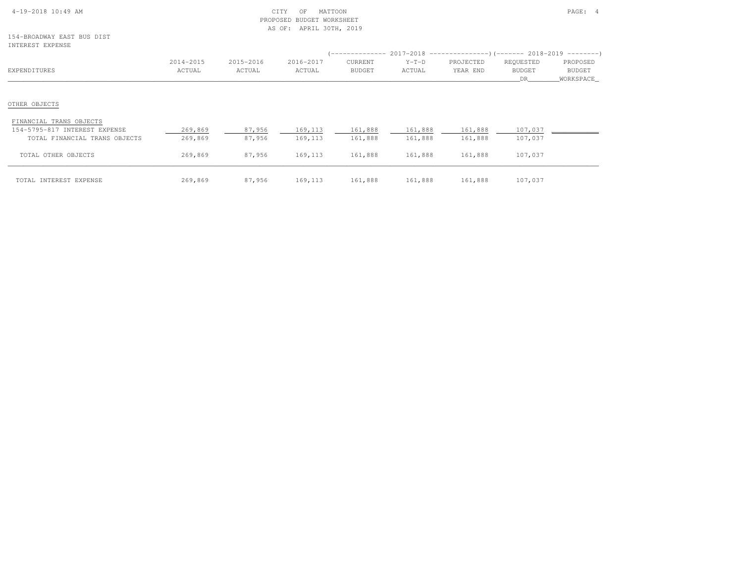CITY OF MATTOON
PROPOSED BUDGET WORKSHEET
AS OF: APRIL 30TH, 2019

154-BROADWAY EAST BUS DIST
INTEREST EXPENSE

| EXPENDITURES | 2014-2015 ACTUAL | 2015-2016 ACTUAL | 2016-2017 ACTUAL | 2017-2018 CURRENT BUDGET | 2017-2018 Y-T-D ACTUAL | 2017-2018 PROJECTED YEAR END | 2018-2019 REQUESTED BUDGET DR | 2018-2019 PROPOSED BUDGET WORKSPACE |
|---|---|---|---|---|---|---|---|---|
| OTHER OBJECTS | | | | | | | | |
| FINANCIAL TRANS OBJECTS | | | | | | | | |
| 154-5795-817 INTEREST EXPENSE | 269,869 | 87,956 | 169,113 | 161,888 | 161,888 | 161,888 | 107,037 | |
| TOTAL FINANCIAL TRANS OBJECTS | 269,869 | 87,956 | 169,113 | 161,888 | 161,888 | 161,888 | 107,037 | |
| TOTAL OTHER OBJECTS | 269,869 | 87,956 | 169,113 | 161,888 | 161,888 | 161,888 | 107,037 | |
| TOTAL INTEREST EXPENSE | 269,869 | 87,956 | 169,113 | 161,888 | 161,888 | 161,888 | 107,037 | |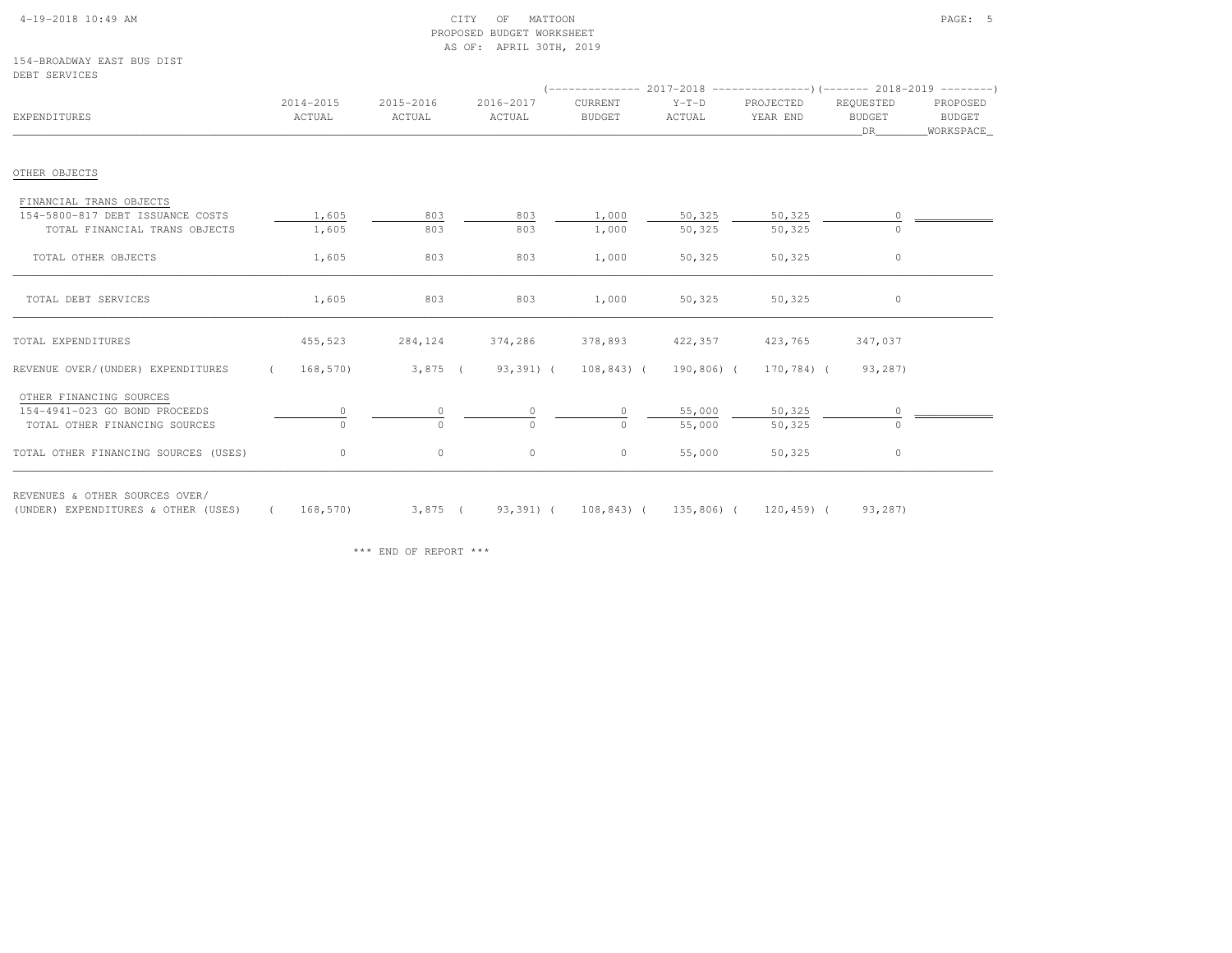CITY OF MATTOON
PROPOSED BUDGET WORKSHEET
AS OF: APRIL 30TH, 2019

154-BROADWAY EAST BUS DIST
DEBT SERVICES

| EXPENDITURES | 2014-2015 ACTUAL | 2015-2016 ACTUAL | 2016-2017 ACTUAL | 2017-2018 CURRENT BUDGET | 2017-2018 Y-T-D ACTUAL | 2017-2018 PROJECTED YEAR END | 2018-2019 REQUESTED BUDGET DR | 2018-2019 PROPOSED BUDGET WORKSPACE |
|---|---|---|---|---|---|---|---|---|
| OTHER OBJECTS | | | | | | | | |
| FINANCIAL TRANS OBJECTS | | | | | | | | |
| 154-5800-817 DEBT ISSUANCE COSTS | 1,605 | 803 | 803 | 1,000 | 50,325 | 50,325 | 0 | |
| TOTAL FINANCIAL TRANS OBJECTS | 1,605 | 803 | 803 | 1,000 | 50,325 | 50,325 | 0 | |
| TOTAL OTHER OBJECTS | 1,605 | 803 | 803 | 1,000 | 50,325 | 50,325 | 0 | |
| TOTAL DEBT SERVICES | 1,605 | 803 | 803 | 1,000 | 50,325 | 50,325 | 0 | |
| TOTAL EXPENDITURES | 455,523 | 284,124 | 374,286 | 378,893 | 422,357 | 423,765 | 347,037 | |
| REVENUE OVER/(UNDER) EXPENDITURES | ( 168,570) | 3,875 | ( 93,391) | ( 108,843) | ( 190,806) | ( 170,784) | ( 93,287) | |
| OTHER FINANCING SOURCES | | | | | | | | |
| 154-4941-023 GO BOND PROCEEDS | 0 | 0 | 0 | 0 | 55,000 | 50,325 | 0 | |
| TOTAL OTHER FINANCING SOURCES | 0 | 0 | 0 | 0 | 55,000 | 50,325 | 0 | |
| TOTAL OTHER FINANCING SOURCES (USES) | 0 | 0 | 0 | 0 | 55,000 | 50,325 | 0 | |
| REVENUES & OTHER SOURCES OVER/ (UNDER) EXPENDITURES & OTHER (USES) | ( 168,570) | 3,875 | ( 93,391) | ( 108,843) | ( 135,806) | ( 120,459) | ( 93,287) | |

\*\*\* END OF REPORT \*\*\*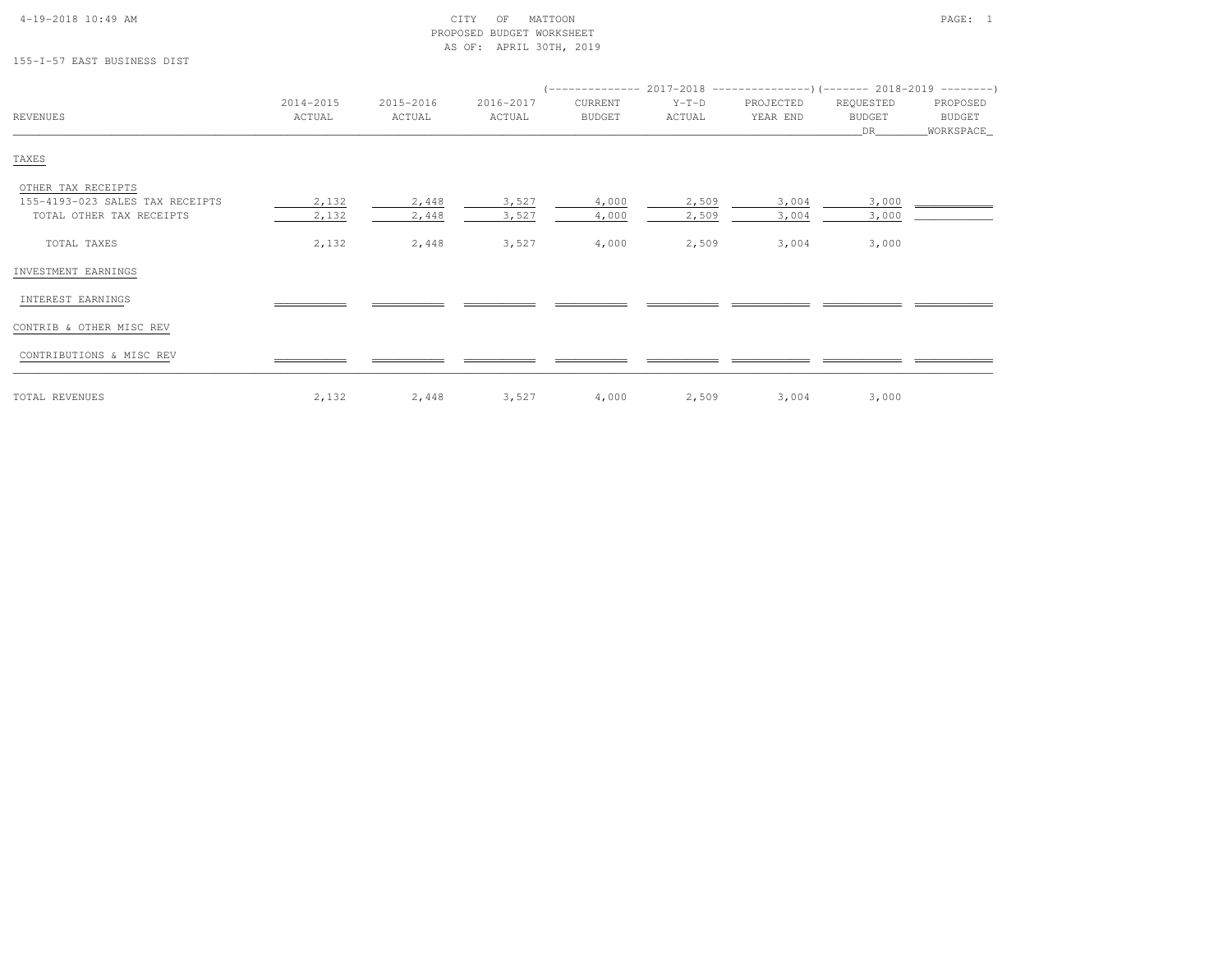CITY OF MATTOON
PROPOSED BUDGET WORKSHEET
AS OF: APRIL 30TH, 2019

155-I-57 EAST BUSINESS DIST

| REVENUES | 2014-2015 ACTUAL | 2015-2016 ACTUAL | 2016-2017 ACTUAL | 2017-2018 CURRENT BUDGET | 2017-2018 Y-T-D ACTUAL | 2017-2018 PROJECTED YEAR END | 2018-2019 REQUESTED BUDGET DR | 2018-2019 PROPOSED BUDGET WORKSPACE |
|---|---|---|---|---|---|---|---|---|
| TAXES | | | | | | | | |
| OTHER TAX RECEIPTS | | | | | | | | |
| 155-4193-023 SALES TAX RECEIPTS | 2,132 | 2,448 | 3,527 | 4,000 | 2,509 | 3,004 | 3,000 | |
| TOTAL OTHER TAX RECEIPTS | 2,132 | 2,448 | 3,527 | 4,000 | 2,509 | 3,004 | 3,000 | |
| TOTAL TAXES | 2,132 | 2,448 | 3,527 | 4,000 | 2,509 | 3,004 | 3,000 | |
| INVESTMENT EARNINGS | | | | | | | | |
| INTEREST EARNINGS | | | | | | | | |
| CONTRIB & OTHER MISC REV | | | | | | | | |
| CONTRIBUTIONS & MISC REV | | | | | | | | |
| TOTAL REVENUES | 2,132 | 2,448 | 3,527 | 4,000 | 2,509 | 3,004 | 3,000 | |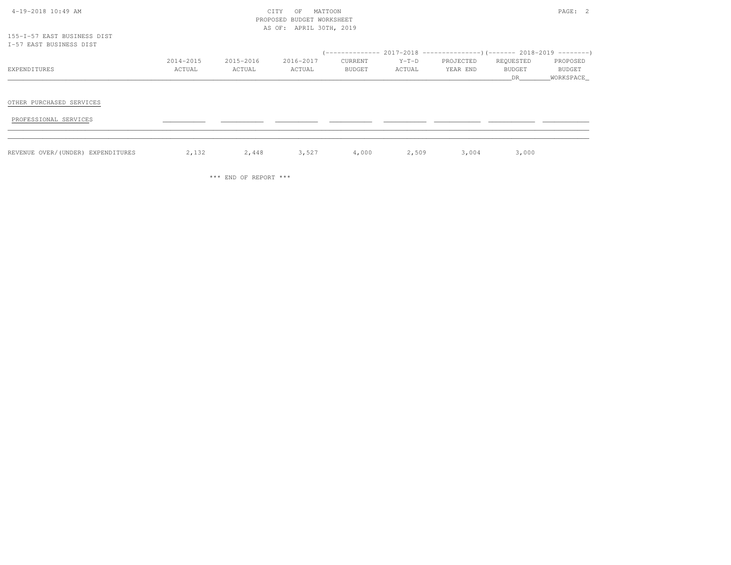CITY OF MATTOON
PROPOSED BUDGET WORKSHEET
AS OF: APRIL 30TH, 2019

155-I-57 EAST BUSINESS DIST
I-57 EAST BUSINESS DIST

| EXPENDITURES | 2014-2015 ACTUAL | 2015-2016 ACTUAL | 2016-2017 ACTUAL | 2017-2018 CURRENT BUDGET | 2017-2018 Y-T-D ACTUAL | 2017-2018 PROJECTED YEAR END | 2018-2019 REQUESTED BUDGET DR | 2018-2019 PROPOSED BUDGET WORKSPACE |
|---|---|---|---|---|---|---|---|---|
| OTHER PURCHASED SERVICES | | | | | | | | |
| PROFESSIONAL SERVICES | | | | | | | | |
| REVENUE OVER/(UNDER) EXPENDITURES | 2,132 | 2,448 | 3,527 | 4,000 | 2,509 | 3,004 | 3,000 | |

*** END OF REPORT ***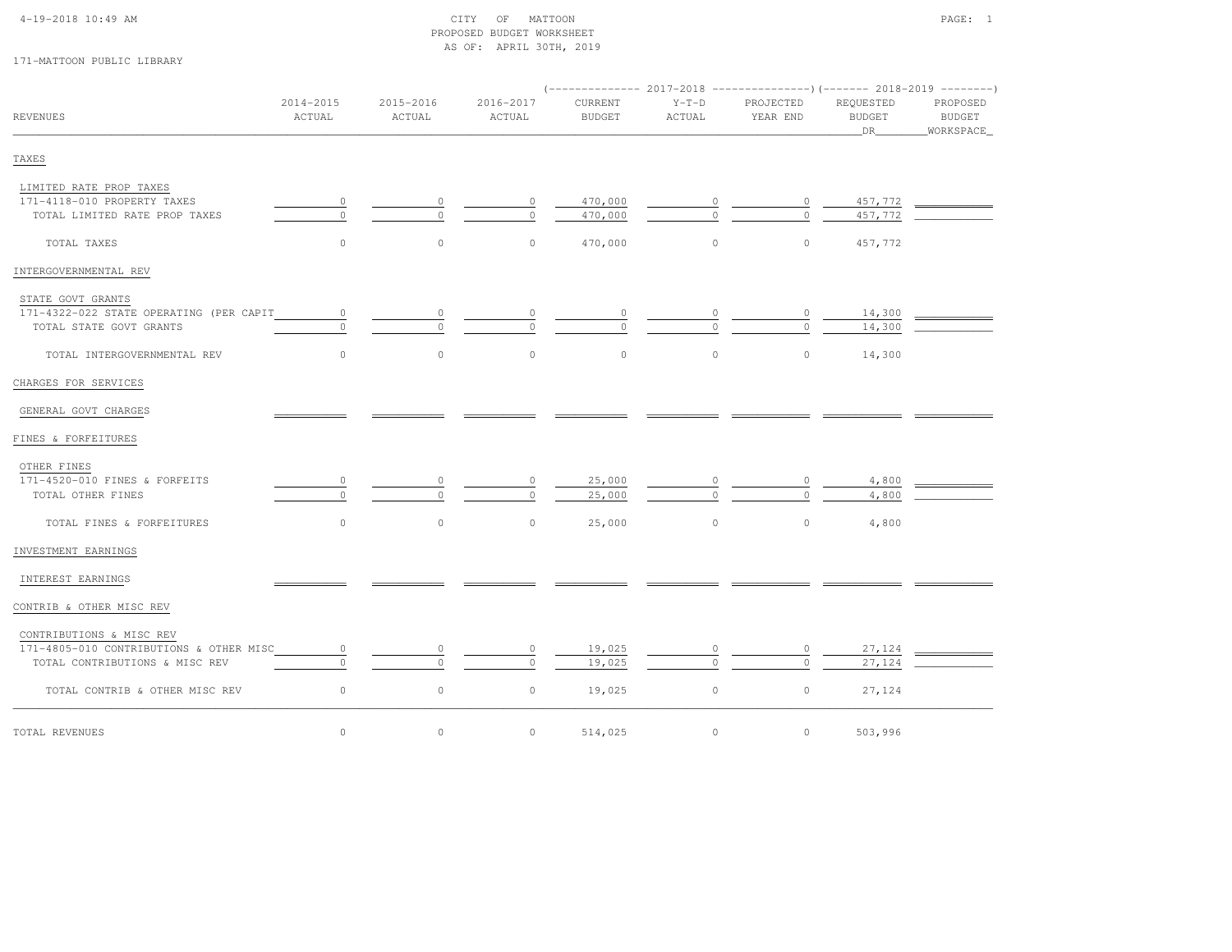CITY OF MATTOON
PROPOSED BUDGET WORKSHEET
AS OF: APRIL 30TH, 2019

4-19-2018 10:49 AM

171-MATTOON PUBLIC LIBRARY

| REVENUES | 2014-2015 ACTUAL | 2015-2016 ACTUAL | 2016-2017 ACTUAL | 2017-2018 CURRENT BUDGET | 2017-2018 Y-T-D ACTUAL | 2017-2018 PROJECTED YEAR END | 2018-2019 REQUESTED BUDGET DR | 2018-2019 PROPOSED BUDGET WORKSPACE |
|---|---|---|---|---|---|---|---|---|
| **TAXES** | | | | | | | | |
| LIMITED RATE PROP TAXES | | | | | | | | |
| 171-4118-010 PROPERTY TAXES | 0 | 0 | 0 | 470,000 | 0 | 0 | 457,772 | |
| TOTAL LIMITED RATE PROP TAXES | 0 | 0 | 0 | 470,000 | 0 | 0 | 457,772 | |
| TOTAL TAXES | 0 | 0 | 0 | 470,000 | 0 | 0 | 457,772 | |
| **INTERGOVERNMENTAL REV** | | | | | | | | |
| STATE GOVT GRANTS | | | | | | | | |
| 171-4322-022 STATE OPERATING (PER CAPIT | 0 | 0 | 0 | 0 | 0 | 0 | 14,300 | |
| TOTAL STATE GOVT GRANTS | 0 | 0 | 0 | 0 | 0 | 0 | 14,300 | |
| TOTAL INTERGOVERNMENTAL REV | 0 | 0 | 0 | 0 | 0 | 0 | 14,300 | |
| **CHARGES FOR SERVICES** | | | | | | | | |
| GENERAL GOVT CHARGES | | | | | | | | |
| **FINES & FORFEITURES** | | | | | | | | |
| OTHER FINES | | | | | | | | |
| 171-4520-010 FINES & FORFEITS | 0 | 0 | 0 | 25,000 | 0 | 0 | 4,800 | |
| TOTAL OTHER FINES | 0 | 0 | 0 | 25,000 | 0 | 0 | 4,800 | |
| TOTAL FINES & FORFEITURES | 0 | 0 | 0 | 25,000 | 0 | 0 | 4,800 | |
| **INVESTMENT EARNINGS** | | | | | | | | |
| INTEREST EARNINGS | | | | | | | | |
| **CONTRIB & OTHER MISC REV** | | | | | | | | |
| CONTRIBUTIONS & MISC REV | | | | | | | | |
| 171-4805-010 CONTRIBUTIONS & OTHER MISC | 0 | 0 | 0 | 19,025 | 0 | 0 | 27,124 | |
| TOTAL CONTRIBUTIONS & MISC REV | 0 | 0 | 0 | 19,025 | 0 | 0 | 27,124 | |
| TOTAL CONTRIB & OTHER MISC REV | 0 | 0 | 0 | 19,025 | 0 | 0 | 27,124 | |
| **TOTAL REVENUES** | 0 | 0 | 0 | 514,025 | 0 | 0 | 503,996 | |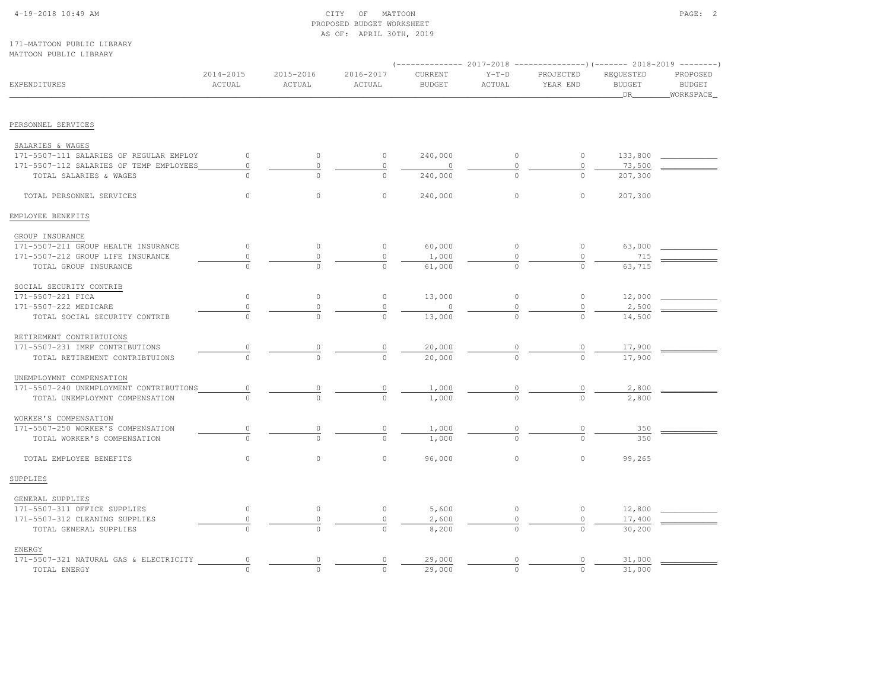CITY OF MATTOON
PROPOSED BUDGET WORKSHEET
AS OF: APRIL 30TH, 2019

171-MATTOON PUBLIC LIBRARY
MATTOON PUBLIC LIBRARY

| EXPENDITURES | 2014-2015 ACTUAL | 2015-2016 ACTUAL | 2016-2017 ACTUAL | 2017-2018 CURRENT BUDGET | 2017-2018 Y-T-D ACTUAL | 2017-2018 PROJECTED YEAR END | 2018-2019 REQUESTED BUDGET DR | 2018-2019 PROPOSED BUDGET WORKSPACE |
|---|---|---|---|---|---|---|---|---|
| **PERSONNEL SERVICES** | | | | | | | | |
| SALARIES & WAGES | | | | | | | | |
| 171-5507-111 SALARIES OF REGULAR EMPLOY | 0 | 0 | 0 | 240,000 | 0 | 0 | 133,800 | |
| 171-5507-112 SALARIES OF TEMP EMPLOYEES | 0 | 0 | 0 | 0 | 0 | 0 | 73,500 | |
| TOTAL SALARIES & WAGES | 0 | 0 | 0 | 240,000 | 0 | 0 | 207,300 | |
| TOTAL PERSONNEL SERVICES | 0 | 0 | 0 | 240,000 | 0 | 0 | 207,300 | |
| **EMPLOYEE BENEFITS** | | | | | | | | |
| GROUP INSURANCE | | | | | | | | |
| 171-5507-211 GROUP HEALTH INSURANCE | 0 | 0 | 0 | 60,000 | 0 | 0 | 63,000 | |
| 171-5507-212 GROUP LIFE INSURANCE | 0 | 0 | 0 | 1,000 | 0 | 0 | 715 | |
| TOTAL GROUP INSURANCE | 0 | 0 | 0 | 61,000 | 0 | 0 | 63,715 | |
| SOCIAL SECURITY CONTRIB | | | | | | | | |
| 171-5507-221 FICA | 0 | 0 | 0 | 13,000 | 0 | 0 | 12,000 | |
| 171-5507-222 MEDICARE | 0 | 0 | 0 | 0 | 0 | 0 | 2,500 | |
| TOTAL SOCIAL SECURITY CONTRIB | 0 | 0 | 0 | 13,000 | 0 | 0 | 14,500 | |
| RETIREMENT CONTRIBTUIONS | | | | | | | | |
| 171-5507-231 IMRF CONTRIBUTIONS | 0 | 0 | 0 | 20,000 | 0 | 0 | 17,900 | |
| TOTAL RETIREMENT CONTRIBTUIONS | 0 | 0 | 0 | 20,000 | 0 | 0 | 17,900 | |
| UNEMPLOYMNT COMPENSATION | | | | | | | | |
| 171-5507-240 UNEMPLOYMENT CONTRIBUTIONS | 0 | 0 | 0 | 1,000 | 0 | 0 | 2,800 | |
| TOTAL UNEMPLOYMNT COMPENSATION | 0 | 0 | 0 | 1,000 | 0 | 0 | 2,800 | |
| WORKER'S COMPENSATION | | | | | | | | |
| 171-5507-250 WORKER'S COMPENSATION | 0 | 0 | 0 | 1,000 | 0 | 0 | 350 | |
| TOTAL WORKER'S COMPENSATION | 0 | 0 | 0 | 1,000 | 0 | 0 | 350 | |
| TOTAL EMPLOYEE BENEFITS | 0 | 0 | 0 | 96,000 | 0 | 0 | 99,265 | |
| **SUPPLIES** | | | | | | | | |
| GENERAL SUPPLIES | | | | | | | | |
| 171-5507-311 OFFICE SUPPLIES | 0 | 0 | 0 | 5,600 | 0 | 0 | 12,800 | |
| 171-5507-312 CLEANING SUPPLIES | 0 | 0 | 0 | 2,600 | 0 | 0 | 17,400 | |
| TOTAL GENERAL SUPPLIES | 0 | 0 | 0 | 8,200 | 0 | 0 | 30,200 | |
| ENERGY | | | | | | | | |
| 171-5507-321 NATURAL GAS & ELECTRICITY | 0 | 0 | 0 | 29,000 | 0 | 0 | 31,000 | |
| TOTAL ENERGY | 0 | 0 | 0 | 29,000 | 0 | 0 | 31,000 | |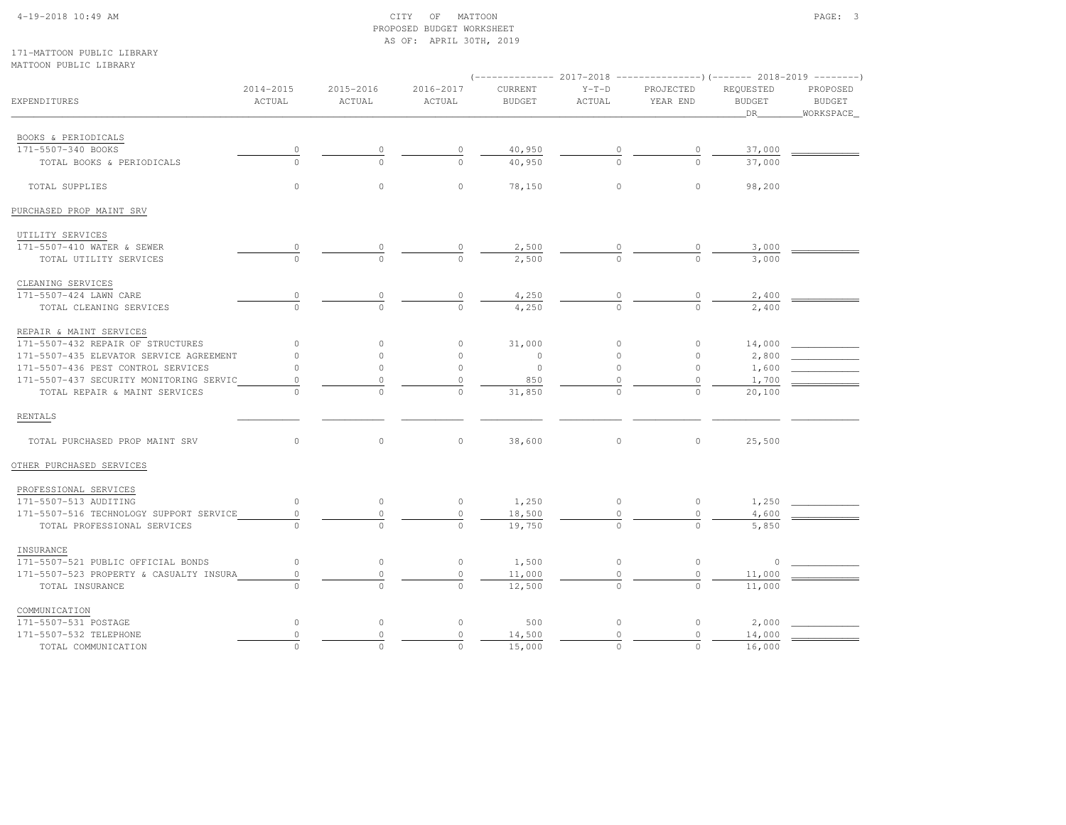CITY OF MATTOON
PROPOSED BUDGET WORKSHEET
AS OF: APRIL 30TH, 2019

171-MATTOON PUBLIC LIBRARY
MATTOON PUBLIC LIBRARY

| EXPENDITURES | 2014-2015 ACTUAL | 2015-2016 ACTUAL | 2016-2017 ACTUAL | 2017-2018 CURRENT BUDGET | 2017-2018 Y-T-D ACTUAL | 2017-2018 PROJECTED YEAR END | 2018-2019 REQUESTED BUDGET DR | 2018-2019 PROPOSED BUDGET WORKSPACE |
|---|---|---|---|---|---|---|---|---|
| BOOKS & PERIODICALS | | | | | | | | |
| 171-5507-340 BOOKS | 0 | 0 | 0 | 40,950 | 0 | 0 | 37,000 | |
| TOTAL BOOKS & PERIODICALS | 0 | 0 | 0 | 40,950 | 0 | 0 | 37,000 | |
| TOTAL SUPPLIES | 0 | 0 | 0 | 78,150 | 0 | 0 | 98,200 | |
| PURCHASED PROP MAINT SRV | | | | | | | | |
| UTILITY SERVICES | | | | | | | | |
| 171-5507-410 WATER & SEWER | 0 | 0 | 0 | 2,500 | 0 | 0 | 3,000 | |
| TOTAL UTILITY SERVICES | 0 | 0 | 0 | 2,500 | 0 | 0 | 3,000 | |
| CLEANING SERVICES | | | | | | | | |
| 171-5507-424 LAWN CARE | 0 | 0 | 0 | 4,250 | 0 | 0 | 2,400 | |
| TOTAL CLEANING SERVICES | 0 | 0 | 0 | 4,250 | 0 | 0 | 2,400 | |
| REPAIR & MAINT SERVICES | | | | | | | | |
| 171-5507-432 REPAIR OF STRUCTURES | 0 | 0 | 0 | 31,000 | 0 | 0 | 14,000 | |
| 171-5507-435 ELEVATOR SERVICE AGREEMENT | 0 | 0 | 0 | 0 | 0 | 0 | 2,800 | |
| 171-5507-436 PEST CONTROL SERVICES | 0 | 0 | 0 | 0 | 0 | 0 | 1,600 | |
| 171-5507-437 SECURITY MONITORING SERVIC | 0 | 0 | 0 | 850 | 0 | 0 | 1,700 | |
| TOTAL REPAIR & MAINT SERVICES | 0 | 0 | 0 | 31,850 | 0 | 0 | 20,100 | |
| RENTALS | | | | | | | | |
| TOTAL PURCHASED PROP MAINT SRV | 0 | 0 | 0 | 38,600 | 0 | 0 | 25,500 | |
| OTHER PURCHASED SERVICES | | | | | | | | |
| PROFESSIONAL SERVICES | | | | | | | | |
| 171-5507-513 AUDITING | 0 | 0 | 0 | 1,250 | 0 | 0 | 1,250 | |
| 171-5507-516 TECHNOLOGY SUPPORT SERVICE | 0 | 0 | 0 | 18,500 | 0 | 0 | 4,600 | |
| TOTAL PROFESSIONAL SERVICES | 0 | 0 | 0 | 19,750 | 0 | 0 | 5,850 | |
| INSURANCE | | | | | | | | |
| 171-5507-521 PUBLIC OFFICIAL BONDS | 0 | 0 | 0 | 1,500 | 0 | 0 | 0 | |
| 171-5507-523 PROPERTY & CASUALTY INSURA | 0 | 0 | 0 | 11,000 | 0 | 0 | 11,000 | |
| TOTAL INSURANCE | 0 | 0 | 0 | 12,500 | 0 | 0 | 11,000 | |
| COMMUNICATION | | | | | | | | |
| 171-5507-531 POSTAGE | 0 | 0 | 0 | 500 | 0 | 0 | 2,000 | |
| 171-5507-532 TELEPHONE | 0 | 0 | 0 | 14,500 | 0 | 0 | 14,000 | |
| TOTAL COMMUNICATION | 0 | 0 | 0 | 15,000 | 0 | 0 | 16,000 | |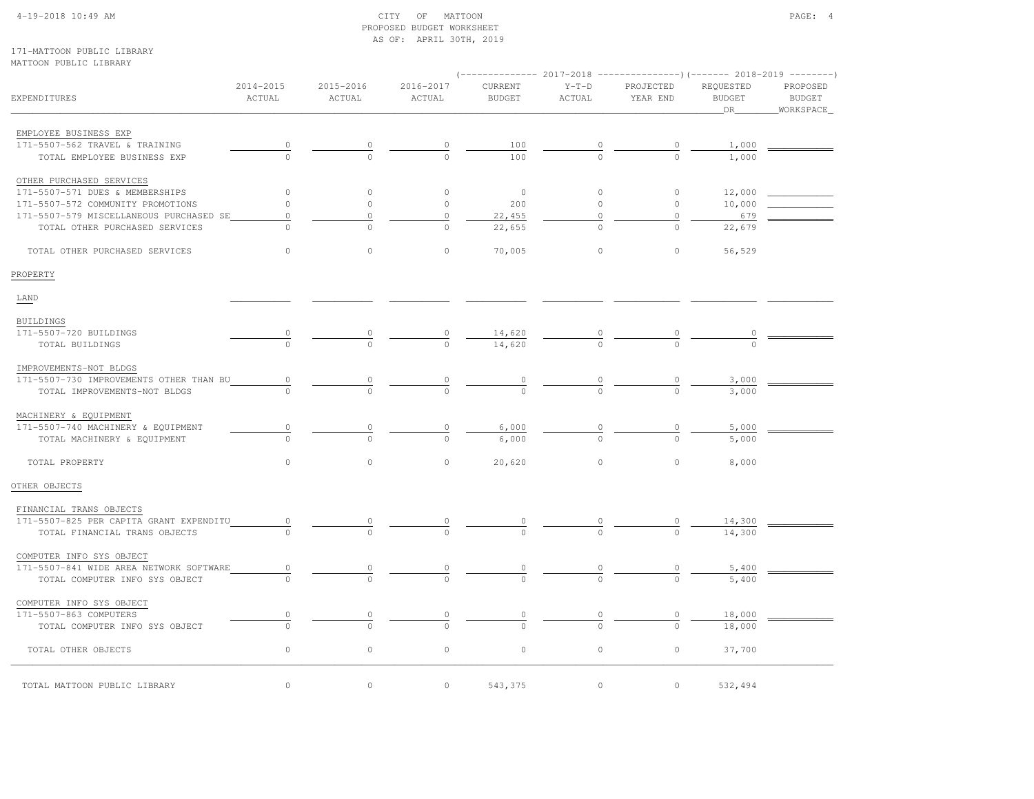CITY OF MATTOON
PROPOSED BUDGET WORKSHEET
AS OF: APRIL 30TH, 2019

171-MATTOON PUBLIC LIBRARY
MATTOON PUBLIC LIBRARY

| EXPENDITURES | 2014-2015 ACTUAL | 2015-2016 ACTUAL | 2016-2017 ACTUAL | 2017-2018 CURRENT BUDGET | 2017-2018 Y-T-D ACTUAL | 2017-2018 PROJECTED YEAR END | 2018-2019 REQUESTED BUDGET DR | 2018-2019 PROPOSED BUDGET WORKSPACE |
|---|---|---|---|---|---|---|---|---|
| EMPLOYEE BUSINESS EXP | | | | | | | | |
| 171-5507-562 TRAVEL & TRAINING | 0 | 0 | 0 | 100 | 0 | 0 | 1,000 | |
| TOTAL EMPLOYEE BUSINESS EXP | 0 | 0 | 0 | 100 | 0 | 0 | 1,000 | |
| OTHER PURCHASED SERVICES | | | | | | | | |
| 171-5507-571 DUES & MEMBERSHIPS | 0 | 0 | 0 | 0 | 0 | 0 | 12,000 | |
| 171-5507-572 COMMUNITY PROMOTIONS | 0 | 0 | 0 | 200 | 0 | 0 | 10,000 | |
| 171-5507-579 MISCELLANEOUS PURCHASED SE | 0 | 0 | 0 | 22,455 | 0 | 0 | 679 | |
| TOTAL OTHER PURCHASED SERVICES | 0 | 0 | 0 | 22,655 | 0 | 0 | 22,679 | |
| TOTAL OTHER PURCHASED SERVICES | 0 | 0 | 0 | 70,005 | 0 | 0 | 56,529 | |
| PROPERTY | | | | | | | | |
| LAND | | | | | | | | |
| BUILDINGS | | | | | | | | |
| 171-5507-720 BUILDINGS | 0 | 0 | 0 | 14,620 | 0 | 0 | 0 | |
| TOTAL BUILDINGS | 0 | 0 | 0 | 14,620 | 0 | 0 | 0 | |
| IMPROVEMENTS-NOT BLDGS | | | | | | | | |
| 171-5507-730 IMPROVEMENTS OTHER THAN BU | 0 | 0 | 0 | 0 | 0 | 0 | 3,000 | |
| TOTAL IMPROVEMENTS-NOT BLDGS | 0 | 0 | 0 | 0 | 0 | 0 | 3,000 | |
| MACHINERY & EQUIPMENT | | | | | | | | |
| 171-5507-740 MACHINERY & EQUIPMENT | 0 | 0 | 0 | 6,000 | 0 | 0 | 5,000 | |
| TOTAL MACHINERY & EQUIPMENT | 0 | 0 | 0 | 6,000 | 0 | 0 | 5,000 | |
| TOTAL PROPERTY | 0 | 0 | 0 | 20,620 | 0 | 0 | 8,000 | |
| OTHER OBJECTS | | | | | | | | |
| FINANCIAL TRANS OBJECTS | | | | | | | | |
| 171-5507-825 PER CAPITA GRANT EXPENDITU | 0 | 0 | 0 | 0 | 0 | 0 | 14,300 | |
| TOTAL FINANCIAL TRANS OBJECTS | 0 | 0 | 0 | 0 | 0 | 0 | 14,300 | |
| COMPUTER INFO SYS OBJECT | | | | | | | | |
| 171-5507-841 WIDE AREA NETWORK SOFTWARE | 0 | 0 | 0 | 0 | 0 | 0 | 5,400 | |
| TOTAL COMPUTER INFO SYS OBJECT | 0 | 0 | 0 | 0 | 0 | 0 | 5,400 | |
| COMPUTER INFO SYS OBJECT | | | | | | | | |
| 171-5507-863 COMPUTERS | 0 | 0 | 0 | 0 | 0 | 0 | 18,000 | |
| TOTAL COMPUTER INFO SYS OBJECT | 0 | 0 | 0 | 0 | 0 | 0 | 18,000 | |
| TOTAL OTHER OBJECTS | 0 | 0 | 0 | 0 | 0 | 0 | 37,700 | |
| TOTAL MATTOON PUBLIC LIBRARY | 0 | 0 | 0 | 543,375 | 0 | 0 | 532,494 | |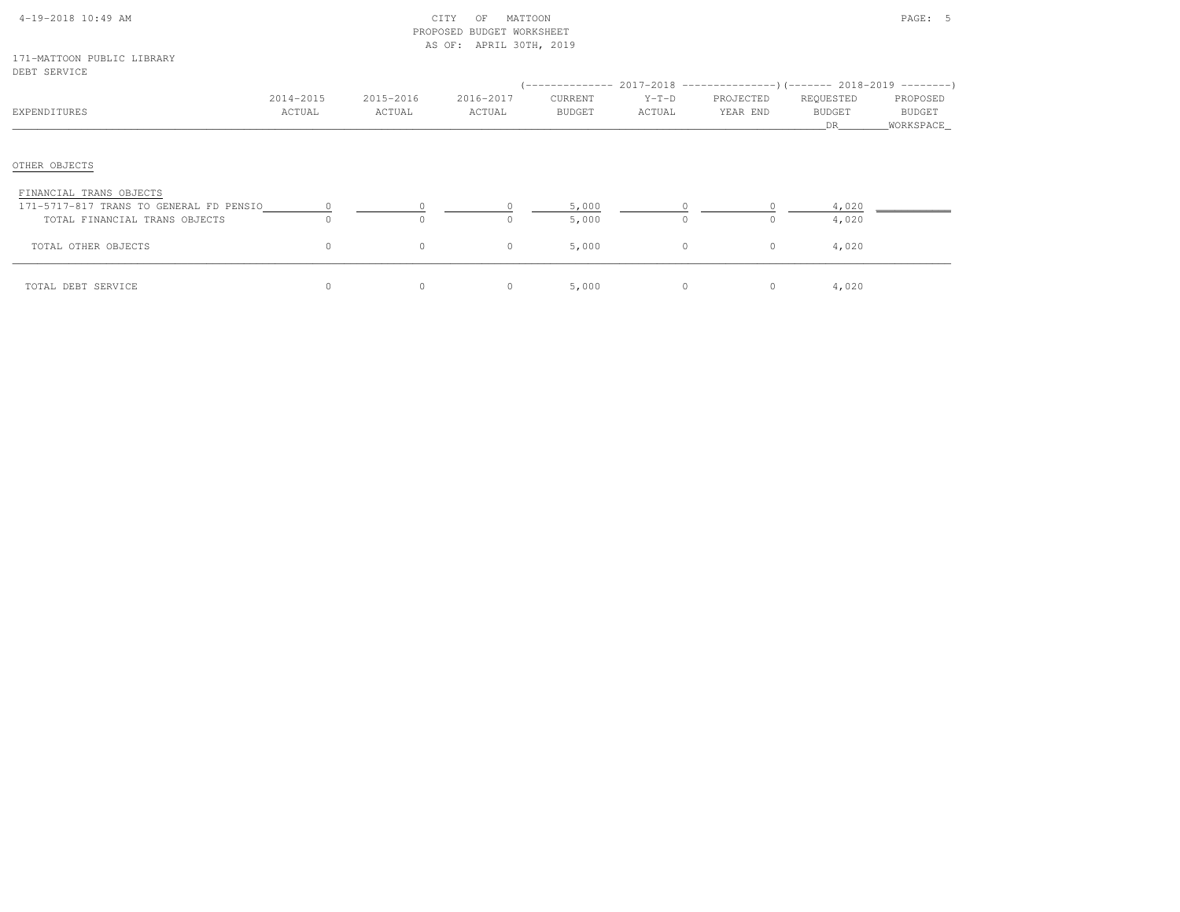CITY OF MATTOON
PROPOSED BUDGET WORKSHEET
AS OF: APRIL 30TH, 2019

171-MATTOON PUBLIC LIBRARY
DEBT SERVICE

| EXPENDITURES | 2014-2015 ACTUAL | 2015-2016 ACTUAL | 2016-2017 ACTUAL | 2017-2018 CURRENT BUDGET | 2017-2018 Y-T-D ACTUAL | 2017-2018 PROJECTED YEAR END | 2018-2019 REQUESTED BUDGET DR | 2018-2019 PROPOSED BUDGET WORKSPACE |
|---|---|---|---|---|---|---|---|---|
| OTHER OBJECTS | | | | | | | | |
| FINANCIAL TRANS OBJECTS | | | | | | | | |
| 171-5717-817 TRANS TO GENERAL FD PENSIO | 0 | 0 | 0 | 5,000 | 0 | 0 | 4,020 | |
| TOTAL FINANCIAL TRANS OBJECTS | 0 | 0 | 0 | 5,000 | 0 | 0 | 4,020 | |
| TOTAL OTHER OBJECTS | 0 | 0 | 0 | 5,000 | 0 | 0 | 4,020 | |
| TOTAL DEBT SERVICE | 0 | 0 | 0 | 5,000 | 0 | 0 | 4,020 | |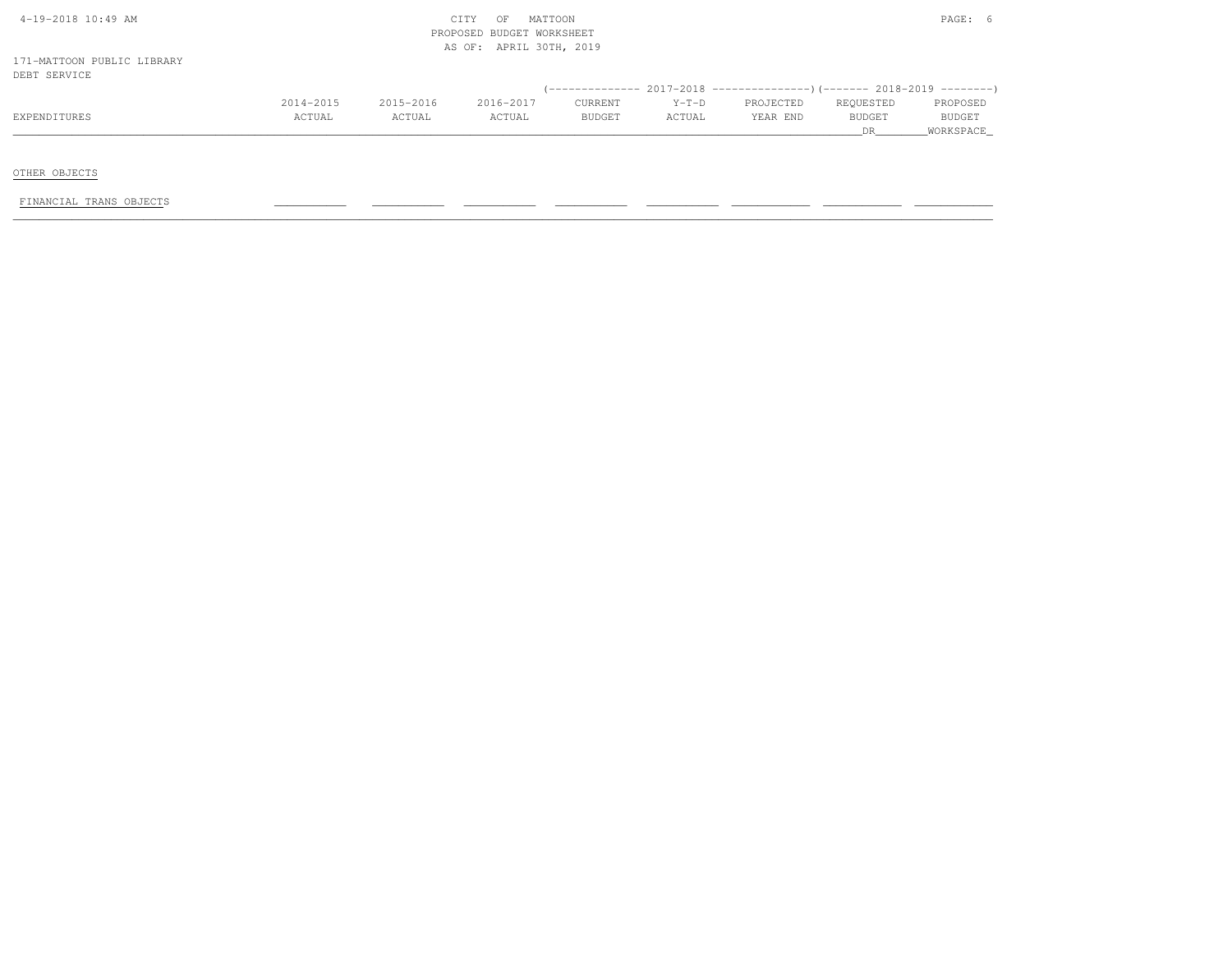CITY OF MATTOON
PROPOSED BUDGET WORKSHEET
AS OF: APRIL 30TH, 2019

171-MATTOON PUBLIC LIBRARY
DEBT SERVICE

| EXPENDITURES | 2014-2015 ACTUAL | 2015-2016 ACTUAL | 2016-2017 ACTUAL | 2017-2018 CURRENT BUDGET | 2017-2018 Y-T-D ACTUAL | 2017-2018 PROJECTED YEAR END | 2018-2019 REQUESTED BUDGET DR | 2018-2019 PROPOSED BUDGET WORKSPACE |
|---|---|---|---|---|---|---|---|---|
| OTHER OBJECTS | | | | | | | | |
| FINANCIAL TRANS OBJECTS | | | | | | | | |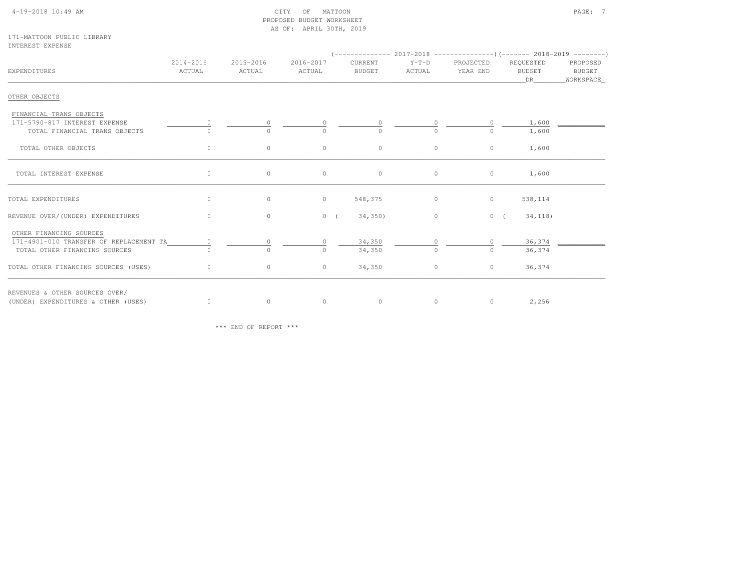CITY OF MATTOON
PROPOSED BUDGET WORKSHEET
AS OF: APRIL 30TH, 2019

171-MATTOON PUBLIC LIBRARY
INTEREST EXPENSE

| EXPENDITURES | 2014-2015 ACTUAL | 2015-2016 ACTUAL | 2016-2017 ACTUAL | 2017-2018 CURRENT BUDGET | 2017-2018 Y-T-D ACTUAL | 2017-2018 PROJECTED YEAR END | 2018-2019 REQUESTED BUDGET DR | 2018-2019 PROPOSED BUDGET WORKSPACE |
|---|---|---|---|---|---|---|---|---|
| OTHER OBJECTS | | | | | | | | |
| FINANCIAL TRANS OBJECTS | | | | | | | | |
| 171-5790-817 INTEREST EXPENSE | 0 | 0 | 0 | 0 | 0 | 0 | 1,600 | |
| TOTAL FINANCIAL TRANS OBJECTS | 0 | 0 | 0 | 0 | 0 | 0 | 1,600 | |
| TOTAL OTHER OBJECTS | 0 | 0 | 0 | 0 | 0 | 0 | 1,600 | |
| TOTAL INTEREST EXPENSE | 0 | 0 | 0 | 0 | 0 | 0 | 1,600 | |
| TOTAL EXPENDITURES | 0 | 0 | 0 | 548,375 | 0 | 0 | 538,114 | |
| REVENUE OVER/(UNDER) EXPENDITURES | 0 | 0 | 0 | ( 34,350) | 0 | 0 | ( 34,118) | |
| OTHER FINANCING SOURCES | | | | | | | | |
| 171-4901-010 TRANSFER OF REPLACEMENT TA | 0 | 0 | 0 | 34,350 | 0 | 0 | 36,374 | |
| TOTAL OTHER FINANCING SOURCES | 0 | 0 | 0 | 34,350 | 0 | 0 | 36,374 | |
| TOTAL OTHER FINANCING SOURCES (USES) | 0 | 0 | 0 | 34,350 | 0 | 0 | 36,374 | |
| REVENUES & OTHER SOURCES OVER/ (UNDER) EXPENDITURES & OTHER (USES) | 0 | 0 | 0 | 0 | 0 | 0 | 2,256 | |

\*\*\* END OF REPORT \*\*\*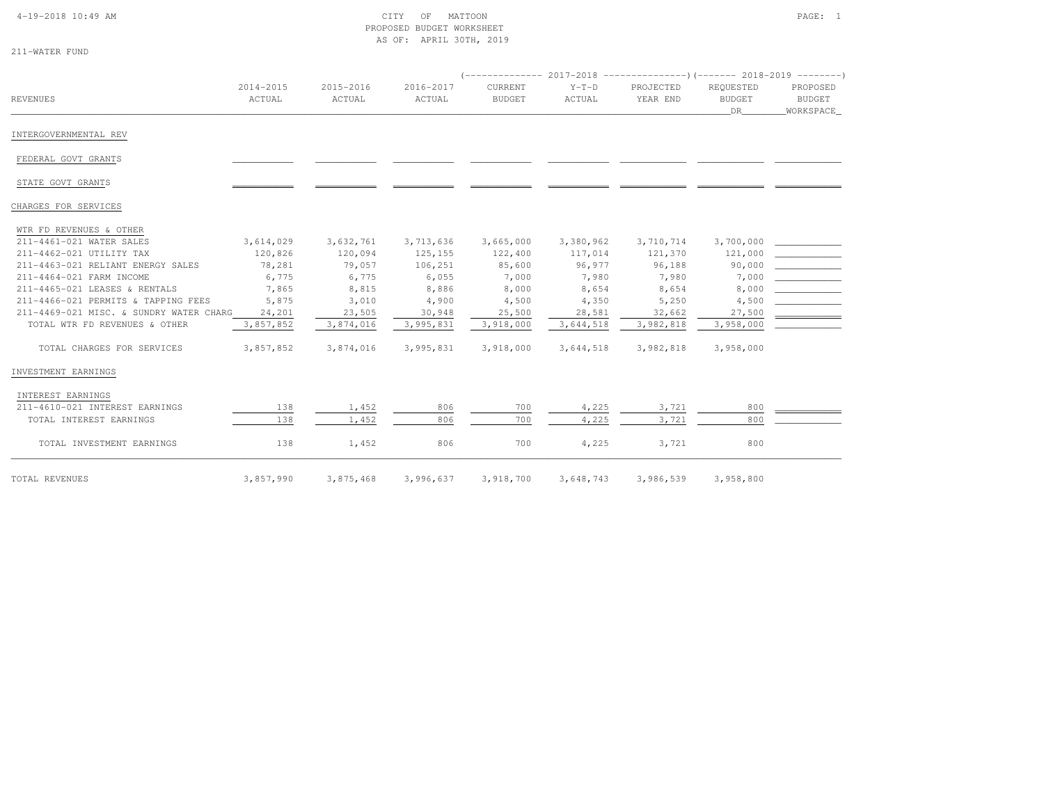CITY OF MATTOON
PROPOSED BUDGET WORKSHEET
AS OF: APRIL 30TH, 2019

211-WATER FUND

| REVENUES | 2014-2015 ACTUAL | 2015-2016 ACTUAL | 2016-2017 ACTUAL | 2017-2018 CURRENT BUDGET | 2017-2018 Y-T-D ACTUAL | 2017-2018 PROJECTED YEAR END | 2018-2019 REQUESTED BUDGET DR | 2018-2019 PROPOSED BUDGET WORKSPACE |
|---|---|---|---|---|---|---|---|---|
| **INTERGOVERNMENTAL REV** | | | | | | | | |
| FEDERAL GOVT GRANTS | | | | | | | | |
| STATE GOVT GRANTS | | | | | | | | |
| **CHARGES FOR SERVICES** | | | | | | | | |
| WTR FD REVENUES & OTHER | | | | | | | | |
| 211-4461-021 WATER SALES | 3,614,029 | 3,632,761 | 3,713,636 | 3,665,000 | 3,380,962 | 3,710,714 | 3,700,000 | |
| 211-4462-021 UTILITY TAX | 120,826 | 120,094 | 125,155 | 122,400 | 117,014 | 121,370 | 121,000 | |
| 211-4463-021 RELIANT ENERGY SALES | 78,281 | 79,057 | 106,251 | 85,600 | 96,977 | 96,188 | 90,000 | |
| 211-4464-021 FARM INCOME | 6,775 | 6,775 | 6,055 | 7,000 | 7,980 | 7,980 | 7,000 | |
| 211-4465-021 LEASES & RENTALS | 7,865 | 8,815 | 8,886 | 8,000 | 8,654 | 8,654 | 8,000 | |
| 211-4466-021 PERMITS & TAPPING FEES | 5,875 | 3,010 | 4,900 | 4,500 | 4,350 | 5,250 | 4,500 | |
| 211-4469-021 MISC. & SUNDRY WATER CHARG | 24,201 | 23,505 | 30,948 | 25,500 | 28,581 | 32,662 | 27,500 | |
| TOTAL WTR FD REVENUES & OTHER | 3,857,852 | 3,874,016 | 3,995,831 | 3,918,000 | 3,644,518 | 3,982,818 | 3,958,000 | |
| TOTAL CHARGES FOR SERVICES | 3,857,852 | 3,874,016 | 3,995,831 | 3,918,000 | 3,644,518 | 3,982,818 | 3,958,000 | |
| **INVESTMENT EARNINGS** | | | | | | | | |
| INTEREST EARNINGS | | | | | | | | |
| 211-4610-021 INTEREST EARNINGS | 138 | 1,452 | 806 | 700 | 4,225 | 3,721 | 800 | |
| TOTAL INTEREST EARNINGS | 138 | 1,452 | 806 | 700 | 4,225 | 3,721 | 800 | |
| TOTAL INVESTMENT EARNINGS | 138 | 1,452 | 806 | 700 | 4,225 | 3,721 | 800 | |
| TOTAL REVENUES | 3,857,990 | 3,875,468 | 3,996,637 | 3,918,700 | 3,648,743 | 3,986,539 | 3,958,800 | |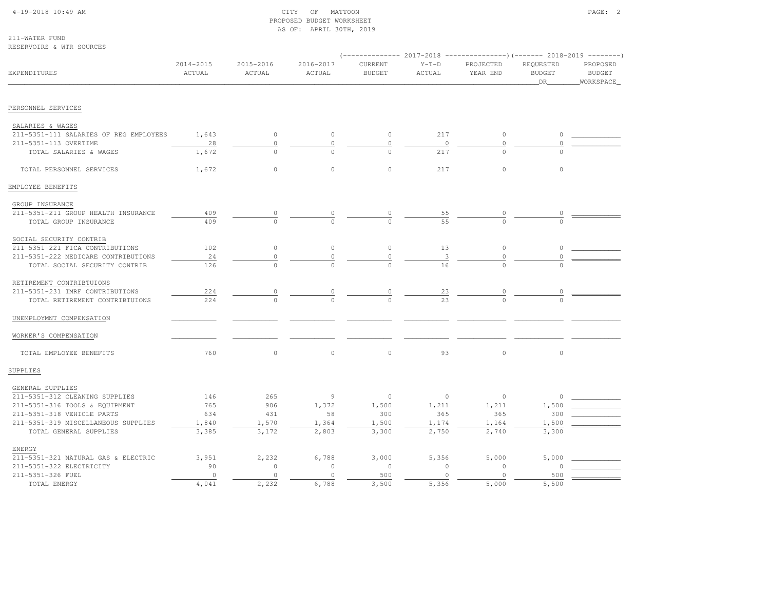CITY OF MATTOON
PROPOSED BUDGET WORKSHEET
AS OF: APRIL 30TH, 2019

211-WATER FUND
RESERVOIRS & WTR SOURCES

| EXPENDITURES | 2014-2015 ACTUAL | 2015-2016 ACTUAL | 2016-2017 ACTUAL | 2017-2018 CURRENT BUDGET | 2017-2018 Y-T-D ACTUAL | 2017-2018 PROJECTED YEAR END | 2018-2019 REQUESTED BUDGET DR | 2018-2019 PROPOSED BUDGET WORKSPACE |
|---|---|---|---|---|---|---|---|---|
| **PERSONNEL SERVICES** | | | | | | | | |
| SALARIES & WAGES | | | | | | | | |
| 211-5351-111 SALARIES OF REG EMPLOYEES | 1,643 | 0 | 0 | 0 | 217 | 0 | 0 | |
| 211-5351-113 OVERTIME | 28 | 0 | 0 | 0 | 0 | 0 | 0 | |
| TOTAL SALARIES & WAGES | 1,672 | 0 | 0 | 0 | 217 | 0 | 0 | |
| TOTAL PERSONNEL SERVICES | 1,672 | 0 | 0 | 0 | 217 | 0 | 0 | |
| **EMPLOYEE BENEFITS** | | | | | | | | |
| GROUP INSURANCE | | | | | | | | |
| 211-5351-211 GROUP HEALTH INSURANCE | 409 | 0 | 0 | 0 | 55 | 0 | 0 | |
| TOTAL GROUP INSURANCE | 409 | 0 | 0 | 0 | 55 | 0 | 0 | |
| SOCIAL SECURITY CONTRIB | | | | | | | | |
| 211-5351-221 FICA CONTRIBUTIONS | 102 | 0 | 0 | 0 | 13 | 0 | 0 | |
| 211-5351-222 MEDICARE CONTRIBUTIONS | 24 | 0 | 0 | 0 | 3 | 0 | 0 | |
| TOTAL SOCIAL SECURITY CONTRIB | 126 | 0 | 0 | 0 | 16 | 0 | 0 | |
| RETIREMENT CONTRIBTUIONS | | | | | | | | |
| 211-5351-231 IMRF CONTRIBUTIONS | 224 | 0 | 0 | 0 | 23 | 0 | 0 | |
| TOTAL RETIREMENT CONTRIBTUIONS | 224 | 0 | 0 | 0 | 23 | 0 | 0 | |
| UNEMPLOYMNT COMPENSATION | | | | | | | | |
| WORKER'S COMPENSATION | | | | | | | | |
| TOTAL EMPLOYEE BENEFITS | 760 | 0 | 0 | 0 | 93 | 0 | 0 | |
| **SUPPLIES** | | | | | | | | |
| GENERAL SUPPLIES | | | | | | | | |
| 211-5351-312 CLEANING SUPPLIES | 146 | 265 | 9 | 0 | 0 | 0 | 0 | |
| 211-5351-316 TOOLS & EQUIPMENT | 765 | 906 | 1,372 | 1,500 | 1,211 | 1,211 | 1,500 | |
| 211-5351-318 VEHICLE PARTS | 634 | 431 | 58 | 300 | 365 | 365 | 300 | |
| 211-5351-319 MISCELLANEOUS SUPPLIES | 1,840 | 1,570 | 1,364 | 1,500 | 1,174 | 1,164 | 1,500 | |
| TOTAL GENERAL SUPPLIES | 3,385 | 3,172 | 2,803 | 3,300 | 2,750 | 2,740 | 3,300 | |
| ENERGY | | | | | | | | |
| 211-5351-321 NATURAL GAS & ELECTRIC | 3,951 | 2,232 | 6,788 | 3,000 | 5,356 | 5,000 | 5,000 | |
| 211-5351-322 ELECTRICITY | 90 | 0 | 0 | 0 | 0 | 0 | 0 | |
| 211-5351-326 FUEL | 0 | 0 | 0 | 500 | 0 | 0 | 500 | |
| TOTAL ENERGY | 4,041 | 2,232 | 6,788 | 3,500 | 5,356 | 5,000 | 5,500 | |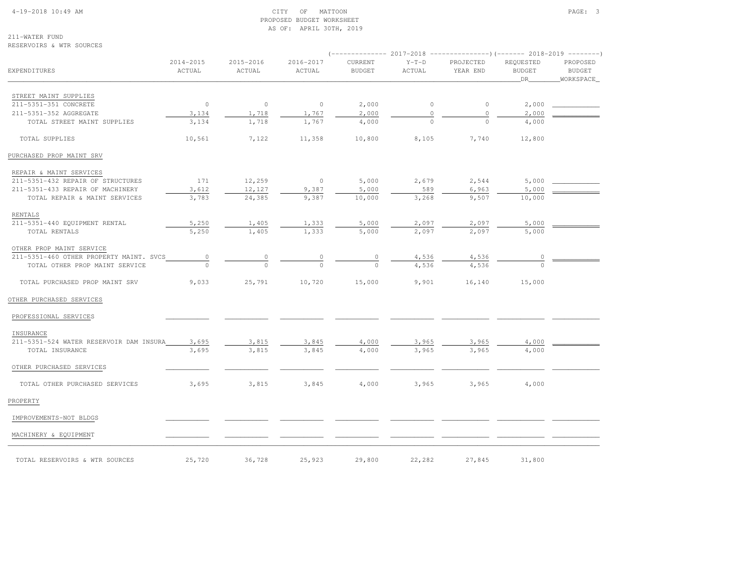CITY OF MATTOON
PROPOSED BUDGET WORKSHEET
AS OF: APRIL 30TH, 2019

211-WATER FUND
RESERVOIRS & WTR SOURCES

| EXPENDITURES | 2014-2015 ACTUAL | 2015-2016 ACTUAL | 2016-2017 ACTUAL | 2017-2018 CURRENT BUDGET | 2017-2018 Y-T-D ACTUAL | 2017-2018 PROJECTED YEAR END | 2018-2019 REQUESTED BUDGET DR | 2018-2019 PROPOSED BUDGET WORKSPACE |
|---|---|---|---|---|---|---|---|---|
| STREET MAINT SUPPLIES | | | | | | | | |
| 211-5351-351 CONCRETE | 0 | 0 | 0 | 2,000 | 0 | 0 | 2,000 | |
| 211-5351-352 AGGREGATE | 3,134 | 1,718 | 1,767 | 2,000 | 0 | 0 | 2,000 | |
| TOTAL STREET MAINT SUPPLIES | 3,134 | 1,718 | 1,767 | 4,000 | 0 | 0 | 4,000 | |
| TOTAL SUPPLIES | 10,561 | 7,122 | 11,358 | 10,800 | 8,105 | 7,740 | 12,800 | |
| PURCHASED PROP MAINT SRV | | | | | | | | |
| REPAIR & MAINT SERVICES | | | | | | | | |
| 211-5351-432 REPAIR OF STRUCTURES | 171 | 12,259 | 0 | 5,000 | 2,679 | 2,544 | 5,000 | |
| 211-5351-433 REPAIR OF MACHINERY | 3,612 | 12,127 | 9,387 | 5,000 | 589 | 6,963 | 5,000 | |
| TOTAL REPAIR & MAINT SERVICES | 3,783 | 24,385 | 9,387 | 10,000 | 3,268 | 9,507 | 10,000 | |
| RENTALS | | | | | | | | |
| 211-5351-440 EQUIPMENT RENTAL | 5,250 | 1,405 | 1,333 | 5,000 | 2,097 | 2,097 | 5,000 | |
| TOTAL RENTALS | 5,250 | 1,405 | 1,333 | 5,000 | 2,097 | 2,097 | 5,000 | |
| OTHER PROP MAINT SERVICE | | | | | | | | |
| 211-5351-460 OTHER PROPERTY MAINT. SVCS | 0 | 0 | 0 | 0 | 4,536 | 4,536 | 0 | |
| TOTAL OTHER PROP MAINT SERVICE | 0 | 0 | 0 | 0 | 4,536 | 4,536 | 0 | |
| TOTAL PURCHASED PROP MAINT SRV | 9,033 | 25,791 | 10,720 | 15,000 | 9,901 | 16,140 | 15,000 | |
| OTHER PURCHASED SERVICES | | | | | | | | |
| PROFESSIONAL SERVICES | | | | | | | | |
| INSURANCE | | | | | | | | |
| 211-5351-524 WATER RESERVOIR DAM INSURA | 3,695 | 3,815 | 3,845 | 4,000 | 3,965 | 3,965 | 4,000 | |
| TOTAL INSURANCE | 3,695 | 3,815 | 3,845 | 4,000 | 3,965 | 3,965 | 4,000 | |
| OTHER PURCHASED SERVICES | | | | | | | | |
| TOTAL OTHER PURCHASED SERVICES | 3,695 | 3,815 | 3,845 | 4,000 | 3,965 | 3,965 | 4,000 | |
| PROPERTY | | | | | | | | |
| IMPROVEMENTS-NOT BLDGS | | | | | | | | |
| MACHINERY & EQUIPMENT | | | | | | | | |
| TOTAL RESERVOIRS & WTR SOURCES | 25,720 | 36,728 | 25,923 | 29,800 | 22,282 | 27,845 | 31,800 | |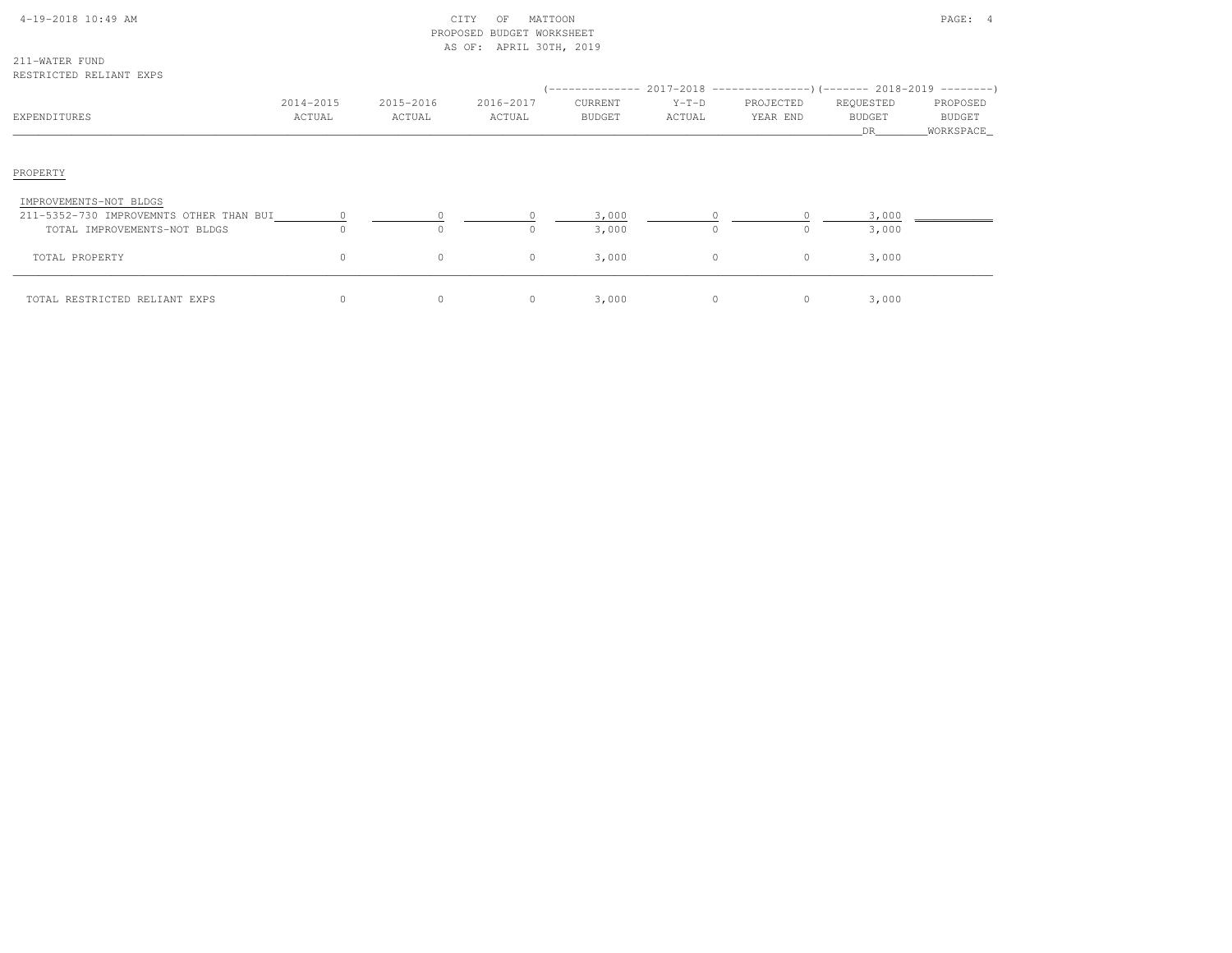CITY OF MATTOON
PROPOSED BUDGET WORKSHEET
AS OF: APRIL 30TH, 2019

211-WATER FUND
RESTRICTED RELIANT EXPS

| EXPENDITURES | 2014-2015 ACTUAL | 2015-2016 ACTUAL | 2016-2017 ACTUAL | 2017-2018 CURRENT BUDGET | 2017-2018 Y-T-D ACTUAL | 2017-2018 PROJECTED YEAR END | 2018-2019 REQUESTED BUDGET DR | 2018-2019 PROPOSED BUDGET WORKSPACE |
|---|---|---|---|---|---|---|---|---|
| PROPERTY | | | | | | | | |
| IMPROVEMENTS-NOT BLDGS | | | | | | | | |
| 211-5352-730 IMPROVEMNTS OTHER THAN BUI | 0 | 0 | 0 | 3,000 | 0 | 0 | 3,000 | |
| TOTAL IMPROVEMENTS-NOT BLDGS | 0 | 0 | 0 | 3,000 | 0 | 0 | 3,000 | |
| TOTAL PROPERTY | 0 | 0 | 0 | 3,000 | 0 | 0 | 3,000 | |
| TOTAL RESTRICTED RELIANT EXPS | 0 | 0 | 0 | 3,000 | 0 | 0 | 3,000 | |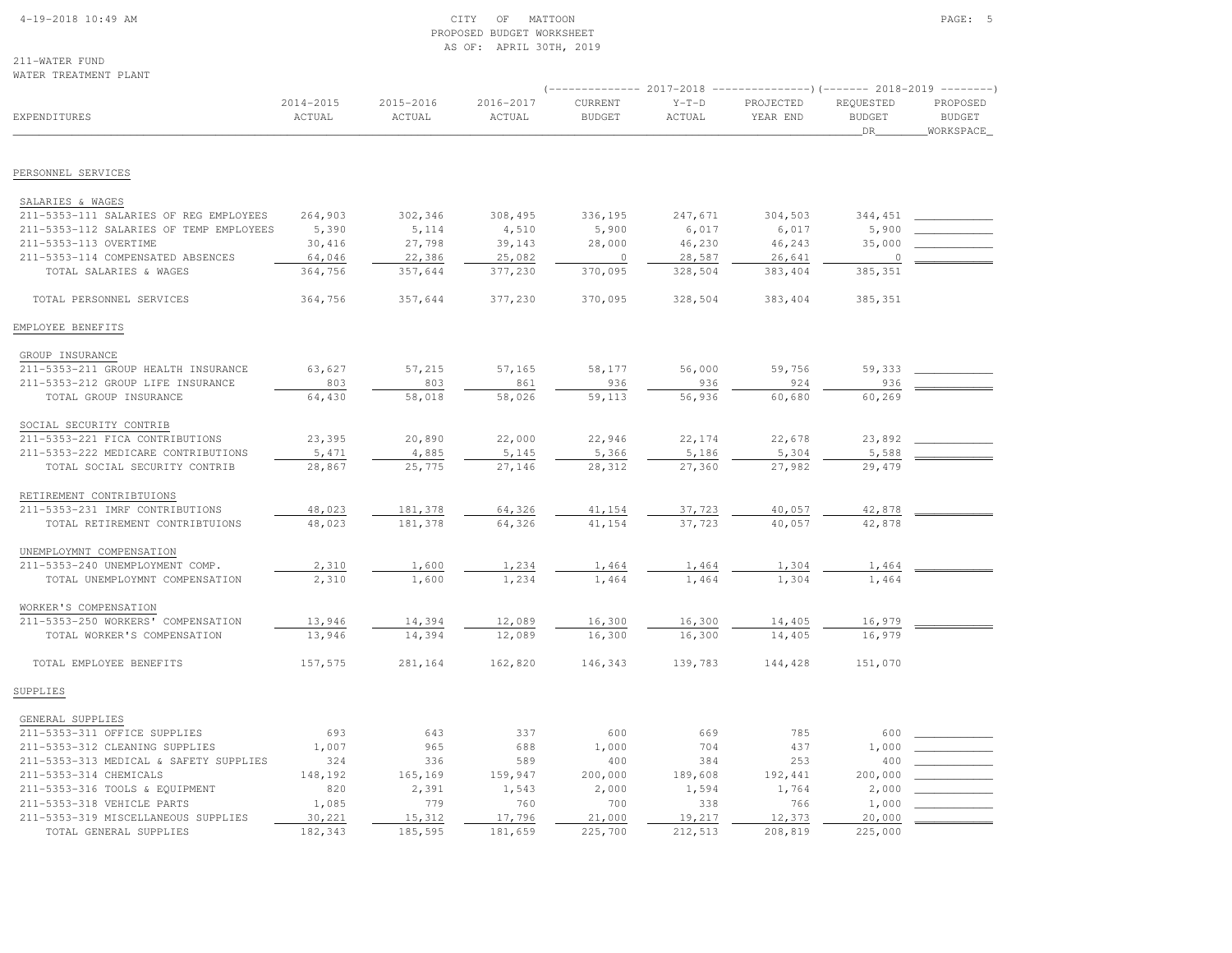CITY OF MATTOON
PROPOSED BUDGET WORKSHEET
AS OF: APRIL 30TH, 2019

211-WATER FUND
WATER TREATMENT PLANT

| EXPENDITURES | 2014-2015 ACTUAL | 2015-2016 ACTUAL | 2016-2017 ACTUAL | 2017-2018 CURRENT BUDGET | 2017-2018 Y-T-D ACTUAL | 2017-2018 PROJECTED YEAR END | 2018-2019 REQUESTED BUDGET DR | 2018-2019 PROPOSED BUDGET WORKSPACE |
|---|---|---|---|---|---|---|---|---|
| PERSONNEL SERVICES | | | | | | | | |
| SALARIES & WAGES | | | | | | | | |
| 211-5353-111 SALARIES OF REG EMPLOYEES | 264,903 | 302,346 | 308,495 | 336,195 | 247,671 | 304,503 | 344,451 | |
| 211-5353-112 SALARIES OF TEMP EMPLOYEES | 5,390 | 5,114 | 4,510 | 5,900 | 6,017 | 6,017 | 5,900 | |
| 211-5353-113 OVERTIME | 30,416 | 27,798 | 39,143 | 28,000 | 46,230 | 46,243 | 35,000 | |
| 211-5353-114 COMPENSATED ABSENCES | 64,046 | 22,386 | 25,082 | 0 | 28,587 | 26,641 | 0 | |
| TOTAL SALARIES & WAGES | 364,756 | 357,644 | 377,230 | 370,095 | 328,504 | 383,404 | 385,351 | |
| TOTAL PERSONNEL SERVICES | 364,756 | 357,644 | 377,230 | 370,095 | 328,504 | 383,404 | 385,351 | |
| EMPLOYEE BENEFITS | | | | | | | | |
| GROUP INSURANCE | | | | | | | | |
| 211-5353-211 GROUP HEALTH INSURANCE | 63,627 | 57,215 | 57,165 | 58,177 | 56,000 | 59,756 | 59,333 | |
| 211-5353-212 GROUP LIFE INSURANCE | 803 | 803 | 861 | 936 | 936 | 924 | 936 | |
| TOTAL GROUP INSURANCE | 64,430 | 58,018 | 58,026 | 59,113 | 56,936 | 60,680 | 60,269 | |
| SOCIAL SECURITY CONTRIB | | | | | | | | |
| 211-5353-221 FICA CONTRIBUTIONS | 23,395 | 20,890 | 22,000 | 22,946 | 22,174 | 22,678 | 23,892 | |
| 211-5353-222 MEDICARE CONTRIBUTIONS | 5,471 | 4,885 | 5,145 | 5,366 | 5,186 | 5,304 | 5,588 | |
| TOTAL SOCIAL SECURITY CONTRIB | 28,867 | 25,775 | 27,146 | 28,312 | 27,360 | 27,982 | 29,479 | |
| RETIREMENT CONTRIBTUIONS | | | | | | | | |
| 211-5353-231 IMRF CONTRIBUTIONS | 48,023 | 181,378 | 64,326 | 41,154 | 37,723 | 40,057 | 42,878 | |
| TOTAL RETIREMENT CONTRIBTUIONS | 48,023 | 181,378 | 64,326 | 41,154 | 37,723 | 40,057 | 42,878 | |
| UNEMPLOYMNT COMPENSATION | | | | | | | | |
| 211-5353-240 UNEMPLOYMENT COMP. | 2,310 | 1,600 | 1,234 | 1,464 | 1,464 | 1,304 | 1,464 | |
| TOTAL UNEMPLOYMNT COMPENSATION | 2,310 | 1,600 | 1,234 | 1,464 | 1,464 | 1,304 | 1,464 | |
| WORKER'S COMPENSATION | | | | | | | | |
| 211-5353-250 WORKERS' COMPENSATION | 13,946 | 14,394 | 12,089 | 16,300 | 16,300 | 14,405 | 16,979 | |
| TOTAL WORKER'S COMPENSATION | 13,946 | 14,394 | 12,089 | 16,300 | 16,300 | 14,405 | 16,979 | |
| TOTAL EMPLOYEE BENEFITS | 157,575 | 281,164 | 162,820 | 146,343 | 139,783 | 144,428 | 151,070 | |
| SUPPLIES | | | | | | | | |
| GENERAL SUPPLIES | | | | | | | | |
| 211-5353-311 OFFICE SUPPLIES | 693 | 643 | 337 | 600 | 669 | 785 | 600 | |
| 211-5353-312 CLEANING SUPPLIES | 1,007 | 965 | 688 | 1,000 | 704 | 437 | 1,000 | |
| 211-5353-313 MEDICAL & SAFETY SUPPLIES | 324 | 336 | 589 | 400 | 384 | 253 | 400 | |
| 211-5353-314 CHEMICALS | 148,192 | 165,169 | 159,947 | 200,000 | 189,608 | 192,441 | 200,000 | |
| 211-5353-316 TOOLS & EQUIPMENT | 820 | 2,391 | 1,543 | 2,000 | 1,594 | 1,764 | 2,000 | |
| 211-5353-318 VEHICLE PARTS | 1,085 | 779 | 760 | 700 | 338 | 766 | 1,000 | |
| 211-5353-319 MISCELLANEOUS SUPPLIES | 30,221 | 15,312 | 17,796 | 21,000 | 19,217 | 12,373 | 20,000 | |
| TOTAL GENERAL SUPPLIES | 182,343 | 185,595 | 181,659 | 225,700 | 212,513 | 208,819 | 225,000 | |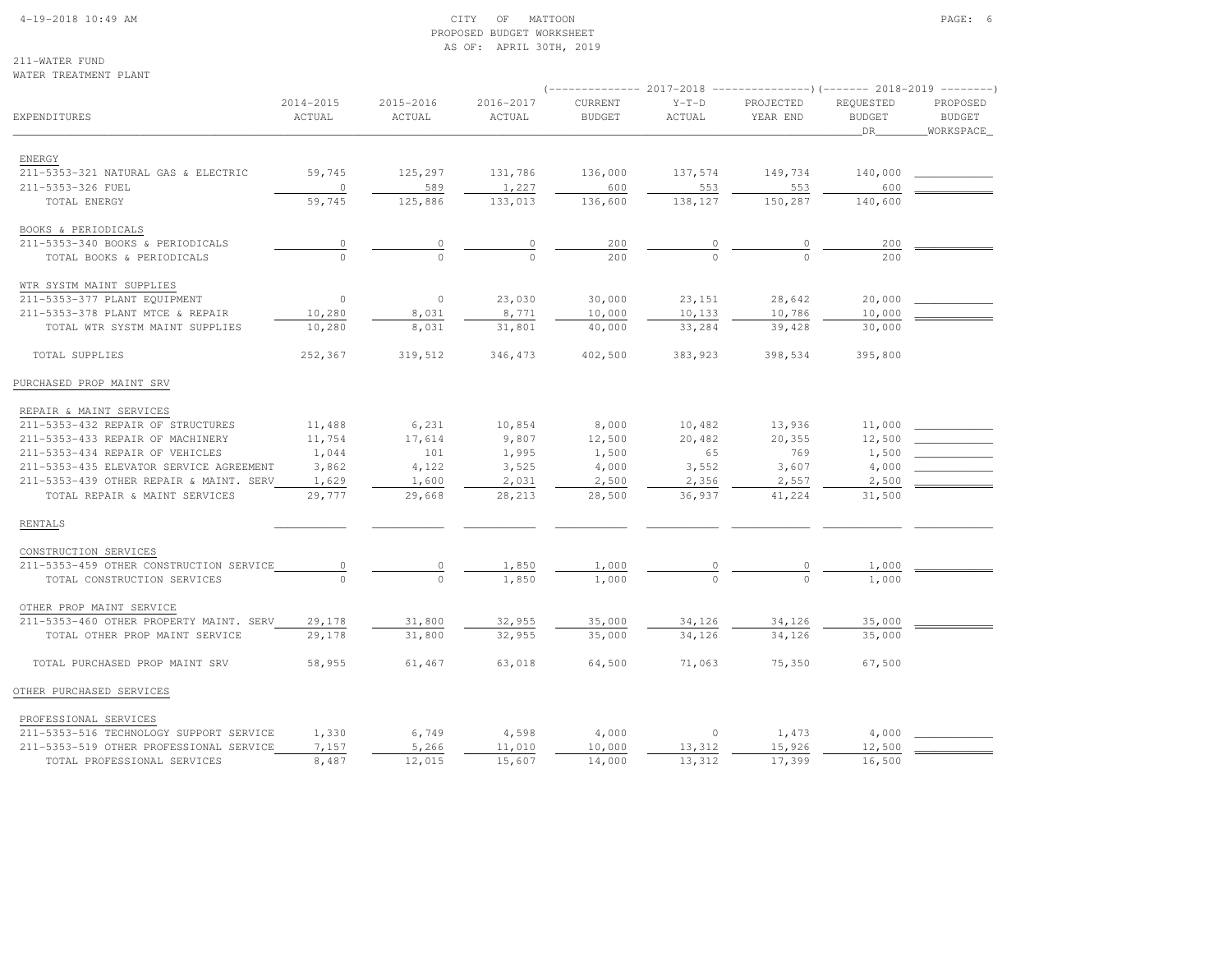CITY OF MATTOON
PROPOSED BUDGET WORKSHEET
AS OF: APRIL 30TH, 2019

211-WATER FUND
WATER TREATMENT PLANT

| EXPENDITURES | 2014-2015 ACTUAL | 2015-2016 ACTUAL | 2016-2017 ACTUAL | 2017-2018 CURRENT BUDGET | 2017-2018 Y-T-D ACTUAL | 2017-2018 PROJECTED YEAR END | 2018-2019 REQUESTED BUDGET DR | 2018-2019 PROPOSED BUDGET WORKSPACE |
|---|---|---|---|---|---|---|---|---|
| **ENERGY** | | | | | | | | |
| 211-5353-321 NATURAL GAS & ELECTRIC | 59,745 | 125,297 | 131,786 | 136,000 | 137,574 | 149,734 | 140,000 | |
| 211-5353-326 FUEL | 0 | 589 | 1,227 | 600 | 553 | 553 | 600 | |
| TOTAL ENERGY | 59,745 | 125,886 | 133,013 | 136,600 | 138,127 | 150,287 | 140,600 | |
| **BOOKS & PERIODICALS** | | | | | | | | |
| 211-5353-340 BOOKS & PERIODICALS | 0 | 0 | 0 | 200 | 0 | 0 | 200 | |
| TOTAL BOOKS & PERIODICALS | 0 | 0 | 0 | 200 | 0 | 0 | 200 | |
| **WTR SYSTM MAINT SUPPLIES** | | | | | | | | |
| 211-5353-377 PLANT EQUIPMENT | 0 | 0 | 23,030 | 30,000 | 23,151 | 28,642 | 20,000 | |
| 211-5353-378 PLANT MTCE & REPAIR | 10,280 | 8,031 | 8,771 | 10,000 | 10,133 | 10,786 | 10,000 | |
| TOTAL WTR SYSTM MAINT SUPPLIES | 10,280 | 8,031 | 31,801 | 40,000 | 33,284 | 39,428 | 30,000 | |
| TOTAL SUPPLIES | 252,367 | 319,512 | 346,473 | 402,500 | 383,923 | 398,534 | 395,800 | |
| **PURCHASED PROP MAINT SRV** | | | | | | | | |
| **REPAIR & MAINT SERVICES** | | | | | | | | |
| 211-5353-432 REPAIR OF STRUCTURES | 11,488 | 6,231 | 10,854 | 8,000 | 10,482 | 13,936 | 11,000 | |
| 211-5353-433 REPAIR OF MACHINERY | 11,754 | 17,614 | 9,807 | 12,500 | 20,482 | 20,355 | 12,500 | |
| 211-5353-434 REPAIR OF VEHICLES | 1,044 | 101 | 1,995 | 1,500 | 65 | 769 | 1,500 | |
| 211-5353-435 ELEVATOR SERVICE AGREEMENT | 3,862 | 4,122 | 3,525 | 4,000 | 3,552 | 3,607 | 4,000 | |
| 211-5353-439 OTHER REPAIR & MAINT. SERV | 1,629 | 1,600 | 2,031 | 2,500 | 2,356 | 2,557 | 2,500 | |
| TOTAL REPAIR & MAINT SERVICES | 29,777 | 29,668 | 28,213 | 28,500 | 36,937 | 41,224 | 31,500 | |
| **RENTALS** | | | | | | | | |
| **CONSTRUCTION SERVICES** | | | | | | | | |
| 211-5353-459 OTHER CONSTRUCTION SERVICE | 0 | 0 | 1,850 | 1,000 | 0 | 0 | 1,000 | |
| TOTAL CONSTRUCTION SERVICES | 0 | 0 | 1,850 | 1,000 | 0 | 0 | 1,000 | |
| **OTHER PROP MAINT SERVICE** | | | | | | | | |
| 211-5353-460 OTHER PROPERTY MAINT. SERV | 29,178 | 31,800 | 32,955 | 35,000 | 34,126 | 34,126 | 35,000 | |
| TOTAL OTHER PROP MAINT SERVICE | 29,178 | 31,800 | 32,955 | 35,000 | 34,126 | 34,126 | 35,000 | |
| TOTAL PURCHASED PROP MAINT SRV | 58,955 | 61,467 | 63,018 | 64,500 | 71,063 | 75,350 | 67,500 | |
| **OTHER PURCHASED SERVICES** | | | | | | | | |
| **PROFESSIONAL SERVICES** | | | | | | | | |
| 211-5353-516 TECHNOLOGY SUPPORT SERVICE | 1,330 | 6,749 | 4,598 | 4,000 | 0 | 1,473 | 4,000 | |
| 211-5353-519 OTHER PROFESSIONAL SERVICE | 7,157 | 5,266 | 11,010 | 10,000 | 13,312 | 15,926 | 12,500 | |
| TOTAL PROFESSIONAL SERVICES | 8,487 | 12,015 | 15,607 | 14,000 | 13,312 | 17,399 | 16,500 | |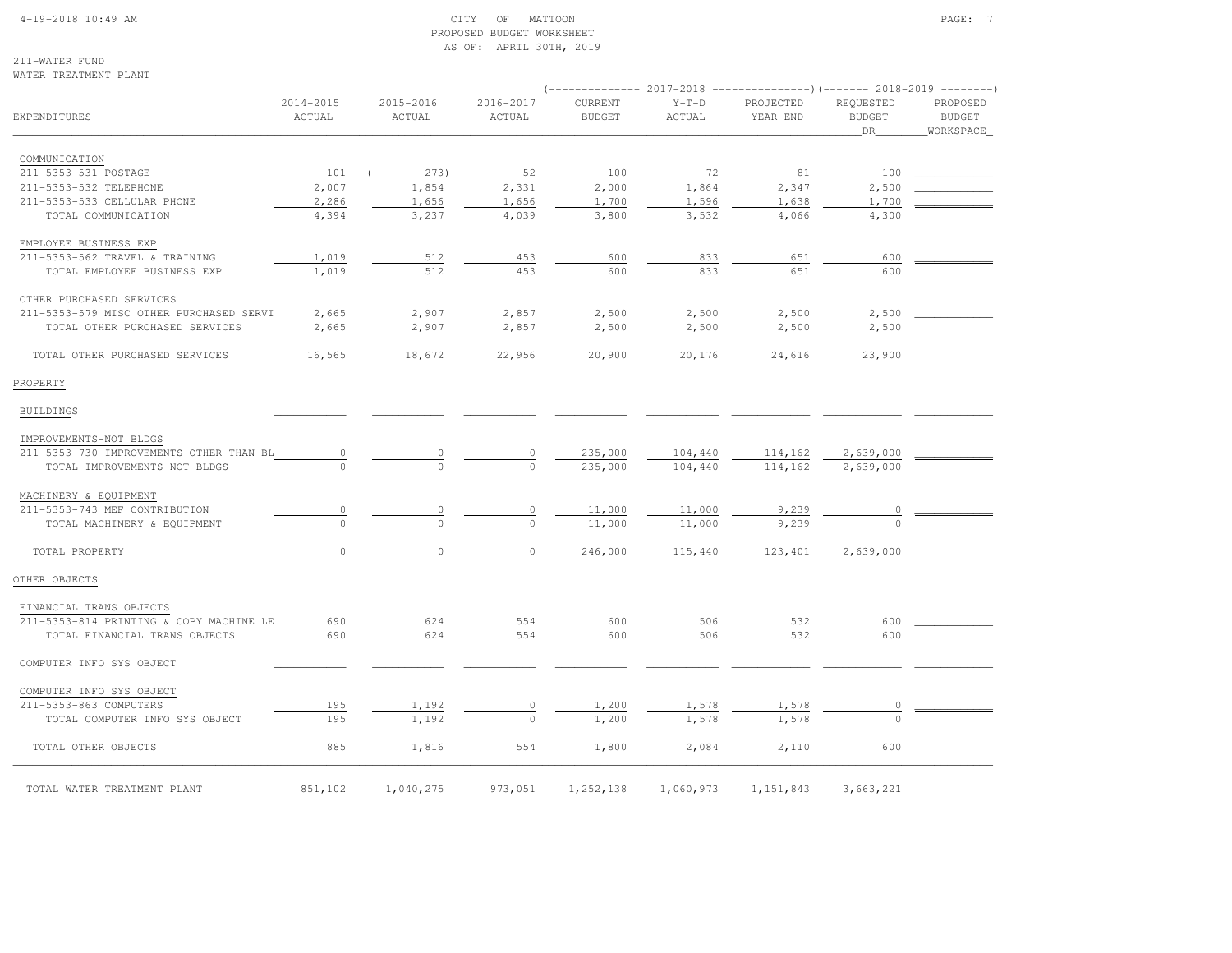CITY OF MATTOON
PROPOSED BUDGET WORKSHEET
AS OF: APRIL 30TH, 2019

211-WATER FUND
WATER TREATMENT PLANT

| EXPENDITURES | 2014-2015 ACTUAL | 2015-2016 ACTUAL | 2016-2017 ACTUAL | 2017-2018 CURRENT BUDGET | 2017-2018 Y-T-D ACTUAL | 2017-2018 PROJECTED YEAR END | 2018-2019 REQUESTED BUDGET DR | 2018-2019 PROPOSED BUDGET WORKSPACE |
|---|---|---|---|---|---|---|---|---|
| COMMUNICATION | | | | | | | | |
| 211-5353-531 POSTAGE | 101 | ( 273) | 52 | 100 | 72 | 81 | 100 | |
| 211-5353-532 TELEPHONE | 2,007 | 1,854 | 2,331 | 2,000 | 1,864 | 2,347 | 2,500 | |
| 211-5353-533 CELLULAR PHONE | 2,286 | 1,656 | 1,656 | 1,700 | 1,596 | 1,638 | 1,700 | |
| TOTAL COMMUNICATION | 4,394 | 3,237 | 4,039 | 3,800 | 3,532 | 4,066 | 4,300 | |
| EMPLOYEE BUSINESS EXP | | | | | | | | |
| 211-5353-562 TRAVEL & TRAINING | 1,019 | 512 | 453 | 600 | 833 | 651 | 600 | |
| TOTAL EMPLOYEE BUSINESS EXP | 1,019 | 512 | 453 | 600 | 833 | 651 | 600 | |
| OTHER PURCHASED SERVICES | | | | | | | | |
| 211-5353-579 MISC OTHER PURCHASED SERVI | 2,665 | 2,907 | 2,857 | 2,500 | 2,500 | 2,500 | 2,500 | |
| TOTAL OTHER PURCHASED SERVICES | 2,665 | 2,907 | 2,857 | 2,500 | 2,500 | 2,500 | 2,500 | |
| TOTAL OTHER PURCHASED SERVICES | 16,565 | 18,672 | 22,956 | 20,900 | 20,176 | 24,616 | 23,900 | |
| PROPERTY | | | | | | | | |
| BUILDINGS | | | | | | | | |
| IMPROVEMENTS-NOT BLDGS | | | | | | | | |
| 211-5353-730 IMPROVEMENTS OTHER THAN BL | 0 | 0 | 0 | 235,000 | 104,440 | 114,162 | 2,639,000 | |
| TOTAL IMPROVEMENTS-NOT BLDGS | 0 | 0 | 0 | 235,000 | 104,440 | 114,162 | 2,639,000 | |
| MACHINERY & EQUIPMENT | | | | | | | | |
| 211-5353-743 MEF CONTRIBUTION | 0 | 0 | 0 | 11,000 | 11,000 | 9,239 | 0 | |
| TOTAL MACHINERY & EQUIPMENT | 0 | 0 | 0 | 11,000 | 11,000 | 9,239 | 0 | |
| TOTAL PROPERTY | 0 | 0 | 0 | 246,000 | 115,440 | 123,401 | 2,639,000 | |
| OTHER OBJECTS | | | | | | | | |
| FINANCIAL TRANS OBJECTS | | | | | | | | |
| 211-5353-814 PRINTING & COPY MACHINE LE | 690 | 624 | 554 | 600 | 506 | 532 | 600 | |
| TOTAL FINANCIAL TRANS OBJECTS | 690 | 624 | 554 | 600 | 506 | 532 | 600 | |
| COMPUTER INFO SYS OBJECT | | | | | | | | |
| COMPUTER INFO SYS OBJECT | | | | | | | | |
| 211-5353-863 COMPUTERS | 195 | 1,192 | 0 | 1,200 | 1,578 | 1,578 | 0 | |
| TOTAL COMPUTER INFO SYS OBJECT | 195 | 1,192 | 0 | 1,200 | 1,578 | 1,578 | 0 | |
| TOTAL OTHER OBJECTS | 885 | 1,816 | 554 | 1,800 | 2,084 | 2,110 | 600 | |
| TOTAL WATER TREATMENT PLANT | 851,102 | 1,040,275 | 973,051 | 1,252,138 | 1,060,973 | 1,151,843 | 3,663,221 | |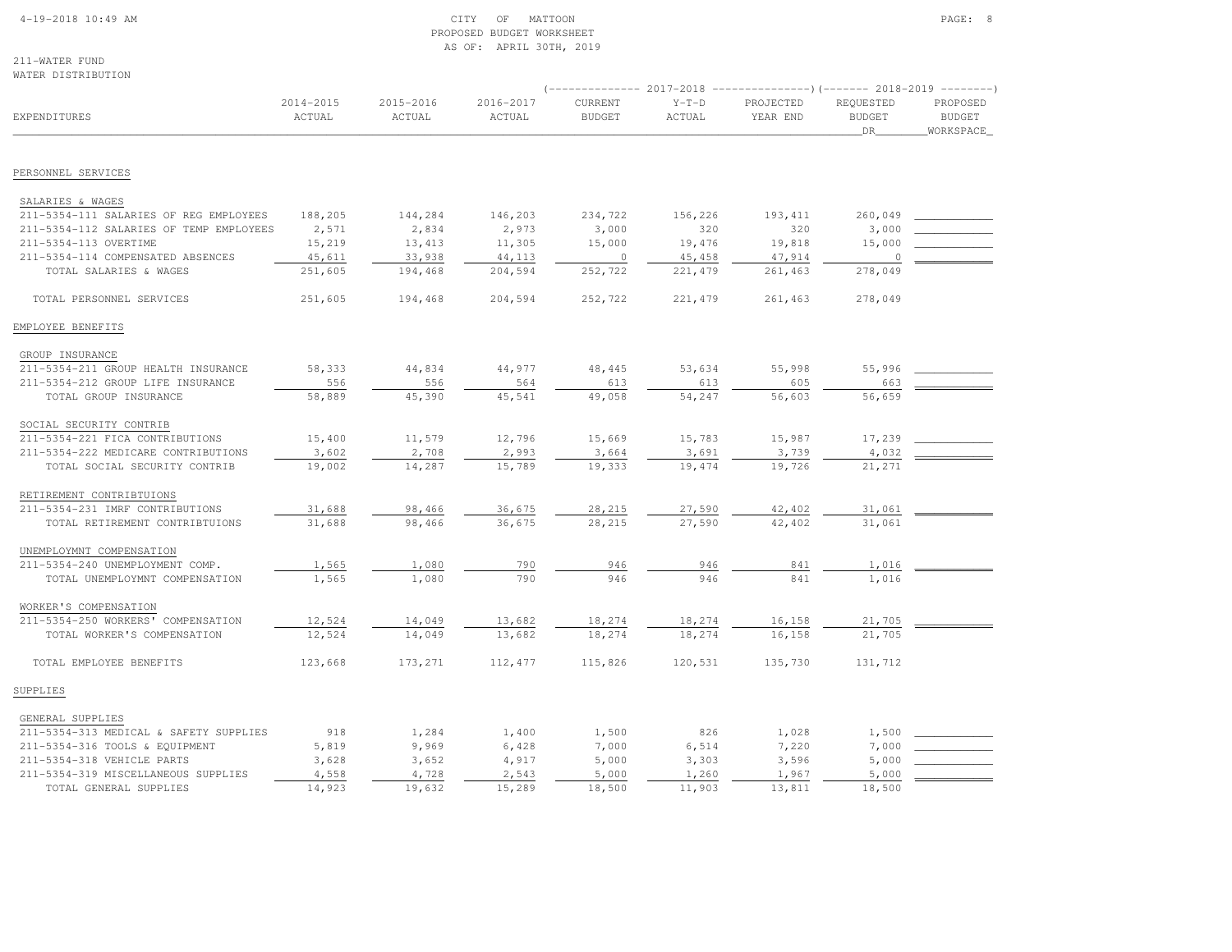CITY OF MATTOON
PROPOSED BUDGET WORKSHEET
AS OF: APRIL 30TH, 2019

211-WATER FUND
WATER DISTRIBUTION

| EXPENDITURES | 2014-2015 ACTUAL | 2015-2016 ACTUAL | 2016-2017 ACTUAL | 2017-2018 CURRENT BUDGET | 2017-2018 Y-T-D ACTUAL | 2017-2018 PROJECTED YEAR END | 2018-2019 REQUESTED BUDGET DR | 2018-2019 PROPOSED BUDGET WORKSPACE |
|---|---|---|---|---|---|---|---|---|
| **PERSONNEL SERVICES** | | | | | | | | |
| SALARIES & WAGES | | | | | | | | |
| 211-5354-111 SALARIES OF REG EMPLOYEES | 188,205 | 144,284 | 146,203 | 234,722 | 156,226 | 193,411 | 260,049 | |
| 211-5354-112 SALARIES OF TEMP EMPLOYEES | 2,571 | 2,834 | 2,973 | 3,000 | 320 | 320 | 3,000 | |
| 211-5354-113 OVERTIME | 15,219 | 13,413 | 11,305 | 15,000 | 19,476 | 19,818 | 15,000 | |
| 211-5354-114 COMPENSATED ABSENCES | 45,611 | 33,938 | 44,113 | 0 | 45,458 | 47,914 | 0 | |
| TOTAL SALARIES & WAGES | 251,605 | 194,468 | 204,594 | 252,722 | 221,479 | 261,463 | 278,049 | |
| TOTAL PERSONNEL SERVICES | 251,605 | 194,468 | 204,594 | 252,722 | 221,479 | 261,463 | 278,049 | |
| **EMPLOYEE BENEFITS** | | | | | | | | |
| GROUP INSURANCE | | | | | | | | |
| 211-5354-211 GROUP HEALTH INSURANCE | 58,333 | 44,834 | 44,977 | 48,445 | 53,634 | 55,998 | 55,996 | |
| 211-5354-212 GROUP LIFE INSURANCE | 556 | 556 | 564 | 613 | 613 | 605 | 663 | |
| TOTAL GROUP INSURANCE | 58,889 | 45,390 | 45,541 | 49,058 | 54,247 | 56,603 | 56,659 | |
| SOCIAL SECURITY CONTRIB | | | | | | | | |
| 211-5354-221 FICA CONTRIBUTIONS | 15,400 | 11,579 | 12,796 | 15,669 | 15,783 | 15,987 | 17,239 | |
| 211-5354-222 MEDICARE CONTRIBUTIONS | 3,602 | 2,708 | 2,993 | 3,664 | 3,691 | 3,739 | 4,032 | |
| TOTAL SOCIAL SECURITY CONTRIB | 19,002 | 14,287 | 15,789 | 19,333 | 19,474 | 19,726 | 21,271 | |
| RETIREMENT CONTRIBTUIONS | | | | | | | | |
| 211-5354-231 IMRF CONTRIBUTIONS | 31,688 | 98,466 | 36,675 | 28,215 | 27,590 | 42,402 | 31,061 | |
| TOTAL RETIREMENT CONTRIBTUIONS | 31,688 | 98,466 | 36,675 | 28,215 | 27,590 | 42,402 | 31,061 | |
| UNEMPLOYMNT COMPENSATION | | | | | | | | |
| 211-5354-240 UNEMPLOYMENT COMP. | 1,565 | 1,080 | 790 | 946 | 946 | 841 | 1,016 | |
| TOTAL UNEMPLOYMNT COMPENSATION | 1,565 | 1,080 | 790 | 946 | 946 | 841 | 1,016 | |
| WORKER'S COMPENSATION | | | | | | | | |
| 211-5354-250 WORKERS' COMPENSATION | 12,524 | 14,049 | 13,682 | 18,274 | 18,274 | 16,158 | 21,705 | |
| TOTAL WORKER'S COMPENSATION | 12,524 | 14,049 | 13,682 | 18,274 | 18,274 | 16,158 | 21,705 | |
| TOTAL EMPLOYEE BENEFITS | 123,668 | 173,271 | 112,477 | 115,826 | 120,531 | 135,730 | 131,712 | |
| **SUPPLIES** | | | | | | | | |
| GENERAL SUPPLIES | | | | | | | | |
| 211-5354-313 MEDICAL & SAFETY SUPPLIES | 918 | 1,284 | 1,400 | 1,500 | 826 | 1,028 | 1,500 | |
| 211-5354-316 TOOLS & EQUIPMENT | 5,819 | 9,969 | 6,428 | 7,000 | 6,514 | 7,220 | 7,000 | |
| 211-5354-318 VEHICLE PARTS | 3,628 | 3,652 | 4,917 | 5,000 | 3,303 | 3,596 | 5,000 | |
| 211-5354-319 MISCELLANEOUS SUPPLIES | 4,558 | 4,728 | 2,543 | 5,000 | 1,260 | 1,967 | 5,000 | |
| TOTAL GENERAL SUPPLIES | 14,923 | 19,632 | 15,289 | 18,500 | 11,903 | 13,811 | 18,500 | |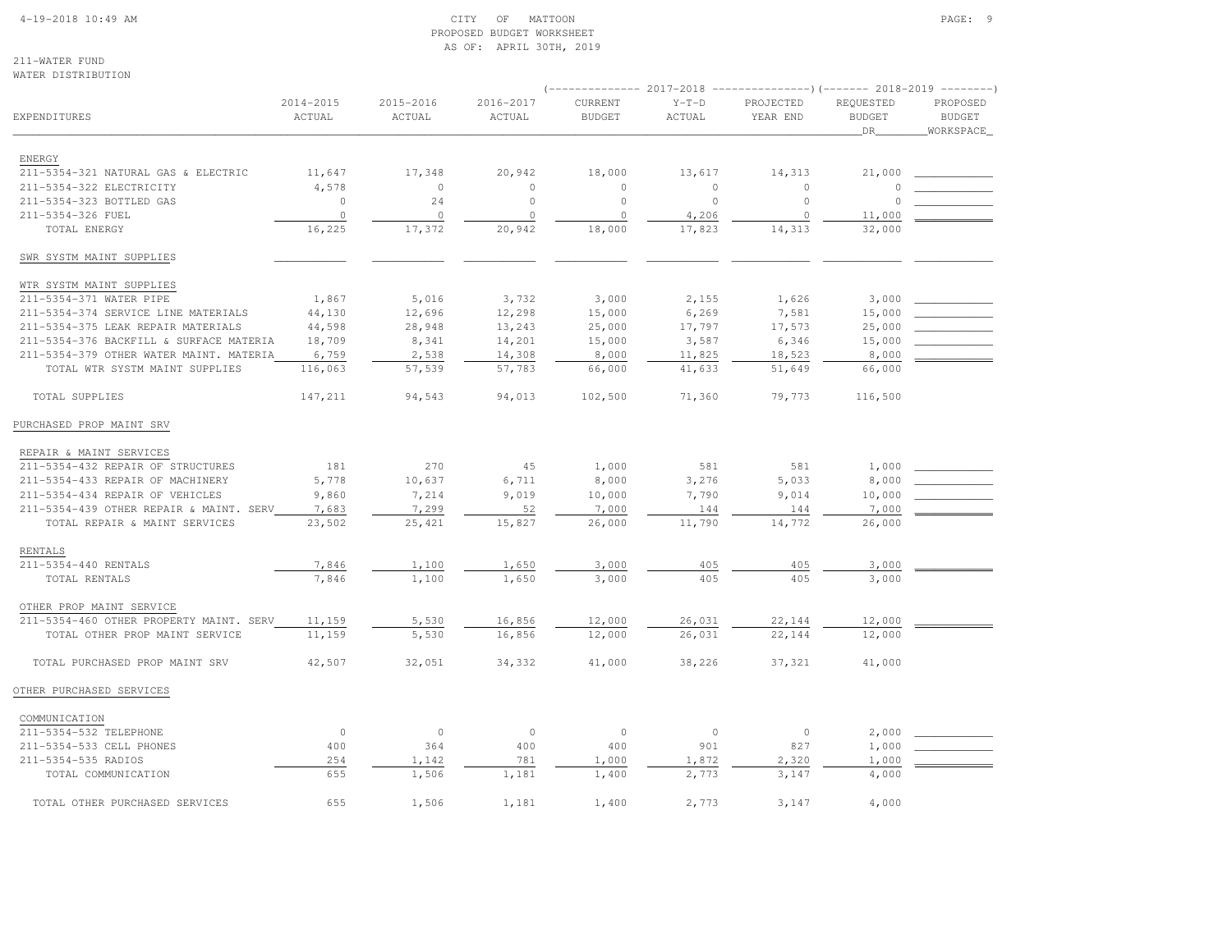CITY OF MATTOON
PROPOSED BUDGET WORKSHEET
AS OF: APRIL 30TH, 2019

211-WATER FUND
WATER DISTRIBUTION

| EXPENDITURES | 2014-2015 ACTUAL | 2015-2016 ACTUAL | 2016-2017 ACTUAL | 2017-2018 CURRENT BUDGET | 2017-2018 Y-T-D ACTUAL | 2017-2018 PROJECTED YEAR END | 2018-2019 REQUESTED BUDGET DR | 2018-2019 PROPOSED BUDGET WORKSPACE |
|---|---|---|---|---|---|---|---|---|
| ENERGY | | | | | | | | |
| 211-5354-321 NATURAL GAS & ELECTRIC | 11,647 | 17,348 | 20,942 | 18,000 | 13,617 | 14,313 | 21,000 | |
| 211-5354-322 ELECTRICITY | 4,578 | 0 | 0 | 0 | 0 | 0 | 0 | |
| 211-5354-323 BOTTLED GAS | 0 | 24 | 0 | 0 | 0 | 0 | 0 | |
| 211-5354-326 FUEL | 0 | 0 | 0 | 0 | 4,206 | 0 | 11,000 | |
| TOTAL ENERGY | 16,225 | 17,372 | 20,942 | 18,000 | 17,823 | 14,313 | 32,000 | |
| SWR SYSTM MAINT SUPPLIES | | | | | | | | |
| WTR SYSTM MAINT SUPPLIES | | | | | | | | |
| 211-5354-371 WATER PIPE | 1,867 | 5,016 | 3,732 | 3,000 | 2,155 | 1,626 | 3,000 | |
| 211-5354-374 SERVICE LINE MATERIALS | 44,130 | 12,696 | 12,298 | 15,000 | 6,269 | 7,581 | 15,000 | |
| 211-5354-375 LEAK REPAIR MATERIALS | 44,598 | 28,948 | 13,243 | 25,000 | 17,797 | 17,573 | 25,000 | |
| 211-5354-376 BACKFILL & SURFACE MATERIA | 18,709 | 8,341 | 14,201 | 15,000 | 3,587 | 6,346 | 15,000 | |
| 211-5354-379 OTHER WATER MAINT. MATERIA | 6,759 | 2,538 | 14,308 | 8,000 | 11,825 | 18,523 | 8,000 | |
| TOTAL WTR SYSTM MAINT SUPPLIES | 116,063 | 57,539 | 57,783 | 66,000 | 41,633 | 51,649 | 66,000 | |
| TOTAL SUPPLIES | 147,211 | 94,543 | 94,013 | 102,500 | 71,360 | 79,773 | 116,500 | |
| PURCHASED PROP MAINT SRV | | | | | | | | |
| REPAIR & MAINT SERVICES | | | | | | | | |
| 211-5354-432 REPAIR OF STRUCTURES | 181 | 270 | 45 | 1,000 | 581 | 581 | 1,000 | |
| 211-5354-433 REPAIR OF MACHINERY | 5,778 | 10,637 | 6,711 | 8,000 | 3,276 | 5,033 | 8,000 | |
| 211-5354-434 REPAIR OF VEHICLES | 9,860 | 7,214 | 9,019 | 10,000 | 7,790 | 9,014 | 10,000 | |
| 211-5354-439 OTHER REPAIR & MAINT. SERV | 7,683 | 7,299 | 52 | 7,000 | 144 | 144 | 7,000 | |
| TOTAL REPAIR & MAINT SERVICES | 23,502 | 25,421 | 15,827 | 26,000 | 11,790 | 14,772 | 26,000 | |
| RENTALS | | | | | | | | |
| 211-5354-440 RENTALS | 7,846 | 1,100 | 1,650 | 3,000 | 405 | 405 | 3,000 | |
| TOTAL RENTALS | 7,846 | 1,100 | 1,650 | 3,000 | 405 | 405 | 3,000 | |
| OTHER PROP MAINT SERVICE | | | | | | | | |
| 211-5354-460 OTHER PROPERTY MAINT. SERV | 11,159 | 5,530 | 16,856 | 12,000 | 26,031 | 22,144 | 12,000 | |
| TOTAL OTHER PROP MAINT SERVICE | 11,159 | 5,530 | 16,856 | 12,000 | 26,031 | 22,144 | 12,000 | |
| TOTAL PURCHASED PROP MAINT SRV | 42,507 | 32,051 | 34,332 | 41,000 | 38,226 | 37,321 | 41,000 | |
| OTHER PURCHASED SERVICES | | | | | | | | |
| COMMUNICATION | | | | | | | | |
| 211-5354-532 TELEPHONE | 0 | 0 | 0 | 0 | 0 | 0 | 2,000 | |
| 211-5354-533 CELL PHONES | 400 | 364 | 400 | 400 | 901 | 827 | 1,000 | |
| 211-5354-535 RADIOS | 254 | 1,142 | 781 | 1,000 | 1,872 | 2,320 | 1,000 | |
| TOTAL COMMUNICATION | 655 | 1,506 | 1,181 | 1,400 | 2,773 | 3,147 | 4,000 | |
| TOTAL OTHER PURCHASED SERVICES | 655 | 1,506 | 1,181 | 1,400 | 2,773 | 3,147 | 4,000 | |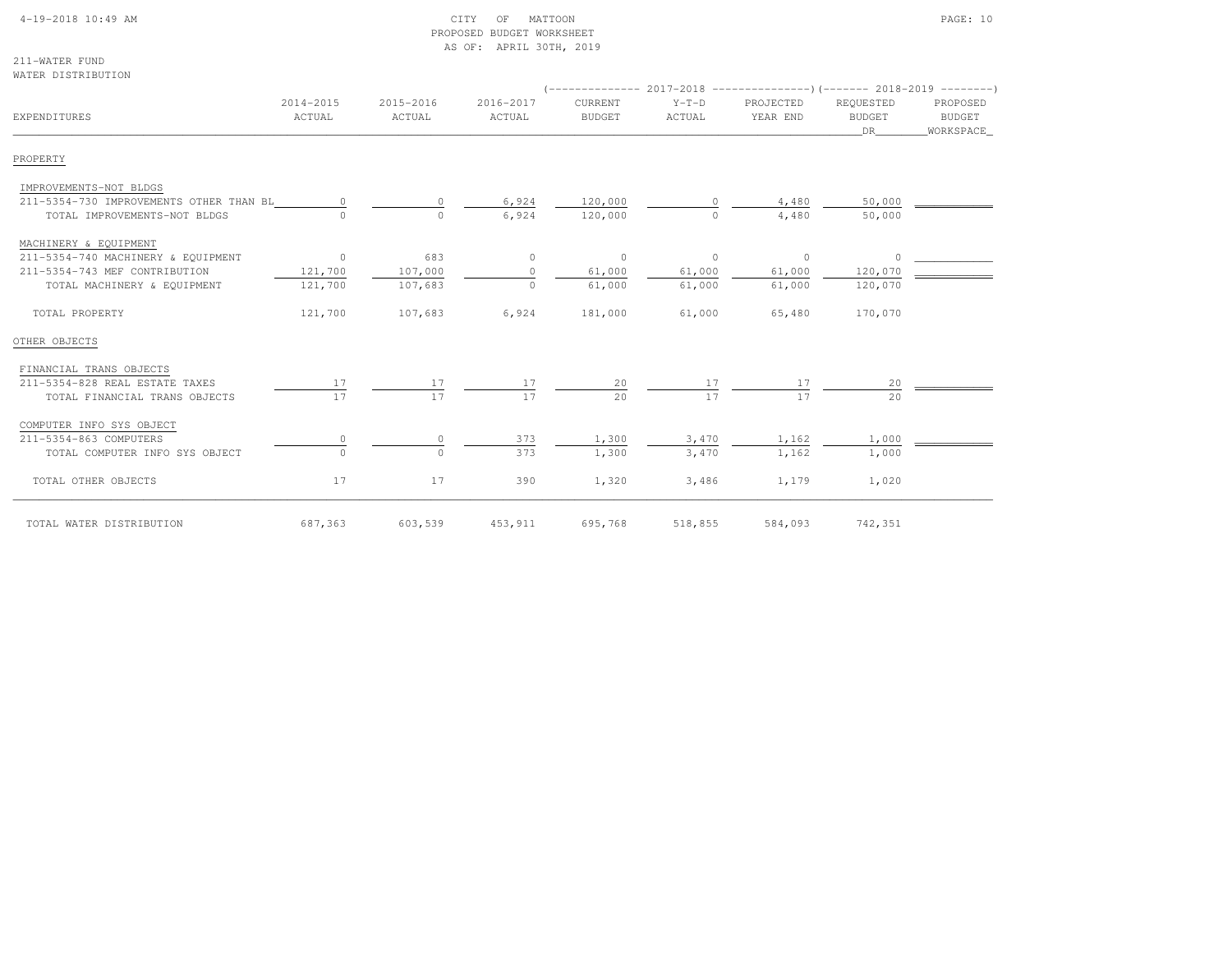CITY OF MATTOON
PROPOSED BUDGET WORKSHEET
AS OF: APRIL 30TH, 2019

211-WATER FUND
WATER DISTRIBUTION

| EXPENDITURES | 2014-2015 ACTUAL | 2015-2016 ACTUAL | 2016-2017 ACTUAL | 2017-2018 CURRENT BUDGET | 2017-2018 Y-T-D ACTUAL | 2017-2018 PROJECTED YEAR END | 2018-2019 REQUESTED BUDGET DR | 2018-2019 PROPOSED BUDGET WORKSPACE |
|---|---|---|---|---|---|---|---|---|
| **PROPERTY** | | | | | | | | |
| IMPROVEMENTS-NOT BLDGS | | | | | | | | |
| 211-5354-730 IMPROVEMENTS OTHER THAN BL | 0 | 0 | 6,924 | 120,000 | 0 | 4,480 | 50,000 | |
| TOTAL IMPROVEMENTS-NOT BLDGS | 0 | 0 | 6,924 | 120,000 | 0 | 4,480 | 50,000 | |
| MACHINERY & EQUIPMENT | | | | | | | | |
| 211-5354-740 MACHINERY & EQUIPMENT | 0 | 683 | 0 | 0 | 0 | 0 | 0 | |
| 211-5354-743 MEF CONTRIBUTION | 121,700 | 107,000 | 0 | 61,000 | 61,000 | 61,000 | 120,070 | |
| TOTAL MACHINERY & EQUIPMENT | 121,700 | 107,683 | 0 | 61,000 | 61,000 | 61,000 | 120,070 | |
| TOTAL PROPERTY | 121,700 | 107,683 | 6,924 | 181,000 | 61,000 | 65,480 | 170,070 | |
| **OTHER OBJECTS** | | | | | | | | |
| FINANCIAL TRANS OBJECTS | | | | | | | | |
| 211-5354-828 REAL ESTATE TAXES | 17 | 17 | 17 | 20 | 17 | 17 | 20 | |
| TOTAL FINANCIAL TRANS OBJECTS | 17 | 17 | 17 | 20 | 17 | 17 | 20 | |
| COMPUTER INFO SYS OBJECT | | | | | | | | |
| 211-5354-863 COMPUTERS | 0 | 0 | 373 | 1,300 | 3,470 | 1,162 | 1,000 | |
| TOTAL COMPUTER INFO SYS OBJECT | 0 | 0 | 373 | 1,300 | 3,470 | 1,162 | 1,000 | |
| TOTAL OTHER OBJECTS | 17 | 17 | 390 | 1,320 | 3,486 | 1,179 | 1,020 | |
| TOTAL WATER DISTRIBUTION | 687,363 | 603,539 | 453,911 | 695,768 | 518,855 | 584,093 | 742,351 | |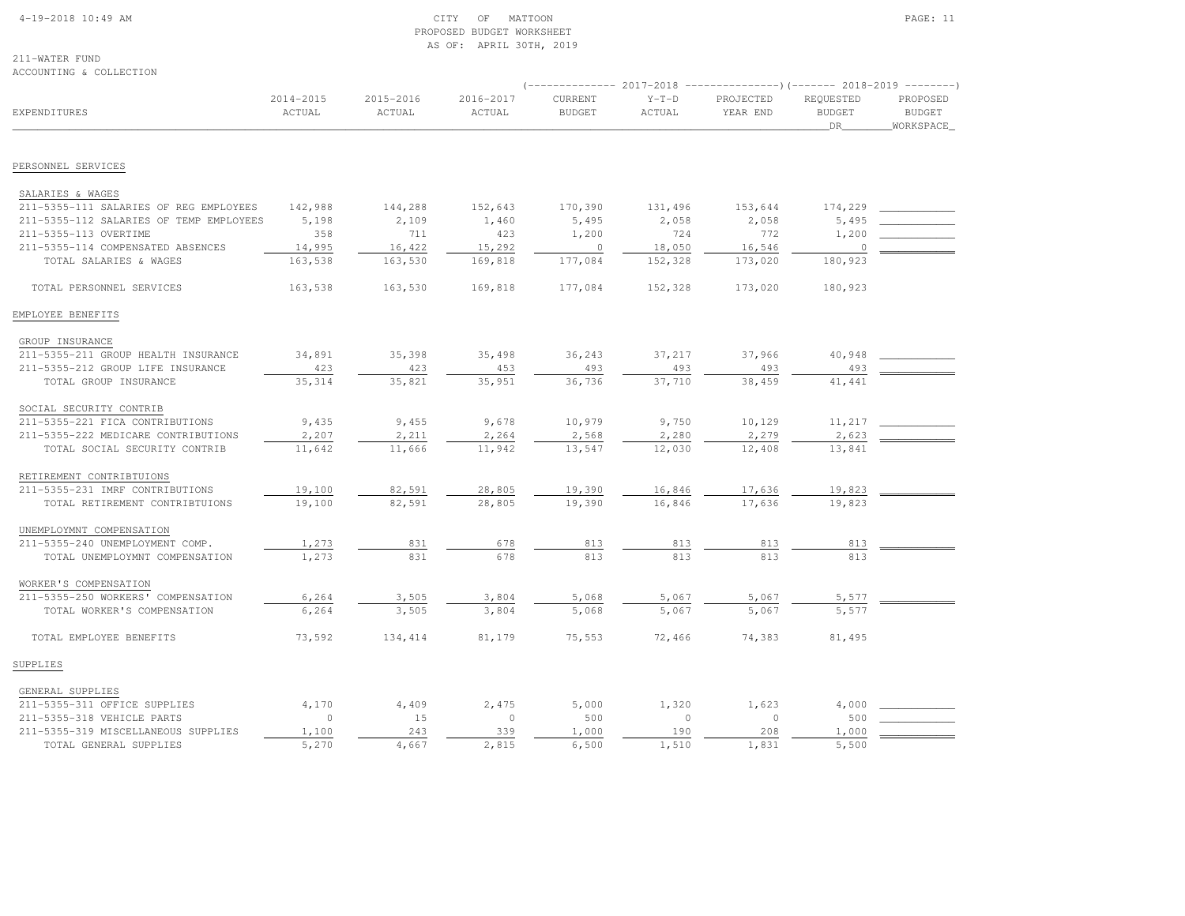CITY OF MATTOON
PROPOSED BUDGET WORKSHEET
AS OF: APRIL 30TH, 2019

211-WATER FUND
ACCOUNTING & COLLECTION

| EXPENDITURES | 2014-2015 ACTUAL | 2015-2016 ACTUAL | 2016-2017 ACTUAL | 2017-2018 CURRENT BUDGET | 2017-2018 Y-T-D ACTUAL | 2017-2018 PROJECTED YEAR END | 2018-2019 REQUESTED BUDGET DR | 2018-2019 PROPOSED BUDGET WORKSPACE |
|---|---|---|---|---|---|---|---|---|
| **PERSONNEL SERVICES** | | | | | | | | |
| SALARIES & WAGES | | | | | | | | |
| 211-5355-111 SALARIES OF REG EMPLOYEES | 142,988 | 144,288 | 152,643 | 170,390 | 131,496 | 153,644 | 174,229 | |
| 211-5355-112 SALARIES OF TEMP EMPLOYEES | 5,198 | 2,109 | 1,460 | 5,495 | 2,058 | 2,058 | 5,495 | |
| 211-5355-113 OVERTIME | 358 | 711 | 423 | 1,200 | 724 | 772 | 1,200 | |
| 211-5355-114 COMPENSATED ABSENCES | 14,995 | 16,422 | 15,292 | 0 | 18,050 | 16,546 | 0 | |
| TOTAL SALARIES & WAGES | 163,538 | 163,530 | 169,818 | 177,084 | 152,328 | 173,020 | 180,923 | |
| TOTAL PERSONNEL SERVICES | 163,538 | 163,530 | 169,818 | 177,084 | 152,328 | 173,020 | 180,923 | |
| **EMPLOYEE BENEFITS** | | | | | | | | |
| GROUP INSURANCE | | | | | | | | |
| 211-5355-211 GROUP HEALTH INSURANCE | 34,891 | 35,398 | 35,498 | 36,243 | 37,217 | 37,966 | 40,948 | |
| 211-5355-212 GROUP LIFE INSURANCE | 423 | 423 | 453 | 493 | 493 | 493 | 493 | |
| TOTAL GROUP INSURANCE | 35,314 | 35,821 | 35,951 | 36,736 | 37,710 | 38,459 | 41,441 | |
| SOCIAL SECURITY CONTRIB | | | | | | | | |
| 211-5355-221 FICA CONTRIBUTIONS | 9,435 | 9,455 | 9,678 | 10,979 | 9,750 | 10,129 | 11,217 | |
| 211-5355-222 MEDICARE CONTRIBUTIONS | 2,207 | 2,211 | 2,264 | 2,568 | 2,280 | 2,279 | 2,623 | |
| TOTAL SOCIAL SECURITY CONTRIB | 11,642 | 11,666 | 11,942 | 13,547 | 12,030 | 12,408 | 13,841 | |
| RETIREMENT CONTRIBTUIONS | | | | | | | | |
| 211-5355-231 IMRF CONTRIBUTIONS | 19,100 | 82,591 | 28,805 | 19,390 | 16,846 | 17,636 | 19,823 | |
| TOTAL RETIREMENT CONTRIBTUIONS | 19,100 | 82,591 | 28,805 | 19,390 | 16,846 | 17,636 | 19,823 | |
| UNEMPLOYMNT COMPENSATION | | | | | | | | |
| 211-5355-240 UNEMPLOYMENT COMP. | 1,273 | 831 | 678 | 813 | 813 | 813 | 813 | |
| TOTAL UNEMPLOYMNT COMPENSATION | 1,273 | 831 | 678 | 813 | 813 | 813 | 813 | |
| WORKER'S COMPENSATION | | | | | | | | |
| 211-5355-250 WORKERS' COMPENSATION | 6,264 | 3,505 | 3,804 | 5,068 | 5,067 | 5,067 | 5,577 | |
| TOTAL WORKER'S COMPENSATION | 6,264 | 3,505 | 3,804 | 5,068 | 5,067 | 5,067 | 5,577 | |
| TOTAL EMPLOYEE BENEFITS | 73,592 | 134,414 | 81,179 | 75,553 | 72,466 | 74,383 | 81,495 | |
| **SUPPLIES** | | | | | | | | |
| GENERAL SUPPLIES | | | | | | | | |
| 211-5355-311 OFFICE SUPPLIES | 4,170 | 4,409 | 2,475 | 5,000 | 1,320 | 1,623 | 4,000 | |
| 211-5355-318 VEHICLE PARTS | 0 | 15 | 0 | 500 | 0 | 0 | 500 | |
| 211-5355-319 MISCELLANEOUS SUPPLIES | 1,100 | 243 | 339 | 1,000 | 190 | 208 | 1,000 | |
| TOTAL GENERAL SUPPLIES | 5,270 | 4,667 | 2,815 | 6,500 | 1,510 | 1,831 | 5,500 | |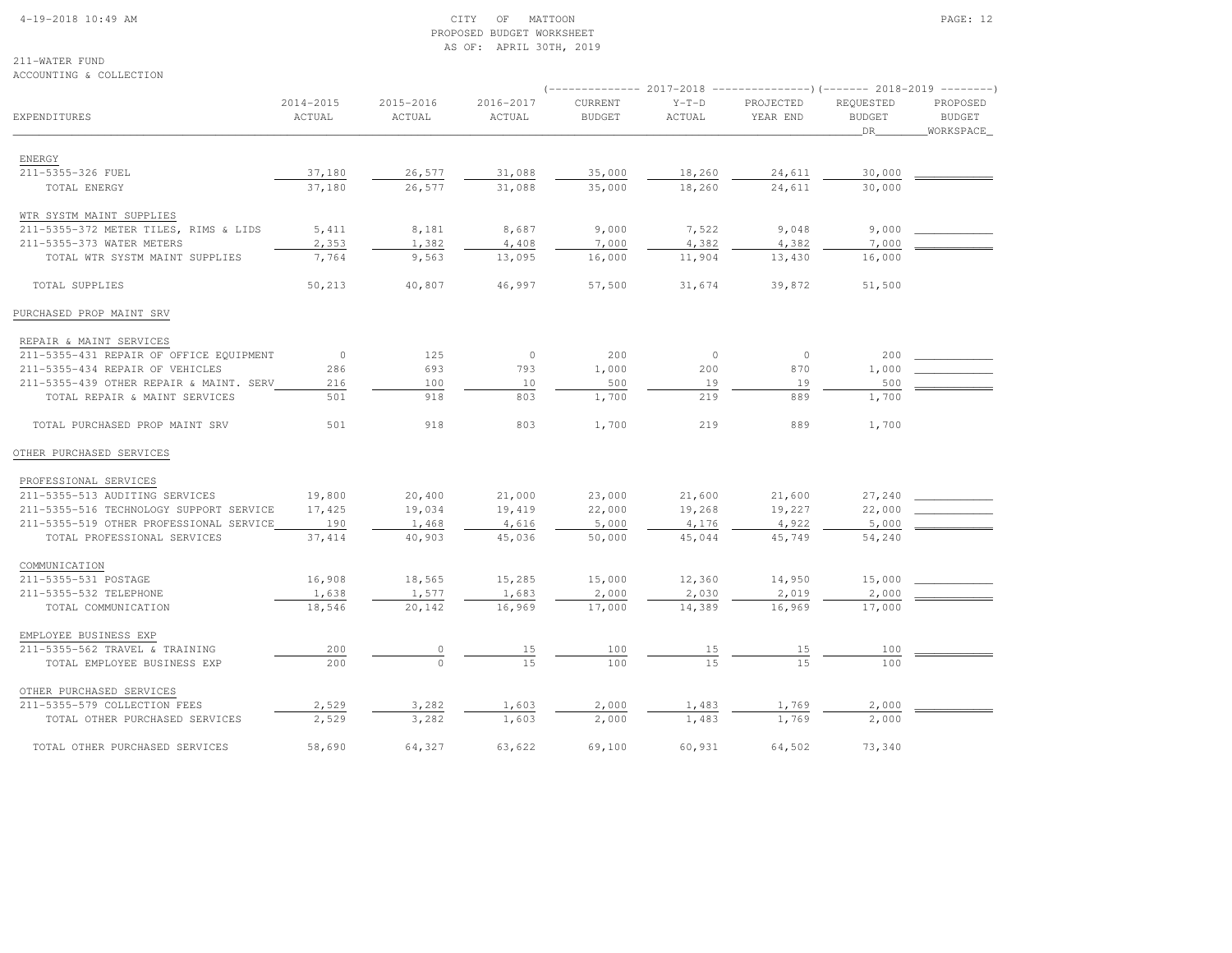CITY OF MATTOON
PROPOSED BUDGET WORKSHEET
AS OF: APRIL 30TH, 2019

211-WATER FUND
ACCOUNTING & COLLECTION

| EXPENDITURES | 2014-2015 ACTUAL | 2015-2016 ACTUAL | 2016-2017 ACTUAL | 2017-2018 CURRENT BUDGET | 2017-2018 Y-T-D ACTUAL | 2017-2018 PROJECTED YEAR END | 2018-2019 REQUESTED BUDGET DR | 2018-2019 PROPOSED BUDGET WORKSPACE |
|---|---|---|---|---|---|---|---|---|
| ENERGY | | | | | | | | |
| 211-5355-326 FUEL | 37,180 | 26,577 | 31,088 | 35,000 | 18,260 | 24,611 | 30,000 | |
| TOTAL ENERGY | 37,180 | 26,577 | 31,088 | 35,000 | 18,260 | 24,611 | 30,000 | |
| WTR SYSTM MAINT SUPPLIES | | | | | | | | |
| 211-5355-372 METER TILES, RIMS & LIDS | 5,411 | 8,181 | 8,687 | 9,000 | 7,522 | 9,048 | 9,000 | |
| 211-5355-373 WATER METERS | 2,353 | 1,382 | 4,408 | 7,000 | 4,382 | 4,382 | 7,000 | |
| TOTAL WTR SYSTM MAINT SUPPLIES | 7,764 | 9,563 | 13,095 | 16,000 | 11,904 | 13,430 | 16,000 | |
| TOTAL SUPPLIES | 50,213 | 40,807 | 46,997 | 57,500 | 31,674 | 39,872 | 51,500 | |
| PURCHASED PROP MAINT SRV | | | | | | | | |
| REPAIR & MAINT SERVICES | | | | | | | | |
| 211-5355-431 REPAIR OF OFFICE EQUIPMENT | 0 | 125 | 0 | 200 | 0 | 0 | 200 | |
| 211-5355-434 REPAIR OF VEHICLES | 286 | 693 | 793 | 1,000 | 200 | 870 | 1,000 | |
| 211-5355-439 OTHER REPAIR & MAINT. SERV | 216 | 100 | 10 | 500 | 19 | 19 | 500 | |
| TOTAL REPAIR & MAINT SERVICES | 501 | 918 | 803 | 1,700 | 219 | 889 | 1,700 | |
| TOTAL PURCHASED PROP MAINT SRV | 501 | 918 | 803 | 1,700 | 219 | 889 | 1,700 | |
| OTHER PURCHASED SERVICES | | | | | | | | |
| PROFESSIONAL SERVICES | | | | | | | | |
| 211-5355-513 AUDITING SERVICES | 19,800 | 20,400 | 21,000 | 23,000 | 21,600 | 21,600 | 27,240 | |
| 211-5355-516 TECHNOLOGY SUPPORT SERVICE | 17,425 | 19,034 | 19,419 | 22,000 | 19,268 | 19,227 | 22,000 | |
| 211-5355-519 OTHER PROFESSIONAL SERVICE | 190 | 1,468 | 4,616 | 5,000 | 4,176 | 4,922 | 5,000 | |
| TOTAL PROFESSIONAL SERVICES | 37,414 | 40,903 | 45,036 | 50,000 | 45,044 | 45,749 | 54,240 | |
| COMMUNICATION | | | | | | | | |
| 211-5355-531 POSTAGE | 16,908 | 18,565 | 15,285 | 15,000 | 12,360 | 14,950 | 15,000 | |
| 211-5355-532 TELEPHONE | 1,638 | 1,577 | 1,683 | 2,000 | 2,030 | 2,019 | 2,000 | |
| TOTAL COMMUNICATION | 18,546 | 20,142 | 16,969 | 17,000 | 14,389 | 16,969 | 17,000 | |
| EMPLOYEE BUSINESS EXP | | | | | | | | |
| 211-5355-562 TRAVEL & TRAINING | 200 | 0 | 15 | 100 | 15 | 15 | 100 | |
| TOTAL EMPLOYEE BUSINESS EXP | 200 | 0 | 15 | 100 | 15 | 15 | 100 | |
| OTHER PURCHASED SERVICES | | | | | | | | |
| 211-5355-579 COLLECTION FEES | 2,529 | 3,282 | 1,603 | 2,000 | 1,483 | 1,769 | 2,000 | |
| TOTAL OTHER PURCHASED SERVICES | 2,529 | 3,282 | 1,603 | 2,000 | 1,483 | 1,769 | 2,000 | |
| TOTAL OTHER PURCHASED SERVICES | 58,690 | 64,327 | 63,622 | 69,100 | 60,931 | 64,502 | 73,340 | |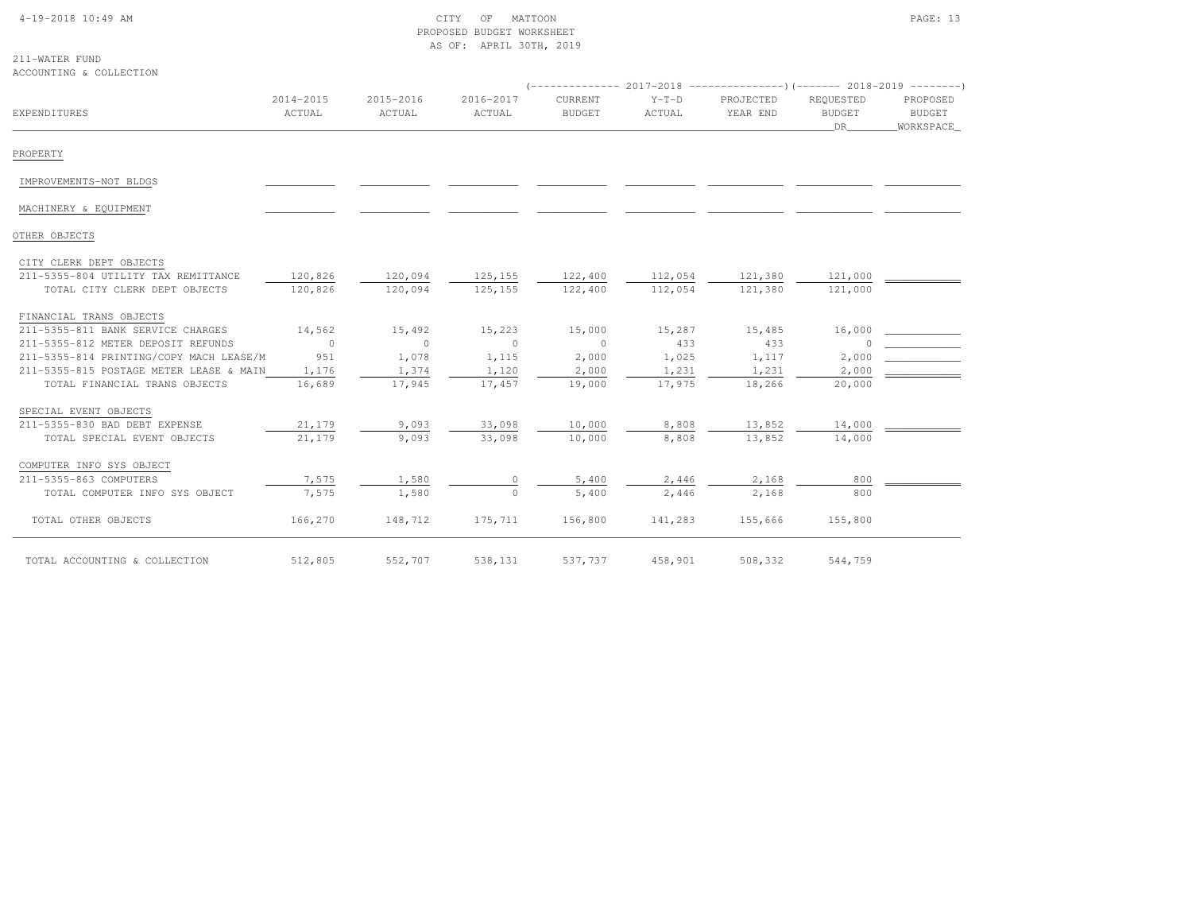CITY OF MATTOON
PROPOSED BUDGET WORKSHEET
AS OF: APRIL 30TH, 2019

211-WATER FUND
ACCOUNTING & COLLECTION

| EXPENDITURES | 2014-2015 ACTUAL | 2015-2016 ACTUAL | 2016-2017 ACTUAL | 2017-2018 CURRENT BUDGET | 2017-2018 Y-T-D ACTUAL | 2017-2018 PROJECTED YEAR END | 2018-2019 REQUESTED BUDGET DR | 2018-2019 PROPOSED BUDGET WORKSPACE |
|---|---|---|---|---|---|---|---|---|
| PROPERTY | | | | | | | | |
| IMPROVEMENTS-NOT BLDGS | | | | | | | | |
| MACHINERY & EQUIPMENT | | | | | | | | |
| OTHER OBJECTS | | | | | | | | |
| CITY CLERK DEPT OBJECTS | | | | | | | | |
| 211-5355-804 UTILITY TAX REMITTANCE | 120,826 | 120,094 | 125,155 | 122,400 | 112,054 | 121,380 | 121,000 | |
| TOTAL CITY CLERK DEPT OBJECTS | 120,826 | 120,094 | 125,155 | 122,400 | 112,054 | 121,380 | 121,000 | |
| FINANCIAL TRANS OBJECTS | | | | | | | | |
| 211-5355-811 BANK SERVICE CHARGES | 14,562 | 15,492 | 15,223 | 15,000 | 15,287 | 15,485 | 16,000 | |
| 211-5355-812 METER DEPOSIT REFUNDS | 0 | 0 | 0 | 0 | 433 | 433 | 0 | |
| 211-5355-814 PRINTING/COPY MACH LEASE/M | 951 | 1,078 | 1,115 | 2,000 | 1,025 | 1,117 | 2,000 | |
| 211-5355-815 POSTAGE METER LEASE & MAIN | 1,176 | 1,374 | 1,120 | 2,000 | 1,231 | 1,231 | 2,000 | |
| TOTAL FINANCIAL TRANS OBJECTS | 16,689 | 17,945 | 17,457 | 19,000 | 17,975 | 18,266 | 20,000 | |
| SPECIAL EVENT OBJECTS | | | | | | | | |
| 211-5355-830 BAD DEBT EXPENSE | 21,179 | 9,093 | 33,098 | 10,000 | 8,808 | 13,852 | 14,000 | |
| TOTAL SPECIAL EVENT OBJECTS | 21,179 | 9,093 | 33,098 | 10,000 | 8,808 | 13,852 | 14,000 | |
| COMPUTER INFO SYS OBJECT | | | | | | | | |
| 211-5355-863 COMPUTERS | 7,575 | 1,580 | 0 | 5,400 | 2,446 | 2,168 | 800 | |
| TOTAL COMPUTER INFO SYS OBJECT | 7,575 | 1,580 | 0 | 5,400 | 2,446 | 2,168 | 800 | |
| TOTAL OTHER OBJECTS | 166,270 | 148,712 | 175,711 | 156,800 | 141,283 | 155,666 | 155,800 | |
| TOTAL ACCOUNTING & COLLECTION | 512,805 | 552,707 | 538,131 | 537,737 | 458,901 | 508,332 | 544,759 | |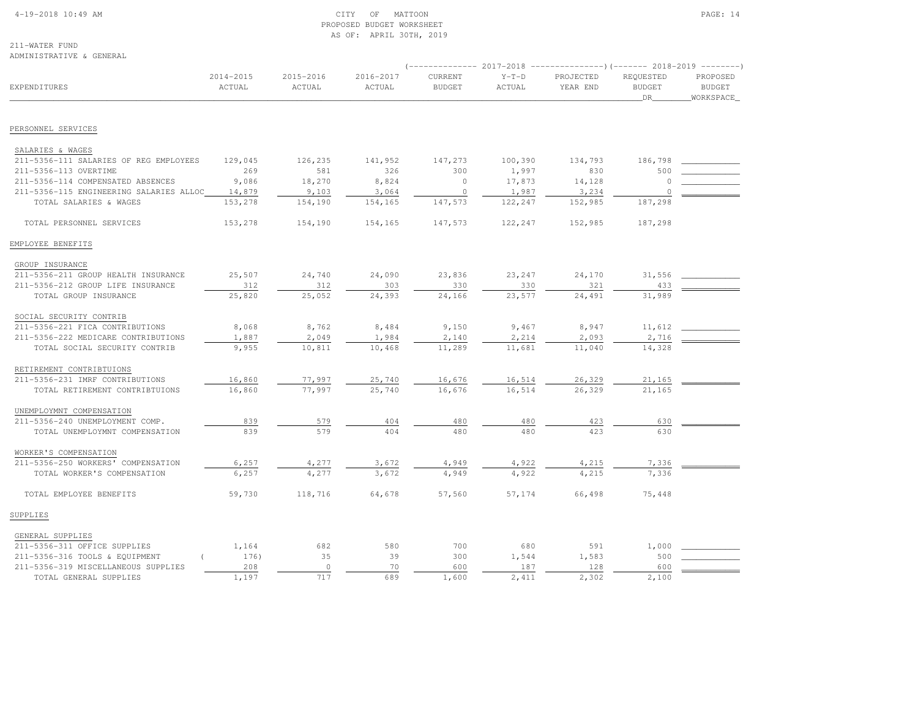CITY OF MATTOON
PROPOSED BUDGET WORKSHEET
AS OF: APRIL 30TH, 2019

211-WATER FUND
ADMINISTRATIVE & GENERAL

| EXPENDITURES | 2014-2015 ACTUAL | 2015-2016 ACTUAL | 2016-2017 ACTUAL | 2017-2018 CURRENT BUDGET | 2017-2018 Y-T-D ACTUAL | 2017-2018 PROJECTED YEAR END | 2018-2019 REQUESTED BUDGET DR | 2018-2019 PROPOSED BUDGET WORKSPACE |
|---|---|---|---|---|---|---|---|---|
| **PERSONNEL SERVICES** | | | | | | | | |
| SALARIES & WAGES | | | | | | | | |
| 211-5356-111 SALARIES OF REG EMPLOYEES | 129,045 | 126,235 | 141,952 | 147,273 | 100,390 | 134,793 | 186,798 | |
| 211-5356-113 OVERTIME | 269 | 581 | 326 | 300 | 1,997 | 830 | 500 | |
| 211-5356-114 COMPENSATED ABSENCES | 9,086 | 18,270 | 8,824 | 0 | 17,873 | 14,128 | 0 | |
| 211-5356-115 ENGINEERING SALARIES ALLOC | 14,879 | 9,103 | 3,064 | 0 | 1,987 | 3,234 | 0 | |
| TOTAL SALARIES & WAGES | 153,278 | 154,190 | 154,165 | 147,573 | 122,247 | 152,985 | 187,298 | |
| TOTAL PERSONNEL SERVICES | 153,278 | 154,190 | 154,165 | 147,573 | 122,247 | 152,985 | 187,298 | |
| **EMPLOYEE BENEFITS** | | | | | | | | |
| GROUP INSURANCE | | | | | | | | |
| 211-5356-211 GROUP HEALTH INSURANCE | 25,507 | 24,740 | 24,090 | 23,836 | 23,247 | 24,170 | 31,556 | |
| 211-5356-212 GROUP LIFE INSURANCE | 312 | 312 | 303 | 330 | 330 | 321 | 433 | |
| TOTAL GROUP INSURANCE | 25,820 | 25,052 | 24,393 | 24,166 | 23,577 | 24,491 | 31,989 | |
| SOCIAL SECURITY CONTRIB | | | | | | | | |
| 211-5356-221 FICA CONTRIBUTIONS | 8,068 | 8,762 | 8,484 | 9,150 | 9,467 | 8,947 | 11,612 | |
| 211-5356-222 MEDICARE CONTRIBUTIONS | 1,887 | 2,049 | 1,984 | 2,140 | 2,214 | 2,093 | 2,716 | |
| TOTAL SOCIAL SECURITY CONTRIB | 9,955 | 10,811 | 10,468 | 11,289 | 11,681 | 11,040 | 14,328 | |
| RETIREMENT CONTRIBTUIONS | | | | | | | | |
| 211-5356-231 IMRF CONTRIBUTIONS | 16,860 | 77,997 | 25,740 | 16,676 | 16,514 | 26,329 | 21,165 | |
| TOTAL RETIREMENT CONTRIBTUIONS | 16,860 | 77,997 | 25,740 | 16,676 | 16,514 | 26,329 | 21,165 | |
| UNEMPLOYMNT COMPENSATION | | | | | | | | |
| 211-5356-240 UNEMPLOYMENT COMP. | 839 | 579 | 404 | 480 | 480 | 423 | 630 | |
| TOTAL UNEMPLOYMNT COMPENSATION | 839 | 579 | 404 | 480 | 480 | 423 | 630 | |
| WORKER'S COMPENSATION | | | | | | | | |
| 211-5356-250 WORKERS' COMPENSATION | 6,257 | 4,277 | 3,672 | 4,949 | 4,922 | 4,215 | 7,336 | |
| TOTAL WORKER'S COMPENSATION | 6,257 | 4,277 | 3,672 | 4,949 | 4,922 | 4,215 | 7,336 | |
| TOTAL EMPLOYEE BENEFITS | 59,730 | 118,716 | 64,678 | 57,560 | 57,174 | 66,498 | 75,448 | |
| **SUPPLIES** | | | | | | | | |
| GENERAL SUPPLIES | | | | | | | | |
| 211-5356-311 OFFICE SUPPLIES | 1,164 | 682 | 580 | 700 | 680 | 591 | 1,000 | |
| 211-5356-316 TOOLS & EQUIPMENT | ( 176) | 35 | 39 | 300 | 1,544 | 1,583 | 500 | |
| 211-5356-319 MISCELLANEOUS SUPPLIES | 208 | 0 | 70 | 600 | 187 | 128 | 600 | |
| TOTAL GENERAL SUPPLIES | 1,197 | 717 | 689 | 1,600 | 2,411 | 2,302 | 2,100 | |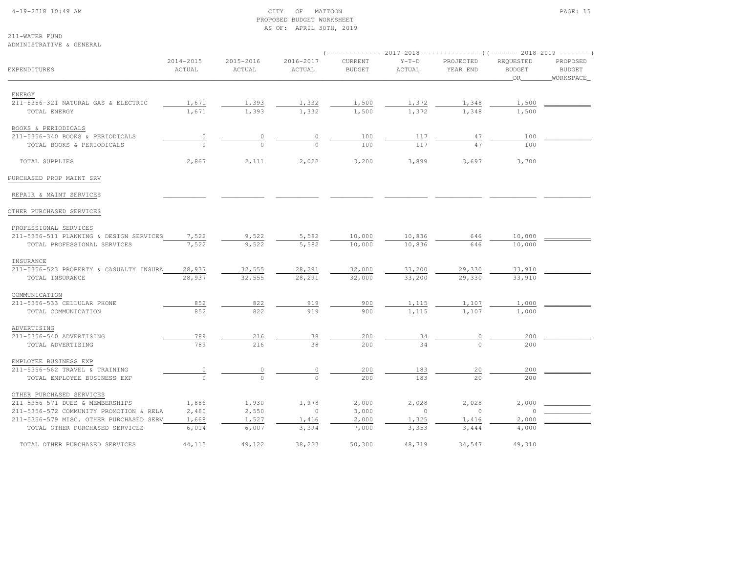CITY OF MATTOON
PROPOSED BUDGET WORKSHEET
AS OF: APRIL 30TH, 2019

211-WATER FUND
ADMINISTRATIVE & GENERAL

| EXPENDITURES | 2014-2015 ACTUAL | 2015-2016 ACTUAL | 2016-2017 ACTUAL | 2017-2018 CURRENT BUDGET | 2017-2018 Y-T-D ACTUAL | 2017-2018 PROJECTED YEAR END | 2018-2019 REQUESTED BUDGET DR | 2018-2019 PROPOSED BUDGET WORKSPACE |
|---|---|---|---|---|---|---|---|---|
| ENERGY | | | | | | | | |
| 211-5356-321 NATURAL GAS & ELECTRIC | 1,671 | 1,393 | 1,332 | 1,500 | 1,372 | 1,348 | 1,500 | |
| TOTAL ENERGY | 1,671 | 1,393 | 1,332 | 1,500 | 1,372 | 1,348 | 1,500 | |
| BOOKS & PERIODICALS | | | | | | | | |
| 211-5356-340 BOOKS & PERIODICALS | 0 | 0 | 0 | 100 | 117 | 47 | 100 | |
| TOTAL BOOKS & PERIODICALS | 0 | 0 | 0 | 100 | 117 | 47 | 100 | |
| TOTAL SUPPLIES | 2,867 | 2,111 | 2,022 | 3,200 | 3,899 | 3,697 | 3,700 | |
| PURCHASED PROP MAINT SRV | | | | | | | | |
| REPAIR & MAINT SERVICES | | | | | | | | |
| OTHER PURCHASED SERVICES | | | | | | | | |
| PROFESSIONAL SERVICES | | | | | | | | |
| 211-5356-511 PLANNING & DESIGN SERVICES | 7,522 | 9,522 | 5,582 | 10,000 | 10,836 | 646 | 10,000 | |
| TOTAL PROFESSIONAL SERVICES | 7,522 | 9,522 | 5,582 | 10,000 | 10,836 | 646 | 10,000 | |
| INSURANCE | | | | | | | | |
| 211-5356-523 PROPERTY & CASUALTY INSURA | 28,937 | 32,555 | 28,291 | 32,000 | 33,200 | 29,330 | 33,910 | |
| TOTAL INSURANCE | 28,937 | 32,555 | 28,291 | 32,000 | 33,200 | 29,330 | 33,910 | |
| COMMUNICATION | | | | | | | | |
| 211-5356-533 CELLULAR PHONE | 852 | 822 | 919 | 900 | 1,115 | 1,107 | 1,000 | |
| TOTAL COMMUNICATION | 852 | 822 | 919 | 900 | 1,115 | 1,107 | 1,000 | |
| ADVERTISING | | | | | | | | |
| 211-5356-540 ADVERTISING | 789 | 216 | 38 | 200 | 34 | 0 | 200 | |
| TOTAL ADVERTISING | 789 | 216 | 38 | 200 | 34 | 0 | 200 | |
| EMPLOYEE BUSINESS EXP | | | | | | | | |
| 211-5356-562 TRAVEL & TRAINING | 0 | 0 | 0 | 200 | 183 | 20 | 200 | |
| TOTAL EMPLOYEE BUSINESS EXP | 0 | 0 | 0 | 200 | 183 | 20 | 200 | |
| OTHER PURCHASED SERVICES | | | | | | | | |
| 211-5356-571 DUES & MEMBERSHIPS | 1,886 | 1,930 | 1,978 | 2,000 | 2,028 | 2,028 | 2,000 | |
| 211-5356-572 COMMUNITY PROMOTION & RELA | 2,460 | 2,550 | 0 | 3,000 | 0 | 0 | 0 | |
| 211-5356-579 MISC. OTHER PURCHASED SERV | 1,668 | 1,527 | 1,416 | 2,000 | 1,325 | 1,416 | 2,000 | |
| TOTAL OTHER PURCHASED SERVICES | 6,014 | 6,007 | 3,394 | 7,000 | 3,353 | 3,444 | 4,000 | |
| TOTAL OTHER PURCHASED SERVICES | 44,115 | 49,122 | 38,223 | 50,300 | 48,719 | 34,547 | 49,310 | |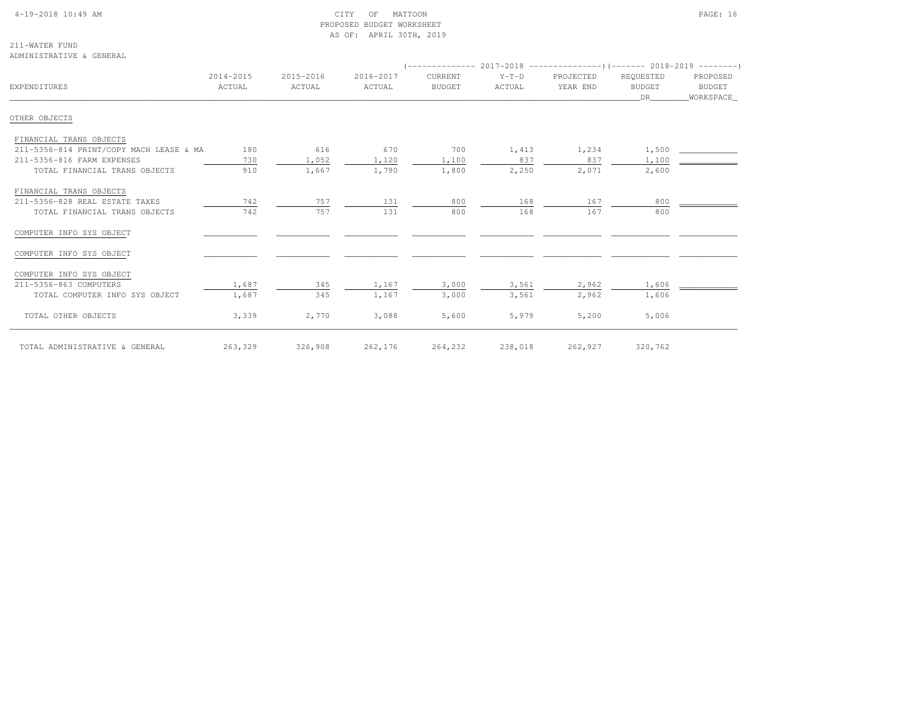CITY OF MATTOON
PROPOSED BUDGET WORKSHEET
AS OF: APRIL 30TH, 2019

211-WATER FUND
ADMINISTRATIVE & GENERAL

| EXPENDITURES | 2014-2015 ACTUAL | 2015-2016 ACTUAL | 2016-2017 ACTUAL | 2017-2018 CURRENT BUDGET | 2017-2018 Y-T-D ACTUAL | 2017-2018 PROJECTED YEAR END | 2018-2019 REQUESTED BUDGET DR | 2018-2019 PROPOSED BUDGET WORKSPACE |
|---|---|---|---|---|---|---|---|---|
| OTHER OBJECTS | | | | | | | | |
| FINANCIAL TRANS OBJECTS | | | | | | | | |
| 211-5356-814 PRINT/COPY MACH LEASE & MA | 180 | 616 | 670 | 700 | 1,413 | 1,234 | 1,500 | |
| 211-5356-816 FARM EXPENSES | 730 | 1,052 | 1,120 | 1,100 | 837 | 837 | 1,100 | |
| TOTAL FINANCIAL TRANS OBJECTS | 910 | 1,667 | 1,790 | 1,800 | 2,250 | 2,071 | 2,600 | |
| FINANCIAL TRANS OBJECTS | | | | | | | | |
| 211-5356-828 REAL ESTATE TAXES | 742 | 757 | 131 | 800 | 168 | 167 | 800 | |
| TOTAL FINANCIAL TRANS OBJECTS | 742 | 757 | 131 | 800 | 168 | 167 | 800 | |
| COMPUTER INFO SYS OBJECT | | | | | | | | |
| COMPUTER INFO SYS OBJECT | | | | | | | | |
| COMPUTER INFO SYS OBJECT | | | | | | | | |
| 211-5356-863 COMPUTERS | 1,687 | 345 | 1,167 | 3,000 | 3,561 | 2,962 | 1,606 | |
| TOTAL COMPUTER INFO SYS OBJECT | 1,687 | 345 | 1,167 | 3,000 | 3,561 | 2,962 | 1,606 | |
| TOTAL OTHER OBJECTS | 3,339 | 2,770 | 3,088 | 5,600 | 5,979 | 5,200 | 5,006 | |
| TOTAL ADMINISTRATIVE & GENERAL | 263,329 | 326,908 | 262,176 | 264,232 | 238,018 | 262,927 | 320,762 | |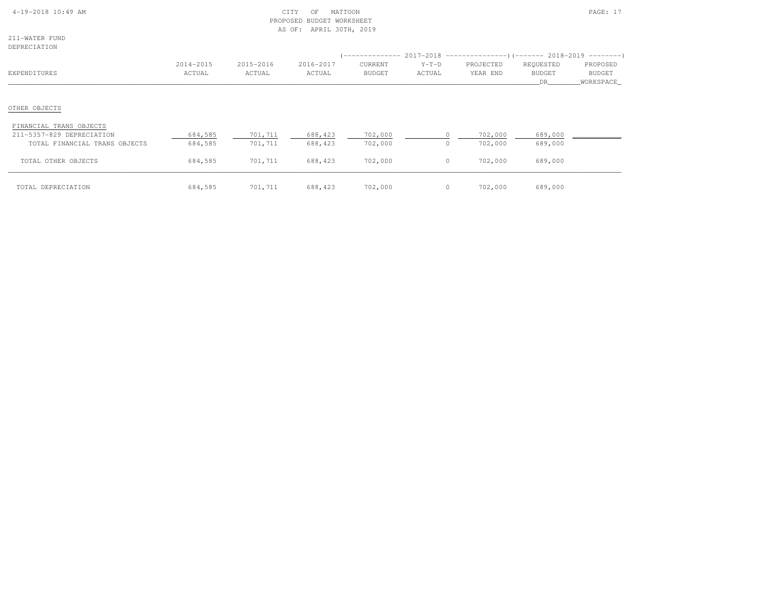CITY OF MATTOON
PROPOSED BUDGET WORKSHEET
AS OF: APRIL 30TH, 2019

211-WATER FUND
DEPRECIATION

| EXPENDITURES | 2014-2015 ACTUAL | 2015-2016 ACTUAL | 2016-2017 ACTUAL | 2017-2018 CURRENT BUDGET | 2017-2018 Y-T-D ACTUAL | 2017-2018 PROJECTED YEAR END | 2018-2019 REQUESTED BUDGET DR | 2018-2019 PROPOSED BUDGET WORKSPACE |
|---|---|---|---|---|---|---|---|---|
| OTHER OBJECTS | | | | | | | | |
| FINANCIAL TRANS OBJECTS | | | | | | | | |
| 211-5357-829 DEPRECIATION | 684,585 | 701,711 | 688,423 | 702,000 | 0 | 702,000 | 689,000 | |
| TOTAL FINANCIAL TRANS OBJECTS | 684,585 | 701,711 | 688,423 | 702,000 | 0 | 702,000 | 689,000 | |
| TOTAL OTHER OBJECTS | 684,585 | 701,711 | 688,423 | 702,000 | 0 | 702,000 | 689,000 | |
| TOTAL DEPRECIATION | 684,585 | 701,711 | 688,423 | 702,000 | 0 | 702,000 | 689,000 | |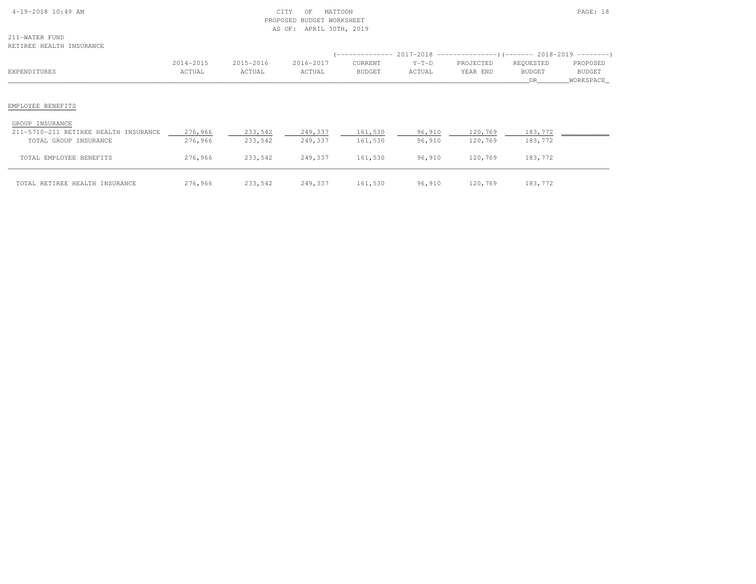CITY OF MATTOON
PROPOSED BUDGET WORKSHEET
AS OF: APRIL 30TH, 2019

211-WATER FUND
RETIREE HEALTH INSURANCE

| EXPENDITURES | 2014-2015 ACTUAL | 2015-2016 ACTUAL | 2016-2017 ACTUAL | 2017-2018 CURRENT BUDGET | 2017-2018 Y-T-D ACTUAL | 2017-2018 PROJECTED YEAR END | 2018-2019 REQUESTED BUDGET DR | 2018-2019 PROPOSED BUDGET WORKSPACE |
|---|---|---|---|---|---|---|---|---|
| **EMPLOYEE BENEFITS** | | | | | | | | |
| GROUP INSURANCE | | | | | | | | |
| 211-5710-211 RETIREE HEALTH INSURANCE | 276,966 | 233,542 | 249,337 | 161,530 | 96,910 | 120,769 | 183,772 | |
| TOTAL GROUP INSURANCE | 276,966 | 233,542 | 249,337 | 161,530 | 96,910 | 120,769 | 183,772 | |
| TOTAL EMPLOYEE BENEFITS | 276,966 | 233,542 | 249,337 | 161,530 | 96,910 | 120,769 | 183,772 | |
| TOTAL RETIREE HEALTH INSURANCE | 276,966 | 233,542 | 249,337 | 161,530 | 96,910 | 120,769 | 183,772 | |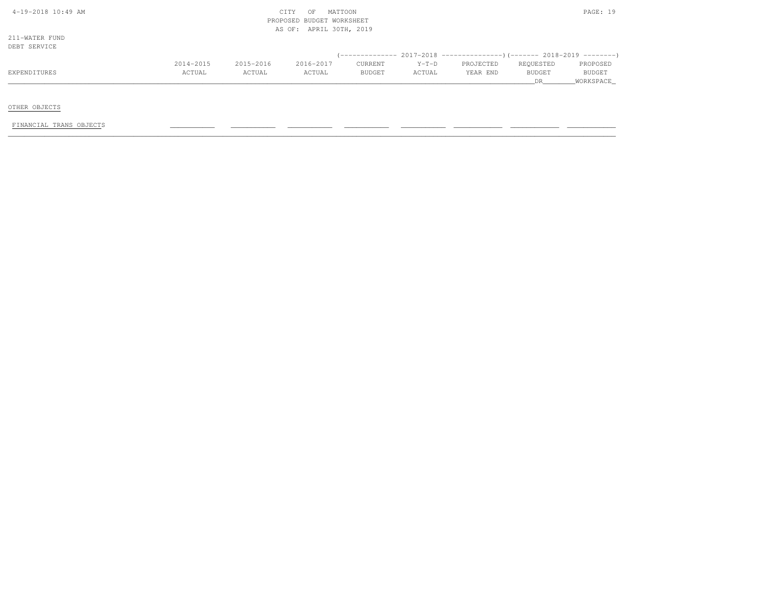211-WATER FUND
DEBT SERVICE

| EXPENDITURES | 2014-2015 ACTUAL | 2015-2016 ACTUAL | 2016-2017 ACTUAL | 2017-2018 CURRENT BUDGET | 2017-2018 Y-T-D ACTUAL | 2017-2018 PROJECTED YEAR END | 2018-2019 REQUESTED BUDGET DR | 2018-2019 PROPOSED BUDGET WORKSPACE |
|---|---|---|---|---|---|---|---|---|
| OTHER OBJECTS | | | | | | | | |
| FINANCIAL TRANS OBJECTS | | | | | | | | |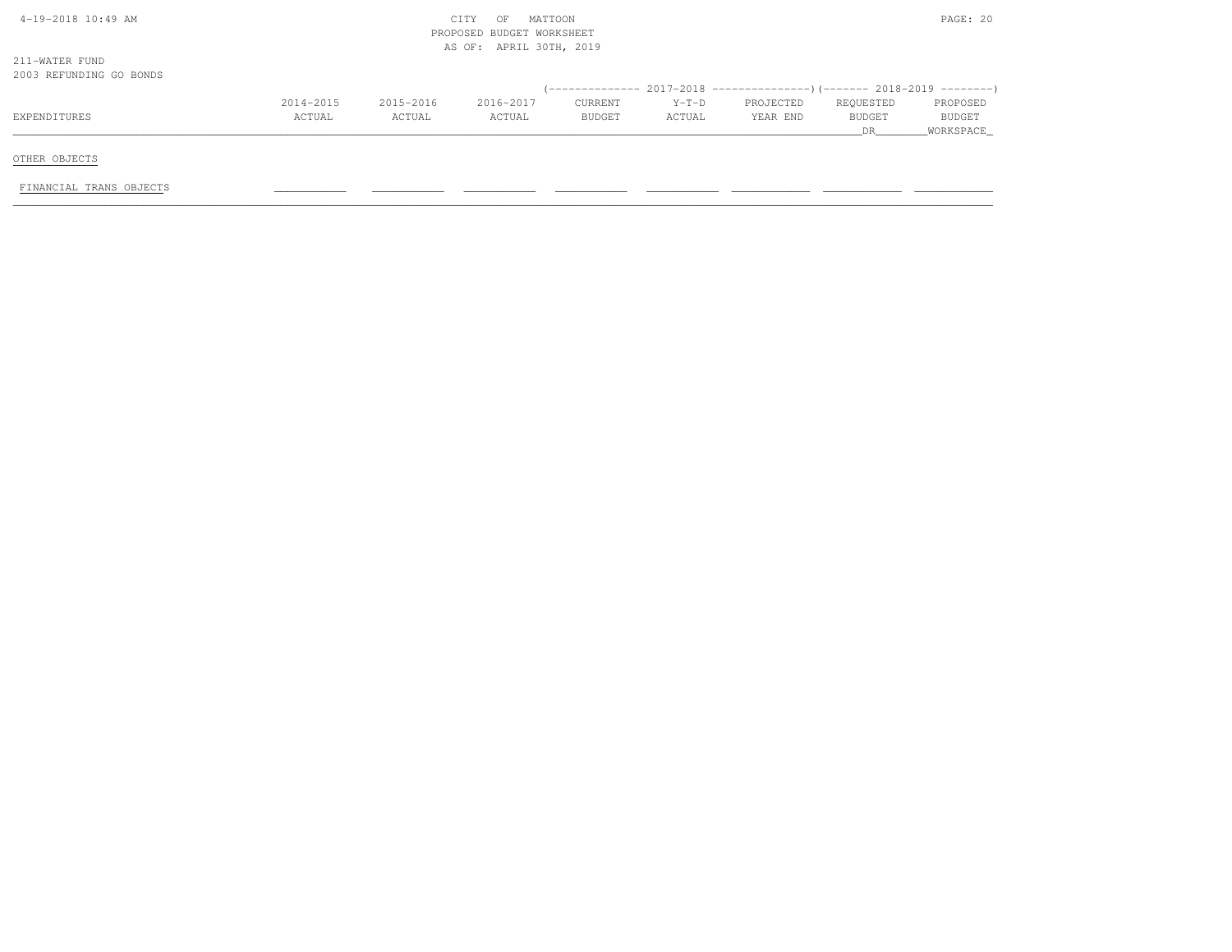CITY OF MATTOON
PROPOSED BUDGET WORKSHEET
AS OF: APRIL 30TH, 2019

211-WATER FUND
2003 REFUNDING GO BONDS

| EXPENDITURES | 2014-2015 ACTUAL | 2015-2016 ACTUAL | 2016-2017 ACTUAL | 2017-2018 CURRENT BUDGET | 2017-2018 Y-T-D ACTUAL | 2017-2018 PROJECTED YEAR END | 2018-2019 REQUESTED BUDGET DR | 2018-2019 PROPOSED BUDGET WORKSPACE |
|---|---|---|---|---|---|---|---|---|
| OTHER OBJECTS | | | | | | | | |
| FINANCIAL TRANS OBJECTS | | | | | | | | |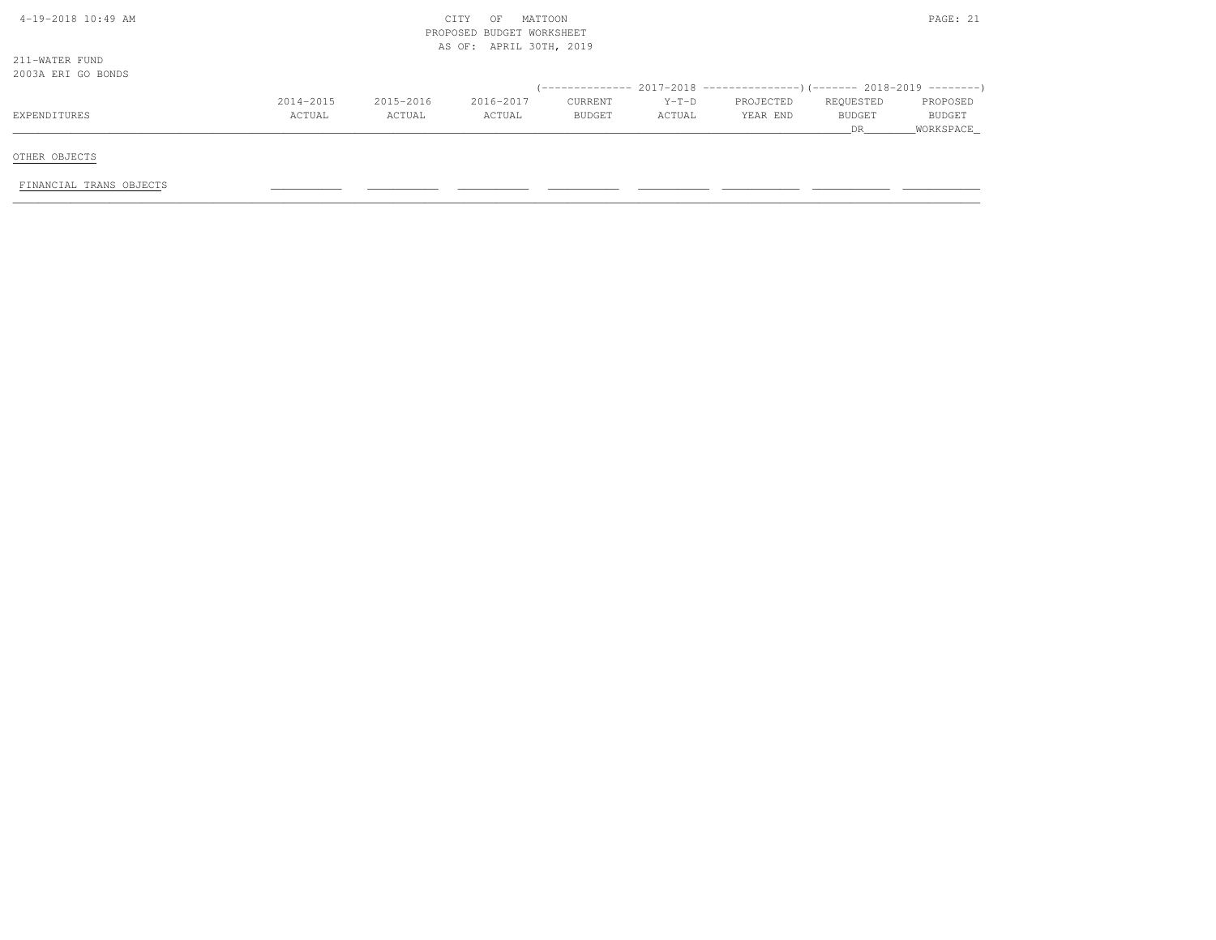CITY OF MATTOON
PROPOSED BUDGET WORKSHEET
AS OF: APRIL 30TH, 2019

211-WATER FUND
2003A ERI GO BONDS

| EXPENDITURES | 2014-2015 ACTUAL | 2015-2016 ACTUAL | 2016-2017 ACTUAL | 2017-2018 CURRENT BUDGET | 2017-2018 Y-T-D ACTUAL | 2017-2018 PROJECTED YEAR END | 2018-2019 REQUESTED BUDGET DR | 2018-2019 PROPOSED BUDGET WORKSPACE |
|---|---|---|---|---|---|---|---|---|
| OTHER OBJECTS | | | | | | | | |
| FINANCIAL TRANS OBJECTS | | | | | | | | |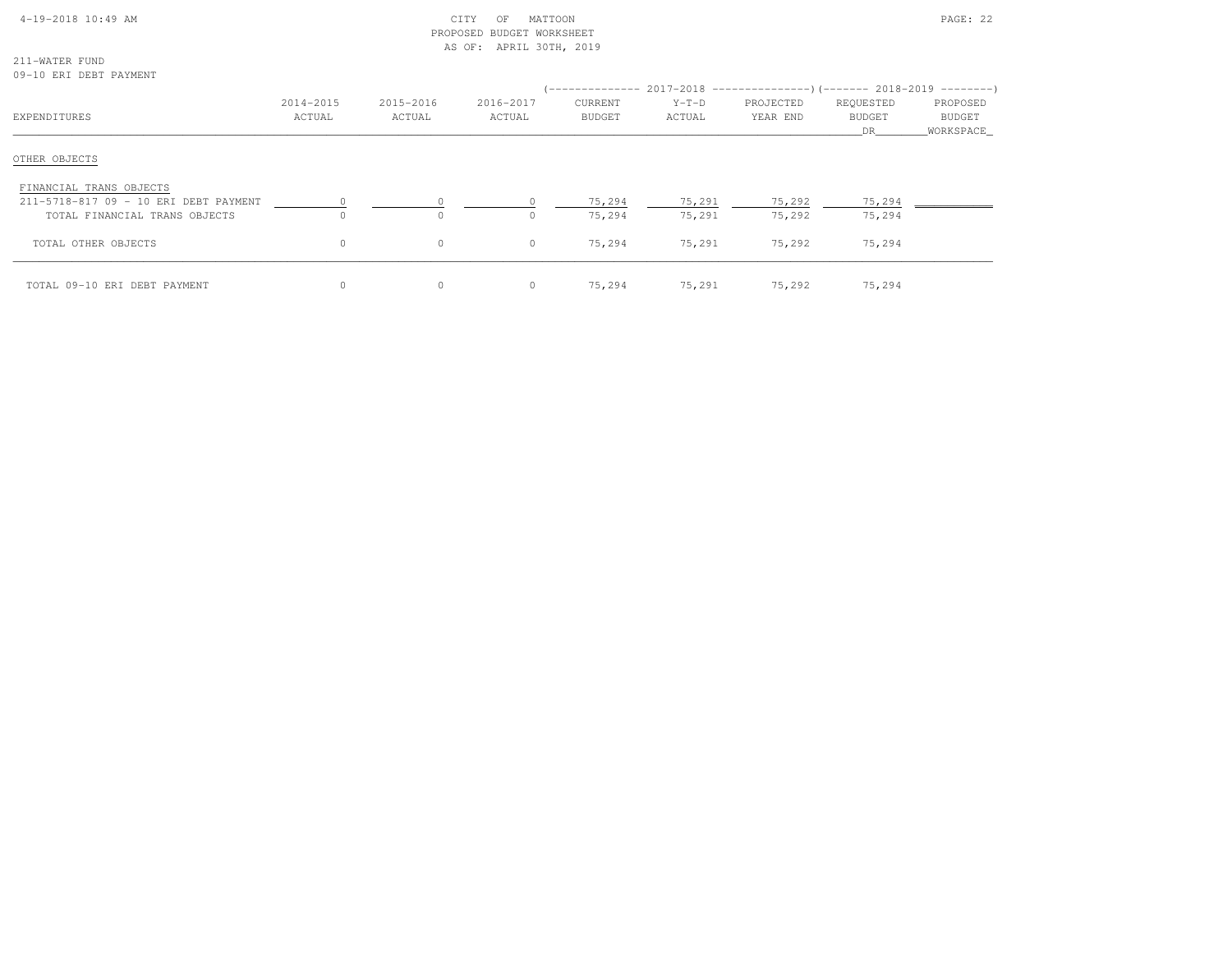CITY OF MATTOON
PROPOSED BUDGET WORKSHEET
AS OF: APRIL 30TH, 2019

211-WATER FUND
09-10 ERI DEBT PAYMENT

| EXPENDITURES | 2014-2015 ACTUAL | 2015-2016 ACTUAL | 2016-2017 ACTUAL | 2017-2018 CURRENT BUDGET | 2017-2018 Y-T-D ACTUAL | 2017-2018 PROJECTED YEAR END | 2018-2019 REQUESTED BUDGET DR | 2018-2019 PROPOSED BUDGET WORKSPACE |
|---|---|---|---|---|---|---|---|---|
| OTHER OBJECTS | | | | | | | | |
| FINANCIAL TRANS OBJECTS | | | | | | | | |
| 211-5718-817 09 - 10 ERI DEBT PAYMENT | 0 | 0 | 0 | 75,294 | 75,291 | 75,292 | 75,294 | |
| TOTAL FINANCIAL TRANS OBJECTS | 0 | 0 | 0 | 75,294 | 75,291 | 75,292 | 75,294 | |
| TOTAL OTHER OBJECTS | 0 | 0 | 0 | 75,294 | 75,291 | 75,292 | 75,294 | |
| TOTAL 09-10 ERI DEBT PAYMENT | 0 | 0 | 0 | 75,294 | 75,291 | 75,292 | 75,294 | |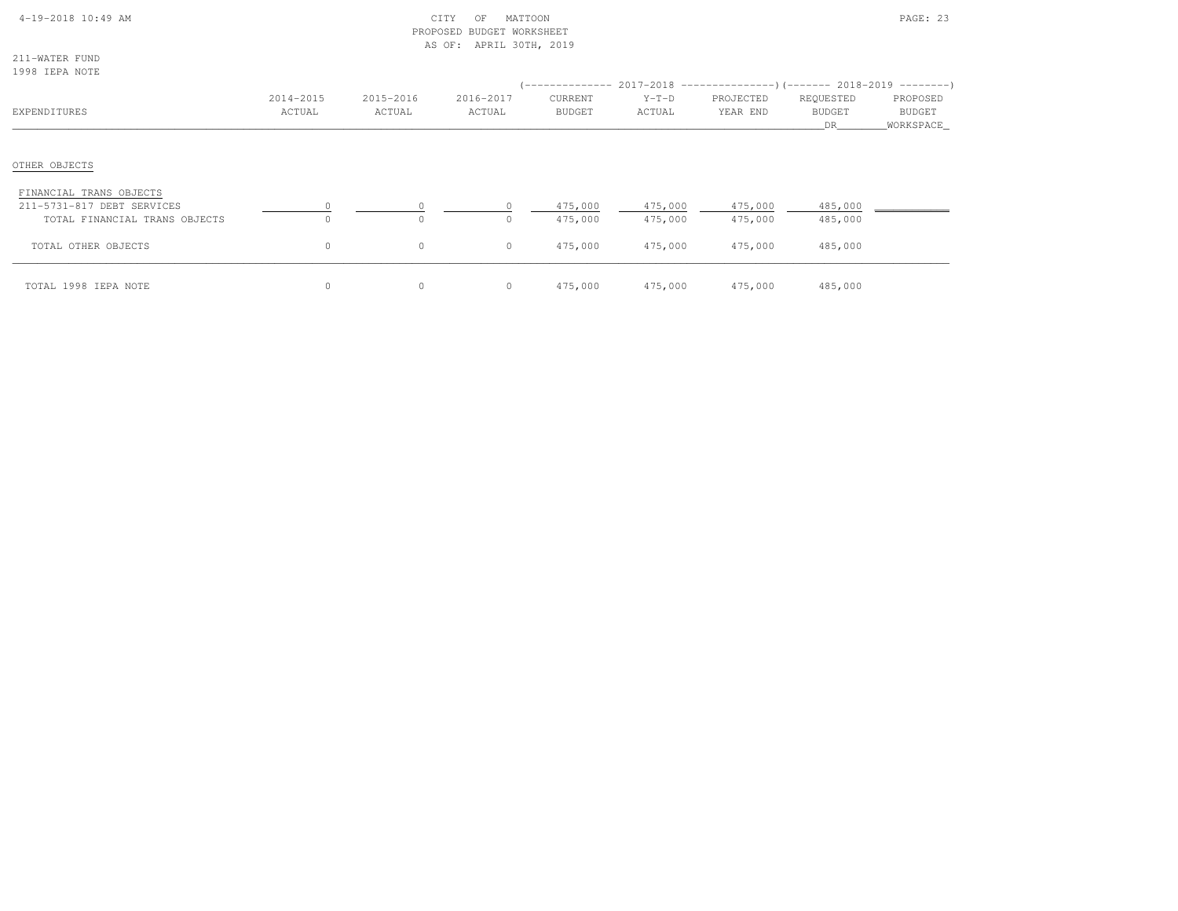CITY OF MATTOON
PROPOSED BUDGET WORKSHEET
AS OF: APRIL 30TH, 2019

211-WATER FUND
1998 IEPA NOTE

| EXPENDITURES | 2014-2015 ACTUAL | 2015-2016 ACTUAL | 2016-2017 ACTUAL | 2017-2018 CURRENT BUDGET | 2017-2018 Y-T-D ACTUAL | 2017-2018 PROJECTED YEAR END | 2018-2019 REQUESTED BUDGET DR | 2018-2019 PROPOSED BUDGET WORKSPACE |
|---|---|---|---|---|---|---|---|---|
| OTHER OBJECTS | | | | | | | | |
| FINANCIAL TRANS OBJECTS | | | | | | | | |
| 211-5731-817 DEBT SERVICES | 0 | 0 | 0 | 475,000 | 475,000 | 475,000 | 485,000 | |
| TOTAL FINANCIAL TRANS OBJECTS | 0 | 0 | 0 | 475,000 | 475,000 | 475,000 | 485,000 | |
| TOTAL OTHER OBJECTS | 0 | 0 | 0 | 475,000 | 475,000 | 475,000 | 485,000 | |
| TOTAL 1998 IEPA NOTE | 0 | 0 | 0 | 475,000 | 475,000 | 475,000 | 485,000 | |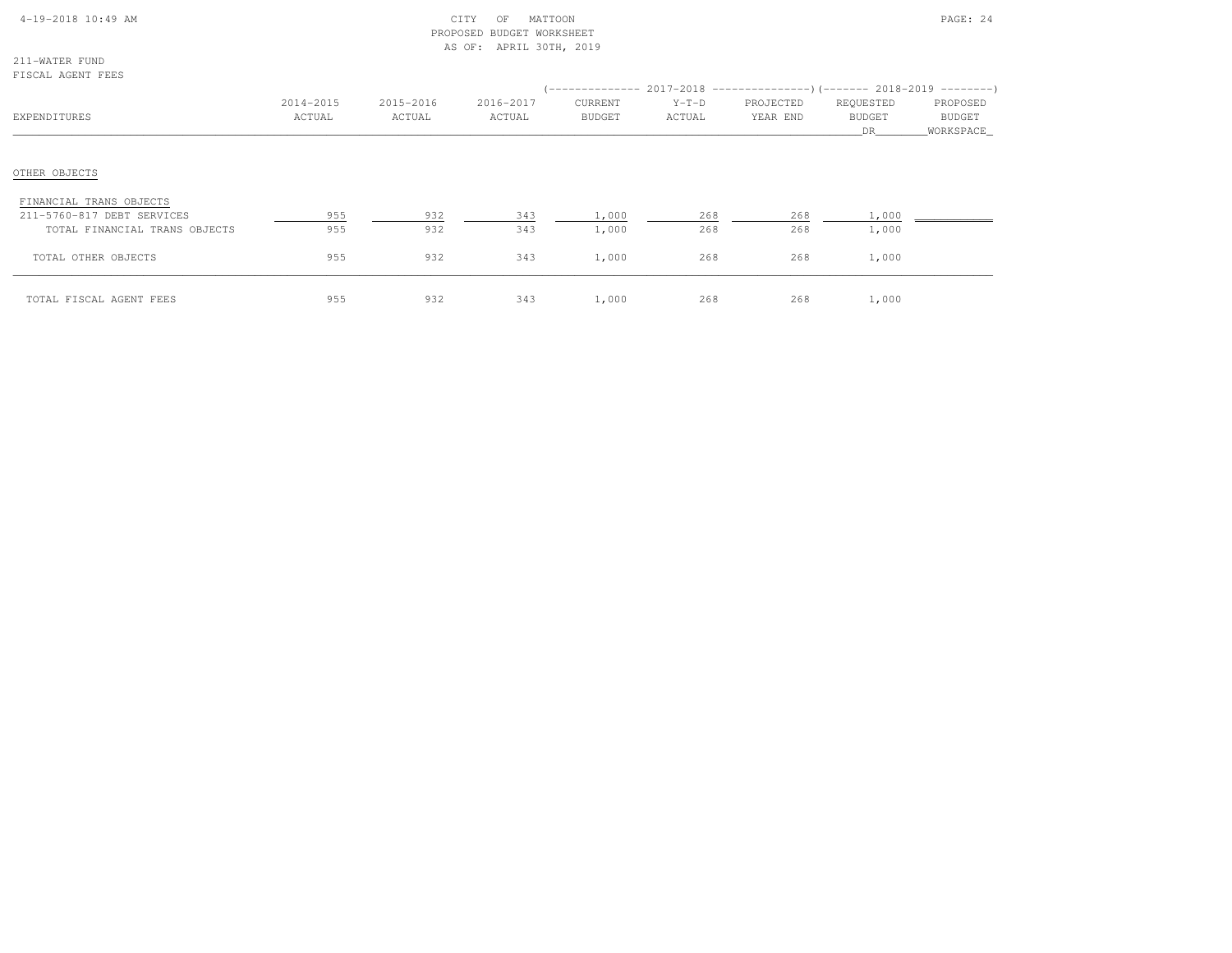CITY OF MATTOON
PROPOSED BUDGET WORKSHEET
AS OF: APRIL 30TH, 2019

211-WATER FUND
FISCAL AGENT FEES

| EXPENDITURES | 2014-2015 ACTUAL | 2015-2016 ACTUAL | 2016-2017 ACTUAL | 2017-2018 CURRENT BUDGET | 2017-2018 Y-T-D ACTUAL | 2017-2018 PROJECTED YEAR END | 2018-2019 REQUESTED BUDGET DR | 2018-2019 PROPOSED BUDGET WORKSPACE |
|---|---|---|---|---|---|---|---|---|
| OTHER OBJECTS | | | | | | | | |
| FINANCIAL TRANS OBJECTS | | | | | | | | |
| 211-5760-817 DEBT SERVICES | 955 | 932 | 343 | 1,000 | 268 | 268 | 1,000 | |
| TOTAL FINANCIAL TRANS OBJECTS | 955 | 932 | 343 | 1,000 | 268 | 268 | 1,000 | |
| TOTAL OTHER OBJECTS | 955 | 932 | 343 | 1,000 | 268 | 268 | 1,000 | |
| TOTAL FISCAL AGENT FEES | 955 | 932 | 343 | 1,000 | 268 | 268 | 1,000 | |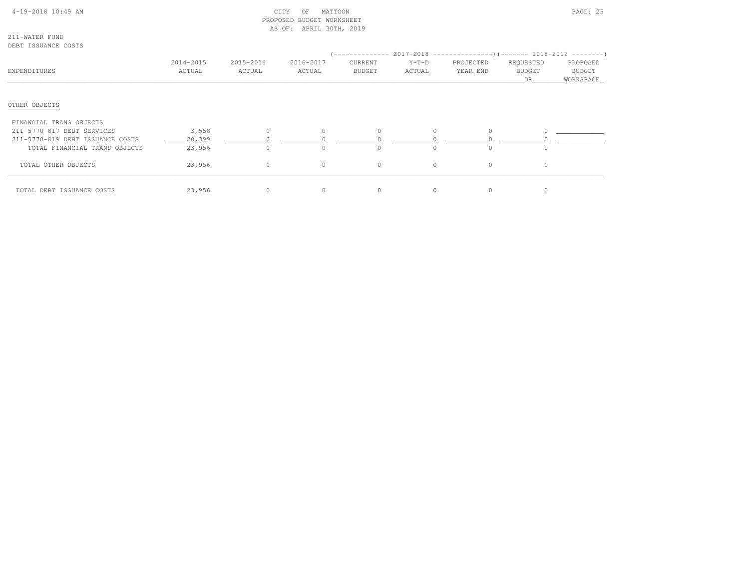CITY OF MATTOON
PROPOSED BUDGET WORKSHEET
AS OF: APRIL 30TH, 2019

211-WATER FUND
DEBT ISSUANCE COSTS

| EXPENDITURES | 2014-2015 ACTUAL | 2015-2016 ACTUAL | 2016-2017 ACTUAL | 2017-2018 CURRENT BUDGET | 2017-2018 Y-T-D ACTUAL | 2017-2018 PROJECTED YEAR END | 2018-2019 REQUESTED BUDGET DR | 2018-2019 PROPOSED BUDGET WORKSPACE |
|---|---|---|---|---|---|---|---|---|
| OTHER OBJECTS | | | | | | | | |
| FINANCIAL TRANS OBJECTS | | | | | | | | |
| 211-5770-817 DEBT SERVICES | 3,558 | 0 | 0 | 0 | 0 | 0 | 0 | |
| 211-5770-819 DEBT ISSUANCE COSTS | 20,399 | 0 | 0 | 0 | 0 | 0 | 0 | |
| TOTAL FINANCIAL TRANS OBJECTS | 23,956 | 0 | 0 | 0 | 0 | 0 | 0 | |
| TOTAL OTHER OBJECTS | 23,956 | 0 | 0 | 0 | 0 | 0 | 0 | |
| TOTAL DEBT ISSUANCE COSTS | 23,956 | 0 | 0 | 0 | 0 | 0 | 0 | |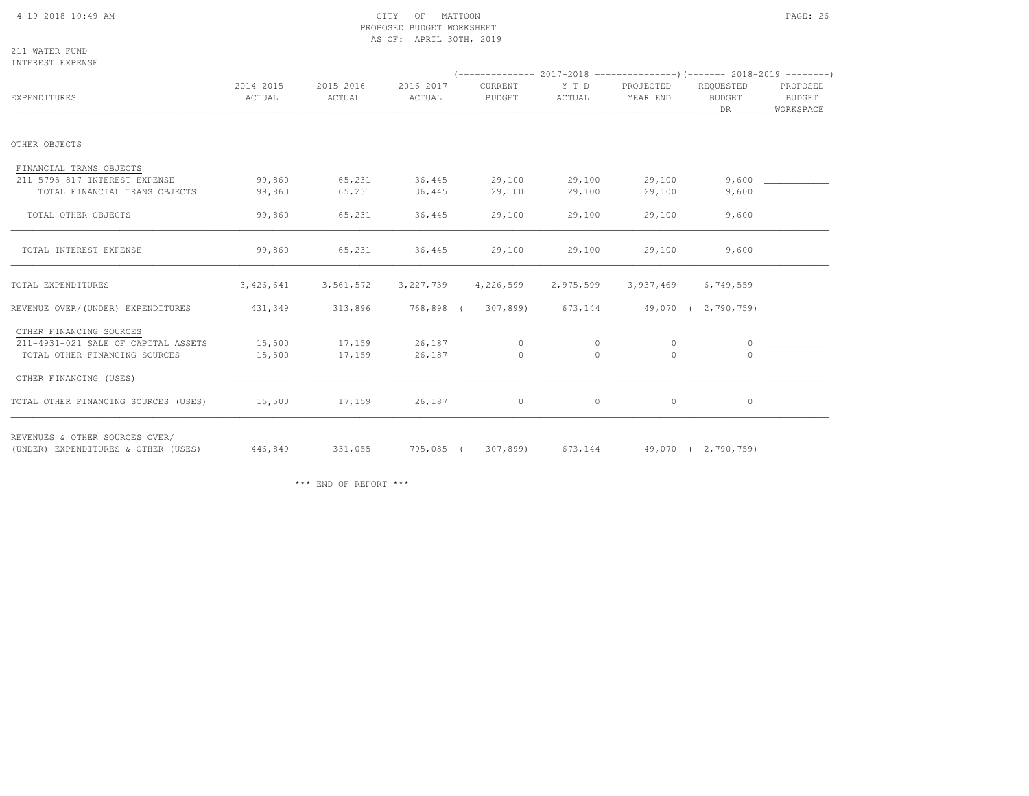CITY OF MATTOON
PROPOSED BUDGET WORKSHEET
AS OF: APRIL 30TH, 2019

211-WATER FUND
INTEREST EXPENSE

| EXPENDITURES | 2014-2015 ACTUAL | 2015-2016 ACTUAL | 2016-2017 ACTUAL | 2017-2018 CURRENT BUDGET | 2017-2018 Y-T-D ACTUAL | 2017-2018 PROJECTED YEAR END | 2018-2019 REQUESTED BUDGET DR | 2018-2019 PROPOSED BUDGET WORKSPACE |
|---|---|---|---|---|---|---|---|---|
| OTHER OBJECTS | | | | | | | | |
| FINANCIAL TRANS OBJECTS | | | | | | | | |
| 211-5795-817 INTEREST EXPENSE | 99,860 | 65,231 | 36,445 | 29,100 | 29,100 | 29,100 | 9,600 | |
| TOTAL FINANCIAL TRANS OBJECTS | 99,860 | 65,231 | 36,445 | 29,100 | 29,100 | 29,100 | 9,600 | |
| TOTAL OTHER OBJECTS | 99,860 | 65,231 | 36,445 | 29,100 | 29,100 | 29,100 | 9,600 | |
| TOTAL INTEREST EXPENSE | 99,860 | 65,231 | 36,445 | 29,100 | 29,100 | 29,100 | 9,600 | |
| TOTAL EXPENDITURES | 3,426,641 | 3,561,572 | 3,227,739 | 4,226,599 | 2,975,599 | 3,937,469 | 6,749,559 | |
| REVENUE OVER/(UNDER) EXPENDITURES | 431,349 | 313,896 | 768,898 | ( 307,899) | 673,144 | 49,070 | ( 2,790,759) | |
| OTHER FINANCING SOURCES | | | | | | | | |
| 211-4931-021 SALE OF CAPITAL ASSETS | 15,500 | 17,159 | 26,187 | 0 | 0 | 0 | 0 | |
| TOTAL OTHER FINANCING SOURCES | 15,500 | 17,159 | 26,187 | 0 | 0 | 0 | 0 | |
| OTHER FINANCING (USES) | | | | | | | | |
| TOTAL OTHER FINANCING SOURCES (USES) | 15,500 | 17,159 | 26,187 | 0 | 0 | 0 | 0 | |
| REVENUES & OTHER SOURCES OVER/ (UNDER) EXPENDITURES & OTHER (USES) | 446,849 | 331,055 | 795,085 | ( 307,899) | 673,144 | 49,070 | ( 2,790,759) | |

*** END OF REPORT ***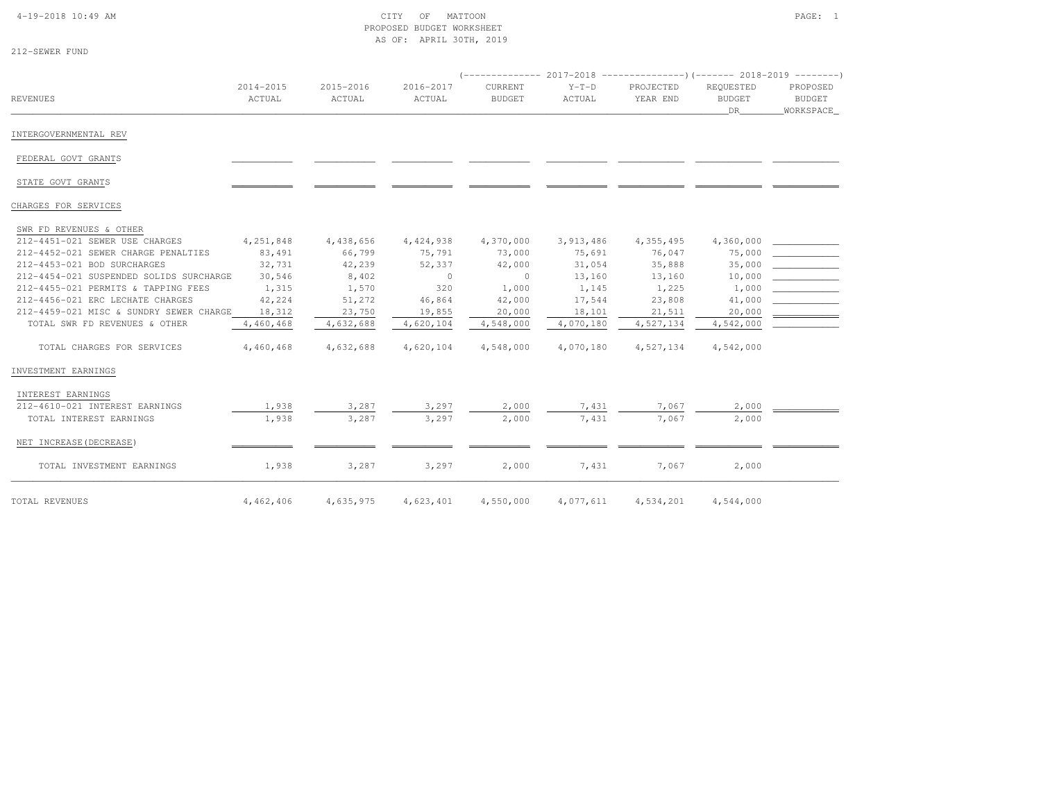CITY OF MATTOON
PROPOSED BUDGET WORKSHEET
AS OF: APRIL 30TH, 2019

212-SEWER FUND

| REVENUES | 2014-2015 ACTUAL | 2015-2016 ACTUAL | 2016-2017 ACTUAL | 2017-2018 CURRENT BUDGET | 2017-2018 Y-T-D ACTUAL | 2017-2018 PROJECTED YEAR END | 2018-2019 REQUESTED BUDGET DR | 2018-2019 PROPOSED BUDGET WORKSPACE |
|---|---|---|---|---|---|---|---|---|
| INTERGOVERNMENTAL REV | | | | | | | | |
| FEDERAL GOVT GRANTS | | | | | | | | |
| STATE GOVT GRANTS | | | | | | | | |
| CHARGES FOR SERVICES | | | | | | | | |
| SWR FD REVENUES & OTHER | | | | | | | | |
| 212-4451-021 SEWER USE CHARGES | 4,251,848 | 4,438,656 | 4,424,938 | 4,370,000 | 3,913,486 | 4,355,495 | 4,360,000 | |
| 212-4452-021 SEWER CHARGE PENALTIES | 83,491 | 66,799 | 75,791 | 73,000 | 75,691 | 76,047 | 75,000 | |
| 212-4453-021 BOD SURCHARGES | 32,731 | 42,239 | 52,337 | 42,000 | 31,054 | 35,888 | 35,000 | |
| 212-4454-021 SUSPENDED SOLIDS SURCHARGE | 30,546 | 8,402 | 0 | 0 | 13,160 | 13,160 | 10,000 | |
| 212-4455-021 PERMITS & TAPPING FEES | 1,315 | 1,570 | 320 | 1,000 | 1,145 | 1,225 | 1,000 | |
| 212-4456-021 ERC LECHATE CHARGES | 42,224 | 51,272 | 46,864 | 42,000 | 17,544 | 23,808 | 41,000 | |
| 212-4459-021 MISC & SUNDRY SEWER CHARGE | 18,312 | 23,750 | 19,855 | 20,000 | 18,101 | 21,511 | 20,000 | |
| TOTAL SWR FD REVENUES & OTHER | 4,460,468 | 4,632,688 | 4,620,104 | 4,548,000 | 4,070,180 | 4,527,134 | 4,542,000 | |
| TOTAL CHARGES FOR SERVICES | 4,460,468 | 4,632,688 | 4,620,104 | 4,548,000 | 4,070,180 | 4,527,134 | 4,542,000 | |
| INVESTMENT EARNINGS | | | | | | | | |
| INTEREST EARNINGS | | | | | | | | |
| 212-4610-021 INTEREST EARNINGS | 1,938 | 3,287 | 3,297 | 2,000 | 7,431 | 7,067 | 2,000 | |
| TOTAL INTEREST EARNINGS | 1,938 | 3,287 | 3,297 | 2,000 | 7,431 | 7,067 | 2,000 | |
| NET INCREASE(DECREASE) | | | | | | | | |
| TOTAL INVESTMENT EARNINGS | 1,938 | 3,287 | 3,297 | 2,000 | 7,431 | 7,067 | 2,000 | |
| TOTAL REVENUES | 4,462,406 | 4,635,975 | 4,623,401 | 4,550,000 | 4,077,611 | 4,534,201 | 4,544,000 | |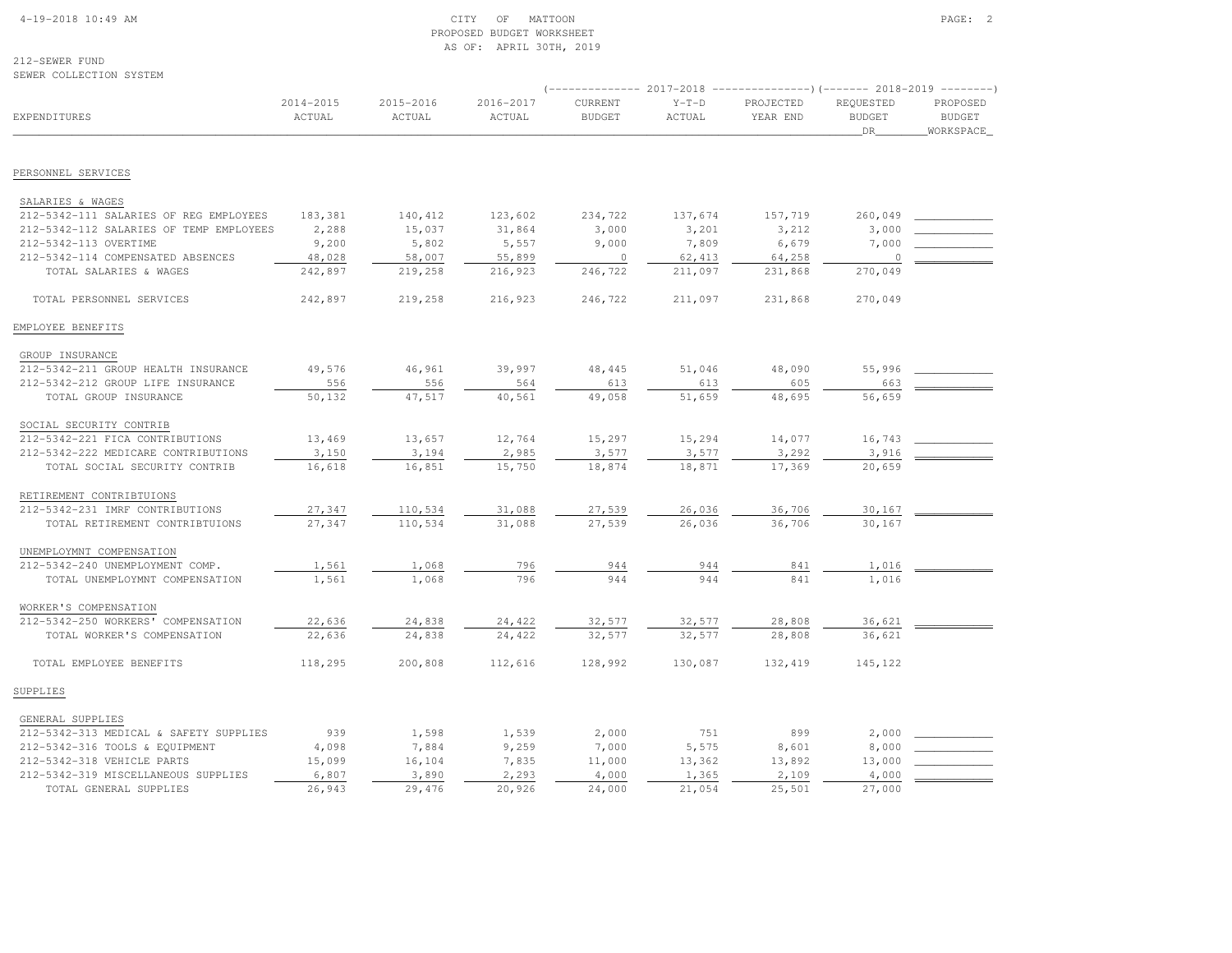CITY OF MATTOON
PROPOSED BUDGET WORKSHEET
AS OF: APRIL 30TH, 2019

212-SEWER FUND
SEWER COLLECTION SYSTEM

| EXPENDITURES | 2014-2015 ACTUAL | 2015-2016 ACTUAL | 2016-2017 ACTUAL | 2017-2018 CURRENT BUDGET | 2017-2018 Y-T-D ACTUAL | 2017-2018 PROJECTED YEAR END | 2018-2019 REQUESTED BUDGET DR | 2018-2019 PROPOSED BUDGET WORKSPACE |
|---|---|---|---|---|---|---|---|---|
| PERSONNEL SERVICES | | | | | | | | |
| SALARIES & WAGES | | | | | | | | |
| 212-5342-111 SALARIES OF REG EMPLOYEES | 183,381 | 140,412 | 123,602 | 234,722 | 137,674 | 157,719 | 260,049 | |
| 212-5342-112 SALARIES OF TEMP EMPLOYEES | 2,288 | 15,037 | 31,864 | 3,000 | 3,201 | 3,212 | 3,000 | |
| 212-5342-113 OVERTIME | 9,200 | 5,802 | 5,557 | 9,000 | 7,809 | 6,679 | 7,000 | |
| 212-5342-114 COMPENSATED ABSENCES | 48,028 | 58,007 | 55,899 | 0 | 62,413 | 64,258 | 0 | |
| TOTAL SALARIES & WAGES | 242,897 | 219,258 | 216,923 | 246,722 | 211,097 | 231,868 | 270,049 | |
| TOTAL PERSONNEL SERVICES | 242,897 | 219,258 | 216,923 | 246,722 | 211,097 | 231,868 | 270,049 | |
| EMPLOYEE BENEFITS | | | | | | | | |
| GROUP INSURANCE | | | | | | | | |
| 212-5342-211 GROUP HEALTH INSURANCE | 49,576 | 46,961 | 39,997 | 48,445 | 51,046 | 48,090 | 55,996 | |
| 212-5342-212 GROUP LIFE INSURANCE | 556 | 556 | 564 | 613 | 613 | 605 | 663 | |
| TOTAL GROUP INSURANCE | 50,132 | 47,517 | 40,561 | 49,058 | 51,659 | 48,695 | 56,659 | |
| SOCIAL SECURITY CONTRIB | | | | | | | | |
| 212-5342-221 FICA CONTRIBUTIONS | 13,469 | 13,657 | 12,764 | 15,297 | 15,294 | 14,077 | 16,743 | |
| 212-5342-222 MEDICARE CONTRIBUTIONS | 3,150 | 3,194 | 2,985 | 3,577 | 3,577 | 3,292 | 3,916 | |
| TOTAL SOCIAL SECURITY CONTRIB | 16,618 | 16,851 | 15,750 | 18,874 | 18,871 | 17,369 | 20,659 | |
| RETIREMENT CONTRIBTUIONS | | | | | | | | |
| 212-5342-231 IMRF CONTRIBUTIONS | 27,347 | 110,534 | 31,088 | 27,539 | 26,036 | 36,706 | 30,167 | |
| TOTAL RETIREMENT CONTRIBTUIONS | 27,347 | 110,534 | 31,088 | 27,539 | 26,036 | 36,706 | 30,167 | |
| UNEMPLOYMNT COMPENSATION | | | | | | | | |
| 212-5342-240 UNEMPLOYMENT COMP. | 1,561 | 1,068 | 796 | 944 | 944 | 841 | 1,016 | |
| TOTAL UNEMPLOYMNT COMPENSATION | 1,561 | 1,068 | 796 | 944 | 944 | 841 | 1,016 | |
| WORKER'S COMPENSATION | | | | | | | | |
| 212-5342-250 WORKERS' COMPENSATION | 22,636 | 24,838 | 24,422 | 32,577 | 32,577 | 28,808 | 36,621 | |
| TOTAL WORKER'S COMPENSATION | 22,636 | 24,838 | 24,422 | 32,577 | 32,577 | 28,808 | 36,621 | |
| TOTAL EMPLOYEE BENEFITS | 118,295 | 200,808 | 112,616 | 128,992 | 130,087 | 132,419 | 145,122 | |
| SUPPLIES | | | | | | | | |
| GENERAL SUPPLIES | | | | | | | | |
| 212-5342-313 MEDICAL & SAFETY SUPPLIES | 939 | 1,598 | 1,539 | 2,000 | 751 | 899 | 2,000 | |
| 212-5342-316 TOOLS & EQUIPMENT | 4,098 | 7,884 | 9,259 | 7,000 | 5,575 | 8,601 | 8,000 | |
| 212-5342-318 VEHICLE PARTS | 15,099 | 16,104 | 7,835 | 11,000 | 13,362 | 13,892 | 13,000 | |
| 212-5342-319 MISCELLANEOUS SUPPLIES | 6,807 | 3,890 | 2,293 | 4,000 | 1,365 | 2,109 | 4,000 | |
| TOTAL GENERAL SUPPLIES | 26,943 | 29,476 | 20,926 | 24,000 | 21,054 | 25,501 | 27,000 | |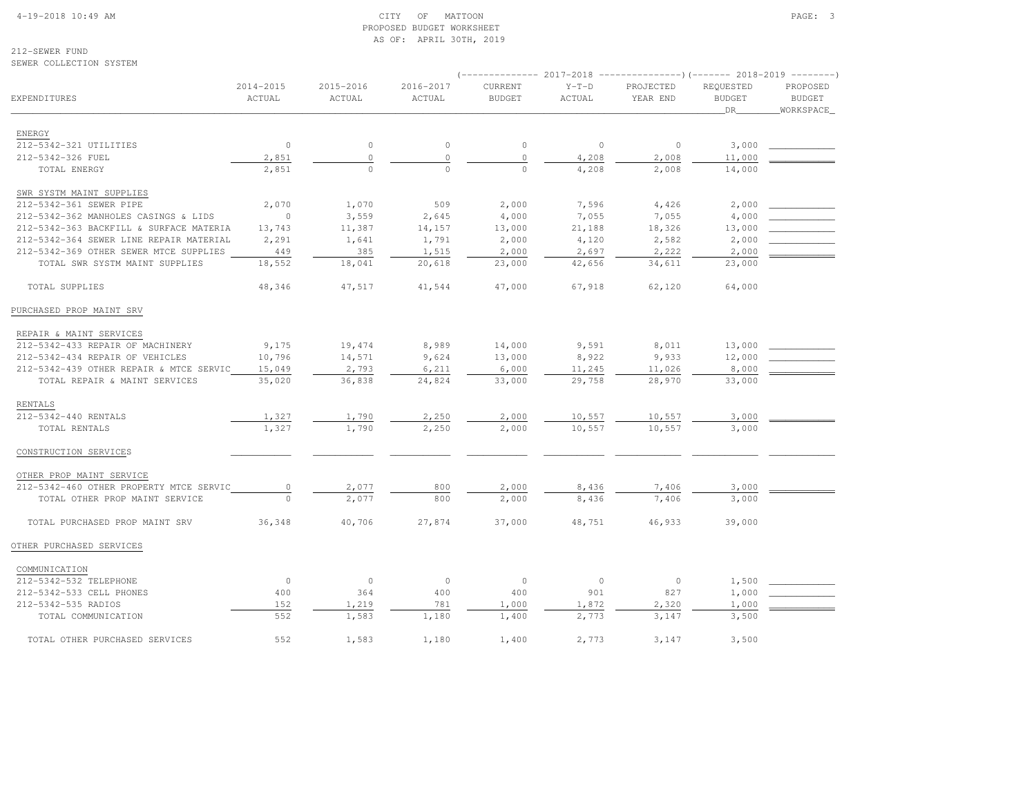CITY OF MATTOON
PROPOSED BUDGET WORKSHEET
AS OF: APRIL 30TH, 2019

212-SEWER FUND
SEWER COLLECTION SYSTEM

| EXPENDITURES | 2014-2015 ACTUAL | 2015-2016 ACTUAL | 2016-2017 ACTUAL | 2017-2018 CURRENT BUDGET | 2017-2018 Y-T-D ACTUAL | 2017-2018 PROJECTED YEAR END | 2018-2019 REQUESTED BUDGET DR | 2018-2019 PROPOSED BUDGET WORKSPACE |
|---|---|---|---|---|---|---|---|---|
| ENERGY | | | | | | | | |
| 212-5342-321 UTILITIES | 0 | 0 | 0 | 0 | 0 | 0 | 3,000 | |
| 212-5342-326 FUEL | 2,851 | 0 | 0 | 0 | 4,208 | 2,008 | 11,000 | |
| TOTAL ENERGY | 2,851 | 0 | 0 | 0 | 4,208 | 2,008 | 14,000 | |
| SWR SYSTM MAINT SUPPLIES | | | | | | | | |
| 212-5342-361 SEWER PIPE | 2,070 | 1,070 | 509 | 2,000 | 7,596 | 4,426 | 2,000 | |
| 212-5342-362 MANHOLES CASINGS & LIDS | 0 | 3,559 | 2,645 | 4,000 | 7,055 | 7,055 | 4,000 | |
| 212-5342-363 BACKFILL & SURFACE MATERIA | 13,743 | 11,387 | 14,157 | 13,000 | 21,188 | 18,326 | 13,000 | |
| 212-5342-364 SEWER LINE REPAIR MATERIAL | 2,291 | 1,641 | 1,791 | 2,000 | 4,120 | 2,582 | 2,000 | |
| 212-5342-369 OTHER SEWER MTCE SUPPLIES | 449 | 385 | 1,515 | 2,000 | 2,697 | 2,222 | 2,000 | |
| TOTAL SWR SYSTM MAINT SUPPLIES | 18,552 | 18,041 | 20,618 | 23,000 | 42,656 | 34,611 | 23,000 | |
| TOTAL SUPPLIES | 48,346 | 47,517 | 41,544 | 47,000 | 67,918 | 62,120 | 64,000 | |
| PURCHASED PROP MAINT SRV | | | | | | | | |
| REPAIR & MAINT SERVICES | | | | | | | | |
| 212-5342-433 REPAIR OF MACHINERY | 9,175 | 19,474 | 8,989 | 14,000 | 9,591 | 8,011 | 13,000 | |
| 212-5342-434 REPAIR OF VEHICLES | 10,796 | 14,571 | 9,624 | 13,000 | 8,922 | 9,933 | 12,000 | |
| 212-5342-439 OTHER REPAIR & MTCE SERVIC | 15,049 | 2,793 | 6,211 | 6,000 | 11,245 | 11,026 | 8,000 | |
| TOTAL REPAIR & MAINT SERVICES | 35,020 | 36,838 | 24,824 | 33,000 | 29,758 | 28,970 | 33,000 | |
| RENTALS | | | | | | | | |
| 212-5342-440 RENTALS | 1,327 | 1,790 | 2,250 | 2,000 | 10,557 | 10,557 | 3,000 | |
| TOTAL RENTALS | 1,327 | 1,790 | 2,250 | 2,000 | 10,557 | 10,557 | 3,000 | |
| CONSTRUCTION SERVICES | | | | | | | | |
| OTHER PROP MAINT SERVICE | | | | | | | | |
| 212-5342-460 OTHER PROPERTY MTCE SERVIC | 0 | 2,077 | 800 | 2,000 | 8,436 | 7,406 | 3,000 | |
| TOTAL OTHER PROP MAINT SERVICE | 0 | 2,077 | 800 | 2,000 | 8,436 | 7,406 | 3,000 | |
| TOTAL PURCHASED PROP MAINT SRV | 36,348 | 40,706 | 27,874 | 37,000 | 48,751 | 46,933 | 39,000 | |
| OTHER PURCHASED SERVICES | | | | | | | | |
| COMMUNICATION | | | | | | | | |
| 212-5342-532 TELEPHONE | 0 | 0 | 0 | 0 | 0 | 0 | 1,500 | |
| 212-5342-533 CELL PHONES | 400 | 364 | 400 | 400 | 901 | 827 | 1,000 | |
| 212-5342-535 RADIOS | 152 | 1,219 | 781 | 1,000 | 1,872 | 2,320 | 1,000 | |
| TOTAL COMMUNICATION | 552 | 1,583 | 1,180 | 1,400 | 2,773 | 3,147 | 3,500 | |
| TOTAL OTHER PURCHASED SERVICES | 552 | 1,583 | 1,180 | 1,400 | 2,773 | 3,147 | 3,500 | |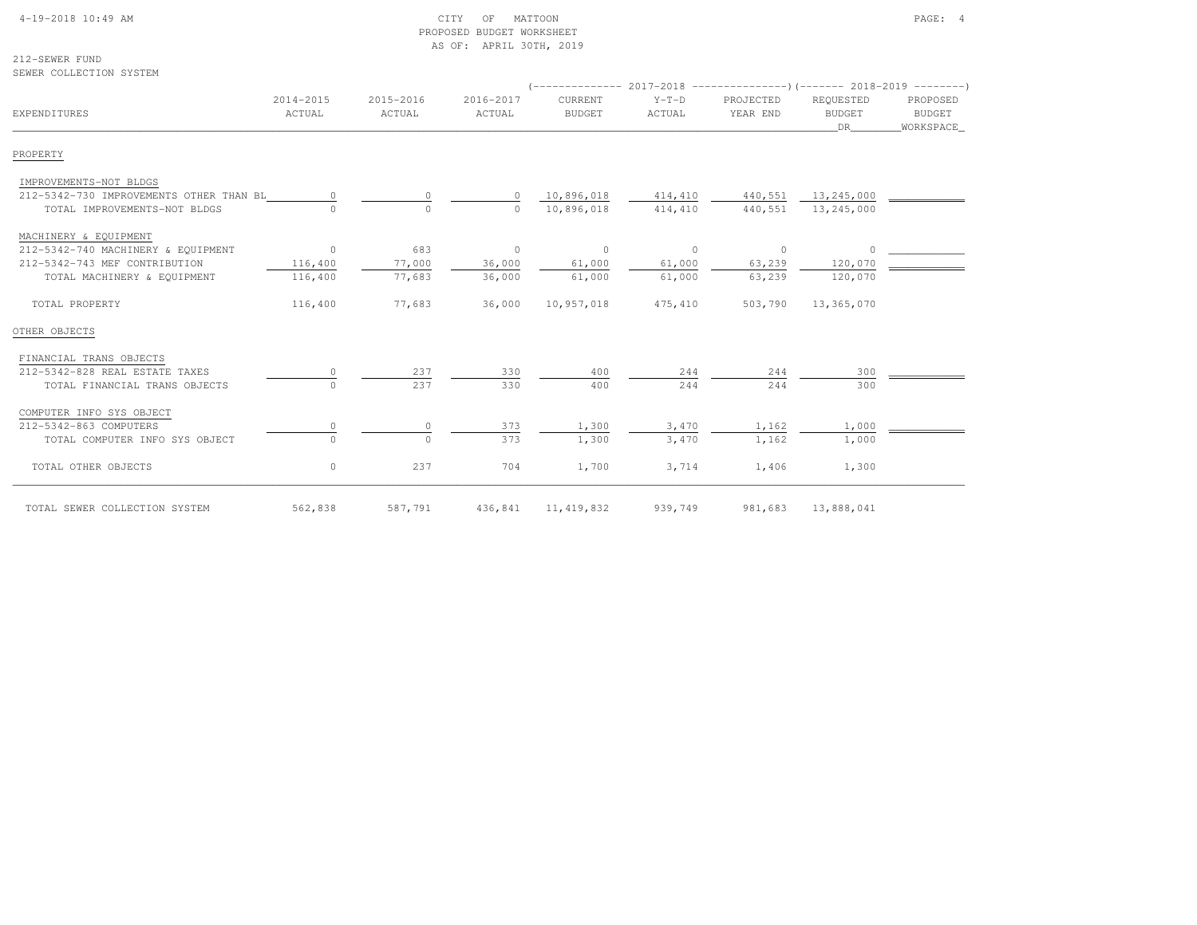CITY OF MATTOON
PROPOSED BUDGET WORKSHEET
AS OF: APRIL 30TH, 2019

212-SEWER FUND
SEWER COLLECTION SYSTEM

| EXPENDITURES | 2014-2015 ACTUAL | 2015-2016 ACTUAL | 2016-2017 ACTUAL | 2017-2018 CURRENT BUDGET | 2017-2018 Y-T-D ACTUAL | 2017-2018 PROJECTED YEAR END | 2018-2019 REQUESTED BUDGET DR | 2018-2019 PROPOSED BUDGET WORKSPACE |
|---|---|---|---|---|---|---|---|---|
| PROPERTY | | | | | | | | |
| IMPROVEMENTS-NOT BLDGS | | | | | | | | |
| 212-5342-730 IMPROVEMENTS OTHER THAN BL | 0 | 0 | 0 | 10,896,018 | 414,410 | 440,551 | 13,245,000 | |
| TOTAL IMPROVEMENTS-NOT BLDGS | 0 | 0 | 0 | 10,896,018 | 414,410 | 440,551 | 13,245,000 | |
| MACHINERY & EQUIPMENT | | | | | | | | |
| 212-5342-740 MACHINERY & EQUIPMENT | 0 | 683 | 0 | 0 | 0 | 0 | 0 | |
| 212-5342-743 MEF CONTRIBUTION | 116,400 | 77,000 | 36,000 | 61,000 | 61,000 | 63,239 | 120,070 | |
| TOTAL MACHINERY & EQUIPMENT | 116,400 | 77,683 | 36,000 | 61,000 | 61,000 | 63,239 | 120,070 | |
| TOTAL PROPERTY | 116,400 | 77,683 | 36,000 | 10,957,018 | 475,410 | 503,790 | 13,365,070 | |
| OTHER OBJECTS | | | | | | | | |
| FINANCIAL TRANS OBJECTS | | | | | | | | |
| 212-5342-828 REAL ESTATE TAXES | 0 | 237 | 330 | 400 | 244 | 244 | 300 | |
| TOTAL FINANCIAL TRANS OBJECTS | 0 | 237 | 330 | 400 | 244 | 244 | 300 | |
| COMPUTER INFO SYS OBJECT | | | | | | | | |
| 212-5342-863 COMPUTERS | 0 | 0 | 373 | 1,300 | 3,470 | 1,162 | 1,000 | |
| TOTAL COMPUTER INFO SYS OBJECT | 0 | 0 | 373 | 1,300 | 3,470 | 1,162 | 1,000 | |
| TOTAL OTHER OBJECTS | 0 | 237 | 704 | 1,700 | 3,714 | 1,406 | 1,300 | |
| TOTAL SEWER COLLECTION SYSTEM | 562,838 | 587,791 | 436,841 | 11,419,832 | 939,749 | 981,683 | 13,888,041 | |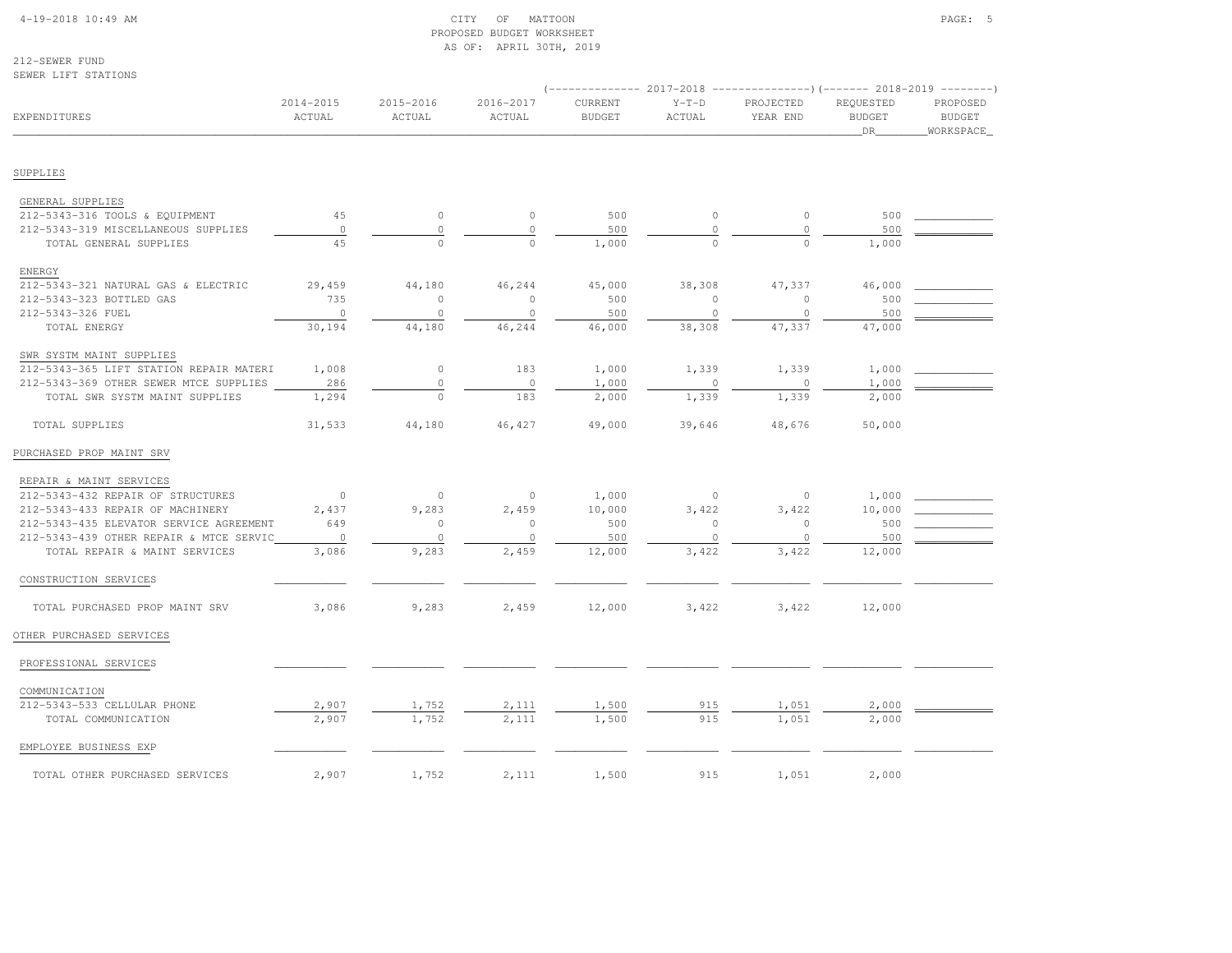CITY OF MATTOON
PROPOSED BUDGET WORKSHEET
AS OF: APRIL 30TH, 2019

212-SEWER FUND
SEWER LIFT STATIONS

| EXPENDITURES | 2014-2015 ACTUAL | 2015-2016 ACTUAL | 2016-2017 ACTUAL | 2017-2018 CURRENT BUDGET | 2017-2018 Y-T-D ACTUAL | 2017-2018 PROJECTED YEAR END | 2018-2019 REQUESTED BUDGET DR | 2018-2019 PROPOSED BUDGET WORKSPACE |
|---|---|---|---|---|---|---|---|---|
| **SUPPLIES** | | | | | | | | |
| GENERAL SUPPLIES | | | | | | | | |
| 212-5343-316 TOOLS & EQUIPMENT | 45 | 0 | 0 | 500 | 0 | 0 | 500 | |
| 212-5343-319 MISCELLANEOUS SUPPLIES | 0 | 0 | 0 | 500 | 0 | 0 | 500 | |
| TOTAL GENERAL SUPPLIES | 45 | 0 | 0 | 1,000 | 0 | 0 | 1,000 | |
| ENERGY | | | | | | | | |
| 212-5343-321 NATURAL GAS & ELECTRIC | 29,459 | 44,180 | 46,244 | 45,000 | 38,308 | 47,337 | 46,000 | |
| 212-5343-323 BOTTLED GAS | 735 | 0 | 0 | 500 | 0 | 0 | 500 | |
| 212-5343-326 FUEL | 0 | 0 | 0 | 500 | 0 | 0 | 500 | |
| TOTAL ENERGY | 30,194 | 44,180 | 46,244 | 46,000 | 38,308 | 47,337 | 47,000 | |
| SWR SYSTM MAINT SUPPLIES | | | | | | | | |
| 212-5343-365 LIFT STATION REPAIR MATERI | 1,008 | 0 | 183 | 1,000 | 1,339 | 1,339 | 1,000 | |
| 212-5343-369 OTHER SEWER MTCE SUPPLIES | 286 | 0 | 0 | 1,000 | 0 | 0 | 1,000 | |
| TOTAL SWR SYSTM MAINT SUPPLIES | 1,294 | 0 | 183 | 2,000 | 1,339 | 1,339 | 2,000 | |
| TOTAL SUPPLIES | 31,533 | 44,180 | 46,427 | 49,000 | 39,646 | 48,676 | 50,000 | |
| **PURCHASED PROP MAINT SRV** | | | | | | | | |
| REPAIR & MAINT SERVICES | | | | | | | | |
| 212-5343-432 REPAIR OF STRUCTURES | 0 | 0 | 0 | 1,000 | 0 | 0 | 1,000 | |
| 212-5343-433 REPAIR OF MACHINERY | 2,437 | 9,283 | 2,459 | 10,000 | 3,422 | 3,422 | 10,000 | |
| 212-5343-435 ELEVATOR SERVICE AGREEMENT | 649 | 0 | 0 | 500 | 0 | 0 | 500 | |
| 212-5343-439 OTHER REPAIR & MTCE SERVIC | 0 | 0 | 0 | 500 | 0 | 0 | 500 | |
| TOTAL REPAIR & MAINT SERVICES | 3,086 | 9,283 | 2,459 | 12,000 | 3,422 | 3,422 | 12,000 | |
| CONSTRUCTION SERVICES | | | | | | | | |
| TOTAL PURCHASED PROP MAINT SRV | 3,086 | 9,283 | 2,459 | 12,000 | 3,422 | 3,422 | 12,000 | |
| **OTHER PURCHASED SERVICES** | | | | | | | | |
| PROFESSIONAL SERVICES | | | | | | | | |
| COMMUNICATION | | | | | | | | |
| 212-5343-533 CELLULAR PHONE | 2,907 | 1,752 | 2,111 | 1,500 | 915 | 1,051 | 2,000 | |
| TOTAL COMMUNICATION | 2,907 | 1,752 | 2,111 | 1,500 | 915 | 1,051 | 2,000 | |
| EMPLOYEE BUSINESS EXP | | | | | | | | |
| TOTAL OTHER PURCHASED SERVICES | 2,907 | 1,752 | 2,111 | 1,500 | 915 | 1,051 | 2,000 | |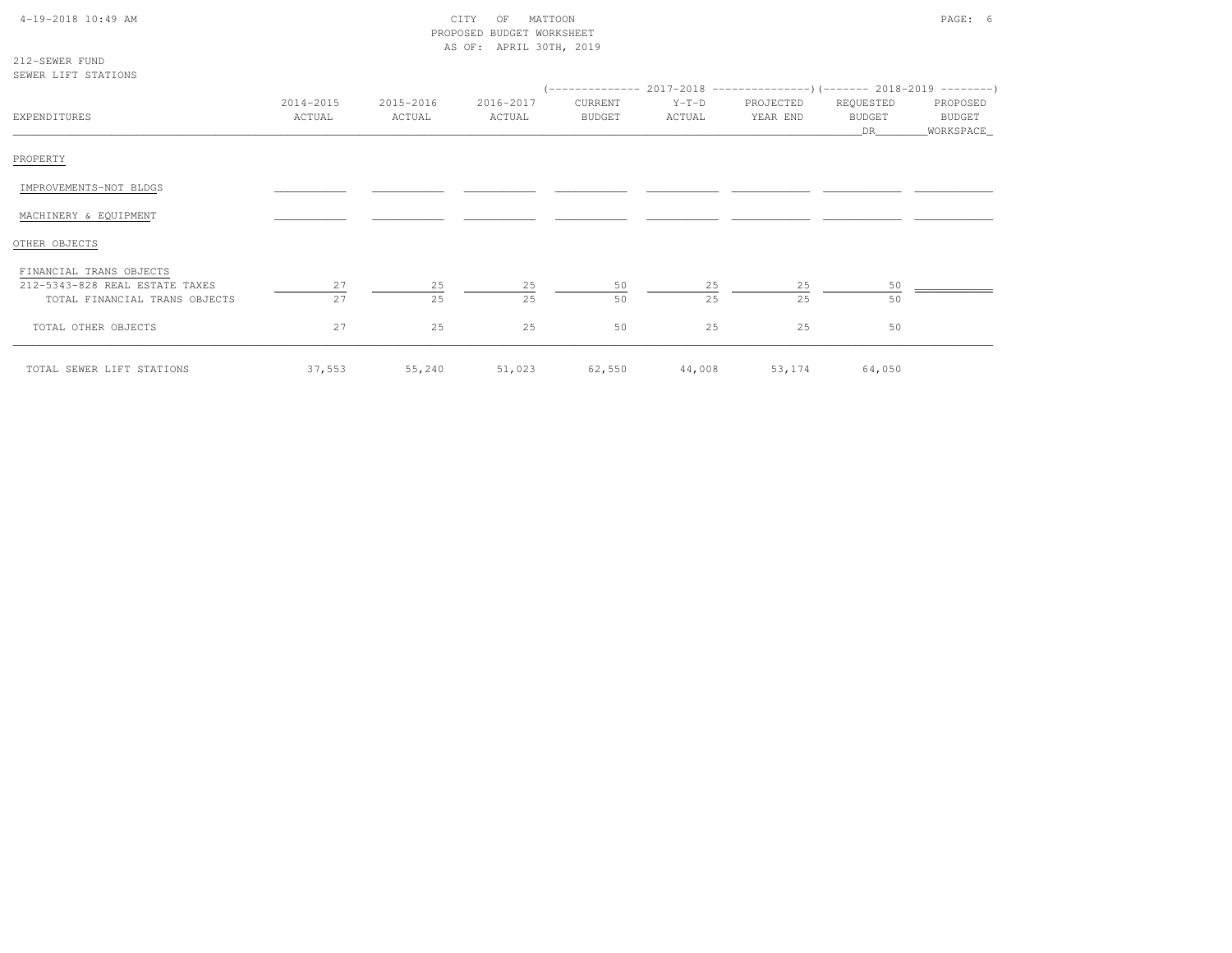CITY OF MATTOON
PROPOSED BUDGET WORKSHEET
AS OF: APRIL 30TH, 2019

212-SEWER FUND
SEWER LIFT STATIONS

| EXPENDITURES | 2014-2015 ACTUAL | 2015-2016 ACTUAL | 2016-2017 ACTUAL | 2017-2018 CURRENT BUDGET | 2017-2018 Y-T-D ACTUAL | 2017-2018 PROJECTED YEAR END | 2018-2019 REQUESTED BUDGET DR | 2018-2019 PROPOSED BUDGET WORKSPACE |
|---|---|---|---|---|---|---|---|---|
| PROPERTY | | | | | | | | |
| IMPROVEMENTS-NOT BLDGS | | | | | | | | |
| MACHINERY & EQUIPMENT | | | | | | | | |
| OTHER OBJECTS | | | | | | | | |
| FINANCIAL TRANS OBJECTS | | | | | | | | |
| 212-5343-828 REAL ESTATE TAXES | 27 | 25 | 25 | 50 | 25 | 25 | 50 | |
| TOTAL FINANCIAL TRANS OBJECTS | 27 | 25 | 25 | 50 | 25 | 25 | 50 | |
| TOTAL OTHER OBJECTS | 27 | 25 | 25 | 50 | 25 | 25 | 50 | |
| TOTAL SEWER LIFT STATIONS | 37,553 | 55,240 | 51,023 | 62,550 | 44,008 | 53,174 | 64,050 | |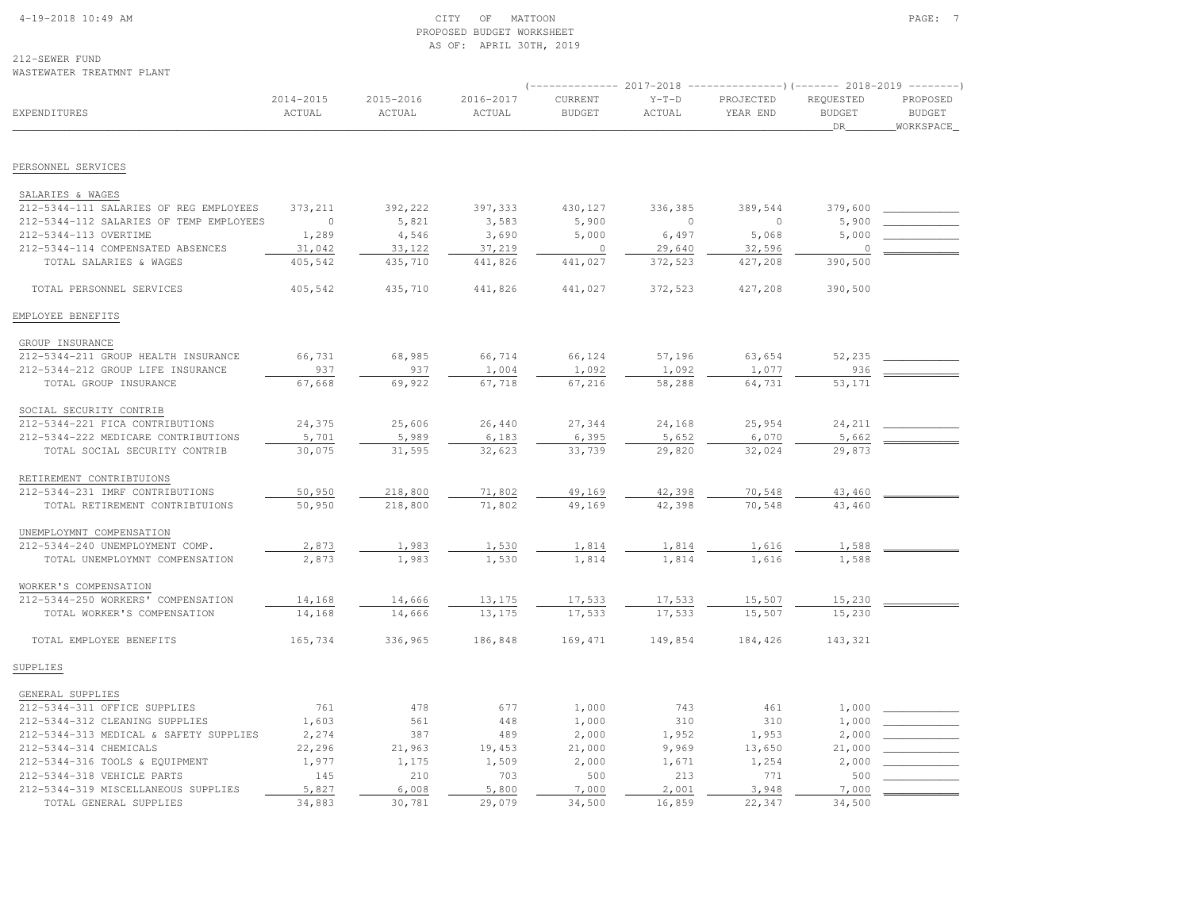CITY OF MATTOON
PROPOSED BUDGET WORKSHEET
AS OF: APRIL 30TH, 2019

212-SEWER FUND
WASTEWATER TREATMNT PLANT

| EXPENDITURES | 2014-2015 ACTUAL | 2015-2016 ACTUAL | 2016-2017 ACTUAL | 2017-2018 CURRENT BUDGET | 2017-2018 Y-T-D ACTUAL | 2017-2018 PROJECTED YEAR END | 2018-2019 REQUESTED BUDGET DR | 2018-2019 PROPOSED BUDGET WORKSPACE |
|---|---|---|---|---|---|---|---|---|
| **PERSONNEL SERVICES** | | | | | | | | |
| SALARIES & WAGES | | | | | | | | |
| 212-5344-111 SALARIES OF REG EMPLOYEES | 373,211 | 392,222 | 397,333 | 430,127 | 336,385 | 389,544 | 379,600 | |
| 212-5344-112 SALARIES OF TEMP EMPLOYEES | 0 | 5,821 | 3,583 | 5,900 | 0 | 0 | 5,900 | |
| 212-5344-113 OVERTIME | 1,289 | 4,546 | 3,690 | 5,000 | 6,497 | 5,068 | 5,000 | |
| 212-5344-114 COMPENSATED ABSENCES | 31,042 | 33,122 | 37,219 | 0 | 29,640 | 32,596 | 0 | |
| TOTAL SALARIES & WAGES | 405,542 | 435,710 | 441,826 | 441,027 | 372,523 | 427,208 | 390,500 | |
| TOTAL PERSONNEL SERVICES | 405,542 | 435,710 | 441,826 | 441,027 | 372,523 | 427,208 | 390,500 | |
| **EMPLOYEE BENEFITS** | | | | | | | | |
| GROUP INSURANCE | | | | | | | | |
| 212-5344-211 GROUP HEALTH INSURANCE | 66,731 | 68,985 | 66,714 | 66,124 | 57,196 | 63,654 | 52,235 | |
| 212-5344-212 GROUP LIFE INSURANCE | 937 | 937 | 1,004 | 1,092 | 1,092 | 1,077 | 936 | |
| TOTAL GROUP INSURANCE | 67,668 | 69,922 | 67,718 | 67,216 | 58,288 | 64,731 | 53,171 | |
| SOCIAL SECURITY CONTRIB | | | | | | | | |
| 212-5344-221 FICA CONTRIBUTIONS | 24,375 | 25,606 | 26,440 | 27,344 | 24,168 | 25,954 | 24,211 | |
| 212-5344-222 MEDICARE CONTRIBUTIONS | 5,701 | 5,989 | 6,183 | 6,395 | 5,652 | 6,070 | 5,662 | |
| TOTAL SOCIAL SECURITY CONTRIB | 30,075 | 31,595 | 32,623 | 33,739 | 29,820 | 32,024 | 29,873 | |
| RETIREMENT CONTRIBTUIONS | | | | | | | | |
| 212-5344-231 IMRF CONTRIBUTIONS | 50,950 | 218,800 | 71,802 | 49,169 | 42,398 | 70,548 | 43,460 | |
| TOTAL RETIREMENT CONTRIBTUIONS | 50,950 | 218,800 | 71,802 | 49,169 | 42,398 | 70,548 | 43,460 | |
| UNEMPLOYMNT COMPENSATION | | | | | | | | |
| 212-5344-240 UNEMPLOYMENT COMP. | 2,873 | 1,983 | 1,530 | 1,814 | 1,814 | 1,616 | 1,588 | |
| TOTAL UNEMPLOYMNT COMPENSATION | 2,873 | 1,983 | 1,530 | 1,814 | 1,814 | 1,616 | 1,588 | |
| WORKER'S COMPENSATION | | | | | | | | |
| 212-5344-250 WORKERS' COMPENSATION | 14,168 | 14,666 | 13,175 | 17,533 | 17,533 | 15,507 | 15,230 | |
| TOTAL WORKER'S COMPENSATION | 14,168 | 14,666 | 13,175 | 17,533 | 17,533 | 15,507 | 15,230 | |
| TOTAL EMPLOYEE BENEFITS | 165,734 | 336,965 | 186,848 | 169,471 | 149,854 | 184,426 | 143,321 | |
| **SUPPLIES** | | | | | | | | |
| GENERAL SUPPLIES | | | | | | | | |
| 212-5344-311 OFFICE SUPPLIES | 761 | 478 | 677 | 1,000 | 743 | 461 | 1,000 | |
| 212-5344-312 CLEANING SUPPLIES | 1,603 | 561 | 448 | 1,000 | 310 | 310 | 1,000 | |
| 212-5344-313 MEDICAL & SAFETY SUPPLIES | 2,274 | 387 | 489 | 2,000 | 1,952 | 1,953 | 2,000 | |
| 212-5344-314 CHEMICALS | 22,296 | 21,963 | 19,453 | 21,000 | 9,969 | 13,650 | 21,000 | |
| 212-5344-316 TOOLS & EQUIPMENT | 1,977 | 1,175 | 1,509 | 2,000 | 1,671 | 1,254 | 2,000 | |
| 212-5344-318 VEHICLE PARTS | 145 | 210 | 703 | 500 | 213 | 771 | 500 | |
| 212-5344-319 MISCELLANEOUS SUPPLIES | 5,827 | 6,008 | 5,800 | 7,000 | 2,001 | 3,948 | 7,000 | |
| TOTAL GENERAL SUPPLIES | 34,883 | 30,781 | 29,079 | 34,500 | 16,859 | 22,347 | 34,500 | |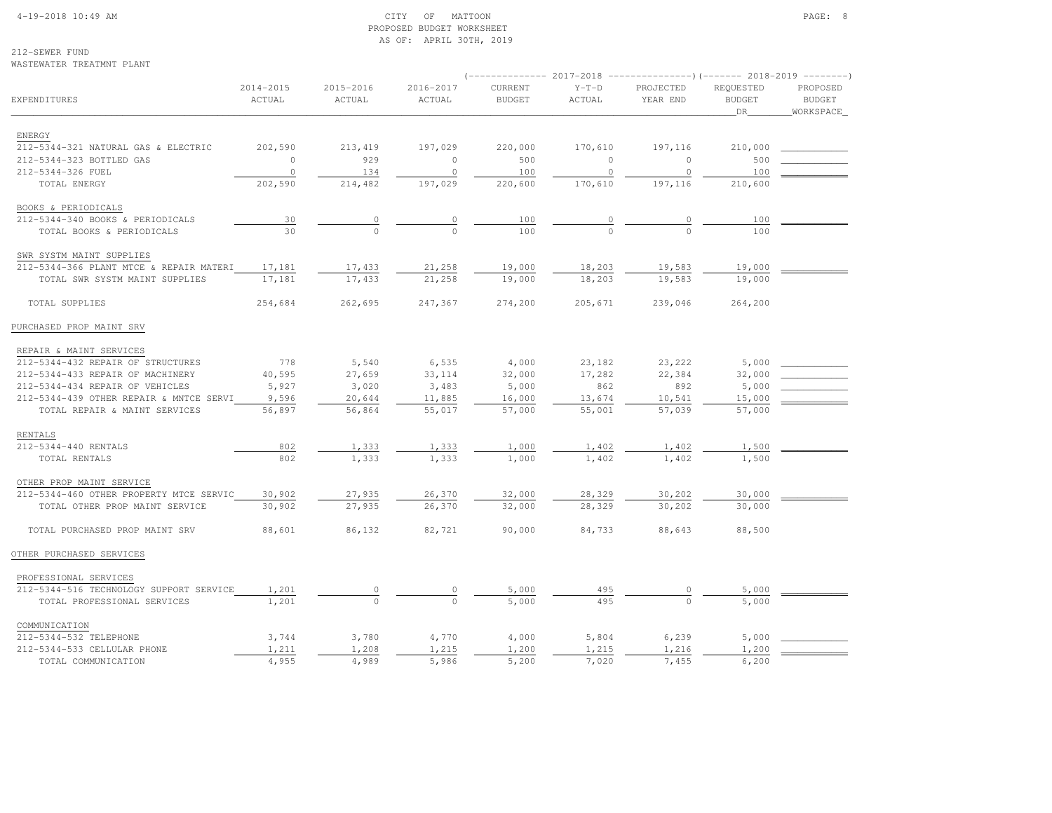CITY OF MATTOON
PROPOSED BUDGET WORKSHEET
AS OF: APRIL 30TH, 2019

212-SEWER FUND
WASTEWATER TREATMNT PLANT

| EXPENDITURES | 2014-2015 ACTUAL | 2015-2016 ACTUAL | 2016-2017 ACTUAL | 2017-2018 CURRENT BUDGET | 2017-2018 Y-T-D ACTUAL | 2017-2018 PROJECTED YEAR END | 2018-2019 REQUESTED BUDGET DR | 2018-2019 PROPOSED BUDGET WORKSPACE |
|---|---|---|---|---|---|---|---|---|
| ENERGY | | | | | | | | |
| 212-5344-321 NATURAL GAS & ELECTRIC | 202,590 | 213,419 | 197,029 | 220,000 | 170,610 | 197,116 | 210,000 | |
| 212-5344-323 BOTTLED GAS | 0 | 929 | 0 | 500 | 0 | 0 | 500 | |
| 212-5344-326 FUEL | 0 | 134 | 0 | 100 | 0 | 0 | 100 | |
| TOTAL ENERGY | 202,590 | 214,482 | 197,029 | 220,600 | 170,610 | 197,116 | 210,600 | |
| BOOKS & PERIODICALS | | | | | | | | |
| 212-5344-340 BOOKS & PERIODICALS | 30 | 0 | 0 | 100 | 0 | 0 | 100 | |
| TOTAL BOOKS & PERIODICALS | 30 | 0 | 0 | 100 | 0 | 0 | 100 | |
| SWR SYSTM MAINT SUPPLIES | | | | | | | | |
| 212-5344-366 PLANT MTCE & REPAIR MATERI | 17,181 | 17,433 | 21,258 | 19,000 | 18,203 | 19,583 | 19,000 | |
| TOTAL SWR SYSTM MAINT SUPPLIES | 17,181 | 17,433 | 21,258 | 19,000 | 18,203 | 19,583 | 19,000 | |
| TOTAL SUPPLIES | 254,684 | 262,695 | 247,367 | 274,200 | 205,671 | 239,046 | 264,200 | |
| PURCHASED PROP MAINT SRV | | | | | | | | |
| REPAIR & MAINT SERVICES | | | | | | | | |
| 212-5344-432 REPAIR OF STRUCTURES | 778 | 5,540 | 6,535 | 4,000 | 23,182 | 23,222 | 5,000 | |
| 212-5344-433 REPAIR OF MACHINERY | 40,595 | 27,659 | 33,114 | 32,000 | 17,282 | 22,384 | 32,000 | |
| 212-5344-434 REPAIR OF VEHICLES | 5,927 | 3,020 | 3,483 | 5,000 | 862 | 892 | 5,000 | |
| 212-5344-439 OTHER REPAIR & MNTCE SERVI | 9,596 | 20,644 | 11,885 | 16,000 | 13,674 | 10,541 | 15,000 | |
| TOTAL REPAIR & MAINT SERVICES | 56,897 | 56,864 | 55,017 | 57,000 | 55,001 | 57,039 | 57,000 | |
| RENTALS | | | | | | | | |
| 212-5344-440 RENTALS | 802 | 1,333 | 1,333 | 1,000 | 1,402 | 1,402 | 1,500 | |
| TOTAL RENTALS | 802 | 1,333 | 1,333 | 1,000 | 1,402 | 1,402 | 1,500 | |
| OTHER PROP MAINT SERVICE | | | | | | | | |
| 212-5344-460 OTHER PROPERTY MTCE SERVIC | 30,902 | 27,935 | 26,370 | 32,000 | 28,329 | 30,202 | 30,000 | |
| TOTAL OTHER PROP MAINT SERVICE | 30,902 | 27,935 | 26,370 | 32,000 | 28,329 | 30,202 | 30,000 | |
| TOTAL PURCHASED PROP MAINT SRV | 88,601 | 86,132 | 82,721 | 90,000 | 84,733 | 88,643 | 88,500 | |
| OTHER PURCHASED SERVICES | | | | | | | | |
| PROFESSIONAL SERVICES | | | | | | | | |
| 212-5344-516 TECHNOLOGY SUPPORT SERVICE | 1,201 | 0 | 0 | 5,000 | 495 | 0 | 5,000 | |
| TOTAL PROFESSIONAL SERVICES | 1,201 | 0 | 0 | 5,000 | 495 | 0 | 5,000 | |
| COMMUNICATION | | | | | | | | |
| 212-5344-532 TELEPHONE | 3,744 | 3,780 | 4,770 | 4,000 | 5,804 | 6,239 | 5,000 | |
| 212-5344-533 CELLULAR PHONE | 1,211 | 1,208 | 1,215 | 1,200 | 1,215 | 1,216 | 1,200 | |
| TOTAL COMMUNICATION | 4,955 | 4,989 | 5,986 | 5,200 | 7,020 | 7,455 | 6,200 | |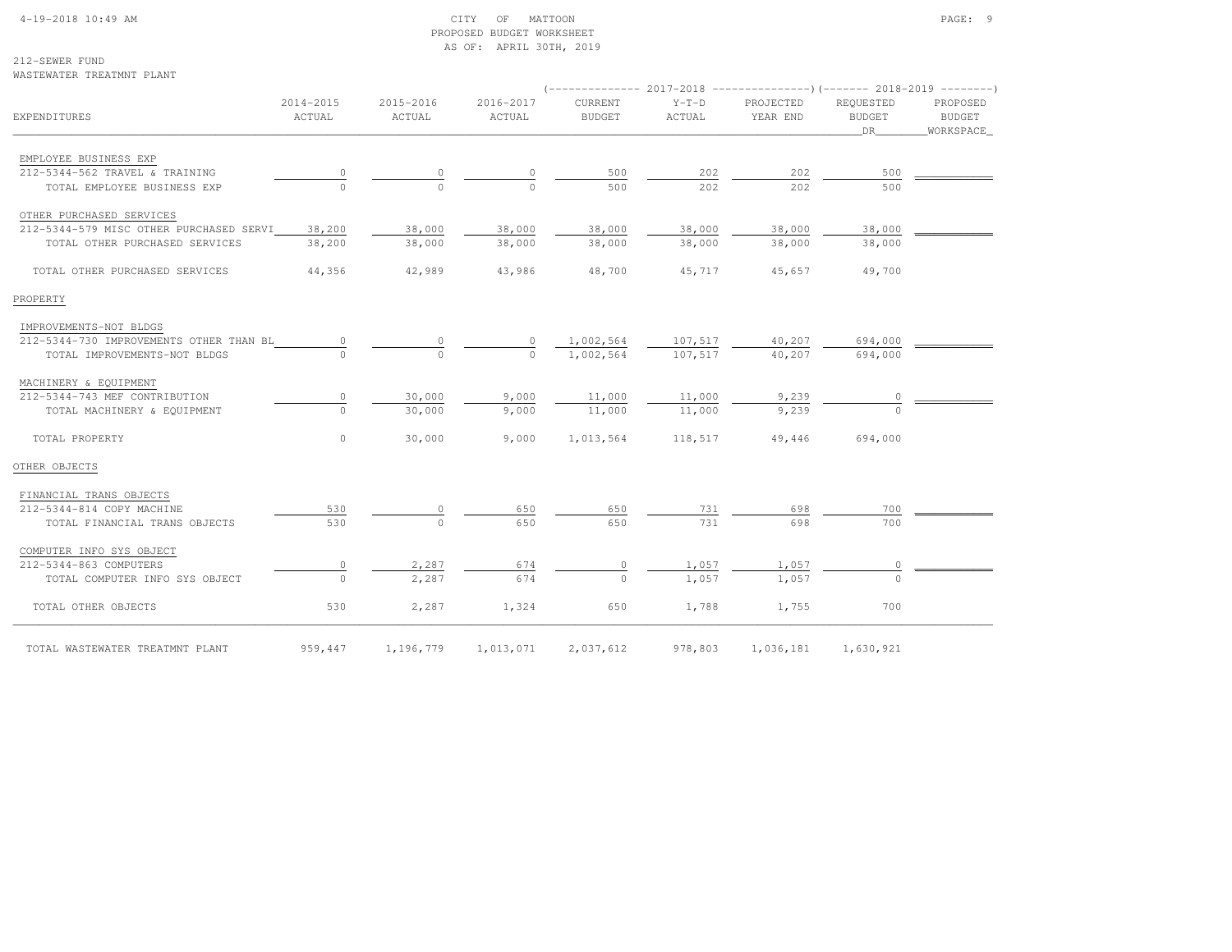CITY OF MATTOON
PROPOSED BUDGET WORKSHEET
AS OF: APRIL 30TH, 2019

212-SEWER FUND
WASTEWATER TREATMNT PLANT

| EXPENDITURES | 2014-2015 ACTUAL | 2015-2016 ACTUAL | 2016-2017 ACTUAL | 2017-2018 CURRENT BUDGET | 2017-2018 Y-T-D ACTUAL | 2017-2018 PROJECTED YEAR END | 2018-2019 REQUESTED BUDGET DR | 2018-2019 PROPOSED BUDGET WORKSPACE |
|---|---|---|---|---|---|---|---|---|
| EMPLOYEE BUSINESS EXP | | | | | | | | |
| 212-5344-562 TRAVEL & TRAINING | 0 | 0 | 0 | 500 | 202 | 202 | 500 | |
| TOTAL EMPLOYEE BUSINESS EXP | 0 | 0 | 0 | 500 | 202 | 202 | 500 | |
| OTHER PURCHASED SERVICES | | | | | | | | |
| 212-5344-579 MISC OTHER PURCHASED SERVI | 38,200 | 38,000 | 38,000 | 38,000 | 38,000 | 38,000 | 38,000 | |
| TOTAL OTHER PURCHASED SERVICES | 38,200 | 38,000 | 38,000 | 38,000 | 38,000 | 38,000 | 38,000 | |
| TOTAL OTHER PURCHASED SERVICES | 44,356 | 42,989 | 43,986 | 48,700 | 45,717 | 45,657 | 49,700 | |
| PROPERTY | | | | | | | | |
| IMPROVEMENTS-NOT BLDGS | | | | | | | | |
| 212-5344-730 IMPROVEMENTS OTHER THAN BL | 0 | 0 | 0 | 1,002,564 | 107,517 | 40,207 | 694,000 | |
| TOTAL IMPROVEMENTS-NOT BLDGS | 0 | 0 | 0 | 1,002,564 | 107,517 | 40,207 | 694,000 | |
| MACHINERY & EQUIPMENT | | | | | | | | |
| 212-5344-743 MEF CONTRIBUTION | 0 | 30,000 | 9,000 | 11,000 | 11,000 | 9,239 | 0 | |
| TOTAL MACHINERY & EQUIPMENT | 0 | 30,000 | 9,000 | 11,000 | 11,000 | 9,239 | 0 | |
| TOTAL PROPERTY | 0 | 30,000 | 9,000 | 1,013,564 | 118,517 | 49,446 | 694,000 | |
| OTHER OBJECTS | | | | | | | | |
| FINANCIAL TRANS OBJECTS | | | | | | | | |
| 212-5344-814 COPY MACHINE | 530 | 0 | 650 | 650 | 731 | 698 | 700 | |
| TOTAL FINANCIAL TRANS OBJECTS | 530 | 0 | 650 | 650 | 731 | 698 | 700 | |
| COMPUTER INFO SYS OBJECT | | | | | | | | |
| 212-5344-863 COMPUTERS | 0 | 2,287 | 674 | 0 | 1,057 | 1,057 | 0 | |
| TOTAL COMPUTER INFO SYS OBJECT | 0 | 2,287 | 674 | 0 | 1,057 | 1,057 | 0 | |
| TOTAL OTHER OBJECTS | 530 | 2,287 | 1,324 | 650 | 1,788 | 1,755 | 700 | |
| TOTAL WASTEWATER TREATMNT PLANT | 959,447 | 1,196,779 | 1,013,071 | 2,037,612 | 978,803 | 1,036,181 | 1,630,921 | |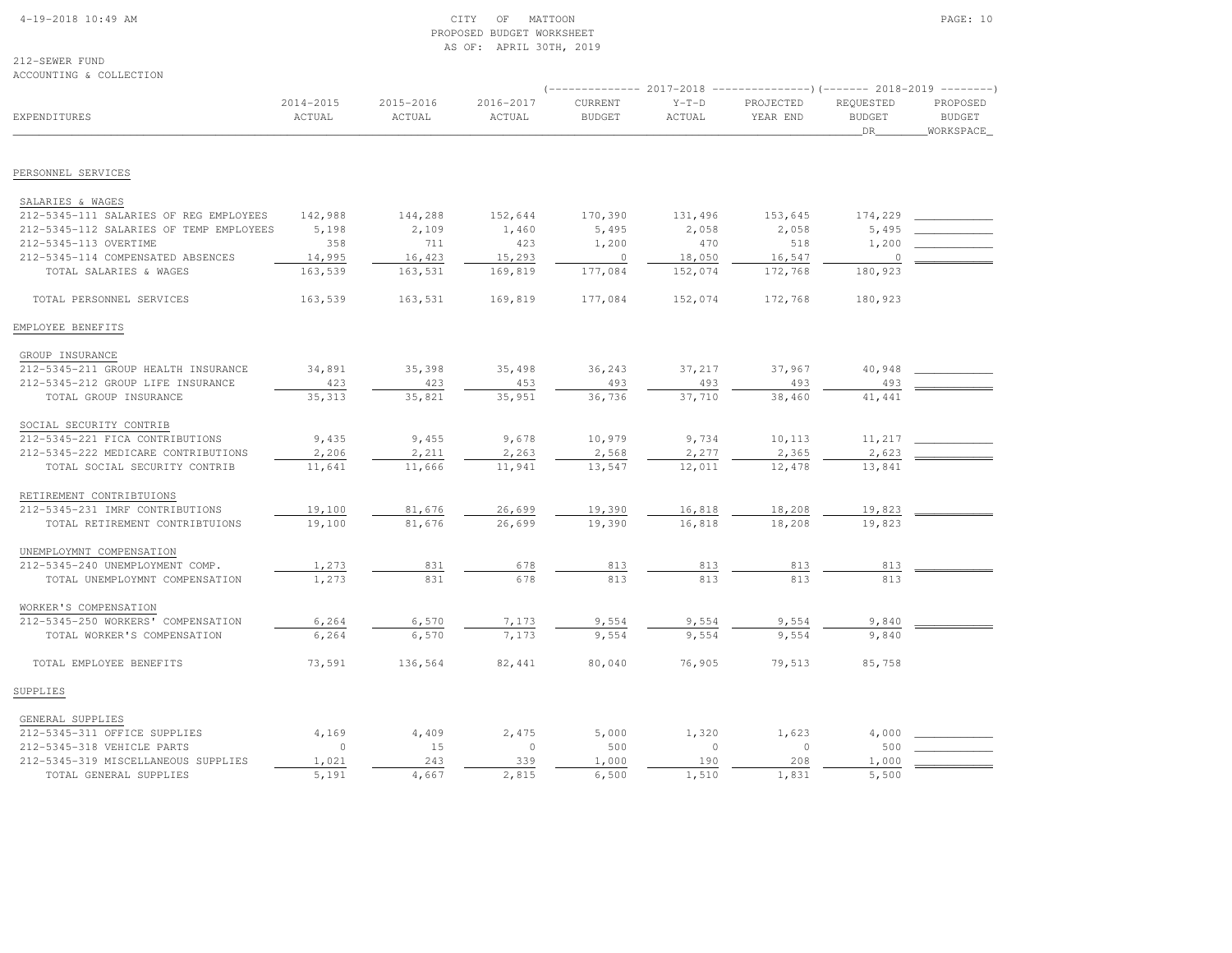CITY OF MATTOON
PROPOSED BUDGET WORKSHEET
AS OF: APRIL 30TH, 2019

212-SEWER FUND
ACCOUNTING & COLLECTION

| EXPENDITURES | 2014-2015 ACTUAL | 2015-2016 ACTUAL | 2016-2017 ACTUAL | 2017-2018 CURRENT BUDGET | 2017-2018 Y-T-D ACTUAL | 2017-2018 PROJECTED YEAR END | 2018-2019 REQUESTED BUDGET DR | 2018-2019 PROPOSED BUDGET WORKSPACE |
|---|---|---|---|---|---|---|---|---|
| **PERSONNEL SERVICES** | | | | | | | | |
| SALARIES & WAGES | | | | | | | | |
| 212-5345-111 SALARIES OF REG EMPLOYEES | 142,988 | 144,288 | 152,644 | 170,390 | 131,496 | 153,645 | 174,229 | |
| 212-5345-112 SALARIES OF TEMP EMPLOYEES | 5,198 | 2,109 | 1,460 | 5,495 | 2,058 | 2,058 | 5,495 | |
| 212-5345-113 OVERTIME | 358 | 711 | 423 | 1,200 | 470 | 518 | 1,200 | |
| 212-5345-114 COMPENSATED ABSENCES | 14,995 | 16,423 | 15,293 | 0 | 18,050 | 16,547 | 0 | |
| TOTAL SALARIES & WAGES | 163,539 | 163,531 | 169,819 | 177,084 | 152,074 | 172,768 | 180,923 | |
| TOTAL PERSONNEL SERVICES | 163,539 | 163,531 | 169,819 | 177,084 | 152,074 | 172,768 | 180,923 | |
| **EMPLOYEE BENEFITS** | | | | | | | | |
| GROUP INSURANCE | | | | | | | | |
| 212-5345-211 GROUP HEALTH INSURANCE | 34,891 | 35,398 | 35,498 | 36,243 | 37,217 | 37,967 | 40,948 | |
| 212-5345-212 GROUP LIFE INSURANCE | 423 | 423 | 453 | 493 | 493 | 493 | 493 | |
| TOTAL GROUP INSURANCE | 35,313 | 35,821 | 35,951 | 36,736 | 37,710 | 38,460 | 41,441 | |
| SOCIAL SECURITY CONTRIB | | | | | | | | |
| 212-5345-221 FICA CONTRIBUTIONS | 9,435 | 9,455 | 9,678 | 10,979 | 9,734 | 10,113 | 11,217 | |
| 212-5345-222 MEDICARE CONTRIBUTIONS | 2,206 | 2,211 | 2,263 | 2,568 | 2,277 | 2,365 | 2,623 | |
| TOTAL SOCIAL SECURITY CONTRIB | 11,641 | 11,666 | 11,941 | 13,547 | 12,011 | 12,478 | 13,841 | |
| RETIREMENT CONTRIBTUIONS | | | | | | | | |
| 212-5345-231 IMRF CONTRIBUTIONS | 19,100 | 81,676 | 26,699 | 19,390 | 16,818 | 18,208 | 19,823 | |
| TOTAL RETIREMENT CONTRIBTUIONS | 19,100 | 81,676 | 26,699 | 19,390 | 16,818 | 18,208 | 19,823 | |
| UNEMPLOYMNT COMPENSATION | | | | | | | | |
| 212-5345-240 UNEMPLOYMENT COMP. | 1,273 | 831 | 678 | 813 | 813 | 813 | 813 | |
| TOTAL UNEMPLOYMNT COMPENSATION | 1,273 | 831 | 678 | 813 | 813 | 813 | 813 | |
| WORKER'S COMPENSATION | | | | | | | | |
| 212-5345-250 WORKERS' COMPENSATION | 6,264 | 6,570 | 7,173 | 9,554 | 9,554 | 9,554 | 9,840 | |
| TOTAL WORKER'S COMPENSATION | 6,264 | 6,570 | 7,173 | 9,554 | 9,554 | 9,554 | 9,840 | |
| TOTAL EMPLOYEE BENEFITS | 73,591 | 136,564 | 82,441 | 80,040 | 76,905 | 79,513 | 85,758 | |
| **SUPPLIES** | | | | | | | | |
| GENERAL SUPPLIES | | | | | | | | |
| 212-5345-311 OFFICE SUPPLIES | 4,169 | 4,409 | 2,475 | 5,000 | 1,320 | 1,623 | 4,000 | |
| 212-5345-318 VEHICLE PARTS | 0 | 15 | 0 | 500 | 0 | 0 | 500 | |
| 212-5345-319 MISCELLANEOUS SUPPLIES | 1,021 | 243 | 339 | 1,000 | 190 | 208 | 1,000 | |
| TOTAL GENERAL SUPPLIES | 5,191 | 4,667 | 2,815 | 6,500 | 1,510 | 1,831 | 5,500 | |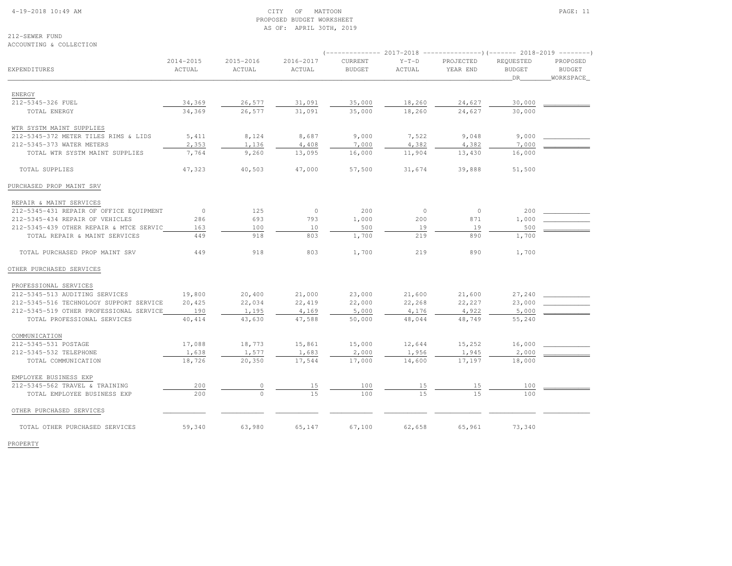CITY OF MATTOON
PROPOSED BUDGET WORKSHEET
AS OF: APRIL 30TH, 2019

212-SEWER FUND
ACCOUNTING & COLLECTION

| EXPENDITURES | 2014-2015 ACTUAL | 2015-2016 ACTUAL | 2016-2017 ACTUAL | 2017-2018 CURRENT BUDGET | 2017-2018 Y-T-D ACTUAL | 2017-2018 PROJECTED YEAR END | 2018-2019 REQUESTED BUDGET DR | 2018-2019 PROPOSED BUDGET WORKSPACE |
|---|---|---|---|---|---|---|---|---|
| ENERGY | | | | | | | | |
| 212-5345-326 FUEL | 34,369 | 26,577 | 31,091 | 35,000 | 18,260 | 24,627 | 30,000 | |
| TOTAL ENERGY | 34,369 | 26,577 | 31,091 | 35,000 | 18,260 | 24,627 | 30,000 | |
| WTR SYSTM MAINT SUPPLIES | | | | | | | | |
| 212-5345-372 METER TILES RIMS & LIDS | 5,411 | 8,124 | 8,687 | 9,000 | 7,522 | 9,048 | 9,000 | |
| 212-5345-373 WATER METERS | 2,353 | 1,136 | 4,408 | 7,000 | 4,382 | 4,382 | 7,000 | |
| TOTAL WTR SYSTM MAINT SUPPLIES | 7,764 | 9,260 | 13,095 | 16,000 | 11,904 | 13,430 | 16,000 | |
| TOTAL SUPPLIES | 47,323 | 40,503 | 47,000 | 57,500 | 31,674 | 39,888 | 51,500 | |
| PURCHASED PROP MAINT SRV | | | | | | | | |
| REPAIR & MAINT SERVICES | | | | | | | | |
| 212-5345-431 REPAIR OF OFFICE EQUIPMENT | 0 | 125 | 0 | 200 | 0 | 0 | 200 | |
| 212-5345-434 REPAIR OF VEHICLES | 286 | 693 | 793 | 1,000 | 200 | 871 | 1,000 | |
| 212-5345-439 OTHER REPAIR & MTCE SERVIC | 163 | 100 | 10 | 500 | 19 | 19 | 500 | |
| TOTAL REPAIR & MAINT SERVICES | 449 | 918 | 803 | 1,700 | 219 | 890 | 1,700 | |
| TOTAL PURCHASED PROP MAINT SRV | 449 | 918 | 803 | 1,700 | 219 | 890 | 1,700 | |
| OTHER PURCHASED SERVICES | | | | | | | | |
| PROFESSIONAL SERVICES | | | | | | | | |
| 212-5345-513 AUDITING SERVICES | 19,800 | 20,400 | 21,000 | 23,000 | 21,600 | 21,600 | 27,240 | |
| 212-5345-516 TECHNOLOGY SUPPORT SERVICE | 20,425 | 22,034 | 22,419 | 22,000 | 22,268 | 22,227 | 23,000 | |
| 212-5345-519 OTHER PROFESSIONAL SERVICE | 190 | 1,195 | 4,169 | 5,000 | 4,176 | 4,922 | 5,000 | |
| TOTAL PROFESSIONAL SERVICES | 40,414 | 43,630 | 47,588 | 50,000 | 48,044 | 48,749 | 55,240 | |
| COMMUNICATION | | | | | | | | |
| 212-5345-531 POSTAGE | 17,088 | 18,773 | 15,861 | 15,000 | 12,644 | 15,252 | 16,000 | |
| 212-5345-532 TELEPHONE | 1,638 | 1,577 | 1,683 | 2,000 | 1,956 | 1,945 | 2,000 | |
| TOTAL COMMUNICATION | 18,726 | 20,350 | 17,544 | 17,000 | 14,600 | 17,197 | 18,000 | |
| EMPLOYEE BUSINESS EXP | | | | | | | | |
| 212-5345-562 TRAVEL & TRAINING | 200 | 0 | 15 | 100 | 15 | 15 | 100 | |
| TOTAL EMPLOYEE BUSINESS EXP | 200 | 0 | 15 | 100 | 15 | 15 | 100 | |
| OTHER PURCHASED SERVICES | | | | | | | | |
| TOTAL OTHER PURCHASED SERVICES | 59,340 | 63,980 | 65,147 | 67,100 | 62,658 | 65,961 | 73,340 | |
| PROPERTY | | | | | | | | |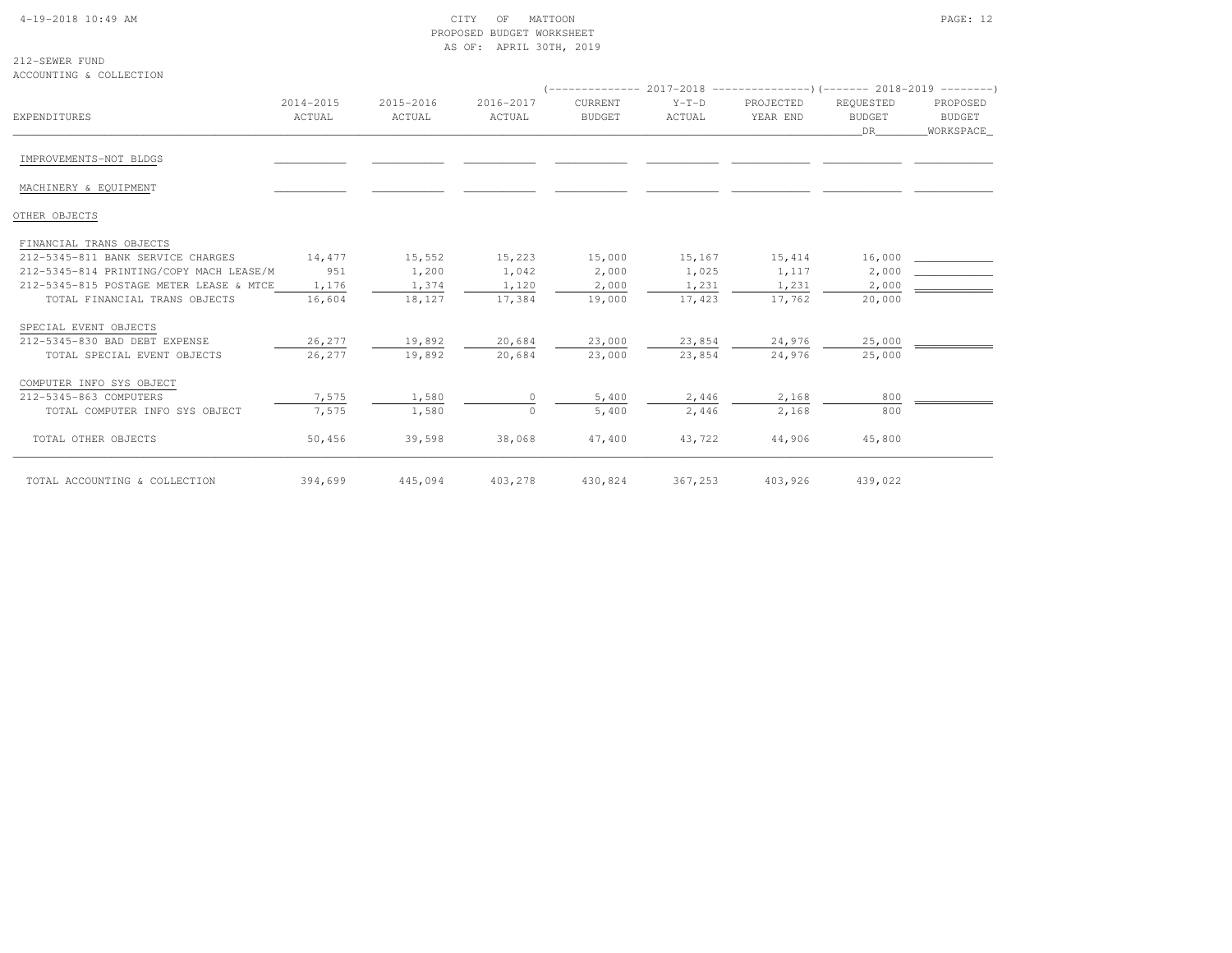CITY OF MATTOON
PROPOSED BUDGET WORKSHEET
AS OF: APRIL 30TH, 2019

212-SEWER FUND
ACCOUNTING & COLLECTION

| EXPENDITURES | 2014-2015 ACTUAL | 2015-2016 ACTUAL | 2016-2017 ACTUAL | 2017-2018 CURRENT BUDGET | 2017-2018 Y-T-D ACTUAL | 2017-2018 PROJECTED YEAR END | 2018-2019 REQUESTED BUDGET DR | 2018-2019 PROPOSED BUDGET WORKSPACE |
|---|---|---|---|---|---|---|---|---|
| IMPROVEMENTS-NOT BLDGS | | | | | | | | |
| MACHINERY & EQUIPMENT | | | | | | | | |
| OTHER OBJECTS | | | | | | | | |
| FINANCIAL TRANS OBJECTS | | | | | | | | |
| 212-5345-811 BANK SERVICE CHARGES | 14,477 | 15,552 | 15,223 | 15,000 | 15,167 | 15,414 | 16,000 | |
| 212-5345-814 PRINTING/COPY MACH LEASE/M | 951 | 1,200 | 1,042 | 2,000 | 1,025 | 1,117 | 2,000 | |
| 212-5345-815 POSTAGE METER LEASE & MTCE | 1,176 | 1,374 | 1,120 | 2,000 | 1,231 | 1,231 | 2,000 | |
| TOTAL FINANCIAL TRANS OBJECTS | 16,604 | 18,127 | 17,384 | 19,000 | 17,423 | 17,762 | 20,000 | |
| SPECIAL EVENT OBJECTS | | | | | | | | |
| 212-5345-830 BAD DEBT EXPENSE | 26,277 | 19,892 | 20,684 | 23,000 | 23,854 | 24,976 | 25,000 | |
| TOTAL SPECIAL EVENT OBJECTS | 26,277 | 19,892 | 20,684 | 23,000 | 23,854 | 24,976 | 25,000 | |
| COMPUTER INFO SYS OBJECT | | | | | | | | |
| 212-5345-863 COMPUTERS | 7,575 | 1,580 | 0 | 5,400 | 2,446 | 2,168 | 800 | |
| TOTAL COMPUTER INFO SYS OBJECT | 7,575 | 1,580 | 0 | 5,400 | 2,446 | 2,168 | 800 | |
| TOTAL OTHER OBJECTS | 50,456 | 39,598 | 38,068 | 47,400 | 43,722 | 44,906 | 45,800 | |
| TOTAL ACCOUNTING & COLLECTION | 394,699 | 445,094 | 403,278 | 430,824 | 367,253 | 403,926 | 439,022 | |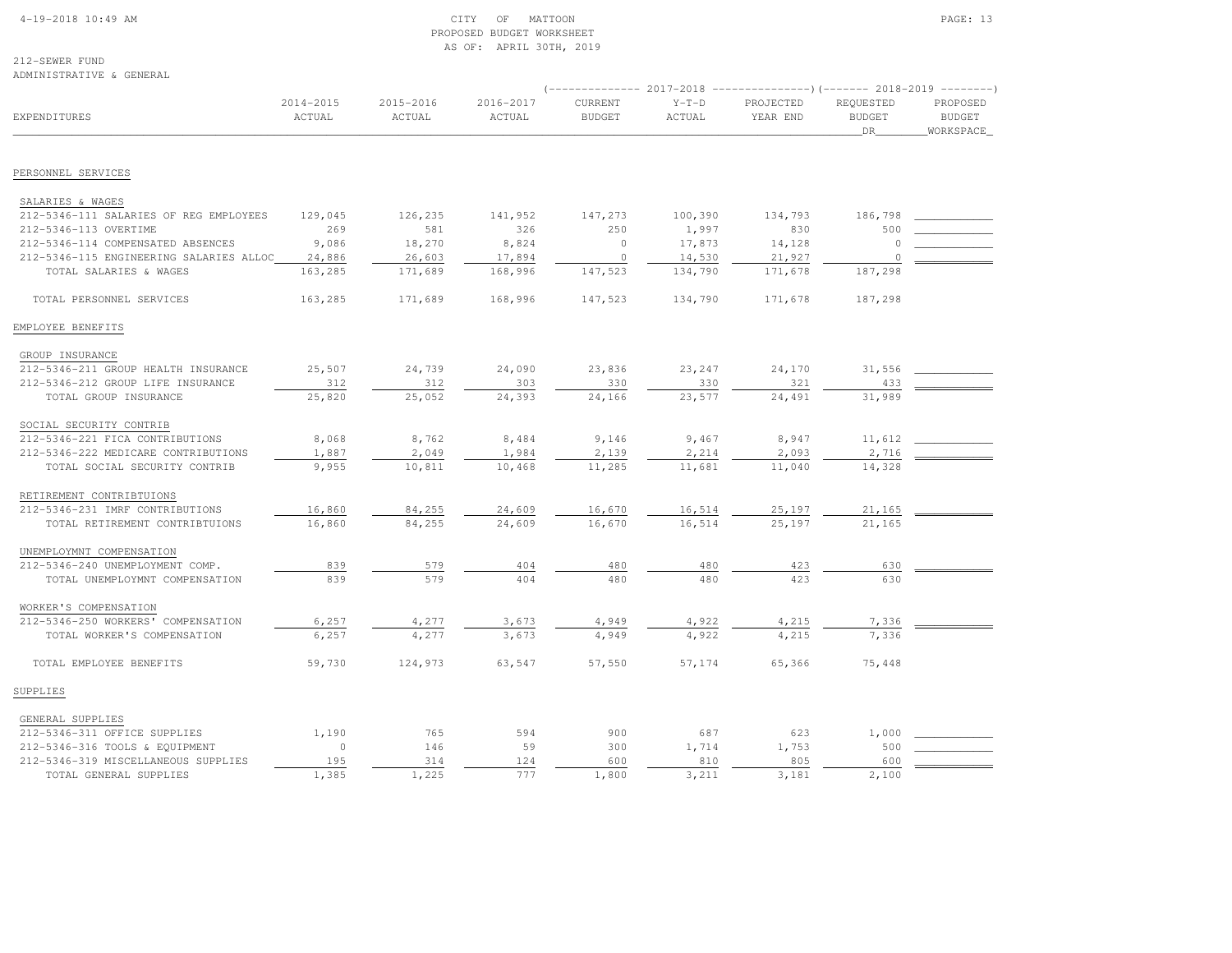CITY OF MATTOON
PROPOSED BUDGET WORKSHEET
AS OF: APRIL 30TH, 2019

212-SEWER FUND
ADMINISTRATIVE & GENERAL

| EXPENDITURES | 2014-2015 ACTUAL | 2015-2016 ACTUAL | 2016-2017 ACTUAL | 2017-2018 CURRENT BUDGET | 2017-2018 Y-T-D ACTUAL | 2017-2018 PROJECTED YEAR END | 2018-2019 REQUESTED BUDGET DR | 2018-2019 PROPOSED BUDGET WORKSPACE |
|---|---|---|---|---|---|---|---|---|
| **PERSONNEL SERVICES** | | | | | | | | |
| SALARIES & WAGES | | | | | | | | |
| 212-5346-111 SALARIES OF REG EMPLOYEES | 129,045 | 126,235 | 141,952 | 147,273 | 100,390 | 134,793 | 186,798 | ___________ |
| 212-5346-113 OVERTIME | 269 | 581 | 326 | 250 | 1,997 | 830 | 500 | ___________ |
| 212-5346-114 COMPENSATED ABSENCES | 9,086 | 18,270 | 8,824 | 0 | 17,873 | 14,128 | 0 | ___________ |
| 212-5346-115 ENGINEERING SALARIES ALLOC | 24,886 | 26,603 | 17,894 | 0 | 14,530 | 21,927 | 0 | ___________ |
| TOTAL SALARIES & WAGES | 163,285 | 171,689 | 168,996 | 147,523 | 134,790 | 171,678 | 187,298 | |
| TOTAL PERSONNEL SERVICES | 163,285 | 171,689 | 168,996 | 147,523 | 134,790 | 171,678 | 187,298 | |
| **EMPLOYEE BENEFITS** | | | | | | | | |
| GROUP INSURANCE | | | | | | | | |
| 212-5346-211 GROUP HEALTH INSURANCE | 25,507 | 24,739 | 24,090 | 23,836 | 23,247 | 24,170 | 31,556 | ___________ |
| 212-5346-212 GROUP LIFE INSURANCE | 312 | 312 | 303 | 330 | 330 | 321 | 433 | ___________ |
| TOTAL GROUP INSURANCE | 25,820 | 25,052 | 24,393 | 24,166 | 23,577 | 24,491 | 31,989 | |
| SOCIAL SECURITY CONTRIB | | | | | | | | |
| 212-5346-221 FICA CONTRIBUTIONS | 8,068 | 8,762 | 8,484 | 9,146 | 9,467 | 8,947 | 11,612 | ___________ |
| 212-5346-222 MEDICARE CONTRIBUTIONS | 1,887 | 2,049 | 1,984 | 2,139 | 2,214 | 2,093 | 2,716 | ___________ |
| TOTAL SOCIAL SECURITY CONTRIB | 9,955 | 10,811 | 10,468 | 11,285 | 11,681 | 11,040 | 14,328 | |
| RETIREMENT CONTRIBTUIONS | | | | | | | | |
| 212-5346-231 IMRF CONTRIBUTIONS | 16,860 | 84,255 | 24,609 | 16,670 | 16,514 | 25,197 | 21,165 | ___________ |
| TOTAL RETIREMENT CONTRIBTUIONS | 16,860 | 84,255 | 24,609 | 16,670 | 16,514 | 25,197 | 21,165 | |
| UNEMPLOYMNT COMPENSATION | | | | | | | | |
| 212-5346-240 UNEMPLOYMENT COMP. | 839 | 579 | 404 | 480 | 480 | 423 | 630 | ___________ |
| TOTAL UNEMPLOYMNT COMPENSATION | 839 | 579 | 404 | 480 | 480 | 423 | 630 | |
| WORKER'S COMPENSATION | | | | | | | | |
| 212-5346-250 WORKERS' COMPENSATION | 6,257 | 4,277 | 3,673 | 4,949 | 4,922 | 4,215 | 7,336 | ___________ |
| TOTAL WORKER'S COMPENSATION | 6,257 | 4,277 | 3,673 | 4,949 | 4,922 | 4,215 | 7,336 | |
| TOTAL EMPLOYEE BENEFITS | 59,730 | 124,973 | 63,547 | 57,550 | 57,174 | 65,366 | 75,448 | |
| **SUPPLIES** | | | | | | | | |
| GENERAL SUPPLIES | | | | | | | | |
| 212-5346-311 OFFICE SUPPLIES | 1,190 | 765 | 594 | 900 | 687 | 623 | 1,000 | ___________ |
| 212-5346-316 TOOLS & EQUIPMENT | 0 | 146 | 59 | 300 | 1,714 | 1,753 | 500 | ___________ |
| 212-5346-319 MISCELLANEOUS SUPPLIES | 195 | 314 | 124 | 600 | 810 | 805 | 600 | ___________ |
| TOTAL GENERAL SUPPLIES | 1,385 | 1,225 | 777 | 1,800 | 3,211 | 3,181 | 2,100 | |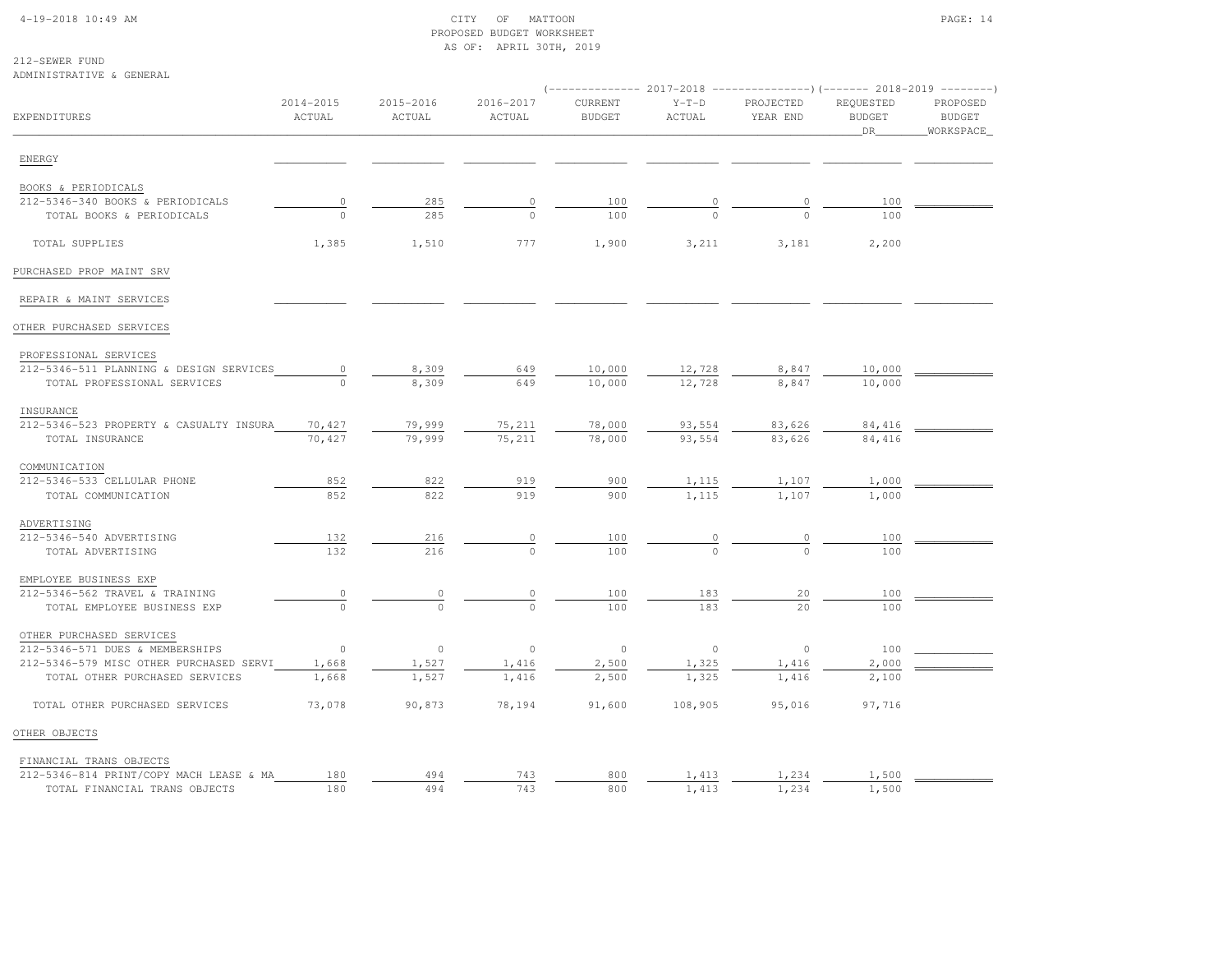CITY OF MATTOON
PROPOSED BUDGET WORKSHEET
AS OF: APRIL 30TH, 2019

212-SEWER FUND
ADMINISTRATIVE & GENERAL

| EXPENDITURES | 2014-2015 ACTUAL | 2015-2016 ACTUAL | 2016-2017 ACTUAL | 2017-2018 CURRENT BUDGET | 2017-2018 Y-T-D ACTUAL | 2017-2018 PROJECTED YEAR END | 2018-2019 REQUESTED BUDGET DR | 2018-2019 PROPOSED BUDGET WORKSPACE |
|---|---|---|---|---|---|---|---|---|
| ENERGY | | | | | | | | |
| BOOKS & PERIODICALS | | | | | | | | |
| 212-5346-340 BOOKS & PERIODICALS | 0 | 285 | 0 | 100 | 0 | 0 | 100 | |
| TOTAL BOOKS & PERIODICALS | 0 | 285 | 0 | 100 | 0 | 0 | 100 | |
| TOTAL SUPPLIES | 1,385 | 1,510 | 777 | 1,900 | 3,211 | 3,181 | 2,200 | |
| PURCHASED PROP MAINT SRV | | | | | | | | |
| REPAIR & MAINT SERVICES | | | | | | | | |
| OTHER PURCHASED SERVICES | | | | | | | | |
| PROFESSIONAL SERVICES | | | | | | | | |
| 212-5346-511 PLANNING & DESIGN SERVICES | 0 | 8,309 | 649 | 10,000 | 12,728 | 8,847 | 10,000 | |
| TOTAL PROFESSIONAL SERVICES | 0 | 8,309 | 649 | 10,000 | 12,728 | 8,847 | 10,000 | |
| INSURANCE | | | | | | | | |
| 212-5346-523 PROPERTY & CASUALTY INSURA | 70,427 | 79,999 | 75,211 | 78,000 | 93,554 | 83,626 | 84,416 | |
| TOTAL INSURANCE | 70,427 | 79,999 | 75,211 | 78,000 | 93,554 | 83,626 | 84,416 | |
| COMMUNICATION | | | | | | | | |
| 212-5346-533 CELLULAR PHONE | 852 | 822 | 919 | 900 | 1,115 | 1,107 | 1,000 | |
| TOTAL COMMUNICATION | 852 | 822 | 919 | 900 | 1,115 | 1,107 | 1,000 | |
| ADVERTISING | | | | | | | | |
| 212-5346-540 ADVERTISING | 132 | 216 | 0 | 100 | 0 | 0 | 100 | |
| TOTAL ADVERTISING | 132 | 216 | 0 | 100 | 0 | 0 | 100 | |
| EMPLOYEE BUSINESS EXP | | | | | | | | |
| 212-5346-562 TRAVEL & TRAINING | 0 | 0 | 0 | 100 | 183 | 20 | 100 | |
| TOTAL EMPLOYEE BUSINESS EXP | 0 | 0 | 0 | 100 | 183 | 20 | 100 | |
| OTHER PURCHASED SERVICES | | | | | | | | |
| 212-5346-571 DUES & MEMBERSHIPS | 0 | 0 | 0 | 0 | 0 | 0 | 100 | |
| 212-5346-579 MISC OTHER PURCHASED SERVI | 1,668 | 1,527 | 1,416 | 2,500 | 1,325 | 1,416 | 2,000 | |
| TOTAL OTHER PURCHASED SERVICES | 1,668 | 1,527 | 1,416 | 2,500 | 1,325 | 1,416 | 2,100 | |
| TOTAL OTHER PURCHASED SERVICES | 73,078 | 90,873 | 78,194 | 91,600 | 108,905 | 95,016 | 97,716 | |
| OTHER OBJECTS | | | | | | | | |
| FINANCIAL TRANS OBJECTS | | | | | | | | |
| 212-5346-814 PRINT/COPY MACH LEASE & MA | 180 | 494 | 743 | 800 | 1,413 | 1,234 | 1,500 | |
| TOTAL FINANCIAL TRANS OBJECTS | 180 | 494 | 743 | 800 | 1,413 | 1,234 | 1,500 | |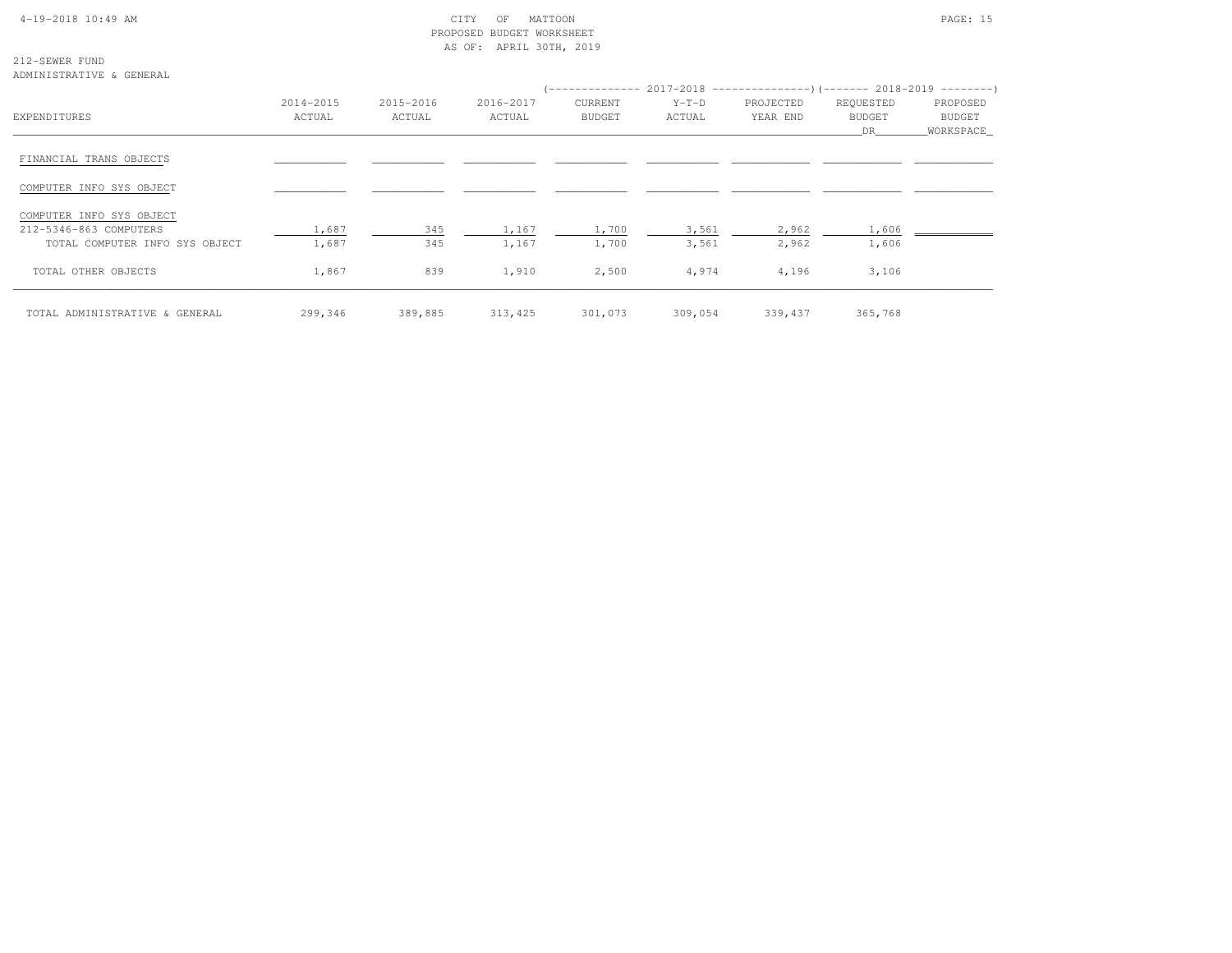CITY OF MATTOON
PROPOSED BUDGET WORKSHEET
AS OF: APRIL 30TH, 2019

212-SEWER FUND
ADMINISTRATIVE & GENERAL

| EXPENDITURES | 2014-2015 ACTUAL | 2015-2016 ACTUAL | 2016-2017 ACTUAL | 2017-2018 CURRENT BUDGET | 2017-2018 Y-T-D ACTUAL | 2017-2018 PROJECTED YEAR END | 2018-2019 REQUESTED BUDGET DR | 2018-2019 PROPOSED BUDGET WORKSPACE |
|---|---|---|---|---|---|---|---|---|
| FINANCIAL TRANS OBJECTS | | | | | | | | |
| COMPUTER INFO SYS OBJECT | | | | | | | | |
| COMPUTER INFO SYS OBJECT | | | | | | | | |
| 212-5346-863 COMPUTERS | 1,687 | 345 | 1,167 | 1,700 | 3,561 | 2,962 | 1,606 | |
| TOTAL COMPUTER INFO SYS OBJECT | 1,687 | 345 | 1,167 | 1,700 | 3,561 | 2,962 | 1,606 | |
| TOTAL OTHER OBJECTS | 1,867 | 839 | 1,910 | 2,500 | 4,974 | 4,196 | 3,106 | |
| TOTAL ADMINISTRATIVE & GENERAL | 299,346 | 389,885 | 313,425 | 301,073 | 309,054 | 339,437 | 365,768 | |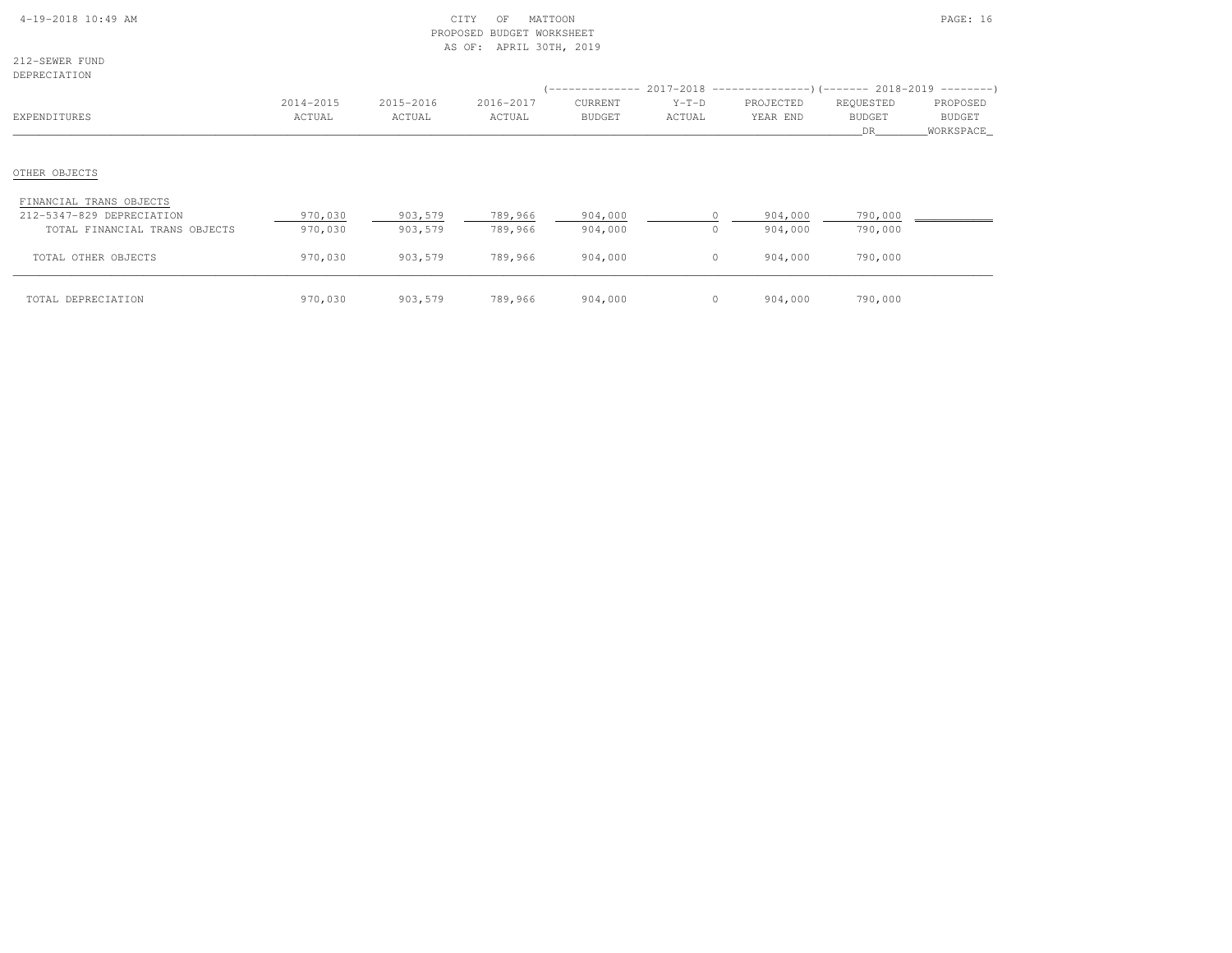CITY OF MATTOON
PROPOSED BUDGET WORKSHEET
AS OF: APRIL 30TH, 2019

212-SEWER FUND
DEPRECIATION

| EXPENDITURES | 2014-2015 ACTUAL | 2015-2016 ACTUAL | 2016-2017 ACTUAL | 2017-2018 CURRENT BUDGET | 2017-2018 Y-T-D ACTUAL | 2017-2018 PROJECTED YEAR END | 2018-2019 REQUESTED BUDGET DR | 2018-2019 PROPOSED BUDGET WORKSPACE |
|---|---|---|---|---|---|---|---|---|
| OTHER OBJECTS | | | | | | | | |
| FINANCIAL TRANS OBJECTS | | | | | | | | |
| 212-5347-829 DEPRECIATION | 970,030 | 903,579 | 789,966 | 904,000 | 0 | 904,000 | 790,000 | |
| TOTAL FINANCIAL TRANS OBJECTS | 970,030 | 903,579 | 789,966 | 904,000 | 0 | 904,000 | 790,000 | |
| TOTAL OTHER OBJECTS | 970,030 | 903,579 | 789,966 | 904,000 | 0 | 904,000 | 790,000 | |
| TOTAL DEPRECIATION | 970,030 | 903,579 | 789,966 | 904,000 | 0 | 904,000 | 790,000 | |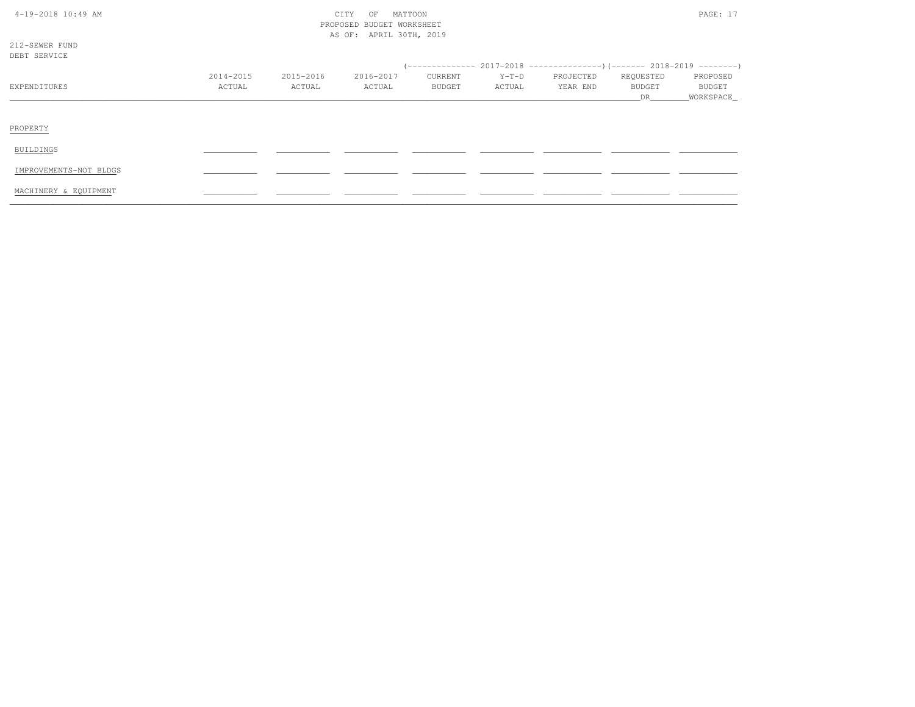CITY OF MATTOON
PROPOSED BUDGET WORKSHEET
AS OF: APRIL 30TH, 2019

212-SEWER FUND
DEBT SERVICE

| EXPENDITURES | 2014-2015 ACTUAL | 2015-2016 ACTUAL | 2016-2017 ACTUAL | 2017-2018 CURRENT BUDGET | 2017-2018 Y-T-D ACTUAL | 2017-2018 PROJECTED YEAR END | 2018-2019 REQUESTED BUDGET DR | 2018-2019 PROPOSED BUDGET WORKSPACE |
|---|---|---|---|---|---|---|---|---|
| PROPERTY | | | | | | | | |
| BUILDINGS | | | | | | | | |
| IMPROVEMENTS-NOT BLDGS | | | | | | | | |
| MACHINERY & EQUIPMENT | | | | | | | | |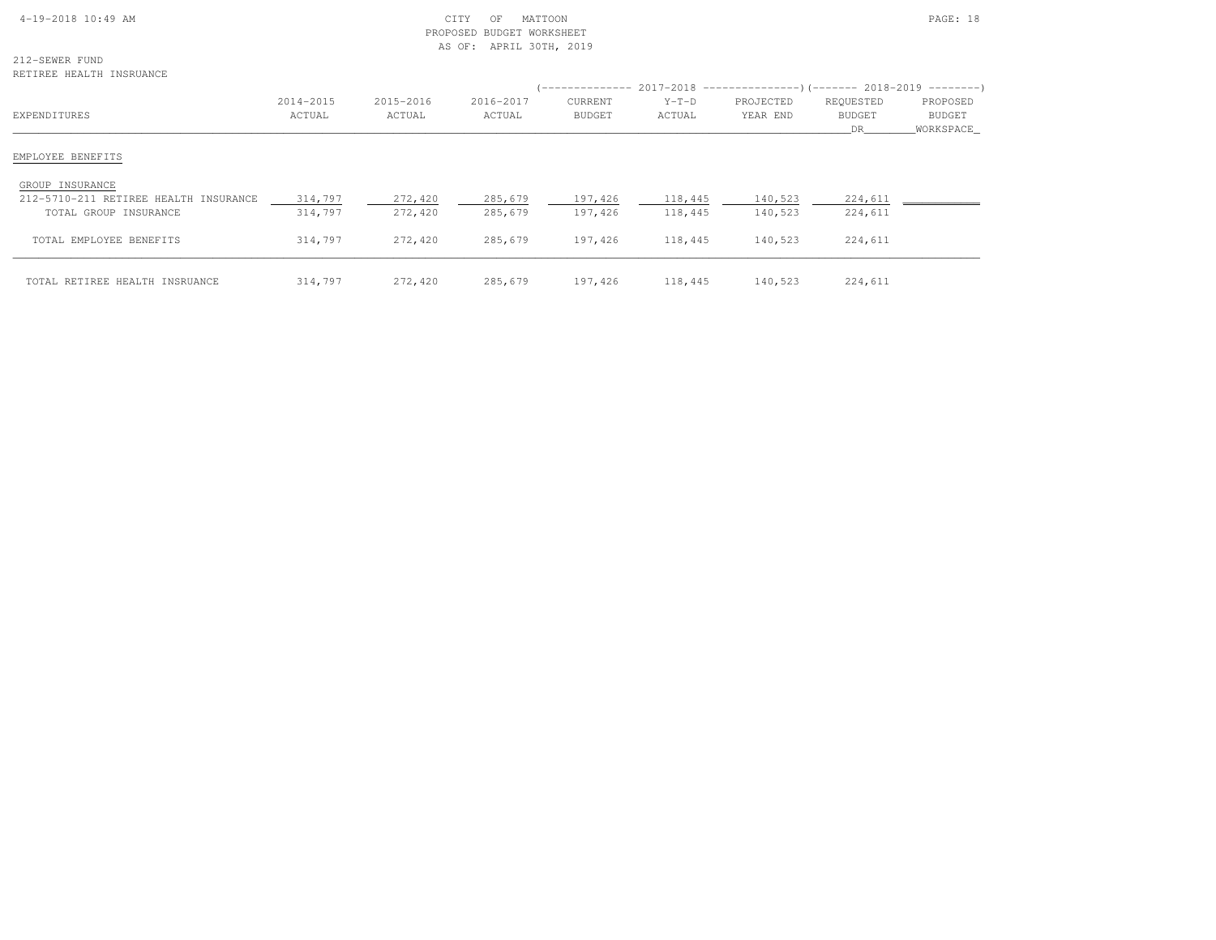CITY OF MATTOON
PROPOSED BUDGET WORKSHEET
AS OF: APRIL 30TH, 2019

212-SEWER FUND
RETIREE HEALTH INSRUANCE

| EXPENDITURES | 2014-2015 ACTUAL | 2015-2016 ACTUAL | 2016-2017 ACTUAL | 2017-2018 CURRENT BUDGET | 2017-2018 Y-T-D ACTUAL | 2017-2018 PROJECTED YEAR END | 2018-2019 REQUESTED BUDGET DR | 2018-2019 PROPOSED BUDGET WORKSPACE |
|---|---|---|---|---|---|---|---|---|
| EMPLOYEE BENEFITS | | | | | | | | |
| GROUP INSURANCE | | | | | | | | |
| 212-5710-211 RETIREE HEALTH INSURANCE | 314,797 | 272,420 | 285,679 | 197,426 | 118,445 | 140,523 | 224,611 | |
| TOTAL GROUP INSURANCE | 314,797 | 272,420 | 285,679 | 197,426 | 118,445 | 140,523 | 224,611 | |
| TOTAL EMPLOYEE BENEFITS | 314,797 | 272,420 | 285,679 | 197,426 | 118,445 | 140,523 | 224,611 | |
| TOTAL RETIREE HEALTH INSRUANCE | 314,797 | 272,420 | 285,679 | 197,426 | 118,445 | 140,523 | 224,611 | |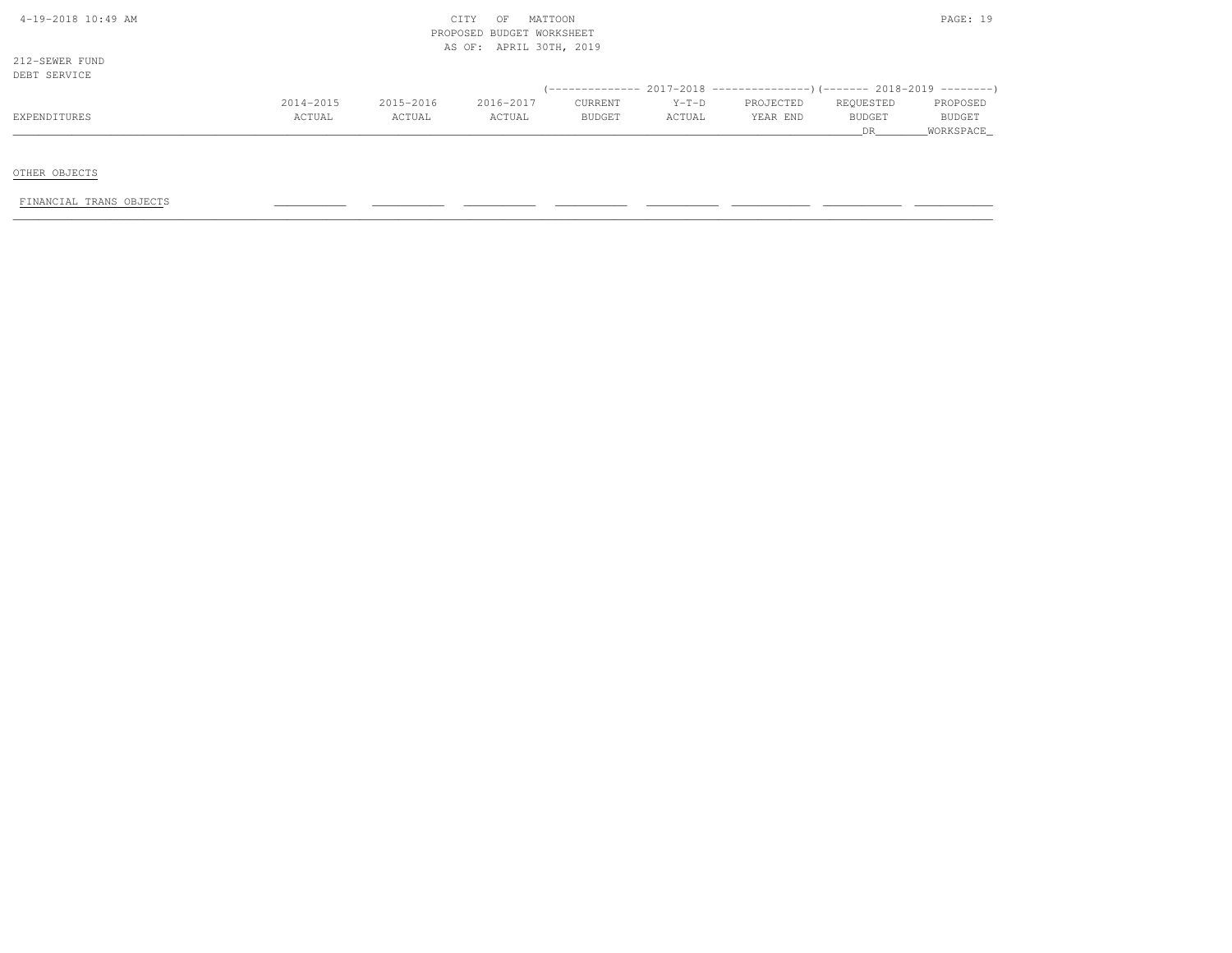CITY OF MATTOON
PROPOSED BUDGET WORKSHEET
AS OF: APRIL 30TH, 2019

212-SEWER FUND
DEBT SERVICE

| | | | | 2017-2018 | | | 2018-2019 | |
|---|---|---|---|---|---|---|---|---|
| EXPENDITURES | 2014-2015 ACTUAL | 2015-2016 ACTUAL | 2016-2017 ACTUAL | CURRENT BUDGET | Y-T-D ACTUAL | PROJECTED YEAR END | REQUESTED BUDGET DR | PROPOSED BUDGET WORKSPACE |
| OTHER OBJECTS | | | | | | | | |
| FINANCIAL TRANS OBJECTS | | | | | | | | |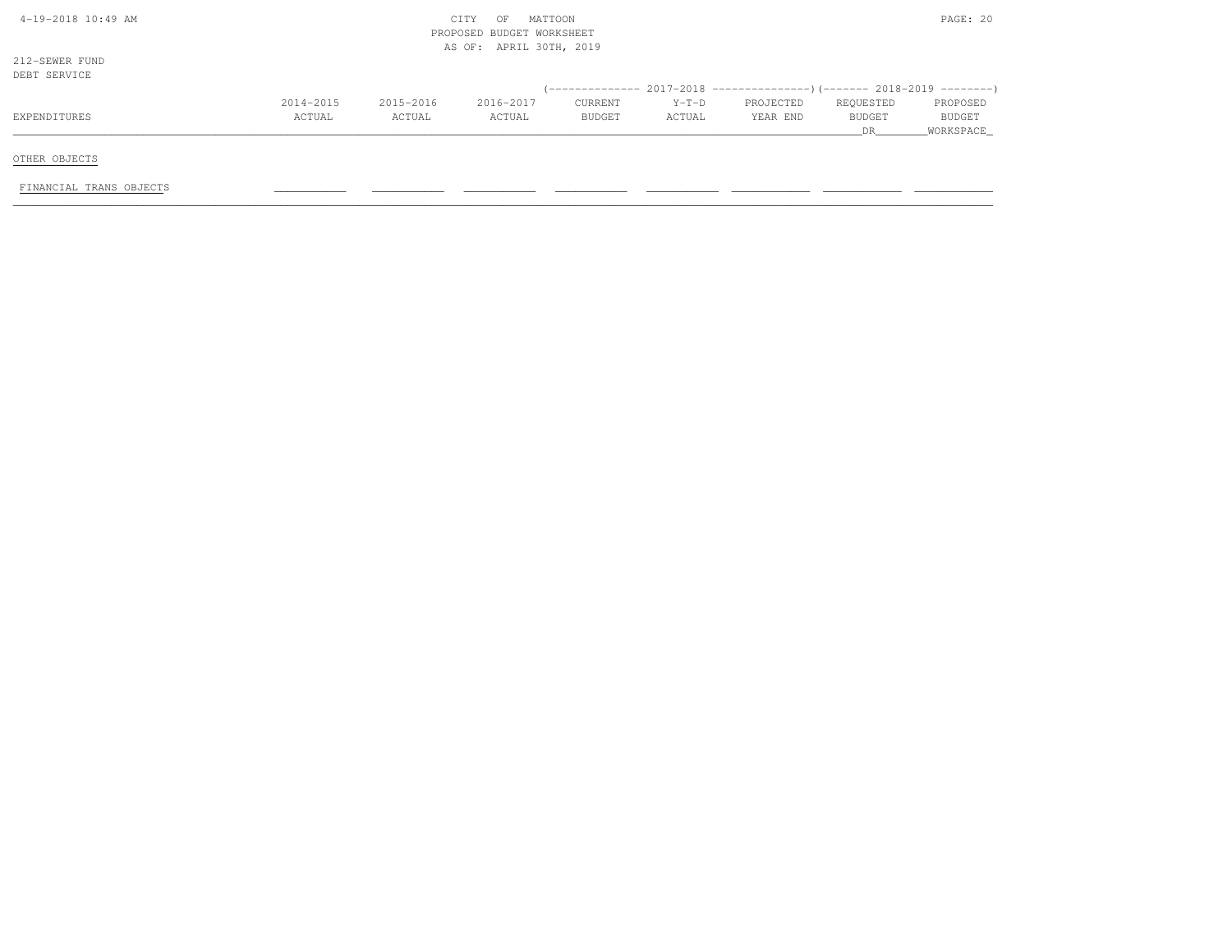212-SEWER FUND
DEBT SERVICE

PROPOSED BUDGET WORKSHEET
AS OF: APRIL 30TH, 2019

| EXPENDITURES | 2014-2015 ACTUAL | 2015-2016 ACTUAL | 2016-2017 ACTUAL | 2017-2018 CURRENT BUDGET | 2017-2018 Y-T-D ACTUAL | 2017-2018 PROJECTED YEAR END | 2018-2019 REQUESTED BUDGET DR | 2018-2019 PROPOSED BUDGET WORKSPACE |
|---|---|---|---|---|---|---|---|---|
| OTHER OBJECTS | | | | | | | | |
| FINANCIAL TRANS OBJECTS | | | | | | | | |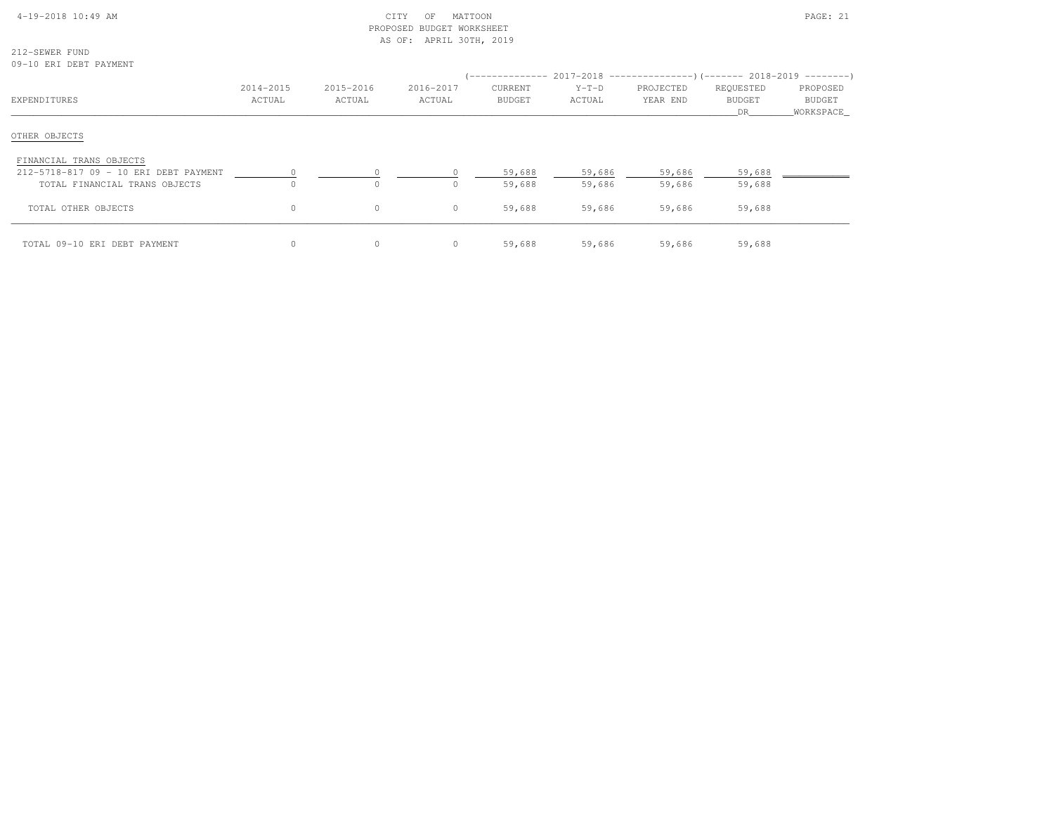CITY OF MATTOON
PROPOSED BUDGET WORKSHEET
AS OF: APRIL 30TH, 2019

212-SEWER FUND
09-10 ERI DEBT PAYMENT

| EXPENDITURES | 2014-2015 ACTUAL | 2015-2016 ACTUAL | 2016-2017 ACTUAL | 2017-2018 CURRENT BUDGET | 2017-2018 Y-T-D ACTUAL | 2017-2018 PROJECTED YEAR END | 2018-2019 REQUESTED BUDGET DR | 2018-2019 PROPOSED BUDGET WORKSPACE |
|---|---|---|---|---|---|---|---|---|
| OTHER OBJECTS | | | | | | | | |
| FINANCIAL TRANS OBJECTS | | | | | | | | |
| 212-5718-817 09 - 10 ERI DEBT PAYMENT | 0 | 0 | 0 | 59,688 | 59,686 | 59,686 | 59,688 | |
| TOTAL FINANCIAL TRANS OBJECTS | 0 | 0 | 0 | 59,688 | 59,686 | 59,686 | 59,688 | |
| TOTAL OTHER OBJECTS | 0 | 0 | 0 | 59,688 | 59,686 | 59,686 | 59,688 | |
| TOTAL 09-10 ERI DEBT PAYMENT | 0 | 0 | 0 | 59,688 | 59,686 | 59,686 | 59,688 | |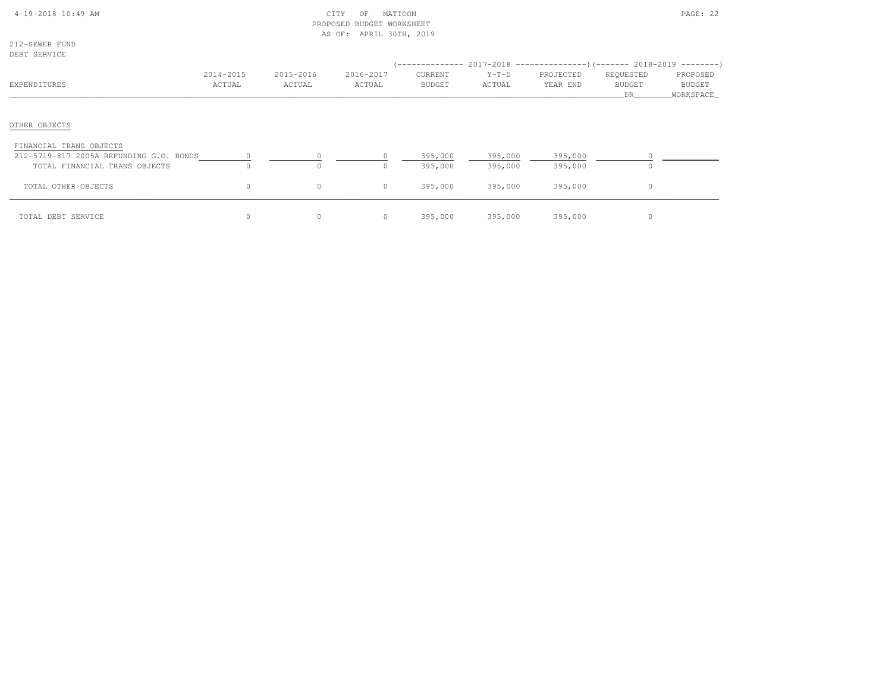CITY OF MATTOON
PROPOSED BUDGET WORKSHEET
AS OF: APRIL 30TH, 2019

212-SEWER FUND
DEBT SERVICE

| EXPENDITURES | 2014-2015 ACTUAL | 2015-2016 ACTUAL | 2016-2017 ACTUAL | 2017-2018 CURRENT BUDGET | 2017-2018 Y-T-D ACTUAL | 2017-2018 PROJECTED YEAR END | 2018-2019 REQUESTED BUDGET DR | 2018-2019 PROPOSED BUDGET WORKSPACE |
|---|---|---|---|---|---|---|---|---|
| OTHER OBJECTS | | | | | | | | |
| FINANCIAL TRANS OBJECTS | | | | | | | | |
| 212-5719-817 2005A REFUNDING G.O. BONDS | 0 | 0 | 0 | 395,000 | 395,000 | 395,000 | 0 | |
| TOTAL FINANCIAL TRANS OBJECTS | 0 | 0 | 0 | 395,000 | 395,000 | 395,000 | 0 | |
| TOTAL OTHER OBJECTS | 0 | 0 | 0 | 395,000 | 395,000 | 395,000 | 0 | |
| TOTAL DEBT SERVICE | 0 | 0 | 0 | 395,000 | 395,000 | 395,000 | 0 | |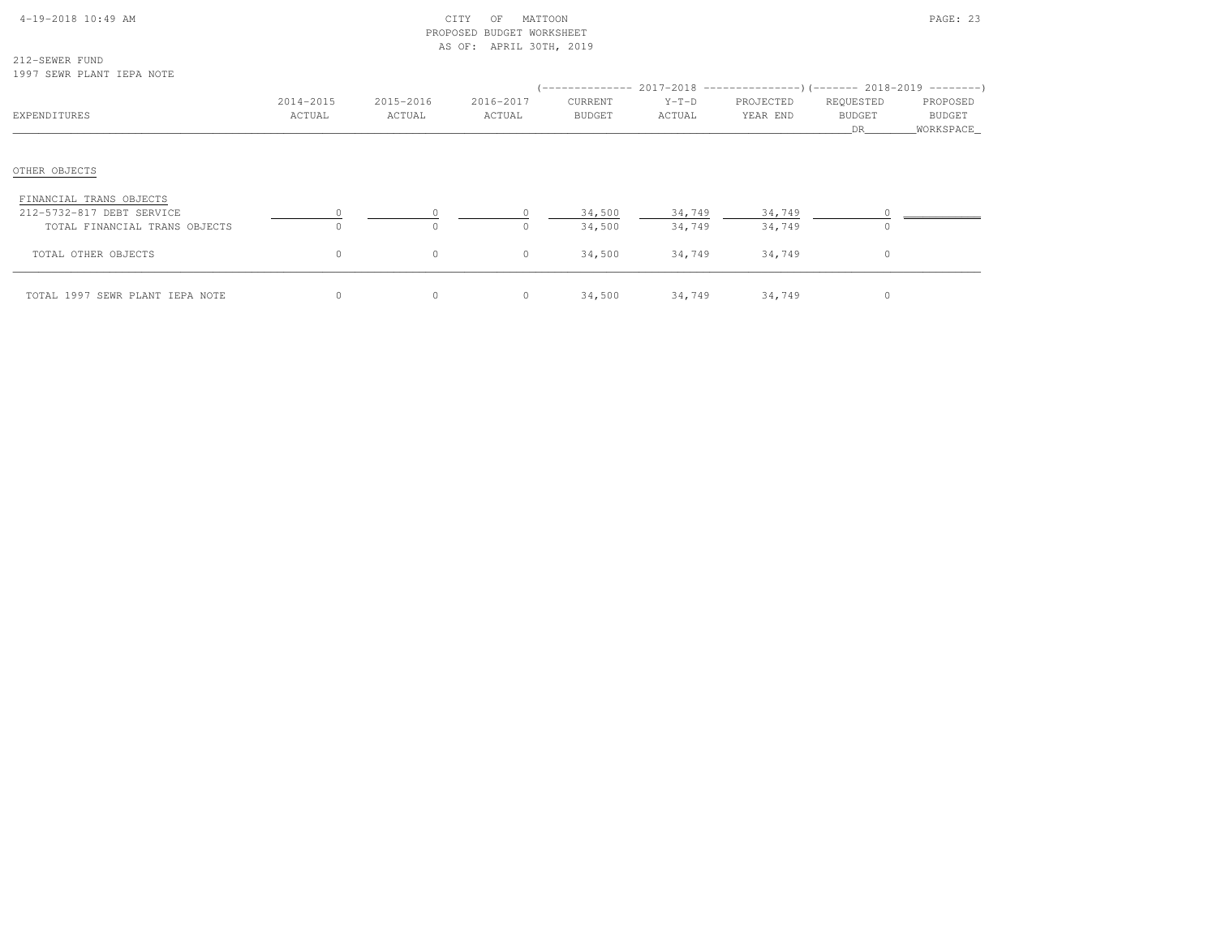CITY OF MATTOON
PROPOSED BUDGET WORKSHEET
AS OF: APRIL 30TH, 2019

212-SEWER FUND
1997 SEWR PLANT IEPA NOTE

| EXPENDITURES | 2014-2015 ACTUAL | 2015-2016 ACTUAL | 2016-2017 ACTUAL | 2017-2018 CURRENT BUDGET | 2017-2018 Y-T-D ACTUAL | 2017-2018 PROJECTED YEAR END | 2018-2019 REQUESTED BUDGET DR | 2018-2019 PROPOSED BUDGET WORKSPACE |
|---|---|---|---|---|---|---|---|---|
| OTHER OBJECTS | | | | | | | | |
| FINANCIAL TRANS OBJECTS | | | | | | | | |
| 212-5732-817 DEBT SERVICE | 0 | 0 | 0 | 34,500 | 34,749 | 34,749 | 0 | |
| TOTAL FINANCIAL TRANS OBJECTS | 0 | 0 | 0 | 34,500 | 34,749 | 34,749 | 0 | |
| TOTAL OTHER OBJECTS | 0 | 0 | 0 | 34,500 | 34,749 | 34,749 | 0 | |
| TOTAL 1997 SEWR PLANT IEPA NOTE | 0 | 0 | 0 | 34,500 | 34,749 | 34,749 | 0 | |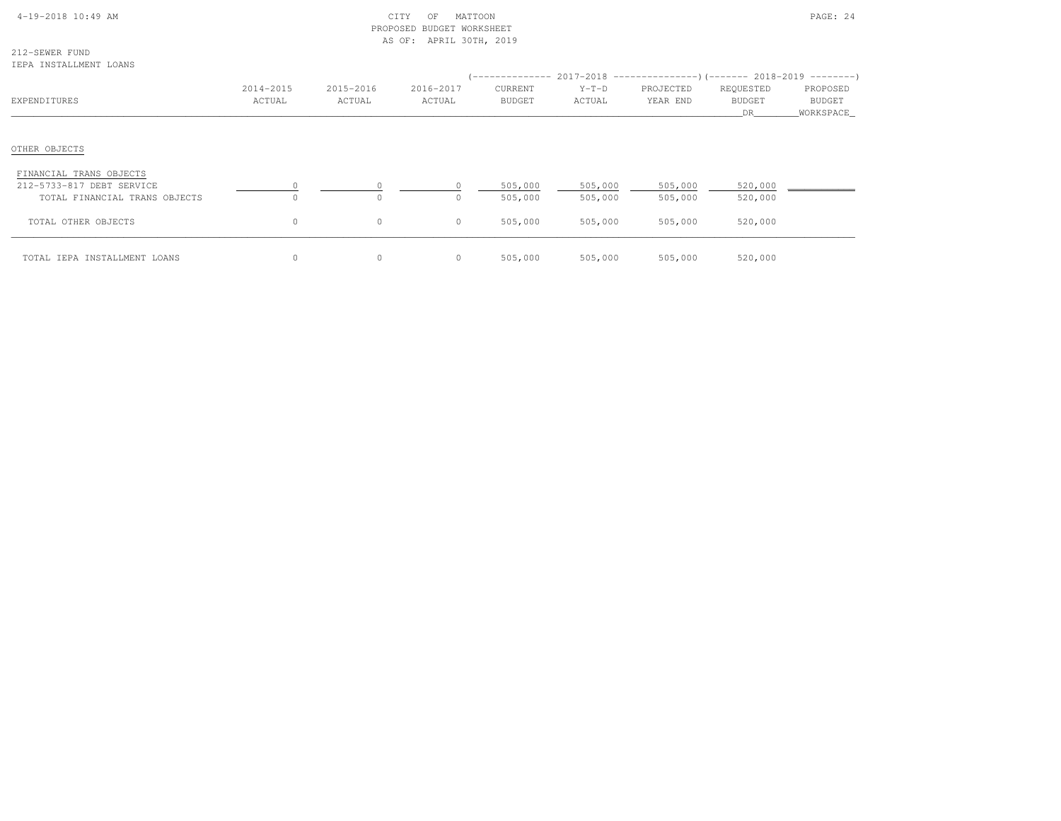CITY OF MATTOON
PROPOSED BUDGET WORKSHEET
AS OF: APRIL 30TH, 2019

212-SEWER FUND
IEPA INSTALLMENT LOANS

| EXPENDITURES | 2014-2015 ACTUAL | 2015-2016 ACTUAL | 2016-2017 ACTUAL | 2017-2018 CURRENT BUDGET | 2017-2018 Y-T-D ACTUAL | 2017-2018 PROJECTED YEAR END | 2018-2019 REQUESTED BUDGET DR | 2018-2019 PROPOSED BUDGET WORKSPACE |
|---|---|---|---|---|---|---|---|---|
| OTHER OBJECTS | | | | | | | | |
| FINANCIAL TRANS OBJECTS | | | | | | | | |
| 212-5733-817 DEBT SERVICE | 0 | 0 | 0 | 505,000 | 505,000 | 505,000 | 520,000 | |
| TOTAL FINANCIAL TRANS OBJECTS | 0 | 0 | 0 | 505,000 | 505,000 | 505,000 | 520,000 | |
| TOTAL OTHER OBJECTS | 0 | 0 | 0 | 505,000 | 505,000 | 505,000 | 520,000 | |
| TOTAL IEPA INSTALLMENT LOANS | 0 | 0 | 0 | 505,000 | 505,000 | 505,000 | 520,000 | |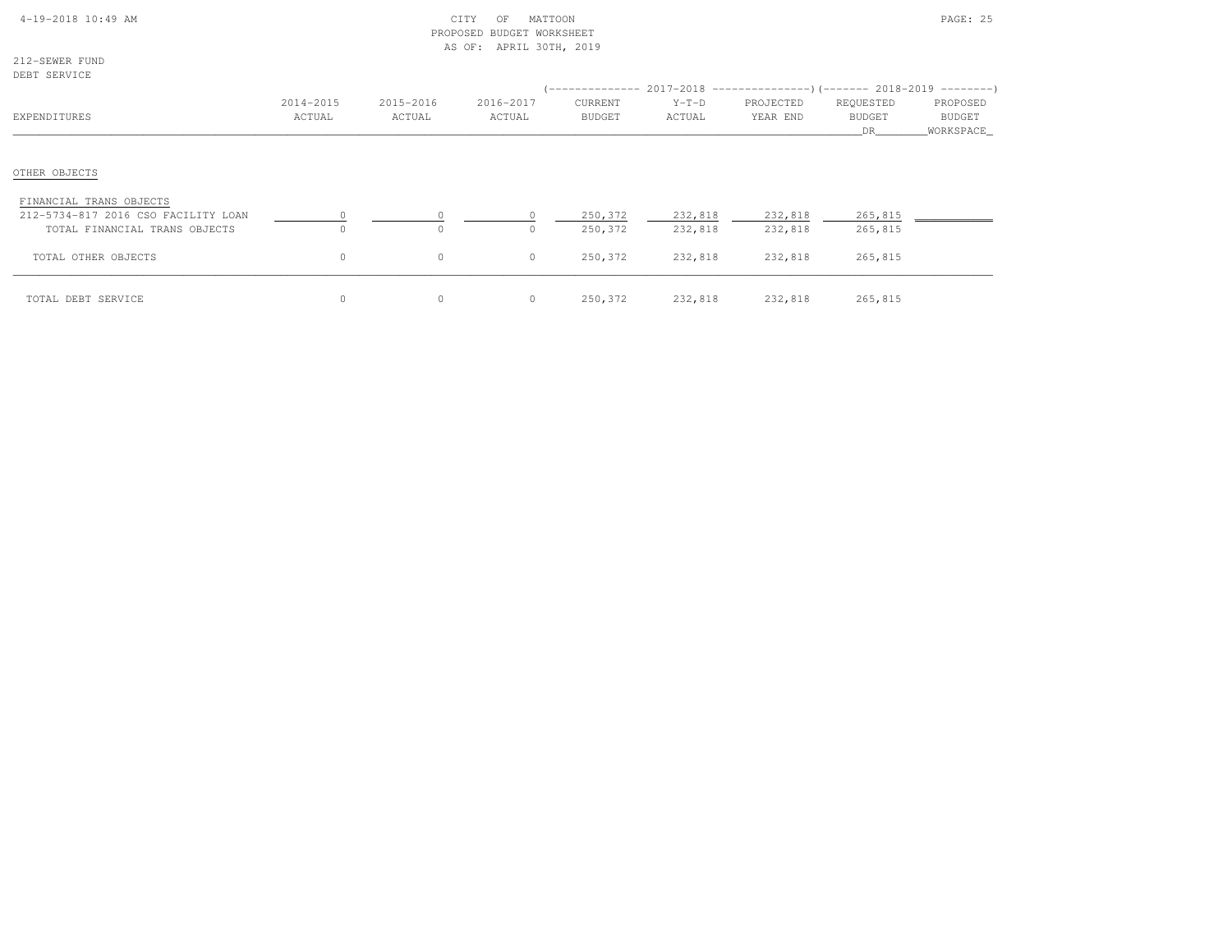CITY OF MATTOON
PROPOSED BUDGET WORKSHEET
AS OF: APRIL 30TH, 2019

212-SEWER FUND
DEBT SERVICE

| EXPENDITURES | 2014-2015 ACTUAL | 2015-2016 ACTUAL | 2016-2017 ACTUAL | 2017-2018 CURRENT BUDGET | 2017-2018 Y-T-D ACTUAL | 2017-2018 PROJECTED YEAR END | 2018-2019 REQUESTED BUDGET DR | 2018-2019 PROPOSED BUDGET WORKSPACE |
|---|---|---|---|---|---|---|---|---|
| OTHER OBJECTS | | | | | | | | |
| FINANCIAL TRANS OBJECTS | | | | | | | | |
| 212-5734-817 2016 CSO FACILITY LOAN | 0 | 0 | 0 | 250,372 | 232,818 | 232,818 | 265,815 | |
| TOTAL FINANCIAL TRANS OBJECTS | 0 | 0 | 0 | 250,372 | 232,818 | 232,818 | 265,815 | |
| TOTAL OTHER OBJECTS | 0 | 0 | 0 | 250,372 | 232,818 | 232,818 | 265,815 | |
| TOTAL DEBT SERVICE | 0 | 0 | 0 | 250,372 | 232,818 | 232,818 | 265,815 | |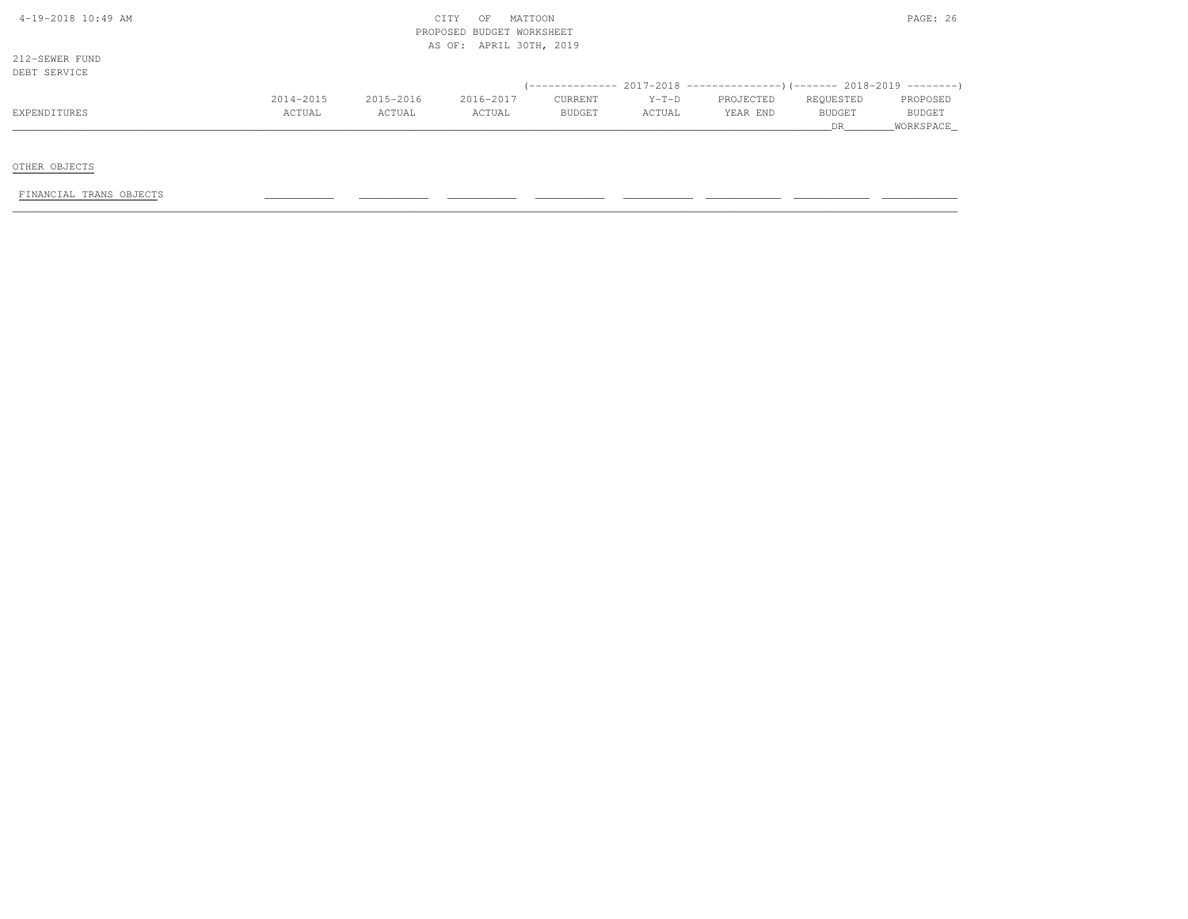CITY OF MATTOON
PROPOSED BUDGET WORKSHEET
AS OF: APRIL 30TH, 2019

212-SEWER FUND
DEBT SERVICE

| EXPENDITURES | 2014-2015 ACTUAL | 2015-2016 ACTUAL | 2016-2017 ACTUAL | 2017-2018 CURRENT BUDGET | 2017-2018 Y-T-D ACTUAL | 2017-2018 PROJECTED YEAR END | 2018-2019 REQUESTED BUDGET DR | 2018-2019 PROPOSED BUDGET WORKSPACE |
|---|---|---|---|---|---|---|---|---|
| OTHER OBJECTS | | | | | | | | |
| FINANCIAL TRANS OBJECTS | | | | | | | | |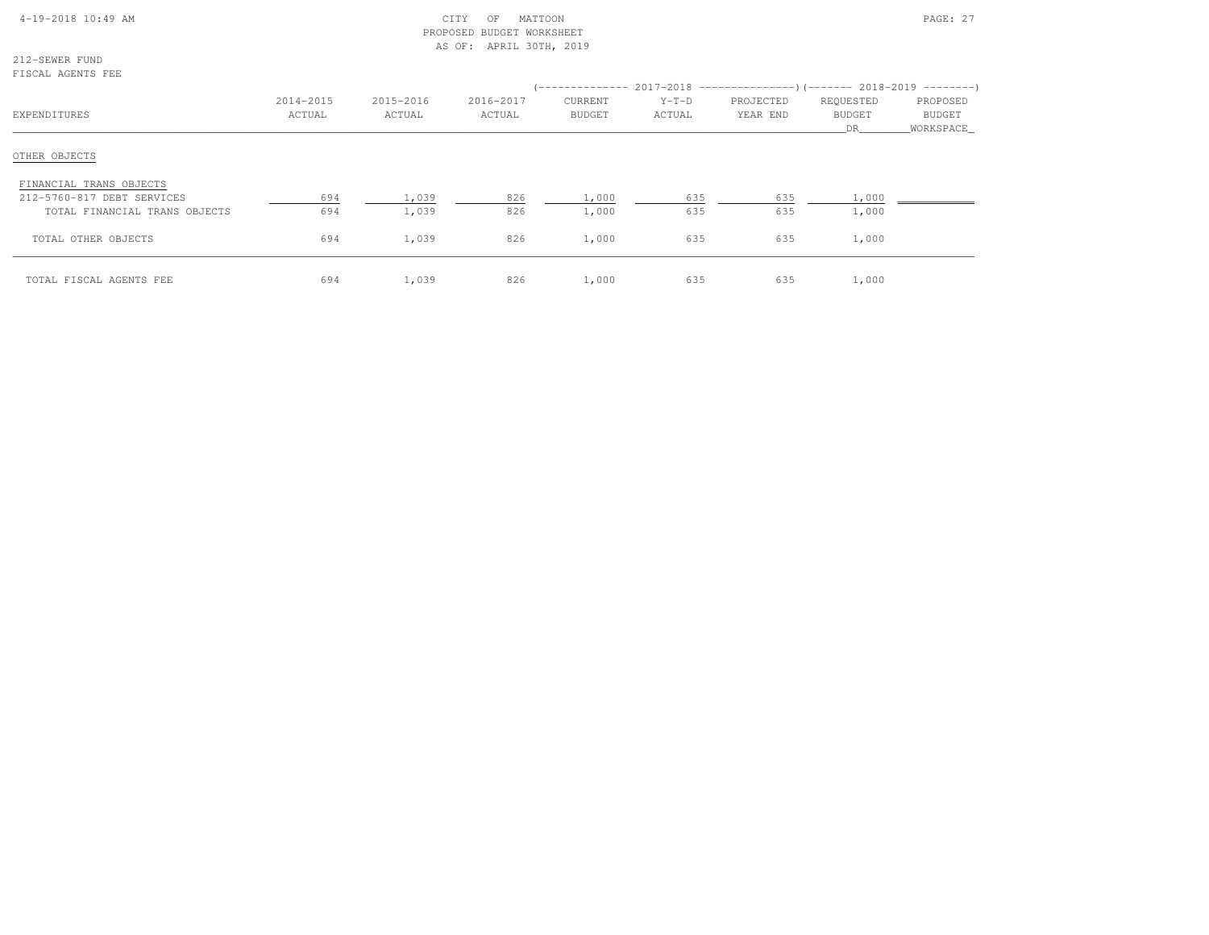CITY OF MATTOON
PROPOSED BUDGET WORKSHEET
AS OF: APRIL 30TH, 2019

212-SEWER FUND
FISCAL AGENTS FEE

| EXPENDITURES | 2014-2015 ACTUAL | 2015-2016 ACTUAL | 2016-2017 ACTUAL | 2017-2018 CURRENT BUDGET | 2017-2018 Y-T-D ACTUAL | 2017-2018 PROJECTED YEAR END | 2018-2019 REQUESTED BUDGET DR | 2018-2019 PROPOSED BUDGET WORKSPACE |
|---|---|---|---|---|---|---|---|---|
| OTHER OBJECTS | | | | | | | | |
| FINANCIAL TRANS OBJECTS | | | | | | | | |
| 212-5760-817 DEBT SERVICES | 694 | 1,039 | 826 | 1,000 | 635 | 635 | 1,000 | |
| TOTAL FINANCIAL TRANS OBJECTS | 694 | 1,039 | 826 | 1,000 | 635 | 635 | 1,000 | |
| TOTAL OTHER OBJECTS | 694 | 1,039 | 826 | 1,000 | 635 | 635 | 1,000 | |
| TOTAL FISCAL AGENTS FEE | 694 | 1,039 | 826 | 1,000 | 635 | 635 | 1,000 | |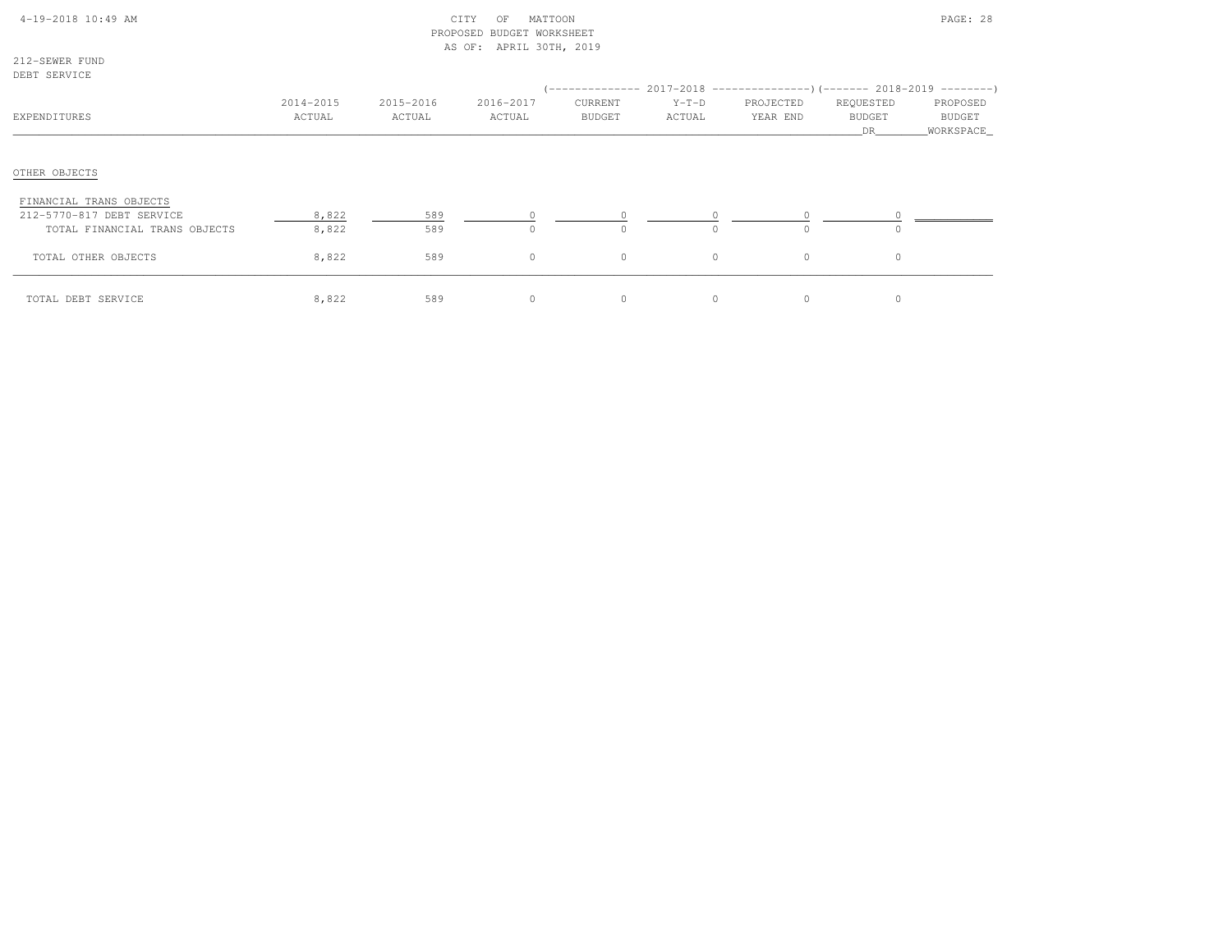CITY OF MATTOON
PROPOSED BUDGET WORKSHEET
AS OF: APRIL 30TH, 2019

212-SEWER FUND
DEBT SERVICE

| EXPENDITURES | 2014-2015 ACTUAL | 2015-2016 ACTUAL | 2016-2017 ACTUAL | 2017-2018 CURRENT BUDGET | 2017-2018 Y-T-D ACTUAL | 2017-2018 PROJECTED YEAR END | 2018-2019 REQUESTED BUDGET DR | 2018-2019 PROPOSED BUDGET WORKSPACE |
|---|---|---|---|---|---|---|---|---|
| OTHER OBJECTS | | | | | | | | |
| FINANCIAL TRANS OBJECTS | | | | | | | | |
| 212-5770-817 DEBT SERVICE | 8,822 | 589 | 0 | 0 | 0 | 0 | 0 | |
| TOTAL FINANCIAL TRANS OBJECTS | 8,822 | 589 | 0 | 0 | 0 | 0 | 0 | |
| TOTAL OTHER OBJECTS | 8,822 | 589 | 0 | 0 | 0 | 0 | 0 | |
| TOTAL DEBT SERVICE | 8,822 | 589 | 0 | 0 | 0 | 0 | 0 | |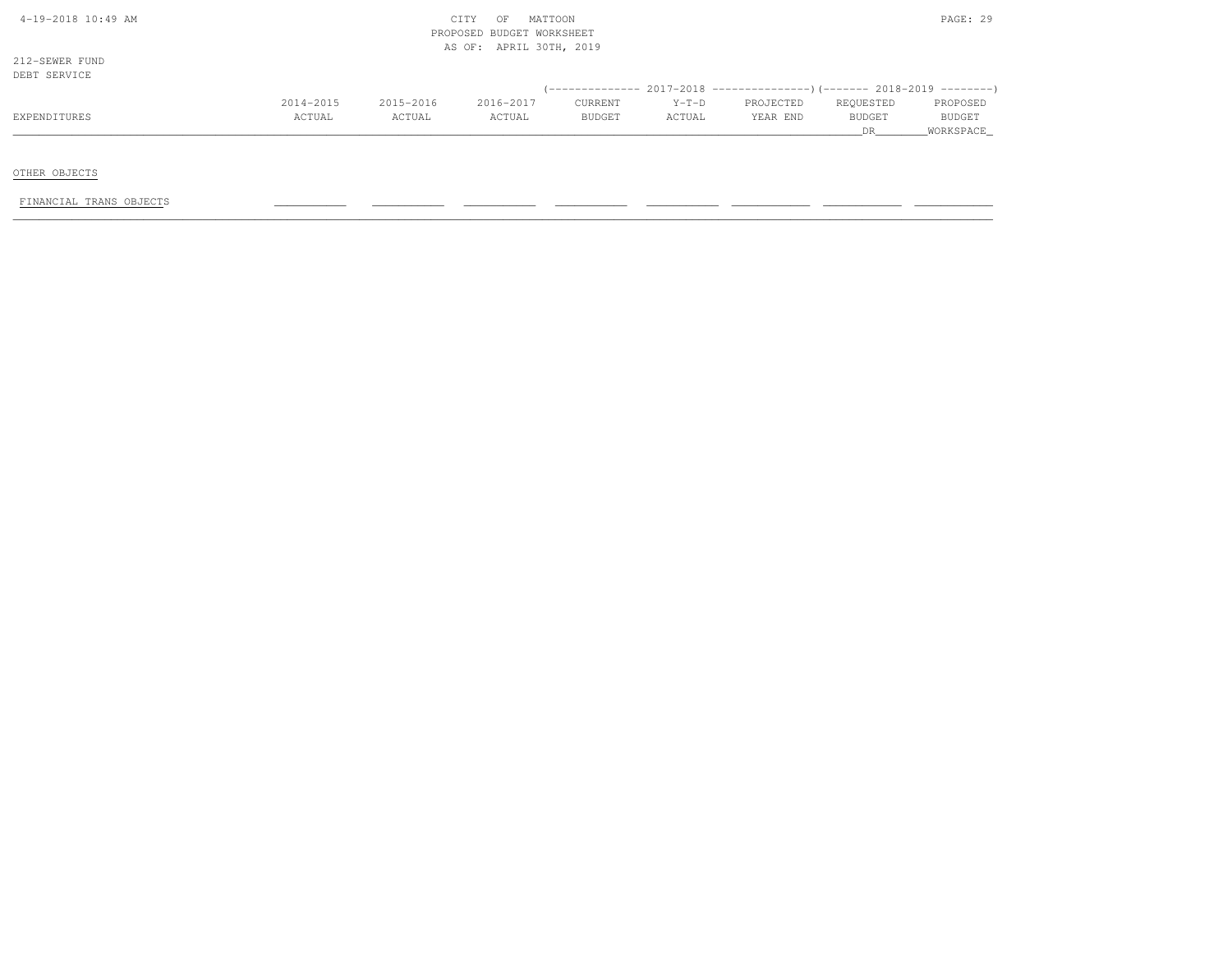CITY OF MATTOON
PROPOSED BUDGET WORKSHEET
AS OF: APRIL 30TH, 2019

212-SEWER FUND
DEBT SERVICE

| EXPENDITURES | 2014-2015 ACTUAL | 2015-2016 ACTUAL | 2016-2017 ACTUAL | 2017-2018 CURRENT BUDGET | 2017-2018 Y-T-D ACTUAL | 2017-2018 PROJECTED YEAR END | 2018-2019 REQUESTED BUDGET DR | 2018-2019 PROPOSED BUDGET WORKSPACE |
|---|---|---|---|---|---|---|---|---|
| OTHER OBJECTS | | | | | | | | |
| FINANCIAL TRANS OBJECTS | | | | | | | | |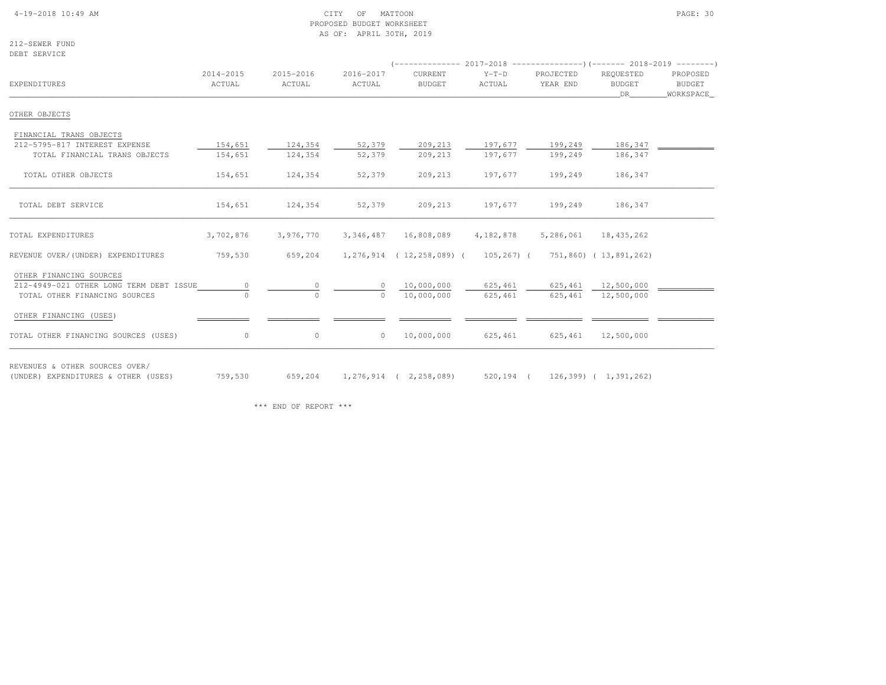CITY OF MATTOON
PROPOSED BUDGET WORKSHEET
AS OF: APRIL 30TH, 2019

212-SEWER FUND
DEBT SERVICE

| EXPENDITURES | 2014-2015 ACTUAL | 2015-2016 ACTUAL | 2016-2017 ACTUAL | 2017-2018 CURRENT BUDGET | 2017-2018 Y-T-D ACTUAL | 2017-2018 PROJECTED YEAR END | 2018-2019 REQUESTED BUDGET DR | 2018-2019 PROPOSED BUDGET WORKSPACE |
|---|---|---|---|---|---|---|---|---|
| OTHER OBJECTS | | | | | | | | |
| FINANCIAL TRANS OBJECTS | | | | | | | | |
| 212-5795-817 INTEREST EXPENSE | 154,651 | 124,354 | 52,379 | 209,213 | 197,677 | 199,249 | 186,347 | |
| TOTAL FINANCIAL TRANS OBJECTS | 154,651 | 124,354 | 52,379 | 209,213 | 197,677 | 199,249 | 186,347 | |
| TOTAL OTHER OBJECTS | 154,651 | 124,354 | 52,379 | 209,213 | 197,677 | 199,249 | 186,347 | |
| TOTAL DEBT SERVICE | 154,651 | 124,354 | 52,379 | 209,213 | 197,677 | 199,249 | 186,347 | |
| TOTAL EXPENDITURES | 3,702,876 | 3,976,770 | 3,346,487 | 16,808,089 | 4,182,878 | 5,286,061 | 18,435,262 | |
| REVENUE OVER/(UNDER) EXPENDITURES | 759,530 | 659,204 | 1,276,914 | ( 12,258,089) | ( 105,267) | ( 751,860) | ( 13,891,262) | |
| OTHER FINANCING SOURCES | | | | | | | | |
| 212-4949-021 OTHER LONG TERM DEBT ISSUE | 0 | 0 | 0 | 10,000,000 | 625,461 | 625,461 | 12,500,000 | |
| TOTAL OTHER FINANCING SOURCES | 0 | 0 | 0 | 10,000,000 | 625,461 | 625,461 | 12,500,000 | |
| OTHER FINANCING (USES) | | | | | | | | |
| TOTAL OTHER FINANCING SOURCES (USES) | 0 | 0 | 0 | 10,000,000 | 625,461 | 625,461 | 12,500,000 | |
| REVENUES & OTHER SOURCES OVER/ (UNDER) EXPENDITURES & OTHER (USES) | 759,530 | 659,204 | 1,276,914 | ( 2,258,089) | 520,194 | ( 126,399) | ( 1,391,262) | |

*** END OF REPORT ***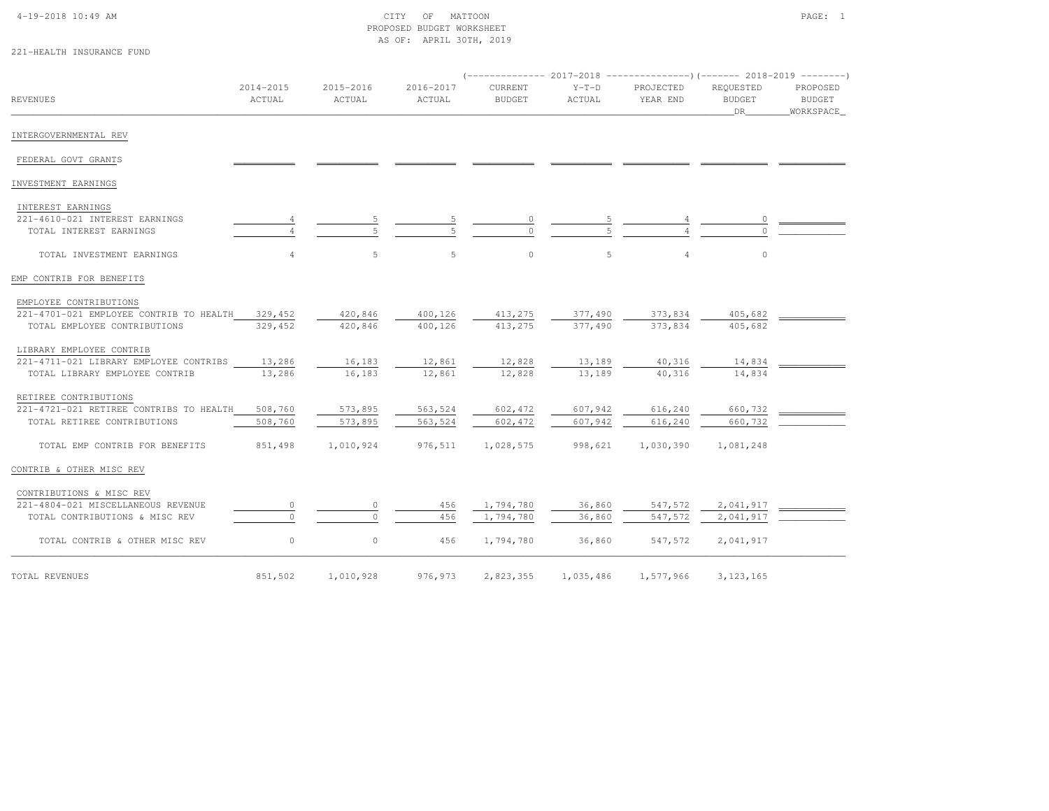CITY OF MATTOON
PROPOSED BUDGET WORKSHEET
AS OF: APRIL 30TH, 2019

221-HEALTH INSURANCE FUND

| REVENUES | 2014-2015 ACTUAL | 2015-2016 ACTUAL | 2016-2017 ACTUAL | 2017-2018 CURRENT BUDGET | 2017-2018 Y-T-D ACTUAL | 2017-2018 PROJECTED YEAR END | 2018-2019 REQUESTED BUDGET DR | 2018-2019 PROPOSED BUDGET WORKSPACE |
|---|---|---|---|---|---|---|---|---|
| INTERGOVERNMENTAL REV | | | | | | | | |
| FEDERAL GOVT GRANTS | | | | | | | | |
| INVESTMENT EARNINGS | | | | | | | | |
| INTEREST EARNINGS | | | | | | | | |
| 221-4610-021 INTEREST EARNINGS | 4 | 5 | 5 | 0 | 5 | 4 | 0 | |
| TOTAL INTEREST EARNINGS | 4 | 5 | 5 | 0 | 5 | 4 | 0 | |
| TOTAL INVESTMENT EARNINGS | 4 | 5 | 5 | 0 | 5 | 4 | 0 | |
| EMP CONTRIB FOR BENEFITS | | | | | | | | |
| EMPLOYEE CONTRIBUTIONS | | | | | | | | |
| 221-4701-021 EMPLOYEE CONTRIB TO HEALTH | 329,452 | 420,846 | 400,126 | 413,275 | 377,490 | 373,834 | 405,682 | |
| TOTAL EMPLOYEE CONTRIBUTIONS | 329,452 | 420,846 | 400,126 | 413,275 | 377,490 | 373,834 | 405,682 | |
| LIBRARY EMPLOYEE CONTRIB | | | | | | | | |
| 221-4711-021 LIBRARY EMPLOYEE CONTRIBS | 13,286 | 16,183 | 12,861 | 12,828 | 13,189 | 40,316 | 14,834 | |
| TOTAL LIBRARY EMPLOYEE CONTRIB | 13,286 | 16,183 | 12,861 | 12,828 | 13,189 | 40,316 | 14,834 | |
| RETIREE CONTRIBUTIONS | | | | | | | | |
| 221-4721-021 RETIREE CONTRIBS TO HEALTH | 508,760 | 573,895 | 563,524 | 602,472 | 607,942 | 616,240 | 660,732 | |
| TOTAL RETIREE CONTRIBUTIONS | 508,760 | 573,895 | 563,524 | 602,472 | 607,942 | 616,240 | 660,732 | |
| TOTAL EMP CONTRIB FOR BENEFITS | 851,498 | 1,010,924 | 976,511 | 1,028,575 | 998,621 | 1,030,390 | 1,081,248 | |
| CONTRIB & OTHER MISC REV | | | | | | | | |
| CONTRIBUTIONS & MISC REV | | | | | | | | |
| 221-4804-021 MISCELLANEOUS REVENUE | 0 | 0 | 456 | 1,794,780 | 36,860 | 547,572 | 2,041,917 | |
| TOTAL CONTRIBUTIONS & MISC REV | 0 | 0 | 456 | 1,794,780 | 36,860 | 547,572 | 2,041,917 | |
| TOTAL CONTRIB & OTHER MISC REV | 0 | 0 | 456 | 1,794,780 | 36,860 | 547,572 | 2,041,917 | |
| TOTAL REVENUES | 851,502 | 1,010,928 | 976,973 | 2,823,355 | 1,035,486 | 1,577,966 | 3,123,165 | |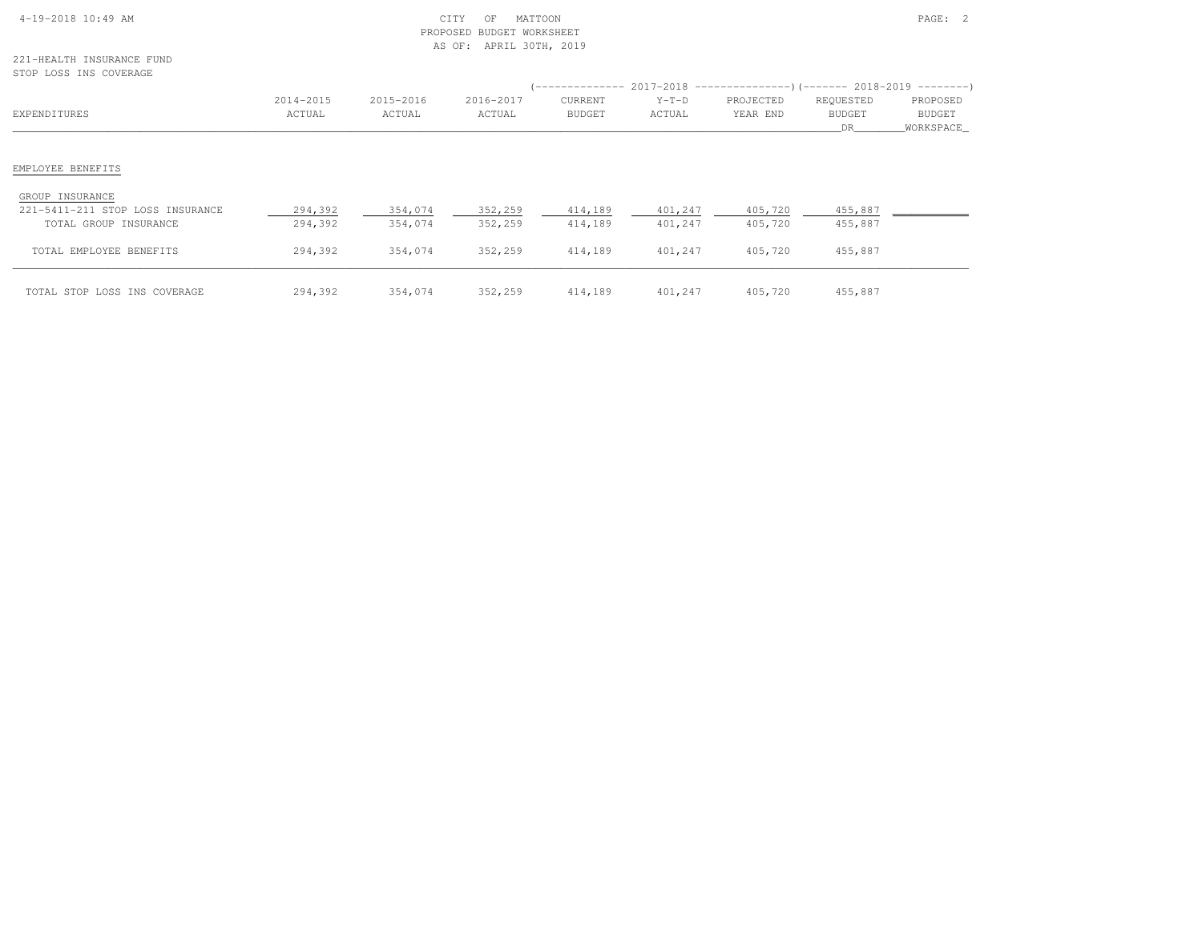CITY OF MATTOON
PROPOSED BUDGET WORKSHEET
AS OF: APRIL 30TH, 2019

221-HEALTH INSURANCE FUND
STOP LOSS INS COVERAGE

| EXPENDITURES | 2014-2015 ACTUAL | 2015-2016 ACTUAL | 2016-2017 ACTUAL | 2017-2018 CURRENT BUDGET | 2017-2018 Y-T-D ACTUAL | 2017-2018 PROJECTED YEAR END | 2018-2019 REQUESTED BUDGET DR | 2018-2019 PROPOSED BUDGET WORKSPACE |
|---|---|---|---|---|---|---|---|---|
| EMPLOYEE BENEFITS | | | | | | | | |
| GROUP INSURANCE | | | | | | | | |
| 221-5411-211 STOP LOSS INSURANCE | 294,392 | 354,074 | 352,259 | 414,189 | 401,247 | 405,720 | 455,887 | |
| TOTAL GROUP INSURANCE | 294,392 | 354,074 | 352,259 | 414,189 | 401,247 | 405,720 | 455,887 | |
| TOTAL EMPLOYEE BENEFITS | 294,392 | 354,074 | 352,259 | 414,189 | 401,247 | 405,720 | 455,887 | |
| TOTAL STOP LOSS INS COVERAGE | 294,392 | 354,074 | 352,259 | 414,189 | 401,247 | 405,720 | 455,887 | |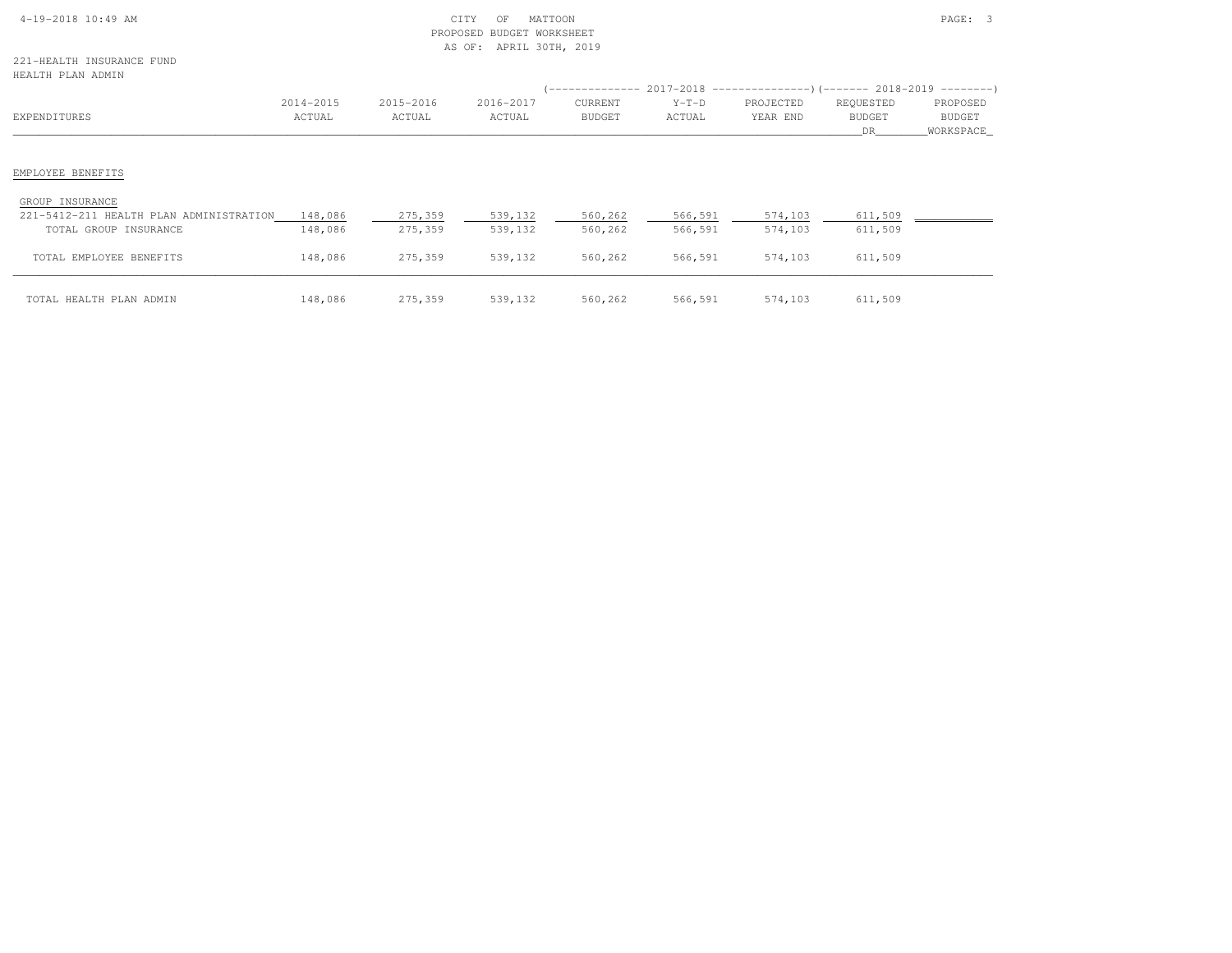CITY OF MATTOON
PROPOSED BUDGET WORKSHEET
AS OF: APRIL 30TH, 2019

221-HEALTH INSURANCE FUND
HEALTH PLAN ADMIN

| EXPENDITURES | 2014-2015 ACTUAL | 2015-2016 ACTUAL | 2016-2017 ACTUAL | 2017-2018 CURRENT BUDGET | 2017-2018 Y-T-D ACTUAL | 2017-2018 PROJECTED YEAR END | 2018-2019 REQUESTED BUDGET DR | 2018-2019 PROPOSED BUDGET WORKSPACE |
|---|---|---|---|---|---|---|---|---|
| EMPLOYEE BENEFITS | | | | | | | | |
| GROUP INSURANCE | | | | | | | | |
| 221-5412-211 HEALTH PLAN ADMINISTRATION | 148,086 | 275,359 | 539,132 | 560,262 | 566,591 | 574,103 | 611,509 | |
| TOTAL GROUP INSURANCE | 148,086 | 275,359 | 539,132 | 560,262 | 566,591 | 574,103 | 611,509 | |
| TOTAL EMPLOYEE BENEFITS | 148,086 | 275,359 | 539,132 | 560,262 | 566,591 | 574,103 | 611,509 | |
| TOTAL HEALTH PLAN ADMIN | 148,086 | 275,359 | 539,132 | 560,262 | 566,591 | 574,103 | 611,509 | |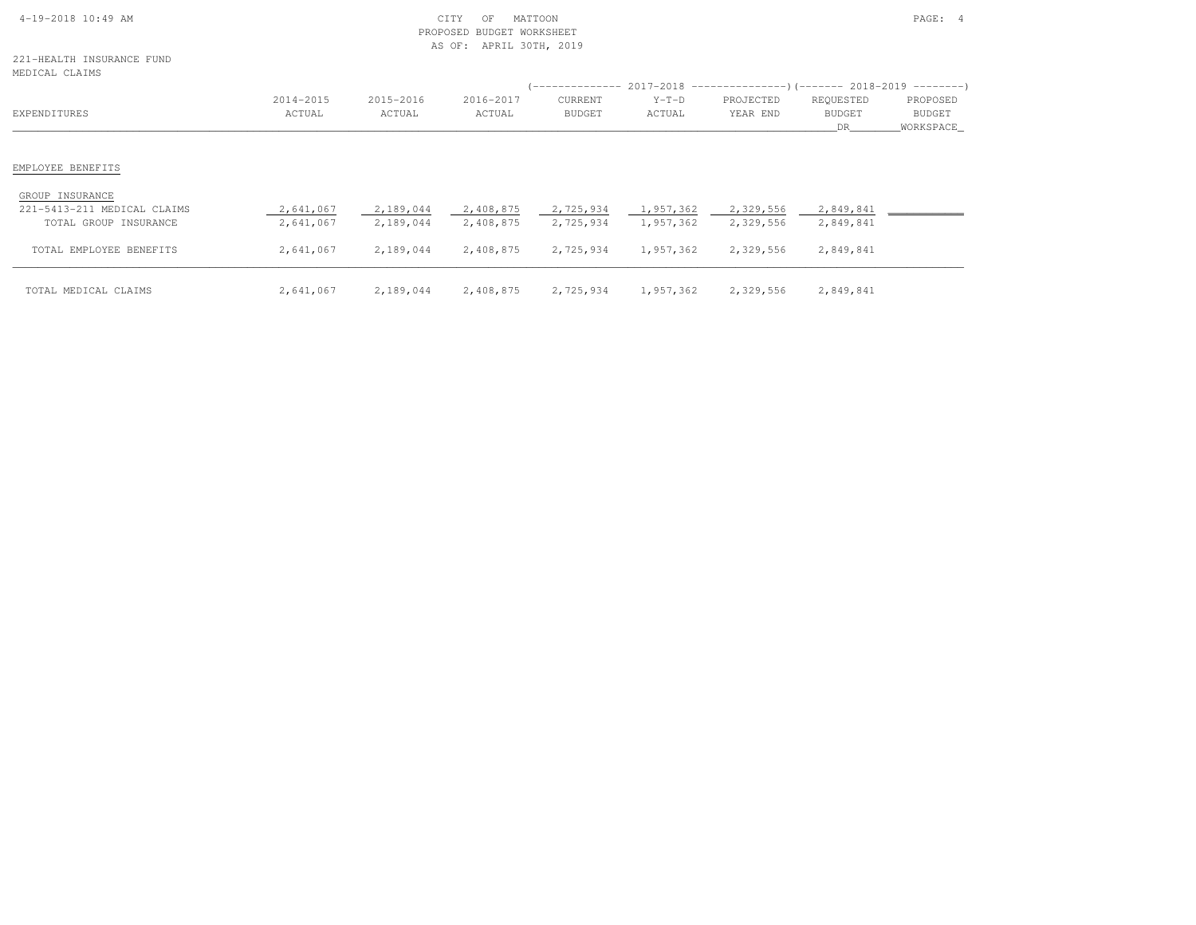CITY OF MATTOON
PROPOSED BUDGET WORKSHEET
AS OF: APRIL 30TH, 2019

221-HEALTH INSURANCE FUND
MEDICAL CLAIMS

| EXPENDITURES | 2014-2015 ACTUAL | 2015-2016 ACTUAL | 2016-2017 ACTUAL | 2017-2018 CURRENT BUDGET | 2017-2018 Y-T-D ACTUAL | 2017-2018 PROJECTED YEAR END | 2018-2019 REQUESTED BUDGET DR | 2018-2019 PROPOSED BUDGET WORKSPACE |
|---|---|---|---|---|---|---|---|---|
| EMPLOYEE BENEFITS | | | | | | | | |
| GROUP INSURANCE | | | | | | | | |
| 221-5413-211 MEDICAL CLAIMS | 2,641,067 | 2,189,044 | 2,408,875 | 2,725,934 | 1,957,362 | 2,329,556 | 2,849,841 | |
| TOTAL GROUP INSURANCE | 2,641,067 | 2,189,044 | 2,408,875 | 2,725,934 | 1,957,362 | 2,329,556 | 2,849,841 | |
| TOTAL EMPLOYEE BENEFITS | 2,641,067 | 2,189,044 | 2,408,875 | 2,725,934 | 1,957,362 | 2,329,556 | 2,849,841 | |
| TOTAL MEDICAL CLAIMS | 2,641,067 | 2,189,044 | 2,408,875 | 2,725,934 | 1,957,362 | 2,329,556 | 2,849,841 | |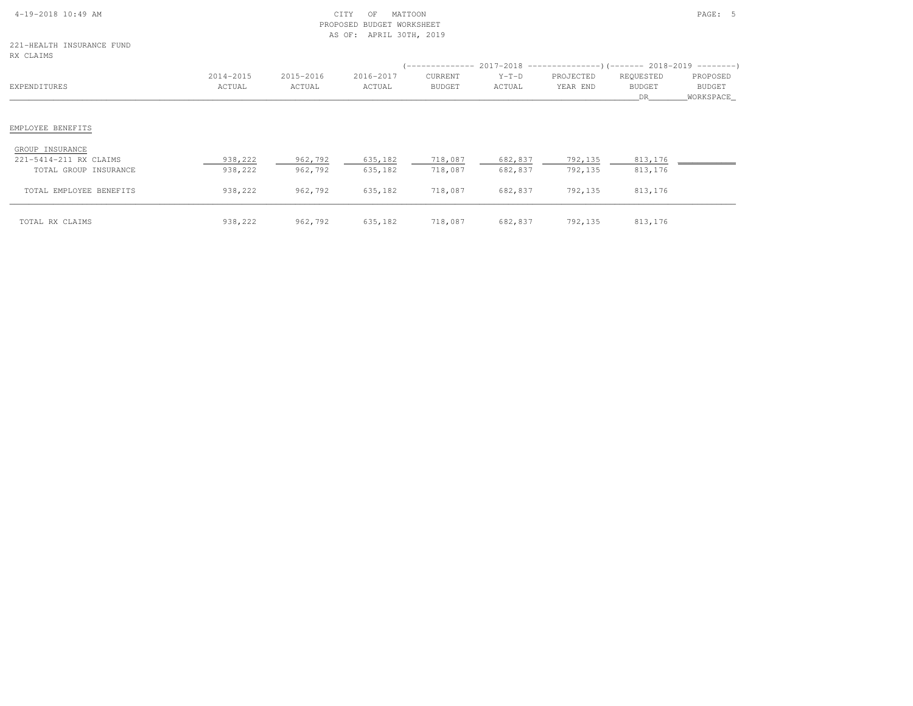CITY OF MATTOON
PROPOSED BUDGET WORKSHEET
AS OF: APRIL 30TH, 2019

221-HEALTH INSURANCE FUND
RX CLAIMS

| EXPENDITURES | 2014-2015 ACTUAL | 2015-2016 ACTUAL | 2016-2017 ACTUAL | 2017-2018 CURRENT BUDGET | 2017-2018 Y-T-D ACTUAL | 2017-2018 PROJECTED YEAR END | 2018-2019 REQUESTED BUDGET DR | 2018-2019 PROPOSED BUDGET WORKSPACE |
|---|---|---|---|---|---|---|---|---|
| EMPLOYEE BENEFITS | | | | | | | | |
| GROUP INSURANCE | | | | | | | | |
| 221-5414-211 RX CLAIMS | 938,222 | 962,792 | 635,182 | 718,087 | 682,837 | 792,135 | 813,176 | |
| TOTAL GROUP INSURANCE | 938,222 | 962,792 | 635,182 | 718,087 | 682,837 | 792,135 | 813,176 | |
| TOTAL EMPLOYEE BENEFITS | 938,222 | 962,792 | 635,182 | 718,087 | 682,837 | 792,135 | 813,176 | |
| TOTAL RX CLAIMS | 938,222 | 962,792 | 635,182 | 718,087 | 682,837 | 792,135 | 813,176 | |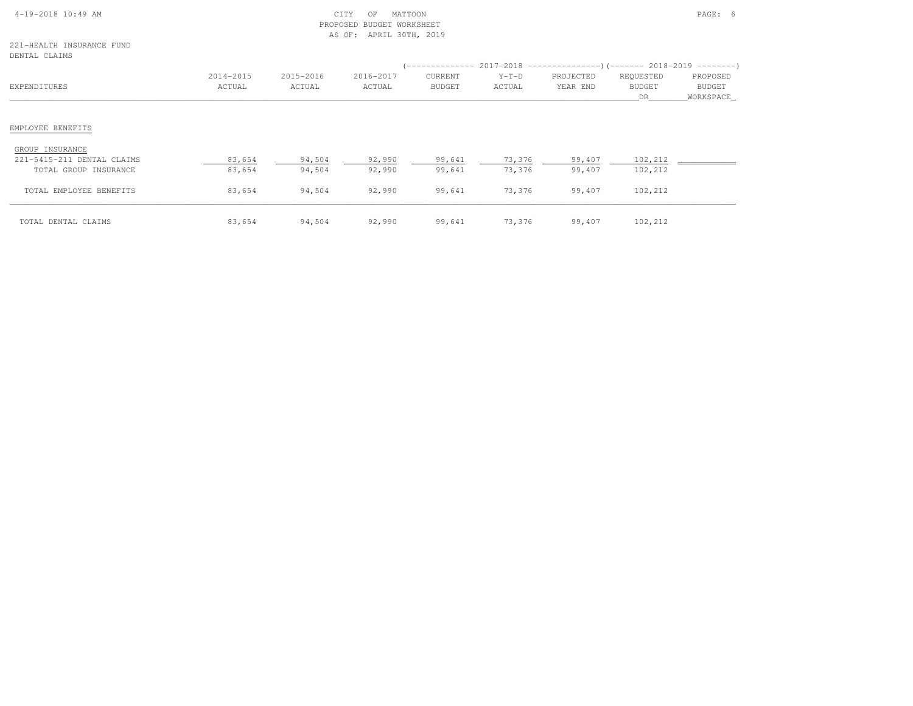CITY OF MATTOON
PROPOSED BUDGET WORKSHEET
AS OF: APRIL 30TH, 2019

221-HEALTH INSURANCE FUND
DENTAL CLAIMS

| EXPENDITURES | 2014-2015 ACTUAL | 2015-2016 ACTUAL | 2016-2017 ACTUAL | 2017-2018 CURRENT BUDGET | 2017-2018 Y-T-D ACTUAL | 2017-2018 PROJECTED YEAR END | 2018-2019 REQUESTED BUDGET DR | 2018-2019 PROPOSED BUDGET WORKSPACE |
|---|---|---|---|---|---|---|---|---|
| EMPLOYEE BENEFITS | | | | | | | | |
| GROUP INSURANCE | | | | | | | | |
| 221-5415-211 DENTAL CLAIMS | 83,654 | 94,504 | 92,990 | 99,641 | 73,376 | 99,407 | 102,212 | |
| TOTAL GROUP INSURANCE | 83,654 | 94,504 | 92,990 | 99,641 | 73,376 | 99,407 | 102,212 | |
| TOTAL EMPLOYEE BENEFITS | 83,654 | 94,504 | 92,990 | 99,641 | 73,376 | 99,407 | 102,212 | |
| TOTAL DENTAL CLAIMS | 83,654 | 94,504 | 92,990 | 99,641 | 73,376 | 99,407 | 102,212 | |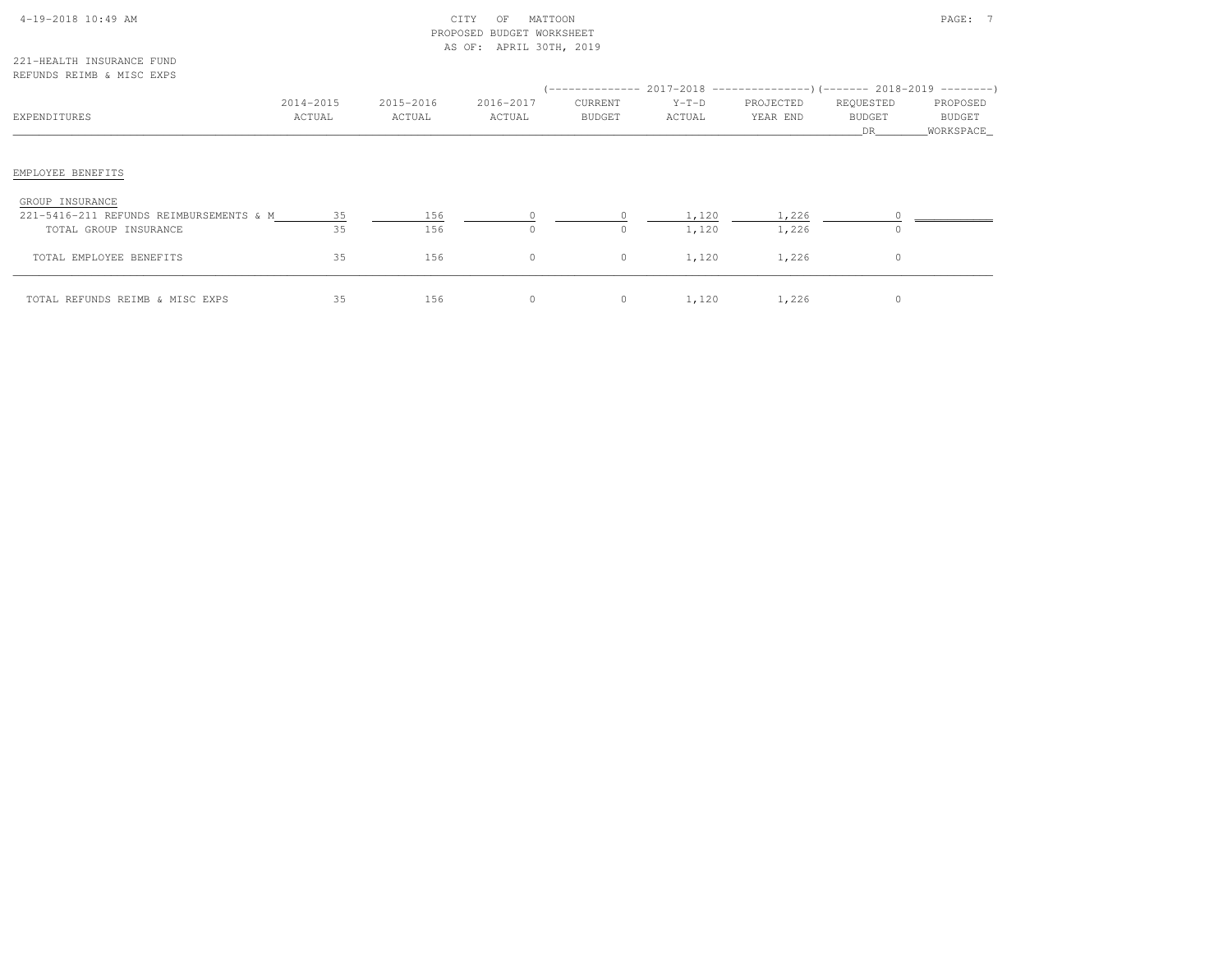221-HEALTH INSURANCE FUND
REFUNDS REIMB & MISC EXPS

| EXPENDITURES | 2014-2015 ACTUAL | 2015-2016 ACTUAL | 2016-2017 ACTUAL | 2017-2018 CURRENT BUDGET | 2017-2018 Y-T-D ACTUAL | 2017-2018 PROJECTED YEAR END | 2018-2019 REQUESTED BUDGET DR | 2018-2019 PROPOSED BUDGET WORKSPACE |
|---|---|---|---|---|---|---|---|---|
| EMPLOYEE BENEFITS | | | | | | | | |
| GROUP INSURANCE | | | | | | | | |
| 221-5416-211 REFUNDS REIMBURSEMENTS & M | 35 | 156 | 0 | 0 | 1,120 | 1,226 | 0 | |
| TOTAL GROUP INSURANCE | 35 | 156 | 0 | 0 | 1,120 | 1,226 | 0 | |
| TOTAL EMPLOYEE BENEFITS | 35 | 156 | 0 | 0 | 1,120 | 1,226 | 0 | |
| TOTAL REFUNDS REIMB & MISC EXPS | 35 | 156 | 0 | 0 | 1,120 | 1,226 | 0 | |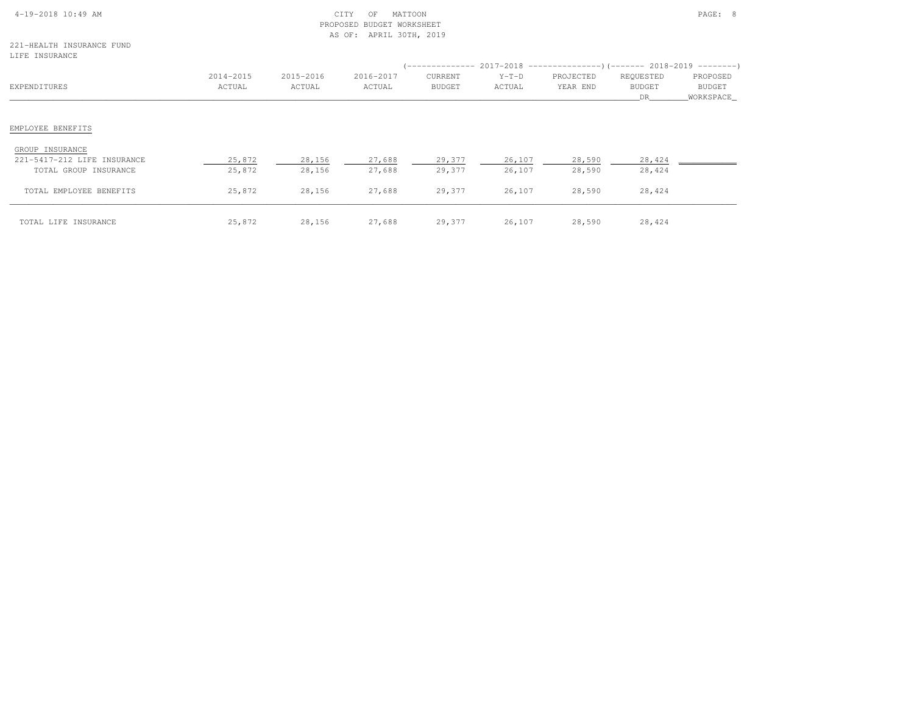CITY OF MATTOON
PROPOSED BUDGET WORKSHEET
AS OF: APRIL 30TH, 2019

221-HEALTH INSURANCE FUND
LIFE INSURANCE

| EXPENDITURES | 2014-2015 ACTUAL | 2015-2016 ACTUAL | 2016-2017 ACTUAL | 2017-2018 CURRENT BUDGET | 2017-2018 Y-T-D ACTUAL | 2017-2018 PROJECTED YEAR END | 2018-2019 REQUESTED BUDGET DR | 2018-2019 PROPOSED BUDGET WORKSPACE |
|---|---|---|---|---|---|---|---|---|
| EMPLOYEE BENEFITS | | | | | | | | |
| GROUP INSURANCE | | | | | | | | |
| 221-5417-212 LIFE INSURANCE | 25,872 | 28,156 | 27,688 | 29,377 | 26,107 | 28,590 | 28,424 | |
| TOTAL GROUP INSURANCE | 25,872 | 28,156 | 27,688 | 29,377 | 26,107 | 28,590 | 28,424 | |
| TOTAL EMPLOYEE BENEFITS | 25,872 | 28,156 | 27,688 | 29,377 | 26,107 | 28,590 | 28,424 | |
| TOTAL LIFE INSURANCE | 25,872 | 28,156 | 27,688 | 29,377 | 26,107 | 28,590 | 28,424 | |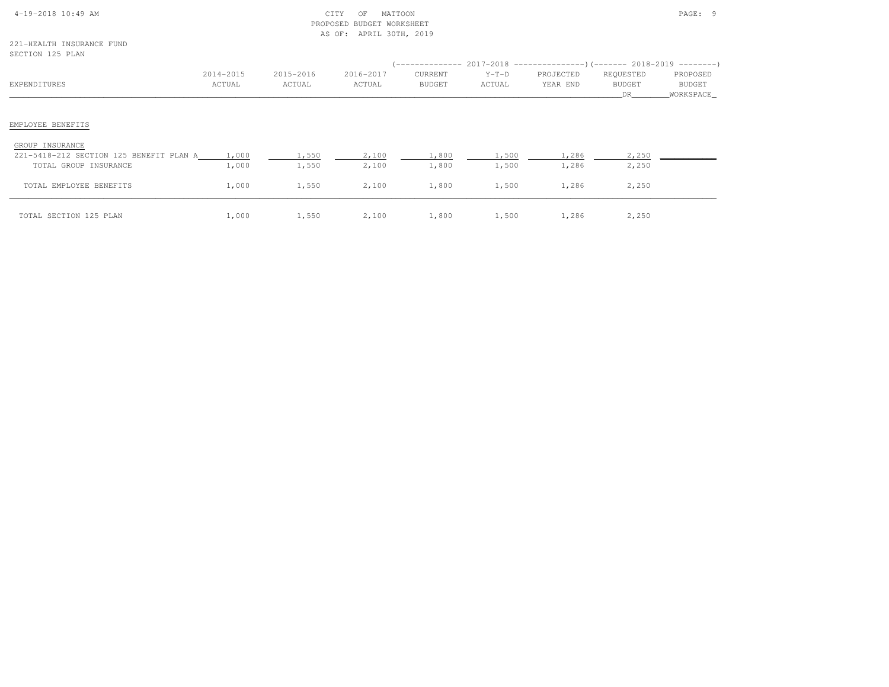CITY OF MATTOON
PROPOSED BUDGET WORKSHEET
AS OF: APRIL 30TH, 2019

221-HEALTH INSURANCE FUND
SECTION 125 PLAN

| EXPENDITURES | 2014-2015 ACTUAL | 2015-2016 ACTUAL | 2016-2017 ACTUAL | 2017-2018 CURRENT BUDGET | 2017-2018 Y-T-D ACTUAL | 2017-2018 PROJECTED YEAR END | 2018-2019 REQUESTED BUDGET DR | 2018-2019 PROPOSED BUDGET WORKSPACE |
|---|---|---|---|---|---|---|---|---|
| EMPLOYEE BENEFITS | | | | | | | | |
| GROUP INSURANCE | | | | | | | | |
| 221-5418-212 SECTION 125 BENEFIT PLAN A | 1,000 | 1,550 | 2,100 | 1,800 | 1,500 | 1,286 | 2,250 | |
| TOTAL GROUP INSURANCE | 1,000 | 1,550 | 2,100 | 1,800 | 1,500 | 1,286 | 2,250 | |
| TOTAL EMPLOYEE BENEFITS | 1,000 | 1,550 | 2,100 | 1,800 | 1,500 | 1,286 | 2,250 | |
| TOTAL SECTION 125 PLAN | 1,000 | 1,550 | 2,100 | 1,800 | 1,500 | 1,286 | 2,250 | |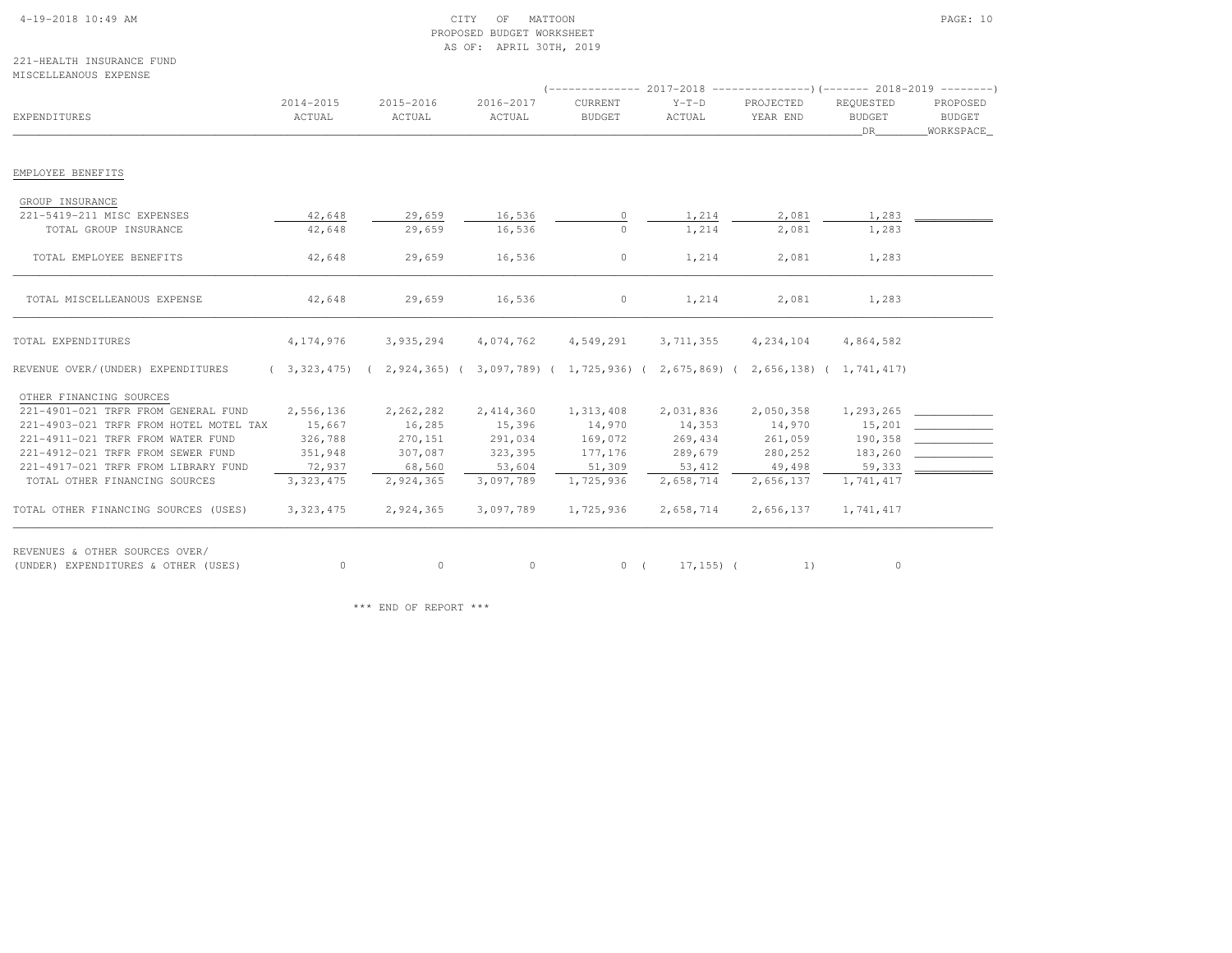CITY OF MATTOON
PROPOSED BUDGET WORKSHEET
AS OF: APRIL 30TH, 2019

221-HEALTH INSURANCE FUND
MISCELLEANOUS EXPENSE

| | | | | 2017-2018 | | | 2018-2019 | |
|---|---|---|---|---|---|---|---|---|
| EXPENDITURES | 2014-2015 ACTUAL | 2015-2016 ACTUAL | 2016-2017 ACTUAL | CURRENT BUDGET | Y-T-D ACTUAL | PROJECTED YEAR END | REQUESTED BUDGET DR | PROPOSED BUDGET WORKSPACE |
| EMPLOYEE BENEFITS | | | | | | | | |
| GROUP INSURANCE | | | | | | | | |
| 221-5419-211 MISC EXPENSES | 42,648 | 29,659 | 16,536 | 0 | 1,214 | 2,081 | 1,283 | |
| TOTAL GROUP INSURANCE | 42,648 | 29,659 | 16,536 | 0 | 1,214 | 2,081 | 1,283 | |
| TOTAL EMPLOYEE BENEFITS | 42,648 | 29,659 | 16,536 | 0 | 1,214 | 2,081 | 1,283 | |
| TOTAL MISCELLEANOUS EXPENSE | 42,648 | 29,659 | 16,536 | 0 | 1,214 | 2,081 | 1,283 | |
| TOTAL EXPENDITURES | 4,174,976 | 3,935,294 | 4,074,762 | 4,549,291 | 3,711,355 | 4,234,104 | 4,864,582 | |
| REVENUE OVER/(UNDER) EXPENDITURES | ( 3,323,475) | ( 2,924,365) | ( 3,097,789) | ( 1,725,936) | ( 2,675,869) | ( 2,656,138) | ( 1,741,417) | |
| OTHER FINANCING SOURCES | | | | | | | | |
| 221-4901-021 TRFR FROM GENERAL FUND | 2,556,136 | 2,262,282 | 2,414,360 | 1,313,408 | 2,031,836 | 2,050,358 | 1,293,265 | |
| 221-4903-021 TRFR FROM HOTEL MOTEL TAX | 15,667 | 16,285 | 15,396 | 14,970 | 14,353 | 14,970 | 15,201 | |
| 221-4911-021 TRFR FROM WATER FUND | 326,788 | 270,151 | 291,034 | 169,072 | 269,434 | 261,059 | 190,358 | |
| 221-4912-021 TRFR FROM SEWER FUND | 351,948 | 307,087 | 323,395 | 177,176 | 289,679 | 280,252 | 183,260 | |
| 221-4917-021 TRFR FROM LIBRARY FUND | 72,937 | 68,560 | 53,604 | 51,309 | 53,412 | 49,498 | 59,333 | |
| TOTAL OTHER FINANCING SOURCES | 3,323,475 | 2,924,365 | 3,097,789 | 1,725,936 | 2,658,714 | 2,656,137 | 1,741,417 | |
| TOTAL OTHER FINANCING SOURCES (USES) | 3,323,475 | 2,924,365 | 3,097,789 | 1,725,936 | 2,658,714 | 2,656,137 | 1,741,417 | |
| REVENUES & OTHER SOURCES OVER/ (UNDER) EXPENDITURES & OTHER (USES) | 0 | 0 | 0 | 0 | ( 17,155) | ( 1) | 0 | |

*** END OF REPORT ***